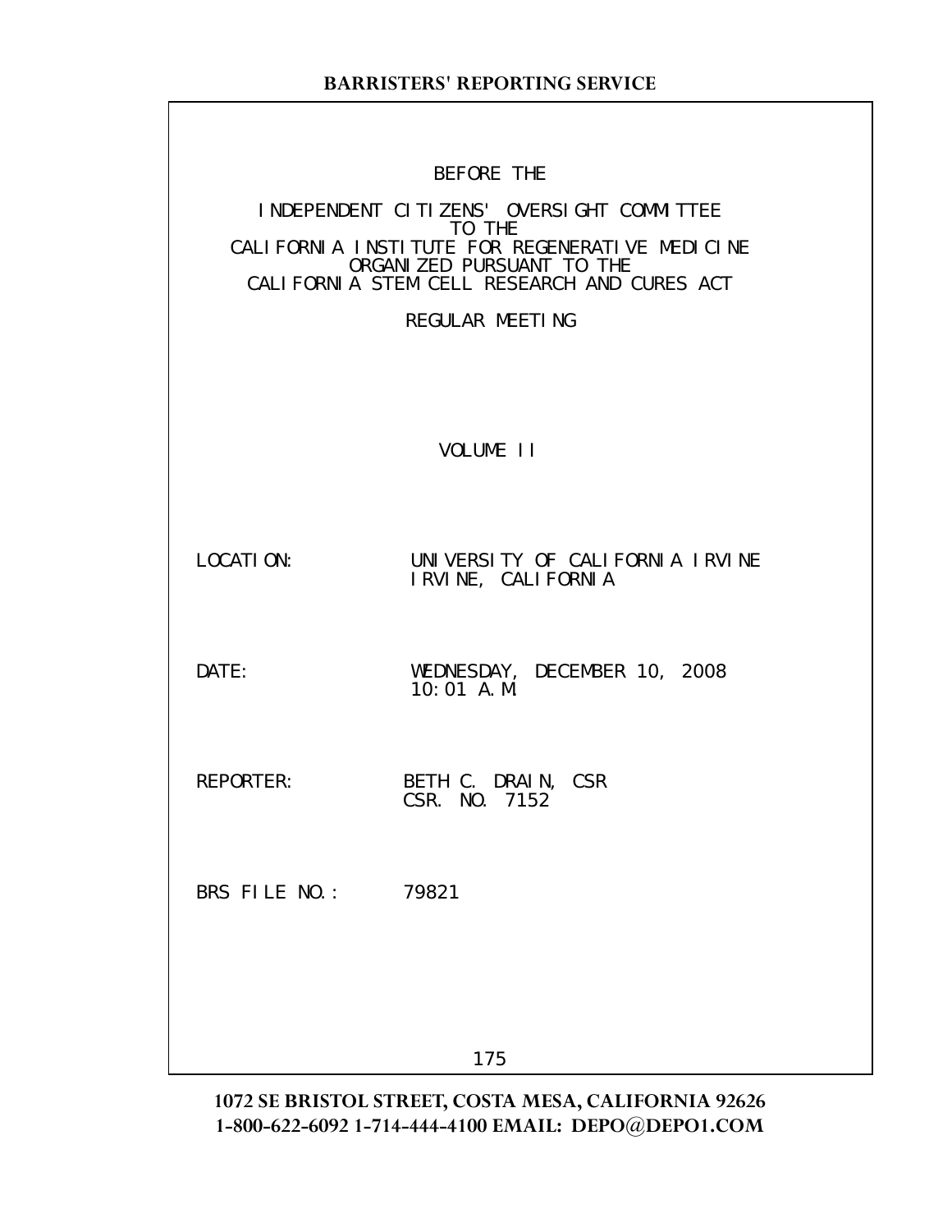BEFORE THE

INDEPENDENT CITIZENS' OVERSIGHT COMMITTEE
TO THE
CALIFORNIA INSTITUTE FOR REGENERATIVE MEDICINE
ORGANIZED PURSUANT TO THE
CALIFORNIA STEM CELL RESEARCH AND CURES ACT

REGULAR MEETING

VOLUME II

LOCATION: UNIVERSITY OF CALIFORNIA IRVINE
IRVINE, CALIFORNIA

DATE: WEDNESDAY, DECEMBER 10, 2008
10:01 A.M.

REPORTER: BETH C. DRAIN, CSR
CSR. NO. 7152

BRS FILE NO.: 79821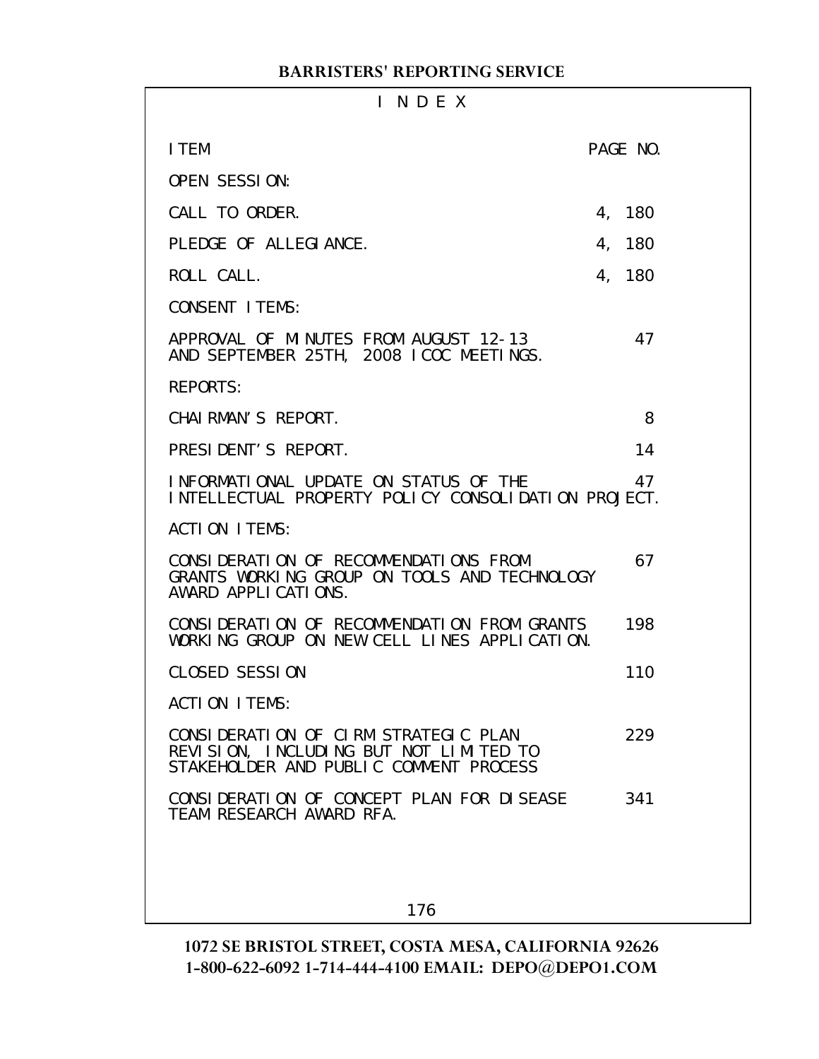# I N D E X

| ITEM | PAGE NO. |
|---|---|
| OPEN SESSION: | |
| CALL TO ORDER. | 4, 180 |
| PLEDGE OF ALLEGIANCE. | 4, 180 |
| ROLL CALL. | 4, 180 |
| CONSENT ITEMS: | |
| APPROVAL OF MINUTES FROM AUGUST 12-13 AND SEPTEMBER 25TH, 2008 ICOC MEETINGS. | 47 |
| REPORTS: | |
| CHAIRMAN'S REPORT. | 8 |
| PRESIDENT'S REPORT. | 14 |
| INFORMATIONAL UPDATE ON STATUS OF THE INTELLECTUAL PROPERTY POLICY CONSOLIDATION PROJECT. | 47 |
| ACTION ITEMS: | |
| CONSIDERATION OF RECOMMENDATIONS FROM GRANTS WORKING GROUP ON TOOLS AND TECHNOLOGY AWARD APPLICATIONS. | 67 |
| CONSIDERATION OF RECOMMENDATION FROM GRANTS WORKING GROUP ON NEW CELL LINES APPLICATION. | 198 |
| CLOSED SESSION | 110 |
| ACTION ITEMS: | |
| CONSIDERATION OF CIRM STRATEGIC PLAN REVISION, INCLUDING BUT NOT LIMITED TO STAKEHOLDER AND PUBLIC COMMENT PROCESS | 229 |
| CONSIDERATION OF CONCEPT PLAN FOR DISEASE TEAM RESEARCH AWARD RFA. | 341 |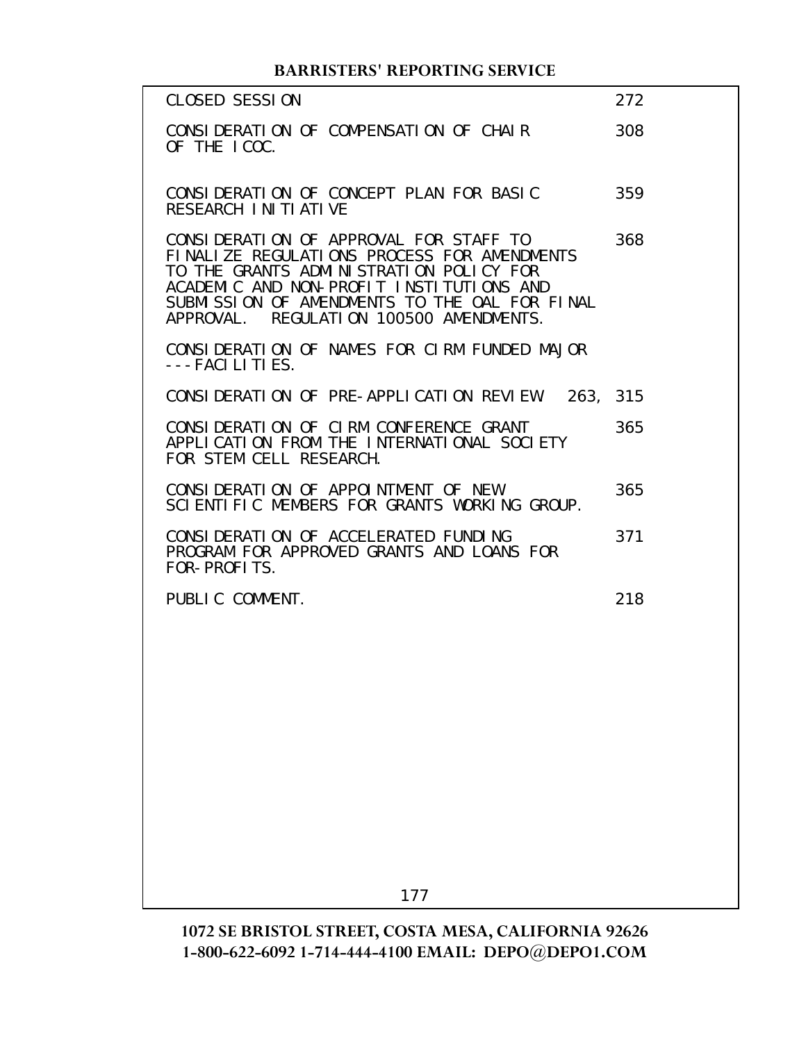| | |
|---|---|
| CLOSED SESSION | 272 |
| CONSIDERATION OF COMPENSATION OF CHAIR OF THE ICOC. | 308 |
| CONSIDERATION OF CONCEPT PLAN FOR BASIC RESEARCH INITIATIVE | 359 |
| CONSIDERATION OF APPROVAL FOR STAFF TO FINALIZE REGULATIONS PROCESS FOR AMENDMENTS TO THE GRANTS ADMINISTRATION POLICY FOR ACADEMIC AND NON-PROFIT INSTITUTIONS AND SUBMISSION OF AMENDMENTS TO THE OAL FOR FINAL APPROVAL. REGULATION 100500 AMENDMENTS. | 368 |
| CONSIDERATION OF NAMES FOR CIRM FUNDED MAJOR ---FACILITIES. | |
| CONSIDERATION OF PRE-APPLICATION REVIEW | 263, 315 |
| CONSIDERATION OF CIRM CONFERENCE GRANT APPLICATION FROM THE INTERNATIONAL SOCIETY FOR STEM CELL RESEARCH. | 365 |
| CONSIDERATION OF APPOINTMENT OF NEW SCIENTIFIC MEMBERS FOR GRANTS WORKING GROUP. | 365 |
| CONSIDERATION OF ACCELERATED FUNDING PROGRAM FOR APPROVED GRANTS AND LOANS FOR FOR-PROFITS. | 371 |
| PUBLIC COMMENT. | 218 |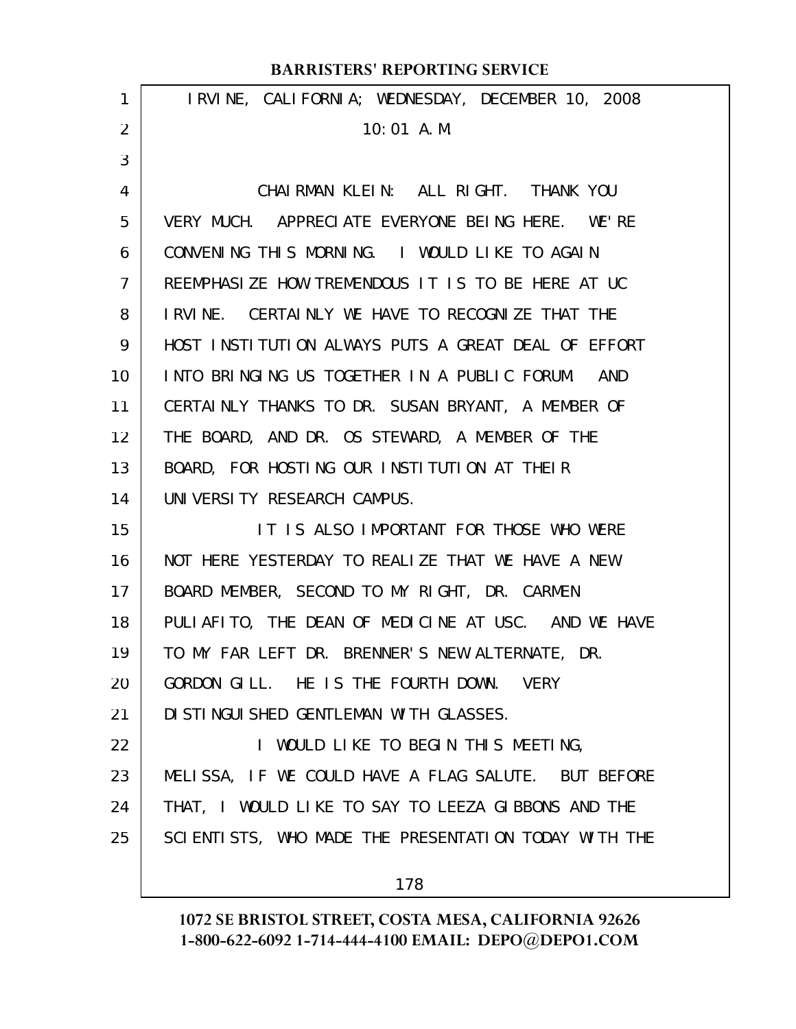IRVINE, CALIFORNIA; WEDNESDAY, DECEMBER 10, 2008
10:01 A.M.

CHAIRMAN KLEIN: ALL RIGHT. THANK YOU VERY MUCH. APPRECIATE EVERYONE BEING HERE. WE'RE CONVENING THIS MORNING. I WOULD LIKE TO AGAIN REEMPHASIZE HOW TREMENDOUS IT IS TO BE HERE AT UC IRVINE. CERTAINLY WE HAVE TO RECOGNIZE THAT THE HOST INSTITUTION ALWAYS PUTS A GREAT DEAL OF EFFORT INTO BRINGING US TOGETHER IN A PUBLIC FORUM. AND CERTAINLY THANKS TO DR. SUSAN BRYANT, A MEMBER OF THE BOARD, AND DR. OS STEWARD, A MEMBER OF THE BOARD, FOR HOSTING OUR INSTITUTION AT THEIR UNIVERSITY RESEARCH CAMPUS.

IT IS ALSO IMPORTANT FOR THOSE WHO WERE NOT HERE YESTERDAY TO REALIZE THAT WE HAVE A NEW BOARD MEMBER, SECOND TO MY RIGHT, DR. CARMEN PULIAFITO, THE DEAN OF MEDICINE AT USC. AND WE HAVE TO MY FAR LEFT DR. BRENNER'S NEW ALTERNATE, DR. GORDON GILL. HE IS THE FOURTH DOWN. VERY DISTINGUISHED GENTLEMAN WITH GLASSES.

I WOULD LIKE TO BEGIN THIS MEETING, MELISSA, IF WE COULD HAVE A FLAG SALUTE. BUT BEFORE THAT, I WOULD LIKE TO SAY TO LEEZA GIBBONS AND THE SCIENTISTS, WHO MADE THE PRESENTATION TODAY WITH THE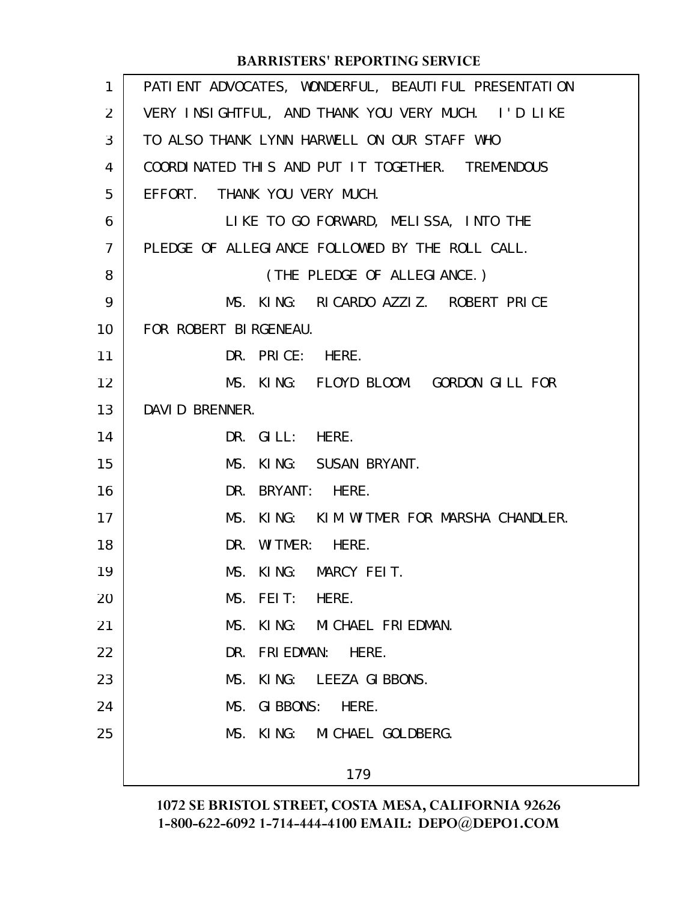PATIENT ADVOCATES, WONDERFUL, BEAUTIFUL PRESENTATION VERY INSIGHTFUL, AND THANK YOU VERY MUCH. I'D LIKE TO ALSO THANK LYNN HARWELL ON OUR STAFF WHO COORDINATED THIS AND PUT IT TOGETHER. TREMENDOUS EFFORT. THANK YOU VERY MUCH.

LIKE TO GO FORWARD, MELISSA, INTO THE PLEDGE OF ALLEGIANCE FOLLOWED BY THE ROLL CALL.

(THE PLEDGE OF ALLEGIANCE.)

MS. KING: RICARDO AZZIZ. ROBERT PRICE FOR ROBERT BIRGENEAU.

DR. PRICE: HERE.

MS. KING: FLOYD BLOOM. GORDON GILL FOR DAVID BRENNER.

DR. GILL: HERE.

MS. KING: SUSAN BRYANT.

DR. BRYANT: HERE.

MS. KING: KIM WITMER FOR MARSHA CHANDLER.

DR. WITMER: HERE.

MS. KING: MARCY FEIT.

MS. FEIT: HERE.

MS. KING: MICHAEL FRIEDMAN.

DR. FRIEDMAN: HERE.

MS. KING: LEEZA GIBBONS.

MS. GIBBONS: HERE.

MS. KING: MICHAEL GOLDBERG.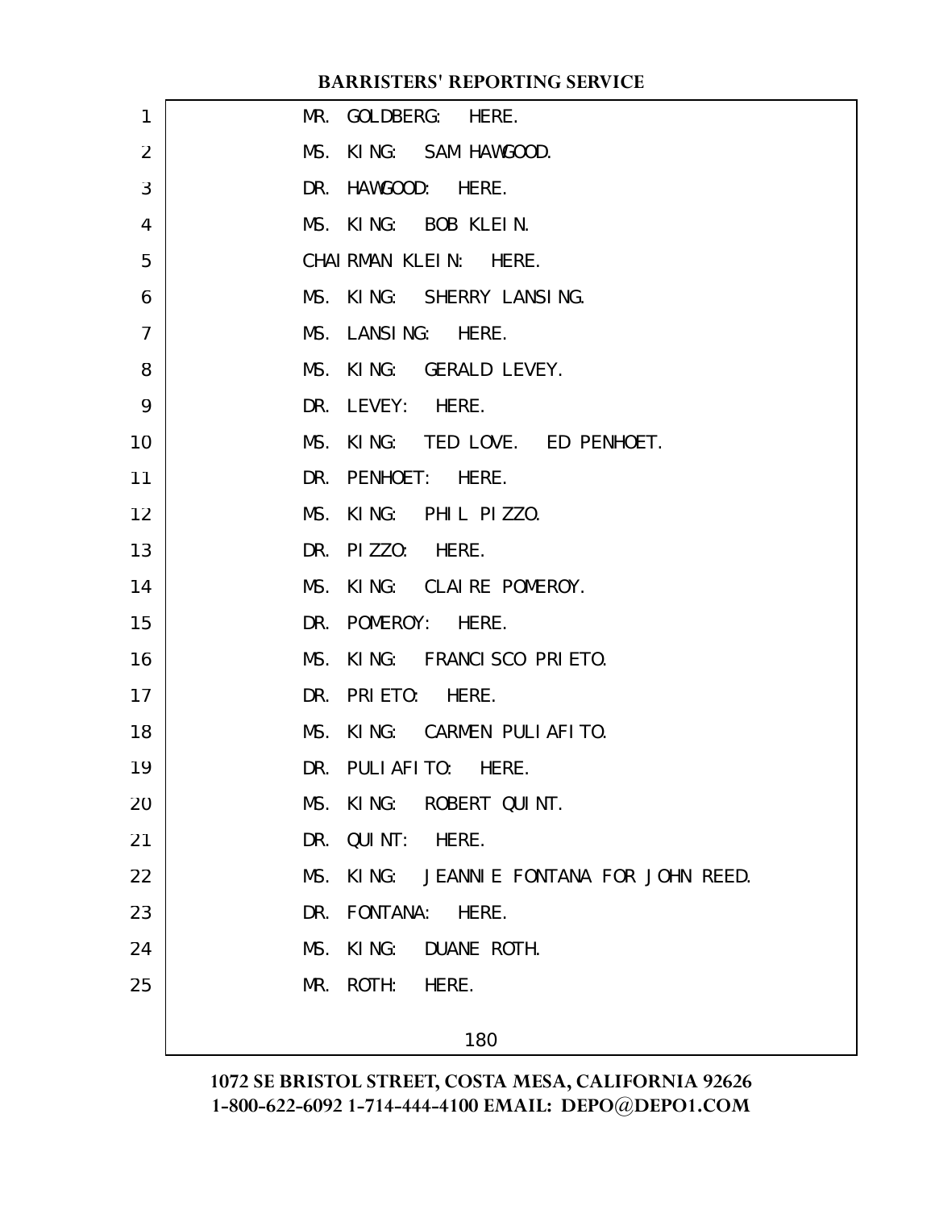MR. GOLDBERG: HERE.

MS. KING: SAM HAWGOOD.

DR. HAWGOOD: HERE.

MS. KING: BOB KLEIN.

CHAIRMAN KLEIN: HERE.

MS. KING: SHERRY LANSING.

MS. LANSING: HERE.

MS. KING: GERALD LEVEY.

DR. LEVEY: HERE.

MS. KING: TED LOVE. ED PENHOET.

DR. PENHOET: HERE.

MS. KING: PHIL PIZZO.

DR. PIZZO: HERE.

MS. KING: CLAIRE POMEROY.

DR. POMEROY: HERE.

MS. KING: FRANCISCO PRIETO.

DR. PRIETO: HERE.

MS. KING: CARMEN PULIAFITO.

DR. PULIAFITO: HERE.

MS. KING: ROBERT QUINT.

DR. QUINT: HERE.

MS. KING: JEANNIE FONTANA FOR JOHN REED.

DR. FONTANA: HERE.

MS. KING: DUANE ROTH.

MR. ROTH: HERE.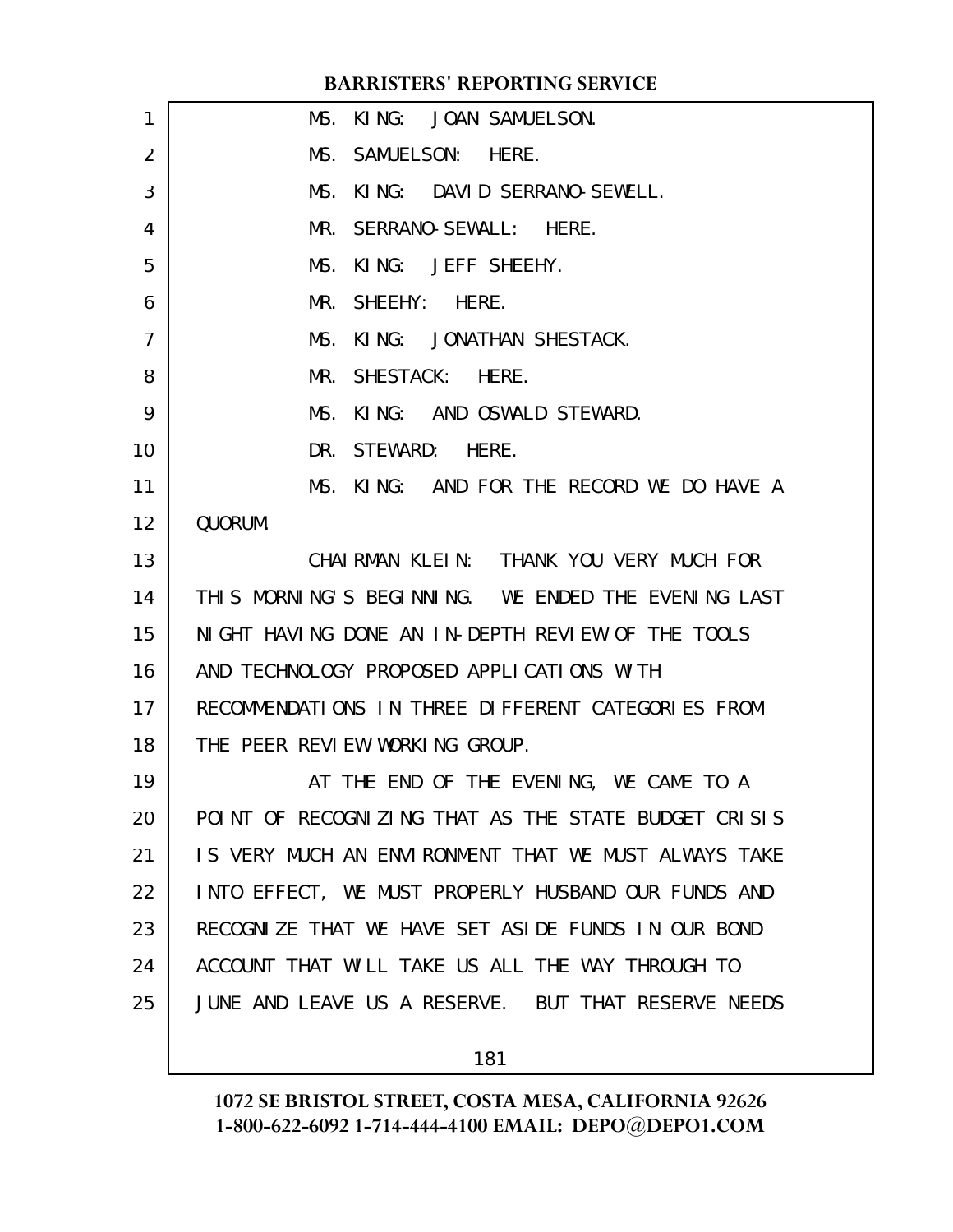MS. KING: JOAN SAMUELSON.

MS. SAMUELSON: HERE.

MS. KING: DAVID SERRANO-SEWELL.

MR. SERRANO-SEWALL: HERE.

MS. KING: JEFF SHEEHY.

MR. SHEEHY: HERE.

MS. KING: JONATHAN SHESTACK.

MR. SHESTACK: HERE.

MS. KING: AND OSWALD STEWARD.

DR. STEWARD: HERE.

MS. KING: AND FOR THE RECORD WE DO HAVE A QUORUM.

CHAIRMAN KLEIN: THANK YOU VERY MUCH FOR THIS MORNING'S BEGINNING. WE ENDED THE EVENING LAST NIGHT HAVING DONE AN IN-DEPTH REVIEW OF THE TOOLS AND TECHNOLOGY PROPOSED APPLICATIONS WITH RECOMMENDATIONS IN THREE DIFFERENT CATEGORIES FROM THE PEER REVIEW WORKING GROUP.

AT THE END OF THE EVENING, WE CAME TO A POINT OF RECOGNIZING THAT AS THE STATE BUDGET CRISIS IS VERY MUCH AN ENVIRONMENT THAT WE MUST ALWAYS TAKE INTO EFFECT, WE MUST PROPERLY HUSBAND OUR FUNDS AND RECOGNIZE THAT WE HAVE SET ASIDE FUNDS IN OUR BOND ACCOUNT THAT WILL TAKE US ALL THE WAY THROUGH TO JUNE AND LEAVE US A RESERVE. BUT THAT RESERVE NEEDS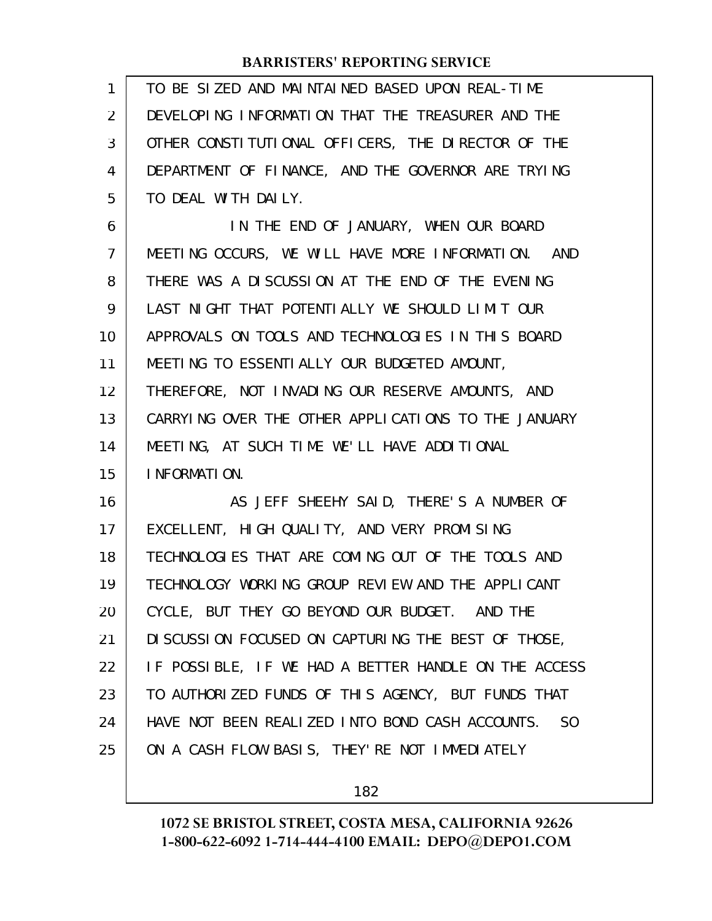TO BE SIZED AND MAINTAINED BASED UPON REAL-TIME DEVELOPING INFORMATION THAT THE TREASURER AND THE OTHER CONSTITUTIONAL OFFICERS, THE DIRECTOR OF THE DEPARTMENT OF FINANCE, AND THE GOVERNOR ARE TRYING TO DEAL WITH DAILY.

IN THE END OF JANUARY, WHEN OUR BOARD MEETING OCCURS, WE WILL HAVE MORE INFORMATION. AND THERE WAS A DISCUSSION AT THE END OF THE EVENING LAST NIGHT THAT POTENTIALLY WE SHOULD LIMIT OUR APPROVALS ON TOOLS AND TECHNOLOGIES IN THIS BOARD MEETING TO ESSENTIALLY OUR BUDGETED AMOUNT, THEREFORE, NOT INVADING OUR RESERVE AMOUNTS, AND CARRYING OVER THE OTHER APPLICATIONS TO THE JANUARY MEETING, AT SUCH TIME WE'LL HAVE ADDITIONAL INFORMATION.

AS JEFF SHEEHY SAID, THERE'S A NUMBER OF EXCELLENT, HIGH QUALITY, AND VERY PROMISING TECHNOLOGIES THAT ARE COMING OUT OF THE TOOLS AND TECHNOLOGY WORKING GROUP REVIEW AND THE APPLICANT CYCLE, BUT THEY GO BEYOND OUR BUDGET. AND THE DISCUSSION FOCUSED ON CAPTURING THE BEST OF THOSE, IF POSSIBLE, IF WE HAD A BETTER HANDLE ON THE ACCESS TO AUTHORIZED FUNDS OF THIS AGENCY, BUT FUNDS THAT HAVE NOT BEEN REALIZED INTO BOND CASH ACCOUNTS. SO ON A CASH FLOW BASIS, THEY'RE NOT IMMEDIATELY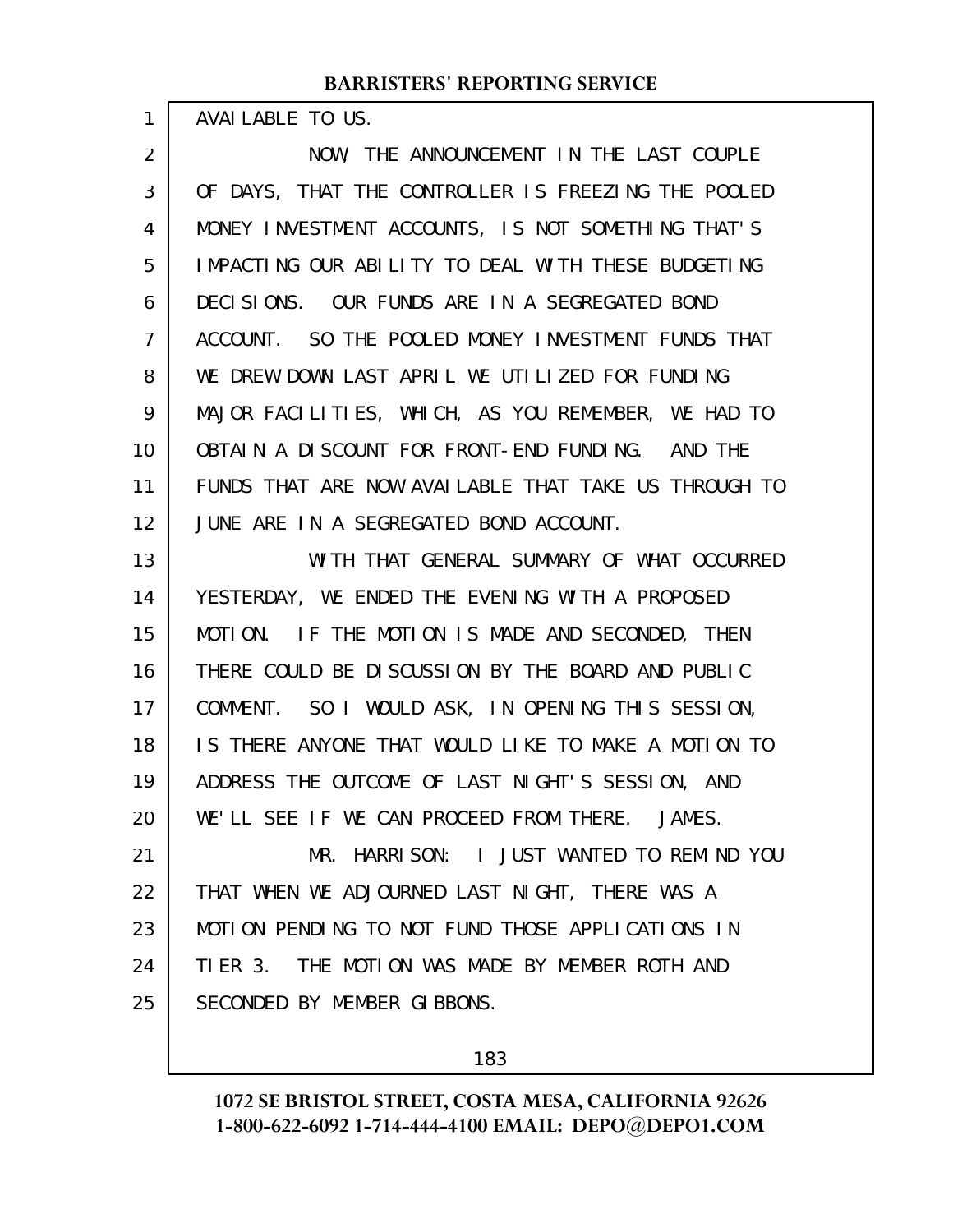AVAILABLE TO US.

NOW, THE ANNOUNCEMENT IN THE LAST COUPLE OF DAYS, THAT THE CONTROLLER IS FREEZING THE POOLED MONEY INVESTMENT ACCOUNTS, IS NOT SOMETHING THAT'S IMPACTING OUR ABILITY TO DEAL WITH THESE BUDGETING DECISIONS. OUR FUNDS ARE IN A SEGREGATED BOND ACCOUNT. SO THE POOLED MONEY INVESTMENT FUNDS THAT WE DREW DOWN LAST APRIL WE UTILIZED FOR FUNDING MAJOR FACILITIES, WHICH, AS YOU REMEMBER, WE HAD TO OBTAIN A DISCOUNT FOR FRONT-END FUNDING. AND THE FUNDS THAT ARE NOW AVAILABLE THAT TAKE US THROUGH TO JUNE ARE IN A SEGREGATED BOND ACCOUNT.

WITH THAT GENERAL SUMMARY OF WHAT OCCURRED YESTERDAY, WE ENDED THE EVENING WITH A PROPOSED MOTION. IF THE MOTION IS MADE AND SECONDED, THEN THERE COULD BE DISCUSSION BY THE BOARD AND PUBLIC COMMENT. SO I WOULD ASK, IN OPENING THIS SESSION, IS THERE ANYONE THAT WOULD LIKE TO MAKE A MOTION TO ADDRESS THE OUTCOME OF LAST NIGHT'S SESSION, AND WE'LL SEE IF WE CAN PROCEED FROM THERE. JAMES.

MR. HARRISON: I JUST WANTED TO REMIND YOU THAT WHEN WE ADJOURNED LAST NIGHT, THERE WAS A MOTION PENDING TO NOT FUND THOSE APPLICATIONS IN TIER 3. THE MOTION WAS MADE BY MEMBER ROTH AND SECONDED BY MEMBER GIBBONS.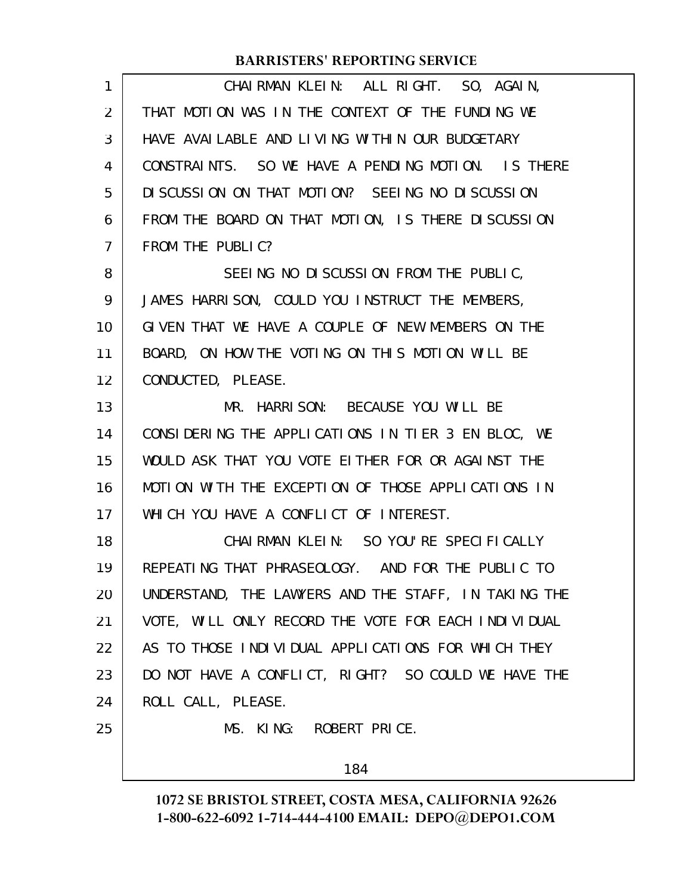CHAIRMAN KLEIN: ALL RIGHT. SO, AGAIN, THAT MOTION WAS IN THE CONTEXT OF THE FUNDING WE HAVE AVAILABLE AND LIVING WITHIN OUR BUDGETARY CONSTRAINTS. SO WE HAVE A PENDING MOTION. IS THERE DISCUSSION ON THAT MOTION? SEEING NO DISCUSSION FROM THE BOARD ON THAT MOTION, IS THERE DISCUSSION FROM THE PUBLIC?

SEEING NO DISCUSSION FROM THE PUBLIC, JAMES HARRISON, COULD YOU INSTRUCT THE MEMBERS, GIVEN THAT WE HAVE A COUPLE OF NEW MEMBERS ON THE BOARD, ON HOW THE VOTING ON THIS MOTION WILL BE CONDUCTED, PLEASE.

MR. HARRISON: BECAUSE YOU WILL BE CONSIDERING THE APPLICATIONS IN TIER 3 EN BLOC, WE WOULD ASK THAT YOU VOTE EITHER FOR OR AGAINST THE MOTION WITH THE EXCEPTION OF THOSE APPLICATIONS IN WHICH YOU HAVE A CONFLICT OF INTEREST.

CHAIRMAN KLEIN: SO YOU'RE SPECIFICALLY REPEATING THAT PHRASEOLOGY. AND FOR THE PUBLIC TO UNDERSTAND, THE LAWYERS AND THE STAFF, IN TAKING THE VOTE, WILL ONLY RECORD THE VOTE FOR EACH INDIVIDUAL AS TO THOSE INDIVIDUAL APPLICATIONS FOR WHICH THEY DO NOT HAVE A CONFLICT, RIGHT? SO COULD WE HAVE THE ROLL CALL, PLEASE.

MS. KING: ROBERT PRICE.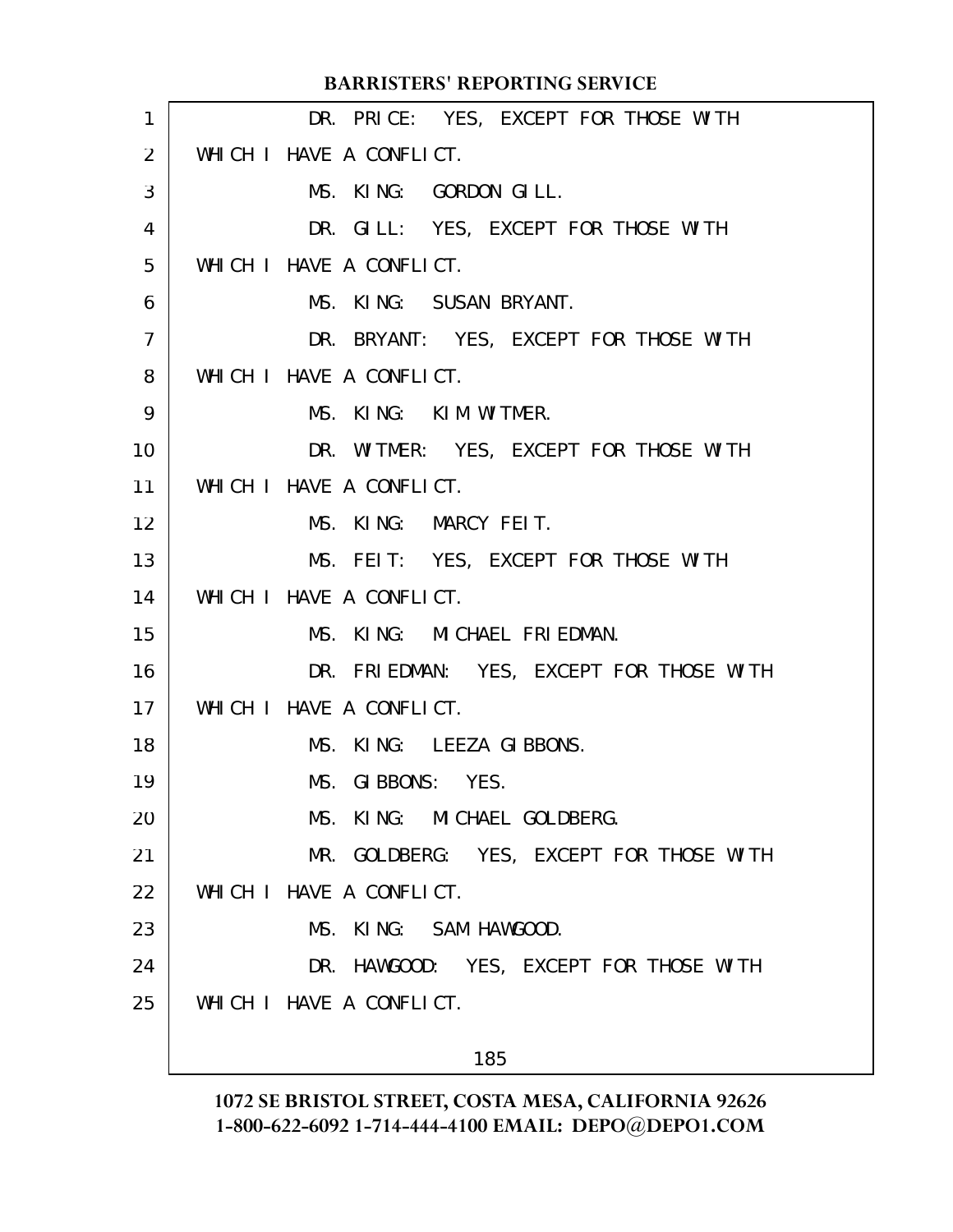DR. PRICE: YES, EXCEPT FOR THOSE WITH WHICH I HAVE A CONFLICT.

MS. KING: GORDON GILL.

DR. GILL: YES, EXCEPT FOR THOSE WITH WHICH I HAVE A CONFLICT.

MS. KING: SUSAN BRYANT.

DR. BRYANT: YES, EXCEPT FOR THOSE WITH WHICH I HAVE A CONFLICT.

MS. KING: KIM WITMER.

DR. WITMER: YES, EXCEPT FOR THOSE WITH WHICH I HAVE A CONFLICT.

MS. KING: MARCY FEIT.

MS. FEIT: YES, EXCEPT FOR THOSE WITH WHICH I HAVE A CONFLICT.

MS. KING: MICHAEL FRIEDMAN.

DR. FRIEDMAN: YES, EXCEPT FOR THOSE WITH WHICH I HAVE A CONFLICT.

MS. KING: LEEZA GIBBONS.

MS. GIBBONS: YES.

MS. KING: MICHAEL GOLDBERG.

MR. GOLDBERG: YES, EXCEPT FOR THOSE WITH WHICH I HAVE A CONFLICT.

MS. KING: SAM HAWGOOD.

DR. HAWGOOD: YES, EXCEPT FOR THOSE WITH WHICH I HAVE A CONFLICT.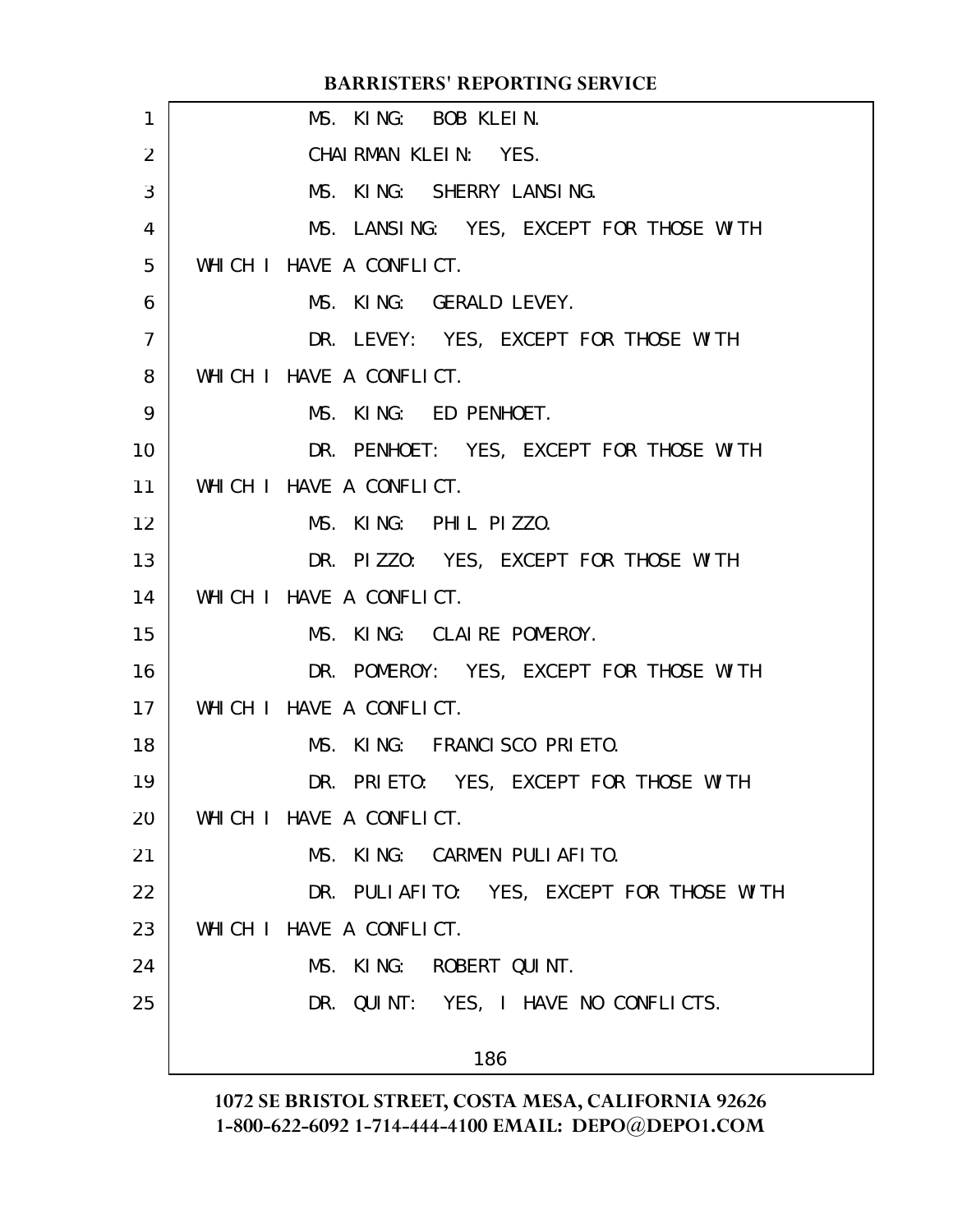MS. KING: BOB KLEIN.

CHAIRMAN KLEIN: YES.

MS. KING: SHERRY LANSING.

MS. LANSING: YES, EXCEPT FOR THOSE WITH WHICH I HAVE A CONFLICT.

MS. KING: GERALD LEVEY.

DR. LEVEY: YES, EXCEPT FOR THOSE WITH WHICH I HAVE A CONFLICT.

MS. KING: ED PENHOET.

DR. PENHOET: YES, EXCEPT FOR THOSE WITH WHICH I HAVE A CONFLICT.

MS. KING: PHIL PIZZO.

DR. PIZZO: YES, EXCEPT FOR THOSE WITH WHICH I HAVE A CONFLICT.

MS. KING: CLAIRE POMEROY.

DR. POMEROY: YES, EXCEPT FOR THOSE WITH WHICH I HAVE A CONFLICT.

MS. KING: FRANCISCO PRIETO.

DR. PRIETO: YES, EXCEPT FOR THOSE WITH WHICH I HAVE A CONFLICT.

MS. KING: CARMEN PULIAFITO.

DR. PULIAFITO: YES, EXCEPT FOR THOSE WITH WHICH I HAVE A CONFLICT.

MS. KING: ROBERT QUINT.

DR. QUINT: YES, I HAVE NO CONFLICTS.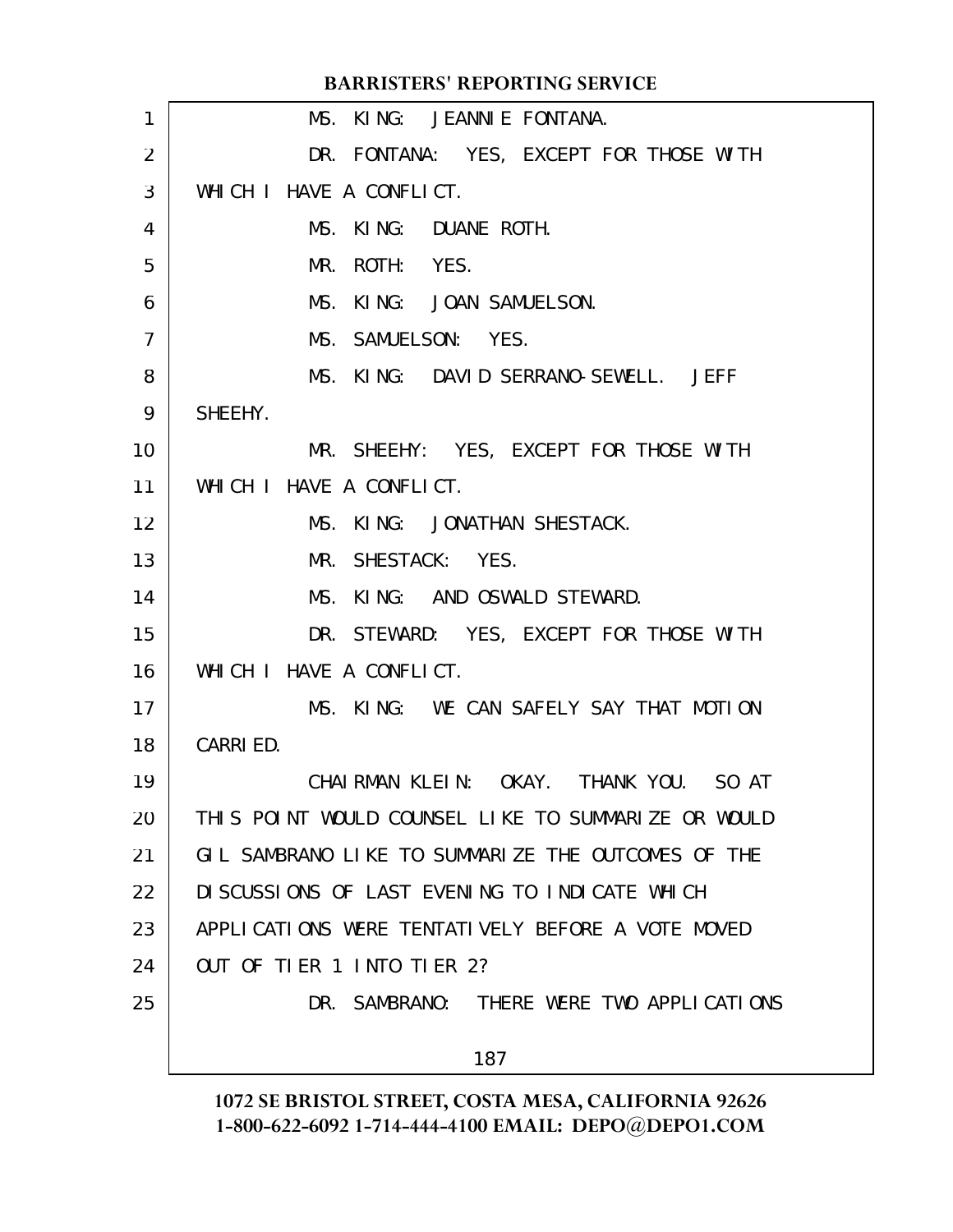MS. KING: JEANNIE FONTANA.

DR. FONTANA: YES, EXCEPT FOR THOSE WITH WHICH I HAVE A CONFLICT.

MS. KING: DUANE ROTH.

MR. ROTH: YES.

MS. KING: JOAN SAMUELSON.

MS. SAMUELSON: YES.

MS. KING: DAVID SERRANO-SEWELL. JEFF SHEEHY.

MR. SHEEHY: YES, EXCEPT FOR THOSE WITH WHICH I HAVE A CONFLICT.

MS. KING: JONATHAN SHESTACK.

MR. SHESTACK: YES.

MS. KING: AND OSWALD STEWARD.

DR. STEWARD: YES, EXCEPT FOR THOSE WITH WHICH I HAVE A CONFLICT.

MS. KING: WE CAN SAFELY SAY THAT MOTION CARRIED.

CHAIRMAN KLEIN: OKAY. THANK YOU. SO AT THIS POINT WOULD COUNSEL LIKE TO SUMMARIZE OR WOULD GIL SAMBRANO LIKE TO SUMMARIZE THE OUTCOMES OF THE DISCUSSIONS OF LAST EVENING TO INDICATE WHICH APPLICATIONS WERE TENTATIVELY BEFORE A VOTE MOVED OUT OF TIER 1 INTO TIER 2?

DR. SAMBRANO: THERE WERE TWO APPLICATIONS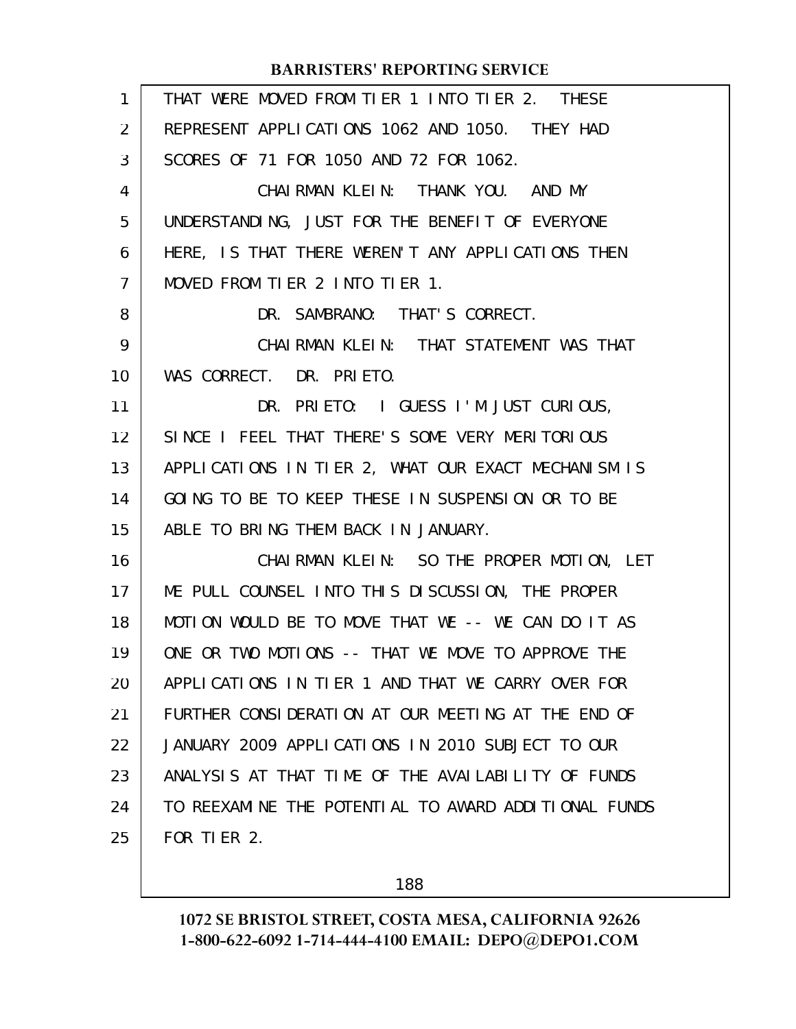THAT WERE MOVED FROM TIER 1 INTO TIER 2. THESE REPRESENT APPLICATIONS 1062 AND 1050. THEY HAD SCORES OF 71 FOR 1050 AND 72 FOR 1062.

CHAIRMAN KLEIN: THANK YOU. AND MY UNDERSTANDING, JUST FOR THE BENEFIT OF EVERYONE HERE, IS THAT THERE WEREN'T ANY APPLICATIONS THEN MOVED FROM TIER 2 INTO TIER 1.

DR. SAMBRANO: THAT'S CORRECT.

CHAIRMAN KLEIN: THAT STATEMENT WAS THAT WAS CORRECT. DR. PRIETO.

DR. PRIETO: I GUESS I'M JUST CURIOUS, SINCE I FEEL THAT THERE'S SOME VERY MERITORIOUS APPLICATIONS IN TIER 2, WHAT OUR EXACT MECHANISM IS GOING TO BE TO KEEP THESE IN SUSPENSION OR TO BE ABLE TO BRING THEM BACK IN JANUARY.

CHAIRMAN KLEIN: SO THE PROPER MOTION, LET ME PULL COUNSEL INTO THIS DISCUSSION, THE PROPER MOTION WOULD BE TO MOVE THAT WE -- WE CAN DO IT AS ONE OR TWO MOTIONS -- THAT WE MOVE TO APPROVE THE APPLICATIONS IN TIER 1 AND THAT WE CARRY OVER FOR FURTHER CONSIDERATION AT OUR MEETING AT THE END OF JANUARY 2009 APPLICATIONS IN 2010 SUBJECT TO OUR ANALYSIS AT THAT TIME OF THE AVAILABILITY OF FUNDS TO REEXAMINE THE POTENTIAL TO AWARD ADDITIONAL FUNDS FOR TIER 2.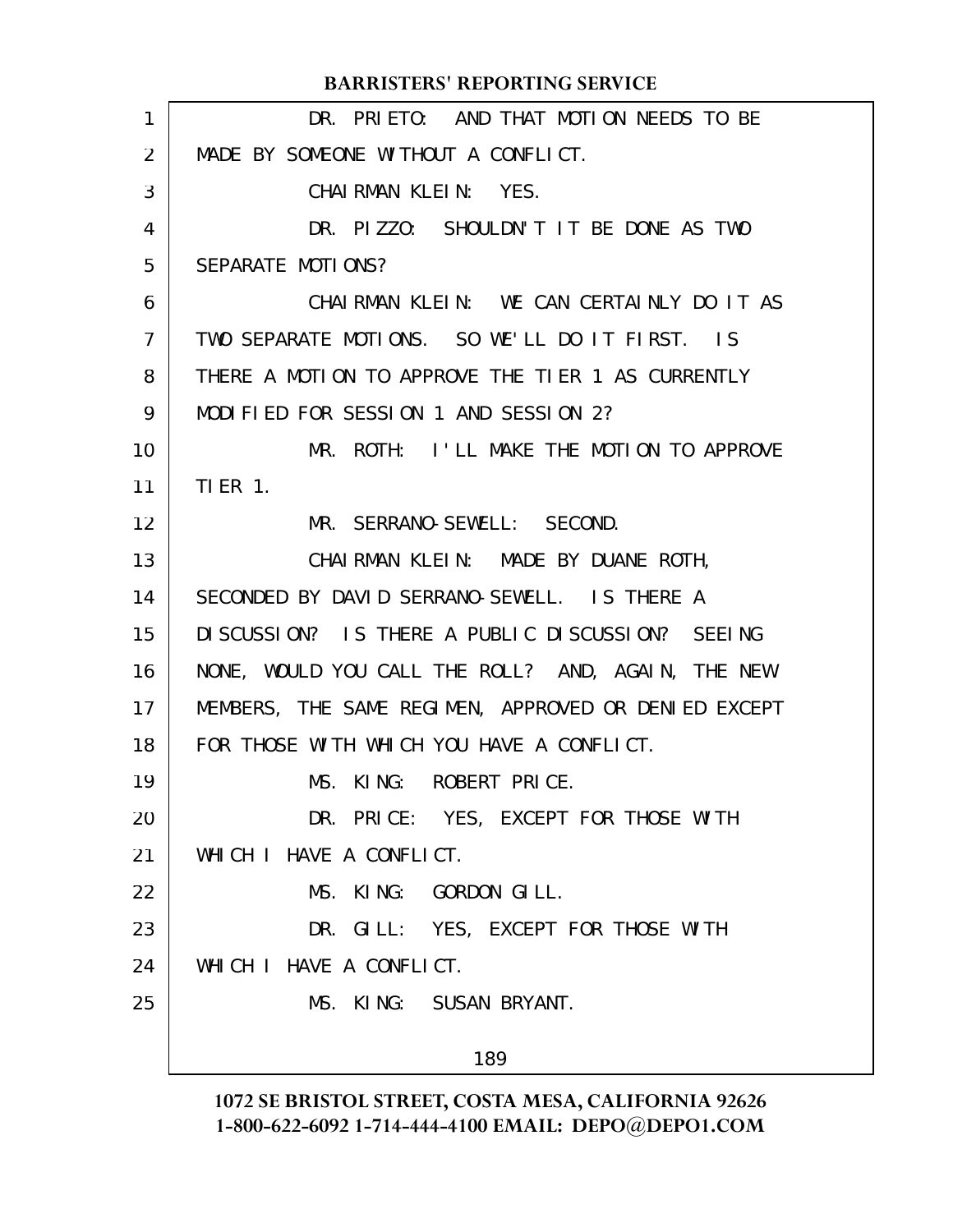DR. PRIETO: AND THAT MOTION NEEDS TO BE MADE BY SOMEONE WITHOUT A CONFLICT.

CHAIRMAN KLEIN: YES.

DR. PIZZO: SHOULDN'T IT BE DONE AS TWO SEPARATE MOTIONS?

CHAIRMAN KLEIN: WE CAN CERTAINLY DO IT AS TWO SEPARATE MOTIONS. SO WE'LL DO IT FIRST. IS THERE A MOTION TO APPROVE THE TIER 1 AS CURRENTLY MODIFIED FOR SESSION 1 AND SESSION 2?

MR. ROTH: I'LL MAKE THE MOTION TO APPROVE TIER 1.

MR. SERRANO-SEWELL: SECOND.

CHAIRMAN KLEIN: MADE BY DUANE ROTH, SECONDED BY DAVID SERRANO-SEWELL. IS THERE A DISCUSSION? IS THERE A PUBLIC DISCUSSION? SEEING NONE, WOULD YOU CALL THE ROLL? AND, AGAIN, THE NEW MEMBERS, THE SAME REGIMEN, APPROVED OR DENIED EXCEPT FOR THOSE WITH WHICH YOU HAVE A CONFLICT.

MS. KING: ROBERT PRICE.

DR. PRICE: YES, EXCEPT FOR THOSE WITH WHICH I HAVE A CONFLICT.

MS. KING: GORDON GILL.

DR. GILL: YES, EXCEPT FOR THOSE WITH WHICH I HAVE A CONFLICT.

MS. KING: SUSAN BRYANT.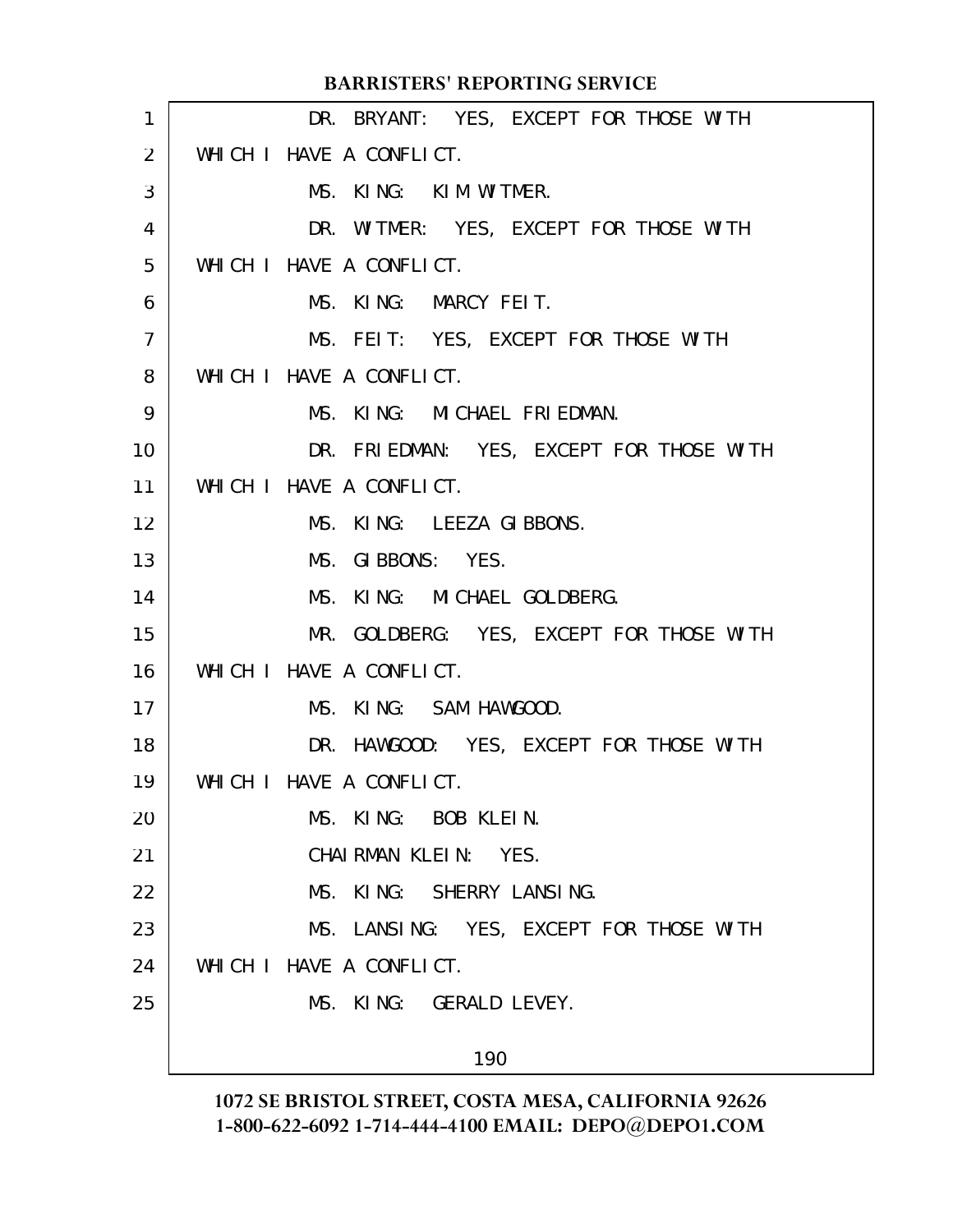DR. BRYANT: YES, EXCEPT FOR THOSE WITH WHICH I HAVE A CONFLICT.

MS. KING: KIM WITMER.

DR. WITMER: YES, EXCEPT FOR THOSE WITH WHICH I HAVE A CONFLICT.

MS. KING: MARCY FEIT.

MS. FEIT: YES, EXCEPT FOR THOSE WITH WHICH I HAVE A CONFLICT.

MS. KING: MICHAEL FRIEDMAN.

DR. FRIEDMAN: YES, EXCEPT FOR THOSE WITH WHICH I HAVE A CONFLICT.

MS. KING: LEEZA GIBBONS.

MS. GIBBONS: YES.

MS. KING: MICHAEL GOLDBERG.

MR. GOLDBERG: YES, EXCEPT FOR THOSE WITH WHICH I HAVE A CONFLICT.

MS. KING: SAM HAWGOOD.

DR. HAWGOOD: YES, EXCEPT FOR THOSE WITH WHICH I HAVE A CONFLICT.

MS. KING: BOB KLEIN.

CHAIRMAN KLEIN: YES.

MS. KING: SHERRY LANSING.

MS. LANSING: YES, EXCEPT FOR THOSE WITH WHICH I HAVE A CONFLICT.

MS. KING: GERALD LEVEY.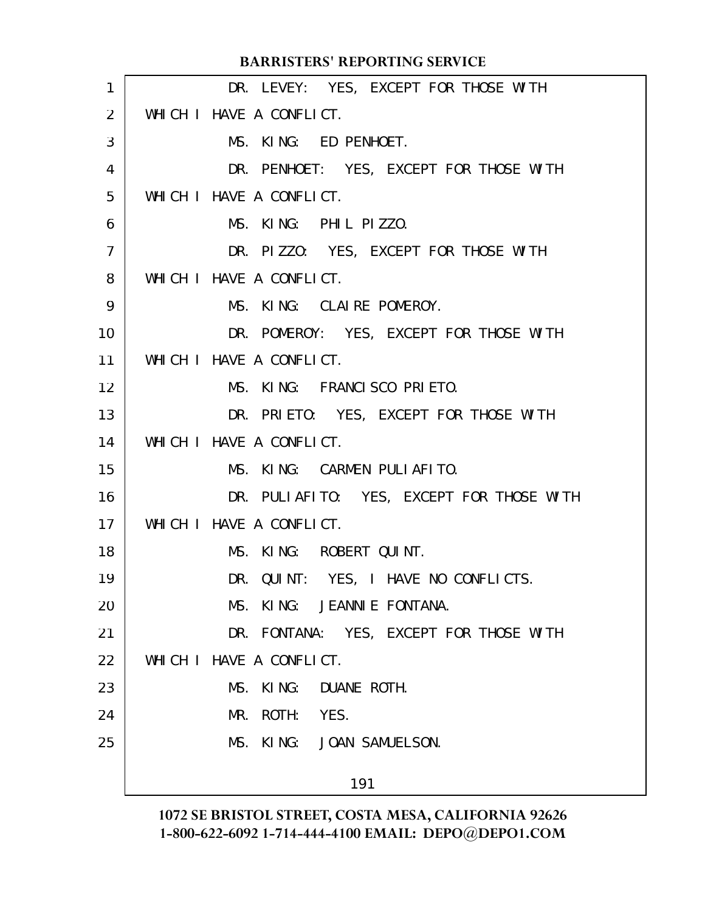DR. LEVEY: YES, EXCEPT FOR THOSE WITH WHICH I HAVE A CONFLICT.

MS. KING: ED PENHOET.

DR. PENHOET: YES, EXCEPT FOR THOSE WITH WHICH I HAVE A CONFLICT.

MS. KING: PHIL PIZZO.

DR. PIZZO: YES, EXCEPT FOR THOSE WITH WHICH I HAVE A CONFLICT.

MS. KING: CLAIRE POMEROY.

DR. POMEROY: YES, EXCEPT FOR THOSE WITH WHICH I HAVE A CONFLICT.

MS. KING: FRANCISCO PRIETO.

DR. PRIETO: YES, EXCEPT FOR THOSE WITH WHICH I HAVE A CONFLICT.

MS. KING: CARMEN PULIAFITO.

DR. PULIAFITO: YES, EXCEPT FOR THOSE WITH WHICH I HAVE A CONFLICT.

MS. KING: ROBERT QUINT.

DR. QUINT: YES, I HAVE NO CONFLICTS.

MS. KING: JEANNIE FONTANA.

DR. FONTANA: YES, EXCEPT FOR THOSE WITH WHICH I HAVE A CONFLICT.

MS. KING: DUANE ROTH.

MR. ROTH: YES.

MS. KING: JOAN SAMUELSON.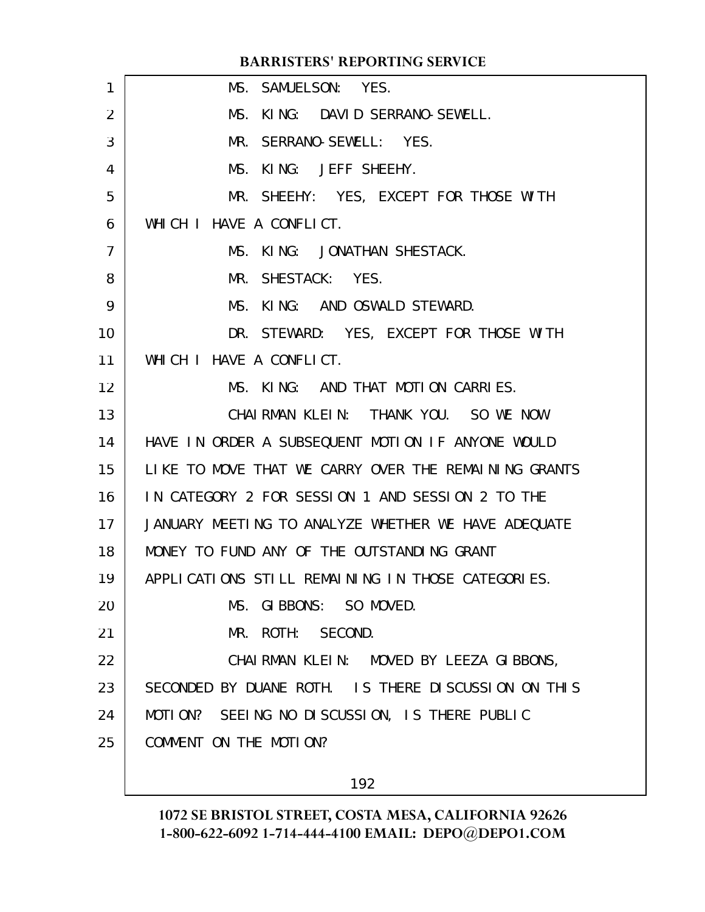MS. SAMUELSON: YES.

MS. KING: DAVID SERRANO-SEWELL.

MR. SERRANO-SEWELL: YES.

MS. KING: JEFF SHEEHY.

MR. SHEEHY: YES, EXCEPT FOR THOSE WITH WHICH I HAVE A CONFLICT.

MS. KING: JONATHAN SHESTACK.

MR. SHESTACK: YES.

MS. KING: AND OSWALD STEWARD.

DR. STEWARD: YES, EXCEPT FOR THOSE WITH WHICH I HAVE A CONFLICT.

MS. KING: AND THAT MOTION CARRIES.

CHAIRMAN KLEIN: THANK YOU. SO WE NOW HAVE IN ORDER A SUBSEQUENT MOTION IF ANYONE WOULD LIKE TO MOVE THAT WE CARRY OVER THE REMAINING GRANTS IN CATEGORY 2 FOR SESSION 1 AND SESSION 2 TO THE JANUARY MEETING TO ANALYZE WHETHER WE HAVE ADEQUATE MONEY TO FUND ANY OF THE OUTSTANDING GRANT APPLICATIONS STILL REMAINING IN THOSE CATEGORIES.

MS. GIBBONS: SO MOVED.

MR. ROTH: SECOND.

CHAIRMAN KLEIN: MOVED BY LEEZA GIBBONS, SECONDED BY DUANE ROTH. IS THERE DISCUSSION ON THIS MOTION? SEEING NO DISCUSSION, IS THERE PUBLIC COMMENT ON THE MOTION?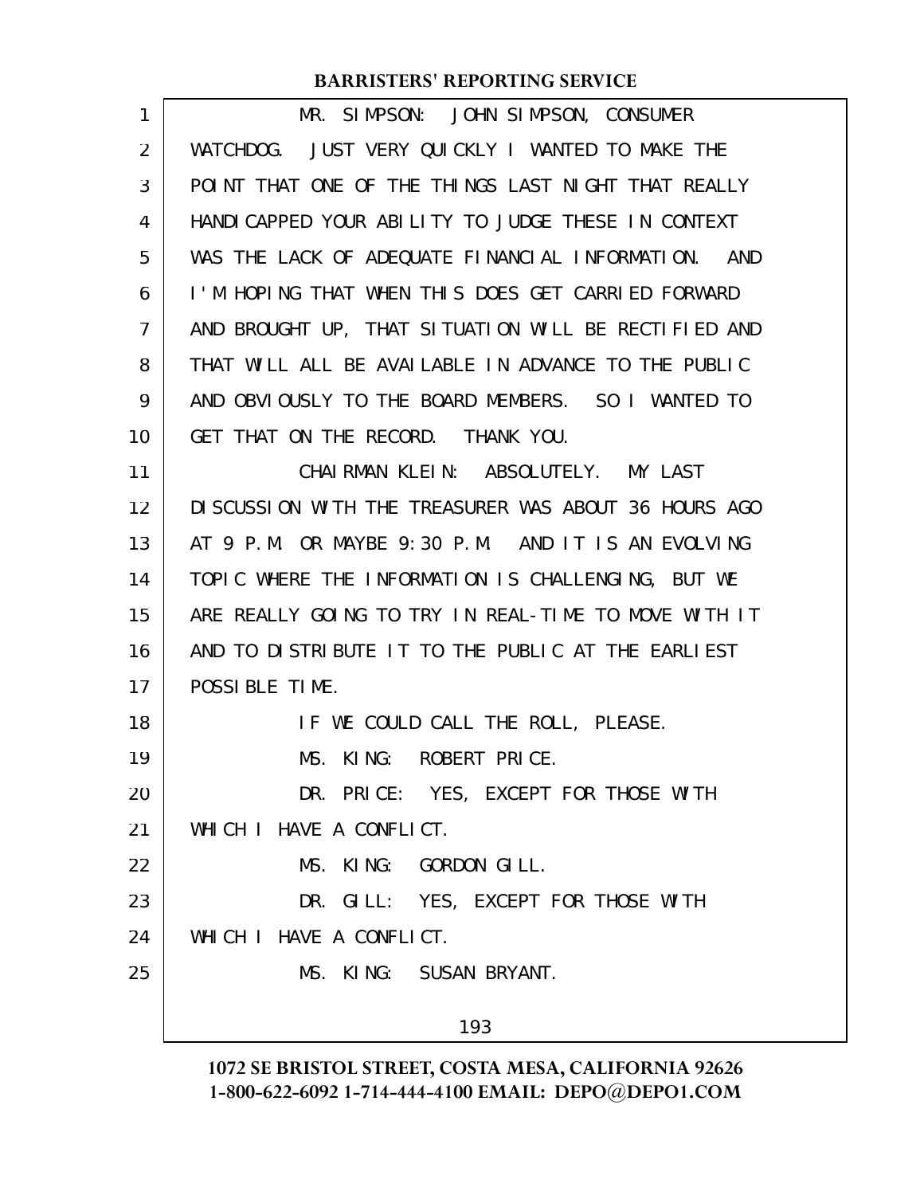MR. SIMPSON: JOHN SIMPSON, CONSUMER WATCHDOG. JUST VERY QUICKLY I WANTED TO MAKE THE POINT THAT ONE OF THE THINGS LAST NIGHT THAT REALLY HANDICAPPED YOUR ABILITY TO JUDGE THESE IN CONTEXT WAS THE LACK OF ADEQUATE FINANCIAL INFORMATION. AND I'M HOPING THAT WHEN THIS DOES GET CARRIED FORWARD AND BROUGHT UP, THAT SITUATION WILL BE RECTIFIED AND THAT WILL ALL BE AVAILABLE IN ADVANCE TO THE PUBLIC AND OBVIOUSLY TO THE BOARD MEMBERS. SO I WANTED TO GET THAT ON THE RECORD. THANK YOU.

CHAIRMAN KLEIN: ABSOLUTELY. MY LAST DISCUSSION WITH THE TREASURER WAS ABOUT 36 HOURS AGO AT 9 P.M. OR MAYBE 9:30 P.M. AND IT IS AN EVOLVING TOPIC WHERE THE INFORMATION IS CHALLENGING, BUT WE ARE REALLY GOING TO TRY IN REAL-TIME TO MOVE WITH IT AND TO DISTRIBUTE IT TO THE PUBLIC AT THE EARLIEST POSSIBLE TIME.

IF WE COULD CALL THE ROLL, PLEASE.

MS. KING: ROBERT PRICE.

DR. PRICE: YES, EXCEPT FOR THOSE WITH WHICH I HAVE A CONFLICT.

MS. KING: GORDON GILL.

DR. GILL: YES, EXCEPT FOR THOSE WITH WHICH I HAVE A CONFLICT.

MS. KING: SUSAN BRYANT.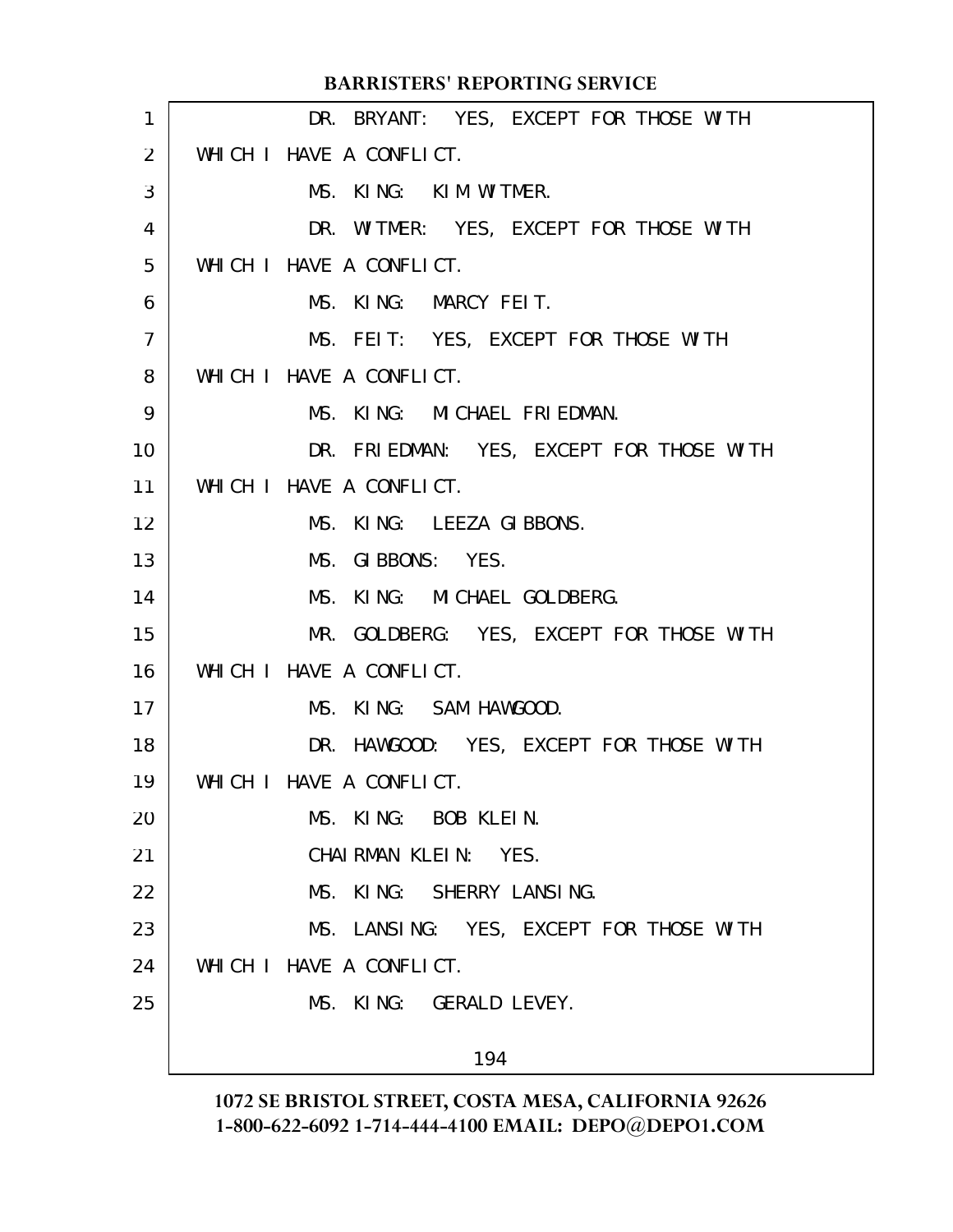DR. BRYANT: YES, EXCEPT FOR THOSE WITH WHICH I HAVE A CONFLICT.

MS. KING: KIM WITMER.

DR. WITMER: YES, EXCEPT FOR THOSE WITH WHICH I HAVE A CONFLICT.

MS. KING: MARCY FEIT.

MS. FEIT: YES, EXCEPT FOR THOSE WITH WHICH I HAVE A CONFLICT.

MS. KING: MICHAEL FRIEDMAN.

DR. FRIEDMAN: YES, EXCEPT FOR THOSE WITH WHICH I HAVE A CONFLICT.

MS. KING: LEEZA GIBBONS.

MS. GIBBONS: YES.

MS. KING: MICHAEL GOLDBERG.

MR. GOLDBERG: YES, EXCEPT FOR THOSE WITH WHICH I HAVE A CONFLICT.

MS. KING: SAM HAWGOOD.

DR. HAWGOOD: YES, EXCEPT FOR THOSE WITH WHICH I HAVE A CONFLICT.

MS. KING: BOB KLEIN.

CHAIRMAN KLEIN: YES.

MS. KING: SHERRY LANSING.

MS. LANSING: YES, EXCEPT FOR THOSE WITH WHICH I HAVE A CONFLICT.

MS. KING: GERALD LEVEY.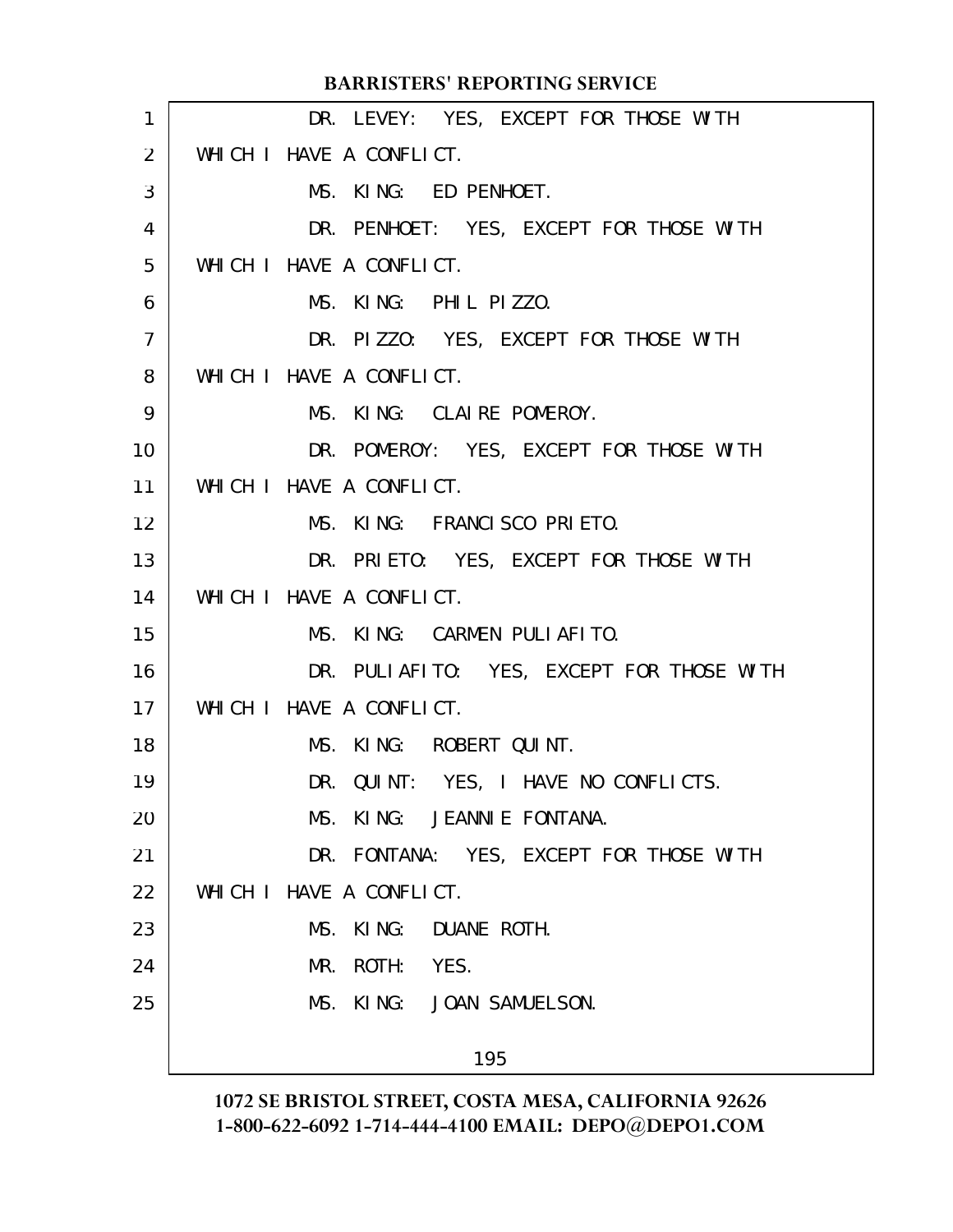DR. LEVEY: YES, EXCEPT FOR THOSE WITH WHICH I HAVE A CONFLICT.

MS. KING: ED PENHOET.

DR. PENHOET: YES, EXCEPT FOR THOSE WITH WHICH I HAVE A CONFLICT.

MS. KING: PHIL PIZZO.

DR. PIZZO: YES, EXCEPT FOR THOSE WITH WHICH I HAVE A CONFLICT.

MS. KING: CLAIRE POMEROY.

DR. POMEROY: YES, EXCEPT FOR THOSE WITH WHICH I HAVE A CONFLICT.

MS. KING: FRANCISCO PRIETO.

DR. PRIETO: YES, EXCEPT FOR THOSE WITH WHICH I HAVE A CONFLICT.

MS. KING: CARMEN PULIAFITO.

DR. PULIAFITO: YES, EXCEPT FOR THOSE WITH WHICH I HAVE A CONFLICT.

MS. KING: ROBERT QUINT.

DR. QUINT: YES, I HAVE NO CONFLICTS.

MS. KING: JEANNIE FONTANA.

DR. FONTANA: YES, EXCEPT FOR THOSE WITH WHICH I HAVE A CONFLICT.

MS. KING: DUANE ROTH.

MR. ROTH: YES.

MS. KING: JOAN SAMUELSON.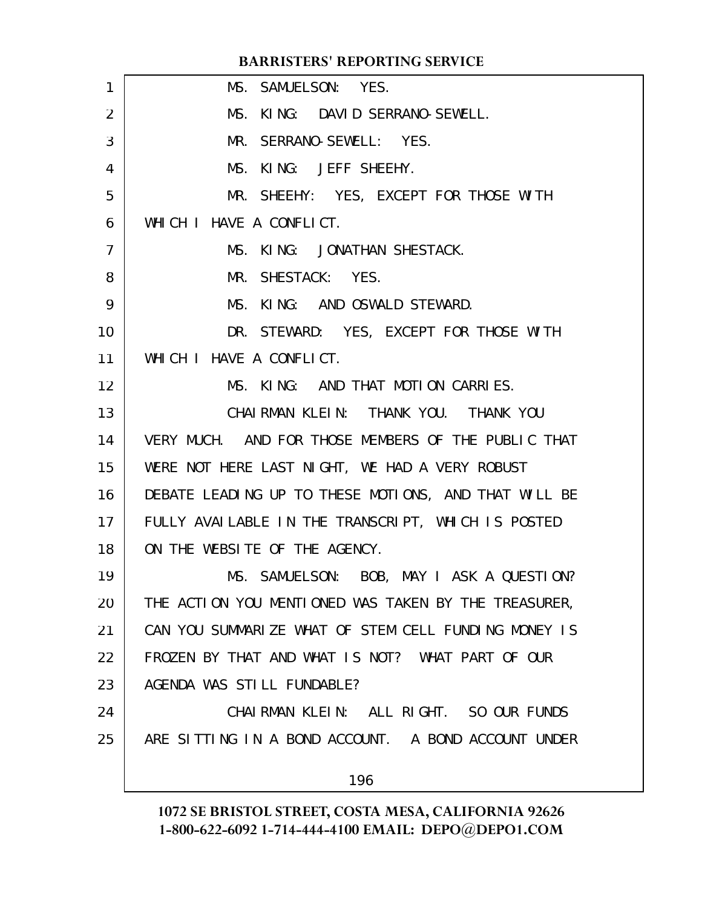MS. SAMUELSON: YES.

MS. KING: DAVID SERRANO-SEWELL.

MR. SERRANO-SEWELL: YES.

MS. KING: JEFF SHEEHY.

MR. SHEEHY: YES, EXCEPT FOR THOSE WITH WHICH I HAVE A CONFLICT.

MS. KING: JONATHAN SHESTACK.

MR. SHESTACK: YES.

MS. KING: AND OSWALD STEWARD.

DR. STEWARD: YES, EXCEPT FOR THOSE WITH WHICH I HAVE A CONFLICT.

MS. KING: AND THAT MOTION CARRIES.

CHAIRMAN KLEIN: THANK YOU. THANK YOU VERY MUCH. AND FOR THOSE MEMBERS OF THE PUBLIC THAT WERE NOT HERE LAST NIGHT, WE HAD A VERY ROBUST DEBATE LEADING UP TO THESE MOTIONS, AND THAT WILL BE FULLY AVAILABLE IN THE TRANSCRIPT, WHICH IS POSTED ON THE WEBSITE OF THE AGENCY.

MS. SAMUELSON: BOB, MAY I ASK A QUESTION? THE ACTION YOU MENTIONED WAS TAKEN BY THE TREASURER, CAN YOU SUMMARIZE WHAT OF STEM CELL FUNDING MONEY IS FROZEN BY THAT AND WHAT IS NOT? WHAT PART OF OUR AGENDA WAS STILL FUNDABLE?

CHAIRMAN KLEIN: ALL RIGHT. SO OUR FUNDS ARE SITTING IN A BOND ACCOUNT. A BOND ACCOUNT UNDER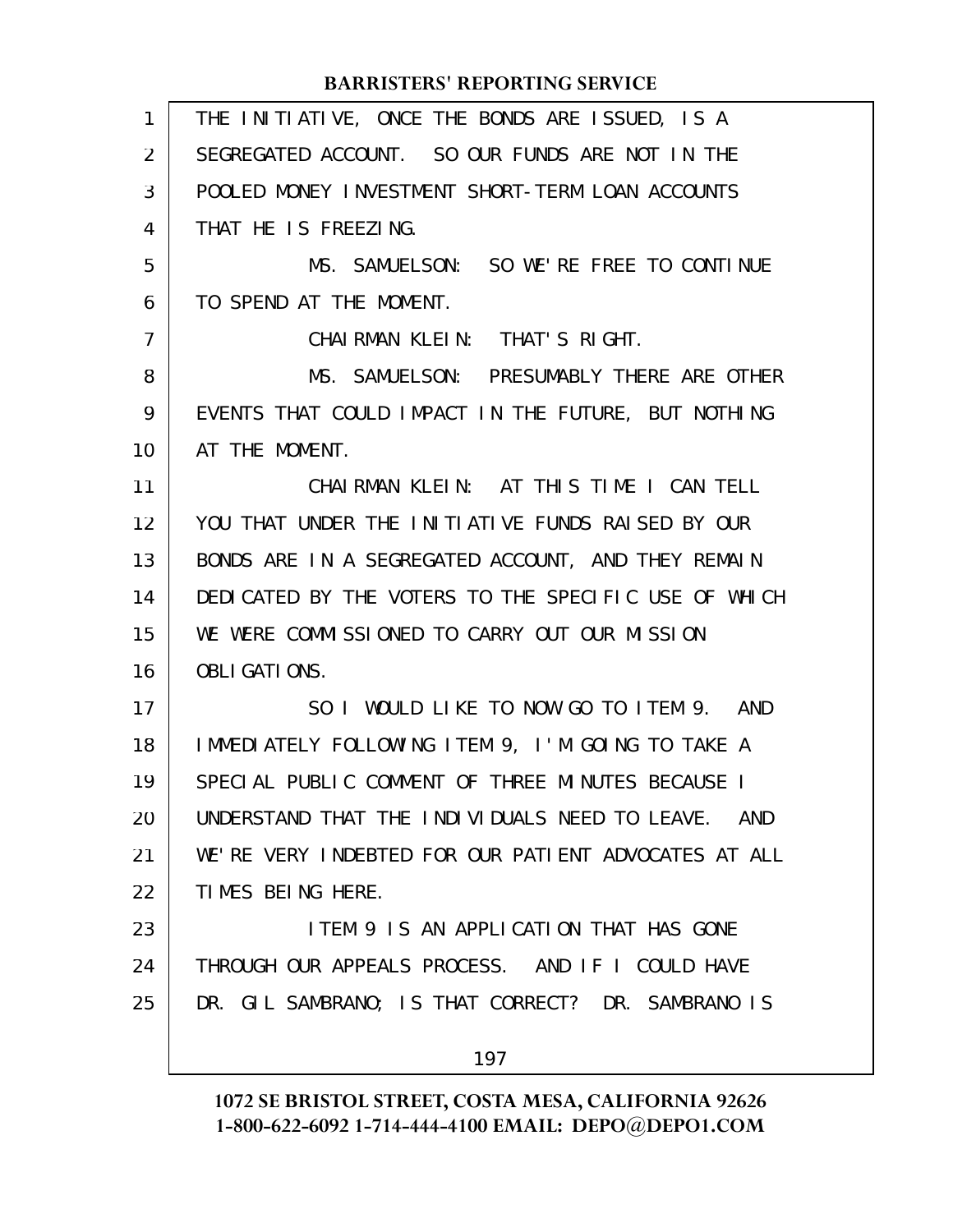THE INITIATIVE, ONCE THE BONDS ARE ISSUED, IS A SEGREGATED ACCOUNT. SO OUR FUNDS ARE NOT IN THE POOLED MONEY INVESTMENT SHORT-TERM LOAN ACCOUNTS THAT HE IS FREEZING.

MS. SAMUELSON: SO WE'RE FREE TO CONTINUE TO SPEND AT THE MOMENT.

CHAIRMAN KLEIN: THAT'S RIGHT.

MS. SAMUELSON: PRESUMABLY THERE ARE OTHER EVENTS THAT COULD IMPACT IN THE FUTURE, BUT NOTHING AT THE MOMENT.

CHAIRMAN KLEIN: AT THIS TIME I CAN TELL YOU THAT UNDER THE INITIATIVE FUNDS RAISED BY OUR BONDS ARE IN A SEGREGATED ACCOUNT, AND THEY REMAIN DEDICATED BY THE VOTERS TO THE SPECIFIC USE OF WHICH WE WERE COMMISSIONED TO CARRY OUT OUR MISSION OBLIGATIONS.

SO I WOULD LIKE TO NOW GO TO ITEM 9. AND IMMEDIATELY FOLLOWING ITEM 9, I'M GOING TO TAKE A SPECIAL PUBLIC COMMENT OF THREE MINUTES BECAUSE I UNDERSTAND THAT THE INDIVIDUALS NEED TO LEAVE. AND WE'RE VERY INDEBTED FOR OUR PATIENT ADVOCATES AT ALL TIMES BEING HERE.

ITEM 9 IS AN APPLICATION THAT HAS GONE THROUGH OUR APPEALS PROCESS. AND IF I COULD HAVE DR. GIL SAMBRANO; IS THAT CORRECT? DR. SAMBRANO IS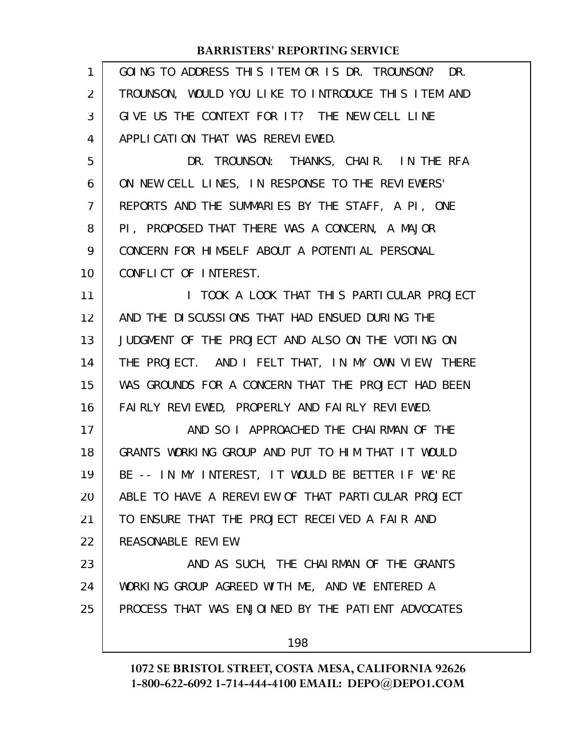GOING TO ADDRESS THIS ITEM OR IS DR. TROUNSON? DR. TROUNSON, WOULD YOU LIKE TO INTRODUCE THIS ITEM AND GIVE US THE CONTEXT FOR IT? THE NEW CELL LINE APPLICATION THAT WAS REREVIEWED.

DR. TROUNSON: THANKS, CHAIR. IN THE RFA ON NEW CELL LINES, IN RESPONSE TO THE REVIEWERS' REPORTS AND THE SUMMARIES BY THE STAFF, A PI, ONE PI, PROPOSED THAT THERE WAS A CONCERN, A MAJOR CONCERN FOR HIMSELF ABOUT A POTENTIAL PERSONAL CONFLICT OF INTEREST.

I TOOK A LOOK THAT THIS PARTICULAR PROJECT AND THE DISCUSSIONS THAT HAD ENSUED DURING THE JUDGMENT OF THE PROJECT AND ALSO ON THE VOTING ON THE PROJECT. AND I FELT THAT, IN MY OWN VIEW, THERE WAS GROUNDS FOR A CONCERN THAT THE PROJECT HAD BEEN FAIRLY REVIEWED, PROPERLY AND FAIRLY REVIEWED.

AND SO I APPROACHED THE CHAIRMAN OF THE GRANTS WORKING GROUP AND PUT TO HIM THAT IT WOULD BE -- IN MY INTEREST, IT WOULD BE BETTER IF WE'RE ABLE TO HAVE A REREVIEW OF THAT PARTICULAR PROJECT TO ENSURE THAT THE PROJECT RECEIVED A FAIR AND REASONABLE REVIEW.

AND AS SUCH, THE CHAIRMAN OF THE GRANTS WORKING GROUP AGREED WITH ME, AND WE ENTERED A PROCESS THAT WAS ENJOINED BY THE PATIENT ADVOCATES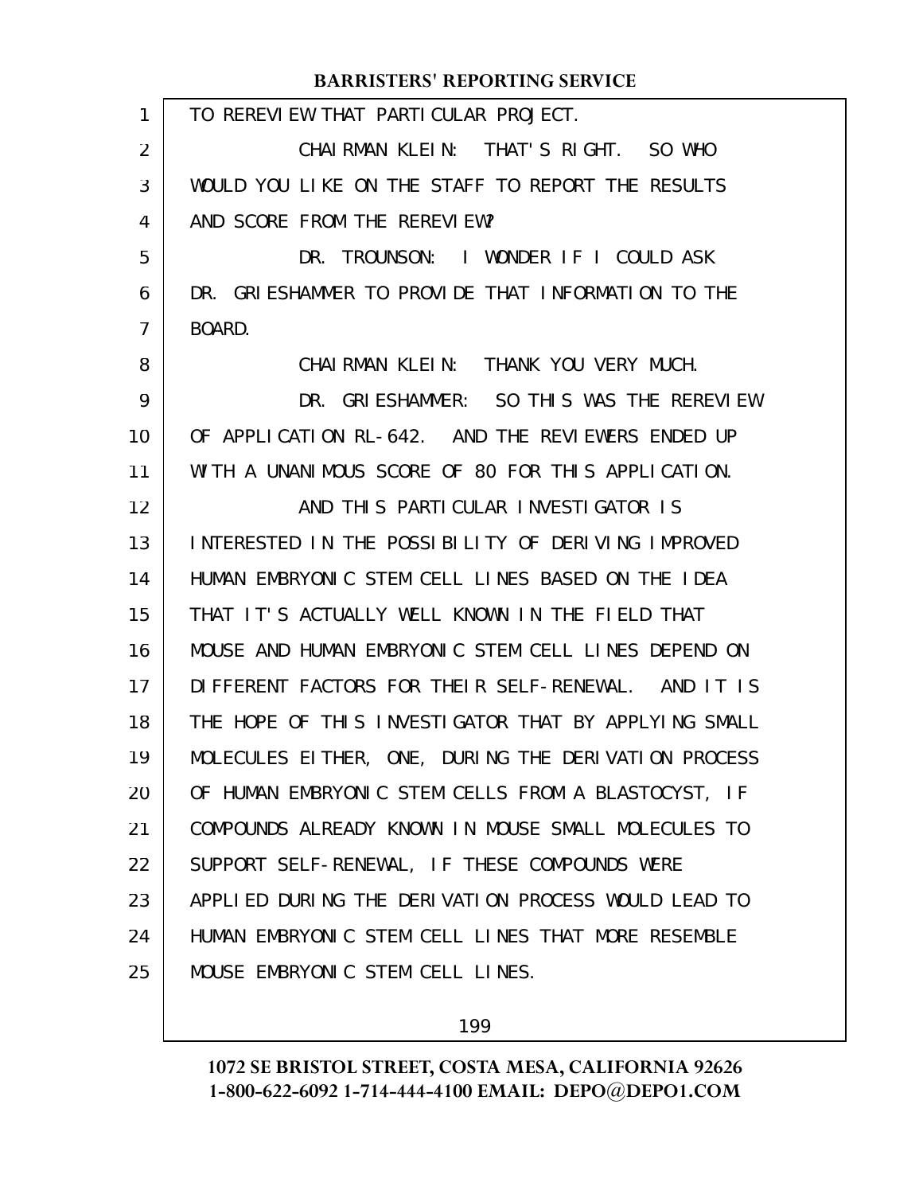TO REREVIEW THAT PARTICULAR PROJECT.

CHAIRMAN KLEIN: THAT'S RIGHT. SO WHO WOULD YOU LIKE ON THE STAFF TO REPORT THE RESULTS AND SCORE FROM THE REREVIEW?

DR. TROUNSON: I WONDER IF I COULD ASK DR. GRIESHAMMER TO PROVIDE THAT INFORMATION TO THE BOARD.

CHAIRMAN KLEIN: THANK YOU VERY MUCH.

DR. GRIESHAMMER: SO THIS WAS THE REREVIEW OF APPLICATION RL-642. AND THE REVIEWERS ENDED UP WITH A UNANIMOUS SCORE OF 80 FOR THIS APPLICATION.

AND THIS PARTICULAR INVESTIGATOR IS INTERESTED IN THE POSSIBILITY OF DERIVING IMPROVED HUMAN EMBRYONIC STEM CELL LINES BASED ON THE IDEA THAT IT'S ACTUALLY WELL KNOWN IN THE FIELD THAT MOUSE AND HUMAN EMBRYONIC STEM CELL LINES DEPEND ON DIFFERENT FACTORS FOR THEIR SELF-RENEWAL. AND IT IS THE HOPE OF THIS INVESTIGATOR THAT BY APPLYING SMALL MOLECULES EITHER, ONE, DURING THE DERIVATION PROCESS OF HUMAN EMBRYONIC STEM CELLS FROM A BLASTOCYST, IF COMPOUNDS ALREADY KNOWN IN MOUSE SMALL MOLECULES TO SUPPORT SELF-RENEWAL, IF THESE COMPOUNDS WERE APPLIED DURING THE DERIVATION PROCESS WOULD LEAD TO HUMAN EMBRYONIC STEM CELL LINES THAT MORE RESEMBLE MOUSE EMBRYONIC STEM CELL LINES.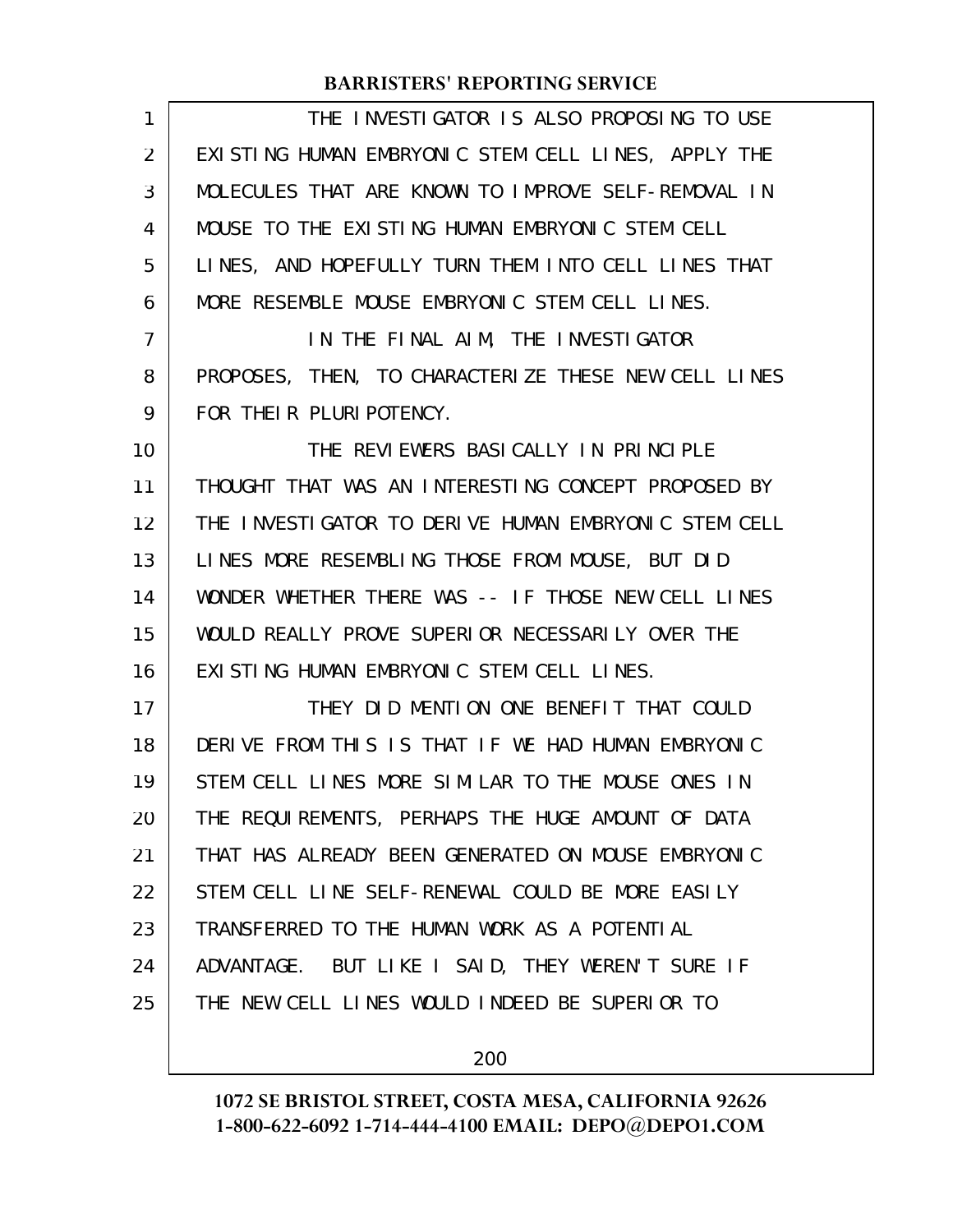THE INVESTIGATOR IS ALSO PROPOSING TO USE EXISTING HUMAN EMBRYONIC STEM CELL LINES, APPLY THE MOLECULES THAT ARE KNOWN TO IMPROVE SELF-REMOVAL IN MOUSE TO THE EXISTING HUMAN EMBRYONIC STEM CELL LINES, AND HOPEFULLY TURN THEM INTO CELL LINES THAT MORE RESEMBLE MOUSE EMBRYONIC STEM CELL LINES.

IN THE FINAL AIM, THE INVESTIGATOR PROPOSES, THEN, TO CHARACTERIZE THESE NEW CELL LINES FOR THEIR PLURIPOTENCY.

THE REVIEWERS BASICALLY IN PRINCIPLE THOUGHT THAT WAS AN INTERESTING CONCEPT PROPOSED BY THE INVESTIGATOR TO DERIVE HUMAN EMBRYONIC STEM CELL LINES MORE RESEMBLING THOSE FROM MOUSE, BUT DID WONDER WHETHER THERE WAS -- IF THOSE NEW CELL LINES WOULD REALLY PROVE SUPERIOR NECESSARILY OVER THE EXISTING HUMAN EMBRYONIC STEM CELL LINES.

THEY DID MENTION ONE BENEFIT THAT COULD DERIVE FROM THIS IS THAT IF WE HAD HUMAN EMBRYONIC STEM CELL LINES MORE SIMILAR TO THE MOUSE ONES IN THE REQUIREMENTS, PERHAPS THE HUGE AMOUNT OF DATA THAT HAS ALREADY BEEN GENERATED ON MOUSE EMBRYONIC STEM CELL LINE SELF-RENEWAL COULD BE MORE EASILY TRANSFERRED TO THE HUMAN WORK AS A POTENTIAL ADVANTAGE. BUT LIKE I SAID, THEY WEREN'T SURE IF THE NEW CELL LINES WOULD INDEED BE SUPERIOR TO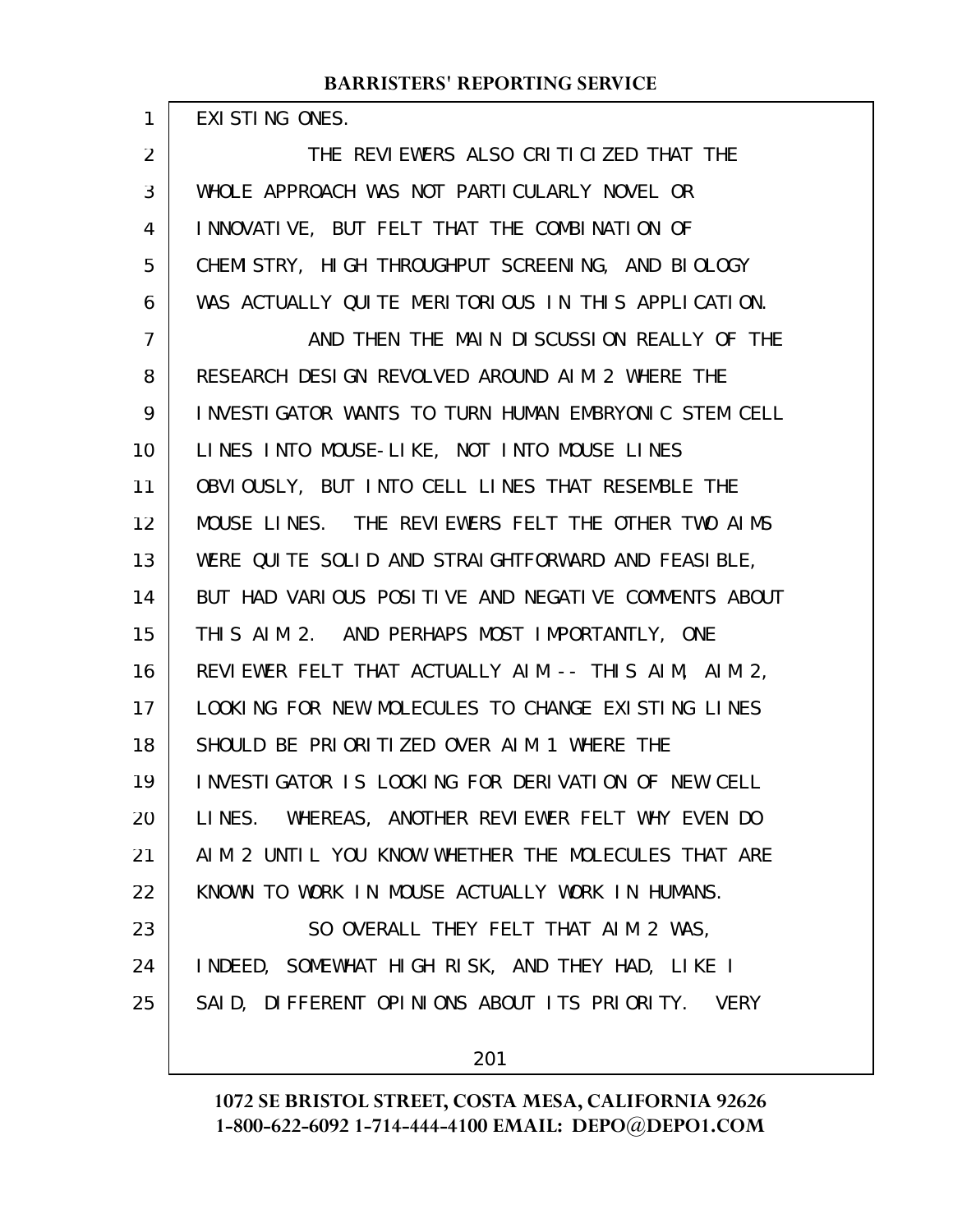EXISTING ONES.

THE REVIEWERS ALSO CRITICIZED THAT THE WHOLE APPROACH WAS NOT PARTICULARLY NOVEL OR INNOVATIVE, BUT FELT THAT THE COMBINATION OF CHEMISTRY, HIGH THROUGHPUT SCREENING, AND BIOLOGY WAS ACTUALLY QUITE MERITORIOUS IN THIS APPLICATION.

AND THEN THE MAIN DISCUSSION REALLY OF THE RESEARCH DESIGN REVOLVED AROUND AIM 2 WHERE THE INVESTIGATOR WANTS TO TURN HUMAN EMBRYONIC STEM CELL LINES INTO MOUSE-LIKE, NOT INTO MOUSE LINES OBVIOUSLY, BUT INTO CELL LINES THAT RESEMBLE THE MOUSE LINES. THE REVIEWERS FELT THE OTHER TWO AIMS WERE QUITE SOLID AND STRAIGHTFORWARD AND FEASIBLE, BUT HAD VARIOUS POSITIVE AND NEGATIVE COMMENTS ABOUT THIS AIM 2. AND PERHAPS MOST IMPORTANTLY, ONE REVIEWER FELT THAT ACTUALLY AIM -- THIS AIM, AIM 2, LOOKING FOR NEW MOLECULES TO CHANGE EXISTING LINES SHOULD BE PRIORITIZED OVER AIM 1 WHERE THE INVESTIGATOR IS LOOKING FOR DERIVATION OF NEW CELL LINES. WHEREAS, ANOTHER REVIEWER FELT WHY EVEN DO AIM 2 UNTIL YOU KNOW WHETHER THE MOLECULES THAT ARE KNOWN TO WORK IN MOUSE ACTUALLY WORK IN HUMANS.

SO OVERALL THEY FELT THAT AIM 2 WAS, INDEED, SOMEWHAT HIGH RISK, AND THEY HAD, LIKE I SAID, DIFFERENT OPINIONS ABOUT ITS PRIORITY. VERY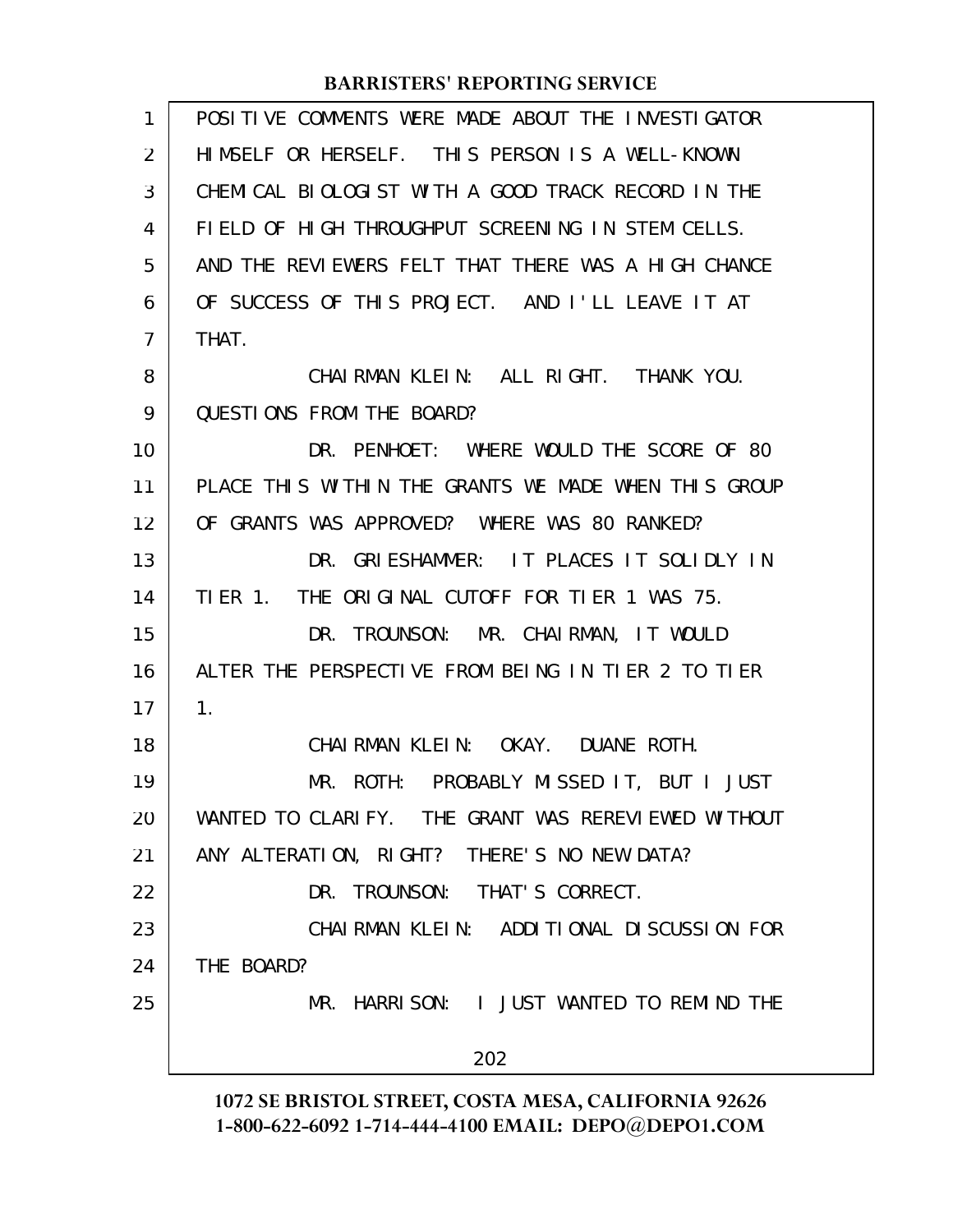POSITIVE COMMENTS WERE MADE ABOUT THE INVESTIGATOR HIMSELF OR HERSELF. THIS PERSON IS A WELL-KNOWN CHEMICAL BIOLOGIST WITH A GOOD TRACK RECORD IN THE FIELD OF HIGH THROUGHPUT SCREENING IN STEM CELLS. AND THE REVIEWERS FELT THAT THERE WAS A HIGH CHANCE OF SUCCESS OF THIS PROJECT. AND I'LL LEAVE IT AT THAT.

CHAIRMAN KLEIN: ALL RIGHT. THANK YOU. QUESTIONS FROM THE BOARD?

DR. PENHOET: WHERE WOULD THE SCORE OF 80 PLACE THIS WITHIN THE GRANTS WE MADE WHEN THIS GROUP OF GRANTS WAS APPROVED? WHERE WAS 80 RANKED?

DR. GRIESHAMMER: IT PLACES IT SOLIDLY IN TIER 1. THE ORIGINAL CUTOFF FOR TIER 1 WAS 75.

DR. TROUNSON: MR. CHAIRMAN, IT WOULD ALTER THE PERSPECTIVE FROM BEING IN TIER 2 TO TIER 1.

CHAIRMAN KLEIN: OKAY. DUANE ROTH.

MR. ROTH: PROBABLY MISSED IT, BUT I JUST WANTED TO CLARIFY. THE GRANT WAS REREVIEWED WITHOUT ANY ALTERATION, RIGHT? THERE'S NO NEW DATA?

DR. TROUNSON: THAT'S CORRECT.

CHAIRMAN KLEIN: ADDITIONAL DISCUSSION FOR THE BOARD?

MR. HARRISON: I JUST WANTED TO REMIND THE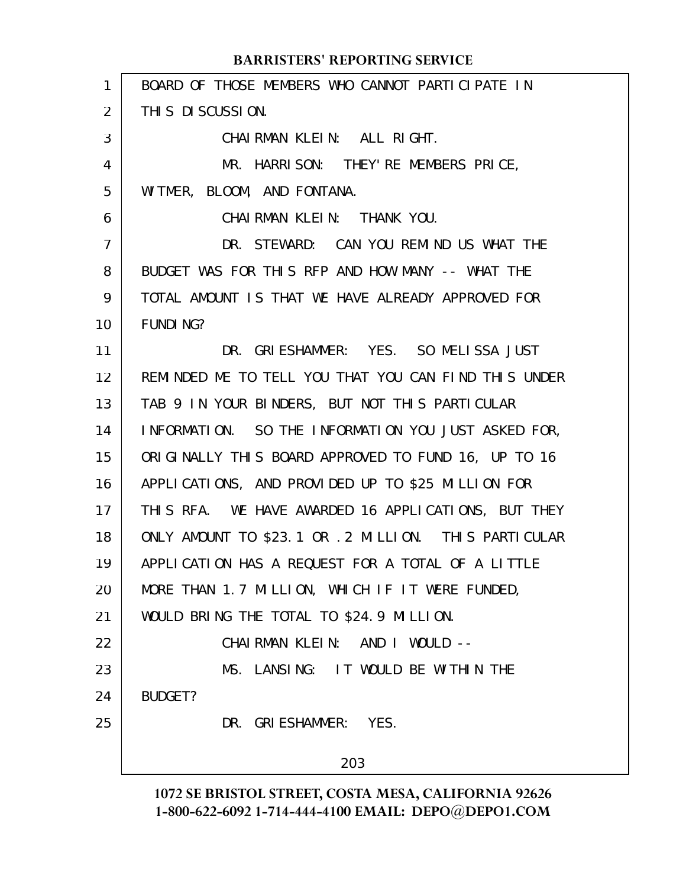BOARD OF THOSE MEMBERS WHO CANNOT PARTICIPATE IN THIS DISCUSSION.

CHAIRMAN KLEIN: ALL RIGHT.

MR. HARRISON: THEY'RE MEMBERS PRICE, WITMER, BLOOM, AND FONTANA.

CHAIRMAN KLEIN: THANK YOU.

DR. STEWARD: CAN YOU REMIND US WHAT THE BUDGET WAS FOR THIS RFP AND HOW MANY -- WHAT THE TOTAL AMOUNT IS THAT WE HAVE ALREADY APPROVED FOR FUNDING?

DR. GRIESHAMMER: YES. SO MELISSA JUST REMINDED ME TO TELL YOU THAT YOU CAN FIND THIS UNDER TAB 9 IN YOUR BINDERS, BUT NOT THIS PARTICULAR INFORMATION. SO THE INFORMATION YOU JUST ASKED FOR, ORIGINALLY THIS BOARD APPROVED TO FUND 16, UP TO 16 APPLICATIONS, AND PROVIDED UP TO $25 MILLION FOR THIS RFA. WE HAVE AWARDED 16 APPLICATIONS, BUT THEY ONLY AMOUNT TO $23.1 OR .2 MILLION. THIS PARTICULAR APPLICATION HAS A REQUEST FOR A TOTAL OF A LITTLE MORE THAN 1.7 MILLION, WHICH IF IT WERE FUNDED, WOULD BRING THE TOTAL TO $24.9 MILLION.

CHAIRMAN KLEIN: AND I WOULD --

MS. LANSING: IT WOULD BE WITHIN THE BUDGET?

DR. GRIESHAMMER: YES.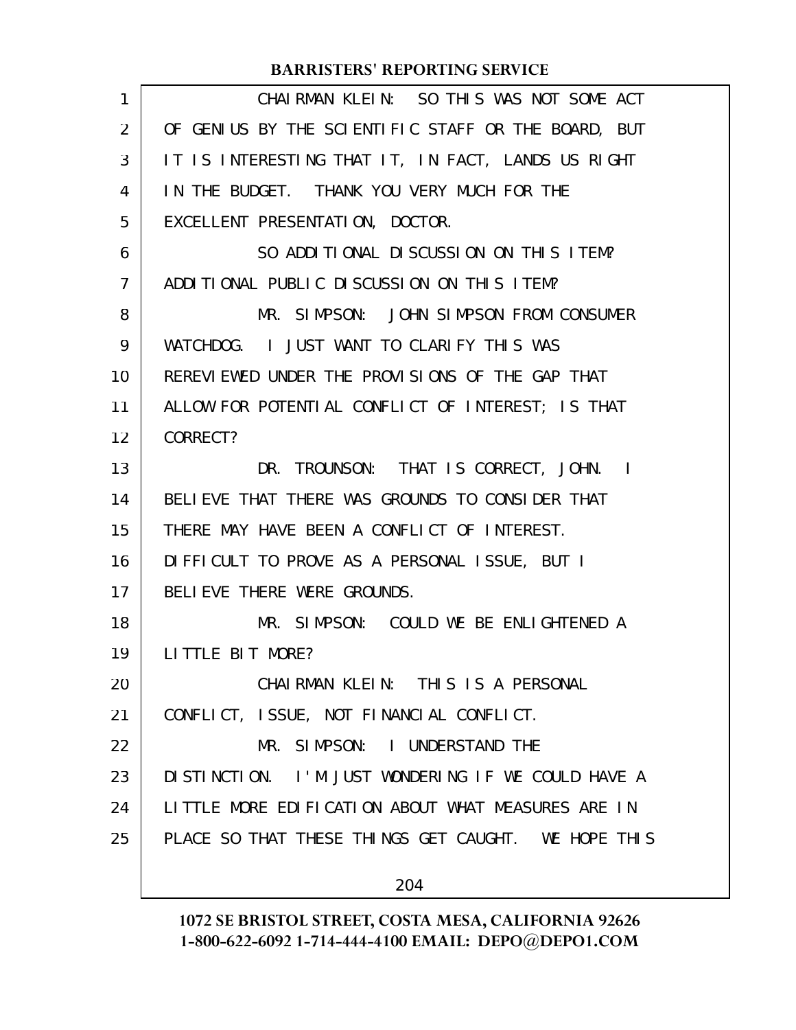CHAIRMAN KLEIN: SO THIS WAS NOT SOME ACT OF GENIUS BY THE SCIENTIFIC STAFF OR THE BOARD, BUT IT IS INTERESTING THAT IT, IN FACT, LANDS US RIGHT IN THE BUDGET. THANK YOU VERY MUCH FOR THE EXCELLENT PRESENTATION, DOCTOR.

SO ADDITIONAL DISCUSSION ON THIS ITEM? ADDITIONAL PUBLIC DISCUSSION ON THIS ITEM?

MR. SIMPSON: JOHN SIMPSON FROM CONSUMER WATCHDOG. I JUST WANT TO CLARIFY THIS WAS REREVIEWED UNDER THE PROVISIONS OF THE GAP THAT ALLOW FOR POTENTIAL CONFLICT OF INTEREST; IS THAT CORRECT?

DR. TROUNSON: THAT IS CORRECT, JOHN. I BELIEVE THAT THERE WAS GROUNDS TO CONSIDER THAT THERE MAY HAVE BEEN A CONFLICT OF INTEREST. DIFFICULT TO PROVE AS A PERSONAL ISSUE, BUT I BELIEVE THERE WERE GROUNDS.

MR. SIMPSON: COULD WE BE ENLIGHTENED A LITTLE BIT MORE?

CHAIRMAN KLEIN: THIS IS A PERSONAL CONFLICT, ISSUE, NOT FINANCIAL CONFLICT.

MR. SIMPSON: I UNDERSTAND THE DISTINCTION. I'M JUST WONDERING IF WE COULD HAVE A LITTLE MORE EDIFICATION ABOUT WHAT MEASURES ARE IN PLACE SO THAT THESE THINGS GET CAUGHT. WE HOPE THIS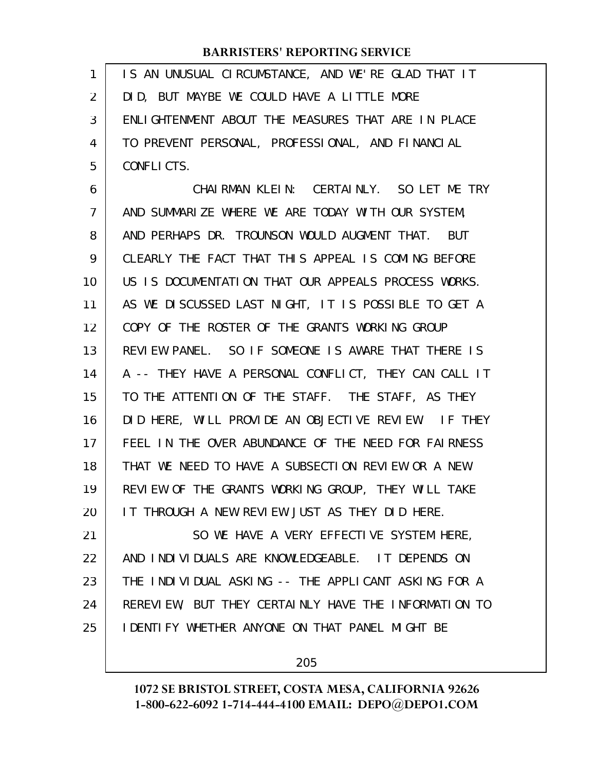IS AN UNUSUAL CIRCUMSTANCE, AND WE'RE GLAD THAT IT DID, BUT MAYBE WE COULD HAVE A LITTLE MORE ENLIGHTENMENT ABOUT THE MEASURES THAT ARE IN PLACE TO PREVENT PERSONAL, PROFESSIONAL, AND FINANCIAL CONFLICTS.

CHAIRMAN KLEIN: CERTAINLY. SO LET ME TRY AND SUMMARIZE WHERE WE ARE TODAY WITH OUR SYSTEM, AND PERHAPS DR. TROUNSON WOULD AUGMENT THAT. BUT CLEARLY THE FACT THAT THIS APPEAL IS COMING BEFORE US IS DOCUMENTATION THAT OUR APPEALS PROCESS WORKS. AS WE DISCUSSED LAST NIGHT, IT IS POSSIBLE TO GET A COPY OF THE ROSTER OF THE GRANTS WORKING GROUP REVIEW PANEL. SO IF SOMEONE IS AWARE THAT THERE IS A -- THEY HAVE A PERSONAL CONFLICT, THEY CAN CALL IT TO THE ATTENTION OF THE STAFF. THE STAFF, AS THEY DID HERE, WILL PROVIDE AN OBJECTIVE REVIEW. IF THEY FEEL IN THE OVER ABUNDANCE OF THE NEED FOR FAIRNESS THAT WE NEED TO HAVE A SUBSECTION REVIEW OR A NEW REVIEW OF THE GRANTS WORKING GROUP, THEY WILL TAKE IT THROUGH A NEW REVIEW JUST AS THEY DID HERE.

SO WE HAVE A VERY EFFECTIVE SYSTEM HERE, AND INDIVIDUALS ARE KNOWLEDGEABLE. IT DEPENDS ON THE INDIVIDUAL ASKING -- THE APPLICANT ASKING FOR A REREVIEW, BUT THEY CERTAINLY HAVE THE INFORMATION TO IDENTIFY WHETHER ANYONE ON THAT PANEL MIGHT BE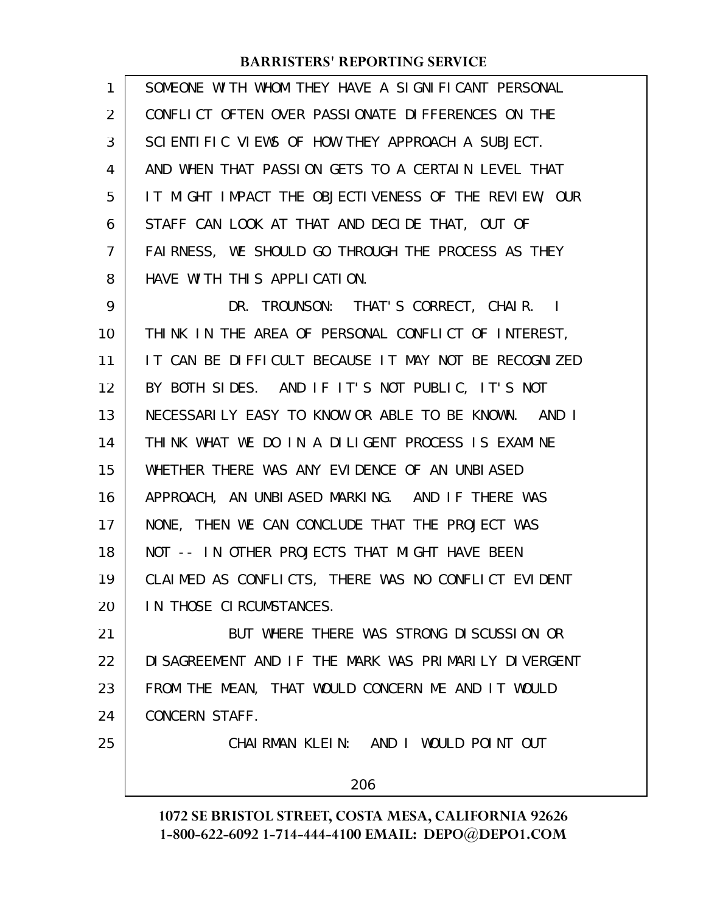SOMEONE WITH WHOM THEY HAVE A SIGNIFICANT PERSONAL CONFLICT OFTEN OVER PASSIONATE DIFFERENCES ON THE SCIENTIFIC VIEWS OF HOW THEY APPROACH A SUBJECT. AND WHEN THAT PASSION GETS TO A CERTAIN LEVEL THAT IT MIGHT IMPACT THE OBJECTIVENESS OF THE REVIEW, OUR STAFF CAN LOOK AT THAT AND DECIDE THAT, OUT OF FAIRNESS, WE SHOULD GO THROUGH THE PROCESS AS THEY HAVE WITH THIS APPLICATION.

DR. TROUNSON: THAT'S CORRECT, CHAIR. I THINK IN THE AREA OF PERSONAL CONFLICT OF INTEREST, IT CAN BE DIFFICULT BECAUSE IT MAY NOT BE RECOGNIZED BY BOTH SIDES. AND IF IT'S NOT PUBLIC, IT'S NOT NECESSARILY EASY TO KNOW OR ABLE TO BE KNOWN. AND I THINK WHAT WE DO IN A DILIGENT PROCESS IS EXAMINE WHETHER THERE WAS ANY EVIDENCE OF AN UNBIASED APPROACH, AN UNBIASED MARKING. AND IF THERE WAS NONE, THEN WE CAN CONCLUDE THAT THE PROJECT WAS NOT -- IN OTHER PROJECTS THAT MIGHT HAVE BEEN CLAIMED AS CONFLICTS, THERE WAS NO CONFLICT EVIDENT IN THOSE CIRCUMSTANCES.

BUT WHERE THERE WAS STRONG DISCUSSION OR DISAGREEMENT AND IF THE MARK WAS PRIMARILY DIVERGENT FROM THE MEAN, THAT WOULD CONCERN ME AND IT WOULD CONCERN STAFF.

CHAIRMAN KLEIN: AND I WOULD POINT OUT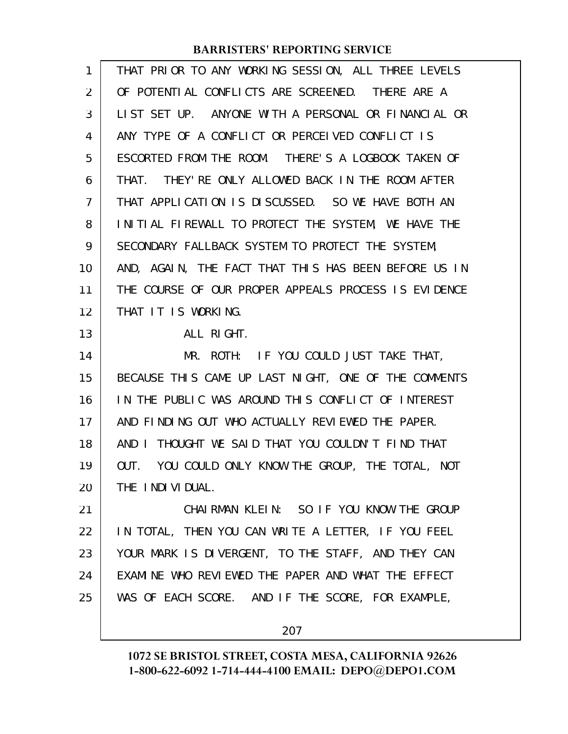THAT PRIOR TO ANY WORKING SESSION, ALL THREE LEVELS OF POTENTIAL CONFLICTS ARE SCREENED. THERE ARE A LIST SET UP. ANYONE WITH A PERSONAL OR FINANCIAL OR ANY TYPE OF A CONFLICT OR PERCEIVED CONFLICT IS ESCORTED FROM THE ROOM. THERE'S A LOGBOOK TAKEN OF THAT. THEY'RE ONLY ALLOWED BACK IN THE ROOM AFTER THAT APPLICATION IS DISCUSSED. SO WE HAVE BOTH AN INITIAL FIREWALL TO PROTECT THE SYSTEM, WE HAVE THE SECONDARY FALLBACK SYSTEM TO PROTECT THE SYSTEM, AND, AGAIN, THE FACT THAT THIS HAS BEEN BEFORE US IN THE COURSE OF OUR PROPER APPEALS PROCESS IS EVIDENCE THAT IT IS WORKING.

ALL RIGHT.

MR. ROTH: IF YOU COULD JUST TAKE THAT, BECAUSE THIS CAME UP LAST NIGHT, ONE OF THE COMMENTS IN THE PUBLIC WAS AROUND THIS CONFLICT OF INTEREST AND FINDING OUT WHO ACTUALLY REVIEWED THE PAPER. AND I THOUGHT WE SAID THAT YOU COULDN'T FIND THAT OUT. YOU COULD ONLY KNOW THE GROUP, THE TOTAL, NOT THE INDIVIDUAL.

CHAIRMAN KLEIN: SO IF YOU KNOW THE GROUP IN TOTAL, THEN YOU CAN WRITE A LETTER, IF YOU FEEL YOUR MARK IS DIVERGENT, TO THE STAFF, AND THEY CAN EXAMINE WHO REVIEWED THE PAPER AND WHAT THE EFFECT WAS OF EACH SCORE. AND IF THE SCORE, FOR EXAMPLE,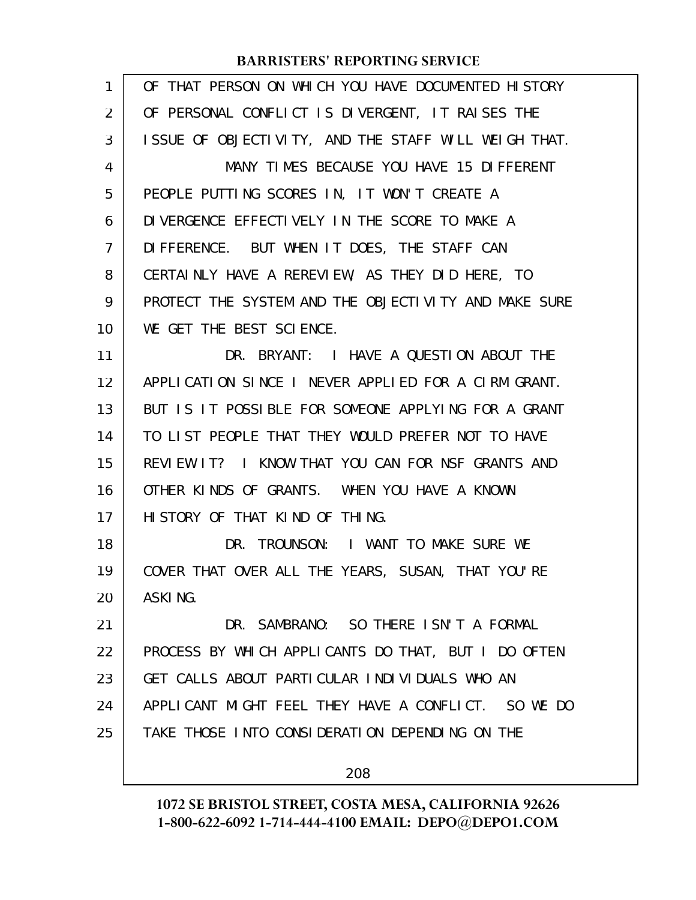OF THAT PERSON ON WHICH YOU HAVE DOCUMENTED HISTORY OF PERSONAL CONFLICT IS DIVERGENT, IT RAISES THE ISSUE OF OBJECTIVITY, AND THE STAFF WILL WEIGH THAT.

MANY TIMES BECAUSE YOU HAVE 15 DIFFERENT PEOPLE PUTTING SCORES IN, IT WON'T CREATE A DIVERGENCE EFFECTIVELY IN THE SCORE TO MAKE A DIFFERENCE. BUT WHEN IT DOES, THE STAFF CAN CERTAINLY HAVE A REREVIEW, AS THEY DID HERE, TO PROTECT THE SYSTEM AND THE OBJECTIVITY AND MAKE SURE WE GET THE BEST SCIENCE.

DR. BRYANT: I HAVE A QUESTION ABOUT THE APPLICATION SINCE I NEVER APPLIED FOR A CIRM GRANT. BUT IS IT POSSIBLE FOR SOMEONE APPLYING FOR A GRANT TO LIST PEOPLE THAT THEY WOULD PREFER NOT TO HAVE REVIEW IT? I KNOW THAT YOU CAN FOR NSF GRANTS AND OTHER KINDS OF GRANTS. WHEN YOU HAVE A KNOWN HISTORY OF THAT KIND OF THING.

DR. TROUNSON: I WANT TO MAKE SURE WE COVER THAT OVER ALL THE YEARS, SUSAN, THAT YOU'RE ASKING.

DR. SAMBRANO: SO THERE ISN'T A FORMAL PROCESS BY WHICH APPLICANTS DO THAT, BUT I DO OFTEN GET CALLS ABOUT PARTICULAR INDIVIDUALS WHO AN APPLICANT MIGHT FEEL THEY HAVE A CONFLICT. SO WE DO TAKE THOSE INTO CONSIDERATION DEPENDING ON THE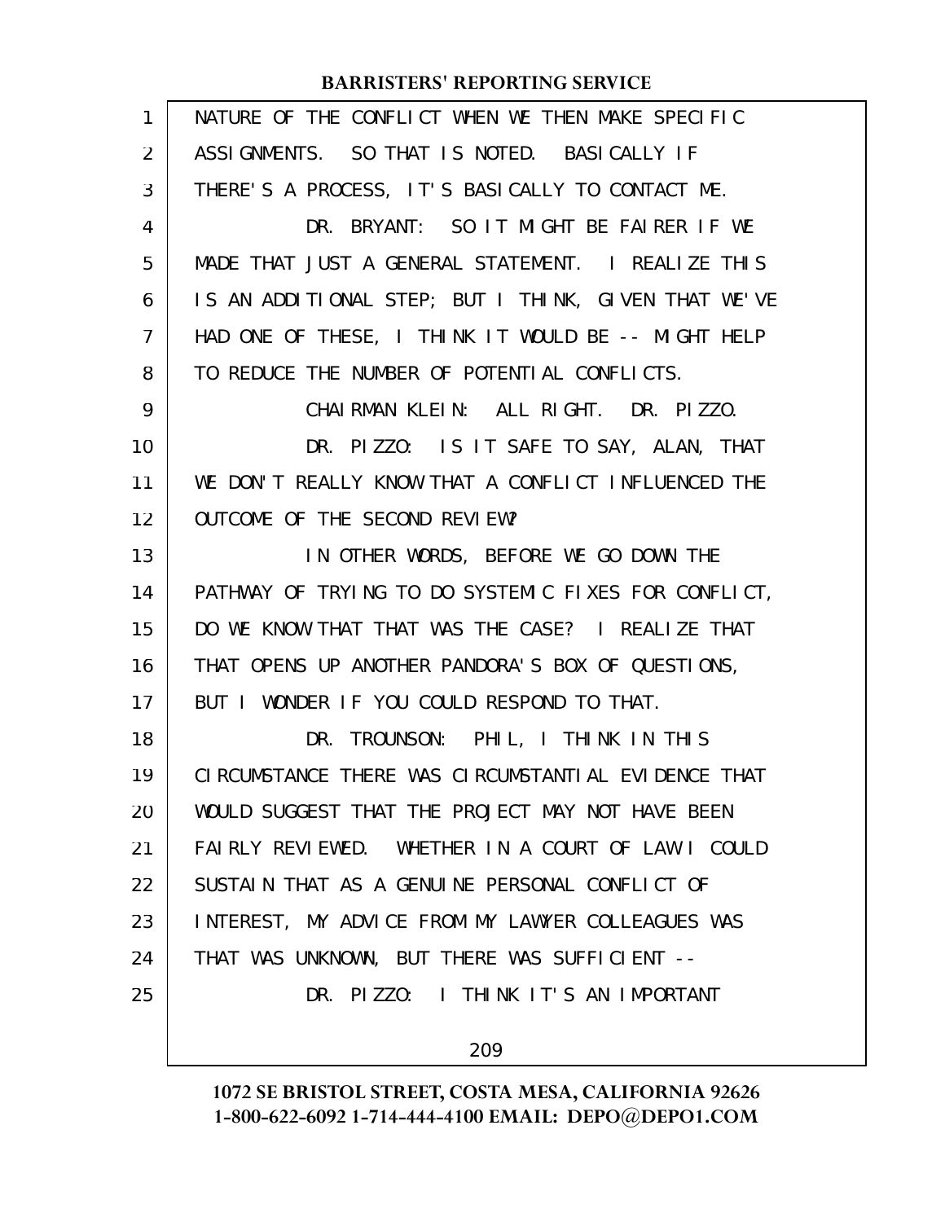NATURE OF THE CONFLICT WHEN WE THEN MAKE SPECIFIC ASSIGNMENTS. SO THAT IS NOTED. BASICALLY IF THERE'S A PROCESS, IT'S BASICALLY TO CONTACT ME.

DR. BRYANT: SO IT MIGHT BE FAIRER IF WE MADE THAT JUST A GENERAL STATEMENT. I REALIZE THIS IS AN ADDITIONAL STEP; BUT I THINK, GIVEN THAT WE'VE HAD ONE OF THESE, I THINK IT WOULD BE -- MIGHT HELP TO REDUCE THE NUMBER OF POTENTIAL CONFLICTS.

CHAIRMAN KLEIN: ALL RIGHT. DR. PIZZO.

DR. PIZZO: IS IT SAFE TO SAY, ALAN, THAT WE DON'T REALLY KNOW THAT A CONFLICT INFLUENCED THE OUTCOME OF THE SECOND REVIEW?

IN OTHER WORDS, BEFORE WE GO DOWN THE PATHWAY OF TRYING TO DO SYSTEMIC FIXES FOR CONFLICT, DO WE KNOW THAT THAT WAS THE CASE? I REALIZE THAT THAT OPENS UP ANOTHER PANDORA'S BOX OF QUESTIONS, BUT I WONDER IF YOU COULD RESPOND TO THAT.

DR. TROUNSON: PHIL, I THINK IN THIS CIRCUMSTANCE THERE WAS CIRCUMSTANTIAL EVIDENCE THAT WOULD SUGGEST THAT THE PROJECT MAY NOT HAVE BEEN FAIRLY REVIEWED. WHETHER IN A COURT OF LAW I COULD SUSTAIN THAT AS A GENUINE PERSONAL CONFLICT OF INTEREST, MY ADVICE FROM MY LAWYER COLLEAGUES WAS THAT WAS UNKNOWN, BUT THERE WAS SUFFICIENT --

DR. PIZZO: I THINK IT'S AN IMPORTANT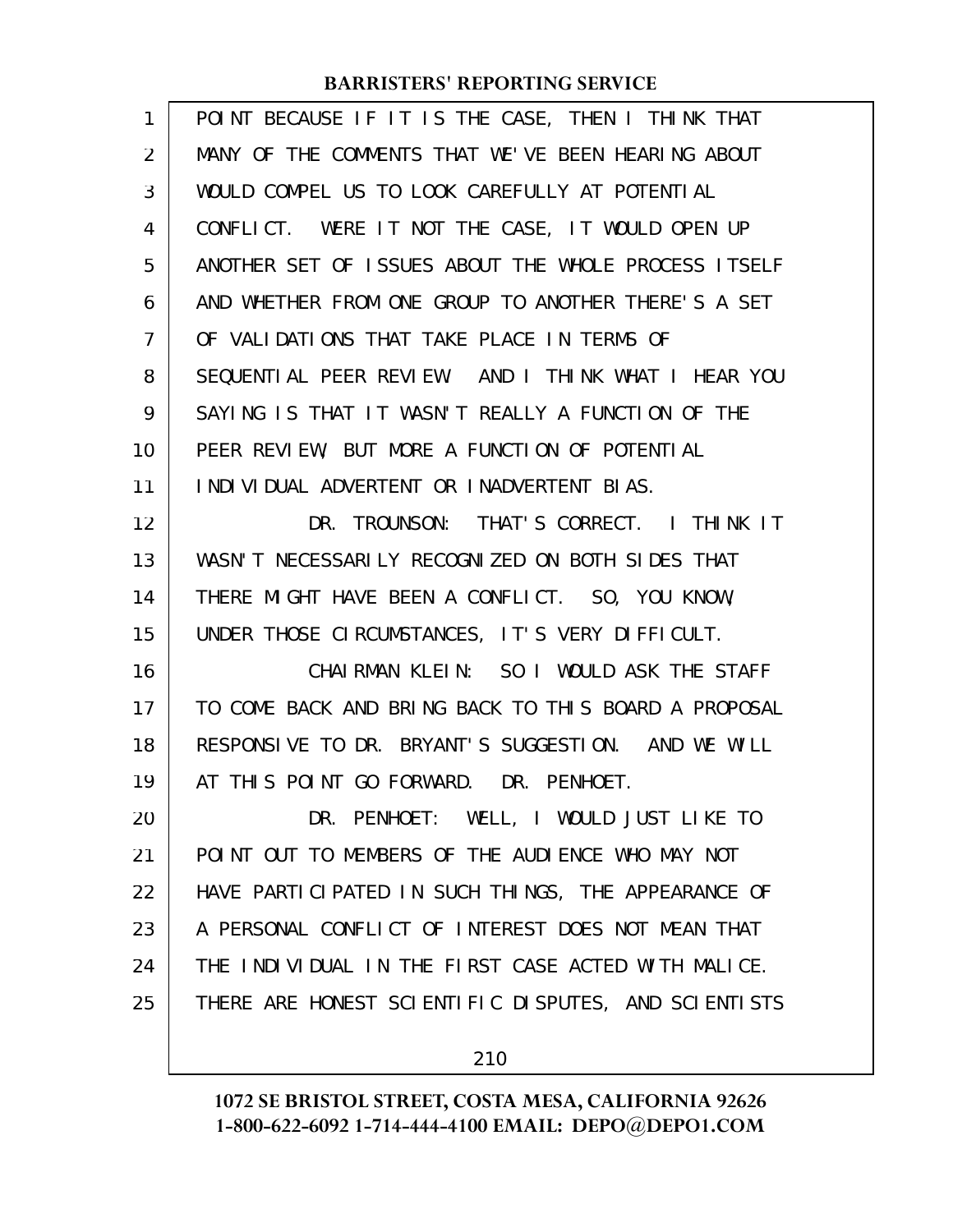POINT BECAUSE IF IT IS THE CASE, THEN I THINK THAT MANY OF THE COMMENTS THAT WE'VE BEEN HEARING ABOUT WOULD COMPEL US TO LOOK CAREFULLY AT POTENTIAL CONFLICT. WERE IT NOT THE CASE, IT WOULD OPEN UP ANOTHER SET OF ISSUES ABOUT THE WHOLE PROCESS ITSELF AND WHETHER FROM ONE GROUP TO ANOTHER THERE'S A SET OF VALIDATIONS THAT TAKE PLACE IN TERMS OF SEQUENTIAL PEER REVIEW. AND I THINK WHAT I HEAR YOU SAYING IS THAT IT WASN'T REALLY A FUNCTION OF THE PEER REVIEW, BUT MORE A FUNCTION OF POTENTIAL INDIVIDUAL ADVERTENT OR INADVERTENT BIAS.

DR. TROUNSON: THAT'S CORRECT. I THINK IT WASN'T NECESSARILY RECOGNIZED ON BOTH SIDES THAT THERE MIGHT HAVE BEEN A CONFLICT. SO, YOU KNOW, UNDER THOSE CIRCUMSTANCES, IT'S VERY DIFFICULT.

CHAIRMAN KLEIN: SO I WOULD ASK THE STAFF TO COME BACK AND BRING BACK TO THIS BOARD A PROPOSAL RESPONSIVE TO DR. BRYANT'S SUGGESTION. AND WE WILL AT THIS POINT GO FORWARD. DR. PENHOET.

DR. PENHOET: WELL, I WOULD JUST LIKE TO POINT OUT TO MEMBERS OF THE AUDIENCE WHO MAY NOT HAVE PARTICIPATED IN SUCH THINGS, THE APPEARANCE OF A PERSONAL CONFLICT OF INTEREST DOES NOT MEAN THAT THE INDIVIDUAL IN THE FIRST CASE ACTED WITH MALICE. THERE ARE HONEST SCIENTIFIC DISPUTES, AND SCIENTISTS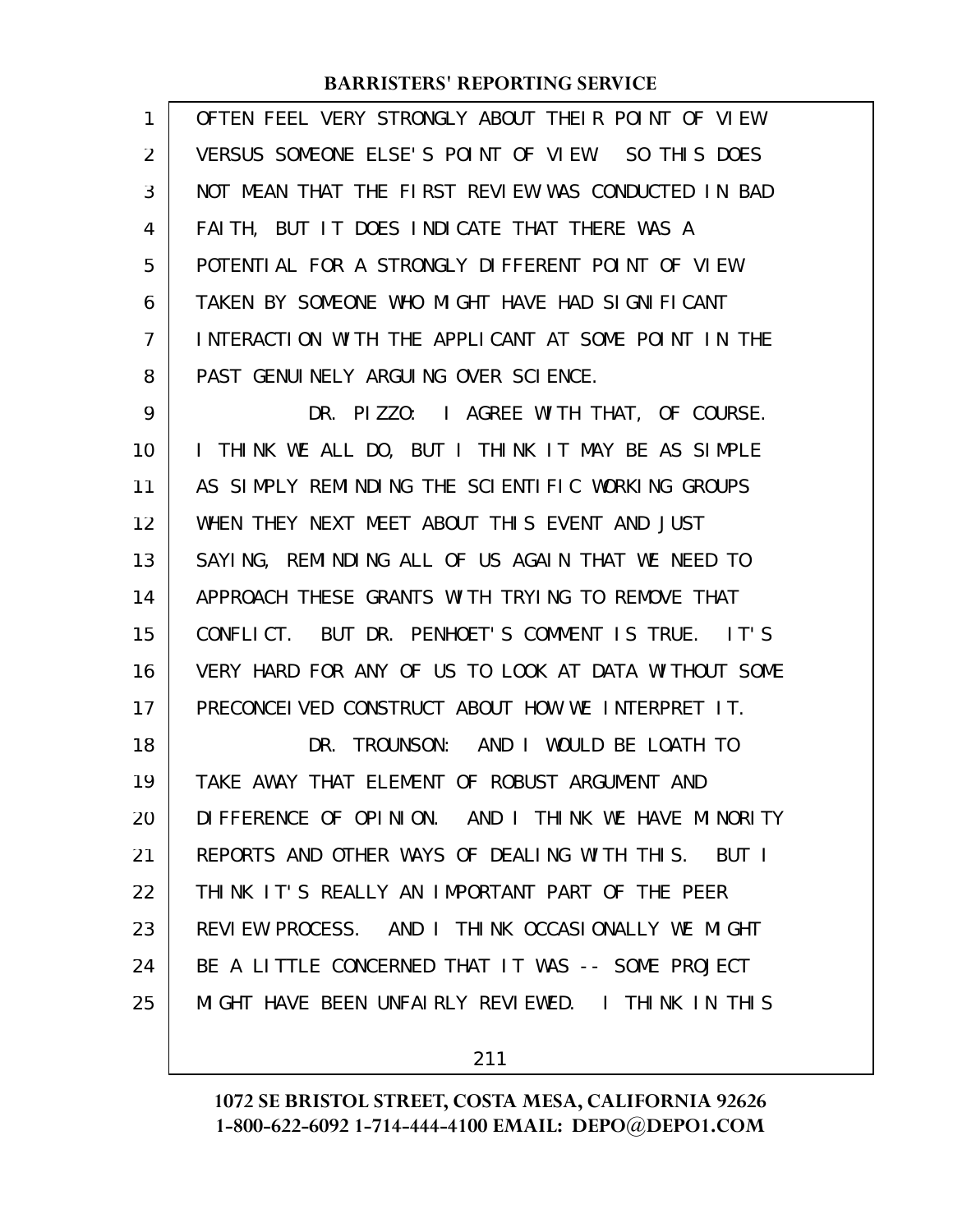OFTEN FEEL VERY STRONGLY ABOUT THEIR POINT OF VIEW VERSUS SOMEONE ELSE'S POINT OF VIEW. SO THIS DOES NOT MEAN THAT THE FIRST REVIEW WAS CONDUCTED IN BAD FAITH, BUT IT DOES INDICATE THAT THERE WAS A POTENTIAL FOR A STRONGLY DIFFERENT POINT OF VIEW TAKEN BY SOMEONE WHO MIGHT HAVE HAD SIGNIFICANT INTERACTION WITH THE APPLICANT AT SOME POINT IN THE PAST GENUINELY ARGUING OVER SCIENCE.

DR. PIZZO: I AGREE WITH THAT, OF COURSE. I THINK WE ALL DO, BUT I THINK IT MAY BE AS SIMPLE AS SIMPLY REMINDING THE SCIENTIFIC WORKING GROUPS WHEN THEY NEXT MEET ABOUT THIS EVENT AND JUST SAYING, REMINDING ALL OF US AGAIN THAT WE NEED TO APPROACH THESE GRANTS WITH TRYING TO REMOVE THAT CONFLICT. BUT DR. PENHOET'S COMMENT IS TRUE. IT'S VERY HARD FOR ANY OF US TO LOOK AT DATA WITHOUT SOME PRECONCEIVED CONSTRUCT ABOUT HOW WE INTERPRET IT.

DR. TROUNSON: AND I WOULD BE LOATH TO TAKE AWAY THAT ELEMENT OF ROBUST ARGUMENT AND DIFFERENCE OF OPINION. AND I THINK WE HAVE MINORITY REPORTS AND OTHER WAYS OF DEALING WITH THIS. BUT I THINK IT'S REALLY AN IMPORTANT PART OF THE PEER REVIEW PROCESS. AND I THINK OCCASIONALLY WE MIGHT BE A LITTLE CONCERNED THAT IT WAS -- SOME PROJECT MIGHT HAVE BEEN UNFAIRLY REVIEWED. I THINK IN THIS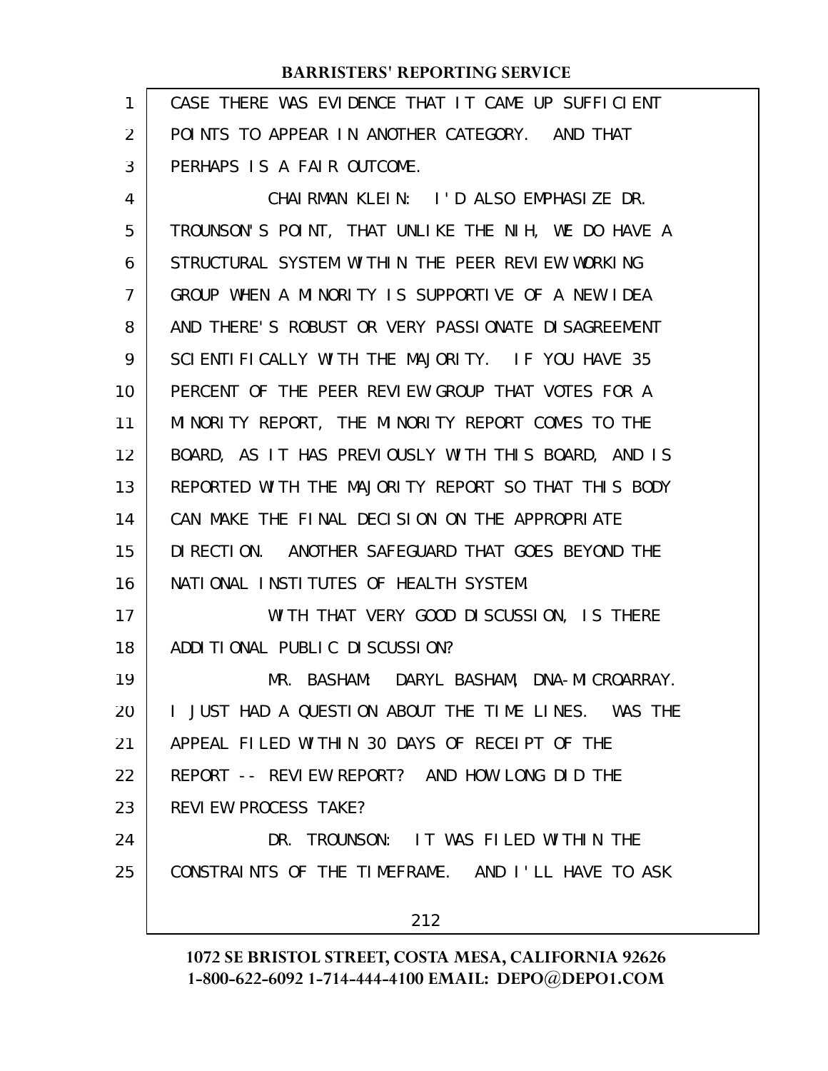CASE THERE WAS EVIDENCE THAT IT CAME UP SUFFICIENT POINTS TO APPEAR IN ANOTHER CATEGORY. AND THAT PERHAPS IS A FAIR OUTCOME.

CHAIRMAN KLEIN: I'D ALSO EMPHASIZE DR. TROUNSON'S POINT, THAT UNLIKE THE NIH, WE DO HAVE A STRUCTURAL SYSTEM WITHIN THE PEER REVIEW WORKING GROUP WHEN A MINORITY IS SUPPORTIVE OF A NEW IDEA AND THERE'S ROBUST OR VERY PASSIONATE DISAGREEMENT SCIENTIFICALLY WITH THE MAJORITY. IF YOU HAVE 35 PERCENT OF THE PEER REVIEW GROUP THAT VOTES FOR A MINORITY REPORT, THE MINORITY REPORT COMES TO THE BOARD, AS IT HAS PREVIOUSLY WITH THIS BOARD, AND IS REPORTED WITH THE MAJORITY REPORT SO THAT THIS BODY CAN MAKE THE FINAL DECISION ON THE APPROPRIATE DIRECTION. ANOTHER SAFEGUARD THAT GOES BEYOND THE NATIONAL INSTITUTES OF HEALTH SYSTEM.

WITH THAT VERY GOOD DISCUSSION, IS THERE ADDITIONAL PUBLIC DISCUSSION?

MR. BASHAM: DARYL BASHAM, DNA-MICROARRAY. I JUST HAD A QUESTION ABOUT THE TIME LINES. WAS THE APPEAL FILED WITHIN 30 DAYS OF RECEIPT OF THE REPORT -- REVIEW REPORT? AND HOW LONG DID THE REVIEW PROCESS TAKE?

DR. TROUNSON: IT WAS FILED WITHIN THE CONSTRAINTS OF THE TIMEFRAME. AND I'LL HAVE TO ASK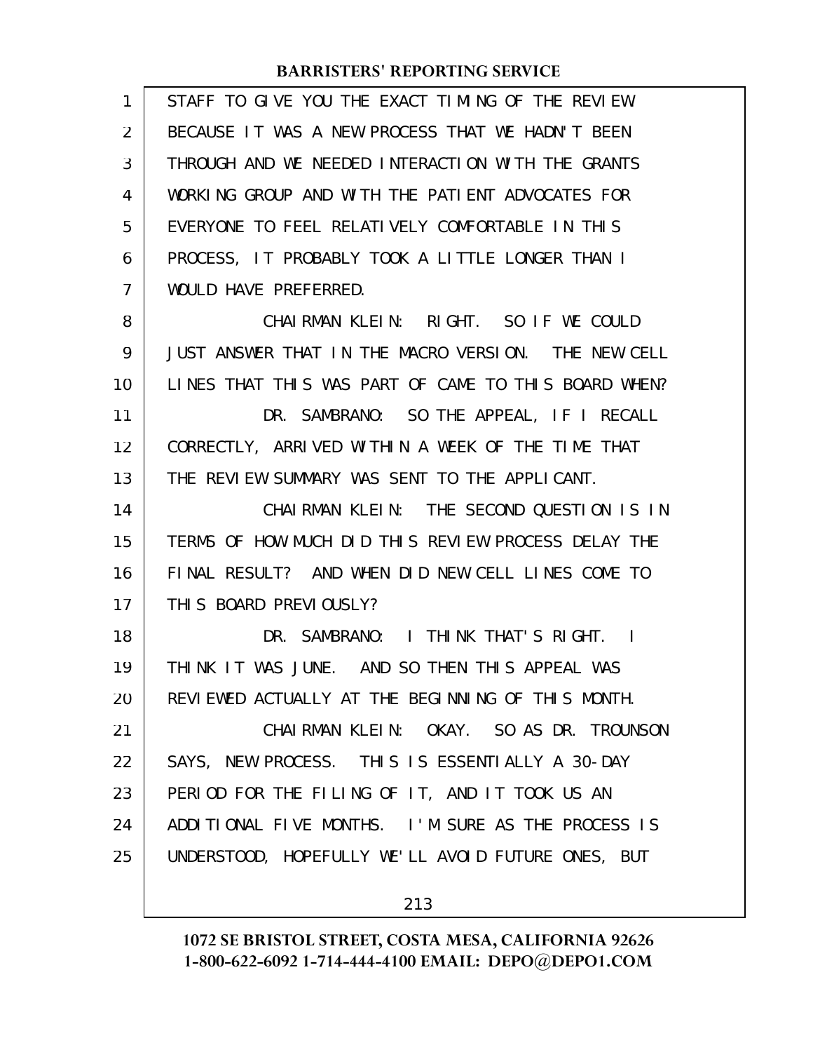STAFF TO GIVE YOU THE EXACT TIMING OF THE REVIEW BECAUSE IT WAS A NEW PROCESS THAT WE HADN'T BEEN THROUGH AND WE NEEDED INTERACTION WITH THE GRANTS WORKING GROUP AND WITH THE PATIENT ADVOCATES FOR EVERYONE TO FEEL RELATIVELY COMFORTABLE IN THIS PROCESS, IT PROBABLY TOOK A LITTLE LONGER THAN I WOULD HAVE PREFERRED.

CHAIRMAN KLEIN: RIGHT. SO IF WE COULD JUST ANSWER THAT IN THE MACRO VERSION. THE NEW CELL LINES THAT THIS WAS PART OF CAME TO THIS BOARD WHEN?

DR. SAMBRANO: SO THE APPEAL, IF I RECALL CORRECTLY, ARRIVED WITHIN A WEEK OF THE TIME THAT THE REVIEW SUMMARY WAS SENT TO THE APPLICANT.

CHAIRMAN KLEIN: THE SECOND QUESTION IS IN TERMS OF HOW MUCH DID THIS REVIEW PROCESS DELAY THE FINAL RESULT? AND WHEN DID NEW CELL LINES COME TO THIS BOARD PREVIOUSLY?

DR. SAMBRANO: I THINK THAT'S RIGHT. I THINK IT WAS JUNE. AND SO THEN THIS APPEAL WAS REVIEWED ACTUALLY AT THE BEGINNING OF THIS MONTH.

CHAIRMAN KLEIN: OKAY. SO AS DR. TROUNSON SAYS, NEW PROCESS. THIS IS ESSENTIALLY A 30-DAY PERIOD FOR THE FILING OF IT, AND IT TOOK US AN ADDITIONAL FIVE MONTHS. I'M SURE AS THE PROCESS IS UNDERSTOOD, HOPEFULLY WE'LL AVOID FUTURE ONES, BUT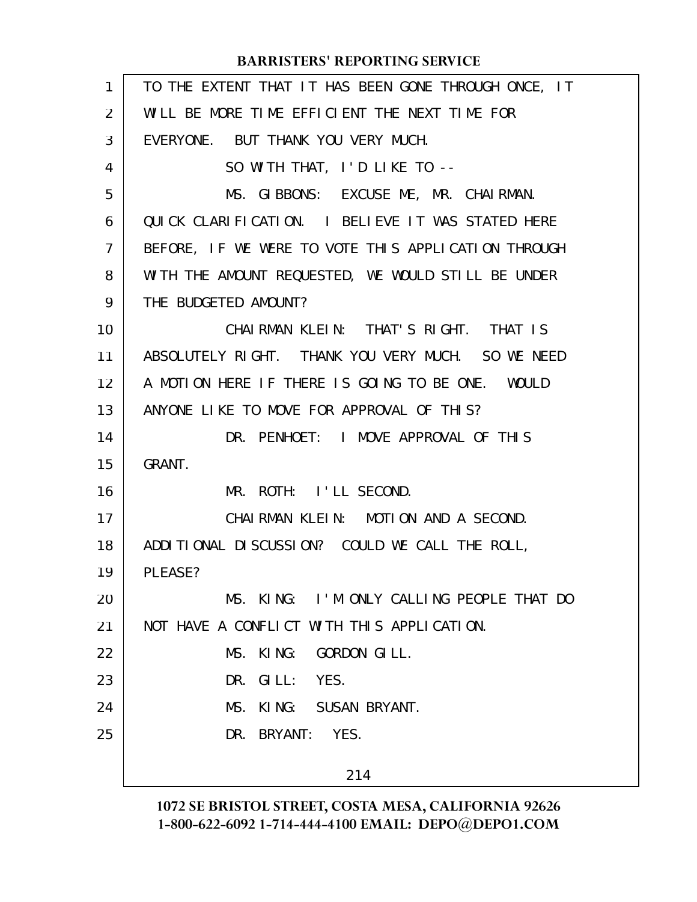TO THE EXTENT THAT IT HAS BEEN GONE THROUGH ONCE, IT WILL BE MORE TIME EFFICIENT THE NEXT TIME FOR EVERYONE. BUT THANK YOU VERY MUCH.

SO WITH THAT, I'D LIKE TO --

MS. GIBBONS: EXCUSE ME, MR. CHAIRMAN. QUICK CLARIFICATION. I BELIEVE IT WAS STATED HERE BEFORE, IF WE WERE TO VOTE THIS APPLICATION THROUGH WITH THE AMOUNT REQUESTED, WE WOULD STILL BE UNDER THE BUDGETED AMOUNT?

CHAIRMAN KLEIN: THAT'S RIGHT. THAT IS ABSOLUTELY RIGHT. THANK YOU VERY MUCH. SO WE NEED A MOTION HERE IF THERE IS GOING TO BE ONE. WOULD ANYONE LIKE TO MOVE FOR APPROVAL OF THIS?

DR. PENHOET: I MOVE APPROVAL OF THIS GRANT.

MR. ROTH: I'LL SECOND.

CHAIRMAN KLEIN: MOTION AND A SECOND. ADDITIONAL DISCUSSION? COULD WE CALL THE ROLL, PLEASE?

MS. KING: I'M ONLY CALLING PEOPLE THAT DO NOT HAVE A CONFLICT WITH THIS APPLICATION.

MS. KING: GORDON GILL.

DR. GILL: YES.

MS. KING: SUSAN BRYANT.

DR. BRYANT: YES.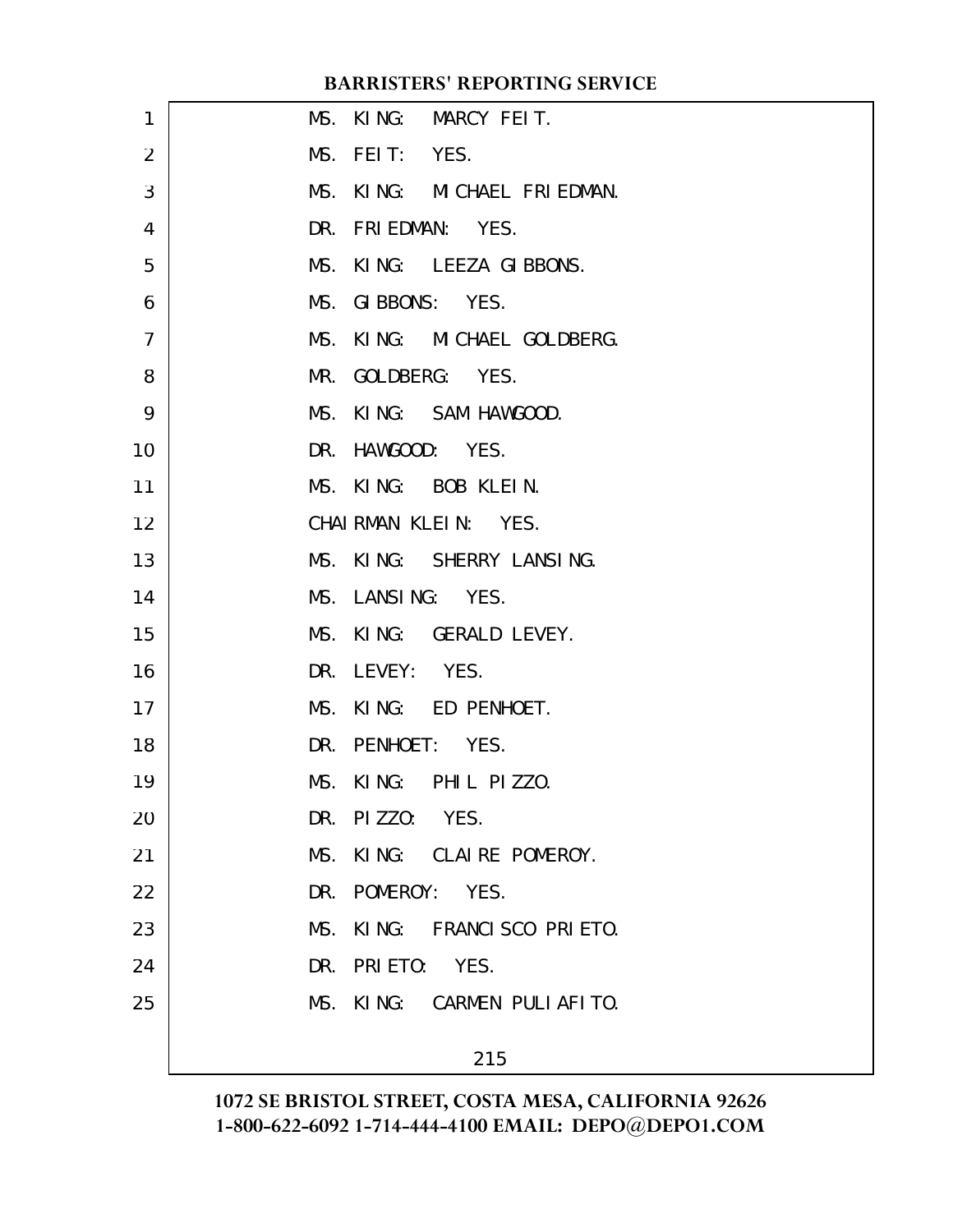MS. KING: MARCY FEIT.

MS. FEIT: YES.

MS. KING: MICHAEL FRIEDMAN.

DR. FRIEDMAN: YES.

MS. KING: LEEZA GIBBONS.

MS. GIBBONS: YES.

MS. KING: MICHAEL GOLDBERG.

MR. GOLDBERG: YES.

MS. KING: SAM HAWGOOD.

DR. HAWGOOD: YES.

MS. KING: BOB KLEIN.

CHAIRMAN KLEIN: YES.

MS. KING: SHERRY LANSING.

MS. LANSING: YES.

MS. KING: GERALD LEVEY.

DR. LEVEY: YES.

MS. KING: ED PENHOET.

DR. PENHOET: YES.

MS. KING: PHIL PIZZO.

DR. PIZZO: YES.

MS. KING: CLAIRE POMEROY.

DR. POMEROY: YES.

MS. KING: FRANCISCO PRIETO.

DR. PRIETO: YES.

MS. KING: CARMEN PULIAFITO.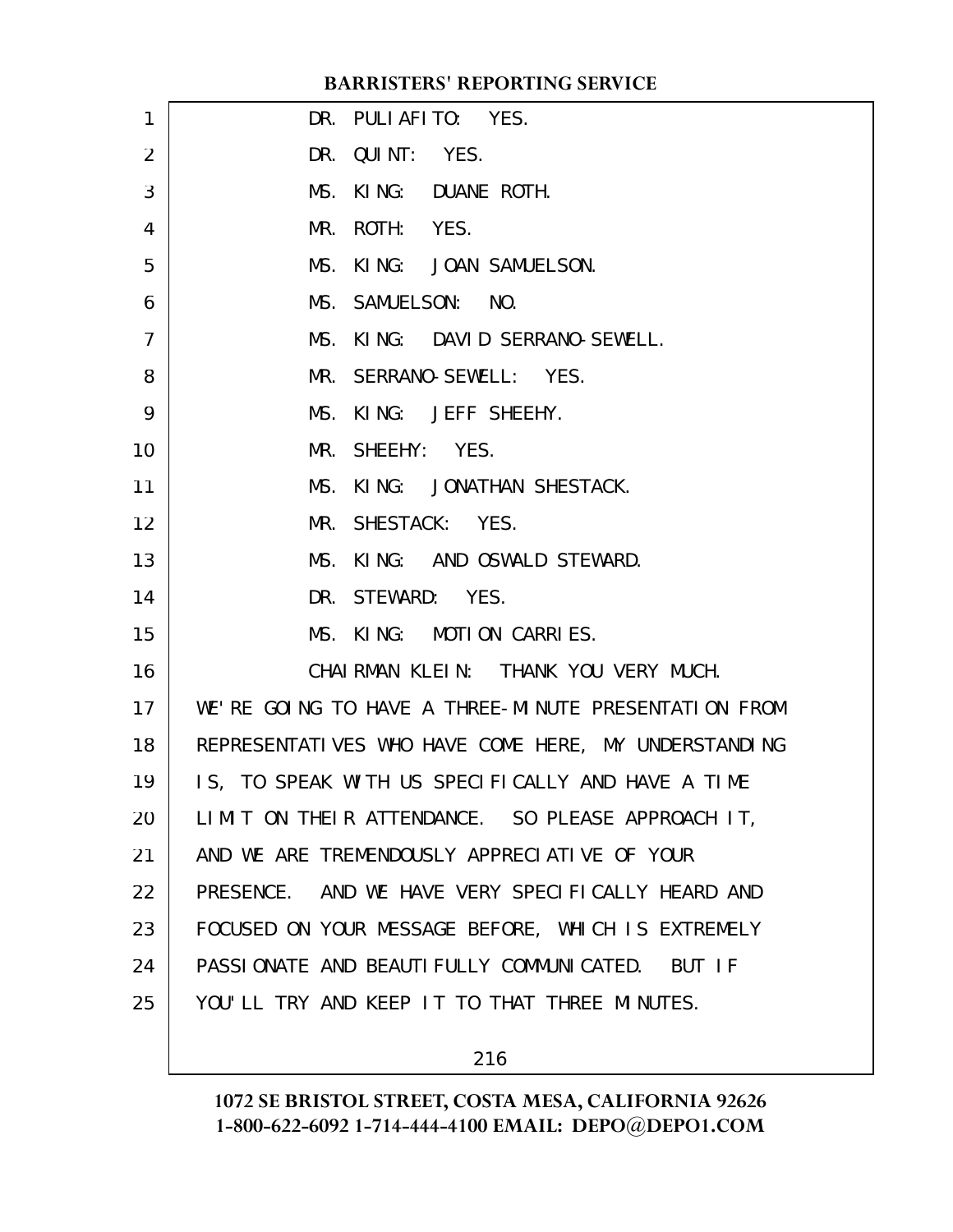DR. PULIAFITO: YES.

DR. QUINT: YES.

MS. KING: DUANE ROTH.

MR. ROTH: YES.

MS. KING: JOAN SAMUELSON.

MS. SAMUELSON: NO.

MS. KING: DAVID SERRANO-SEWELL.

MR. SERRANO-SEWELL: YES.

MS. KING: JEFF SHEEHY.

MR. SHEEHY: YES.

MS. KING: JONATHAN SHESTACK.

MR. SHESTACK: YES.

MS. KING: AND OSWALD STEWARD.

DR. STEWARD: YES.

MS. KING: MOTION CARRIES.

CHAIRMAN KLEIN: THANK YOU VERY MUCH. WE'RE GOING TO HAVE A THREE-MINUTE PRESENTATION FROM REPRESENTATIVES WHO HAVE COME HERE, MY UNDERSTANDING IS, TO SPEAK WITH US SPECIFICALLY AND HAVE A TIME LIMIT ON THEIR ATTENDANCE. SO PLEASE APPROACH IT, AND WE ARE TREMENDOUSLY APPRECIATIVE OF YOUR PRESENCE. AND WE HAVE VERY SPECIFICALLY HEARD AND FOCUSED ON YOUR MESSAGE BEFORE, WHICH IS EXTREMELY PASSIONATE AND BEAUTIFULLY COMMUNICATED. BUT IF YOU'LL TRY AND KEEP IT TO THAT THREE MINUTES.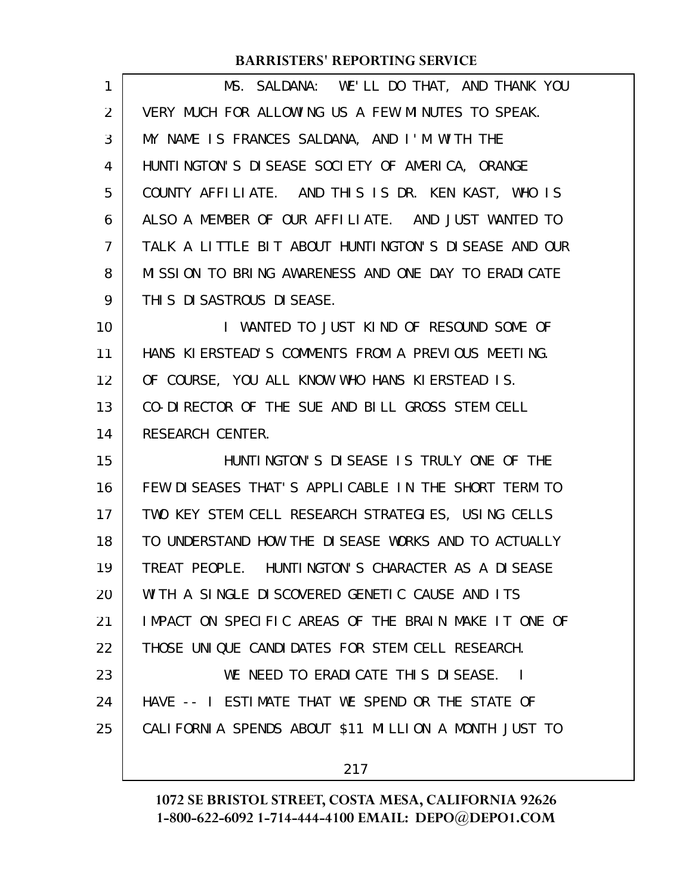MS. SALDANA: WE'LL DO THAT, AND THANK YOU VERY MUCH FOR ALLOWING US A FEW MINUTES TO SPEAK. MY NAME IS FRANCES SALDANA, AND I'M WITH THE HUNTINGTON'S DISEASE SOCIETY OF AMERICA, ORANGE COUNTY AFFILIATE. AND THIS IS DR. KEN KAST, WHO IS ALSO A MEMBER OF OUR AFFILIATE. AND JUST WANTED TO TALK A LITTLE BIT ABOUT HUNTINGTON'S DISEASE AND OUR MISSION TO BRING AWARENESS AND ONE DAY TO ERADICATE THIS DISASTROUS DISEASE.

I WANTED TO JUST KIND OF RESOUND SOME OF HANS KIERSTEAD'S COMMENTS FROM A PREVIOUS MEETING. OF COURSE, YOU ALL KNOW WHO HANS KIERSTEAD IS. CO-DIRECTOR OF THE SUE AND BILL GROSS STEM CELL RESEARCH CENTER.

HUNTINGTON'S DISEASE IS TRULY ONE OF THE FEW DISEASES THAT'S APPLICABLE IN THE SHORT TERM TO TWO KEY STEM CELL RESEARCH STRATEGIES, USING CELLS TO UNDERSTAND HOW THE DISEASE WORKS AND TO ACTUALLY TREAT PEOPLE. HUNTINGTON'S CHARACTER AS A DISEASE WITH A SINGLE DISCOVERED GENETIC CAUSE AND ITS IMPACT ON SPECIFIC AREAS OF THE BRAIN MAKE IT ONE OF THOSE UNIQUE CANDIDATES FOR STEM CELL RESEARCH.

WE NEED TO ERADICATE THIS DISEASE. I HAVE -- I ESTIMATE THAT WE SPEND OR THE STATE OF CALIFORNIA SPENDS ABOUT $11 MILLION A MONTH JUST TO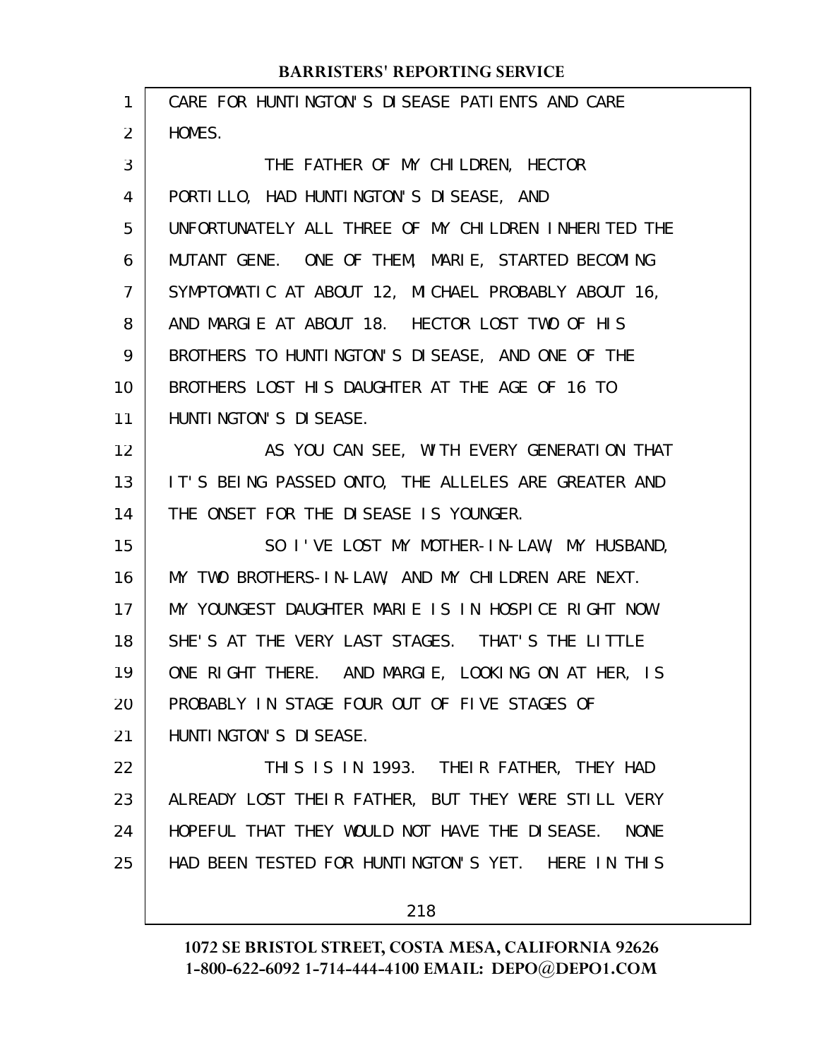CARE FOR HUNTINGTON'S DISEASE PATIENTS AND CARE HOMES.

THE FATHER OF MY CHILDREN, HECTOR PORTILLO, HAD HUNTINGTON'S DISEASE, AND UNFORTUNATELY ALL THREE OF MY CHILDREN INHERITED THE MUTANT GENE. ONE OF THEM, MARIE, STARTED BECOMING SYMPTOMATIC AT ABOUT 12, MICHAEL PROBABLY ABOUT 16, AND MARGIE AT ABOUT 18. HECTOR LOST TWO OF HIS BROTHERS TO HUNTINGTON'S DISEASE, AND ONE OF THE BROTHERS LOST HIS DAUGHTER AT THE AGE OF 16 TO HUNTINGTON'S DISEASE.

AS YOU CAN SEE, WITH EVERY GENERATION THAT IT'S BEING PASSED ONTO, THE ALLELES ARE GREATER AND THE ONSET FOR THE DISEASE IS YOUNGER.

SO I'VE LOST MY MOTHER-IN-LAW, MY HUSBAND, MY TWO BROTHERS-IN-LAW, AND MY CHILDREN ARE NEXT. MY YOUNGEST DAUGHTER MARIE IS IN HOSPICE RIGHT NOW. SHE'S AT THE VERY LAST STAGES. THAT'S THE LITTLE ONE RIGHT THERE. AND MARGIE, LOOKING ON AT HER, IS PROBABLY IN STAGE FOUR OUT OF FIVE STAGES OF HUNTINGTON'S DISEASE.

THIS IS IN 1993. THEIR FATHER, THEY HAD ALREADY LOST THEIR FATHER, BUT THEY WERE STILL VERY HOPEFUL THAT THEY WOULD NOT HAVE THE DISEASE. NONE HAD BEEN TESTED FOR HUNTINGTON'S YET. HERE IN THIS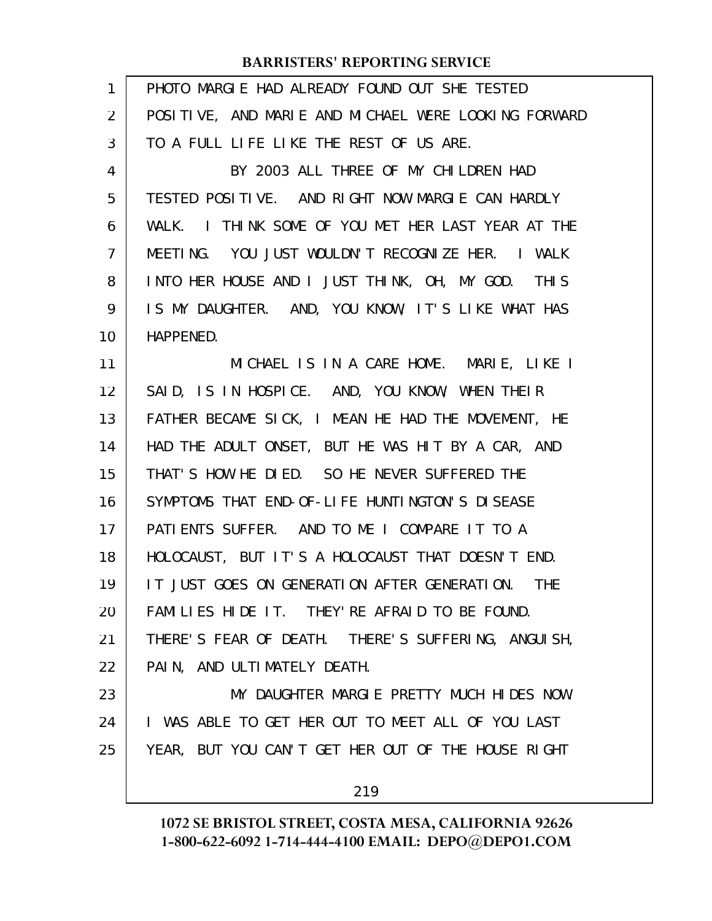PHOTO MARGIE HAD ALREADY FOUND OUT SHE TESTED POSITIVE, AND MARIE AND MICHAEL WERE LOOKING FORWARD TO A FULL LIFE LIKE THE REST OF US ARE.

BY 2003 ALL THREE OF MY CHILDREN HAD TESTED POSITIVE. AND RIGHT NOW MARGIE CAN HARDLY WALK. I THINK SOME OF YOU MET HER LAST YEAR AT THE MEETING. YOU JUST WOULDN'T RECOGNIZE HER. I WALK INTO HER HOUSE AND I JUST THINK, OH, MY GOD. THIS IS MY DAUGHTER. AND, YOU KNOW, IT'S LIKE WHAT HAS HAPPENED.

MICHAEL IS IN A CARE HOME. MARIE, LIKE I SAID, IS IN HOSPICE. AND, YOU KNOW, WHEN THEIR FATHER BECAME SICK, I MEAN HE HAD THE MOVEMENT, HE HAD THE ADULT ONSET, BUT HE WAS HIT BY A CAR, AND THAT'S HOW HE DIED. SO HE NEVER SUFFERED THE SYMPTOMS THAT END-OF-LIFE HUNTINGTON'S DISEASE PATIENTS SUFFER. AND TO ME I COMPARE IT TO A HOLOCAUST, BUT IT'S A HOLOCAUST THAT DOESN'T END. IT JUST GOES ON GENERATION AFTER GENERATION. THE FAMILIES HIDE IT. THEY'RE AFRAID TO BE FOUND. THERE'S FEAR OF DEATH. THERE'S SUFFERING, ANGUISH, PAIN, AND ULTIMATELY DEATH.

MY DAUGHTER MARGIE PRETTY MUCH HIDES NOW. I WAS ABLE TO GET HER OUT TO MEET ALL OF YOU LAST YEAR, BUT YOU CAN'T GET HER OUT OF THE HOUSE RIGHT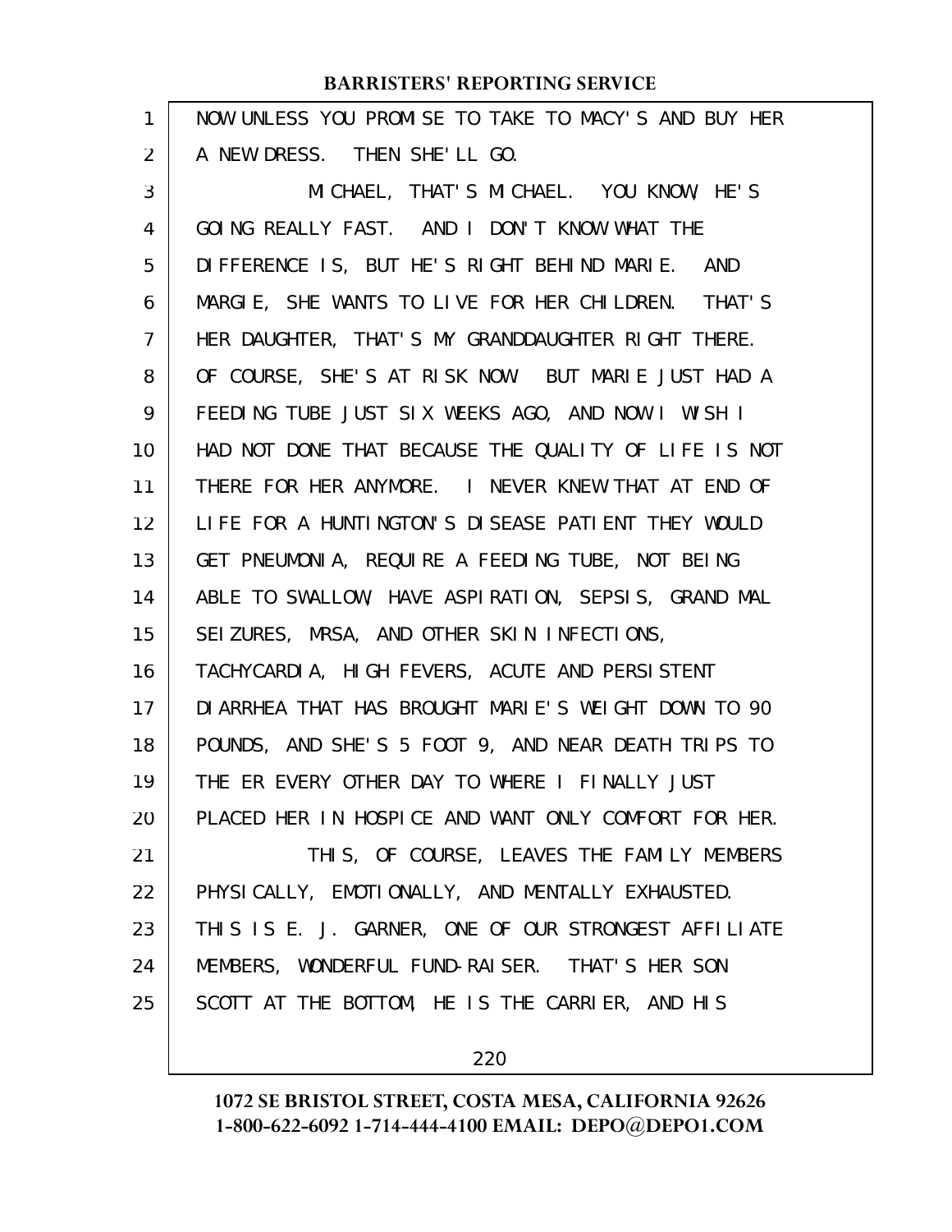NOW UNLESS YOU PROMISE TO TAKE TO MACY'S AND BUY HER A NEW DRESS. THEN SHE'LL GO.

MICHAEL, THAT'S MICHAEL. YOU KNOW, HE'S GOING REALLY FAST. AND I DON'T KNOW WHAT THE DIFFERENCE IS, BUT HE'S RIGHT BEHIND MARIE. AND MARGIE, SHE WANTS TO LIVE FOR HER CHILDREN. THAT'S HER DAUGHTER, THAT'S MY GRANDDAUGHTER RIGHT THERE. OF COURSE, SHE'S AT RISK NOW. BUT MARIE JUST HAD A FEEDING TUBE JUST SIX WEEKS AGO, AND NOW I WISH I HAD NOT DONE THAT BECAUSE THE QUALITY OF LIFE IS NOT THERE FOR HER ANYMORE. I NEVER KNEW THAT AT END OF LIFE FOR A HUNTINGTON'S DISEASE PATIENT THEY WOULD GET PNEUMONIA, REQUIRE A FEEDING TUBE, NOT BEING ABLE TO SWALLOW, HAVE ASPIRATION, SEPSIS, GRAND MAL SEIZURES, MRSA, AND OTHER SKIN INFECTIONS, TACHYCARDIA, HIGH FEVERS, ACUTE AND PERSISTENT DIARRHEA THAT HAS BROUGHT MARIE'S WEIGHT DOWN TO 90 POUNDS, AND SHE'S 5 FOOT 9, AND NEAR DEATH TRIPS TO THE ER EVERY OTHER DAY TO WHERE I FINALLY JUST PLACED HER IN HOSPICE AND WANT ONLY COMFORT FOR HER.

THIS, OF COURSE, LEAVES THE FAMILY MEMBERS PHYSICALLY, EMOTIONALLY, AND MENTALLY EXHAUSTED. THIS IS E. J. GARNER, ONE OF OUR STRONGEST AFFILIATE MEMBERS, WONDERFUL FUND-RAISER. THAT'S HER SON SCOTT AT THE BOTTOM, HE IS THE CARRIER, AND HIS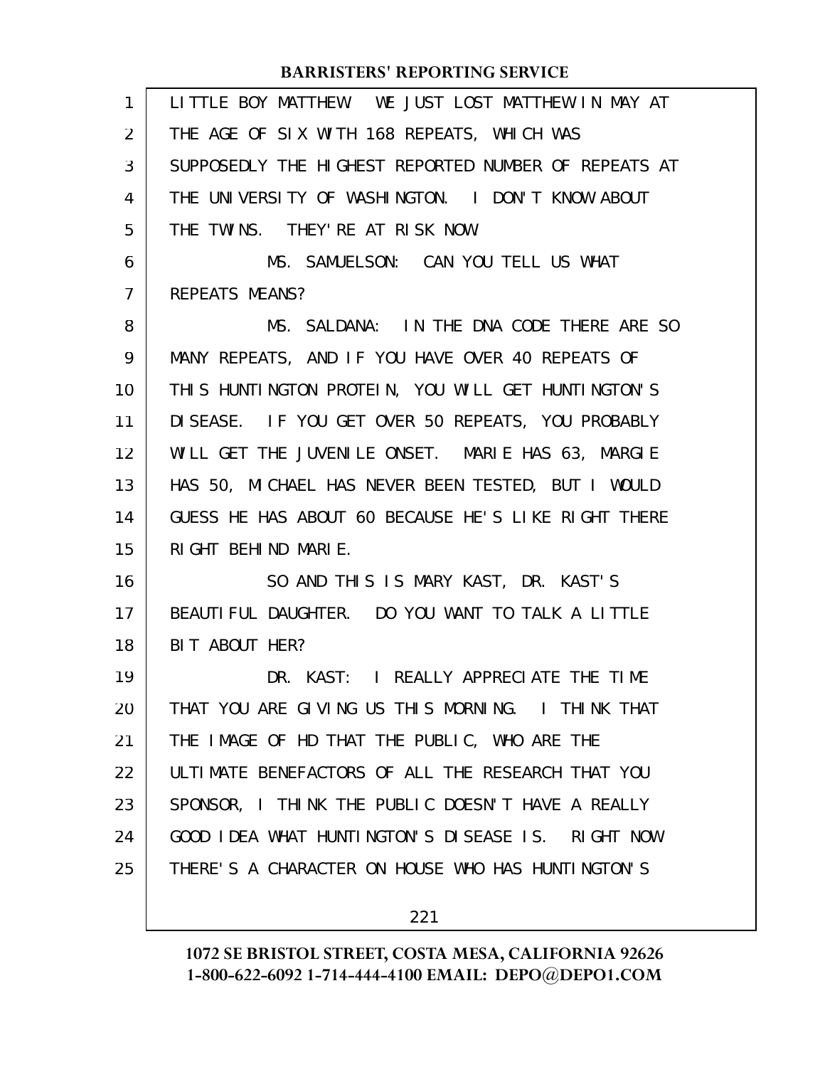LITTLE BOY MATTHEW. WE JUST LOST MATTHEW IN MAY AT THE AGE OF SIX WITH 168 REPEATS, WHICH WAS SUPPOSEDLY THE HIGHEST REPORTED NUMBER OF REPEATS AT THE UNIVERSITY OF WASHINGTON. I DON'T KNOW ABOUT THE TWINS. THEY'RE AT RISK NOW.

MS. SAMUELSON: CAN YOU TELL US WHAT REPEATS MEANS?

MS. SALDANA: IN THE DNA CODE THERE ARE SO MANY REPEATS, AND IF YOU HAVE OVER 40 REPEATS OF THIS HUNTINGTON PROTEIN, YOU WILL GET HUNTINGTON'S DISEASE. IF YOU GET OVER 50 REPEATS, YOU PROBABLY WILL GET THE JUVENILE ONSET. MARIE HAS 63, MARGIE HAS 50, MICHAEL HAS NEVER BEEN TESTED, BUT I WOULD GUESS HE HAS ABOUT 60 BECAUSE HE'S LIKE RIGHT THERE RIGHT BEHIND MARIE.

SO AND THIS IS MARY KAST, DR. KAST'S BEAUTIFUL DAUGHTER. DO YOU WANT TO TALK A LITTLE BIT ABOUT HER?

DR. KAST: I REALLY APPRECIATE THE TIME THAT YOU ARE GIVING US THIS MORNING. I THINK THAT THE IMAGE OF HD THAT THE PUBLIC, WHO ARE THE ULTIMATE BENEFACTORS OF ALL THE RESEARCH THAT YOU SPONSOR, I THINK THE PUBLIC DOESN'T HAVE A REALLY GOOD IDEA WHAT HUNTINGTON'S DISEASE IS. RIGHT NOW THERE'S A CHARACTER ON HOUSE WHO HAS HUNTINGTON'S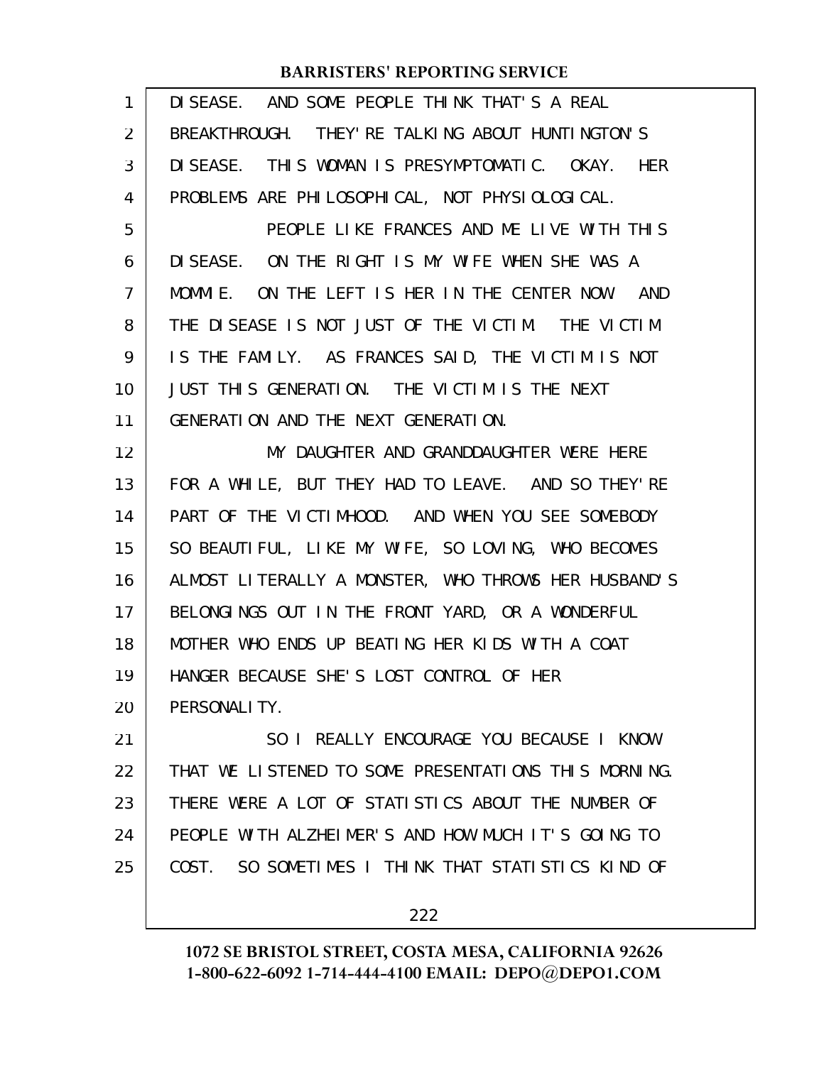DISEASE. AND SOME PEOPLE THINK THAT'S A REAL BREAKTHROUGH. THEY'RE TALKING ABOUT HUNTINGTON'S DISEASE. THIS WOMAN IS PRESYMPTOMATIC. OKAY. HER PROBLEMS ARE PHILOSOPHICAL, NOT PHYSIOLOGICAL.

PEOPLE LIKE FRANCES AND ME LIVE WITH THIS DISEASE. ON THE RIGHT IS MY WIFE WHEN SHE WAS A MOMMIE. ON THE LEFT IS HER IN THE CENTER NOW. AND THE DISEASE IS NOT JUST OF THE VICTIM. THE VICTIM IS THE FAMILY. AS FRANCES SAID, THE VICTIM IS NOT JUST THIS GENERATION. THE VICTIM IS THE NEXT GENERATION AND THE NEXT GENERATION.

MY DAUGHTER AND GRANDDAUGHTER WERE HERE FOR A WHILE, BUT THEY HAD TO LEAVE. AND SO THEY'RE PART OF THE VICTIMHOOD. AND WHEN YOU SEE SOMEBODY SO BEAUTIFUL, LIKE MY WIFE, SO LOVING, WHO BECOMES ALMOST LITERALLY A MONSTER, WHO THROWS HER HUSBAND'S BELONGINGS OUT IN THE FRONT YARD, OR A WONDERFUL MOTHER WHO ENDS UP BEATING HER KIDS WITH A COAT HANGER BECAUSE SHE'S LOST CONTROL OF HER PERSONALITY.

SO I REALLY ENCOURAGE YOU BECAUSE I KNOW THAT WE LISTENED TO SOME PRESENTATIONS THIS MORNING. THERE WERE A LOT OF STATISTICS ABOUT THE NUMBER OF PEOPLE WITH ALZHEIMER'S AND HOW MUCH IT'S GOING TO COST. SO SOMETIMES I THINK THAT STATISTICS KIND OF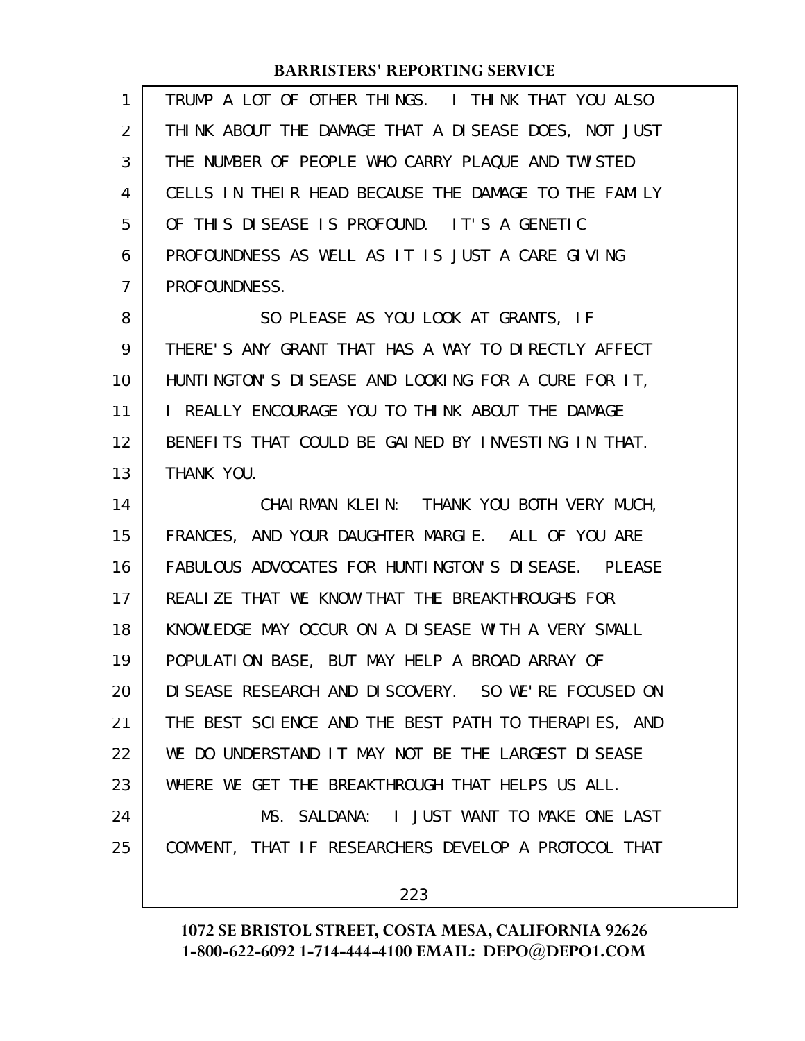TRUMP A LOT OF OTHER THINGS. I THINK THAT YOU ALSO THINK ABOUT THE DAMAGE THAT A DISEASE DOES, NOT JUST THE NUMBER OF PEOPLE WHO CARRY PLAQUE AND TWISTED CELLS IN THEIR HEAD BECAUSE THE DAMAGE TO THE FAMILY OF THIS DISEASE IS PROFOUND. IT'S A GENETIC PROFOUNDNESS AS WELL AS IT IS JUST A CARE GIVING PROFOUNDNESS.

SO PLEASE AS YOU LOOK AT GRANTS, IF THERE'S ANY GRANT THAT HAS A WAY TO DIRECTLY AFFECT HUNTINGTON'S DISEASE AND LOOKING FOR A CURE FOR IT, I REALLY ENCOURAGE YOU TO THINK ABOUT THE DAMAGE BENEFITS THAT COULD BE GAINED BY INVESTING IN THAT. THANK YOU.

CHAIRMAN KLEIN: THANK YOU BOTH VERY MUCH, FRANCES, AND YOUR DAUGHTER MARGIE. ALL OF YOU ARE FABULOUS ADVOCATES FOR HUNTINGTON'S DISEASE. PLEASE REALIZE THAT WE KNOW THAT THE BREAKTHROUGHS FOR KNOWLEDGE MAY OCCUR ON A DISEASE WITH A VERY SMALL POPULATION BASE, BUT MAY HELP A BROAD ARRAY OF DISEASE RESEARCH AND DISCOVERY. SO WE'RE FOCUSED ON THE BEST SCIENCE AND THE BEST PATH TO THERAPIES, AND WE DO UNDERSTAND IT MAY NOT BE THE LARGEST DISEASE WHERE WE GET THE BREAKTHROUGH THAT HELPS US ALL.

MS. SALDANA: I JUST WANT TO MAKE ONE LAST COMMENT, THAT IF RESEARCHERS DEVELOP A PROTOCOL THAT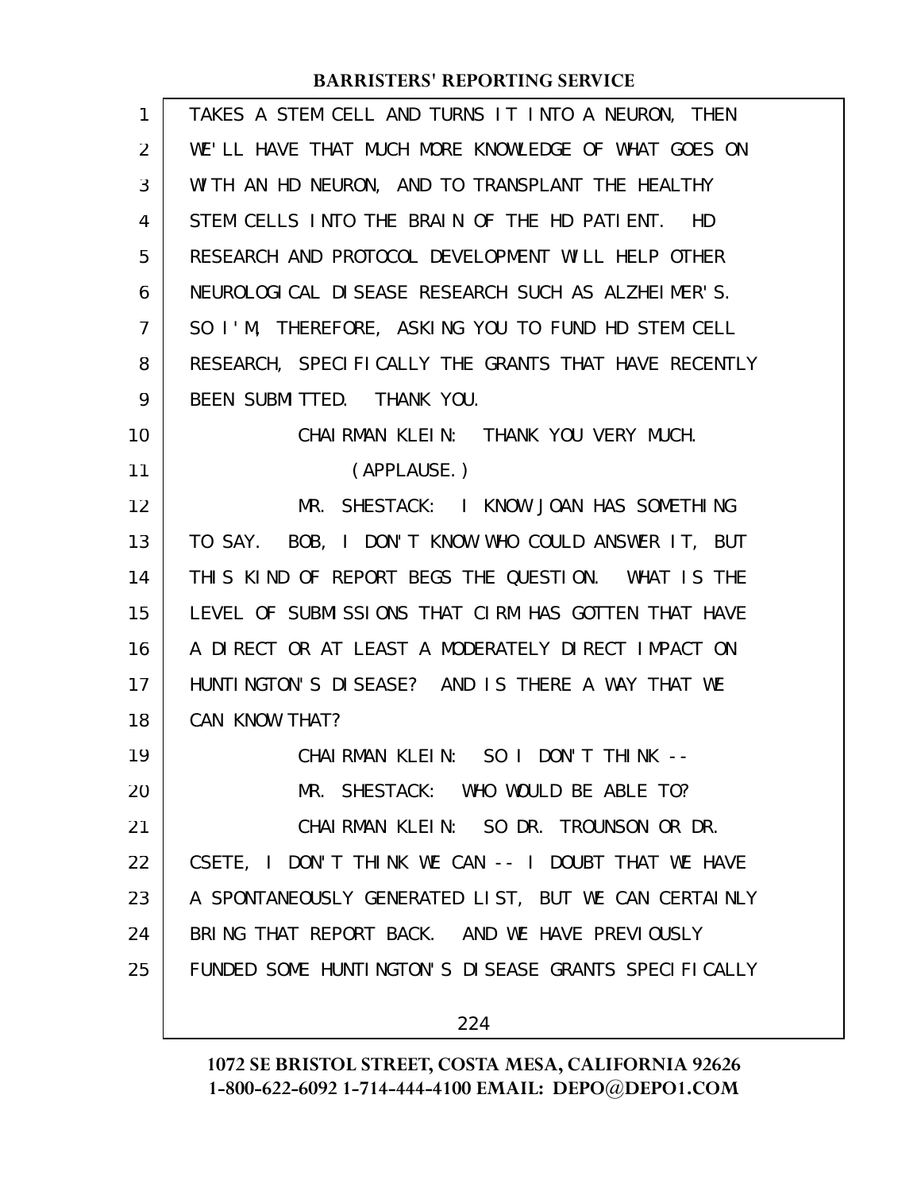TAKES A STEM CELL AND TURNS IT INTO A NEURON, THEN WE'LL HAVE THAT MUCH MORE KNOWLEDGE OF WHAT GOES ON WITH AN HD NEURON, AND TO TRANSPLANT THE HEALTHY STEM CELLS INTO THE BRAIN OF THE HD PATIENT. HD RESEARCH AND PROTOCOL DEVELOPMENT WILL HELP OTHER NEUROLOGICAL DISEASE RESEARCH SUCH AS ALZHEIMER'S. SO I'M, THEREFORE, ASKING YOU TO FUND HD STEM CELL RESEARCH, SPECIFICALLY THE GRANTS THAT HAVE RECENTLY BEEN SUBMITTED. THANK YOU.

CHAIRMAN KLEIN: THANK YOU VERY MUCH.

(APPLAUSE.)

MR. SHESTACK: I KNOW JOAN HAS SOMETHING TO SAY. BOB, I DON'T KNOW WHO COULD ANSWER IT, BUT THIS KIND OF REPORT BEGS THE QUESTION. WHAT IS THE LEVEL OF SUBMISSIONS THAT CIRM HAS GOTTEN THAT HAVE A DIRECT OR AT LEAST A MODERATELY DIRECT IMPACT ON HUNTINGTON'S DISEASE? AND IS THERE A WAY THAT WE CAN KNOW THAT?

CHAIRMAN KLEIN: SO I DON'T THINK --

MR. SHESTACK: WHO WOULD BE ABLE TO?

CHAIRMAN KLEIN: SO DR. TROUNSON OR DR. CSETE, I DON'T THINK WE CAN -- I DOUBT THAT WE HAVE A SPONTANEOUSLY GENERATED LIST, BUT WE CAN CERTAINLY BRING THAT REPORT BACK. AND WE HAVE PREVIOUSLY FUNDED SOME HUNTINGTON'S DISEASE GRANTS SPECIFICALLY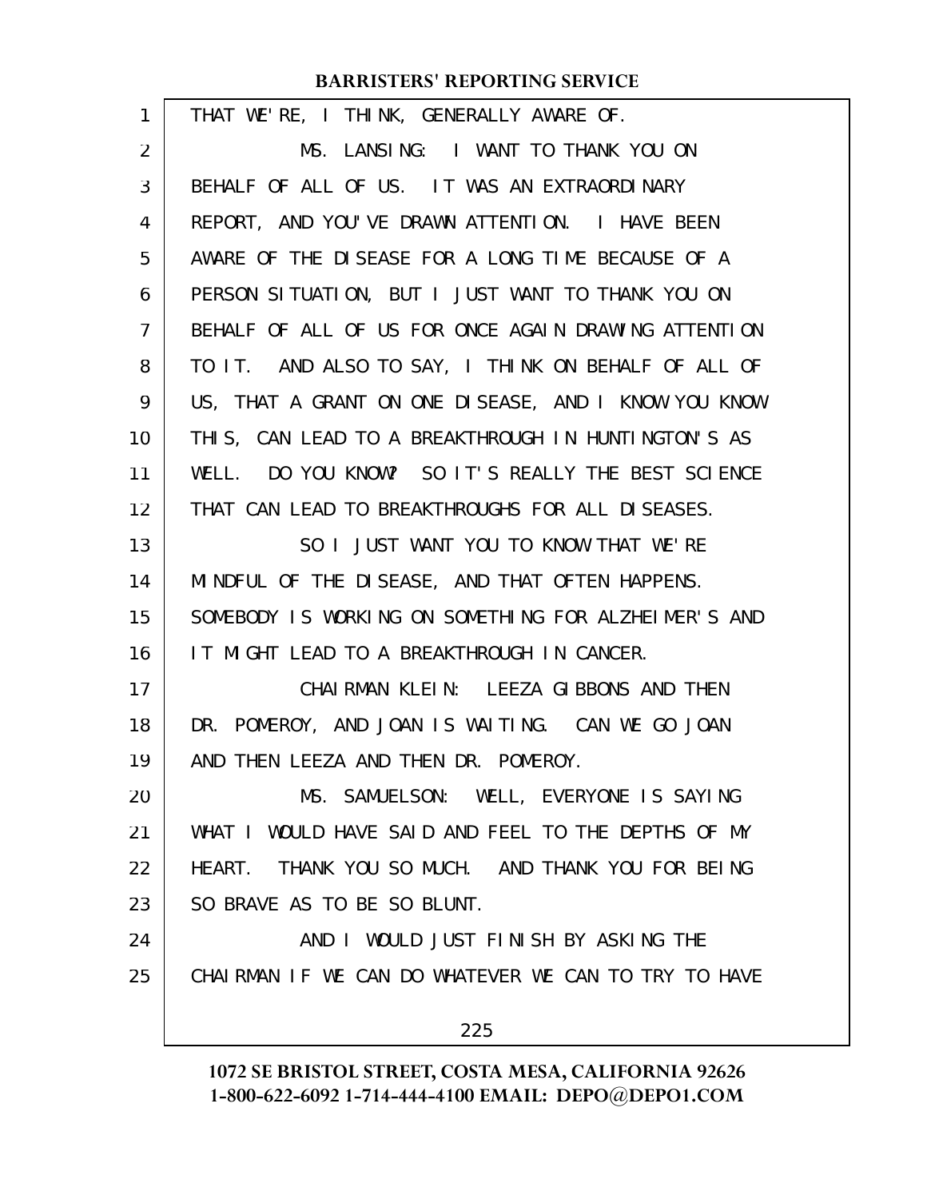THAT WE'RE, I THINK, GENERALLY AWARE OF.

MS. LANSING: I WANT TO THANK YOU ON BEHALF OF ALL OF US. IT WAS AN EXTRAORDINARY REPORT, AND YOU'VE DRAWN ATTENTION. I HAVE BEEN AWARE OF THE DISEASE FOR A LONG TIME BECAUSE OF A PERSON SITUATION, BUT I JUST WANT TO THANK YOU ON BEHALF OF ALL OF US FOR ONCE AGAIN DRAWING ATTENTION TO IT. AND ALSO TO SAY, I THINK ON BEHALF OF ALL OF US, THAT A GRANT ON ONE DISEASE, AND I KNOW YOU KNOW THIS, CAN LEAD TO A BREAKTHROUGH IN HUNTINGTON'S AS WELL. DO YOU KNOW? SO IT'S REALLY THE BEST SCIENCE THAT CAN LEAD TO BREAKTHROUGHS FOR ALL DISEASES.

SO I JUST WANT YOU TO KNOW THAT WE'RE MINDFUL OF THE DISEASE, AND THAT OFTEN HAPPENS. SOMEBODY IS WORKING ON SOMETHING FOR ALZHEIMER'S AND IT MIGHT LEAD TO A BREAKTHROUGH IN CANCER.

CHAIRMAN KLEIN: LEEZA GIBBONS AND THEN DR. POMEROY, AND JOAN IS WAITING. CAN WE GO JOAN AND THEN LEEZA AND THEN DR. POMEROY.

MS. SAMUELSON: WELL, EVERYONE IS SAYING WHAT I WOULD HAVE SAID AND FEEL TO THE DEPTHS OF MY HEART. THANK YOU SO MUCH. AND THANK YOU FOR BEING SO BRAVE AS TO BE SO BLUNT.

AND I WOULD JUST FINISH BY ASKING THE CHAIRMAN IF WE CAN DO WHATEVER WE CAN TO TRY TO HAVE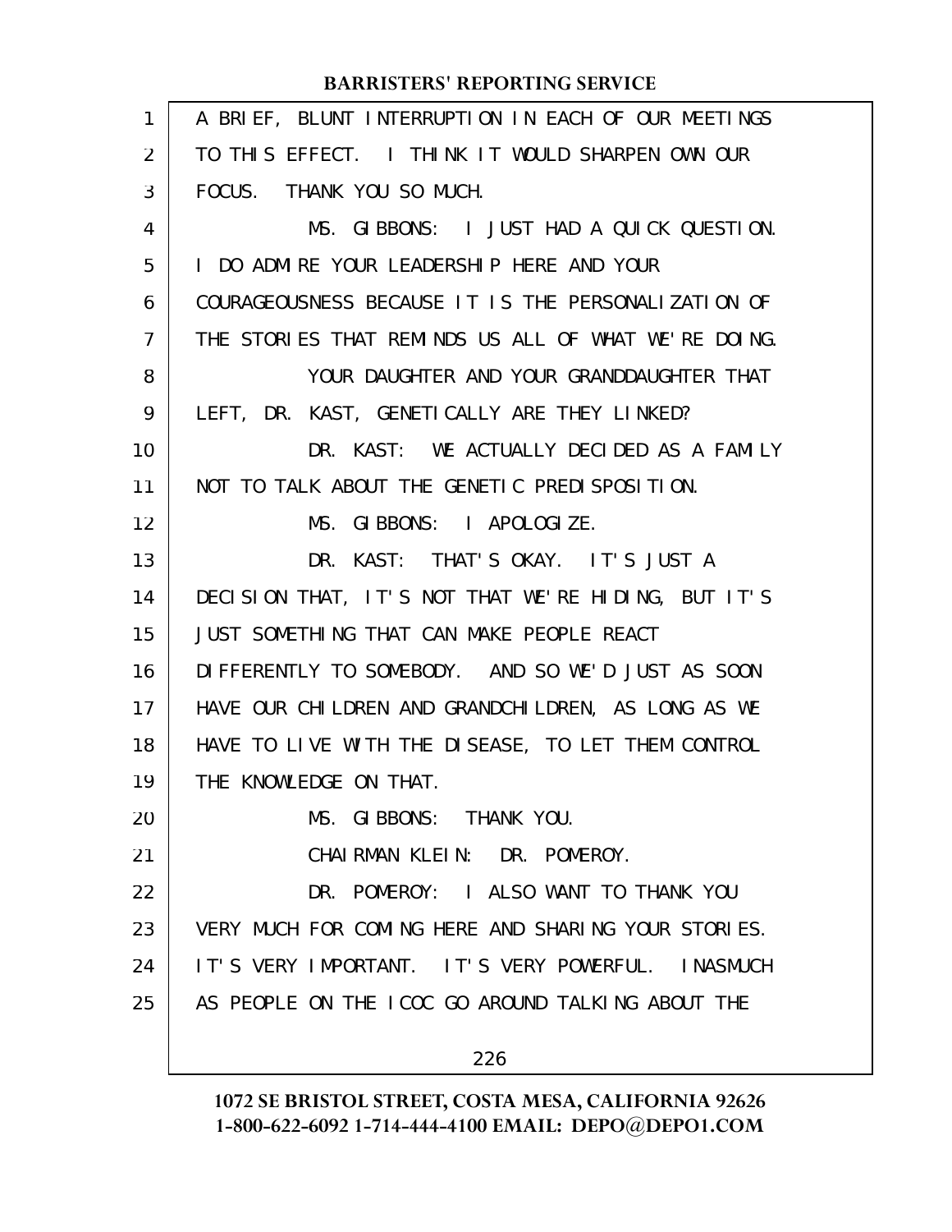A BRIEF, BLUNT INTERRUPTION IN EACH OF OUR MEETINGS TO THIS EFFECT. I THINK IT WOULD SHARPEN OWN OUR FOCUS. THANK YOU SO MUCH.

MS. GIBBONS: I JUST HAD A QUICK QUESTION. I DO ADMIRE YOUR LEADERSHIP HERE AND YOUR COURAGEOUSNESS BECAUSE IT IS THE PERSONALIZATION OF THE STORIES THAT REMINDS US ALL OF WHAT WE'RE DOING.

YOUR DAUGHTER AND YOUR GRANDDAUGHTER THAT LEFT, DR. KAST, GENETICALLY ARE THEY LINKED?

DR. KAST: WE ACTUALLY DECIDED AS A FAMILY NOT TO TALK ABOUT THE GENETIC PREDISPOSITION.

MS. GIBBONS: I APOLOGIZE.

DR. KAST: THAT'S OKAY. IT'S JUST A DECISION THAT, IT'S NOT THAT WE'RE HIDING, BUT IT'S JUST SOMETHING THAT CAN MAKE PEOPLE REACT DIFFERENTLY TO SOMEBODY. AND SO WE'D JUST AS SOON HAVE OUR CHILDREN AND GRANDCHILDREN, AS LONG AS WE HAVE TO LIVE WITH THE DISEASE, TO LET THEM CONTROL THE KNOWLEDGE ON THAT.

MS. GIBBONS: THANK YOU.

CHAIRMAN KLEIN: DR. POMEROY.

DR. POMEROY: I ALSO WANT TO THANK YOU VERY MUCH FOR COMING HERE AND SHARING YOUR STORIES. IT'S VERY IMPORTANT. IT'S VERY POWERFUL. INASMUCH AS PEOPLE ON THE ICOC GO AROUND TALKING ABOUT THE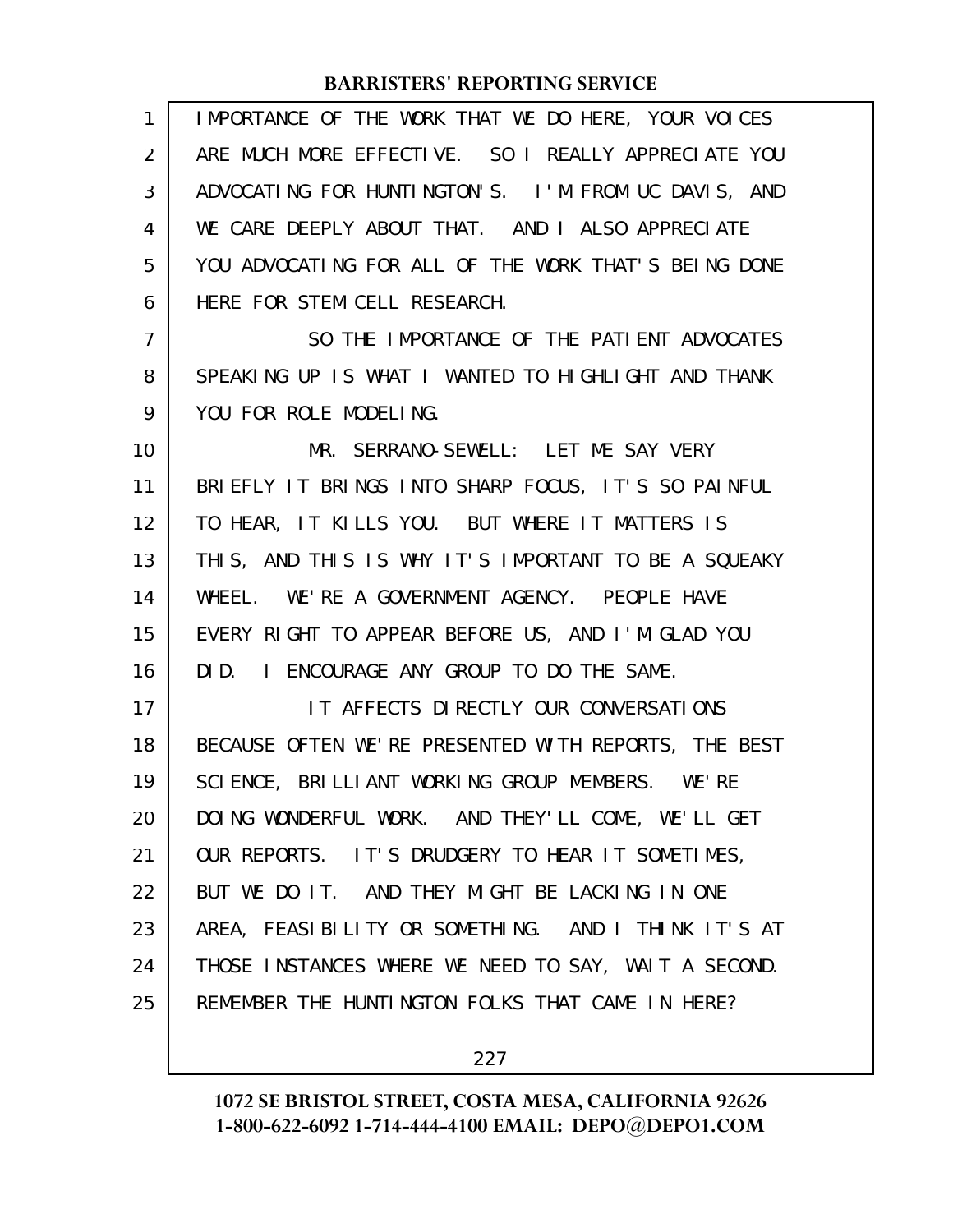IMPORTANCE OF THE WORK THAT WE DO HERE, YOUR VOICES ARE MUCH MORE EFFECTIVE. SO I REALLY APPRECIATE YOU ADVOCATING FOR HUNTINGTON'S. I'M FROM UC DAVIS, AND WE CARE DEEPLY ABOUT THAT. AND I ALSO APPRECIATE YOU ADVOCATING FOR ALL OF THE WORK THAT'S BEING DONE HERE FOR STEM CELL RESEARCH.

SO THE IMPORTANCE OF THE PATIENT ADVOCATES SPEAKING UP IS WHAT I WANTED TO HIGHLIGHT AND THANK YOU FOR ROLE MODELING.

MR. SERRANO-SEWELL: LET ME SAY VERY BRIEFLY IT BRINGS INTO SHARP FOCUS, IT'S SO PAINFUL TO HEAR, IT KILLS YOU. BUT WHERE IT MATTERS IS THIS, AND THIS IS WHY IT'S IMPORTANT TO BE A SQUEAKY WHEEL. WE'RE A GOVERNMENT AGENCY. PEOPLE HAVE EVERY RIGHT TO APPEAR BEFORE US, AND I'M GLAD YOU DID. I ENCOURAGE ANY GROUP TO DO THE SAME.

IT AFFECTS DIRECTLY OUR CONVERSATIONS BECAUSE OFTEN WE'RE PRESENTED WITH REPORTS, THE BEST SCIENCE, BRILLIANT WORKING GROUP MEMBERS. WE'RE DOING WONDERFUL WORK. AND THEY'LL COME, WE'LL GET OUR REPORTS. IT'S DRUDGERY TO HEAR IT SOMETIMES, BUT WE DO IT. AND THEY MIGHT BE LACKING IN ONE AREA, FEASIBILITY OR SOMETHING. AND I THINK IT'S AT THOSE INSTANCES WHERE WE NEED TO SAY, WAIT A SECOND. REMEMBER THE HUNTINGTON FOLKS THAT CAME IN HERE?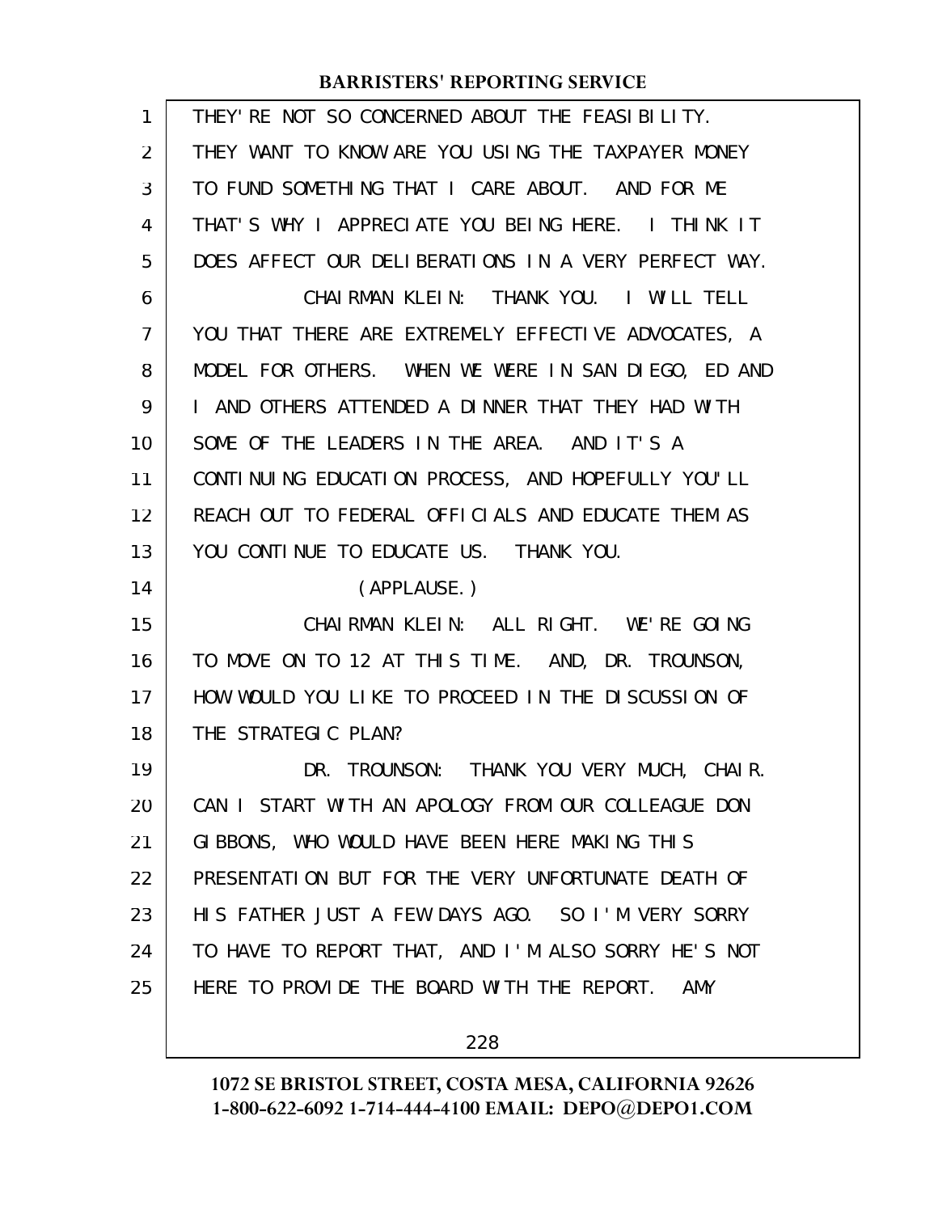THEY'RE NOT SO CONCERNED ABOUT THE FEASIBILITY. THEY WANT TO KNOW ARE YOU USING THE TAXPAYER MONEY TO FUND SOMETHING THAT I CARE ABOUT. AND FOR ME THAT'S WHY I APPRECIATE YOU BEING HERE. I THINK IT DOES AFFECT OUR DELIBERATIONS IN A VERY PERFECT WAY.

CHAIRMAN KLEIN: THANK YOU. I WILL TELL YOU THAT THERE ARE EXTREMELY EFFECTIVE ADVOCATES, A MODEL FOR OTHERS. WHEN WE WERE IN SAN DIEGO, ED AND I AND OTHERS ATTENDED A DINNER THAT THEY HAD WITH SOME OF THE LEADERS IN THE AREA. AND IT'S A CONTINUING EDUCATION PROCESS, AND HOPEFULLY YOU'LL REACH OUT TO FEDERAL OFFICIALS AND EDUCATE THEM AS YOU CONTINUE TO EDUCATE US. THANK YOU.

(APPLAUSE.)

CHAIRMAN KLEIN: ALL RIGHT. WE'RE GOING TO MOVE ON TO 12 AT THIS TIME. AND, DR. TROUNSON, HOW WOULD YOU LIKE TO PROCEED IN THE DISCUSSION OF THE STRATEGIC PLAN?

DR. TROUNSON: THANK YOU VERY MUCH, CHAIR. CAN I START WITH AN APOLOGY FROM OUR COLLEAGUE DON GIBBONS, WHO WOULD HAVE BEEN HERE MAKING THIS PRESENTATION BUT FOR THE VERY UNFORTUNATE DEATH OF HIS FATHER JUST A FEW DAYS AGO. SO I'M VERY SORRY TO HAVE TO REPORT THAT, AND I'M ALSO SORRY HE'S NOT HERE TO PROVIDE THE BOARD WITH THE REPORT. AMY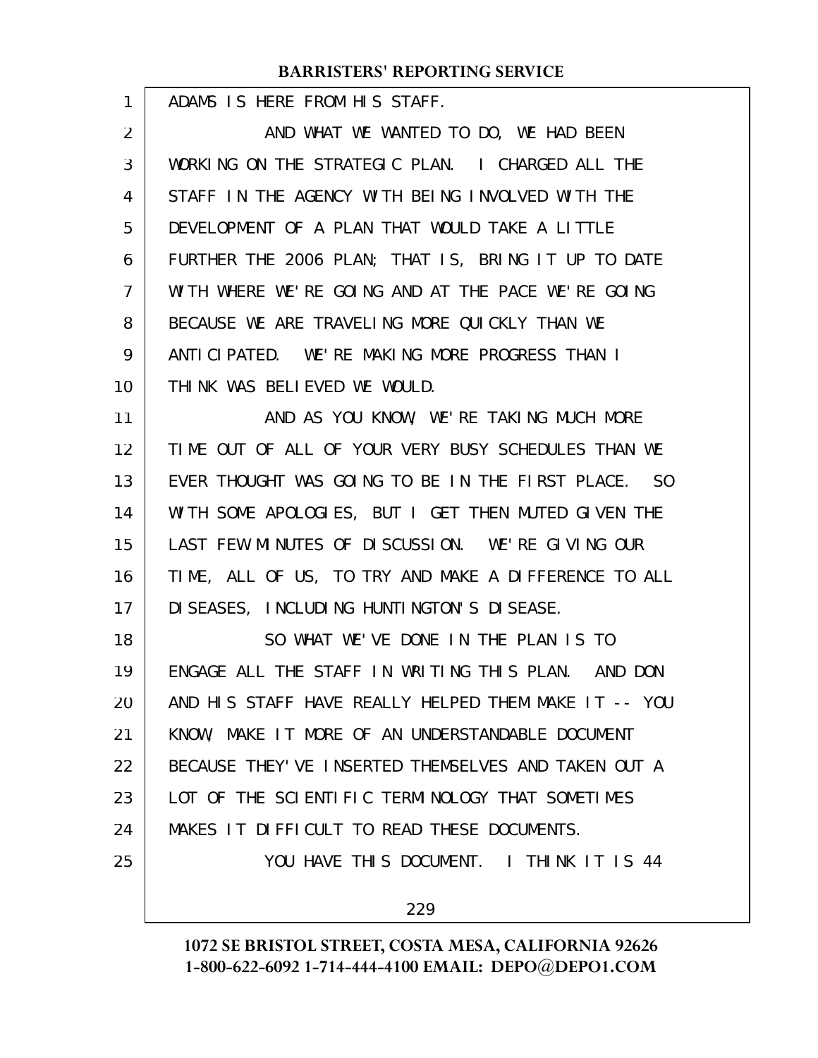ADAMS IS HERE FROM HIS STAFF.

AND WHAT WE WANTED TO DO, WE HAD BEEN WORKING ON THE STRATEGIC PLAN. I CHARGED ALL THE STAFF IN THE AGENCY WITH BEING INVOLVED WITH THE DEVELOPMENT OF A PLAN THAT WOULD TAKE A LITTLE FURTHER THE 2006 PLAN; THAT IS, BRING IT UP TO DATE WITH WHERE WE'RE GOING AND AT THE PACE WE'RE GOING BECAUSE WE ARE TRAVELING MORE QUICKLY THAN WE ANTICIPATED. WE'RE MAKING MORE PROGRESS THAN I THINK WAS BELIEVED WE WOULD.

AND AS YOU KNOW, WE'RE TAKING MUCH MORE TIME OUT OF ALL OF YOUR VERY BUSY SCHEDULES THAN WE EVER THOUGHT WAS GOING TO BE IN THE FIRST PLACE. SO WITH SOME APOLOGIES, BUT I GET THEN MUTED GIVEN THE LAST FEW MINUTES OF DISCUSSION. WE'RE GIVING OUR TIME, ALL OF US, TO TRY AND MAKE A DIFFERENCE TO ALL DISEASES, INCLUDING HUNTINGTON'S DISEASE.

SO WHAT WE'VE DONE IN THE PLAN IS TO ENGAGE ALL THE STAFF IN WRITING THIS PLAN. AND DON AND HIS STAFF HAVE REALLY HELPED THEM MAKE IT -- YOU KNOW, MAKE IT MORE OF AN UNDERSTANDABLE DOCUMENT BECAUSE THEY'VE INSERTED THEMSELVES AND TAKEN OUT A LOT OF THE SCIENTIFIC TERMINOLOGY THAT SOMETIMES MAKES IT DIFFICULT TO READ THESE DOCUMENTS.

YOU HAVE THIS DOCUMENT. I THINK IT IS 44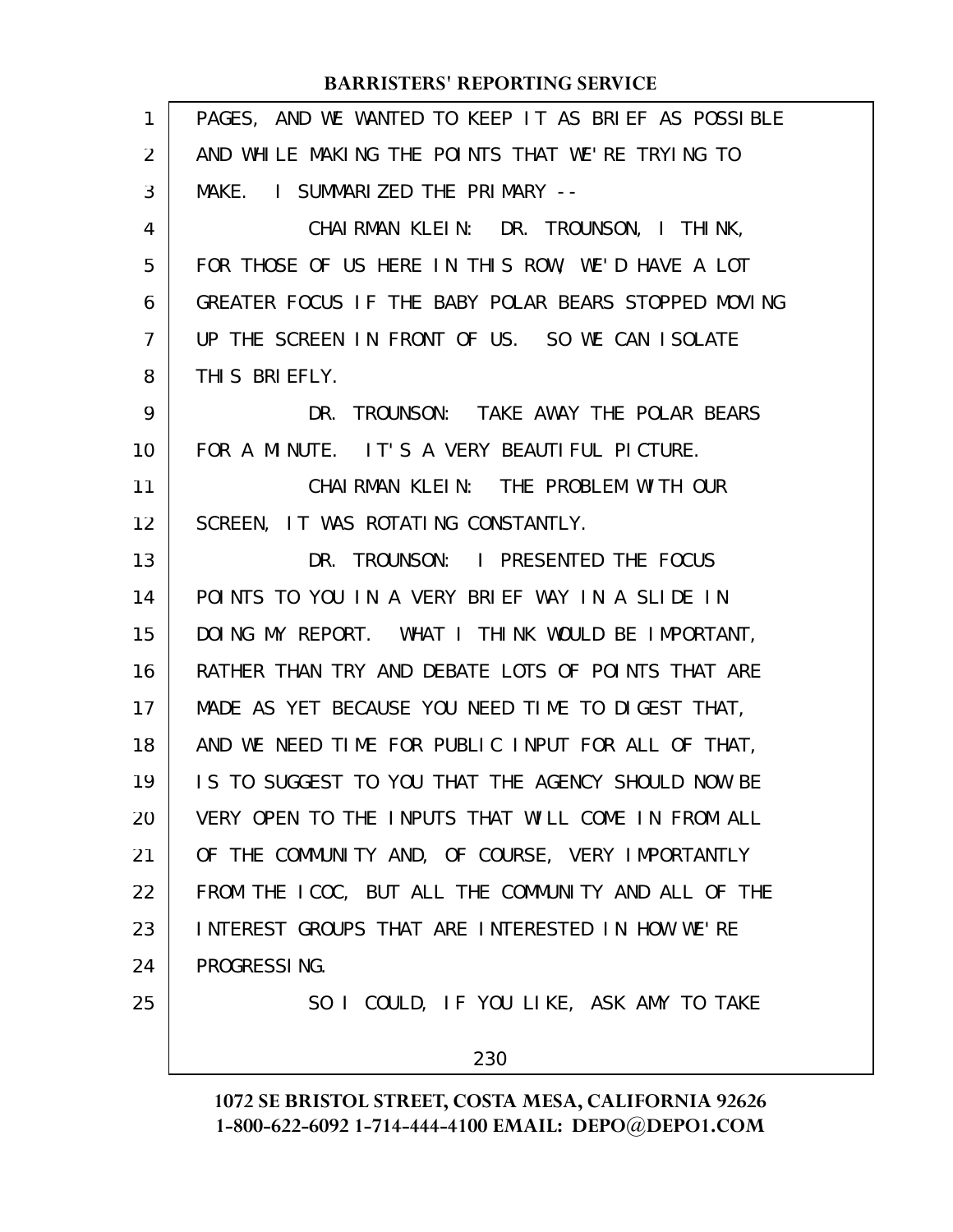PAGES, AND WE WANTED TO KEEP IT AS BRIEF AS POSSIBLE AND WHILE MAKING THE POINTS THAT WE'RE TRYING TO MAKE. I SUMMARIZED THE PRIMARY --

CHAIRMAN KLEIN: DR. TROUNSON, I THINK, FOR THOSE OF US HERE IN THIS ROW, WE'D HAVE A LOT GREATER FOCUS IF THE BABY POLAR BEARS STOPPED MOVING UP THE SCREEN IN FRONT OF US. SO WE CAN ISOLATE THIS BRIEFLY.

DR. TROUNSON: TAKE AWAY THE POLAR BEARS FOR A MINUTE. IT'S A VERY BEAUTIFUL PICTURE.

CHAIRMAN KLEIN: THE PROBLEM WITH OUR SCREEN, IT WAS ROTATING CONSTANTLY.

DR. TROUNSON: I PRESENTED THE FOCUS POINTS TO YOU IN A VERY BRIEF WAY IN A SLIDE IN DOING MY REPORT. WHAT I THINK WOULD BE IMPORTANT, RATHER THAN TRY AND DEBATE LOTS OF POINTS THAT ARE MADE AS YET BECAUSE YOU NEED TIME TO DIGEST THAT, AND WE NEED TIME FOR PUBLIC INPUT FOR ALL OF THAT, IS TO SUGGEST TO YOU THAT THE AGENCY SHOULD NOW BE VERY OPEN TO THE INPUTS THAT WILL COME IN FROM ALL OF THE COMMUNITY AND, OF COURSE, VERY IMPORTANTLY FROM THE ICOC, BUT ALL THE COMMUNITY AND ALL OF THE INTEREST GROUPS THAT ARE INTERESTED IN HOW WE'RE PROGRESSING.

SO I COULD, IF YOU LIKE, ASK AMY TO TAKE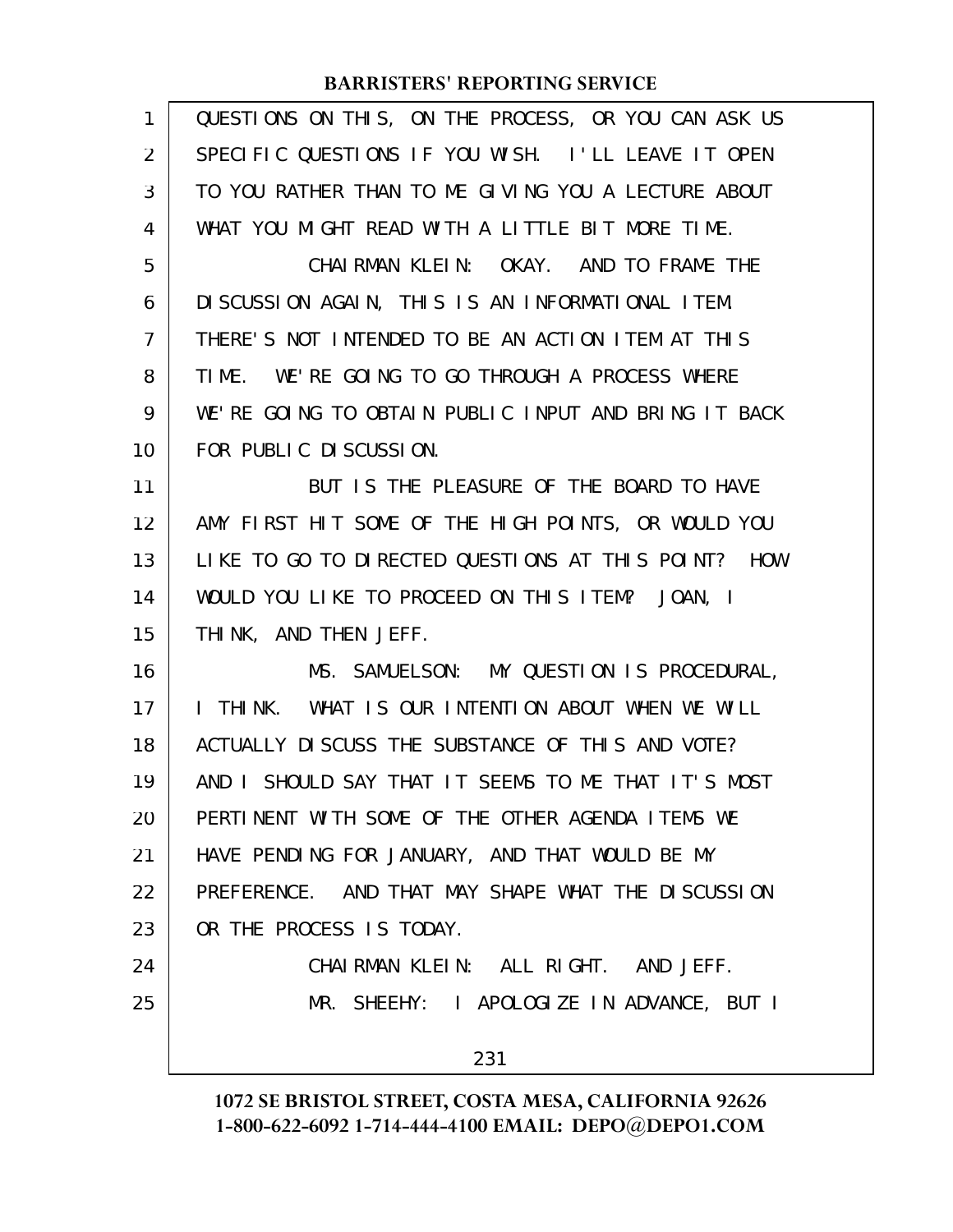QUESTIONS ON THIS, ON THE PROCESS, OR YOU CAN ASK US SPECIFIC QUESTIONS IF YOU WISH. I'LL LEAVE IT OPEN TO YOU RATHER THAN TO ME GIVING YOU A LECTURE ABOUT WHAT YOU MIGHT READ WITH A LITTLE BIT MORE TIME.

CHAIRMAN KLEIN: OKAY. AND TO FRAME THE DISCUSSION AGAIN, THIS IS AN INFORMATIONAL ITEM. THERE'S NOT INTENDED TO BE AN ACTION ITEM AT THIS TIME. WE'RE GOING TO GO THROUGH A PROCESS WHERE WE'RE GOING TO OBTAIN PUBLIC INPUT AND BRING IT BACK FOR PUBLIC DISCUSSION.

BUT IS THE PLEASURE OF THE BOARD TO HAVE AMY FIRST HIT SOME OF THE HIGH POINTS, OR WOULD YOU LIKE TO GO TO DIRECTED QUESTIONS AT THIS POINT? HOW WOULD YOU LIKE TO PROCEED ON THIS ITEM? JOAN, I THINK, AND THEN JEFF.

MS. SAMUELSON: MY QUESTION IS PROCEDURAL, I THINK. WHAT IS OUR INTENTION ABOUT WHEN WE WILL ACTUALLY DISCUSS THE SUBSTANCE OF THIS AND VOTE? AND I SHOULD SAY THAT IT SEEMS TO ME THAT IT'S MOST PERTINENT WITH SOME OF THE OTHER AGENDA ITEMS WE HAVE PENDING FOR JANUARY, AND THAT WOULD BE MY PREFERENCE. AND THAT MAY SHAPE WHAT THE DISCUSSION OR THE PROCESS IS TODAY.

CHAIRMAN KLEIN: ALL RIGHT. AND JEFF.

MR. SHEEHY: I APOLOGIZE IN ADVANCE, BUT I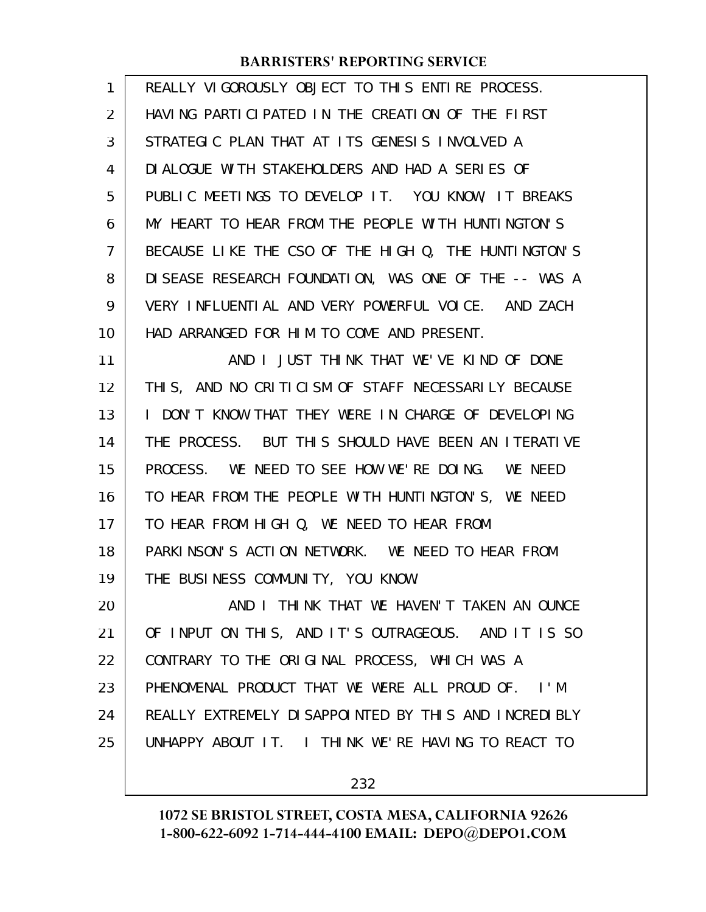REALLY VIGOROUSLY OBJECT TO THIS ENTIRE PROCESS. HAVING PARTICIPATED IN THE CREATION OF THE FIRST STRATEGIC PLAN THAT AT ITS GENESIS INVOLVED A DIALOGUE WITH STAKEHOLDERS AND HAD A SERIES OF PUBLIC MEETINGS TO DEVELOP IT. YOU KNOW, IT BREAKS MY HEART TO HEAR FROM THE PEOPLE WITH HUNTINGTON'S BECAUSE LIKE THE CSO OF THE HIGH Q, THE HUNTINGTON'S DISEASE RESEARCH FOUNDATION, WAS ONE OF THE -- WAS A VERY INFLUENTIAL AND VERY POWERFUL VOICE. AND ZACH HAD ARRANGED FOR HIM TO COME AND PRESENT.

AND I JUST THINK THAT WE'VE KIND OF DONE THIS, AND NO CRITICISM OF STAFF NECESSARILY BECAUSE I DON'T KNOW THAT THEY WERE IN CHARGE OF DEVELOPING THE PROCESS. BUT THIS SHOULD HAVE BEEN AN ITERATIVE PROCESS. WE NEED TO SEE HOW WE'RE DOING. WE NEED TO HEAR FROM THE PEOPLE WITH HUNTINGTON'S, WE NEED TO HEAR FROM HIGH Q, WE NEED TO HEAR FROM PARKINSON'S ACTION NETWORK. WE NEED TO HEAR FROM THE BUSINESS COMMUNITY, YOU KNOW.

AND I THINK THAT WE HAVEN'T TAKEN AN OUNCE OF INPUT ON THIS, AND IT'S OUTRAGEOUS. AND IT IS SO CONTRARY TO THE ORIGINAL PROCESS, WHICH WAS A PHENOMENAL PRODUCT THAT WE WERE ALL PROUD OF. I'M REALLY EXTREMELY DISAPPOINTED BY THIS AND INCREDIBLY UNHAPPY ABOUT IT. I THINK WE'RE HAVING TO REACT TO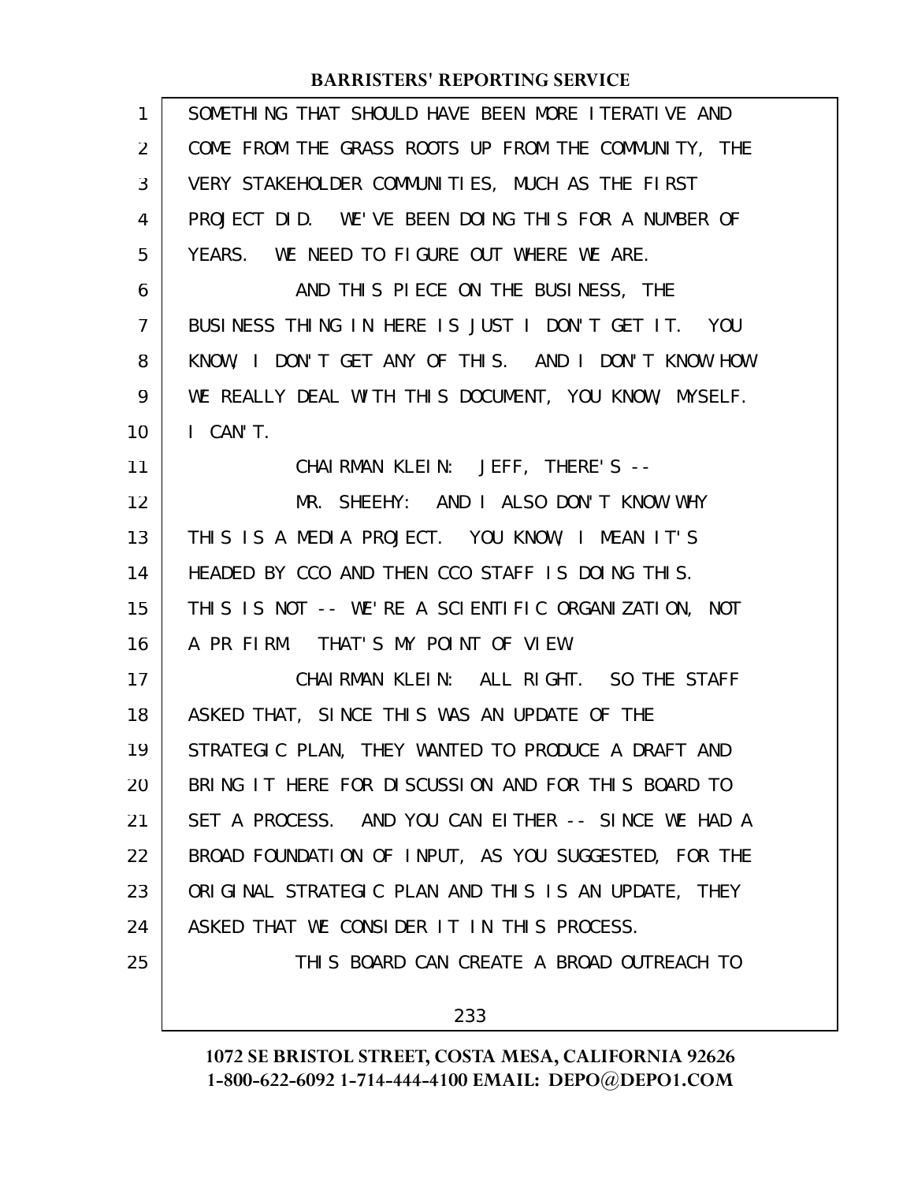SOMETHING THAT SHOULD HAVE BEEN MORE ITERATIVE AND COME FROM THE GRASS ROOTS UP FROM THE COMMUNITY, THE VERY STAKEHOLDER COMMUNITIES, MUCH AS THE FIRST PROJECT DID. WE'VE BEEN DOING THIS FOR A NUMBER OF YEARS. WE NEED TO FIGURE OUT WHERE WE ARE.

AND THIS PIECE ON THE BUSINESS, THE BUSINESS THING IN HERE IS JUST I DON'T GET IT. YOU KNOW, I DON'T GET ANY OF THIS. AND I DON'T KNOW HOW WE REALLY DEAL WITH THIS DOCUMENT, YOU KNOW, MYSELF. I CAN'T.

CHAIRMAN KLEIN: JEFF, THERE'S --

MR. SHEEHY: AND I ALSO DON'T KNOW WHY THIS IS A MEDIA PROJECT. YOU KNOW, I MEAN IT'S HEADED BY CCO AND THEN CCO STAFF IS DOING THIS. THIS IS NOT -- WE'RE A SCIENTIFIC ORGANIZATION, NOT A PR FIRM. THAT'S MY POINT OF VIEW.

CHAIRMAN KLEIN: ALL RIGHT. SO THE STAFF ASKED THAT, SINCE THIS WAS AN UPDATE OF THE STRATEGIC PLAN, THEY WANTED TO PRODUCE A DRAFT AND BRING IT HERE FOR DISCUSSION AND FOR THIS BOARD TO SET A PROCESS. AND YOU CAN EITHER -- SINCE WE HAD A BROAD FOUNDATION OF INPUT, AS YOU SUGGESTED, FOR THE ORIGINAL STRATEGIC PLAN AND THIS IS AN UPDATE, THEY ASKED THAT WE CONSIDER IT IN THIS PROCESS.

THIS BOARD CAN CREATE A BROAD OUTREACH TO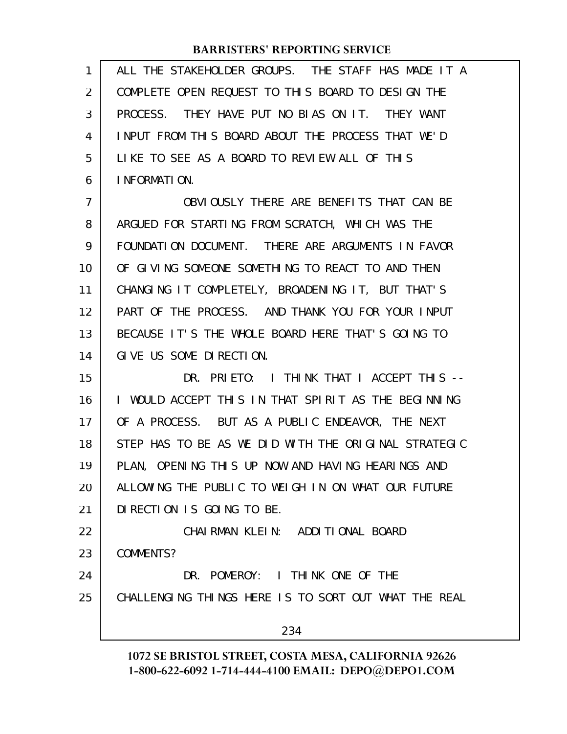ALL THE STAKEHOLDER GROUPS. THE STAFF HAS MADE IT A COMPLETE OPEN REQUEST TO THIS BOARD TO DESIGN THE PROCESS. THEY HAVE PUT NO BIAS ON IT. THEY WANT INPUT FROM THIS BOARD ABOUT THE PROCESS THAT WE'D LIKE TO SEE AS A BOARD TO REVIEW ALL OF THIS INFORMATION.

OBVIOUSLY THERE ARE BENEFITS THAT CAN BE ARGUED FOR STARTING FROM SCRATCH, WHICH WAS THE FOUNDATION DOCUMENT. THERE ARE ARGUMENTS IN FAVOR OF GIVING SOMEONE SOMETHING TO REACT TO AND THEN CHANGING IT COMPLETELY, BROADENING IT, BUT THAT'S PART OF THE PROCESS. AND THANK YOU FOR YOUR INPUT BECAUSE IT'S THE WHOLE BOARD HERE THAT'S GOING TO GIVE US SOME DIRECTION.

DR. PRIETO: I THINK THAT I ACCEPT THIS -- I WOULD ACCEPT THIS IN THAT SPIRIT AS THE BEGINNING OF A PROCESS. BUT AS A PUBLIC ENDEAVOR, THE NEXT STEP HAS TO BE AS WE DID WITH THE ORIGINAL STRATEGIC PLAN, OPENING THIS UP NOW AND HAVING HEARINGS AND ALLOWING THE PUBLIC TO WEIGH IN ON WHAT OUR FUTURE DIRECTION IS GOING TO BE.

CHAIRMAN KLEIN: ADDITIONAL BOARD COMMENTS?

DR. POMEROY: I THINK ONE OF THE CHALLENGING THINGS HERE IS TO SORT OUT WHAT THE REAL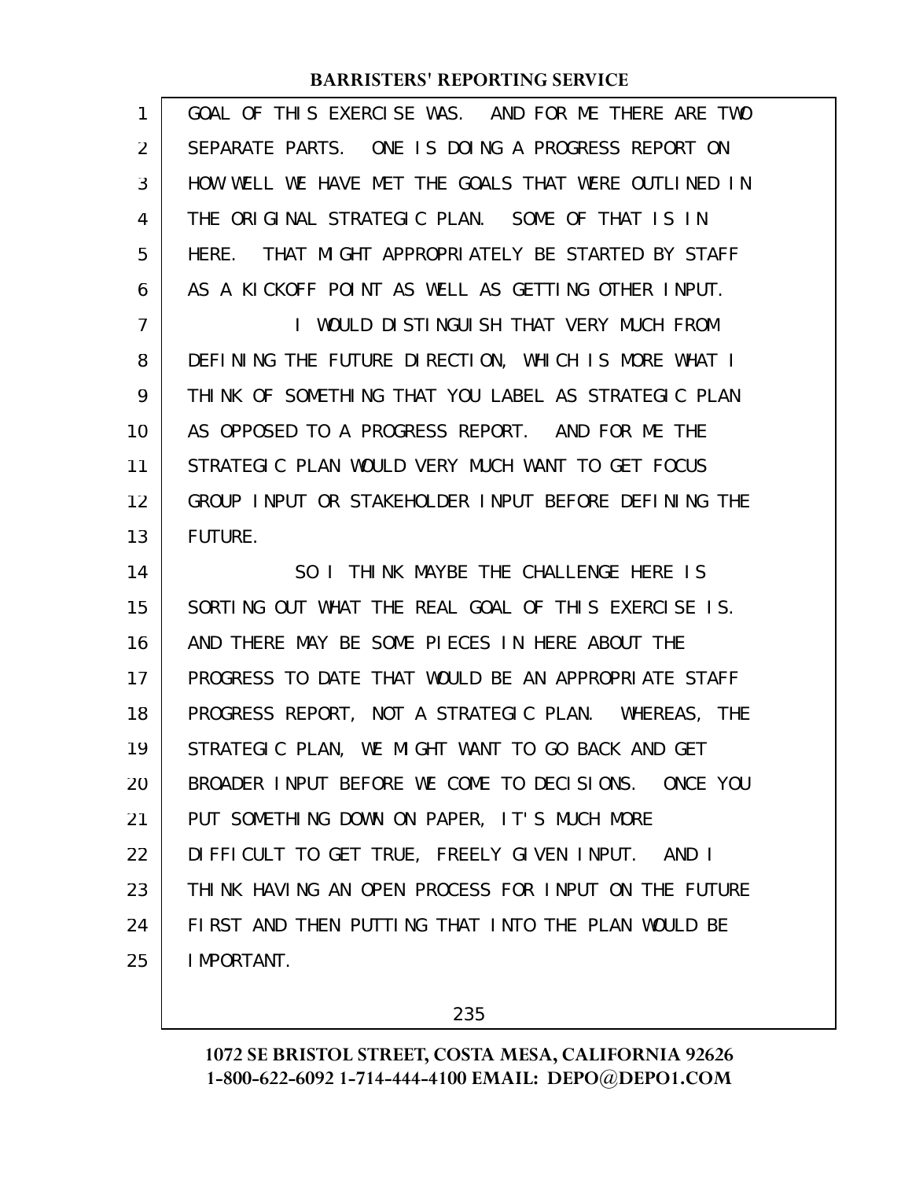GOAL OF THIS EXERCISE WAS. AND FOR ME THERE ARE TWO SEPARATE PARTS. ONE IS DOING A PROGRESS REPORT ON HOW WELL WE HAVE MET THE GOALS THAT WERE OUTLINED IN THE ORIGINAL STRATEGIC PLAN. SOME OF THAT IS IN HERE. THAT MIGHT APPROPRIATELY BE STARTED BY STAFF AS A KICKOFF POINT AS WELL AS GETTING OTHER INPUT.

I WOULD DISTINGUISH THAT VERY MUCH FROM DEFINING THE FUTURE DIRECTION, WHICH IS MORE WHAT I THINK OF SOMETHING THAT YOU LABEL AS STRATEGIC PLAN AS OPPOSED TO A PROGRESS REPORT. AND FOR ME THE STRATEGIC PLAN WOULD VERY MUCH WANT TO GET FOCUS GROUP INPUT OR STAKEHOLDER INPUT BEFORE DEFINING THE FUTURE.

SO I THINK MAYBE THE CHALLENGE HERE IS SORTING OUT WHAT THE REAL GOAL OF THIS EXERCISE IS. AND THERE MAY BE SOME PIECES IN HERE ABOUT THE PROGRESS TO DATE THAT WOULD BE AN APPROPRIATE STAFF PROGRESS REPORT, NOT A STRATEGIC PLAN. WHEREAS, THE STRATEGIC PLAN, WE MIGHT WANT TO GO BACK AND GET BROADER INPUT BEFORE WE COME TO DECISIONS. ONCE YOU PUT SOMETHING DOWN ON PAPER, IT'S MUCH MORE DIFFICULT TO GET TRUE, FREELY GIVEN INPUT. AND I THINK HAVING AN OPEN PROCESS FOR INPUT ON THE FUTURE FIRST AND THEN PUTTING THAT INTO THE PLAN WOULD BE IMPORTANT.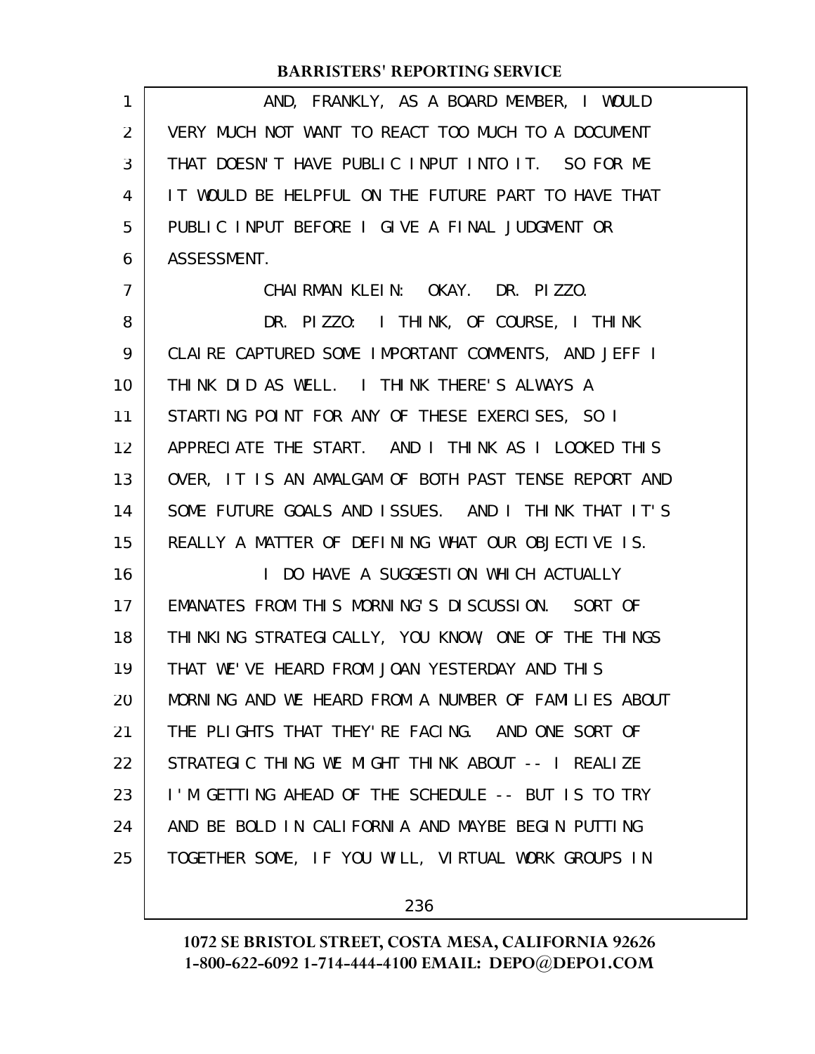AND, FRANKLY, AS A BOARD MEMBER, I WOULD VERY MUCH NOT WANT TO REACT TOO MUCH TO A DOCUMENT THAT DOESN'T HAVE PUBLIC INPUT INTO IT. SO FOR ME IT WOULD BE HELPFUL ON THE FUTURE PART TO HAVE THAT PUBLIC INPUT BEFORE I GIVE A FINAL JUDGMENT OR ASSESSMENT.

CHAIRMAN KLEIN: OKAY. DR. PIZZO.

DR. PIZZO: I THINK, OF COURSE, I THINK CLAIRE CAPTURED SOME IMPORTANT COMMENTS, AND JEFF I THINK DID AS WELL. I THINK THERE'S ALWAYS A STARTING POINT FOR ANY OF THESE EXERCISES, SO I APPRECIATE THE START. AND I THINK AS I LOOKED THIS OVER, IT IS AN AMALGAM OF BOTH PAST TENSE REPORT AND SOME FUTURE GOALS AND ISSUES. AND I THINK THAT IT'S REALLY A MATTER OF DEFINING WHAT OUR OBJECTIVE IS.

I DO HAVE A SUGGESTION WHICH ACTUALLY EMANATES FROM THIS MORNING'S DISCUSSION. SORT OF THINKING STRATEGICALLY, YOU KNOW, ONE OF THE THINGS THAT WE'VE HEARD FROM JOAN YESTERDAY AND THIS MORNING AND WE HEARD FROM A NUMBER OF FAMILIES ABOUT THE PLIGHTS THAT THEY'RE FACING. AND ONE SORT OF STRATEGIC THING WE MIGHT THINK ABOUT -- I REALIZE I'M GETTING AHEAD OF THE SCHEDULE -- BUT IS TO TRY AND BE BOLD IN CALIFORNIA AND MAYBE BEGIN PUTTING TOGETHER SOME, IF YOU WILL, VIRTUAL WORK GROUPS IN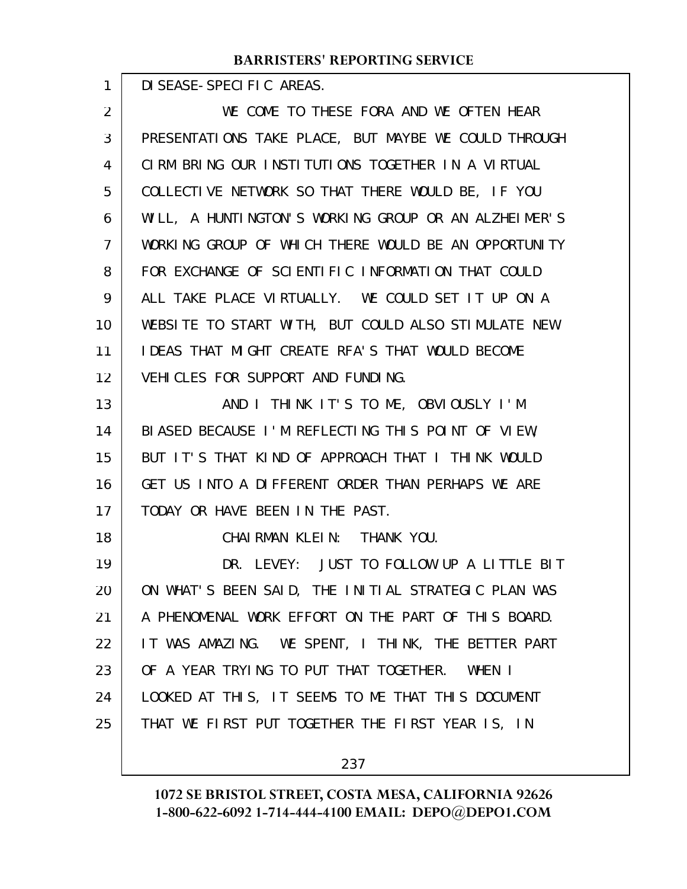DISEASE-SPECIFIC AREAS.

WE COME TO THESE FORA AND WE OFTEN HEAR PRESENTATIONS TAKE PLACE, BUT MAYBE WE COULD THROUGH CIRM BRING OUR INSTITUTIONS TOGETHER IN A VIRTUAL COLLECTIVE NETWORK SO THAT THERE WOULD BE, IF YOU WILL, A HUNTINGTON'S WORKING GROUP OR AN ALZHEIMER'S WORKING GROUP OF WHICH THERE WOULD BE AN OPPORTUNITY FOR EXCHANGE OF SCIENTIFIC INFORMATION THAT COULD ALL TAKE PLACE VIRTUALLY. WE COULD SET IT UP ON A WEBSITE TO START WITH, BUT COULD ALSO STIMULATE NEW IDEAS THAT MIGHT CREATE RFA'S THAT WOULD BECOME VEHICLES FOR SUPPORT AND FUNDING.

AND I THINK IT'S TO ME, OBVIOUSLY I'M BIASED BECAUSE I'M REFLECTING THIS POINT OF VIEW, BUT IT'S THAT KIND OF APPROACH THAT I THINK WOULD GET US INTO A DIFFERENT ORDER THAN PERHAPS WE ARE TODAY OR HAVE BEEN IN THE PAST.

CHAIRMAN KLEIN: THANK YOU.

DR. LEVEY: JUST TO FOLLOW UP A LITTLE BIT ON WHAT'S BEEN SAID, THE INITIAL STRATEGIC PLAN WAS A PHENOMENAL WORK EFFORT ON THE PART OF THIS BOARD. IT WAS AMAZING. WE SPENT, I THINK, THE BETTER PART OF A YEAR TRYING TO PUT THAT TOGETHER. WHEN I LOOKED AT THIS, IT SEEMS TO ME THAT THIS DOCUMENT THAT WE FIRST PUT TOGETHER THE FIRST YEAR IS, IN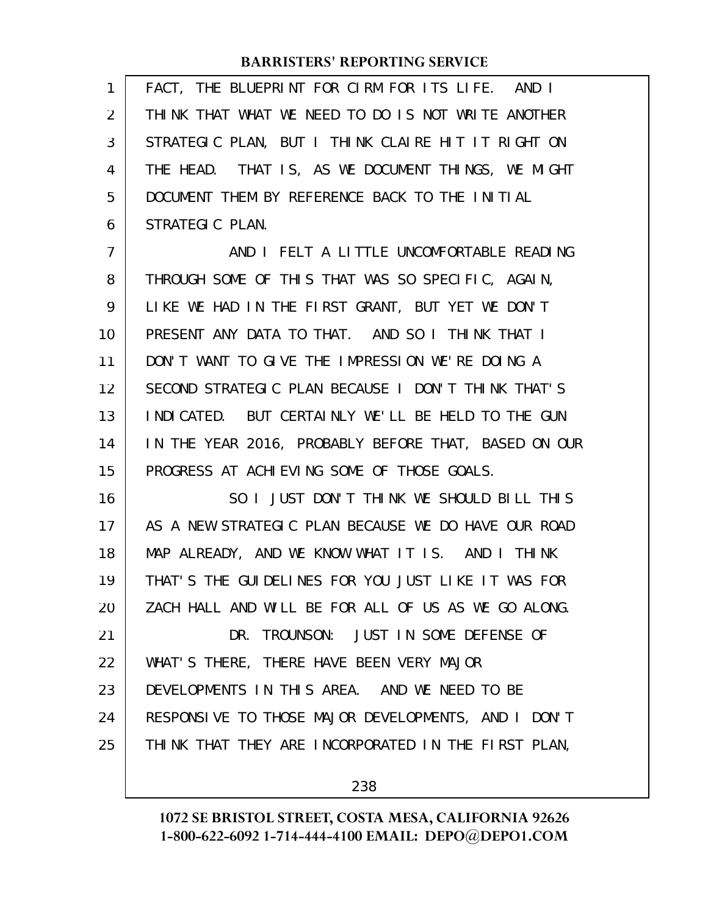FACT, THE BLUEPRINT FOR CIRM FOR ITS LIFE. AND I THINK THAT WHAT WE NEED TO DO IS NOT WRITE ANOTHER STRATEGIC PLAN, BUT I THINK CLAIRE HIT IT RIGHT ON THE HEAD. THAT IS, AS WE DOCUMENT THINGS, WE MIGHT DOCUMENT THEM BY REFERENCE BACK TO THE INITIAL STRATEGIC PLAN.

AND I FELT A LITTLE UNCOMFORTABLE READING THROUGH SOME OF THIS THAT WAS SO SPECIFIC, AGAIN, LIKE WE HAD IN THE FIRST GRANT, BUT YET WE DON'T PRESENT ANY DATA TO THAT. AND SO I THINK THAT I DON'T WANT TO GIVE THE IMPRESSION WE'RE DOING A SECOND STRATEGIC PLAN BECAUSE I DON'T THINK THAT'S INDICATED. BUT CERTAINLY WE'LL BE HELD TO THE GUN IN THE YEAR 2016, PROBABLY BEFORE THAT, BASED ON OUR PROGRESS AT ACHIEVING SOME OF THOSE GOALS.

SO I JUST DON'T THINK WE SHOULD BILL THIS AS A NEW STRATEGIC PLAN BECAUSE WE DO HAVE OUR ROAD MAP ALREADY, AND WE KNOW WHAT IT IS. AND I THINK THAT'S THE GUIDELINES FOR YOU JUST LIKE IT WAS FOR ZACH HALL AND WILL BE FOR ALL OF US AS WE GO ALONG.

DR. TROUNSON: JUST IN SOME DEFENSE OF WHAT'S THERE, THERE HAVE BEEN VERY MAJOR DEVELOPMENTS IN THIS AREA. AND WE NEED TO BE RESPONSIVE TO THOSE MAJOR DEVELOPMENTS, AND I DON'T THINK THAT THEY ARE INCORPORATED IN THE FIRST PLAN,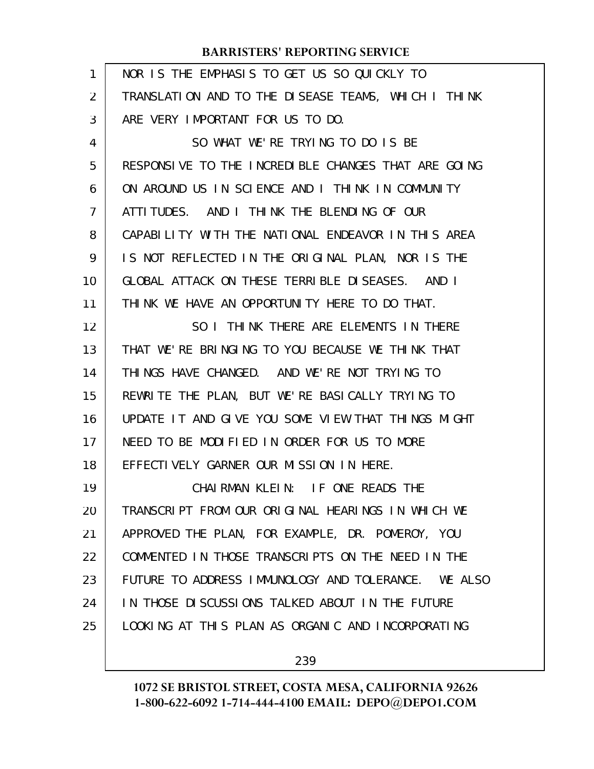NOR IS THE EMPHASIS TO GET US SO QUICKLY TO TRANSLATION AND TO THE DISEASE TEAMS, WHICH I THINK ARE VERY IMPORTANT FOR US TO DO.

SO WHAT WE'RE TRYING TO DO IS BE RESPONSIVE TO THE INCREDIBLE CHANGES THAT ARE GOING ON AROUND US IN SCIENCE AND I THINK IN COMMUNITY ATTITUDES. AND I THINK THE BLENDING OF OUR CAPABILITY WITH THE NATIONAL ENDEAVOR IN THIS AREA IS NOT REFLECTED IN THE ORIGINAL PLAN, NOR IS THE GLOBAL ATTACK ON THESE TERRIBLE DISEASES. AND I THINK WE HAVE AN OPPORTUNITY HERE TO DO THAT.

SO I THINK THERE ARE ELEMENTS IN THERE THAT WE'RE BRINGING TO YOU BECAUSE WE THINK THAT THINGS HAVE CHANGED. AND WE'RE NOT TRYING TO REWRITE THE PLAN, BUT WE'RE BASICALLY TRYING TO UPDATE IT AND GIVE YOU SOME VIEW THAT THINGS MIGHT NEED TO BE MODIFIED IN ORDER FOR US TO MORE EFFECTIVELY GARNER OUR MISSION IN HERE.

CHAIRMAN KLEIN: IF ONE READS THE TRANSCRIPT FROM OUR ORIGINAL HEARINGS IN WHICH WE APPROVED THE PLAN, FOR EXAMPLE, DR. POMEROY, YOU COMMENTED IN THOSE TRANSCRIPTS ON THE NEED IN THE FUTURE TO ADDRESS IMMUNOLOGY AND TOLERANCE. WE ALSO IN THOSE DISCUSSIONS TALKED ABOUT IN THE FUTURE LOOKING AT THIS PLAN AS ORGANIC AND INCORPORATING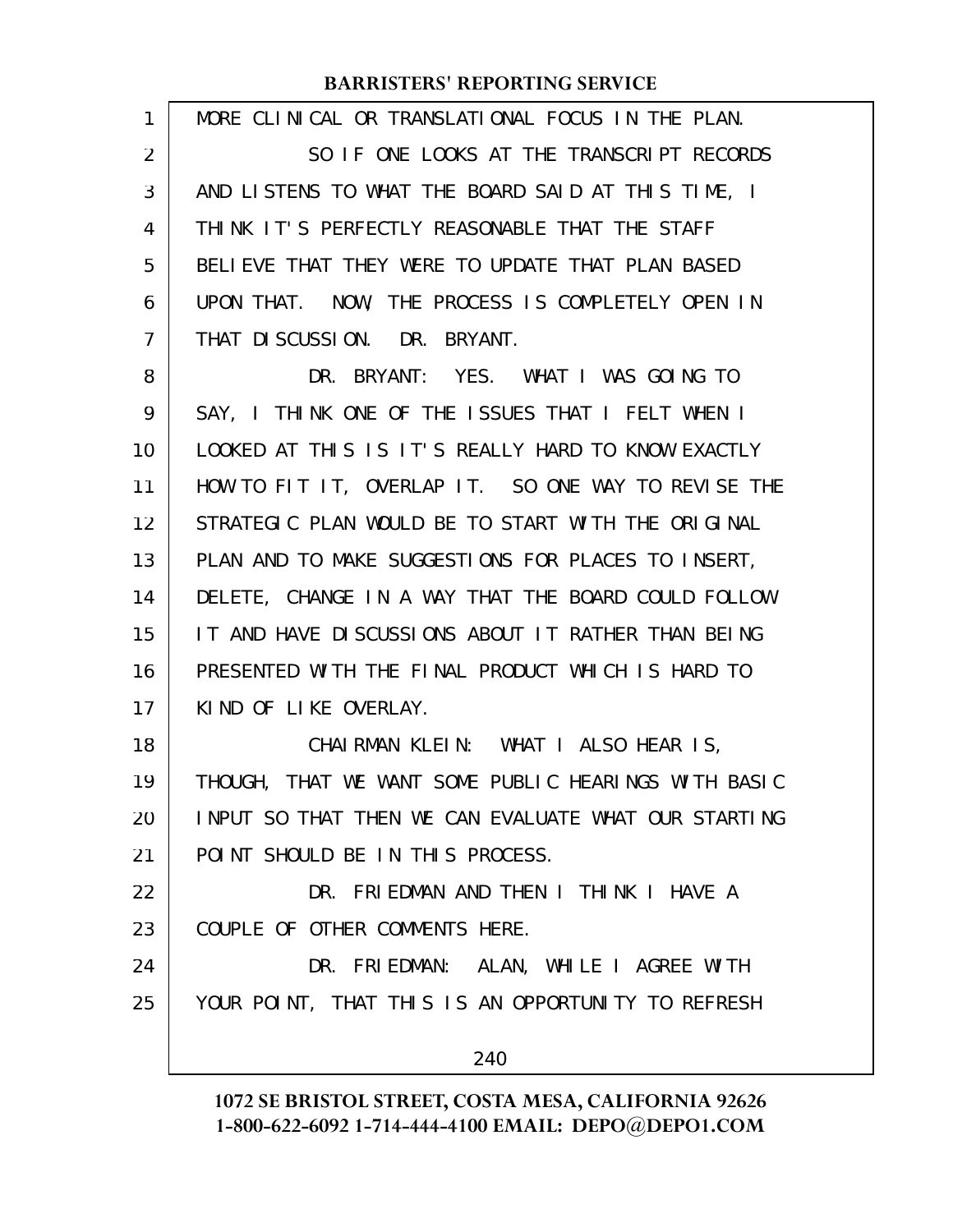MORE CLINICAL OR TRANSLATIONAL FOCUS IN THE PLAN.

SO IF ONE LOOKS AT THE TRANSCRIPT RECORDS AND LISTENS TO WHAT THE BOARD SAID AT THIS TIME, I THINK IT'S PERFECTLY REASONABLE THAT THE STAFF BELIEVE THAT THEY WERE TO UPDATE THAT PLAN BASED UPON THAT. NOW, THE PROCESS IS COMPLETELY OPEN IN THAT DISCUSSION. DR. BRYANT.

DR. BRYANT: YES. WHAT I WAS GOING TO SAY, I THINK ONE OF THE ISSUES THAT I FELT WHEN I LOOKED AT THIS IS IT'S REALLY HARD TO KNOW EXACTLY HOW TO FIT IT, OVERLAP IT. SO ONE WAY TO REVISE THE STRATEGIC PLAN WOULD BE TO START WITH THE ORIGINAL PLAN AND TO MAKE SUGGESTIONS FOR PLACES TO INSERT, DELETE, CHANGE IN A WAY THAT THE BOARD COULD FOLLOW IT AND HAVE DISCUSSIONS ABOUT IT RATHER THAN BEING PRESENTED WITH THE FINAL PRODUCT WHICH IS HARD TO KIND OF LIKE OVERLAY.

CHAIRMAN KLEIN: WHAT I ALSO HEAR IS, THOUGH, THAT WE WANT SOME PUBLIC HEARINGS WITH BASIC INPUT SO THAT THEN WE CAN EVALUATE WHAT OUR STARTING POINT SHOULD BE IN THIS PROCESS.

DR. FRIEDMAN AND THEN I THINK I HAVE A COUPLE OF OTHER COMMENTS HERE.

DR. FRIEDMAN: ALAN, WHILE I AGREE WITH YOUR POINT, THAT THIS IS AN OPPORTUNITY TO REFRESH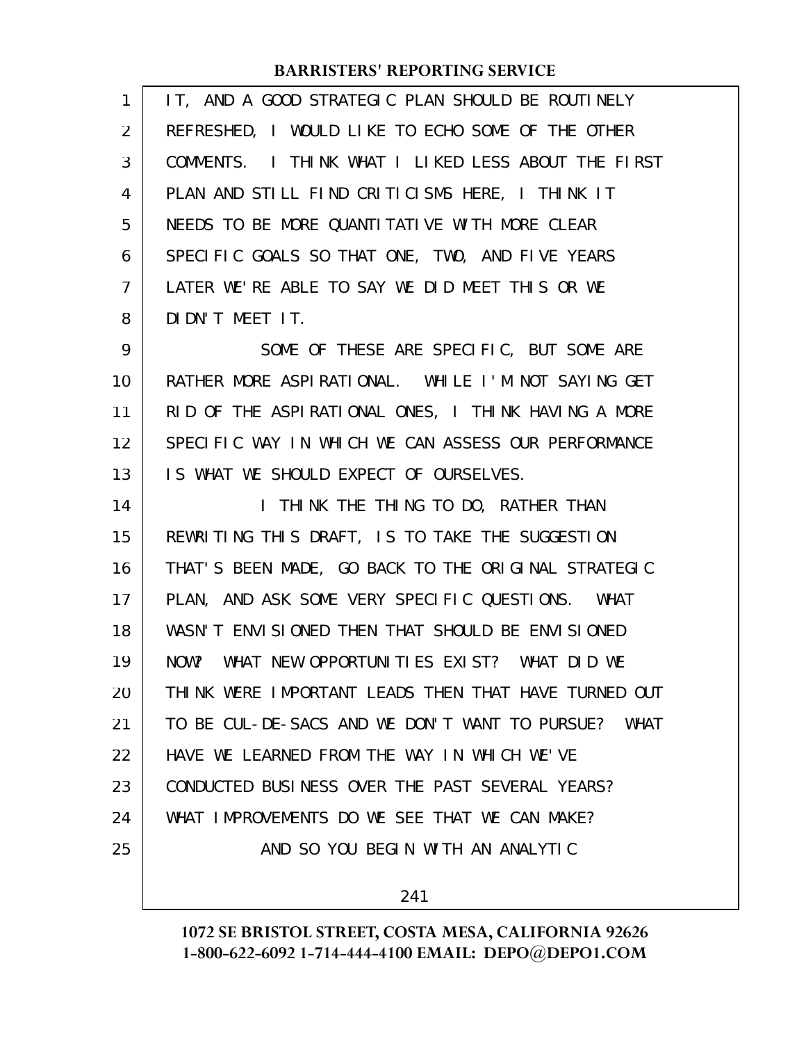IT, AND A GOOD STRATEGIC PLAN SHOULD BE ROUTINELY REFRESHED, I WOULD LIKE TO ECHO SOME OF THE OTHER COMMENTS. I THINK WHAT I LIKED LESS ABOUT THE FIRST PLAN AND STILL FIND CRITICISMS HERE, I THINK IT NEEDS TO BE MORE QUANTITATIVE WITH MORE CLEAR SPECIFIC GOALS SO THAT ONE, TWO, AND FIVE YEARS LATER WE'RE ABLE TO SAY WE DID MEET THIS OR WE DIDN'T MEET IT.

SOME OF THESE ARE SPECIFIC, BUT SOME ARE RATHER MORE ASPIRATIONAL. WHILE I'M NOT SAYING GET RID OF THE ASPIRATIONAL ONES, I THINK HAVING A MORE SPECIFIC WAY IN WHICH WE CAN ASSESS OUR PERFORMANCE IS WHAT WE SHOULD EXPECT OF OURSELVES.

I THINK THE THING TO DO, RATHER THAN REWRITING THIS DRAFT, IS TO TAKE THE SUGGESTION THAT'S BEEN MADE, GO BACK TO THE ORIGINAL STRATEGIC PLAN, AND ASK SOME VERY SPECIFIC QUESTIONS. WHAT WASN'T ENVISIONED THEN THAT SHOULD BE ENVISIONED NOW? WHAT NEW OPPORTUNITIES EXIST? WHAT DID WE THINK WERE IMPORTANT LEADS THEN THAT HAVE TURNED OUT TO BE CUL-DE-SACS AND WE DON'T WANT TO PURSUE? WHAT HAVE WE LEARNED FROM THE WAY IN WHICH WE'VE CONDUCTED BUSINESS OVER THE PAST SEVERAL YEARS? WHAT IMPROVEMENTS DO WE SEE THAT WE CAN MAKE?

AND SO YOU BEGIN WITH AN ANALYTIC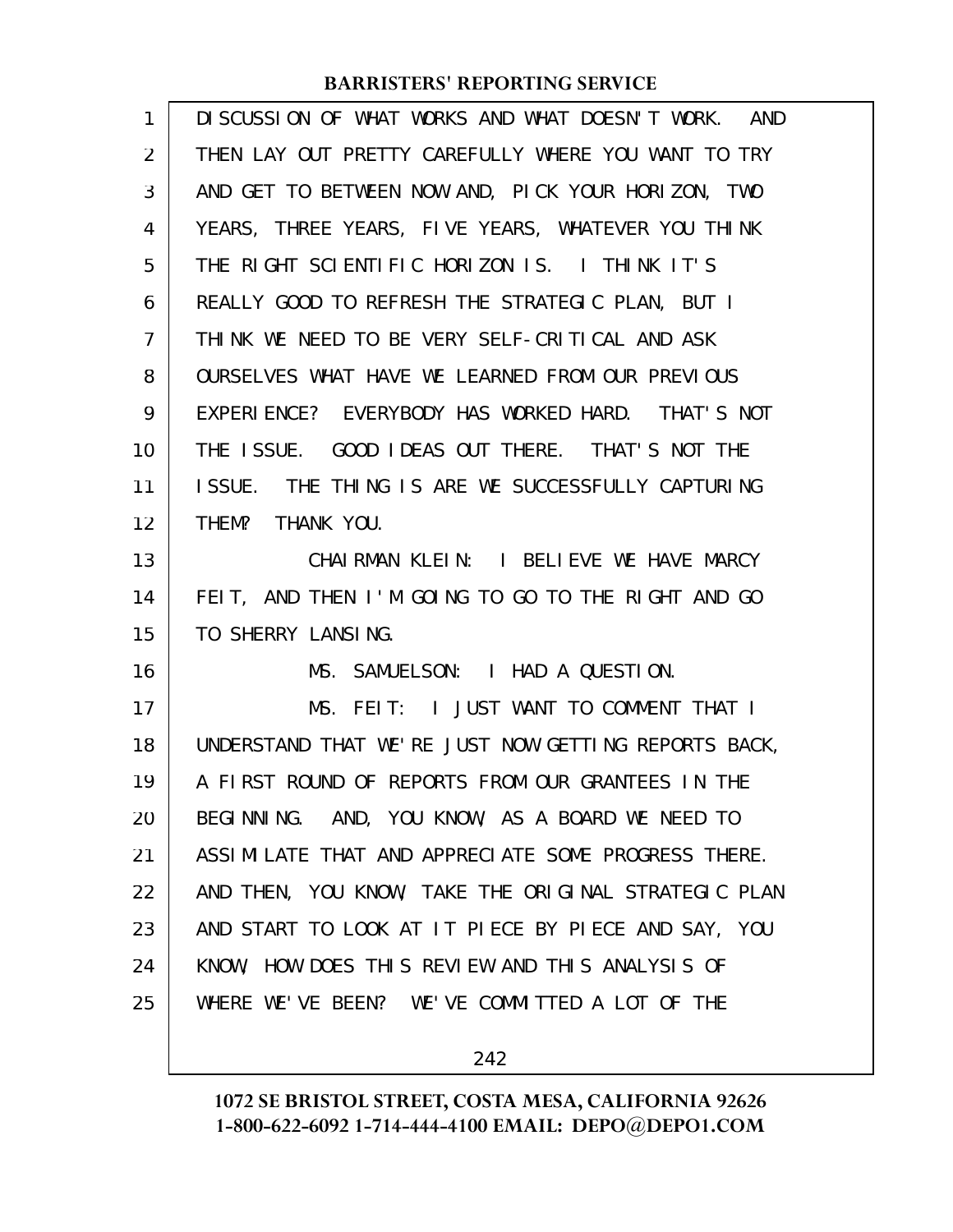DISCUSSION OF WHAT WORKS AND WHAT DOESN'T WORK. AND THEN LAY OUT PRETTY CAREFULLY WHERE YOU WANT TO TRY AND GET TO BETWEEN NOW AND, PICK YOUR HORIZON, TWO YEARS, THREE YEARS, FIVE YEARS, WHATEVER YOU THINK THE RIGHT SCIENTIFIC HORIZON IS. I THINK IT'S REALLY GOOD TO REFRESH THE STRATEGIC PLAN, BUT I THINK WE NEED TO BE VERY SELF-CRITICAL AND ASK OURSELVES WHAT HAVE WE LEARNED FROM OUR PREVIOUS EXPERIENCE? EVERYBODY HAS WORKED HARD. THAT'S NOT THE ISSUE. GOOD IDEAS OUT THERE. THAT'S NOT THE ISSUE. THE THING IS ARE WE SUCCESSFULLY CAPTURING THEM? THANK YOU.

CHAIRMAN KLEIN: I BELIEVE WE HAVE MARCY FEIT, AND THEN I'M GOING TO GO TO THE RIGHT AND GO TO SHERRY LANSING.

MS. SAMUELSON: I HAD A QUESTION.

MS. FEIT: I JUST WANT TO COMMENT THAT I UNDERSTAND THAT WE'RE JUST NOW GETTING REPORTS BACK, A FIRST ROUND OF REPORTS FROM OUR GRANTEES IN THE BEGINNING. AND, YOU KNOW, AS A BOARD WE NEED TO ASSIMILATE THAT AND APPRECIATE SOME PROGRESS THERE. AND THEN, YOU KNOW, TAKE THE ORIGINAL STRATEGIC PLAN AND START TO LOOK AT IT PIECE BY PIECE AND SAY, YOU KNOW, HOW DOES THIS REVIEW AND THIS ANALYSIS OF WHERE WE'VE BEEN? WE'VE COMMITTED A LOT OF THE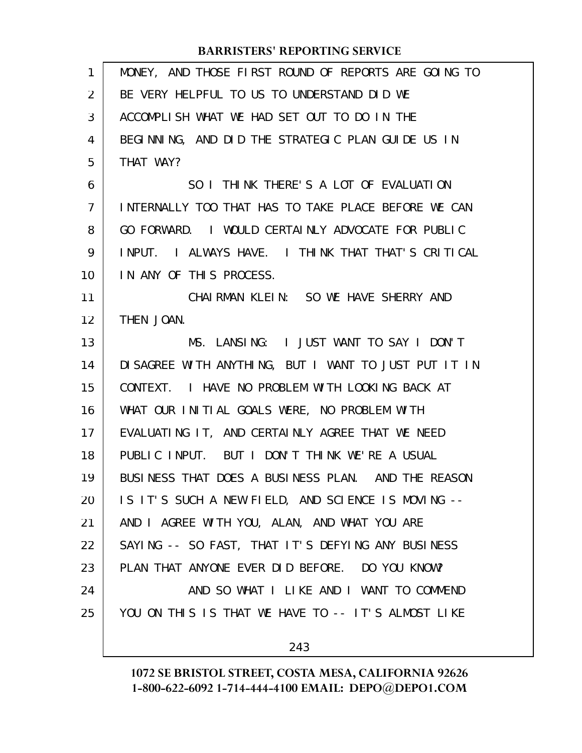MONEY, AND THOSE FIRST ROUND OF REPORTS ARE GOING TO BE VERY HELPFUL TO US TO UNDERSTAND DID WE ACCOMPLISH WHAT WE HAD SET OUT TO DO IN THE BEGINNING, AND DID THE STRATEGIC PLAN GUIDE US IN THAT WAY?

SO I THINK THERE'S A LOT OF EVALUATION INTERNALLY TOO THAT HAS TO TAKE PLACE BEFORE WE CAN GO FORWARD. I WOULD CERTAINLY ADVOCATE FOR PUBLIC INPUT. I ALWAYS HAVE. I THINK THAT THAT'S CRITICAL IN ANY OF THIS PROCESS.

CHAIRMAN KLEIN: SO WE HAVE SHERRY AND THEN JOAN.

MS. LANSING: I JUST WANT TO SAY I DON'T DISAGREE WITH ANYTHING, BUT I WANT TO JUST PUT IT IN CONTEXT. I HAVE NO PROBLEM WITH LOOKING BACK AT WHAT OUR INITIAL GOALS WERE, NO PROBLEM WITH EVALUATING IT, AND CERTAINLY AGREE THAT WE NEED PUBLIC INPUT. BUT I DON'T THINK WE'RE A USUAL BUSINESS THAT DOES A BUSINESS PLAN. AND THE REASON IS IT'S SUCH A NEW FIELD, AND SCIENCE IS MOVING -- AND I AGREE WITH YOU, ALAN, AND WHAT YOU ARE SAYING -- SO FAST, THAT IT'S DEFYING ANY BUSINESS PLAN THAT ANYONE EVER DID BEFORE. DO YOU KNOW?

AND SO WHAT I LIKE AND I WANT TO COMMEND YOU ON THIS IS THAT WE HAVE TO -- IT'S ALMOST LIKE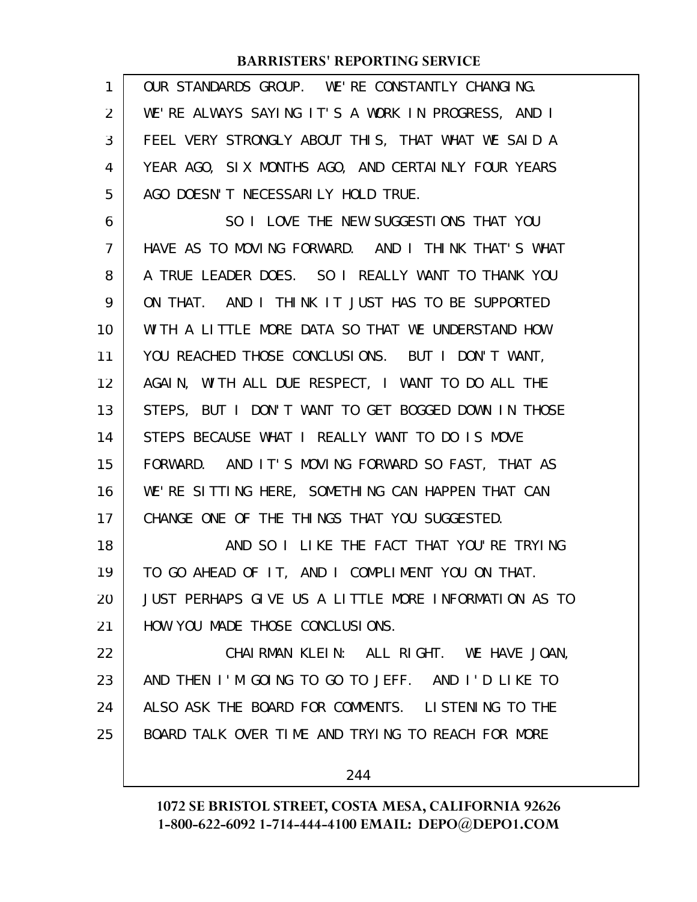OUR STANDARDS GROUP. WE'RE CONSTANTLY CHANGING. WE'RE ALWAYS SAYING IT'S A WORK IN PROGRESS, AND I FEEL VERY STRONGLY ABOUT THIS, THAT WHAT WE SAID A YEAR AGO, SIX MONTHS AGO, AND CERTAINLY FOUR YEARS AGO DOESN'T NECESSARILY HOLD TRUE.

SO I LOVE THE NEW SUGGESTIONS THAT YOU HAVE AS TO MOVING FORWARD. AND I THINK THAT'S WHAT A TRUE LEADER DOES. SO I REALLY WANT TO THANK YOU ON THAT. AND I THINK IT JUST HAS TO BE SUPPORTED WITH A LITTLE MORE DATA SO THAT WE UNDERSTAND HOW YOU REACHED THOSE CONCLUSIONS. BUT I DON'T WANT, AGAIN, WITH ALL DUE RESPECT, I WANT TO DO ALL THE STEPS, BUT I DON'T WANT TO GET BOGGED DOWN IN THOSE STEPS BECAUSE WHAT I REALLY WANT TO DO IS MOVE FORWARD. AND IT'S MOVING FORWARD SO FAST, THAT AS WE'RE SITTING HERE, SOMETHING CAN HAPPEN THAT CAN CHANGE ONE OF THE THINGS THAT YOU SUGGESTED.

AND SO I LIKE THE FACT THAT YOU'RE TRYING TO GO AHEAD OF IT, AND I COMPLIMENT YOU ON THAT. JUST PERHAPS GIVE US A LITTLE MORE INFORMATION AS TO HOW YOU MADE THOSE CONCLUSIONS.

CHAIRMAN KLEIN: ALL RIGHT. WE HAVE JOAN, AND THEN I'M GOING TO GO TO JEFF. AND I'D LIKE TO ALSO ASK THE BOARD FOR COMMENTS. LISTENING TO THE BOARD TALK OVER TIME AND TRYING TO REACH FOR MORE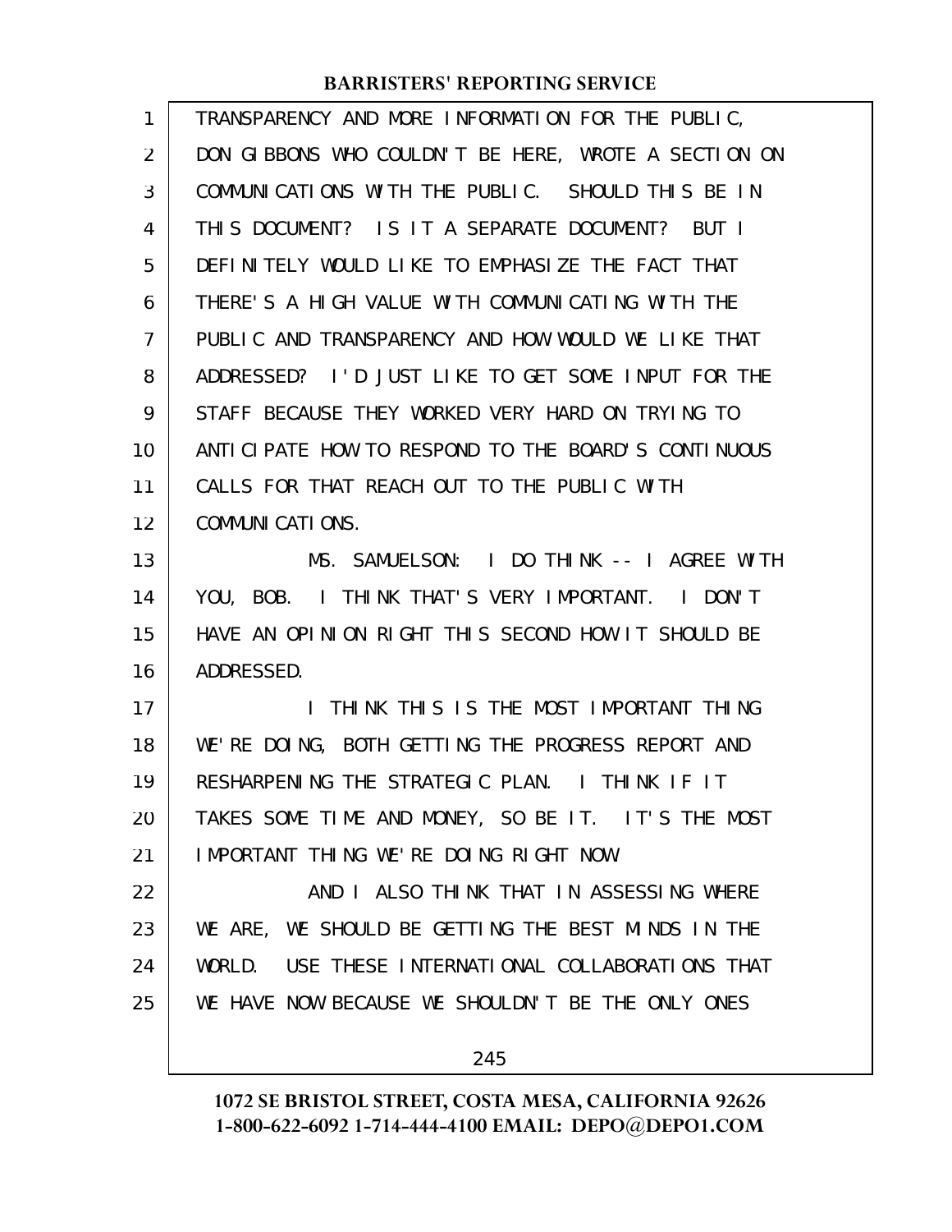TRANSPARENCY AND MORE INFORMATION FOR THE PUBLIC, DON GIBBONS WHO COULDN'T BE HERE, WROTE A SECTION ON COMMUNICATIONS WITH THE PUBLIC. SHOULD THIS BE IN THIS DOCUMENT? IS IT A SEPARATE DOCUMENT? BUT I DEFINITELY WOULD LIKE TO EMPHASIZE THE FACT THAT THERE'S A HIGH VALUE WITH COMMUNICATING WITH THE PUBLIC AND TRANSPARENCY AND HOW WOULD WE LIKE THAT ADDRESSED? I'D JUST LIKE TO GET SOME INPUT FOR THE STAFF BECAUSE THEY WORKED VERY HARD ON TRYING TO ANTICIPATE HOW TO RESPOND TO THE BOARD'S CONTINUOUS CALLS FOR THAT REACH OUT TO THE PUBLIC WITH COMMUNICATIONS.

MS. SAMUELSON: I DO THINK -- I AGREE WITH YOU, BOB. I THINK THAT'S VERY IMPORTANT. I DON'T HAVE AN OPINION RIGHT THIS SECOND HOW IT SHOULD BE ADDRESSED.

I THINK THIS IS THE MOST IMPORTANT THING WE'RE DOING, BOTH GETTING THE PROGRESS REPORT AND RESHARPENING THE STRATEGIC PLAN. I THINK IF IT TAKES SOME TIME AND MONEY, SO BE IT. IT'S THE MOST IMPORTANT THING WE'RE DOING RIGHT NOW.

AND I ALSO THINK THAT IN ASSESSING WHERE WE ARE, WE SHOULD BE GETTING THE BEST MINDS IN THE WORLD. USE THESE INTERNATIONAL COLLABORATIONS THAT WE HAVE NOW BECAUSE WE SHOULDN'T BE THE ONLY ONES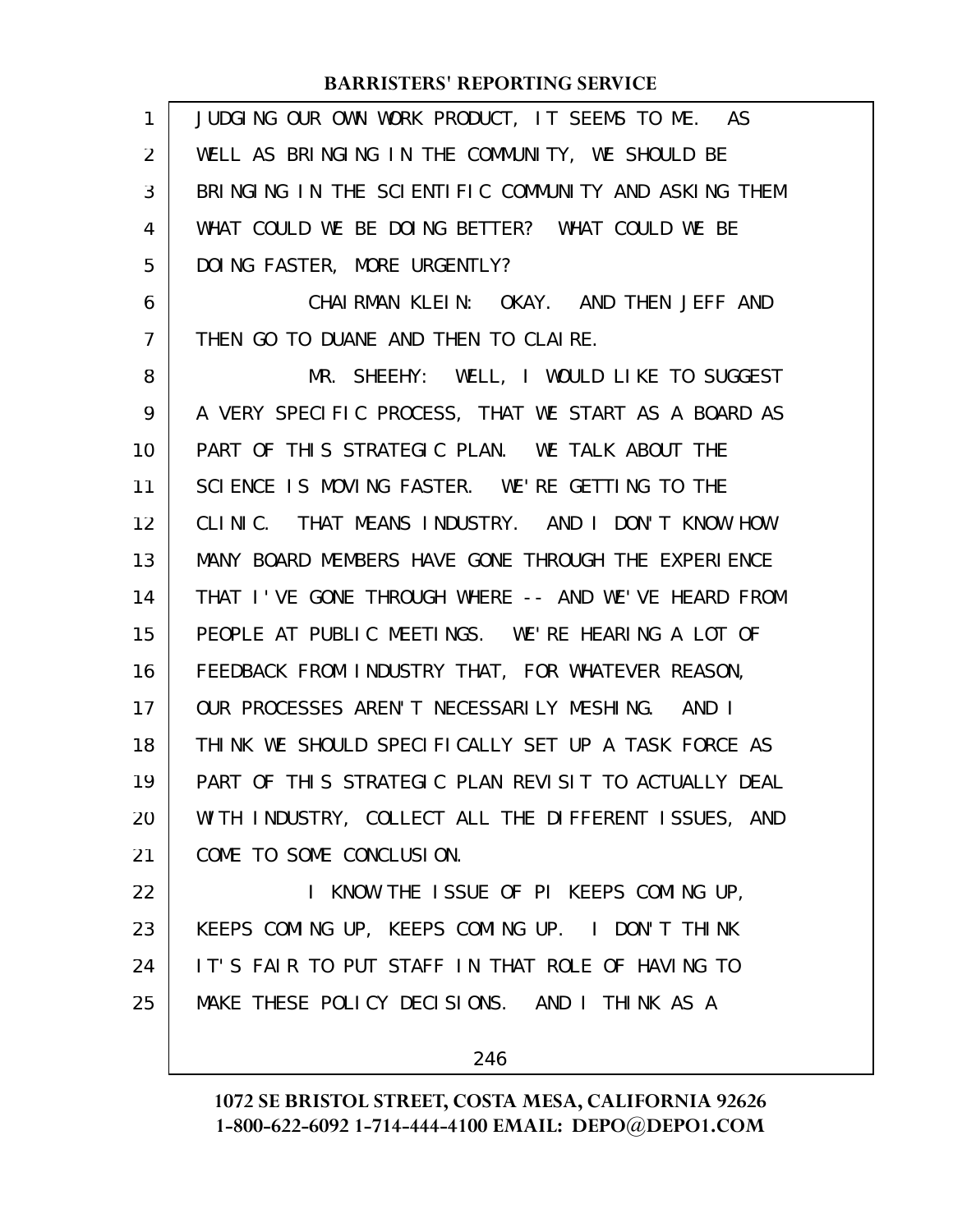JUDGING OUR OWN WORK PRODUCT, IT SEEMS TO ME. AS WELL AS BRINGING IN THE COMMUNITY, WE SHOULD BE BRINGING IN THE SCIENTIFIC COMMUNITY AND ASKING THEM WHAT COULD WE BE DOING BETTER? WHAT COULD WE BE DOING FASTER, MORE URGENTLY?

CHAIRMAN KLEIN: OKAY. AND THEN JEFF AND THEN GO TO DUANE AND THEN TO CLAIRE.

MR. SHEEHY: WELL, I WOULD LIKE TO SUGGEST A VERY SPECIFIC PROCESS, THAT WE START AS A BOARD AS PART OF THIS STRATEGIC PLAN. WE TALK ABOUT THE SCIENCE IS MOVING FASTER. WE'RE GETTING TO THE CLINIC. THAT MEANS INDUSTRY. AND I DON'T KNOW HOW MANY BOARD MEMBERS HAVE GONE THROUGH THE EXPERIENCE THAT I'VE GONE THROUGH WHERE -- AND WE'VE HEARD FROM PEOPLE AT PUBLIC MEETINGS. WE'RE HEARING A LOT OF FEEDBACK FROM INDUSTRY THAT, FOR WHATEVER REASON, OUR PROCESSES AREN'T NECESSARILY MESHING. AND I THINK WE SHOULD SPECIFICALLY SET UP A TASK FORCE AS PART OF THIS STRATEGIC PLAN REVISIT TO ACTUALLY DEAL WITH INDUSTRY, COLLECT ALL THE DIFFERENT ISSUES, AND COME TO SOME CONCLUSION.

I KNOW THE ISSUE OF PI KEEPS COMING UP, KEEPS COMING UP, KEEPS COMING UP. I DON'T THINK IT'S FAIR TO PUT STAFF IN THAT ROLE OF HAVING TO MAKE THESE POLICY DECISIONS. AND I THINK AS A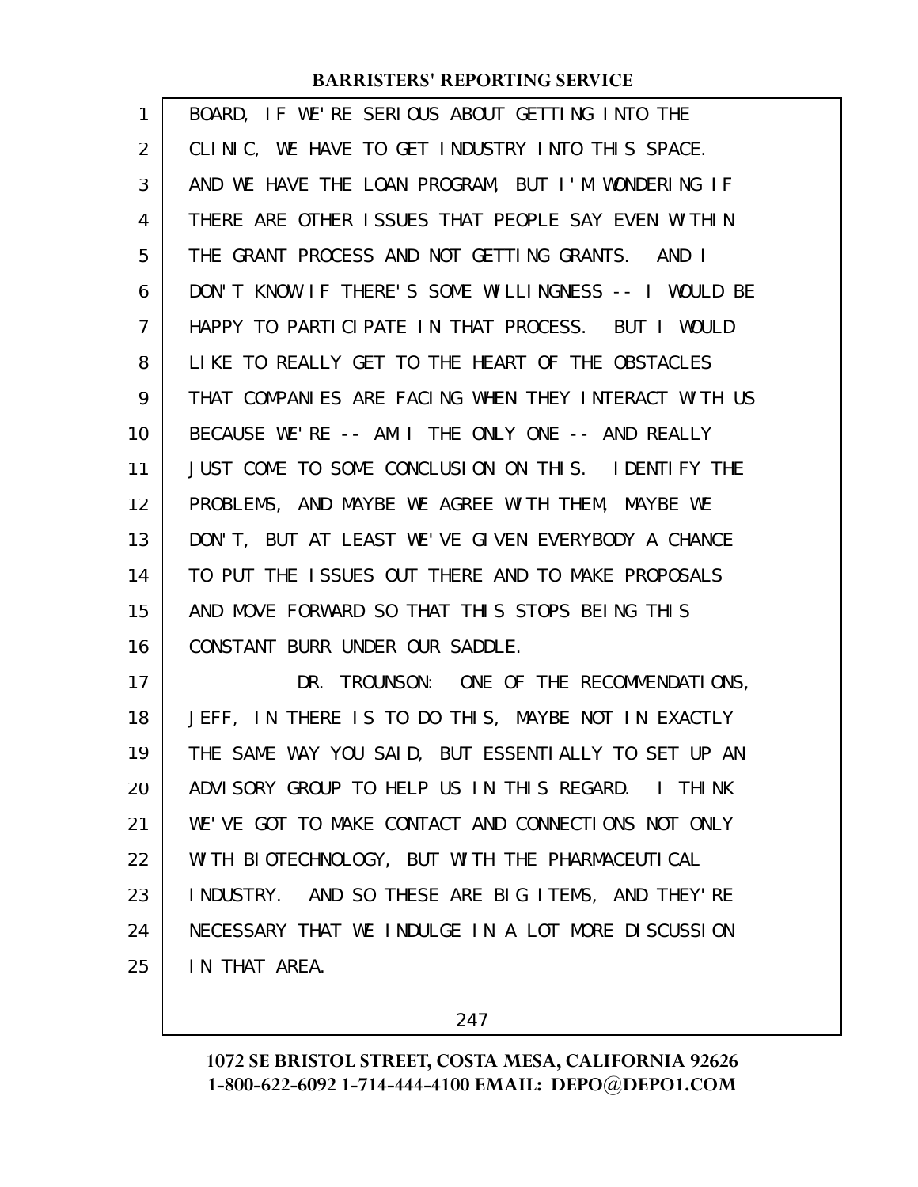BOARD, IF WE'RE SERIOUS ABOUT GETTING INTO THE CLINIC, WE HAVE TO GET INDUSTRY INTO THIS SPACE. AND WE HAVE THE LOAN PROGRAM, BUT I'M WONDERING IF THERE ARE OTHER ISSUES THAT PEOPLE SAY EVEN WITHIN THE GRANT PROCESS AND NOT GETTING GRANTS. AND I DON'T KNOW IF THERE'S SOME WILLINGNESS -- I WOULD BE HAPPY TO PARTICIPATE IN THAT PROCESS. BUT I WOULD LIKE TO REALLY GET TO THE HEART OF THE OBSTACLES THAT COMPANIES ARE FACING WHEN THEY INTERACT WITH US BECAUSE WE'RE -- AM I THE ONLY ONE -- AND REALLY JUST COME TO SOME CONCLUSION ON THIS. IDENTIFY THE PROBLEMS, AND MAYBE WE AGREE WITH THEM, MAYBE WE DON'T, BUT AT LEAST WE'VE GIVEN EVERYBODY A CHANCE TO PUT THE ISSUES OUT THERE AND TO MAKE PROPOSALS AND MOVE FORWARD SO THAT THIS STOPS BEING THIS CONSTANT BURR UNDER OUR SADDLE.

DR. TROUNSON: ONE OF THE RECOMMENDATIONS, JEFF, IN THERE IS TO DO THIS, MAYBE NOT IN EXACTLY THE SAME WAY YOU SAID, BUT ESSENTIALLY TO SET UP AN ADVISORY GROUP TO HELP US IN THIS REGARD. I THINK WE'VE GOT TO MAKE CONTACT AND CONNECTIONS NOT ONLY WITH BIOTECHNOLOGY, BUT WITH THE PHARMACEUTICAL INDUSTRY. AND SO THESE ARE BIG ITEMS, AND THEY'RE NECESSARY THAT WE INDULGE IN A LOT MORE DISCUSSION IN THAT AREA.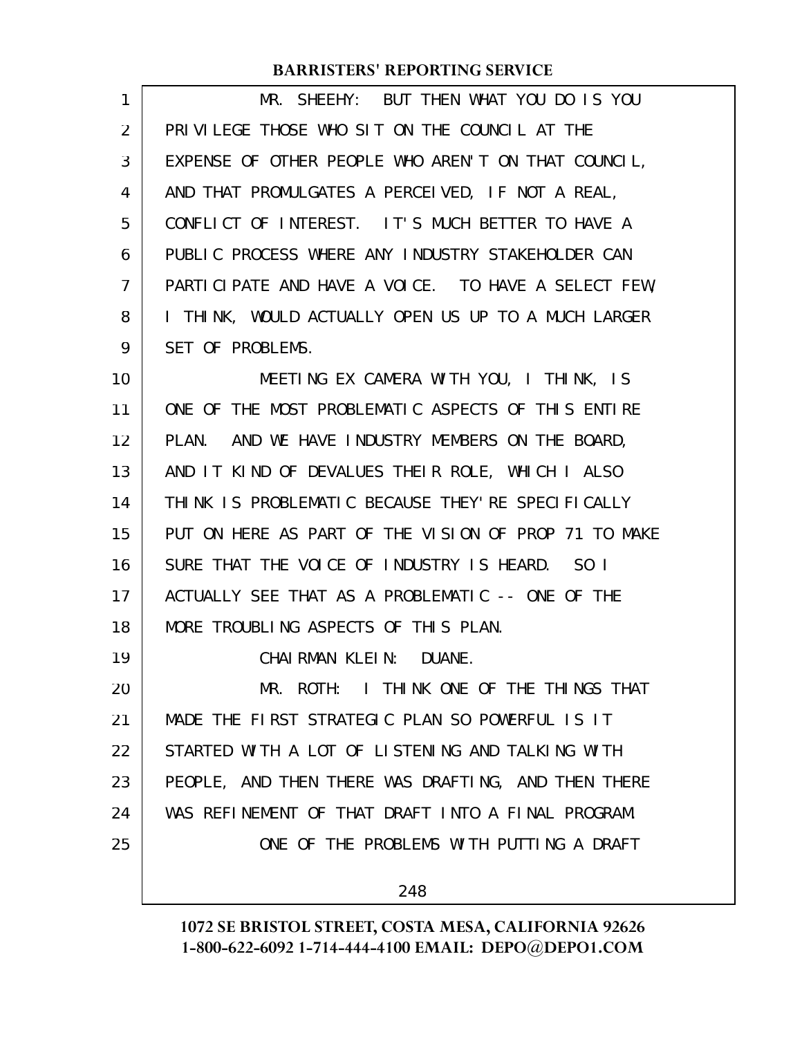MR. SHEEHY: BUT THEN WHAT YOU DO IS YOU PRIVILEGE THOSE WHO SIT ON THE COUNCIL AT THE EXPENSE OF OTHER PEOPLE WHO AREN'T ON THAT COUNCIL, AND THAT PROMULGATES A PERCEIVED, IF NOT A REAL, CONFLICT OF INTEREST. IT'S MUCH BETTER TO HAVE A PUBLIC PROCESS WHERE ANY INDUSTRY STAKEHOLDER CAN PARTICIPATE AND HAVE A VOICE. TO HAVE A SELECT FEW, I THINK, WOULD ACTUALLY OPEN US UP TO A MUCH LARGER SET OF PROBLEMS.

MEETING EX CAMERA WITH YOU, I THINK, IS ONE OF THE MOST PROBLEMATIC ASPECTS OF THIS ENTIRE PLAN. AND WE HAVE INDUSTRY MEMBERS ON THE BOARD, AND IT KIND OF DEVALUES THEIR ROLE, WHICH I ALSO THINK IS PROBLEMATIC BECAUSE THEY'RE SPECIFICALLY PUT ON HERE AS PART OF THE VISION OF PROP 71 TO MAKE SURE THAT THE VOICE OF INDUSTRY IS HEARD. SO I ACTUALLY SEE THAT AS A PROBLEMATIC -- ONE OF THE MORE TROUBLING ASPECTS OF THIS PLAN.

CHAIRMAN KLEIN: DUANE.

MR. ROTH: I THINK ONE OF THE THINGS THAT MADE THE FIRST STRATEGIC PLAN SO POWERFUL IS IT STARTED WITH A LOT OF LISTENING AND TALKING WITH PEOPLE, AND THEN THERE WAS DRAFTING, AND THEN THERE WAS REFINEMENT OF THAT DRAFT INTO A FINAL PROGRAM.

ONE OF THE PROBLEMS WITH PUTTING A DRAFT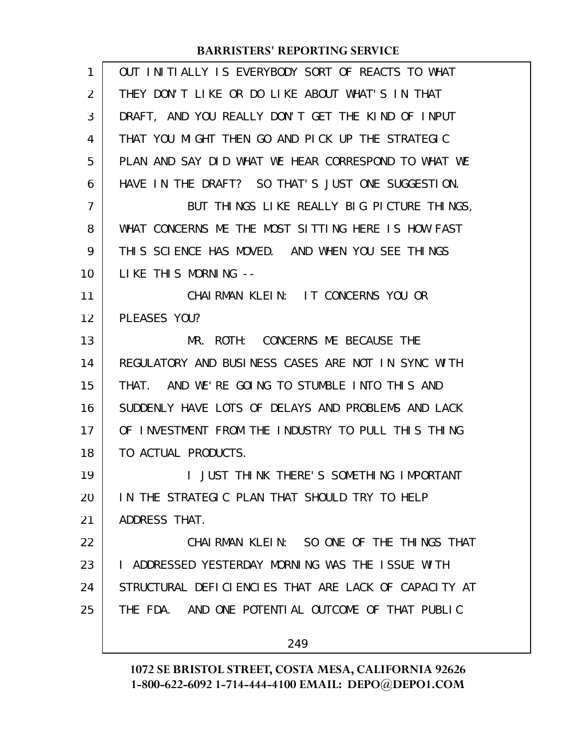OUT INITIALLY IS EVERYBODY SORT OF REACTS TO WHAT THEY DON'T LIKE OR DO LIKE ABOUT WHAT'S IN THAT DRAFT, AND YOU REALLY DON'T GET THE KIND OF INPUT THAT YOU MIGHT THEN GO AND PICK UP THE STRATEGIC PLAN AND SAY DID WHAT WE HEAR CORRESPOND TO WHAT WE HAVE IN THE DRAFT? SO THAT'S JUST ONE SUGGESTION.

BUT THINGS LIKE REALLY BIG PICTURE THINGS, WHAT CONCERNS ME THE MOST SITTING HERE IS HOW FAST THIS SCIENCE HAS MOVED. AND WHEN YOU SEE THINGS LIKE THIS MORNING --

CHAIRMAN KLEIN: IT CONCERNS YOU OR PLEASES YOU?

MR. ROTH: CONCERNS ME BECAUSE THE REGULATORY AND BUSINESS CASES ARE NOT IN SYNC WITH THAT. AND WE'RE GOING TO STUMBLE INTO THIS AND SUDDENLY HAVE LOTS OF DELAYS AND PROBLEMS AND LACK OF INVESTMENT FROM THE INDUSTRY TO PULL THIS THING TO ACTUAL PRODUCTS.

I JUST THINK THERE'S SOMETHING IMPORTANT IN THE STRATEGIC PLAN THAT SHOULD TRY TO HELP ADDRESS THAT.

CHAIRMAN KLEIN: SO ONE OF THE THINGS THAT I ADDRESSED YESTERDAY MORNING WAS THE ISSUE WITH STRUCTURAL DEFICIENCIES THAT ARE LACK OF CAPACITY AT THE FDA. AND ONE POTENTIAL OUTCOME OF THAT PUBLIC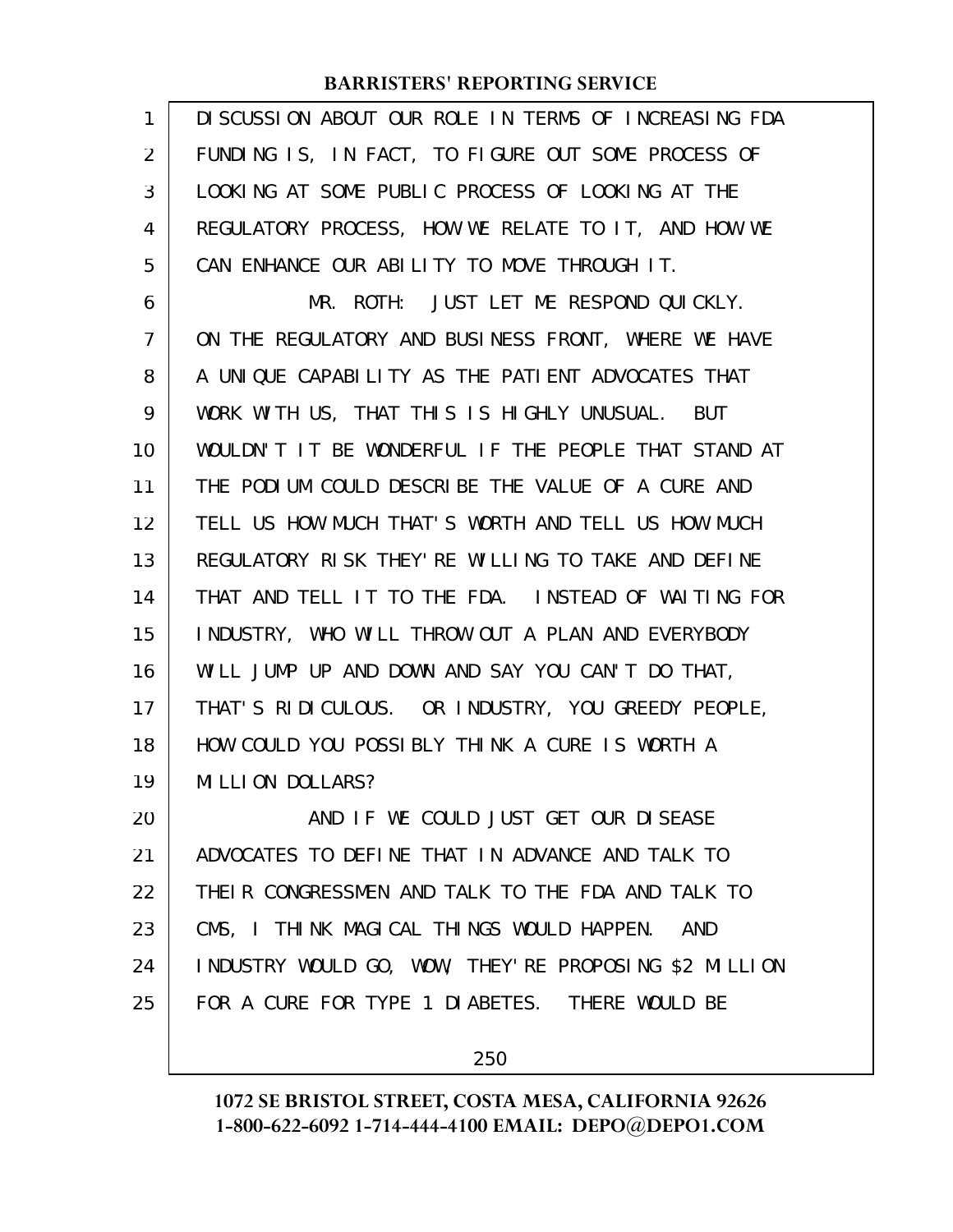DISCUSSION ABOUT OUR ROLE IN TERMS OF INCREASING FDA FUNDING IS, IN FACT, TO FIGURE OUT SOME PROCESS OF LOOKING AT SOME PUBLIC PROCESS OF LOOKING AT THE REGULATORY PROCESS, HOW WE RELATE TO IT, AND HOW WE CAN ENHANCE OUR ABILITY TO MOVE THROUGH IT.

MR. ROTH: JUST LET ME RESPOND QUICKLY. ON THE REGULATORY AND BUSINESS FRONT, WHERE WE HAVE A UNIQUE CAPABILITY AS THE PATIENT ADVOCATES THAT WORK WITH US, THAT THIS IS HIGHLY UNUSUAL. BUT WOULDN'T IT BE WONDERFUL IF THE PEOPLE THAT STAND AT THE PODIUM COULD DESCRIBE THE VALUE OF A CURE AND TELL US HOW MUCH THAT'S WORTH AND TELL US HOW MUCH REGULATORY RISK THEY'RE WILLING TO TAKE AND DEFINE THAT AND TELL IT TO THE FDA. INSTEAD OF WAITING FOR INDUSTRY, WHO WILL THROW OUT A PLAN AND EVERYBODY WILL JUMP UP AND DOWN AND SAY YOU CAN'T DO THAT, THAT'S RIDICULOUS. OR INDUSTRY, YOU GREEDY PEOPLE, HOW COULD YOU POSSIBLY THINK A CURE IS WORTH A MILLION DOLLARS?

AND IF WE COULD JUST GET OUR DISEASE ADVOCATES TO DEFINE THAT IN ADVANCE AND TALK TO THEIR CONGRESSMEN AND TALK TO THE FDA AND TALK TO CMS, I THINK MAGICAL THINGS WOULD HAPPEN. AND INDUSTRY WOULD GO, WOW, THEY'RE PROPOSING $2 MILLION FOR A CURE FOR TYPE 1 DIABETES. THERE WOULD BE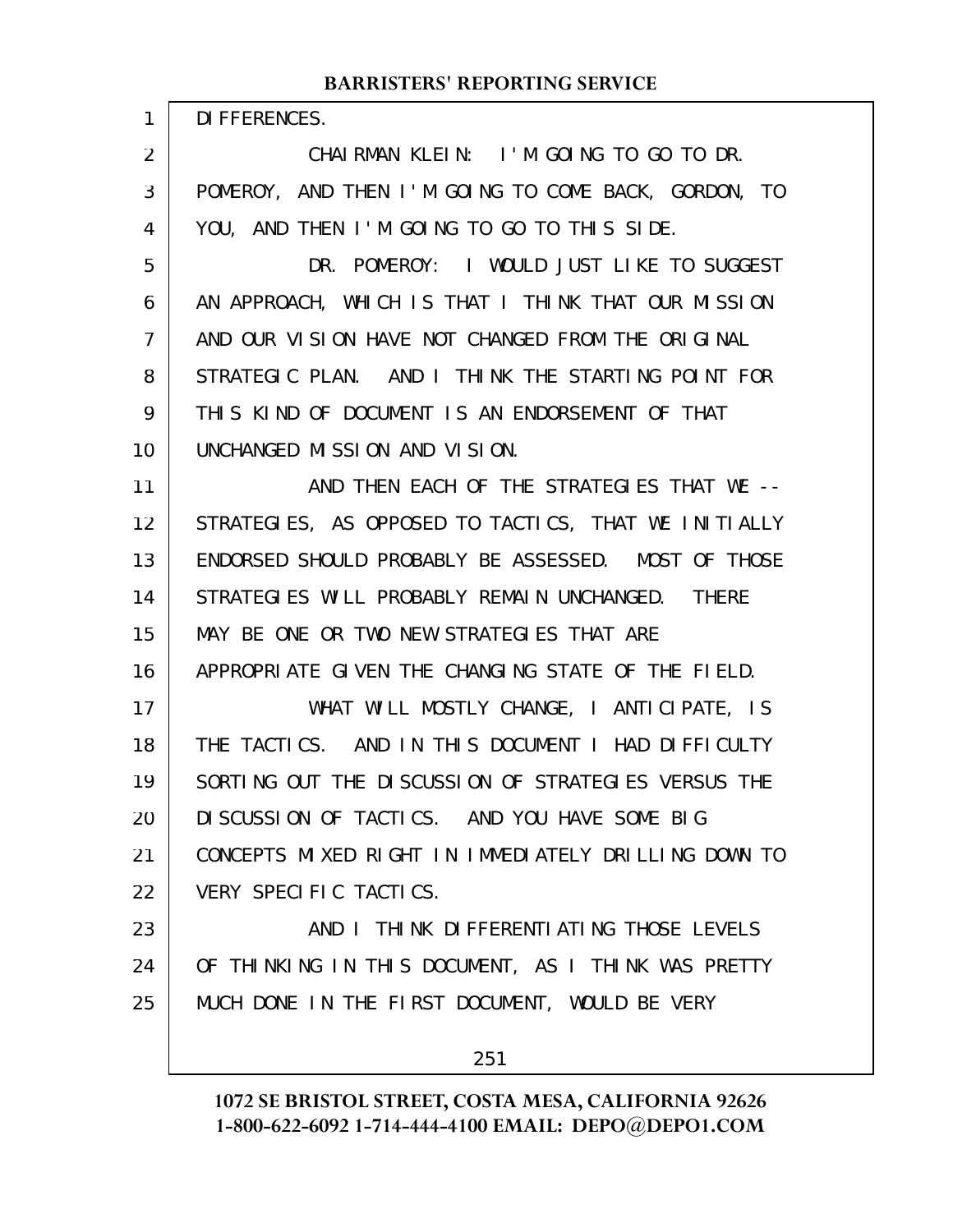DIFFERENCES.

CHAIRMAN KLEIN: I'M GOING TO GO TO DR. POMEROY, AND THEN I'M GOING TO COME BACK, GORDON, TO YOU, AND THEN I'M GOING TO GO TO THIS SIDE.

DR. POMEROY: I WOULD JUST LIKE TO SUGGEST AN APPROACH, WHICH IS THAT I THINK THAT OUR MISSION AND OUR VISION HAVE NOT CHANGED FROM THE ORIGINAL STRATEGIC PLAN. AND I THINK THE STARTING POINT FOR THIS KIND OF DOCUMENT IS AN ENDORSEMENT OF THAT UNCHANGED MISSION AND VISION.

AND THEN EACH OF THE STRATEGIES THAT WE -- STRATEGIES, AS OPPOSED TO TACTICS, THAT WE INITIALLY ENDORSED SHOULD PROBABLY BE ASSESSED. MOST OF THOSE STRATEGIES WILL PROBABLY REMAIN UNCHANGED. THERE MAY BE ONE OR TWO NEW STRATEGIES THAT ARE APPROPRIATE GIVEN THE CHANGING STATE OF THE FIELD.

WHAT WILL MOSTLY CHANGE, I ANTICIPATE, IS THE TACTICS. AND IN THIS DOCUMENT I HAD DIFFICULTY SORTING OUT THE DISCUSSION OF STRATEGIES VERSUS THE DISCUSSION OF TACTICS. AND YOU HAVE SOME BIG CONCEPTS MIXED RIGHT IN IMMEDIATELY DRILLING DOWN TO VERY SPECIFIC TACTICS.

AND I THINK DIFFERENTIATING THOSE LEVELS OF THINKING IN THIS DOCUMENT, AS I THINK WAS PRETTY MUCH DONE IN THE FIRST DOCUMENT, WOULD BE VERY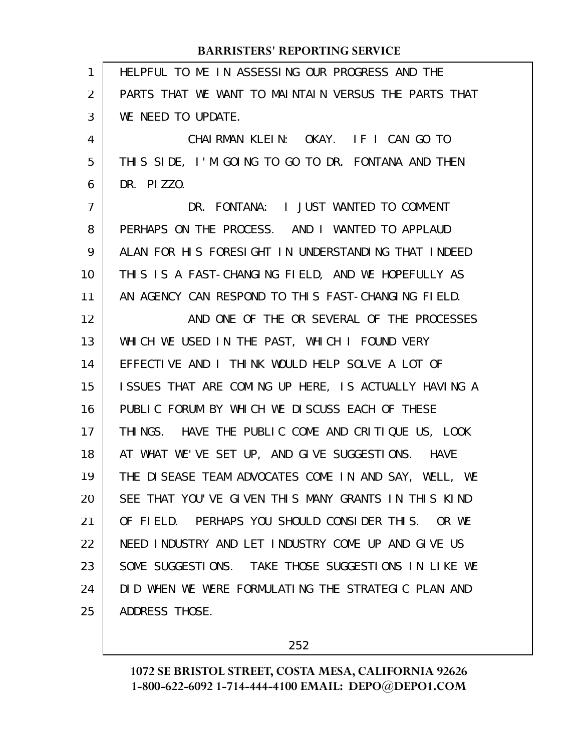HELPFUL TO ME IN ASSESSING OUR PROGRESS AND THE PARTS THAT WE WANT TO MAINTAIN VERSUS THE PARTS THAT WE NEED TO UPDATE.

CHAIRMAN KLEIN: OKAY. IF I CAN GO TO THIS SIDE, I'M GOING TO GO TO DR. FONTANA AND THEN DR. PIZZO.

DR. FONTANA: I JUST WANTED TO COMMENT PERHAPS ON THE PROCESS. AND I WANTED TO APPLAUD ALAN FOR HIS FORESIGHT IN UNDERSTANDING THAT INDEED THIS IS A FAST-CHANGING FIELD, AND WE HOPEFULLY AS AN AGENCY CAN RESPOND TO THIS FAST-CHANGING FIELD.

AND ONE OF THE OR SEVERAL OF THE PROCESSES WHICH WE USED IN THE PAST, WHICH I FOUND VERY EFFECTIVE AND I THINK WOULD HELP SOLVE A LOT OF ISSUES THAT ARE COMING UP HERE, IS ACTUALLY HAVING A PUBLIC FORUM BY WHICH WE DISCUSS EACH OF THESE THINGS. HAVE THE PUBLIC COME AND CRITIQUE US, LOOK AT WHAT WE'VE SET UP, AND GIVE SUGGESTIONS. HAVE THE DISEASE TEAM ADVOCATES COME IN AND SAY, WELL, WE SEE THAT YOU'VE GIVEN THIS MANY GRANTS IN THIS KIND OF FIELD. PERHAPS YOU SHOULD CONSIDER THIS. OR WE NEED INDUSTRY AND LET INDUSTRY COME UP AND GIVE US SOME SUGGESTIONS. TAKE THOSE SUGGESTIONS IN LIKE WE DID WHEN WE WERE FORMULATING THE STRATEGIC PLAN AND ADDRESS THOSE.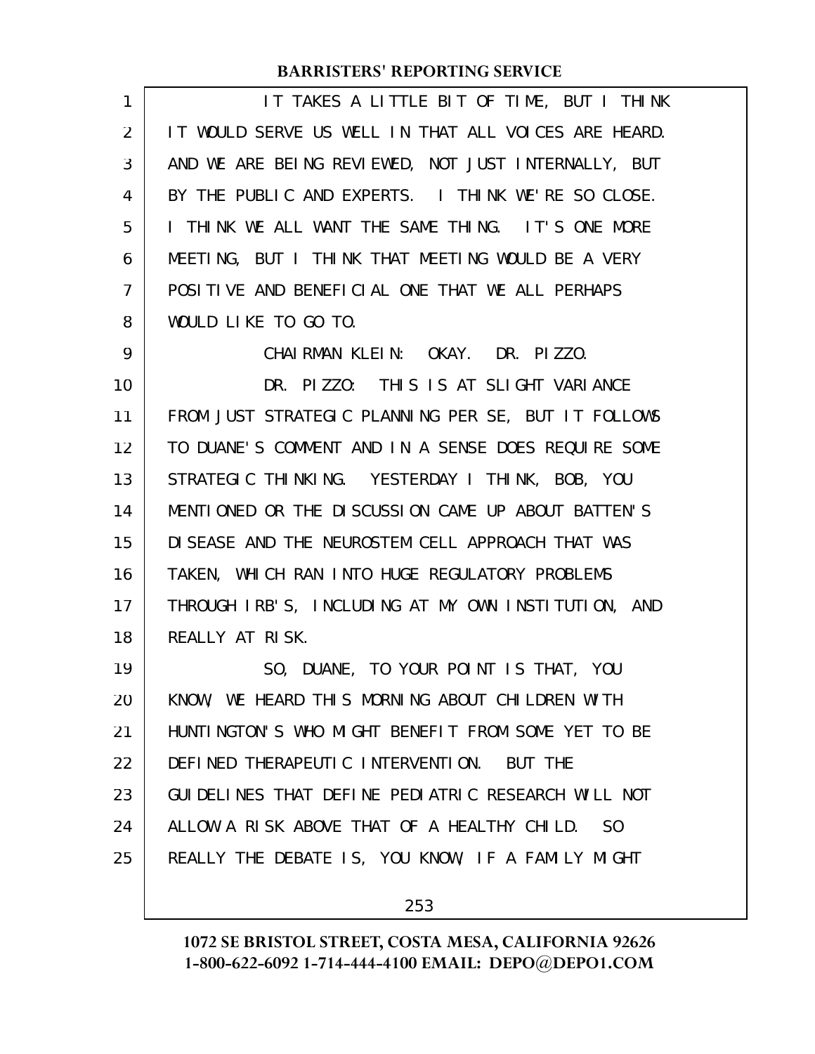IT TAKES A LITTLE BIT OF TIME, BUT I THINK IT WOULD SERVE US WELL IN THAT ALL VOICES ARE HEARD. AND WE ARE BEING REVIEWED, NOT JUST INTERNALLY, BUT BY THE PUBLIC AND EXPERTS. I THINK WE'RE SO CLOSE. I THINK WE ALL WANT THE SAME THING. IT'S ONE MORE MEETING, BUT I THINK THAT MEETING WOULD BE A VERY POSITIVE AND BENEFICIAL ONE THAT WE ALL PERHAPS WOULD LIKE TO GO TO.

CHAIRMAN KLEIN: OKAY. DR. PIZZO.

DR. PIZZO: THIS IS AT SLIGHT VARIANCE FROM JUST STRATEGIC PLANNING PER SE, BUT IT FOLLOWS TO DUANE'S COMMENT AND IN A SENSE DOES REQUIRE SOME STRATEGIC THINKING. YESTERDAY I THINK, BOB, YOU MENTIONED OR THE DISCUSSION CAME UP ABOUT BATTEN'S DISEASE AND THE NEUROSTEM CELL APPROACH THAT WAS TAKEN, WHICH RAN INTO HUGE REGULATORY PROBLEMS THROUGH IRB'S, INCLUDING AT MY OWN INSTITUTION, AND REALLY AT RISK.

SO, DUANE, TO YOUR POINT IS THAT, YOU KNOW, WE HEARD THIS MORNING ABOUT CHILDREN WITH HUNTINGTON'S WHO MIGHT BENEFIT FROM SOME YET TO BE DEFINED THERAPEUTIC INTERVENTION. BUT THE GUIDELINES THAT DEFINE PEDIATRIC RESEARCH WILL NOT ALLOW A RISK ABOVE THAT OF A HEALTHY CHILD. SO REALLY THE DEBATE IS, YOU KNOW, IF A FAMILY MIGHT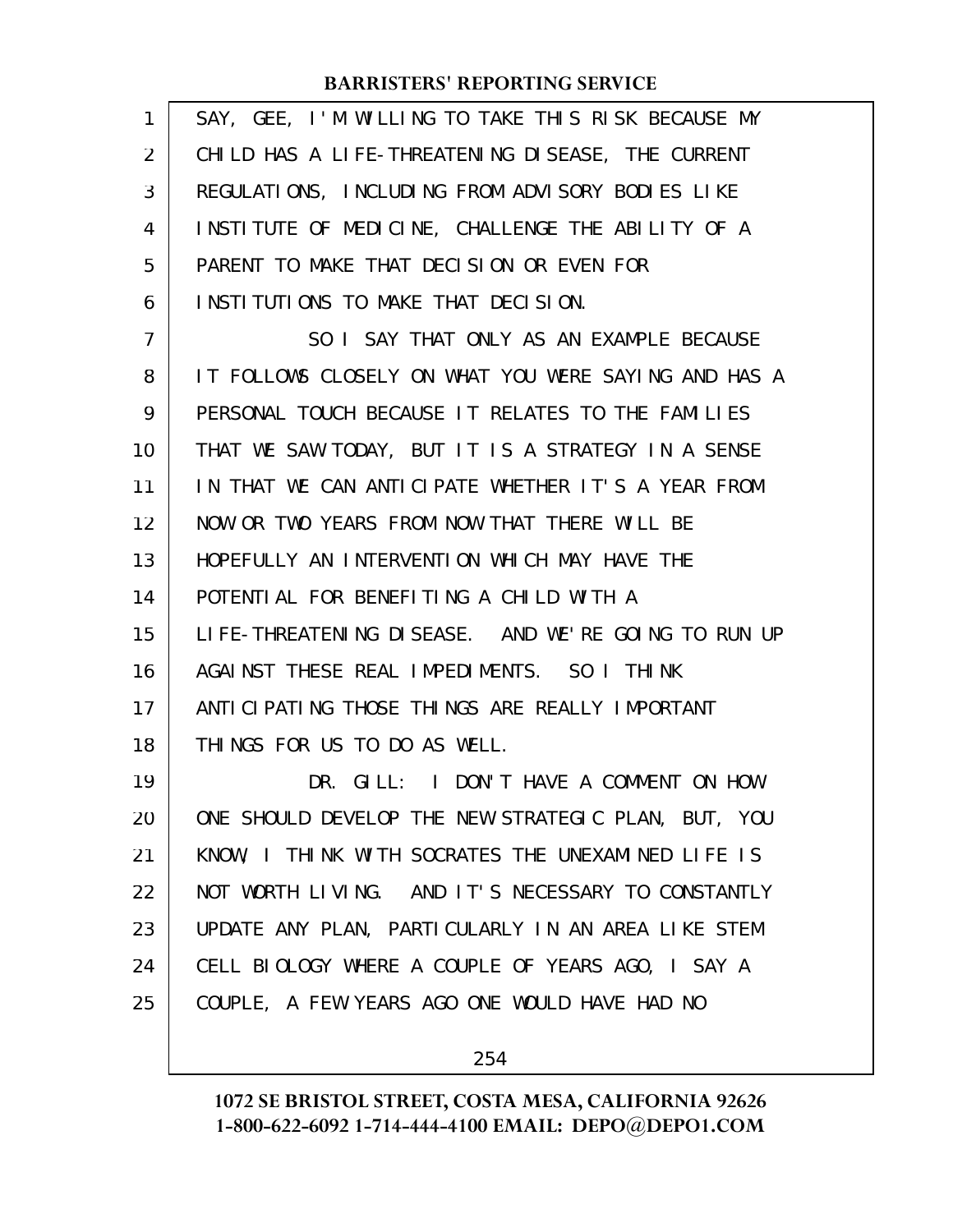SAY, GEE, I'M WILLING TO TAKE THIS RISK BECAUSE MY CHILD HAS A LIFE-THREATENING DISEASE, THE CURRENT REGULATIONS, INCLUDING FROM ADVISORY BODIES LIKE INSTITUTE OF MEDICINE, CHALLENGE THE ABILITY OF A PARENT TO MAKE THAT DECISION OR EVEN FOR INSTITUTIONS TO MAKE THAT DECISION.

SO I SAY THAT ONLY AS AN EXAMPLE BECAUSE IT FOLLOWS CLOSELY ON WHAT YOU WERE SAYING AND HAS A PERSONAL TOUCH BECAUSE IT RELATES TO THE FAMILIES THAT WE SAW TODAY, BUT IT IS A STRATEGY IN A SENSE IN THAT WE CAN ANTICIPATE WHETHER IT'S A YEAR FROM NOW OR TWO YEARS FROM NOW THAT THERE WILL BE HOPEFULLY AN INTERVENTION WHICH MAY HAVE THE POTENTIAL FOR BENEFITING A CHILD WITH A LIFE-THREATENING DISEASE. AND WE'RE GOING TO RUN UP AGAINST THESE REAL IMPEDIMENTS. SO I THINK ANTICIPATING THOSE THINGS ARE REALLY IMPORTANT THINGS FOR US TO DO AS WELL.

DR. GILL: I DON'T HAVE A COMMENT ON HOW ONE SHOULD DEVELOP THE NEW STRATEGIC PLAN, BUT, YOU KNOW, I THINK WITH SOCRATES THE UNEXAMINED LIFE IS NOT WORTH LIVING. AND IT'S NECESSARY TO CONSTANTLY UPDATE ANY PLAN, PARTICULARLY IN AN AREA LIKE STEM CELL BIOLOGY WHERE A COUPLE OF YEARS AGO, I SAY A COUPLE, A FEW YEARS AGO ONE WOULD HAVE HAD NO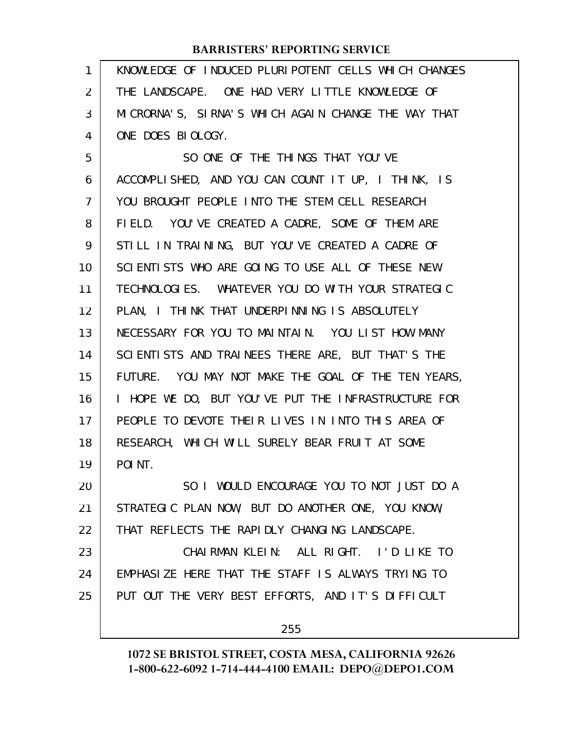KNOWLEDGE OF INDUCED PLURIPOTENT CELLS WHICH CHANGES THE LANDSCAPE. ONE HAD VERY LITTLE KNOWLEDGE OF MICRORNA'S, SIRNA'S WHICH AGAIN CHANGE THE WAY THAT ONE DOES BIOLOGY.

SO ONE OF THE THINGS THAT YOU'VE ACCOMPLISHED, AND YOU CAN COUNT IT UP, I THINK, IS YOU BROUGHT PEOPLE INTO THE STEM CELL RESEARCH FIELD. YOU'VE CREATED A CADRE, SOME OF THEM ARE STILL IN TRAINING, BUT YOU'VE CREATED A CADRE OF SCIENTISTS WHO ARE GOING TO USE ALL OF THESE NEW TECHNOLOGIES. WHATEVER YOU DO WITH YOUR STRATEGIC PLAN, I THINK THAT UNDERPINNING IS ABSOLUTELY NECESSARY FOR YOU TO MAINTAIN. YOU LIST HOW MANY SCIENTISTS AND TRAINEES THERE ARE, BUT THAT'S THE FUTURE. YOU MAY NOT MAKE THE GOAL OF THE TEN YEARS, I HOPE WE DO, BUT YOU'VE PUT THE INFRASTRUCTURE FOR PEOPLE TO DEVOTE THEIR LIVES IN INTO THIS AREA OF RESEARCH, WHICH WILL SURELY BEAR FRUIT AT SOME POINT.

SO I WOULD ENCOURAGE YOU TO NOT JUST DO A STRATEGIC PLAN NOW, BUT DO ANOTHER ONE, YOU KNOW, THAT REFLECTS THE RAPIDLY CHANGING LANDSCAPE.

CHAIRMAN KLEIN: ALL RIGHT. I'D LIKE TO EMPHASIZE HERE THAT THE STAFF IS ALWAYS TRYING TO PUT OUT THE VERY BEST EFFORTS, AND IT'S DIFFICULT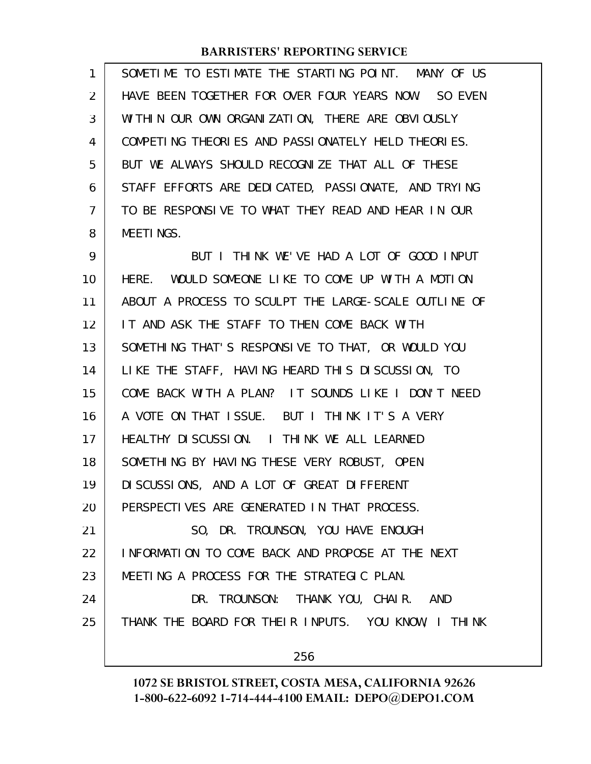SOMETIME TO ESTIMATE THE STARTING POINT. MANY OF US HAVE BEEN TOGETHER FOR OVER FOUR YEARS NOW. SO EVEN WITHIN OUR OWN ORGANIZATION, THERE ARE OBVIOUSLY COMPETING THEORIES AND PASSIONATELY HELD THEORIES. BUT WE ALWAYS SHOULD RECOGNIZE THAT ALL OF THESE STAFF EFFORTS ARE DEDICATED, PASSIONATE, AND TRYING TO BE RESPONSIVE TO WHAT THEY READ AND HEAR IN OUR MEETINGS.

BUT I THINK WE'VE HAD A LOT OF GOOD INPUT HERE. WOULD SOMEONE LIKE TO COME UP WITH A MOTION ABOUT A PROCESS TO SCULPT THE LARGE-SCALE OUTLINE OF IT AND ASK THE STAFF TO THEN COME BACK WITH SOMETHING THAT'S RESPONSIVE TO THAT, OR WOULD YOU LIKE THE STAFF, HAVING HEARD THIS DISCUSSION, TO COME BACK WITH A PLAN? IT SOUNDS LIKE I DON'T NEED A VOTE ON THAT ISSUE. BUT I THINK IT'S A VERY HEALTHY DISCUSSION. I THINK WE ALL LEARNED SOMETHING BY HAVING THESE VERY ROBUST, OPEN DISCUSSIONS, AND A LOT OF GREAT DIFFERENT PERSPECTIVES ARE GENERATED IN THAT PROCESS.

SO, DR. TROUNSON, YOU HAVE ENOUGH INFORMATION TO COME BACK AND PROPOSE AT THE NEXT MEETING A PROCESS FOR THE STRATEGIC PLAN.

DR. TROUNSON: THANK YOU, CHAIR. AND THANK THE BOARD FOR THEIR INPUTS. YOU KNOW, I THINK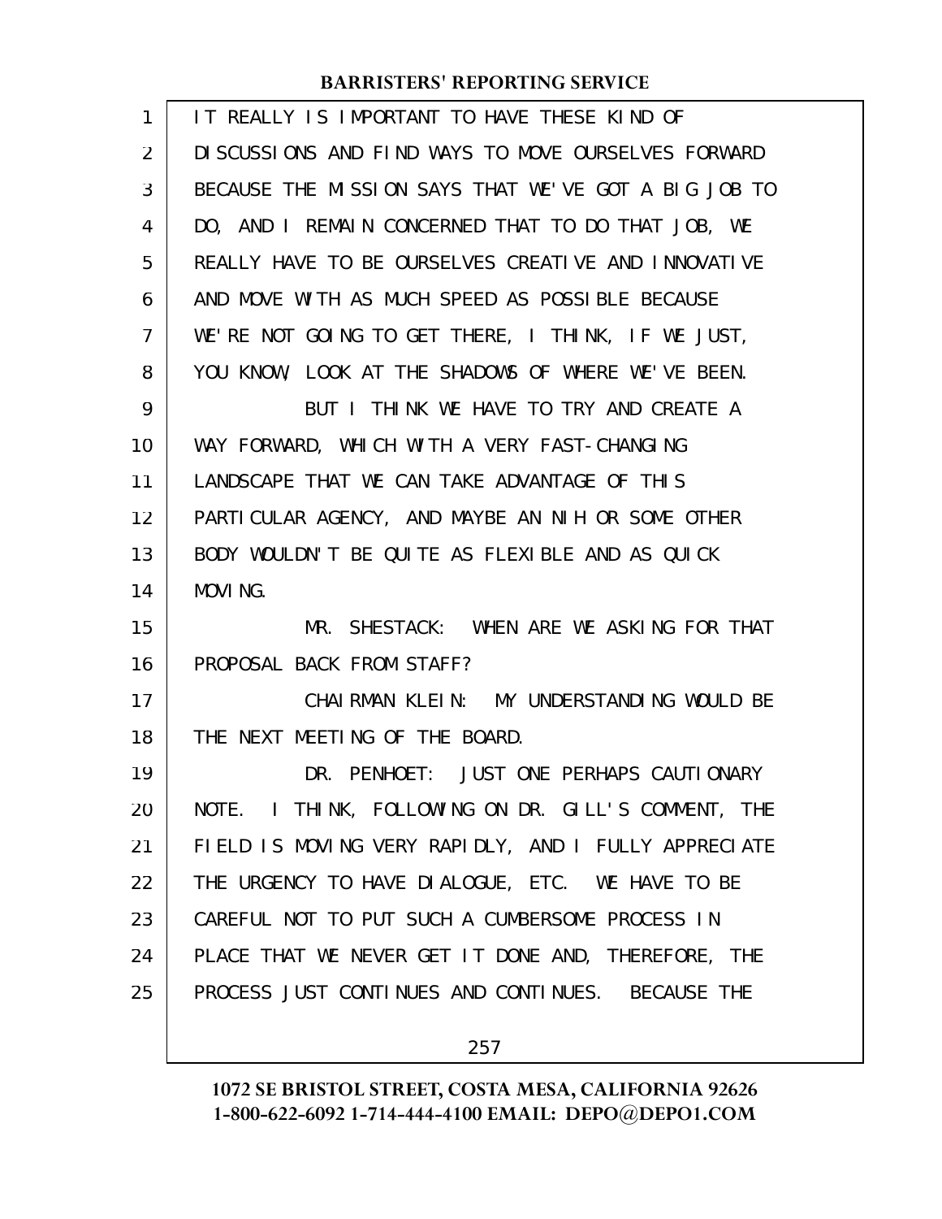IT REALLY IS IMPORTANT TO HAVE THESE KIND OF DISCUSSIONS AND FIND WAYS TO MOVE OURSELVES FORWARD BECAUSE THE MISSION SAYS THAT WE'VE GOT A BIG JOB TO DO, AND I REMAIN CONCERNED THAT TO DO THAT JOB, WE REALLY HAVE TO BE OURSELVES CREATIVE AND INNOVATIVE AND MOVE WITH AS MUCH SPEED AS POSSIBLE BECAUSE WE'RE NOT GOING TO GET THERE, I THINK, IF WE JUST, YOU KNOW, LOOK AT THE SHADOWS OF WHERE WE'VE BEEN.

BUT I THINK WE HAVE TO TRY AND CREATE A WAY FORWARD, WHICH WITH A VERY FAST-CHANGING LANDSCAPE THAT WE CAN TAKE ADVANTAGE OF THIS PARTICULAR AGENCY, AND MAYBE AN NIH OR SOME OTHER BODY WOULDN'T BE QUITE AS FLEXIBLE AND AS QUICK MOVING.

MR. SHESTACK: WHEN ARE WE ASKING FOR THAT PROPOSAL BACK FROM STAFF?

CHAIRMAN KLEIN: MY UNDERSTANDING WOULD BE THE NEXT MEETING OF THE BOARD.

DR. PENHOET: JUST ONE PERHAPS CAUTIONARY NOTE. I THINK, FOLLOWING ON DR. GILL'S COMMENT, THE FIELD IS MOVING VERY RAPIDLY, AND I FULLY APPRECIATE THE URGENCY TO HAVE DIALOGUE, ETC. WE HAVE TO BE CAREFUL NOT TO PUT SUCH A CUMBERSOME PROCESS IN PLACE THAT WE NEVER GET IT DONE AND, THEREFORE, THE PROCESS JUST CONTINUES AND CONTINUES. BECAUSE THE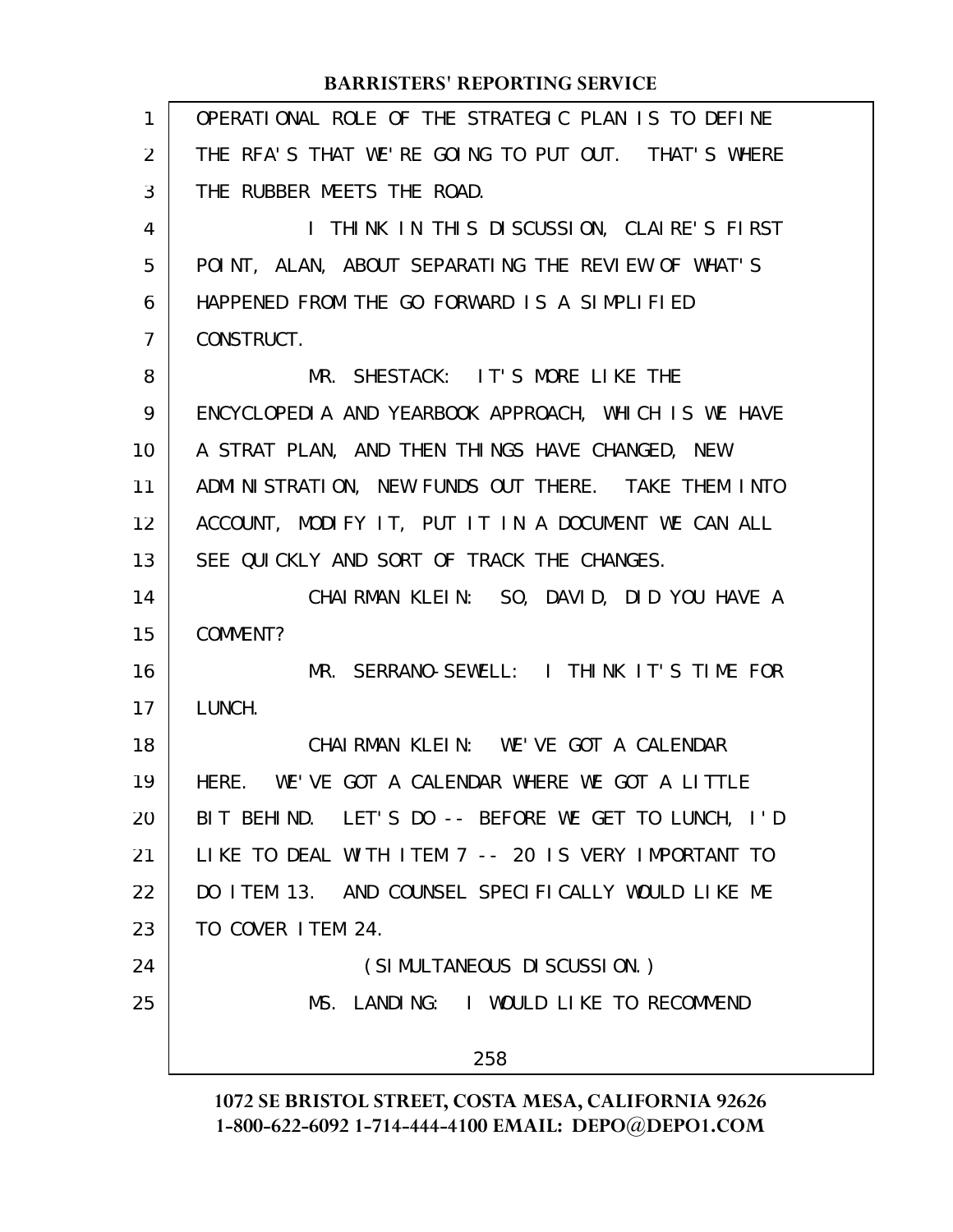OPERATIONAL ROLE OF THE STRATEGIC PLAN IS TO DEFINE THE RFA'S THAT WE'RE GOING TO PUT OUT. THAT'S WHERE THE RUBBER MEETS THE ROAD.

I THINK IN THIS DISCUSSION, CLAIRE'S FIRST POINT, ALAN, ABOUT SEPARATING THE REVIEW OF WHAT'S HAPPENED FROM THE GO FORWARD IS A SIMPLIFIED CONSTRUCT.

MR. SHESTACK: IT'S MORE LIKE THE ENCYCLOPEDIA AND YEARBOOK APPROACH, WHICH IS WE HAVE A STRAT PLAN, AND THEN THINGS HAVE CHANGED, NEW ADMINISTRATION, NEW FUNDS OUT THERE. TAKE THEM INTO ACCOUNT, MODIFY IT, PUT IT IN A DOCUMENT WE CAN ALL SEE QUICKLY AND SORT OF TRACK THE CHANGES.

CHAIRMAN KLEIN: SO, DAVID, DID YOU HAVE A COMMENT?

MR. SERRANO-SEWELL: I THINK IT'S TIME FOR LUNCH.

CHAIRMAN KLEIN: WE'VE GOT A CALENDAR HERE. WE'VE GOT A CALENDAR WHERE WE GOT A LITTLE BIT BEHIND. LET'S DO -- BEFORE WE GET TO LUNCH, I'D LIKE TO DEAL WITH ITEM 7 -- 20 IS VERY IMPORTANT TO DO ITEM 13. AND COUNSEL SPECIFICALLY WOULD LIKE ME TO COVER ITEM 24.

(SIMULTANEOUS DISCUSSION.)

MS. LANDING: I WOULD LIKE TO RECOMMEND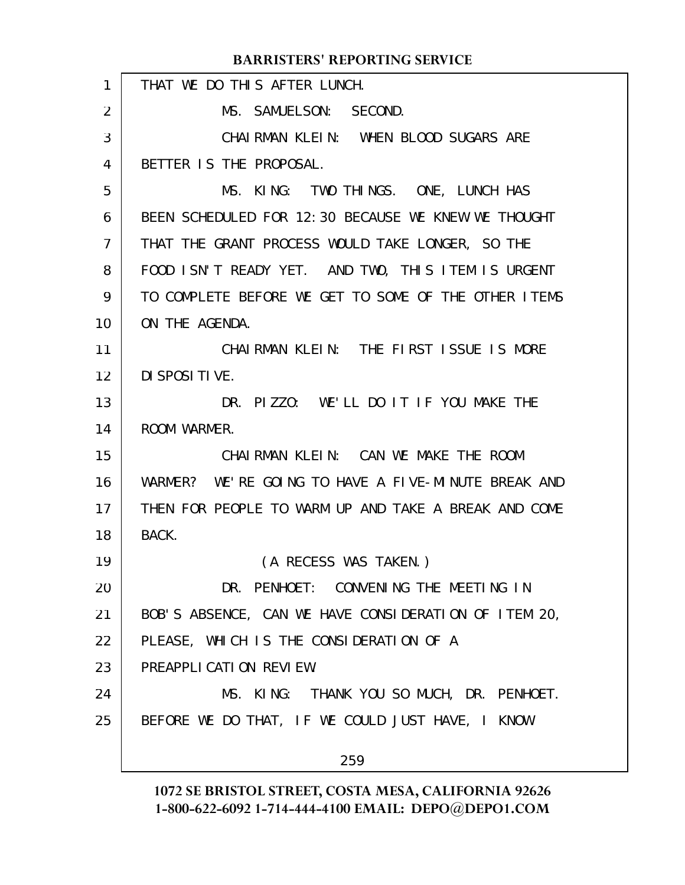THAT WE DO THIS AFTER LUNCH.

MS. SAMUELSON: SECOND.

CHAIRMAN KLEIN: WHEN BLOOD SUGARS ARE BETTER IS THE PROPOSAL.

MS. KING: TWO THINGS. ONE, LUNCH HAS BEEN SCHEDULED FOR 12:30 BECAUSE WE KNEW WE THOUGHT THAT THE GRANT PROCESS WOULD TAKE LONGER, SO THE FOOD ISN'T READY YET. AND TWO, THIS ITEM IS URGENT TO COMPLETE BEFORE WE GET TO SOME OF THE OTHER ITEMS ON THE AGENDA.

CHAIRMAN KLEIN: THE FIRST ISSUE IS MORE DISPOSITIVE.

DR. PIZZO: WE'LL DO IT IF YOU MAKE THE ROOM WARMER.

CHAIRMAN KLEIN: CAN WE MAKE THE ROOM WARMER? WE'RE GOING TO HAVE A FIVE-MINUTE BREAK AND THEN FOR PEOPLE TO WARM UP AND TAKE A BREAK AND COME BACK.

(A RECESS WAS TAKEN.)

DR. PENHOET: CONVENING THE MEETING IN BOB'S ABSENCE, CAN WE HAVE CONSIDERATION OF ITEM 20, PLEASE, WHICH IS THE CONSIDERATION OF A PREAPPLICATION REVIEW.

MS. KING: THANK YOU SO MUCH, DR. PENHOET. BEFORE WE DO THAT, IF WE COULD JUST HAVE, I KNOW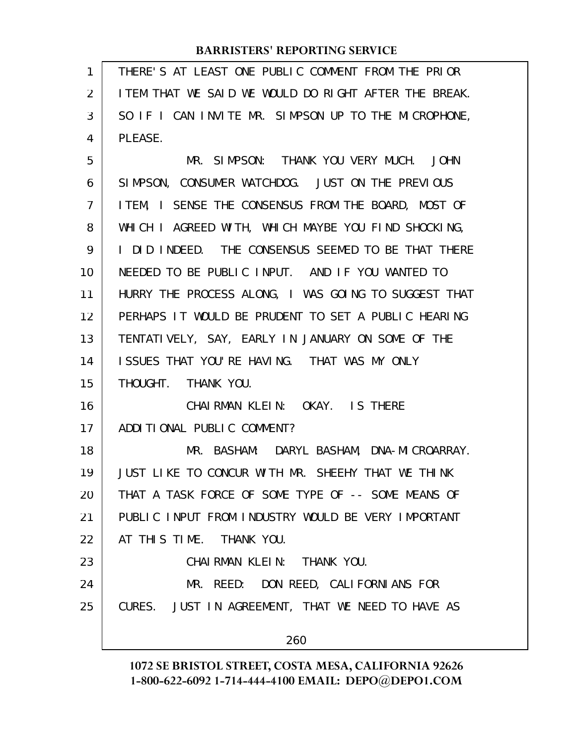THERE'S AT LEAST ONE PUBLIC COMMENT FROM THE PRIOR ITEM THAT WE SAID WE WOULD DO RIGHT AFTER THE BREAK. SO IF I CAN INVITE MR. SIMPSON UP TO THE MICROPHONE, PLEASE.

MR. SIMPSON: THANK YOU VERY MUCH. JOHN SIMPSON, CONSUMER WATCHDOG. JUST ON THE PREVIOUS ITEM, I SENSE THE CONSENSUS FROM THE BOARD, MOST OF WHICH I AGREED WITH, WHICH MAYBE YOU FIND SHOCKING, I DID INDEED. THE CONSENSUS SEEMED TO BE THAT THERE NEEDED TO BE PUBLIC INPUT. AND IF YOU WANTED TO HURRY THE PROCESS ALONG, I WAS GOING TO SUGGEST THAT PERHAPS IT WOULD BE PRUDENT TO SET A PUBLIC HEARING TENTATIVELY, SAY, EARLY IN JANUARY ON SOME OF THE ISSUES THAT YOU'RE HAVING. THAT WAS MY ONLY THOUGHT. THANK YOU.

CHAIRMAN KLEIN: OKAY. IS THERE ADDITIONAL PUBLIC COMMENT?

MR. BASHAM: DARYL BASHAM, DNA-MICROARRAY. JUST LIKE TO CONCUR WITH MR. SHEEHY THAT WE THINK THAT A TASK FORCE OF SOME TYPE OF -- SOME MEANS OF PUBLIC INPUT FROM INDUSTRY WOULD BE VERY IMPORTANT AT THIS TIME. THANK YOU.

CHAIRMAN KLEIN: THANK YOU.

MR. REED: DON REED, CALIFORNIANS FOR CURES. JUST IN AGREEMENT, THAT WE NEED TO HAVE AS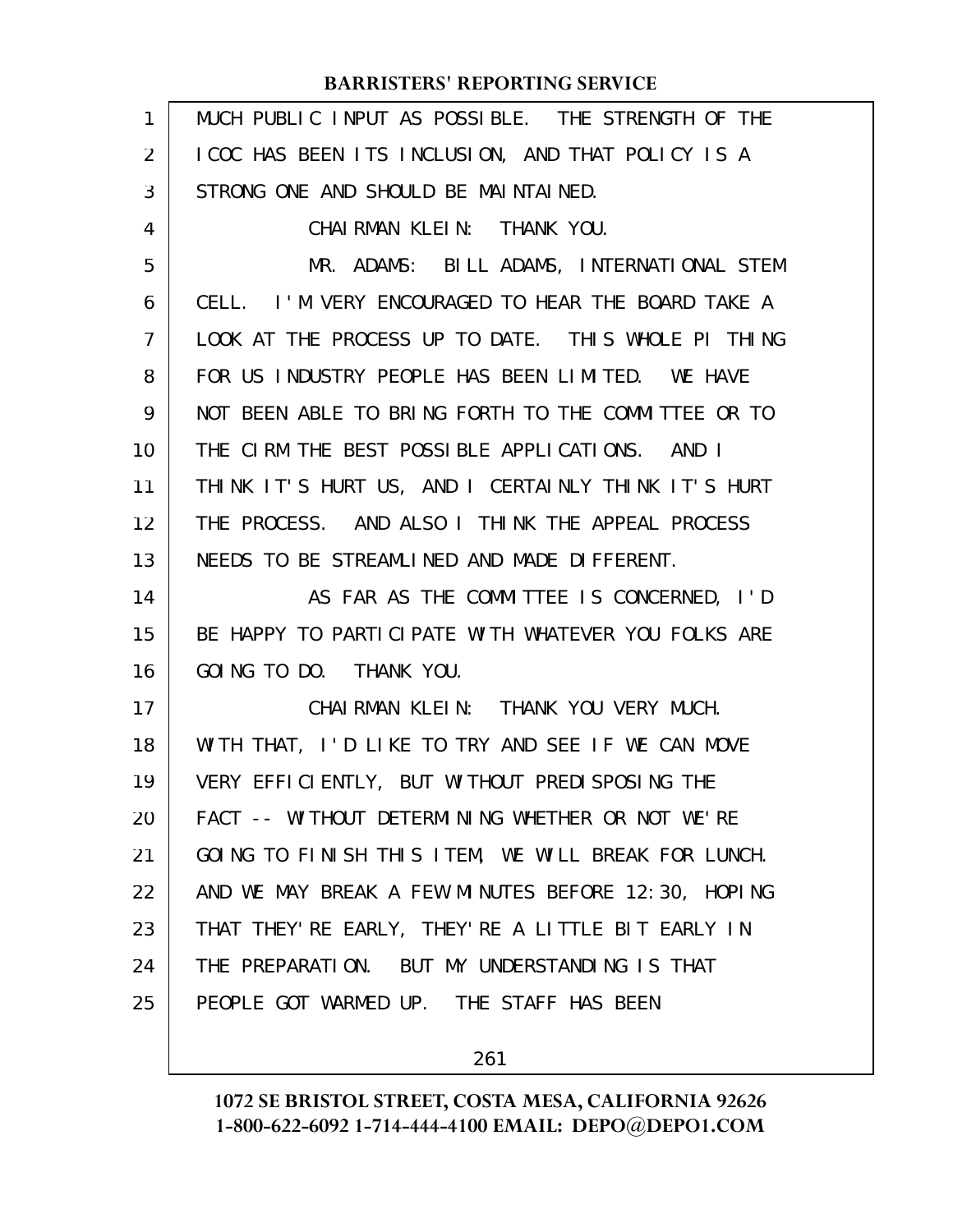MUCH PUBLIC INPUT AS POSSIBLE. THE STRENGTH OF THE ICOC HAS BEEN ITS INCLUSION, AND THAT POLICY IS A STRONG ONE AND SHOULD BE MAINTAINED.

CHAIRMAN KLEIN: THANK YOU.

MR. ADAMS: BILL ADAMS, INTERNATIONAL STEM CELL. I'M VERY ENCOURAGED TO HEAR THE BOARD TAKE A LOOK AT THE PROCESS UP TO DATE. THIS WHOLE PI THING FOR US INDUSTRY PEOPLE HAS BEEN LIMITED. WE HAVE NOT BEEN ABLE TO BRING FORTH TO THE COMMITTEE OR TO THE CIRM THE BEST POSSIBLE APPLICATIONS. AND I THINK IT'S HURT US, AND I CERTAINLY THINK IT'S HURT THE PROCESS. AND ALSO I THINK THE APPEAL PROCESS NEEDS TO BE STREAMLINED AND MADE DIFFERENT.

AS FAR AS THE COMMITTEE IS CONCERNED, I'D BE HAPPY TO PARTICIPATE WITH WHATEVER YOU FOLKS ARE GOING TO DO. THANK YOU.

CHAIRMAN KLEIN: THANK YOU VERY MUCH. WITH THAT, I'D LIKE TO TRY AND SEE IF WE CAN MOVE VERY EFFICIENTLY, BUT WITHOUT PREDISPOSING THE FACT -- WITHOUT DETERMINING WHETHER OR NOT WE'RE GOING TO FINISH THIS ITEM, WE WILL BREAK FOR LUNCH. AND WE MAY BREAK A FEW MINUTES BEFORE 12:30, HOPING THAT THEY'RE EARLY, THEY'RE A LITTLE BIT EARLY IN THE PREPARATION. BUT MY UNDERSTANDING IS THAT PEOPLE GOT WARMED UP. THE STAFF HAS BEEN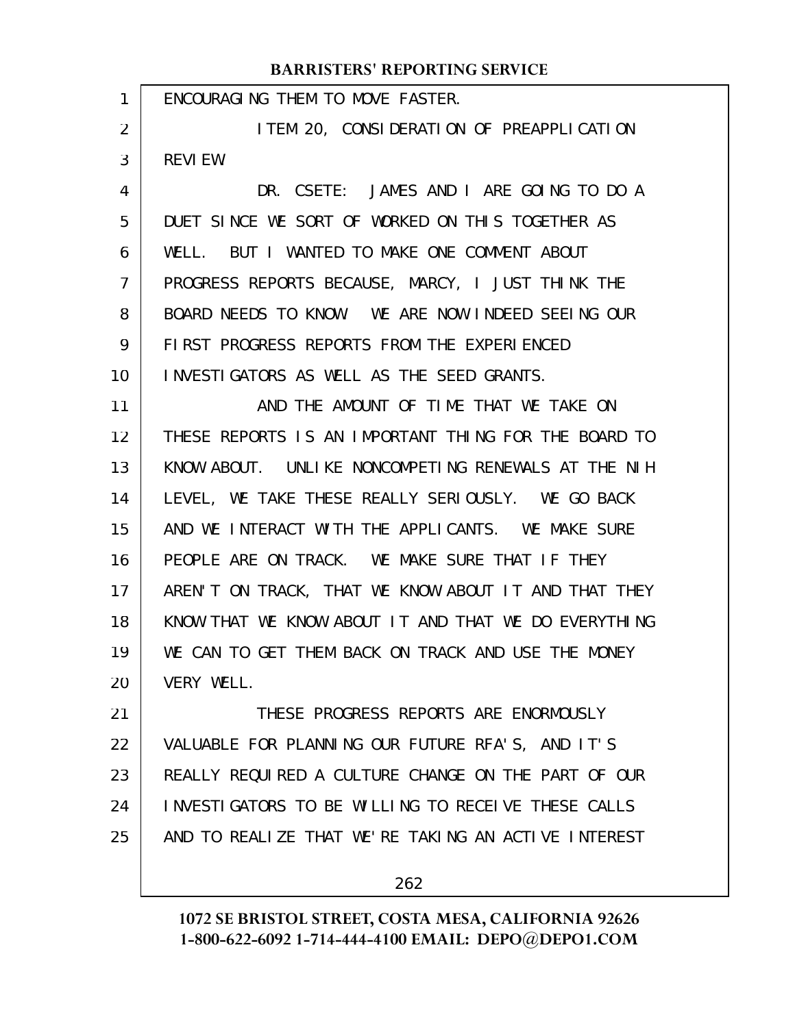ENCOURAGING THEM TO MOVE FASTER.

ITEM 20, CONSIDERATION OF PREAPPLICATION REVIEW.

DR. CSETE: JAMES AND I ARE GOING TO DO A DUET SINCE WE SORT OF WORKED ON THIS TOGETHER AS WELL. BUT I WANTED TO MAKE ONE COMMENT ABOUT PROGRESS REPORTS BECAUSE, MARCY, I JUST THINK THE BOARD NEEDS TO KNOW. WE ARE NOW INDEED SEEING OUR FIRST PROGRESS REPORTS FROM THE EXPERIENCED INVESTIGATORS AS WELL AS THE SEED GRANTS.

AND THE AMOUNT OF TIME THAT WE TAKE ON THESE REPORTS IS AN IMPORTANT THING FOR THE BOARD TO KNOW ABOUT. UNLIKE NONCOMPETING RENEWALS AT THE NIH LEVEL, WE TAKE THESE REALLY SERIOUSLY. WE GO BACK AND WE INTERACT WITH THE APPLICANTS. WE MAKE SURE PEOPLE ARE ON TRACK. WE MAKE SURE THAT IF THEY AREN'T ON TRACK, THAT WE KNOW ABOUT IT AND THAT THEY KNOW THAT WE KNOW ABOUT IT AND THAT WE DO EVERYTHING WE CAN TO GET THEM BACK ON TRACK AND USE THE MONEY VERY WELL.

THESE PROGRESS REPORTS ARE ENORMOUSLY VALUABLE FOR PLANNING OUR FUTURE RFA'S, AND IT'S REALLY REQUIRED A CULTURE CHANGE ON THE PART OF OUR INVESTIGATORS TO BE WILLING TO RECEIVE THESE CALLS AND TO REALIZE THAT WE'RE TAKING AN ACTIVE INTEREST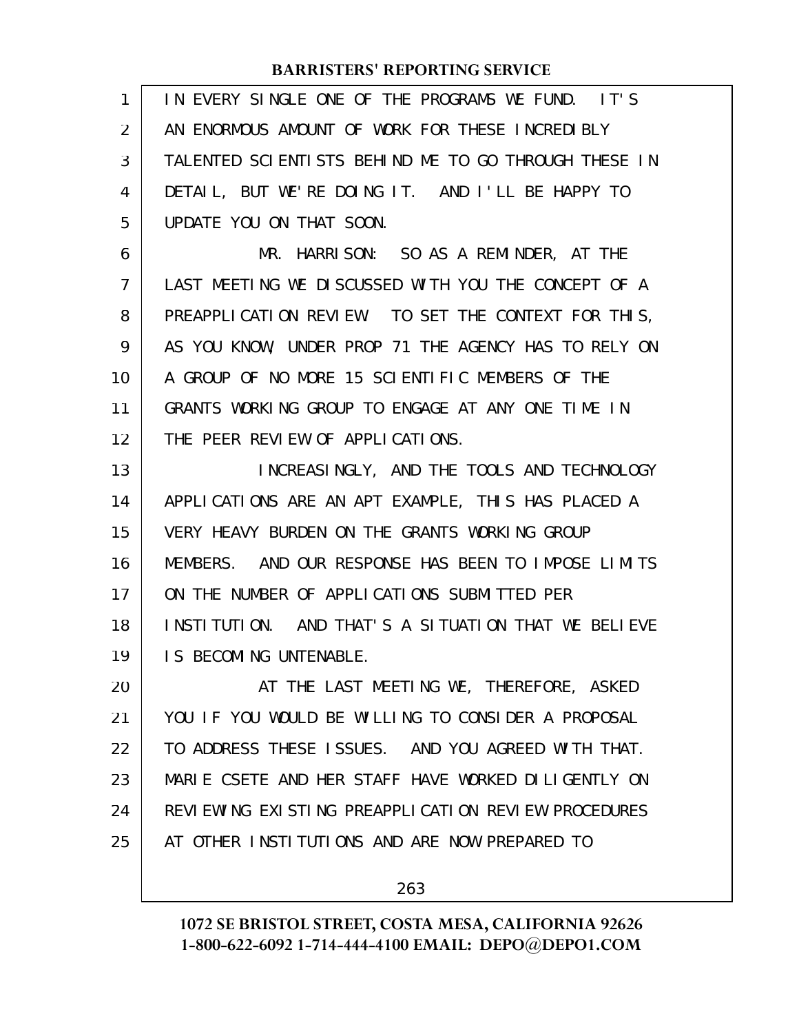IN EVERY SINGLE ONE OF THE PROGRAMS WE FUND. IT'S AN ENORMOUS AMOUNT OF WORK FOR THESE INCREDIBLY TALENTED SCIENTISTS BEHIND ME TO GO THROUGH THESE IN DETAIL, BUT WE'RE DOING IT. AND I'LL BE HAPPY TO UPDATE YOU ON THAT SOON.

MR. HARRISON: SO AS A REMINDER, AT THE LAST MEETING WE DISCUSSED WITH YOU THE CONCEPT OF A PREAPPLICATION REVIEW. TO SET THE CONTEXT FOR THIS, AS YOU KNOW, UNDER PROP 71 THE AGENCY HAS TO RELY ON A GROUP OF NO MORE 15 SCIENTIFIC MEMBERS OF THE GRANTS WORKING GROUP TO ENGAGE AT ANY ONE TIME IN THE PEER REVIEW OF APPLICATIONS.

INCREASINGLY, AND THE TOOLS AND TECHNOLOGY APPLICATIONS ARE AN APT EXAMPLE, THIS HAS PLACED A VERY HEAVY BURDEN ON THE GRANTS WORKING GROUP MEMBERS. AND OUR RESPONSE HAS BEEN TO IMPOSE LIMITS ON THE NUMBER OF APPLICATIONS SUBMITTED PER INSTITUTION. AND THAT'S A SITUATION THAT WE BELIEVE IS BECOMING UNTENABLE.

AT THE LAST MEETING WE, THEREFORE, ASKED YOU IF YOU WOULD BE WILLING TO CONSIDER A PROPOSAL TO ADDRESS THESE ISSUES. AND YOU AGREED WITH THAT. MARIE CSETE AND HER STAFF HAVE WORKED DILIGENTLY ON REVIEWING EXISTING PREAPPLICATION REVIEW PROCEDURES AT OTHER INSTITUTIONS AND ARE NOW PREPARED TO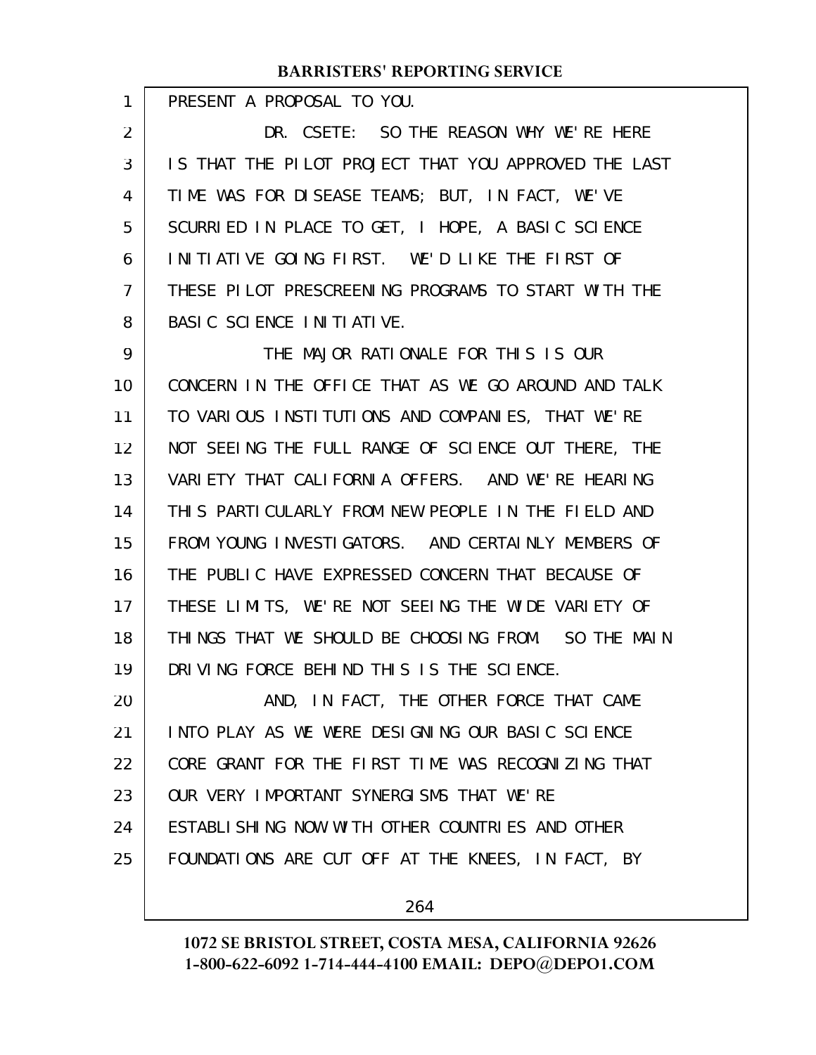PRESENT A PROPOSAL TO YOU.

DR. CSETE: SO THE REASON WHY WE'RE HERE IS THAT THE PILOT PROJECT THAT YOU APPROVED THE LAST TIME WAS FOR DISEASE TEAMS; BUT, IN FACT, WE'VE SCURRIED IN PLACE TO GET, I HOPE, A BASIC SCIENCE INITIATIVE GOING FIRST. WE'D LIKE THE FIRST OF THESE PILOT PRESCREENING PROGRAMS TO START WITH THE BASIC SCIENCE INITIATIVE.

THE MAJOR RATIONALE FOR THIS IS OUR CONCERN IN THE OFFICE THAT AS WE GO AROUND AND TALK TO VARIOUS INSTITUTIONS AND COMPANIES, THAT WE'RE NOT SEEING THE FULL RANGE OF SCIENCE OUT THERE, THE VARIETY THAT CALIFORNIA OFFERS. AND WE'RE HEARING THIS PARTICULARLY FROM NEW PEOPLE IN THE FIELD AND FROM YOUNG INVESTIGATORS. AND CERTAINLY MEMBERS OF THE PUBLIC HAVE EXPRESSED CONCERN THAT BECAUSE OF THESE LIMITS, WE'RE NOT SEEING THE WIDE VARIETY OF THINGS THAT WE SHOULD BE CHOOSING FROM. SO THE MAIN DRIVING FORCE BEHIND THIS IS THE SCIENCE.

AND, IN FACT, THE OTHER FORCE THAT CAME INTO PLAY AS WE WERE DESIGNING OUR BASIC SCIENCE CORE GRANT FOR THE FIRST TIME WAS RECOGNIZING THAT OUR VERY IMPORTANT SYNERGISMS THAT WE'RE ESTABLISHING NOW WITH OTHER COUNTRIES AND OTHER FOUNDATIONS ARE CUT OFF AT THE KNEES, IN FACT, BY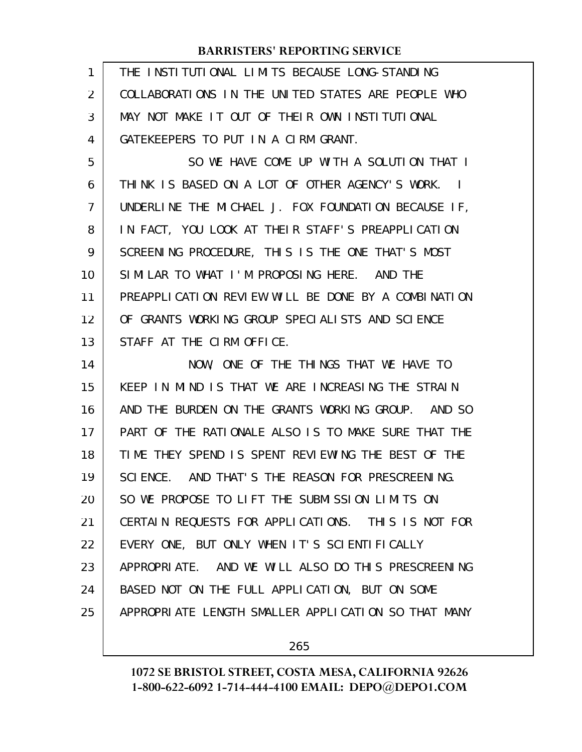THE INSTITUTIONAL LIMITS BECAUSE LONG-STANDING COLLABORATIONS IN THE UNITED STATES ARE PEOPLE WHO MAY NOT MAKE IT OUT OF THEIR OWN INSTITUTIONAL GATEKEEPERS TO PUT IN A CIRM GRANT.

SO WE HAVE COME UP WITH A SOLUTION THAT I THINK IS BASED ON A LOT OF OTHER AGENCY'S WORK. I UNDERLINE THE MICHAEL J. FOX FOUNDATION BECAUSE IF, IN FACT, YOU LOOK AT THEIR STAFF'S PREAPPLICATION SCREENING PROCEDURE, THIS IS THE ONE THAT'S MOST SIMILAR TO WHAT I'M PROPOSING HERE. AND THE PREAPPLICATION REVIEW WILL BE DONE BY A COMBINATION OF GRANTS WORKING GROUP SPECIALISTS AND SCIENCE STAFF AT THE CIRM OFFICE.

NOW, ONE OF THE THINGS THAT WE HAVE TO KEEP IN MIND IS THAT WE ARE INCREASING THE STRAIN AND THE BURDEN ON THE GRANTS WORKING GROUP. AND SO PART OF THE RATIONALE ALSO IS TO MAKE SURE THAT THE TIME THEY SPEND IS SPENT REVIEWING THE BEST OF THE SCIENCE. AND THAT'S THE REASON FOR PRESCREENING. SO WE PROPOSE TO LIFT THE SUBMISSION LIMITS ON CERTAIN REQUESTS FOR APPLICATIONS. THIS IS NOT FOR EVERY ONE, BUT ONLY WHEN IT'S SCIENTIFICALLY APPROPRIATE. AND WE WILL ALSO DO THIS PRESCREENING BASED NOT ON THE FULL APPLICATION, BUT ON SOME APPROPRIATE LENGTH SMALLER APPLICATION SO THAT MANY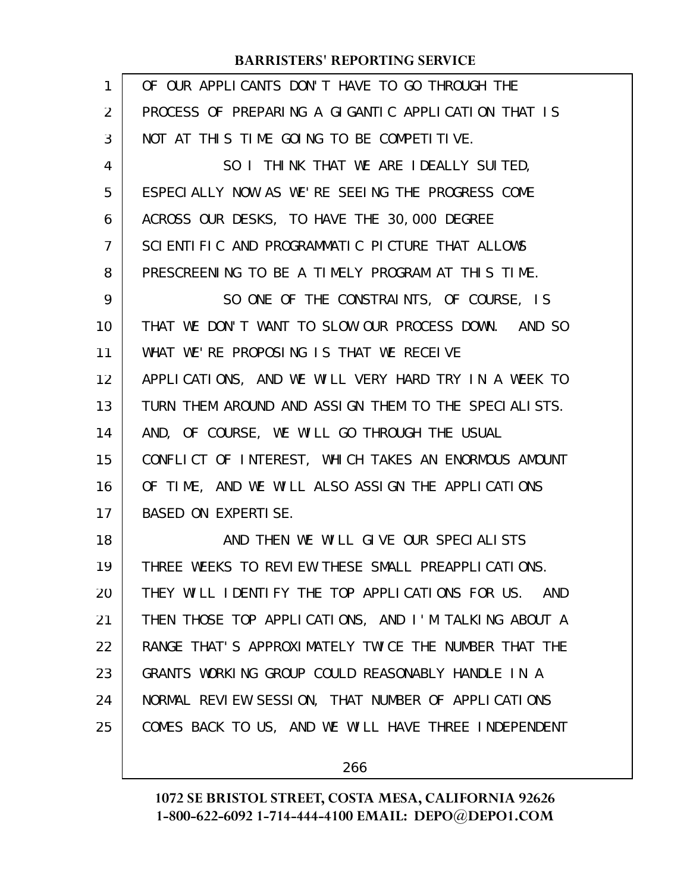OF OUR APPLICANTS DON'T HAVE TO GO THROUGH THE PROCESS OF PREPARING A GIGANTIC APPLICATION THAT IS NOT AT THIS TIME GOING TO BE COMPETITIVE.

SO I THINK THAT WE ARE IDEALLY SUITED, ESPECIALLY NOW AS WE'RE SEEING THE PROGRESS COME ACROSS OUR DESKS, TO HAVE THE 30,000 DEGREE SCIENTIFIC AND PROGRAMMATIC PICTURE THAT ALLOWS PRESCREENING TO BE A TIMELY PROGRAM AT THIS TIME.

SO ONE OF THE CONSTRAINTS, OF COURSE, IS THAT WE DON'T WANT TO SLOW OUR PROCESS DOWN. AND SO WHAT WE'RE PROPOSING IS THAT WE RECEIVE APPLICATIONS, AND WE WILL VERY HARD TRY IN A WEEK TO TURN THEM AROUND AND ASSIGN THEM TO THE SPECIALISTS. AND, OF COURSE, WE WILL GO THROUGH THE USUAL CONFLICT OF INTEREST, WHICH TAKES AN ENORMOUS AMOUNT OF TIME, AND WE WILL ALSO ASSIGN THE APPLICATIONS BASED ON EXPERTISE.

AND THEN WE WILL GIVE OUR SPECIALISTS THREE WEEKS TO REVIEW THESE SMALL PREAPPLICATIONS. THEY WILL IDENTIFY THE TOP APPLICATIONS FOR US. AND THEN THOSE TOP APPLICATIONS, AND I'M TALKING ABOUT A RANGE THAT'S APPROXIMATELY TWICE THE NUMBER THAT THE GRANTS WORKING GROUP COULD REASONABLY HANDLE IN A NORMAL REVIEW SESSION, THAT NUMBER OF APPLICATIONS COMES BACK TO US, AND WE WILL HAVE THREE INDEPENDENT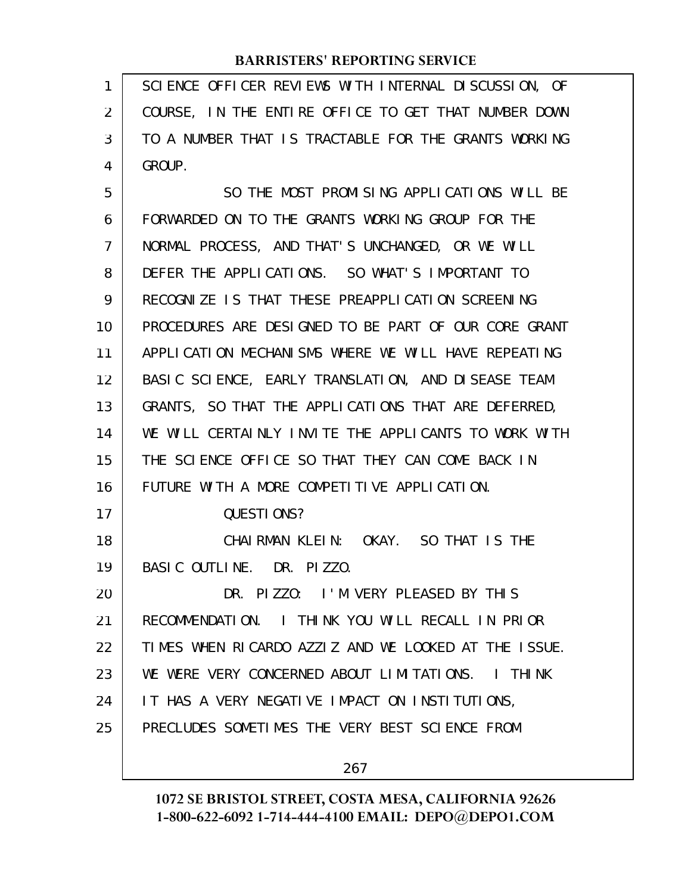SCIENCE OFFICER REVIEWS WITH INTERNAL DISCUSSION, OF COURSE, IN THE ENTIRE OFFICE TO GET THAT NUMBER DOWN TO A NUMBER THAT IS TRACTABLE FOR THE GRANTS WORKING GROUP.

SO THE MOST PROMISING APPLICATIONS WILL BE FORWARDED ON TO THE GRANTS WORKING GROUP FOR THE NORMAL PROCESS, AND THAT'S UNCHANGED, OR WE WILL DEFER THE APPLICATIONS. SO WHAT'S IMPORTANT TO RECOGNIZE IS THAT THESE PREAPPLICATION SCREENING PROCEDURES ARE DESIGNED TO BE PART OF OUR CORE GRANT APPLICATION MECHANISMS WHERE WE WILL HAVE REPEATING BASIC SCIENCE, EARLY TRANSLATION, AND DISEASE TEAM GRANTS, SO THAT THE APPLICATIONS THAT ARE DEFERRED, WE WILL CERTAINLY INVITE THE APPLICANTS TO WORK WITH THE SCIENCE OFFICE SO THAT THEY CAN COME BACK IN FUTURE WITH A MORE COMPETITIVE APPLICATION.

QUESTIONS?

CHAIRMAN KLEIN: OKAY. SO THAT IS THE BASIC OUTLINE. DR. PIZZO.

DR. PIZZO: I'M VERY PLEASED BY THIS RECOMMENDATION. I THINK YOU WILL RECALL IN PRIOR TIMES WHEN RICARDO AZZIZ AND WE LOOKED AT THE ISSUE. WE WERE VERY CONCERNED ABOUT LIMITATIONS. I THINK IT HAS A VERY NEGATIVE IMPACT ON INSTITUTIONS, PRECLUDES SOMETIMES THE VERY BEST SCIENCE FROM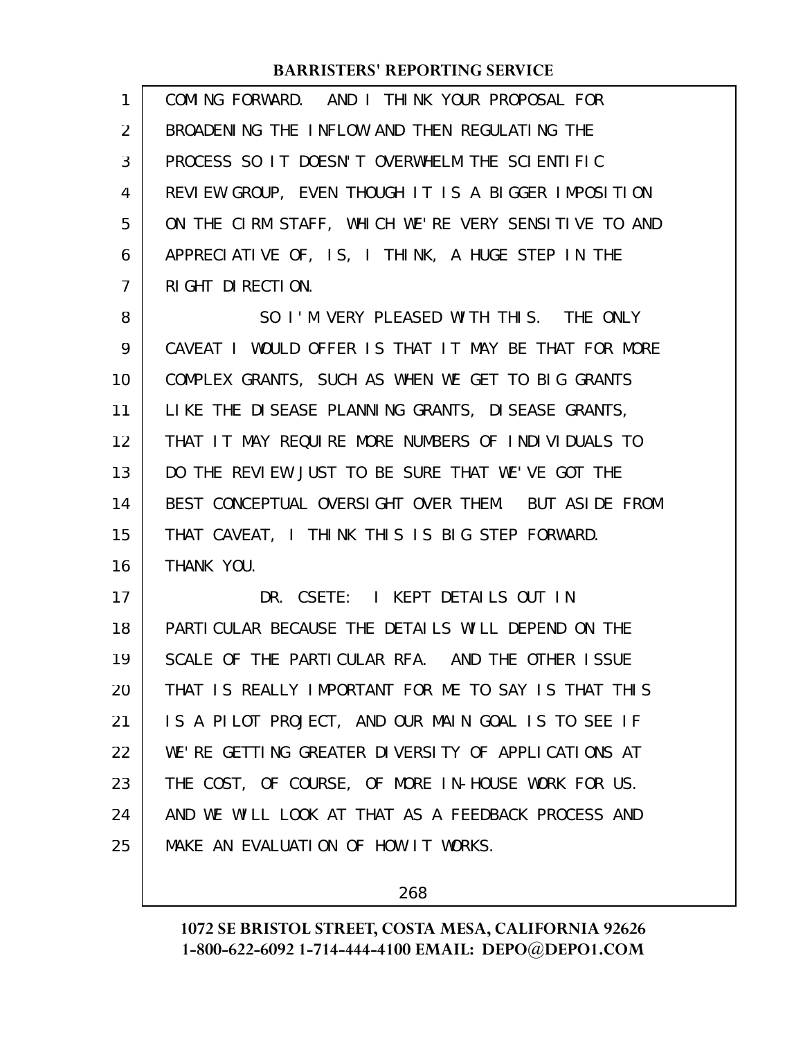COMING FORWARD. AND I THINK YOUR PROPOSAL FOR BROADENING THE INFLOW AND THEN REGULATING THE PROCESS SO IT DOESN'T OVERWHELM THE SCIENTIFIC REVIEW GROUP, EVEN THOUGH IT IS A BIGGER IMPOSITION ON THE CIRM STAFF, WHICH WE'RE VERY SENSITIVE TO AND APPRECIATIVE OF, IS, I THINK, A HUGE STEP IN THE RIGHT DIRECTION.

SO I'M VERY PLEASED WITH THIS. THE ONLY CAVEAT I WOULD OFFER IS THAT IT MAY BE THAT FOR MORE COMPLEX GRANTS, SUCH AS WHEN WE GET TO BIG GRANTS LIKE THE DISEASE PLANNING GRANTS, DISEASE GRANTS, THAT IT MAY REQUIRE MORE NUMBERS OF INDIVIDUALS TO DO THE REVIEW JUST TO BE SURE THAT WE'VE GOT THE BEST CONCEPTUAL OVERSIGHT OVER THEM. BUT ASIDE FROM THAT CAVEAT, I THINK THIS IS BIG STEP FORWARD. THANK YOU.

DR. CSETE: I KEPT DETAILS OUT IN PARTICULAR BECAUSE THE DETAILS WILL DEPEND ON THE SCALE OF THE PARTICULAR RFA. AND THE OTHER ISSUE THAT IS REALLY IMPORTANT FOR ME TO SAY IS THAT THIS IS A PILOT PROJECT, AND OUR MAIN GOAL IS TO SEE IF WE'RE GETTING GREATER DIVERSITY OF APPLICATIONS AT THE COST, OF COURSE, OF MORE IN-HOUSE WORK FOR US. AND WE WILL LOOK AT THAT AS A FEEDBACK PROCESS AND MAKE AN EVALUATION OF HOW IT WORKS.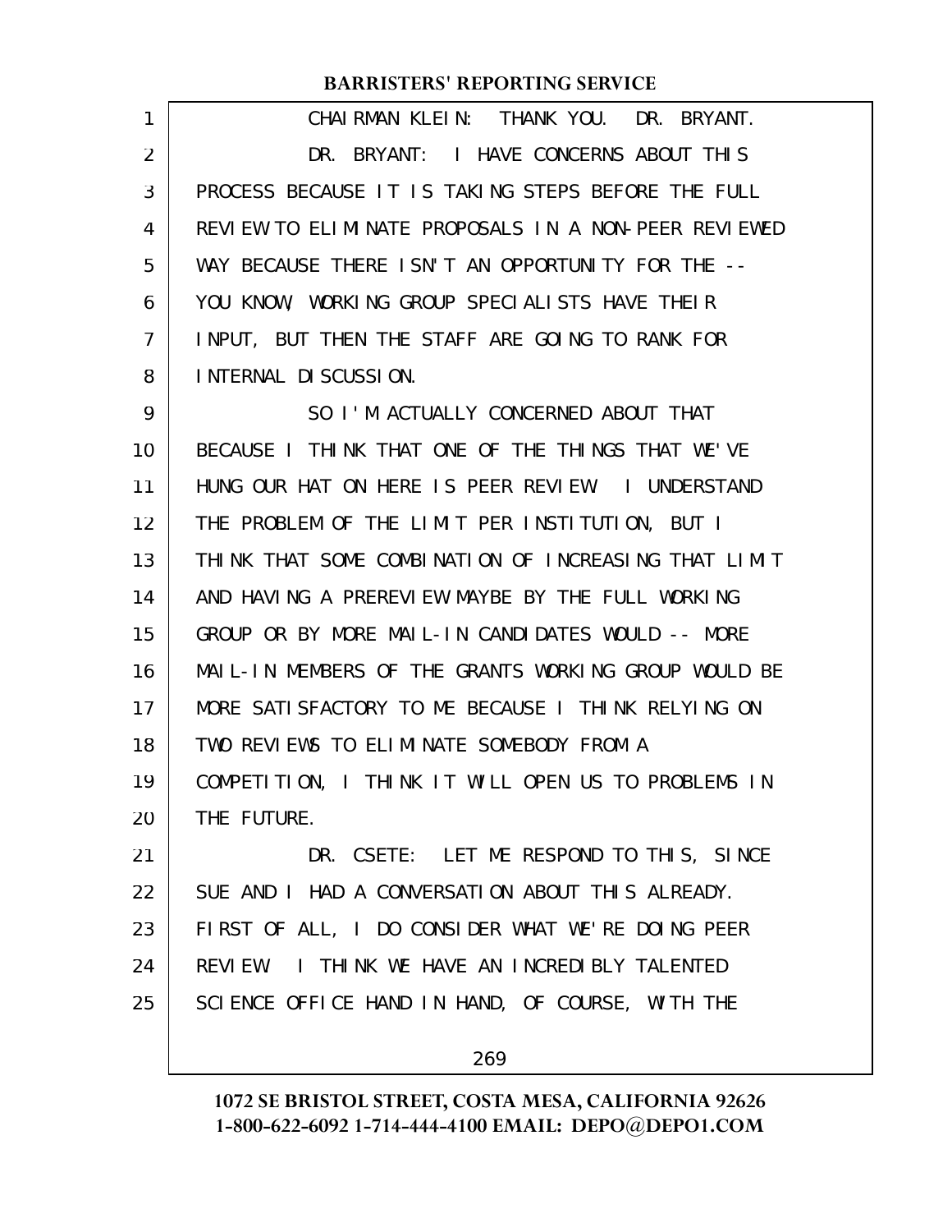CHAIRMAN KLEIN: THANK YOU. DR. BRYANT.

DR. BRYANT: I HAVE CONCERNS ABOUT THIS PROCESS BECAUSE IT IS TAKING STEPS BEFORE THE FULL REVIEW TO ELIMINATE PROPOSALS IN A NON-PEER REVIEWED WAY BECAUSE THERE ISN'T AN OPPORTUNITY FOR THE -- YOU KNOW, WORKING GROUP SPECIALISTS HAVE THEIR INPUT, BUT THEN THE STAFF ARE GOING TO RANK FOR INTERNAL DISCUSSION.

SO I'M ACTUALLY CONCERNED ABOUT THAT BECAUSE I THINK THAT ONE OF THE THINGS THAT WE'VE HUNG OUR HAT ON HERE IS PEER REVIEW. I UNDERSTAND THE PROBLEM OF THE LIMIT PER INSTITUTION, BUT I THINK THAT SOME COMBINATION OF INCREASING THAT LIMIT AND HAVING A PREREVIEW MAYBE BY THE FULL WORKING GROUP OR BY MORE MAIL-IN CANDIDATES WOULD -- MORE MAIL-IN MEMBERS OF THE GRANTS WORKING GROUP WOULD BE MORE SATISFACTORY TO ME BECAUSE I THINK RELYING ON TWO REVIEWS TO ELIMINATE SOMEBODY FROM A COMPETITION, I THINK IT WILL OPEN US TO PROBLEMS IN THE FUTURE.

DR. CSETE: LET ME RESPOND TO THIS, SINCE SUE AND I HAD A CONVERSATION ABOUT THIS ALREADY. FIRST OF ALL, I DO CONSIDER WHAT WE'RE DOING PEER REVIEW. I THINK WE HAVE AN INCREDIBLY TALENTED SCIENCE OFFICE HAND IN HAND, OF COURSE, WITH THE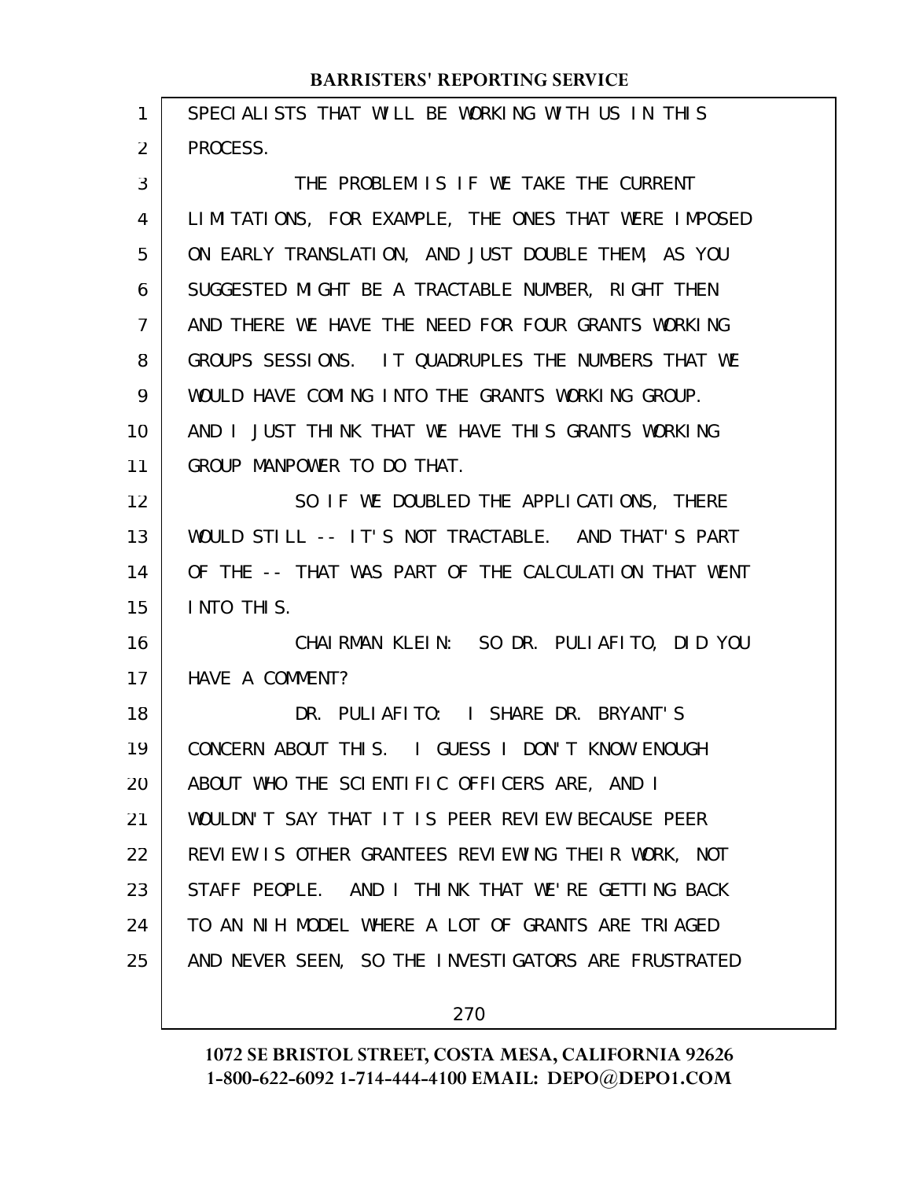SPECIALISTS THAT WILL BE WORKING WITH US IN THIS PROCESS.

THE PROBLEM IS IF WE TAKE THE CURRENT LIMITATIONS, FOR EXAMPLE, THE ONES THAT WERE IMPOSED ON EARLY TRANSLATION, AND JUST DOUBLE THEM, AS YOU SUGGESTED MIGHT BE A TRACTABLE NUMBER, RIGHT THEN AND THERE WE HAVE THE NEED FOR FOUR GRANTS WORKING GROUPS SESSIONS. IT QUADRUPLES THE NUMBERS THAT WE WOULD HAVE COMING INTO THE GRANTS WORKING GROUP. AND I JUST THINK THAT WE HAVE THIS GRANTS WORKING GROUP MANPOWER TO DO THAT.

SO IF WE DOUBLED THE APPLICATIONS, THERE WOULD STILL -- IT'S NOT TRACTABLE. AND THAT'S PART OF THE -- THAT WAS PART OF THE CALCULATION THAT WENT INTO THIS.

CHAIRMAN KLEIN: SO DR. PULIAFITO, DID YOU HAVE A COMMENT?

DR. PULIAFITO: I SHARE DR. BRYANT'S CONCERN ABOUT THIS. I GUESS I DON'T KNOW ENOUGH ABOUT WHO THE SCIENTIFIC OFFICERS ARE, AND I WOULDN'T SAY THAT IT IS PEER REVIEW BECAUSE PEER REVIEW IS OTHER GRANTEES REVIEWING THEIR WORK, NOT STAFF PEOPLE. AND I THINK THAT WE'RE GETTING BACK TO AN NIH MODEL WHERE A LOT OF GRANTS ARE TRIAGED AND NEVER SEEN, SO THE INVESTIGATORS ARE FRUSTRATED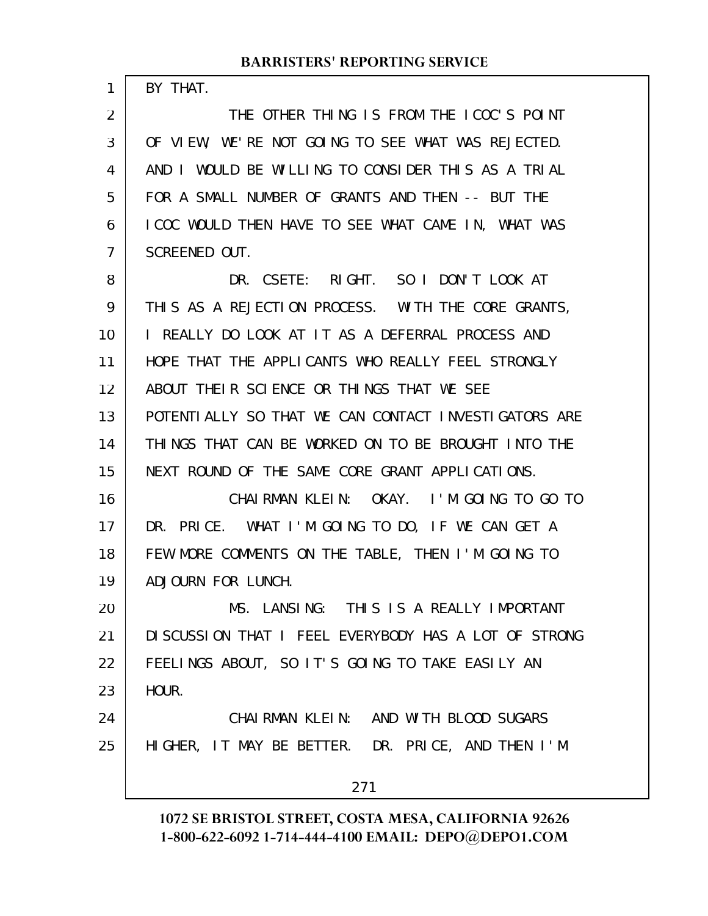BY THAT.

THE OTHER THING IS FROM THE ICOC'S POINT OF VIEW, WE'RE NOT GOING TO SEE WHAT WAS REJECTED. AND I WOULD BE WILLING TO CONSIDER THIS AS A TRIAL FOR A SMALL NUMBER OF GRANTS AND THEN -- BUT THE ICOC WOULD THEN HAVE TO SEE WHAT CAME IN, WHAT WAS SCREENED OUT.

DR. CSETE: RIGHT. SO I DON'T LOOK AT THIS AS A REJECTION PROCESS. WITH THE CORE GRANTS, I REALLY DO LOOK AT IT AS A DEFERRAL PROCESS AND HOPE THAT THE APPLICANTS WHO REALLY FEEL STRONGLY ABOUT THEIR SCIENCE OR THINGS THAT WE SEE POTENTIALLY SO THAT WE CAN CONTACT INVESTIGATORS ARE THINGS THAT CAN BE WORKED ON TO BE BROUGHT INTO THE NEXT ROUND OF THE SAME CORE GRANT APPLICATIONS.

CHAIRMAN KLEIN: OKAY. I'M GOING TO GO TO DR. PRICE. WHAT I'M GOING TO DO, IF WE CAN GET A FEW MORE COMMENTS ON THE TABLE, THEN I'M GOING TO ADJOURN FOR LUNCH.

MS. LANSING: THIS IS A REALLY IMPORTANT DISCUSSION THAT I FEEL EVERYBODY HAS A LOT OF STRONG FEELINGS ABOUT, SO IT'S GOING TO TAKE EASILY AN HOUR.

CHAIRMAN KLEIN: AND WITH BLOOD SUGARS HIGHER, IT MAY BE BETTER. DR. PRICE, AND THEN I'M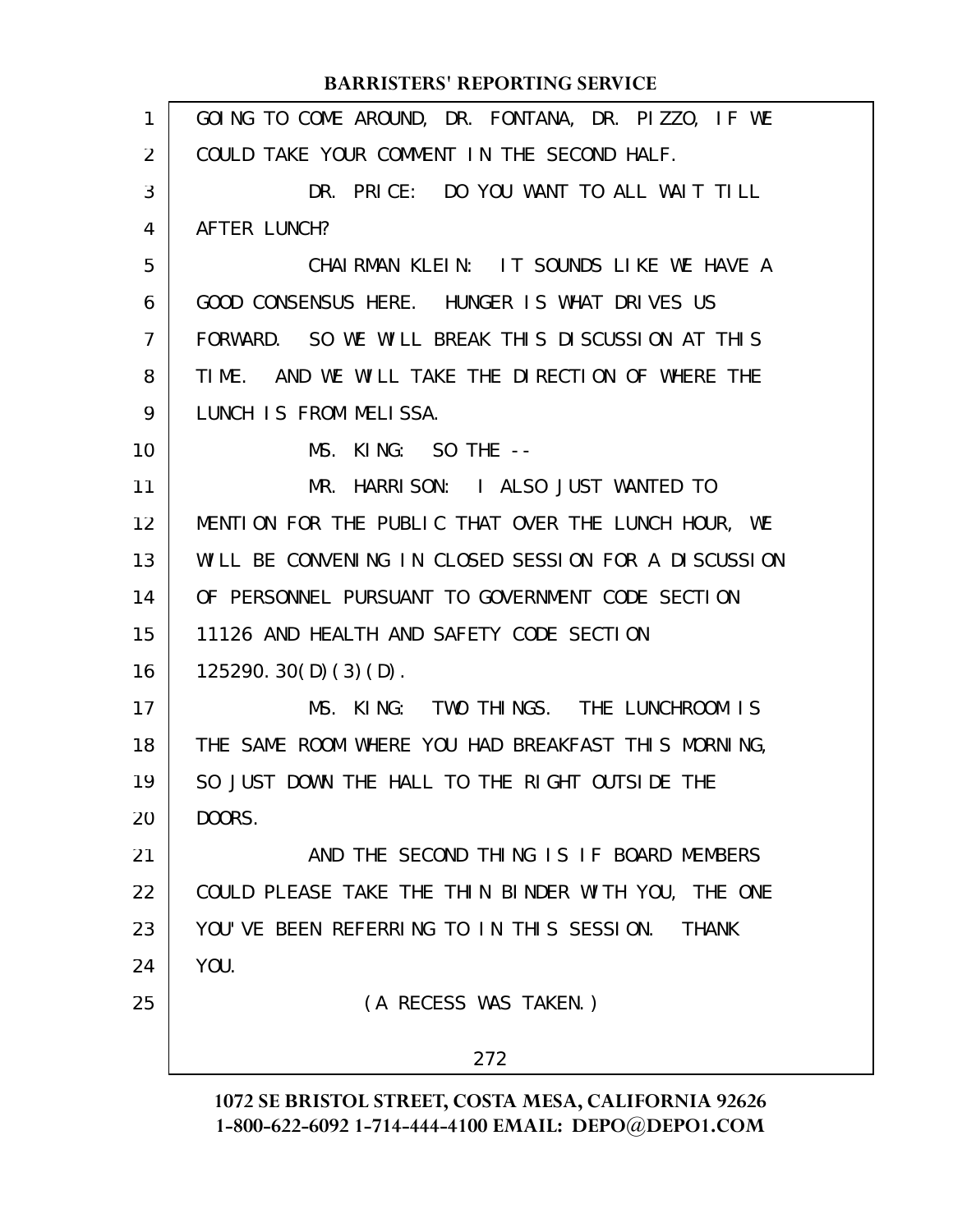GOING TO COME AROUND, DR. FONTANA, DR. PIZZO, IF WE COULD TAKE YOUR COMMENT IN THE SECOND HALF.

DR. PRICE: DO YOU WANT TO ALL WAIT TILL AFTER LUNCH?

CHAIRMAN KLEIN: IT SOUNDS LIKE WE HAVE A GOOD CONSENSUS HERE. HUNGER IS WHAT DRIVES US FORWARD. SO WE WILL BREAK THIS DISCUSSION AT THIS TIME. AND WE WILL TAKE THE DIRECTION OF WHERE THE LUNCH IS FROM MELISSA.

MS. KING: SO THE --

MR. HARRISON: I ALSO JUST WANTED TO MENTION FOR THE PUBLIC THAT OVER THE LUNCH HOUR, WE WILL BE CONVENING IN CLOSED SESSION FOR A DISCUSSION OF PERSONNEL PURSUANT TO GOVERNMENT CODE SECTION 11126 AND HEALTH AND SAFETY CODE SECTION 125290.30(D)(3)(D).

MS. KING: TWO THINGS. THE LUNCHROOM IS THE SAME ROOM WHERE YOU HAD BREAKFAST THIS MORNING, SO JUST DOWN THE HALL TO THE RIGHT OUTSIDE THE DOORS.

AND THE SECOND THING IS IF BOARD MEMBERS COULD PLEASE TAKE THE THIN BINDER WITH YOU, THE ONE YOU'VE BEEN REFERRING TO IN THIS SESSION. THANK YOU.

(A RECESS WAS TAKEN.)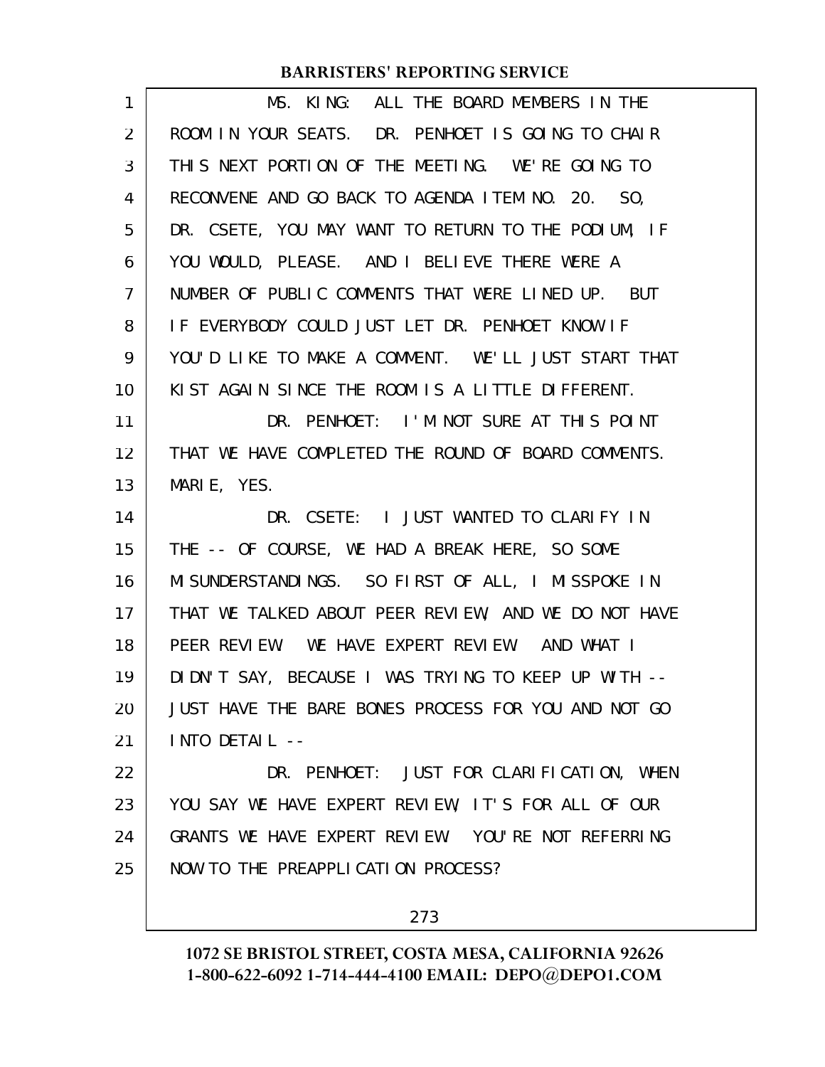MS. KING: ALL THE BOARD MEMBERS IN THE ROOM IN YOUR SEATS. DR. PENHOET IS GOING TO CHAIR THIS NEXT PORTION OF THE MEETING. WE'RE GOING TO RECONVENE AND GO BACK TO AGENDA ITEM NO. 20. SO, DR. CSETE, YOU MAY WANT TO RETURN TO THE PODIUM, IF YOU WOULD, PLEASE. AND I BELIEVE THERE WERE A NUMBER OF PUBLIC COMMENTS THAT WERE LINED UP. BUT IF EVERYBODY COULD JUST LET DR. PENHOET KNOW IF YOU'D LIKE TO MAKE A COMMENT. WE'LL JUST START THAT KIST AGAIN SINCE THE ROOM IS A LITTLE DIFFERENT.

DR. PENHOET: I'M NOT SURE AT THIS POINT THAT WE HAVE COMPLETED THE ROUND OF BOARD COMMENTS. MARIE, YES.

DR. CSETE: I JUST WANTED TO CLARIFY IN THE -- OF COURSE, WE HAD A BREAK HERE, SO SOME MISUNDERSTANDINGS. SO FIRST OF ALL, I MISSPOKE IN THAT WE TALKED ABOUT PEER REVIEW, AND WE DO NOT HAVE PEER REVIEW. WE HAVE EXPERT REVIEW. AND WHAT I DIDN'T SAY, BECAUSE I WAS TRYING TO KEEP UP WITH -- JUST HAVE THE BARE BONES PROCESS FOR YOU AND NOT GO INTO DETAIL --

DR. PENHOET: JUST FOR CLARIFICATION, WHEN YOU SAY WE HAVE EXPERT REVIEW, IT'S FOR ALL OF OUR GRANTS WE HAVE EXPERT REVIEW. YOU'RE NOT REFERRING NOW TO THE PREAPPLICATION PROCESS?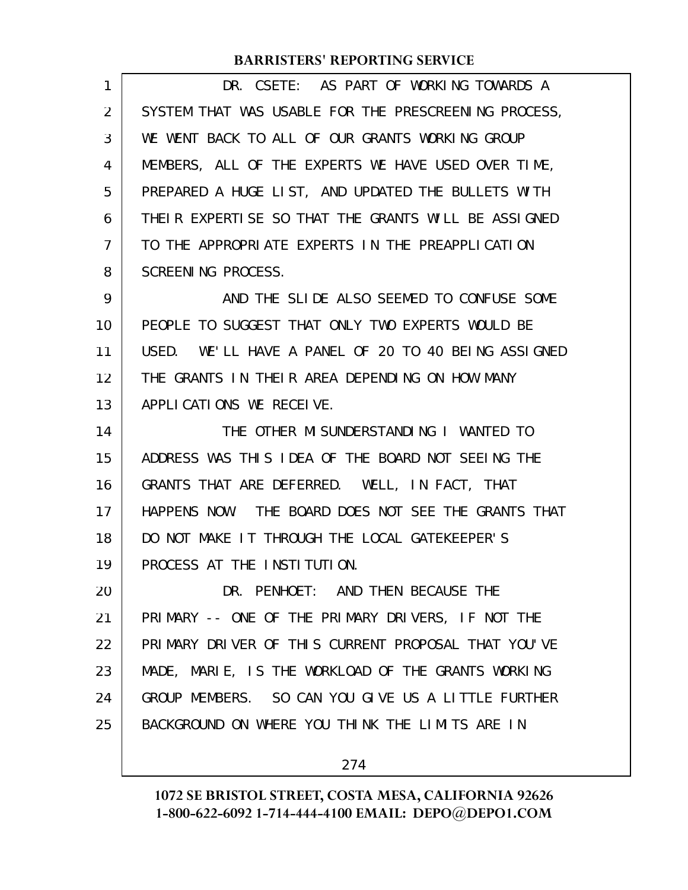DR. CSETE: AS PART OF WORKING TOWARDS A SYSTEM THAT WAS USABLE FOR THE PRESCREENING PROCESS, WE WENT BACK TO ALL OF OUR GRANTS WORKING GROUP MEMBERS, ALL OF THE EXPERTS WE HAVE USED OVER TIME, PREPARED A HUGE LIST, AND UPDATED THE BULLETS WITH THEIR EXPERTISE SO THAT THE GRANTS WILL BE ASSIGNED TO THE APPROPRIATE EXPERTS IN THE PREAPPLICATION SCREENING PROCESS.

AND THE SLIDE ALSO SEEMED TO CONFUSE SOME PEOPLE TO SUGGEST THAT ONLY TWO EXPERTS WOULD BE USED. WE'LL HAVE A PANEL OF 20 TO 40 BEING ASSIGNED THE GRANTS IN THEIR AREA DEPENDING ON HOW MANY APPLICATIONS WE RECEIVE.

THE OTHER MISUNDERSTANDING I WANTED TO ADDRESS WAS THIS IDEA OF THE BOARD NOT SEEING THE GRANTS THAT ARE DEFERRED. WELL, IN FACT, THAT HAPPENS NOW. THE BOARD DOES NOT SEE THE GRANTS THAT DO NOT MAKE IT THROUGH THE LOCAL GATEKEEPER'S PROCESS AT THE INSTITUTION.

DR. PENHOET: AND THEN BECAUSE THE PRIMARY -- ONE OF THE PRIMARY DRIVERS, IF NOT THE PRIMARY DRIVER OF THIS CURRENT PROPOSAL THAT YOU'VE MADE, MARIE, IS THE WORKLOAD OF THE GRANTS WORKING GROUP MEMBERS. SO CAN YOU GIVE US A LITTLE FURTHER BACKGROUND ON WHERE YOU THINK THE LIMITS ARE IN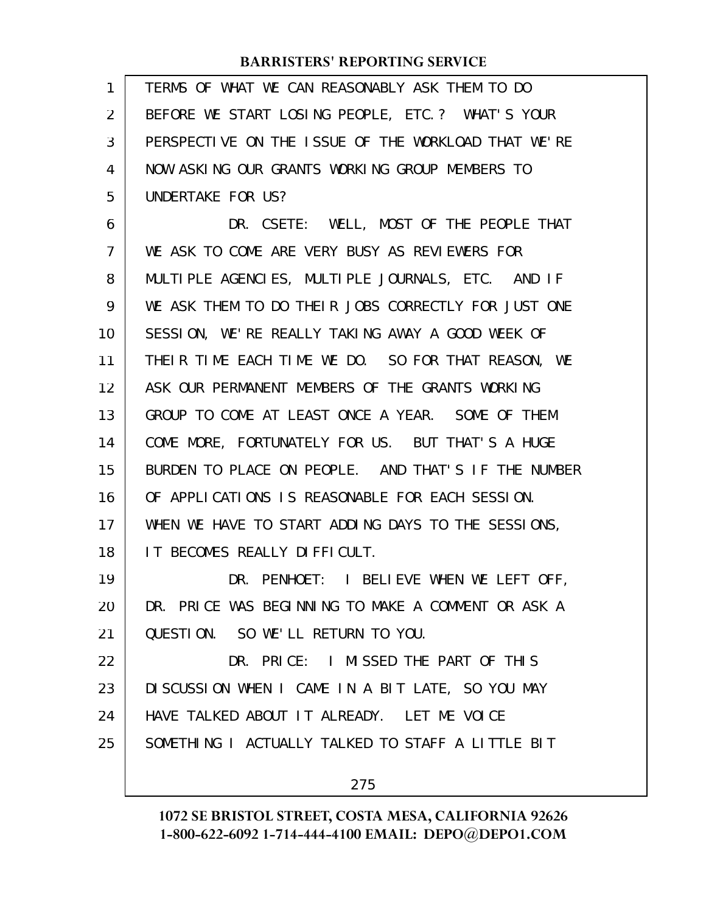TERMS OF WHAT WE CAN REASONABLY ASK THEM TO DO BEFORE WE START LOSING PEOPLE, ETC.? WHAT'S YOUR PERSPECTIVE ON THE ISSUE OF THE WORKLOAD THAT WE'RE NOW ASKING OUR GRANTS WORKING GROUP MEMBERS TO UNDERTAKE FOR US?

DR. CSETE: WELL, MOST OF THE PEOPLE THAT WE ASK TO COME ARE VERY BUSY AS REVIEWERS FOR MULTIPLE AGENCIES, MULTIPLE JOURNALS, ETC. AND IF WE ASK THEM TO DO THEIR JOBS CORRECTLY FOR JUST ONE SESSION, WE'RE REALLY TAKING AWAY A GOOD WEEK OF THEIR TIME EACH TIME WE DO. SO FOR THAT REASON, WE ASK OUR PERMANENT MEMBERS OF THE GRANTS WORKING GROUP TO COME AT LEAST ONCE A YEAR. SOME OF THEM COME MORE, FORTUNATELY FOR US. BUT THAT'S A HUGE BURDEN TO PLACE ON PEOPLE. AND THAT'S IF THE NUMBER OF APPLICATIONS IS REASONABLE FOR EACH SESSION. WHEN WE HAVE TO START ADDING DAYS TO THE SESSIONS, IT BECOMES REALLY DIFFICULT.

DR. PENHOET: I BELIEVE WHEN WE LEFT OFF, DR. PRICE WAS BEGINNING TO MAKE A COMMENT OR ASK A QUESTION. SO WE'LL RETURN TO YOU.

DR. PRICE: I MISSED THE PART OF THIS DISCUSSION WHEN I CAME IN A BIT LATE, SO YOU MAY HAVE TALKED ABOUT IT ALREADY. LET ME VOICE SOMETHING I ACTUALLY TALKED TO STAFF A LITTLE BIT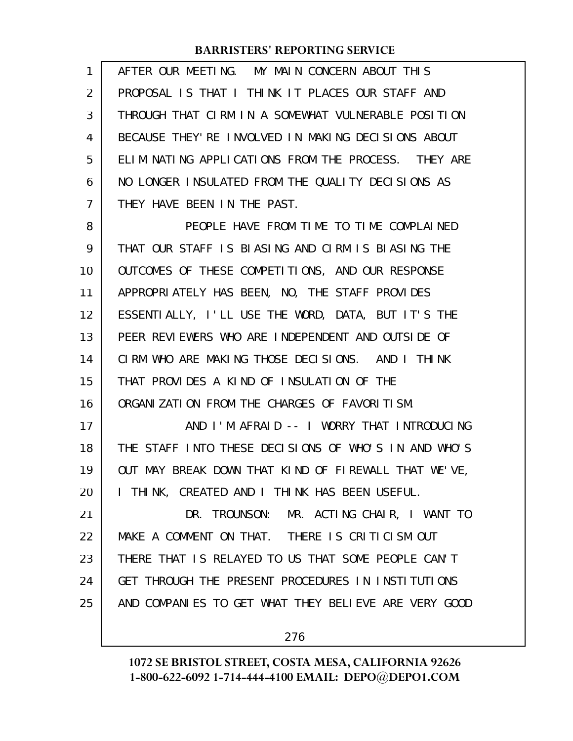AFTER OUR MEETING. MY MAIN CONCERN ABOUT THIS PROPOSAL IS THAT I THINK IT PLACES OUR STAFF AND THROUGH THAT CIRM IN A SOMEWHAT VULNERABLE POSITION BECAUSE THEY'RE INVOLVED IN MAKING DECISIONS ABOUT ELIMINATING APPLICATIONS FROM THE PROCESS. THEY ARE NO LONGER INSULATED FROM THE QUALITY DECISIONS AS THEY HAVE BEEN IN THE PAST.

PEOPLE HAVE FROM TIME TO TIME COMPLAINED THAT OUR STAFF IS BIASING AND CIRM IS BIASING THE OUTCOMES OF THESE COMPETITIONS, AND OUR RESPONSE APPROPRIATELY HAS BEEN, NO, THE STAFF PROVIDES ESSENTIALLY, I'LL USE THE WORD, DATA, BUT IT'S THE PEER REVIEWERS WHO ARE INDEPENDENT AND OUTSIDE OF CIRM WHO ARE MAKING THOSE DECISIONS. AND I THINK THAT PROVIDES A KIND OF INSULATION OF THE ORGANIZATION FROM THE CHARGES OF FAVORITISM.

AND I'M AFRAID -- I WORRY THAT INTRODUCING THE STAFF INTO THESE DECISIONS OF WHO'S IN AND WHO'S OUT MAY BREAK DOWN THAT KIND OF FIREWALL THAT WE'VE, I THINK, CREATED AND I THINK HAS BEEN USEFUL.

DR. TROUNSON: MR. ACTING CHAIR, I WANT TO MAKE A COMMENT ON THAT. THERE IS CRITICISM OUT THERE THAT IS RELAYED TO US THAT SOME PEOPLE CAN'T GET THROUGH THE PRESENT PROCEDURES IN INSTITUTIONS AND COMPANIES TO GET WHAT THEY BELIEVE ARE VERY GOOD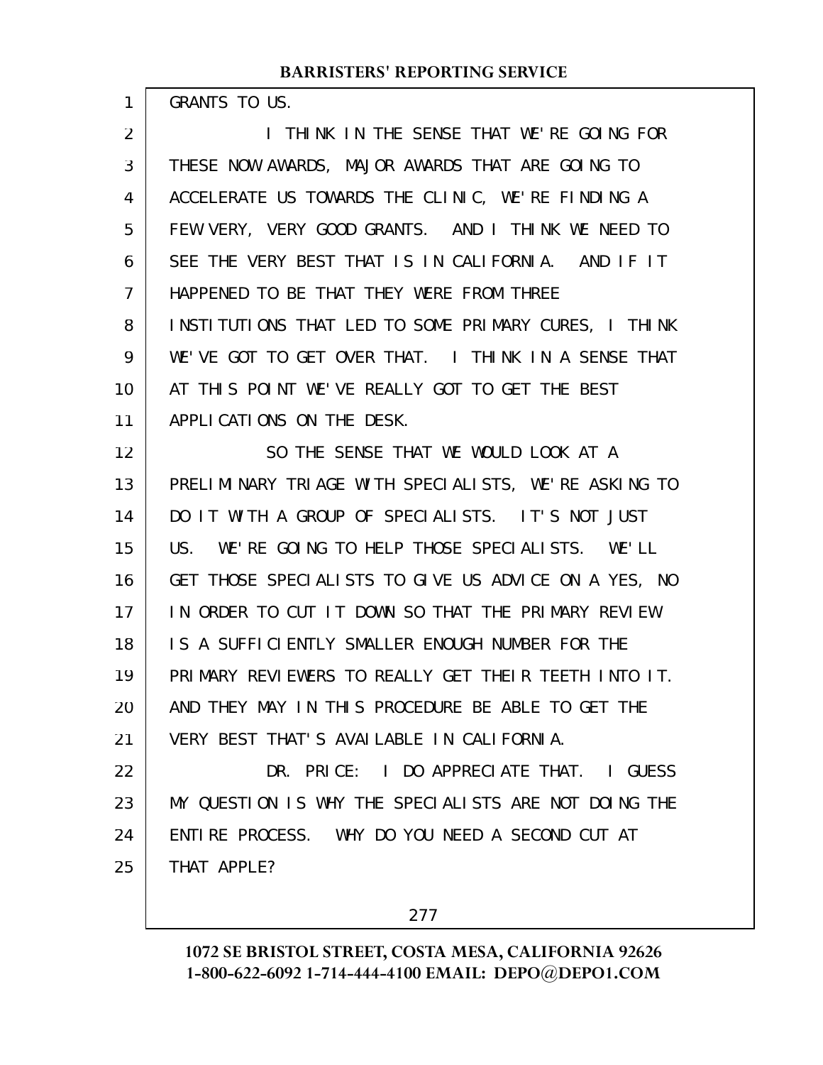GRANTS TO US.

I THINK IN THE SENSE THAT WE'RE GOING FOR THESE NOW AWARDS, MAJOR AWARDS THAT ARE GOING TO ACCELERATE US TOWARDS THE CLINIC, WE'RE FINDING A FEW VERY, VERY GOOD GRANTS. AND I THINK WE NEED TO SEE THE VERY BEST THAT IS IN CALIFORNIA. AND IF IT HAPPENED TO BE THAT THEY WERE FROM THREE INSTITUTIONS THAT LED TO SOME PRIMARY CURES, I THINK WE'VE GOT TO GET OVER THAT. I THINK IN A SENSE THAT AT THIS POINT WE'VE REALLY GOT TO GET THE BEST APPLICATIONS ON THE DESK.

SO THE SENSE THAT WE WOULD LOOK AT A PRELIMINARY TRIAGE WITH SPECIALISTS, WE'RE ASKING TO DO IT WITH A GROUP OF SPECIALISTS. IT'S NOT JUST US. WE'RE GOING TO HELP THOSE SPECIALISTS. WE'LL GET THOSE SPECIALISTS TO GIVE US ADVICE ON A YES, NO IN ORDER TO CUT IT DOWN SO THAT THE PRIMARY REVIEW IS A SUFFICIENTLY SMALLER ENOUGH NUMBER FOR THE PRIMARY REVIEWERS TO REALLY GET THEIR TEETH INTO IT. AND THEY MAY IN THIS PROCEDURE BE ABLE TO GET THE VERY BEST THAT'S AVAILABLE IN CALIFORNIA.

DR. PRICE: I DO APPRECIATE THAT. I GUESS MY QUESTION IS WHY THE SPECIALISTS ARE NOT DOING THE ENTIRE PROCESS. WHY DO YOU NEED A SECOND CUT AT THAT APPLE?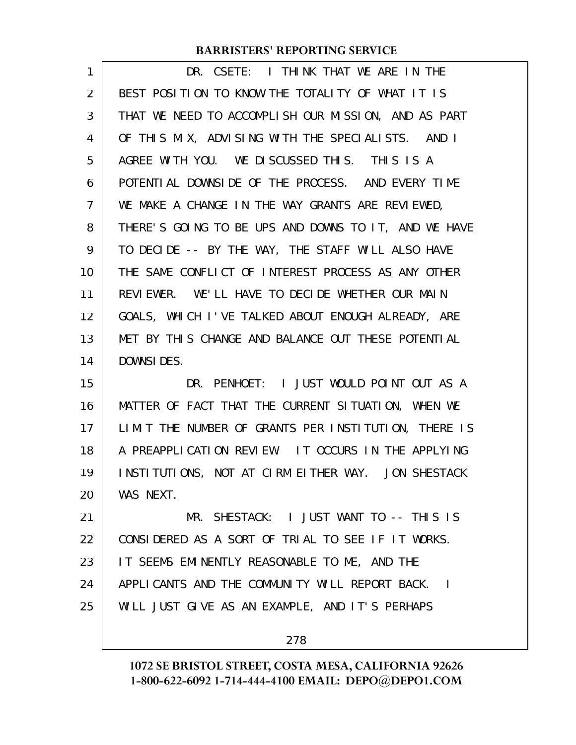DR. CSETE: I THINK THAT WE ARE IN THE BEST POSITION TO KNOW THE TOTALITY OF WHAT IT IS THAT WE NEED TO ACCOMPLISH OUR MISSION, AND AS PART OF THIS MIX, ADVISING WITH THE SPECIALISTS. AND I AGREE WITH YOU. WE DISCUSSED THIS. THIS IS A POTENTIAL DOWNSIDE OF THE PROCESS. AND EVERY TIME WE MAKE A CHANGE IN THE WAY GRANTS ARE REVIEWED, THERE'S GOING TO BE UPS AND DOWNS TO IT, AND WE HAVE TO DECIDE -- BY THE WAY, THE STAFF WILL ALSO HAVE THE SAME CONFLICT OF INTEREST PROCESS AS ANY OTHER REVIEWER. WE'LL HAVE TO DECIDE WHETHER OUR MAIN GOALS, WHICH I'VE TALKED ABOUT ENOUGH ALREADY, ARE MET BY THIS CHANGE AND BALANCE OUT THESE POTENTIAL DOWNSIDES.

DR. PENHOET: I JUST WOULD POINT OUT AS A MATTER OF FACT THAT THE CURRENT SITUATION, WHEN WE LIMIT THE NUMBER OF GRANTS PER INSTITUTION, THERE IS A PREAPPLICATION REVIEW. IT OCCURS IN THE APPLYING INSTITUTIONS, NOT AT CIRM EITHER WAY. JON SHESTACK WAS NEXT.

MR. SHESTACK: I JUST WANT TO -- THIS IS CONSIDERED AS A SORT OF TRIAL TO SEE IF IT WORKS. IT SEEMS EMINENTLY REASONABLE TO ME, AND THE APPLICANTS AND THE COMMUNITY WILL REPORT BACK. I WILL JUST GIVE AS AN EXAMPLE, AND IT'S PERHAPS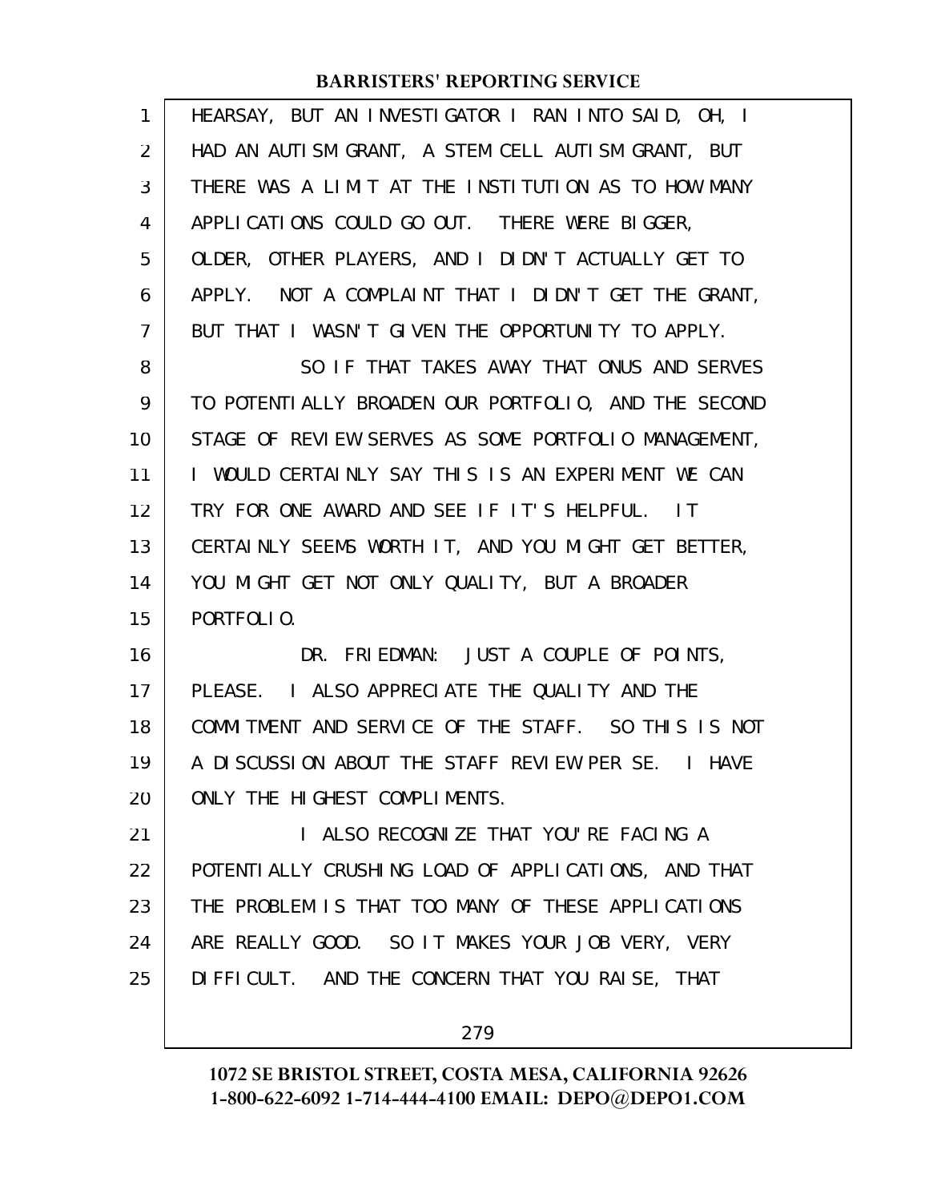HEARSAY, BUT AN INVESTIGATOR I RAN INTO SAID, OH, I HAD AN AUTISM GRANT, A STEM CELL AUTISM GRANT, BUT THERE WAS A LIMIT AT THE INSTITUTION AS TO HOW MANY APPLICATIONS COULD GO OUT. THERE WERE BIGGER, OLDER, OTHER PLAYERS, AND I DIDN'T ACTUALLY GET TO APPLY. NOT A COMPLAINT THAT I DIDN'T GET THE GRANT, BUT THAT I WASN'T GIVEN THE OPPORTUNITY TO APPLY.

SO IF THAT TAKES AWAY THAT ONUS AND SERVES TO POTENTIALLY BROADEN OUR PORTFOLIO, AND THE SECOND STAGE OF REVIEW SERVES AS SOME PORTFOLIO MANAGEMENT, I WOULD CERTAINLY SAY THIS IS AN EXPERIMENT WE CAN TRY FOR ONE AWARD AND SEE IF IT'S HELPFUL. IT CERTAINLY SEEMS WORTH IT, AND YOU MIGHT GET BETTER, YOU MIGHT GET NOT ONLY QUALITY, BUT A BROADER PORTFOLIO.

DR. FRIEDMAN: JUST A COUPLE OF POINTS, PLEASE. I ALSO APPRECIATE THE QUALITY AND THE COMMITMENT AND SERVICE OF THE STAFF. SO THIS IS NOT A DISCUSSION ABOUT THE STAFF REVIEW PER SE. I HAVE ONLY THE HIGHEST COMPLIMENTS.

I ALSO RECOGNIZE THAT YOU'RE FACING A POTENTIALLY CRUSHING LOAD OF APPLICATIONS, AND THAT THE PROBLEM IS THAT TOO MANY OF THESE APPLICATIONS ARE REALLY GOOD. SO IT MAKES YOUR JOB VERY, VERY DIFFICULT. AND THE CONCERN THAT YOU RAISE, THAT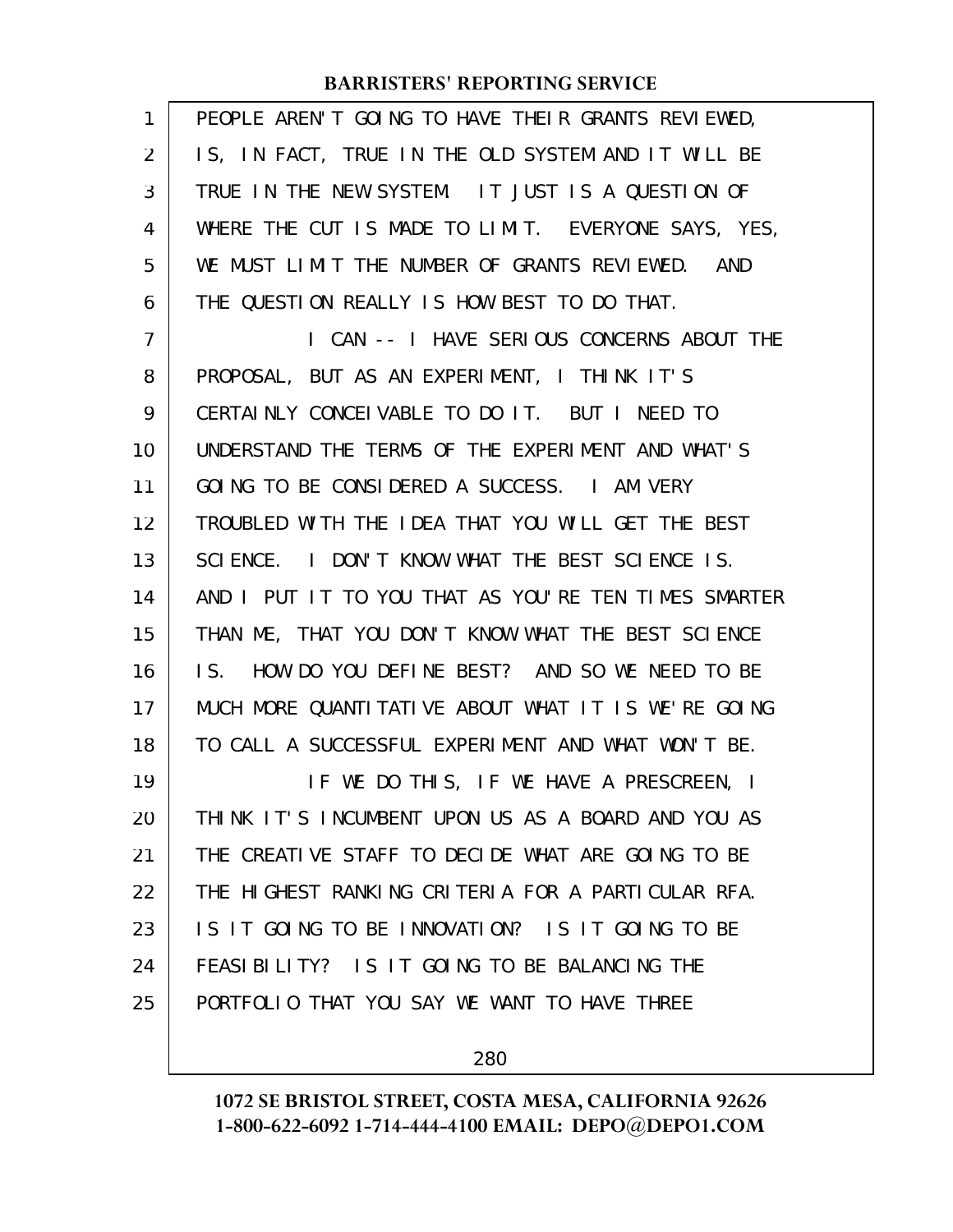PEOPLE AREN'T GOING TO HAVE THEIR GRANTS REVIEWED, IS, IN FACT, TRUE IN THE OLD SYSTEM AND IT WILL BE TRUE IN THE NEW SYSTEM. IT JUST IS A QUESTION OF WHERE THE CUT IS MADE TO LIMIT. EVERYONE SAYS, YES, WE MUST LIMIT THE NUMBER OF GRANTS REVIEWED. AND THE QUESTION REALLY IS HOW BEST TO DO THAT.

I CAN -- I HAVE SERIOUS CONCERNS ABOUT THE PROPOSAL, BUT AS AN EXPERIMENT, I THINK IT'S CERTAINLY CONCEIVABLE TO DO IT. BUT I NEED TO UNDERSTAND THE TERMS OF THE EXPERIMENT AND WHAT'S GOING TO BE CONSIDERED A SUCCESS. I AM VERY TROUBLED WITH THE IDEA THAT YOU WILL GET THE BEST SCIENCE. I DON'T KNOW WHAT THE BEST SCIENCE IS. AND I PUT IT TO YOU THAT AS YOU'RE TEN TIMES SMARTER THAN ME, THAT YOU DON'T KNOW WHAT THE BEST SCIENCE IS. HOW DO YOU DEFINE BEST? AND SO WE NEED TO BE MUCH MORE QUANTITATIVE ABOUT WHAT IT IS WE'RE GOING TO CALL A SUCCESSFUL EXPERIMENT AND WHAT WON'T BE.

IF WE DO THIS, IF WE HAVE A PRESCREEN, I THINK IT'S INCUMBENT UPON US AS A BOARD AND YOU AS THE CREATIVE STAFF TO DECIDE WHAT ARE GOING TO BE THE HIGHEST RANKING CRITERIA FOR A PARTICULAR RFA. IS IT GOING TO BE INNOVATION? IS IT GOING TO BE FEASIBILITY? IS IT GOING TO BE BALANCING THE PORTFOLIO THAT YOU SAY WE WANT TO HAVE THREE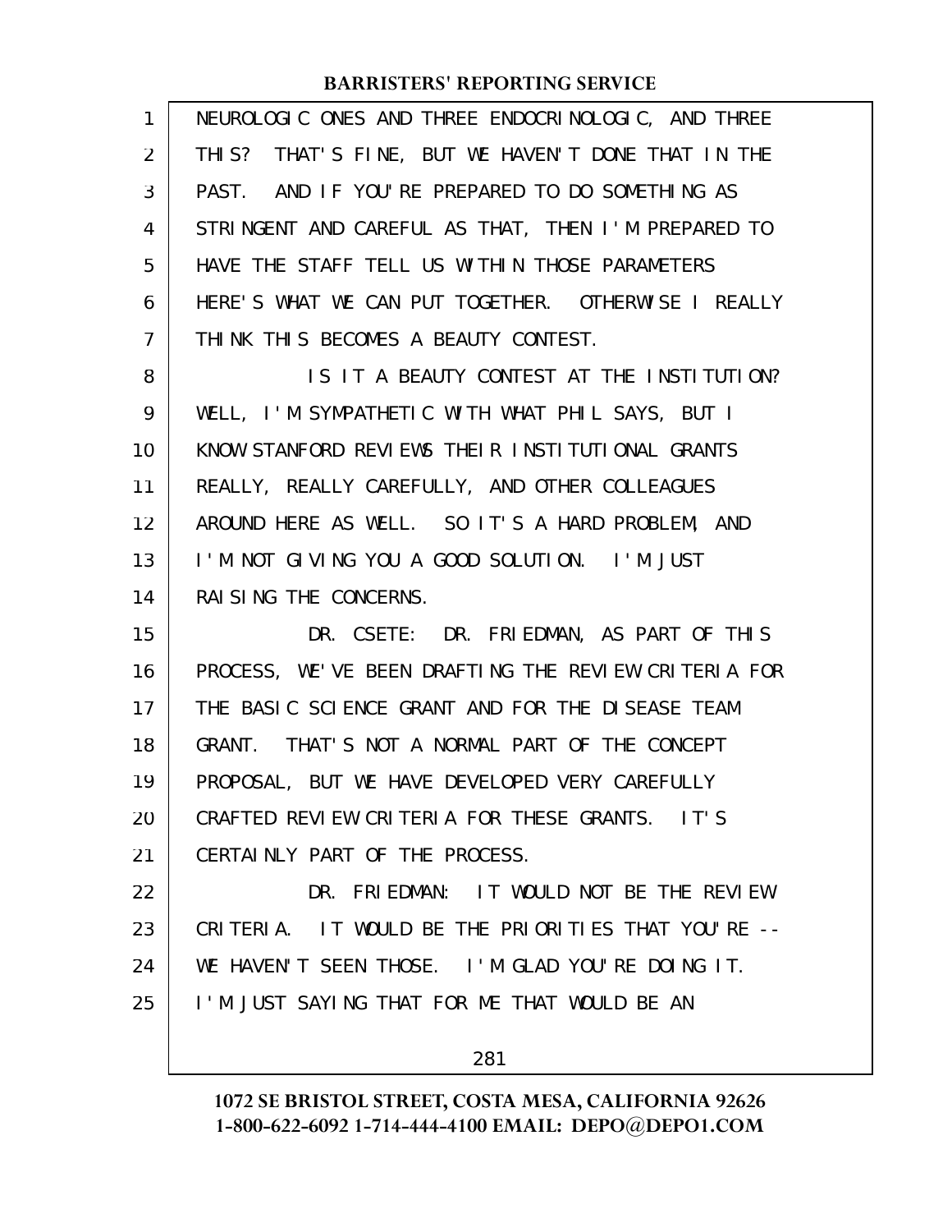NEUROLOGIC ONES AND THREE ENDOCRINOLOGIC, AND THREE THIS? THAT'S FINE, BUT WE HAVEN'T DONE THAT IN THE PAST. AND IF YOU'RE PREPARED TO DO SOMETHING AS STRINGENT AND CAREFUL AS THAT, THEN I'M PREPARED TO HAVE THE STAFF TELL US WITHIN THOSE PARAMETERS HERE'S WHAT WE CAN PUT TOGETHER. OTHERWISE I REALLY THINK THIS BECOMES A BEAUTY CONTEST.

IS IT A BEAUTY CONTEST AT THE INSTITUTION? WELL, I'M SYMPATHETIC WITH WHAT PHIL SAYS, BUT I KNOW STANFORD REVIEWS THEIR INSTITUTIONAL GRANTS REALLY, REALLY CAREFULLY, AND OTHER COLLEAGUES AROUND HERE AS WELL. SO IT'S A HARD PROBLEM, AND I'M NOT GIVING YOU A GOOD SOLUTION. I'M JUST RAISING THE CONCERNS.

DR. CSETE: DR. FRIEDMAN, AS PART OF THIS PROCESS, WE'VE BEEN DRAFTING THE REVIEW CRITERIA FOR THE BASIC SCIENCE GRANT AND FOR THE DISEASE TEAM GRANT. THAT'S NOT A NORMAL PART OF THE CONCEPT PROPOSAL, BUT WE HAVE DEVELOPED VERY CAREFULLY CRAFTED REVIEW CRITERIA FOR THESE GRANTS. IT'S CERTAINLY PART OF THE PROCESS.

DR. FRIEDMAN: IT WOULD NOT BE THE REVIEW CRITERIA. IT WOULD BE THE PRIORITIES THAT YOU'RE -- WE HAVEN'T SEEN THOSE. I'M GLAD YOU'RE DOING IT. I'M JUST SAYING THAT FOR ME THAT WOULD BE AN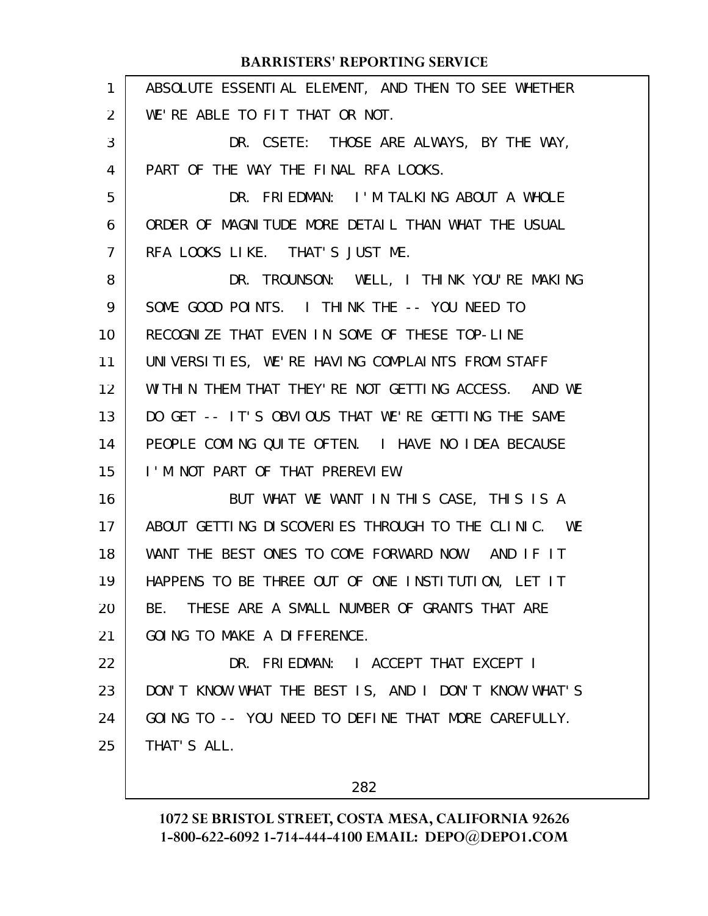ABSOLUTE ESSENTIAL ELEMENT, AND THEN TO SEE WHETHER WE'RE ABLE TO FIT THAT OR NOT.

DR. CSETE: THOSE ARE ALWAYS, BY THE WAY, PART OF THE WAY THE FINAL RFA LOOKS.

DR. FRIEDMAN: I'M TALKING ABOUT A WHOLE ORDER OF MAGNITUDE MORE DETAIL THAN WHAT THE USUAL RFA LOOKS LIKE. THAT'S JUST ME.

DR. TROUNSON: WELL, I THINK YOU'RE MAKING SOME GOOD POINTS. I THINK THE -- YOU NEED TO RECOGNIZE THAT EVEN IN SOME OF THESE TOP-LINE UNIVERSITIES, WE'RE HAVING COMPLAINTS FROM STAFF WITHIN THEM THAT THEY'RE NOT GETTING ACCESS. AND WE DO GET -- IT'S OBVIOUS THAT WE'RE GETTING THE SAME PEOPLE COMING QUITE OFTEN. I HAVE NO IDEA BECAUSE I'M NOT PART OF THAT PREREVIEW.

BUT WHAT WE WANT IN THIS CASE, THIS IS A ABOUT GETTING DISCOVERIES THROUGH TO THE CLINIC. WE WANT THE BEST ONES TO COME FORWARD NOW. AND IF IT HAPPENS TO BE THREE OUT OF ONE INSTITUTION, LET IT BE. THESE ARE A SMALL NUMBER OF GRANTS THAT ARE GOING TO MAKE A DIFFERENCE.

DR. FRIEDMAN: I ACCEPT THAT EXCEPT I DON'T KNOW WHAT THE BEST IS, AND I DON'T KNOW WHAT'S GOING TO -- YOU NEED TO DEFINE THAT MORE CAREFULLY. THAT'S ALL.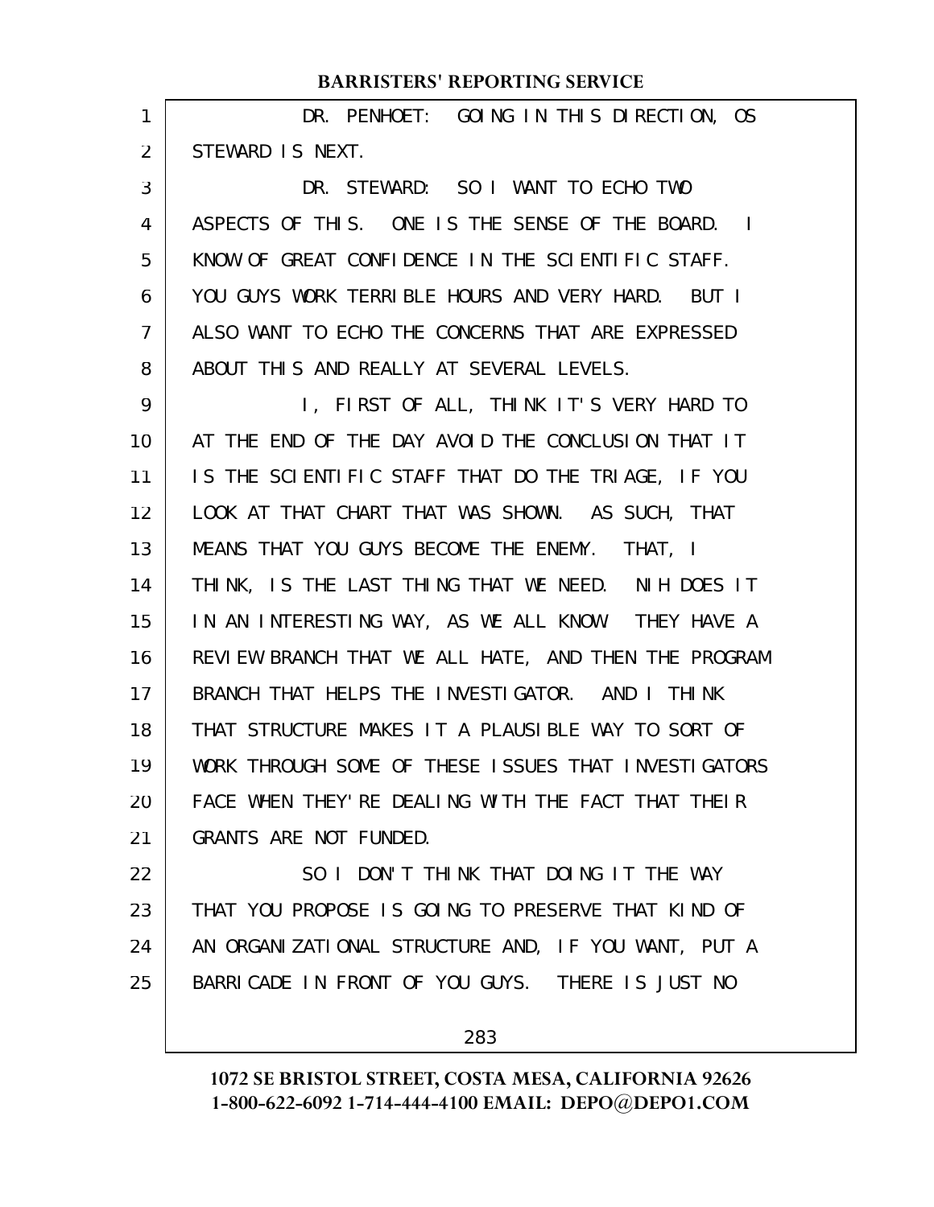DR. PENHOET: GOING IN THIS DIRECTION, OS STEWARD IS NEXT.

DR. STEWARD: SO I WANT TO ECHO TWO ASPECTS OF THIS. ONE IS THE SENSE OF THE BOARD. I KNOW OF GREAT CONFIDENCE IN THE SCIENTIFIC STAFF. YOU GUYS WORK TERRIBLE HOURS AND VERY HARD. BUT I ALSO WANT TO ECHO THE CONCERNS THAT ARE EXPRESSED ABOUT THIS AND REALLY AT SEVERAL LEVELS.

I, FIRST OF ALL, THINK IT'S VERY HARD TO AT THE END OF THE DAY AVOID THE CONCLUSION THAT IT IS THE SCIENTIFIC STAFF THAT DO THE TRIAGE, IF YOU LOOK AT THAT CHART THAT WAS SHOWN. AS SUCH, THAT MEANS THAT YOU GUYS BECOME THE ENEMY. THAT, I THINK, IS THE LAST THING THAT WE NEED. NIH DOES IT IN AN INTERESTING WAY, AS WE ALL KNOW. THEY HAVE A REVIEW BRANCH THAT WE ALL HATE, AND THEN THE PROGRAM BRANCH THAT HELPS THE INVESTIGATOR. AND I THINK THAT STRUCTURE MAKES IT A PLAUSIBLE WAY TO SORT OF WORK THROUGH SOME OF THESE ISSUES THAT INVESTIGATORS FACE WHEN THEY'RE DEALING WITH THE FACT THAT THEIR GRANTS ARE NOT FUNDED.

SO I DON'T THINK THAT DOING IT THE WAY THAT YOU PROPOSE IS GOING TO PRESERVE THAT KIND OF AN ORGANIZATIONAL STRUCTURE AND, IF YOU WANT, PUT A BARRICADE IN FRONT OF YOU GUYS. THERE IS JUST NO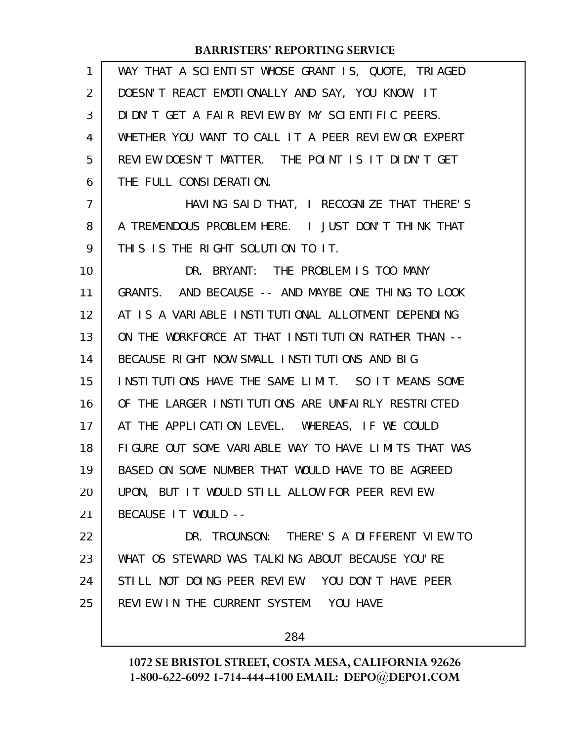WAY THAT A SCIENTIST WHOSE GRANT IS, QUOTE, TRIAGED DOESN'T REACT EMOTIONALLY AND SAY, YOU KNOW, IT DIDN'T GET A FAIR REVIEW BY MY SCIENTIFIC PEERS. WHETHER YOU WANT TO CALL IT A PEER REVIEW OR EXPERT REVIEW DOESN'T MATTER. THE POINT IS IT DIDN'T GET THE FULL CONSIDERATION.

HAVING SAID THAT, I RECOGNIZE THAT THERE'S A TREMENDOUS PROBLEM HERE. I JUST DON'T THINK THAT THIS IS THE RIGHT SOLUTION TO IT.

DR. BRYANT: THE PROBLEM IS TOO MANY GRANTS. AND BECAUSE -- AND MAYBE ONE THING TO LOOK AT IS A VARIABLE INSTITUTIONAL ALLOTMENT DEPENDING ON THE WORKFORCE AT THAT INSTITUTION RATHER THAN -- BECAUSE RIGHT NOW SMALL INSTITUTIONS AND BIG INSTITUTIONS HAVE THE SAME LIMIT. SO IT MEANS SOME OF THE LARGER INSTITUTIONS ARE UNFAIRLY RESTRICTED AT THE APPLICATION LEVEL. WHEREAS, IF WE COULD FIGURE OUT SOME VARIABLE WAY TO HAVE LIMITS THAT WAS BASED ON SOME NUMBER THAT WOULD HAVE TO BE AGREED UPON, BUT IT WOULD STILL ALLOW FOR PEER REVIEW BECAUSE IT WOULD --

DR. TROUNSON: THERE'S A DIFFERENT VIEW TO WHAT OS STEWARD WAS TALKING ABOUT BECAUSE YOU'RE STILL NOT DOING PEER REVIEW. YOU DON'T HAVE PEER REVIEW IN THE CURRENT SYSTEM. YOU HAVE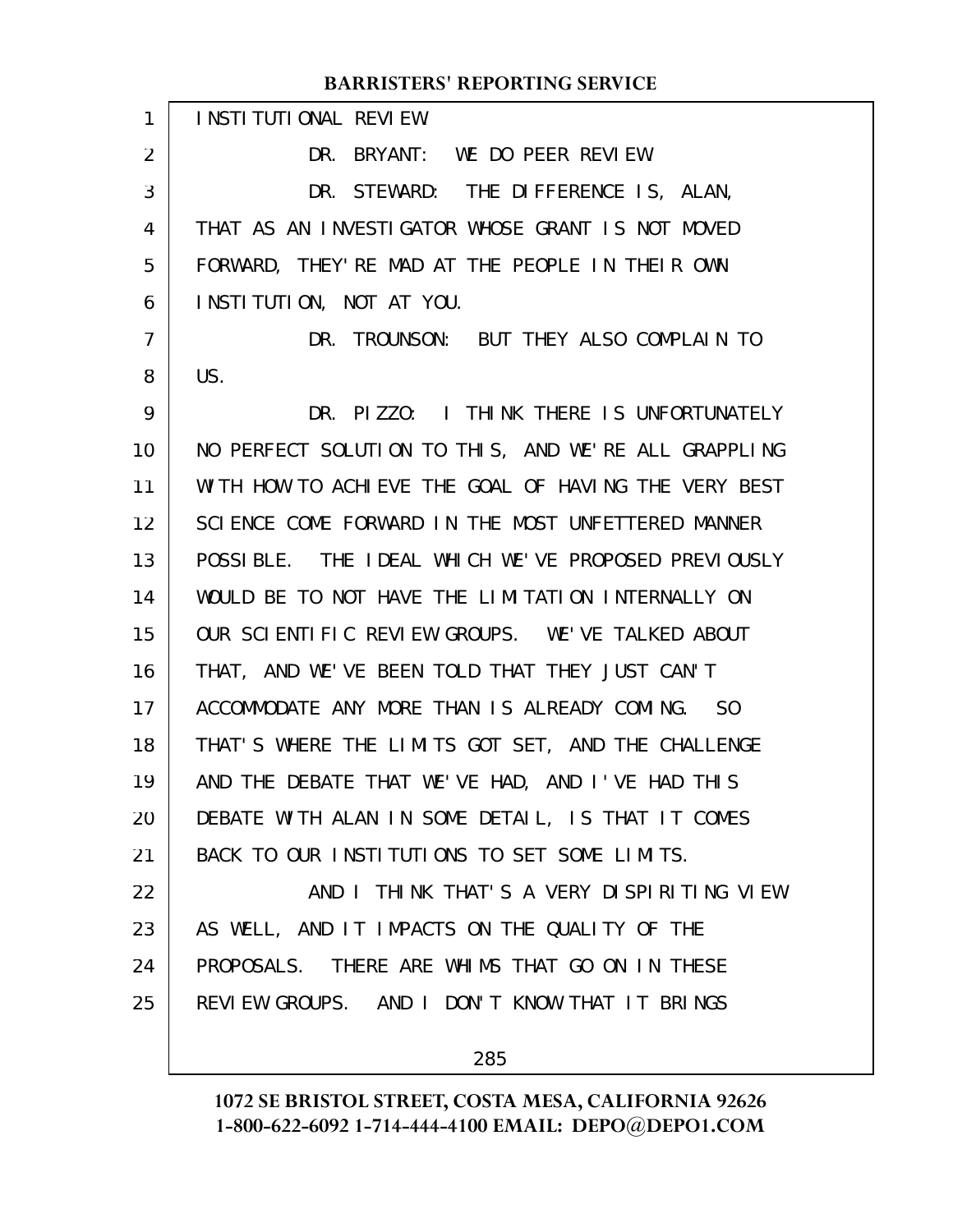INSTITUTIONAL REVIEW.

DR. BRYANT: WE DO PEER REVIEW.

DR. STEWARD: THE DIFFERENCE IS, ALAN, THAT AS AN INVESTIGATOR WHOSE GRANT IS NOT MOVED FORWARD, THEY'RE MAD AT THE PEOPLE IN THEIR OWN INSTITUTION, NOT AT YOU.

DR. TROUNSON: BUT THEY ALSO COMPLAIN TO US.

DR. PIZZO: I THINK THERE IS UNFORTUNATELY NO PERFECT SOLUTION TO THIS, AND WE'RE ALL GRAPPLING WITH HOW TO ACHIEVE THE GOAL OF HAVING THE VERY BEST SCIENCE COME FORWARD IN THE MOST UNFETTERED MANNER POSSIBLE. THE IDEAL WHICH WE'VE PROPOSED PREVIOUSLY WOULD BE TO NOT HAVE THE LIMITATION INTERNALLY ON OUR SCIENTIFIC REVIEW GROUPS. WE'VE TALKED ABOUT THAT, AND WE'VE BEEN TOLD THAT THEY JUST CAN'T ACCOMMODATE ANY MORE THAN IS ALREADY COMING. SO THAT'S WHERE THE LIMITS GOT SET, AND THE CHALLENGE AND THE DEBATE THAT WE'VE HAD, AND I'VE HAD THIS DEBATE WITH ALAN IN SOME DETAIL, IS THAT IT COMES BACK TO OUR INSTITUTIONS TO SET SOME LIMITS.

AND I THINK THAT'S A VERY DISPIRITING VIEW AS WELL, AND IT IMPACTS ON THE QUALITY OF THE PROPOSALS. THERE ARE WHIMS THAT GO ON IN THESE REVIEW GROUPS. AND I DON'T KNOW THAT IT BRINGS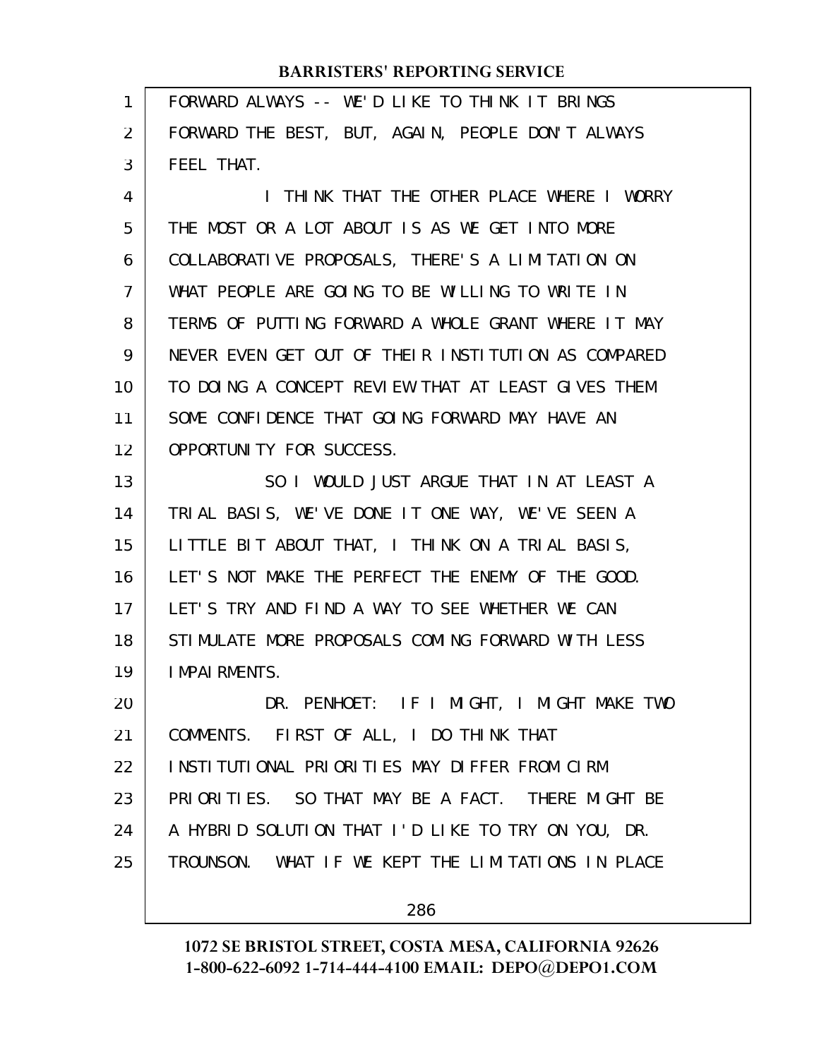FORWARD ALWAYS -- WE'D LIKE TO THINK IT BRINGS FORWARD THE BEST, BUT, AGAIN, PEOPLE DON'T ALWAYS FEEL THAT.

I THINK THAT THE OTHER PLACE WHERE I WORRY THE MOST OR A LOT ABOUT IS AS WE GET INTO MORE COLLABORATIVE PROPOSALS, THERE'S A LIMITATION ON WHAT PEOPLE ARE GOING TO BE WILLING TO WRITE IN TERMS OF PUTTING FORWARD A WHOLE GRANT WHERE IT MAY NEVER EVEN GET OUT OF THEIR INSTITUTION AS COMPARED TO DOING A CONCEPT REVIEW THAT AT LEAST GIVES THEM SOME CONFIDENCE THAT GOING FORWARD MAY HAVE AN OPPORTUNITY FOR SUCCESS.

SO I WOULD JUST ARGUE THAT IN AT LEAST A TRIAL BASIS, WE'VE DONE IT ONE WAY, WE'VE SEEN A LITTLE BIT ABOUT THAT, I THINK ON A TRIAL BASIS, LET'S NOT MAKE THE PERFECT THE ENEMY OF THE GOOD. LET'S TRY AND FIND A WAY TO SEE WHETHER WE CAN STIMULATE MORE PROPOSALS COMING FORWARD WITH LESS IMPAIRMENTS.

DR. PENHOET: IF I MIGHT, I MIGHT MAKE TWO COMMENTS. FIRST OF ALL, I DO THINK THAT INSTITUTIONAL PRIORITIES MAY DIFFER FROM CIRM PRIORITIES. SO THAT MAY BE A FACT. THERE MIGHT BE A HYBRID SOLUTION THAT I'D LIKE TO TRY ON YOU, DR. TROUNSON. WHAT IF WE KEPT THE LIMITATIONS IN PLACE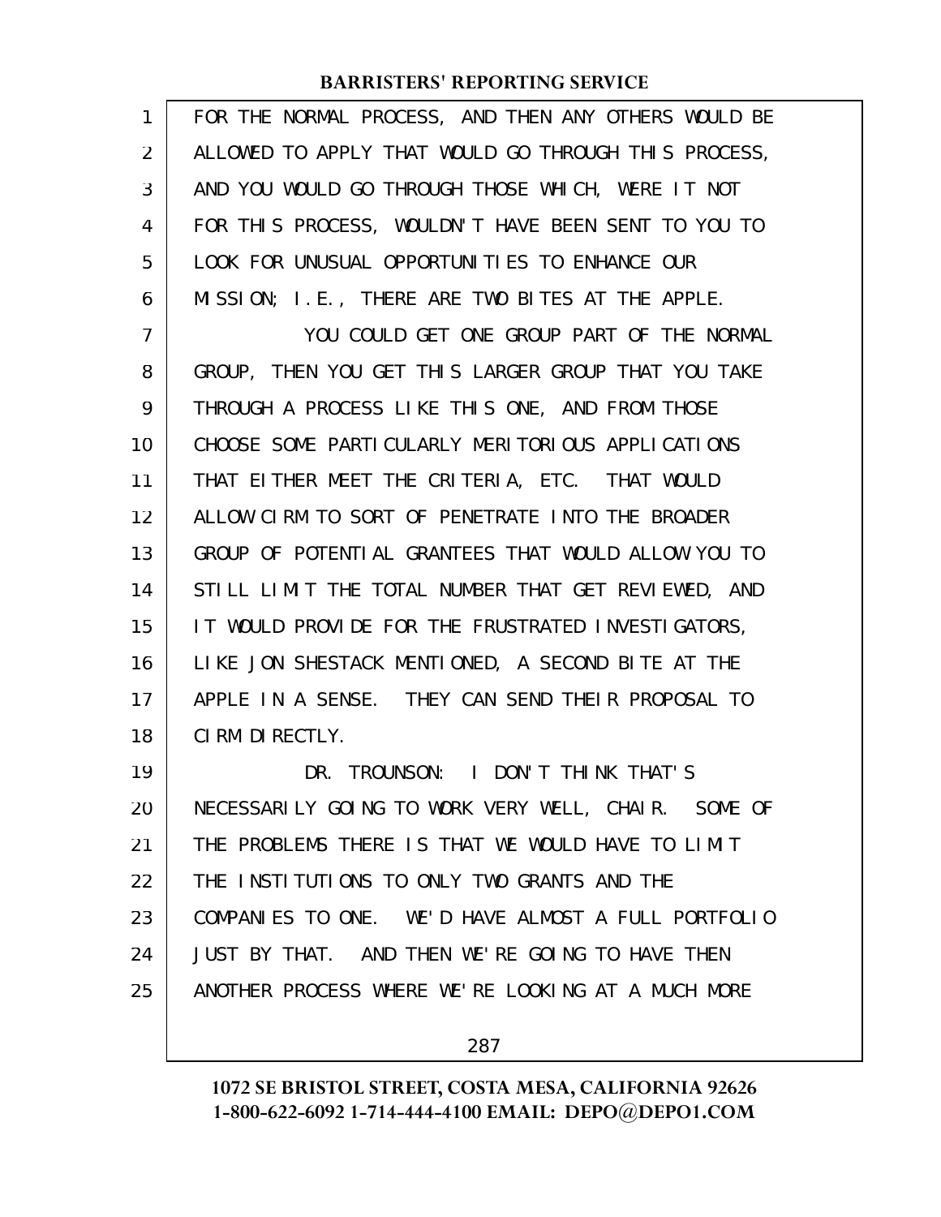FOR THE NORMAL PROCESS, AND THEN ANY OTHERS WOULD BE ALLOWED TO APPLY THAT WOULD GO THROUGH THIS PROCESS, AND YOU WOULD GO THROUGH THOSE WHICH, WERE IT NOT FOR THIS PROCESS, WOULDN'T HAVE BEEN SENT TO YOU TO LOOK FOR UNUSUAL OPPORTUNITIES TO ENHANCE OUR MISSION; I.E., THERE ARE TWO BITES AT THE APPLE.

YOU COULD GET ONE GROUP PART OF THE NORMAL GROUP, THEN YOU GET THIS LARGER GROUP THAT YOU TAKE THROUGH A PROCESS LIKE THIS ONE, AND FROM THOSE CHOOSE SOME PARTICULARLY MERITORIOUS APPLICATIONS THAT EITHER MEET THE CRITERIA, ETC. THAT WOULD ALLOW CIRM TO SORT OF PENETRATE INTO THE BROADER GROUP OF POTENTIAL GRANTEES THAT WOULD ALLOW YOU TO STILL LIMIT THE TOTAL NUMBER THAT GET REVIEWED, AND IT WOULD PROVIDE FOR THE FRUSTRATED INVESTIGATORS, LIKE JON SHESTACK MENTIONED, A SECOND BITE AT THE APPLE IN A SENSE. THEY CAN SEND THEIR PROPOSAL TO CIRM DIRECTLY.

DR. TROUNSON: I DON'T THINK THAT'S NECESSARILY GOING TO WORK VERY WELL, CHAIR. SOME OF THE PROBLEMS THERE IS THAT WE WOULD HAVE TO LIMIT THE INSTITUTIONS TO ONLY TWO GRANTS AND THE COMPANIES TO ONE. WE'D HAVE ALMOST A FULL PORTFOLIO JUST BY THAT. AND THEN WE'RE GOING TO HAVE THEN ANOTHER PROCESS WHERE WE'RE LOOKING AT A MUCH MORE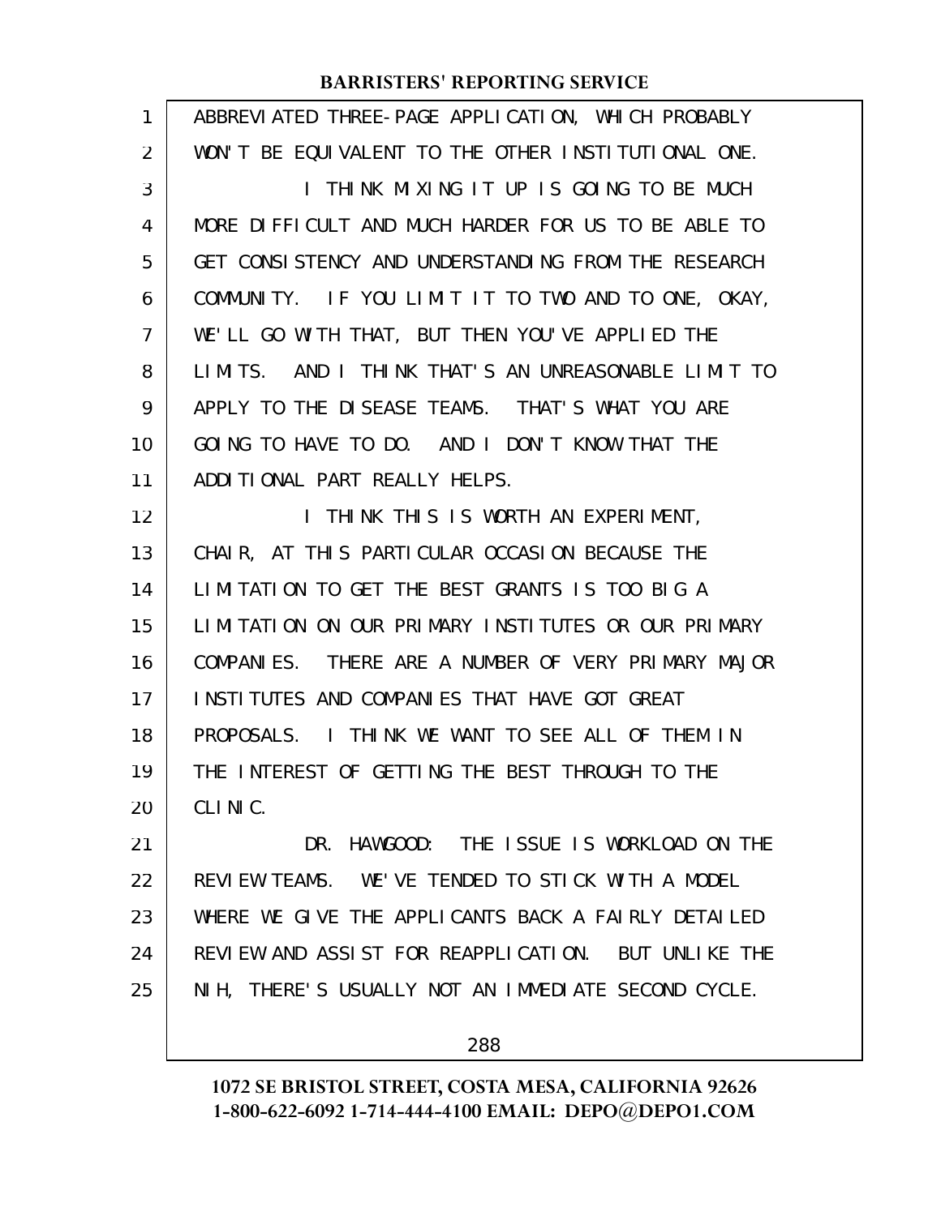ABBREVIATED THREE-PAGE APPLICATION, WHICH PROBABLY WON'T BE EQUIVALENT TO THE OTHER INSTITUTIONAL ONE.

I THINK MIXING IT UP IS GOING TO BE MUCH MORE DIFFICULT AND MUCH HARDER FOR US TO BE ABLE TO GET CONSISTENCY AND UNDERSTANDING FROM THE RESEARCH COMMUNITY. IF YOU LIMIT IT TO TWO AND TO ONE, OKAY, WE'LL GO WITH THAT, BUT THEN YOU'VE APPLIED THE LIMITS. AND I THINK THAT'S AN UNREASONABLE LIMIT TO APPLY TO THE DISEASE TEAMS. THAT'S WHAT YOU ARE GOING TO HAVE TO DO. AND I DON'T KNOW THAT THE ADDITIONAL PART REALLY HELPS.

I THINK THIS IS WORTH AN EXPERIMENT, CHAIR, AT THIS PARTICULAR OCCASION BECAUSE THE LIMITATION TO GET THE BEST GRANTS IS TOO BIG A LIMITATION ON OUR PRIMARY INSTITUTES OR OUR PRIMARY COMPANIES. THERE ARE A NUMBER OF VERY PRIMARY MAJOR INSTITUTES AND COMPANIES THAT HAVE GOT GREAT PROPOSALS. I THINK WE WANT TO SEE ALL OF THEM IN THE INTEREST OF GETTING THE BEST THROUGH TO THE CLINIC.

DR. HAWGOOD: THE ISSUE IS WORKLOAD ON THE REVIEW TEAMS. WE'VE TENDED TO STICK WITH A MODEL WHERE WE GIVE THE APPLICANTS BACK A FAIRLY DETAILED REVIEW AND ASSIST FOR REAPPLICATION. BUT UNLIKE THE NIH, THERE'S USUALLY NOT AN IMMEDIATE SECOND CYCLE.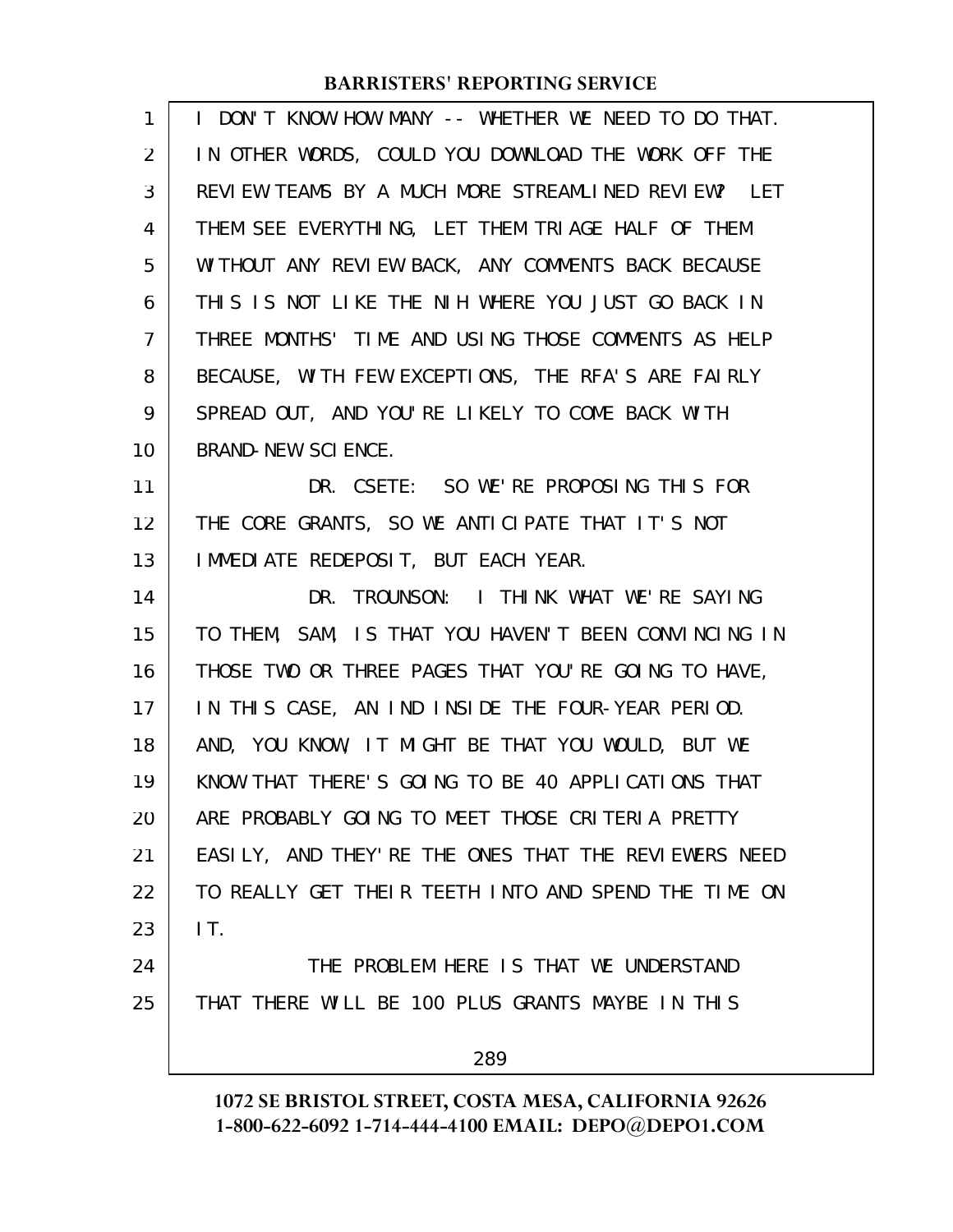I DON'T KNOW HOW MANY -- WHETHER WE NEED TO DO THAT. IN OTHER WORDS, COULD YOU DOWNLOAD THE WORK OFF THE REVIEW TEAMS BY A MUCH MORE STREAMLINED REVIEW? LET THEM SEE EVERYTHING, LET THEM TRIAGE HALF OF THEM WITHOUT ANY REVIEW BACK, ANY COMMENTS BACK BECAUSE THIS IS NOT LIKE THE NIH WHERE YOU JUST GO BACK IN THREE MONTHS' TIME AND USING THOSE COMMENTS AS HELP BECAUSE, WITH FEW EXCEPTIONS, THE RFA'S ARE FAIRLY SPREAD OUT, AND YOU'RE LIKELY TO COME BACK WITH BRAND-NEW SCIENCE.

DR. CSETE: SO WE'RE PROPOSING THIS FOR THE CORE GRANTS, SO WE ANTICIPATE THAT IT'S NOT IMMEDIATE REDEPOSIT, BUT EACH YEAR.

DR. TROUNSON: I THINK WHAT WE'RE SAYING TO THEM, SAM, IS THAT YOU HAVEN'T BEEN CONVINCING IN THOSE TWO OR THREE PAGES THAT YOU'RE GOING TO HAVE, IN THIS CASE, AN IND INSIDE THE FOUR-YEAR PERIOD. AND, YOU KNOW, IT MIGHT BE THAT YOU WOULD, BUT WE KNOW THAT THERE'S GOING TO BE 40 APPLICATIONS THAT ARE PROBABLY GOING TO MEET THOSE CRITERIA PRETTY EASILY, AND THEY'RE THE ONES THAT THE REVIEWERS NEED TO REALLY GET THEIR TEETH INTO AND SPEND THE TIME ON IT.

THE PROBLEM HERE IS THAT WE UNDERSTAND THAT THERE WILL BE 100 PLUS GRANTS MAYBE IN THIS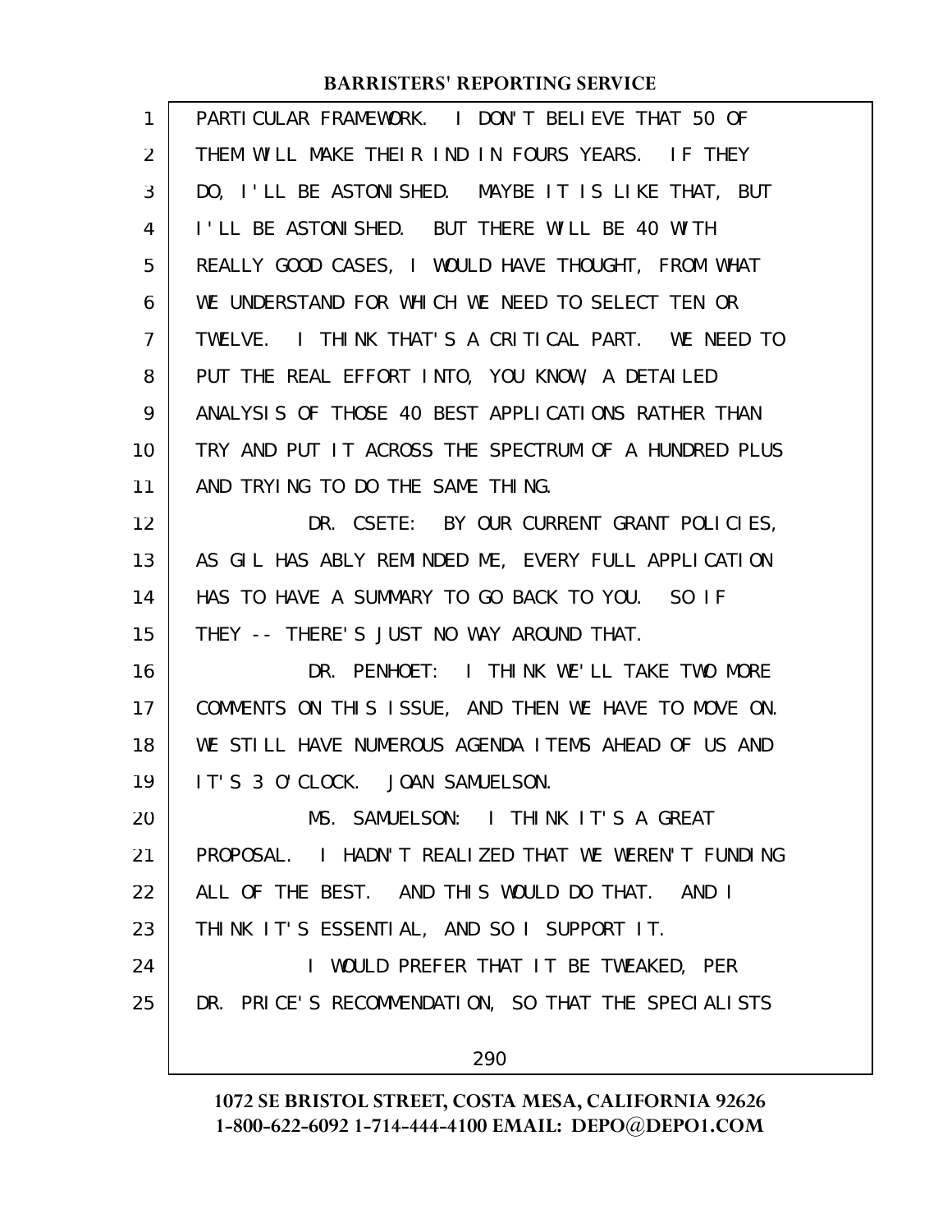PARTICULAR FRAMEWORK. I DON'T BELIEVE THAT 50 OF THEM WILL MAKE THEIR IND IN FOURS YEARS. IF THEY DO, I'LL BE ASTONISHED. MAYBE IT IS LIKE THAT, BUT I'LL BE ASTONISHED. BUT THERE WILL BE 40 WITH REALLY GOOD CASES, I WOULD HAVE THOUGHT, FROM WHAT WE UNDERSTAND FOR WHICH WE NEED TO SELECT TEN OR TWELVE. I THINK THAT'S A CRITICAL PART. WE NEED TO PUT THE REAL EFFORT INTO, YOU KNOW, A DETAILED ANALYSIS OF THOSE 40 BEST APPLICATIONS RATHER THAN TRY AND PUT IT ACROSS THE SPECTRUM OF A HUNDRED PLUS AND TRYING TO DO THE SAME THING.

DR. CSETE: BY OUR CURRENT GRANT POLICIES, AS GIL HAS ABLY REMINDED ME, EVERY FULL APPLICATION HAS TO HAVE A SUMMARY TO GO BACK TO YOU. SO IF THEY -- THERE'S JUST NO WAY AROUND THAT.

DR. PENHOET: I THINK WE'LL TAKE TWO MORE COMMENTS ON THIS ISSUE, AND THEN WE HAVE TO MOVE ON. WE STILL HAVE NUMEROUS AGENDA ITEMS AHEAD OF US AND IT'S 3 O'CLOCK. JOAN SAMUELSON.

MS. SAMUELSON: I THINK IT'S A GREAT PROPOSAL. I HADN'T REALIZED THAT WE WEREN'T FUNDING ALL OF THE BEST. AND THIS WOULD DO THAT. AND I THINK IT'S ESSENTIAL, AND SO I SUPPORT IT.

I WOULD PREFER THAT IT BE TWEAKED, PER DR. PRICE'S RECOMMENDATION, SO THAT THE SPECIALISTS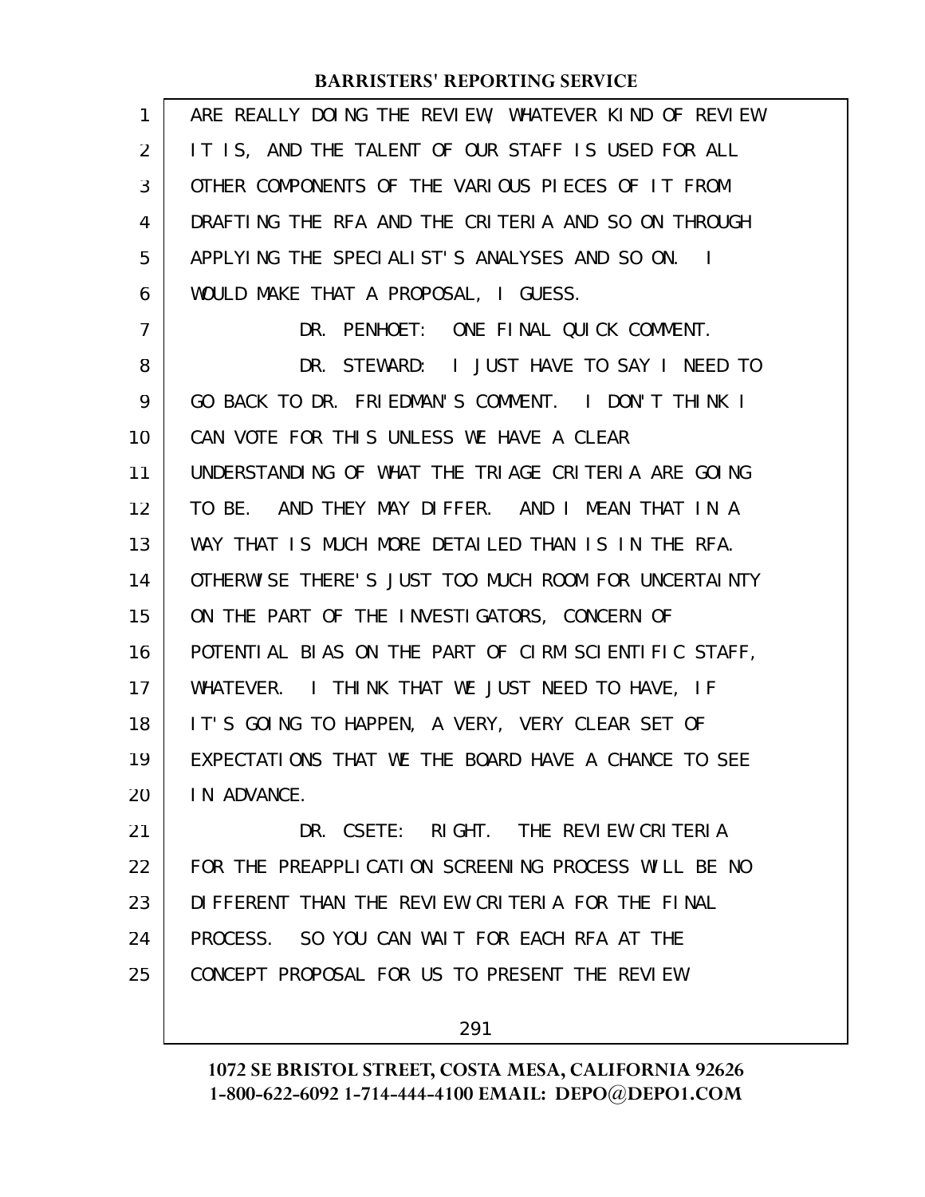ARE REALLY DOING THE REVIEW, WHATEVER KIND OF REVIEW IT IS, AND THE TALENT OF OUR STAFF IS USED FOR ALL OTHER COMPONENTS OF THE VARIOUS PIECES OF IT FROM DRAFTING THE RFA AND THE CRITERIA AND SO ON THROUGH APPLYING THE SPECIALIST'S ANALYSES AND SO ON. I WOULD MAKE THAT A PROPOSAL, I GUESS.

DR. PENHOET: ONE FINAL QUICK COMMENT.

DR. STEWARD: I JUST HAVE TO SAY I NEED TO GO BACK TO DR. FRIEDMAN'S COMMENT. I DON'T THINK I CAN VOTE FOR THIS UNLESS WE HAVE A CLEAR UNDERSTANDING OF WHAT THE TRIAGE CRITERIA ARE GOING TO BE. AND THEY MAY DIFFER. AND I MEAN THAT IN A WAY THAT IS MUCH MORE DETAILED THAN IS IN THE RFA. OTHERWISE THERE'S JUST TOO MUCH ROOM FOR UNCERTAINTY ON THE PART OF THE INVESTIGATORS, CONCERN OF POTENTIAL BIAS ON THE PART OF CIRM SCIENTIFIC STAFF, WHATEVER. I THINK THAT WE JUST NEED TO HAVE, IF IT'S GOING TO HAPPEN, A VERY, VERY CLEAR SET OF EXPECTATIONS THAT WE THE BOARD HAVE A CHANCE TO SEE IN ADVANCE.

DR. CSETE: RIGHT. THE REVIEW CRITERIA FOR THE PREAPPLICATION SCREENING PROCESS WILL BE NO DIFFERENT THAN THE REVIEW CRITERIA FOR THE FINAL PROCESS. SO YOU CAN WAIT FOR EACH RFA AT THE CONCEPT PROPOSAL FOR US TO PRESENT THE REVIEW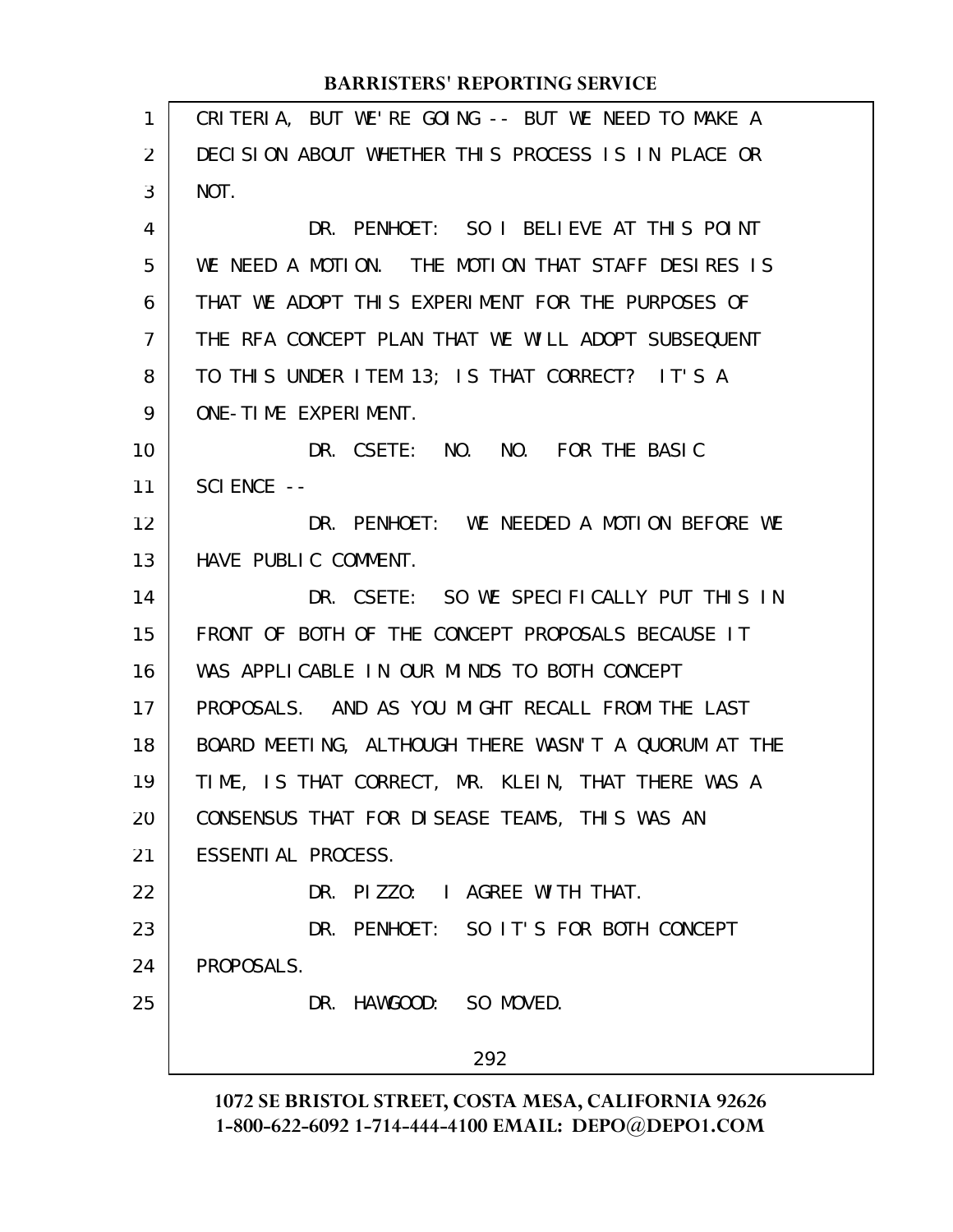CRITERIA, BUT WE'RE GOING -- BUT WE NEED TO MAKE A DECISION ABOUT WHETHER THIS PROCESS IS IN PLACE OR NOT.

DR. PENHOET: SO I BELIEVE AT THIS POINT WE NEED A MOTION. THE MOTION THAT STAFF DESIRES IS THAT WE ADOPT THIS EXPERIMENT FOR THE PURPOSES OF THE RFA CONCEPT PLAN THAT WE WILL ADOPT SUBSEQUENT TO THIS UNDER ITEM 13; IS THAT CORRECT? IT'S A ONE-TIME EXPERIMENT.

DR. CSETE: NO. NO. FOR THE BASIC SCIENCE --

DR. PENHOET: WE NEEDED A MOTION BEFORE WE HAVE PUBLIC COMMENT.

DR. CSETE: SO WE SPECIFICALLY PUT THIS IN FRONT OF BOTH OF THE CONCEPT PROPOSALS BECAUSE IT WAS APPLICABLE IN OUR MINDS TO BOTH CONCEPT PROPOSALS. AND AS YOU MIGHT RECALL FROM THE LAST BOARD MEETING, ALTHOUGH THERE WASN'T A QUORUM AT THE TIME, IS THAT CORRECT, MR. KLEIN, THAT THERE WAS A CONSENSUS THAT FOR DISEASE TEAMS, THIS WAS AN ESSENTIAL PROCESS.

DR. PIZZO: I AGREE WITH THAT.

DR. PENHOET: SO IT'S FOR BOTH CONCEPT PROPOSALS.

DR. HAWGOOD: SO MOVED.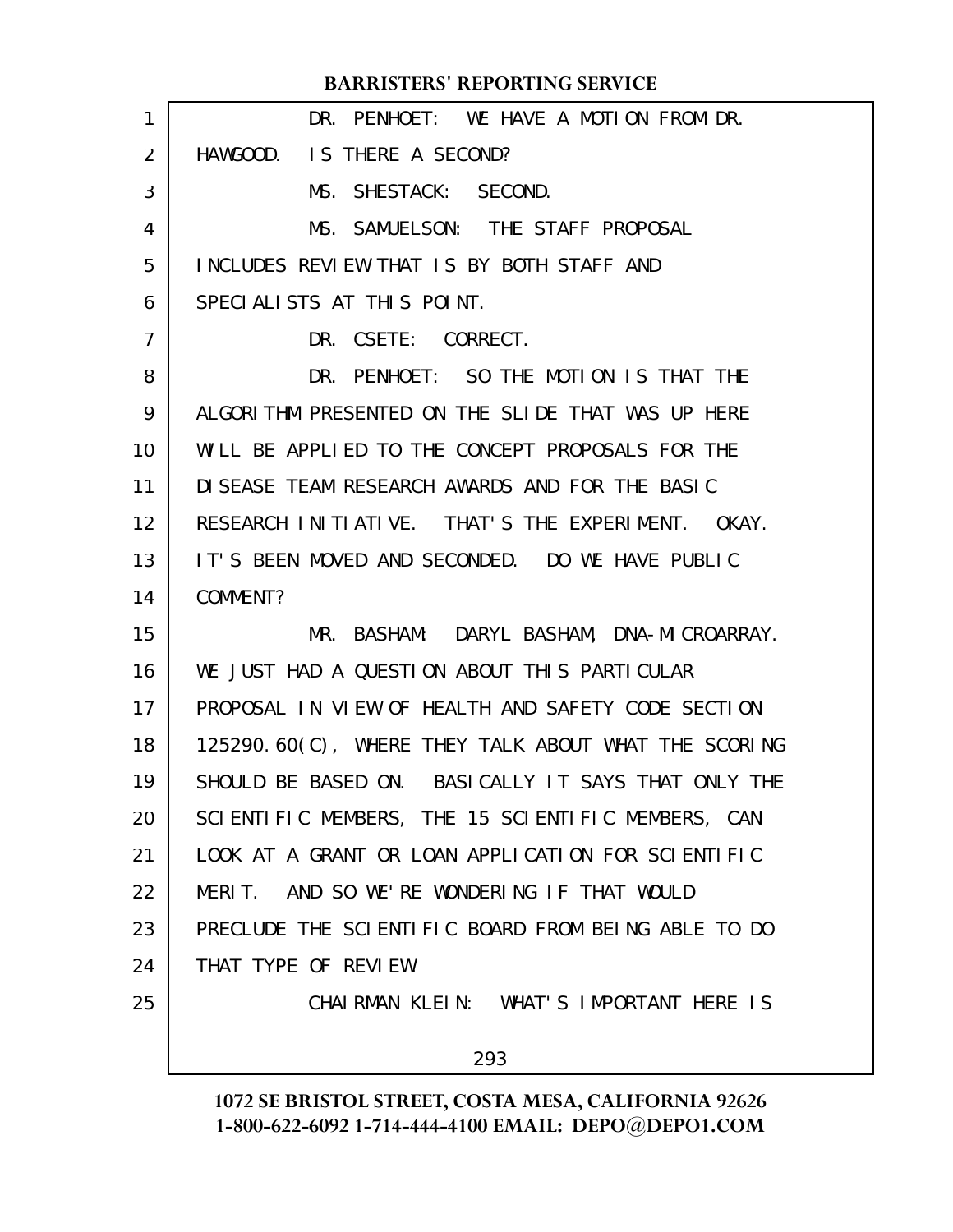DR. PENHOET: WE HAVE A MOTION FROM DR. HAWGOOD. IS THERE A SECOND?

MS. SHESTACK: SECOND.

MS. SAMUELSON: THE STAFF PROPOSAL INCLUDES REVIEW THAT IS BY BOTH STAFF AND SPECIALISTS AT THIS POINT.

DR. CSETE: CORRECT.

DR. PENHOET: SO THE MOTION IS THAT THE ALGORITHM PRESENTED ON THE SLIDE THAT WAS UP HERE WILL BE APPLIED TO THE CONCEPT PROPOSALS FOR THE DISEASE TEAM RESEARCH AWARDS AND FOR THE BASIC RESEARCH INITIATIVE. THAT'S THE EXPERIMENT. OKAY. IT'S BEEN MOVED AND SECONDED. DO WE HAVE PUBLIC COMMENT?

MR. BASHAM: DARYL BASHAM, DNA-MICROARRAY. WE JUST HAD A QUESTION ABOUT THIS PARTICULAR PROPOSAL IN VIEW OF HEALTH AND SAFETY CODE SECTION 125290.60(C), WHERE THEY TALK ABOUT WHAT THE SCORING SHOULD BE BASED ON. BASICALLY IT SAYS THAT ONLY THE SCIENTIFIC MEMBERS, THE 15 SCIENTIFIC MEMBERS, CAN LOOK AT A GRANT OR LOAN APPLICATION FOR SCIENTIFIC MERIT. AND SO WE'RE WONDERING IF THAT WOULD PRECLUDE THE SCIENTIFIC BOARD FROM BEING ABLE TO DO THAT TYPE OF REVIEW.

CHAIRMAN KLEIN: WHAT'S IMPORTANT HERE IS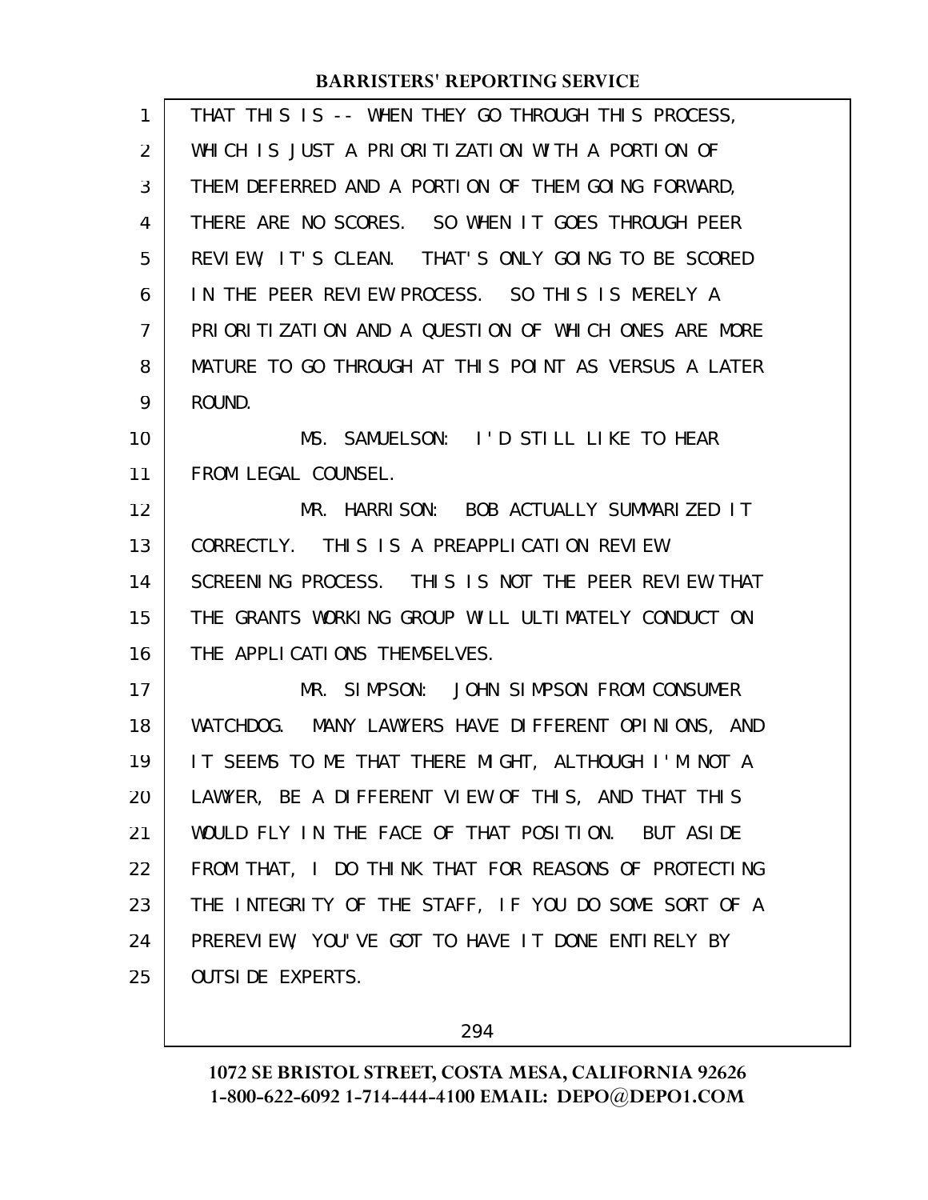THAT THIS IS -- WHEN THEY GO THROUGH THIS PROCESS, WHICH IS JUST A PRIORITIZATION WITH A PORTION OF THEM DEFERRED AND A PORTION OF THEM GOING FORWARD, THERE ARE NO SCORES. SO WHEN IT GOES THROUGH PEER REVIEW, IT'S CLEAN. THAT'S ONLY GOING TO BE SCORED IN THE PEER REVIEW PROCESS. SO THIS IS MERELY A PRIORITIZATION AND A QUESTION OF WHICH ONES ARE MORE MATURE TO GO THROUGH AT THIS POINT AS VERSUS A LATER ROUND.

MS. SAMUELSON: I'D STILL LIKE TO HEAR FROM LEGAL COUNSEL.

MR. HARRISON: BOB ACTUALLY SUMMARIZED IT CORRECTLY. THIS IS A PREAPPLICATION REVIEW SCREENING PROCESS. THIS IS NOT THE PEER REVIEW THAT THE GRANTS WORKING GROUP WILL ULTIMATELY CONDUCT ON THE APPLICATIONS THEMSELVES.

MR. SIMPSON: JOHN SIMPSON FROM CONSUMER WATCHDOG. MANY LAWYERS HAVE DIFFERENT OPINIONS, AND IT SEEMS TO ME THAT THERE MIGHT, ALTHOUGH I'M NOT A LAWYER, BE A DIFFERENT VIEW OF THIS, AND THAT THIS WOULD FLY IN THE FACE OF THAT POSITION. BUT ASIDE FROM THAT, I DO THINK THAT FOR REASONS OF PROTECTING THE INTEGRITY OF THE STAFF, IF YOU DO SOME SORT OF A PREREVIEW, YOU'VE GOT TO HAVE IT DONE ENTIRELY BY OUTSIDE EXPERTS.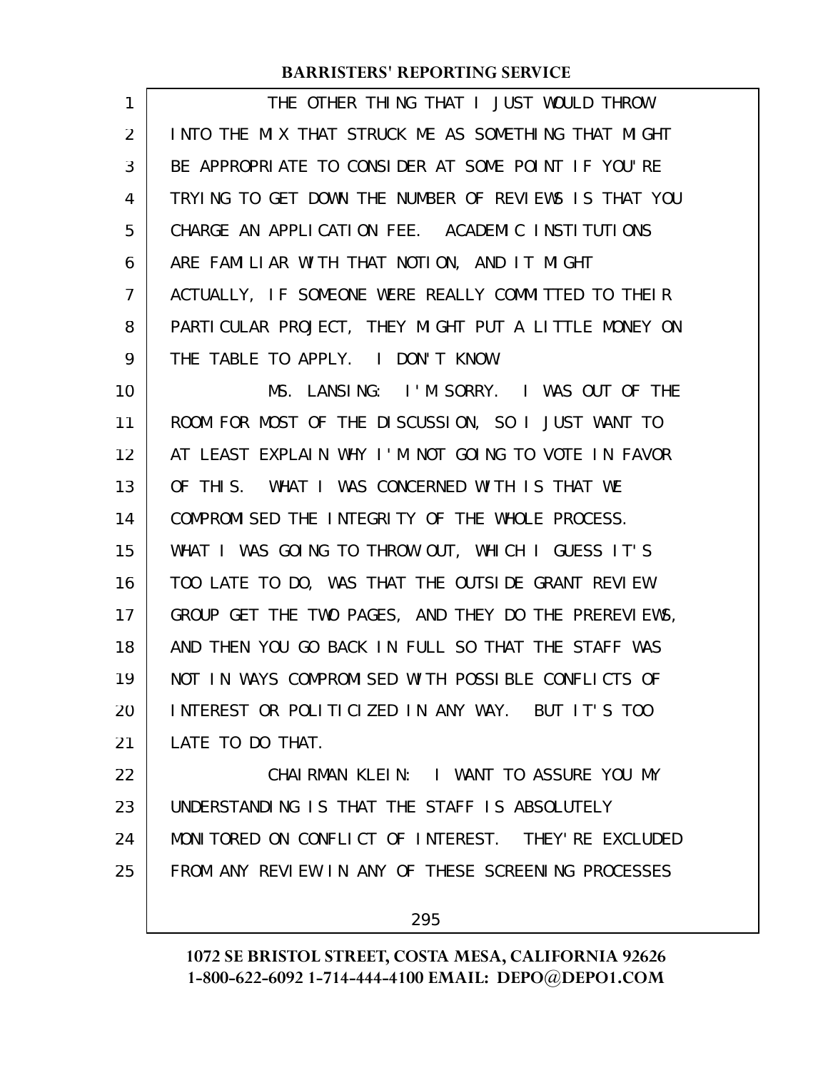THE OTHER THING THAT I JUST WOULD THROW INTO THE MIX THAT STRUCK ME AS SOMETHING THAT MIGHT BE APPROPRIATE TO CONSIDER AT SOME POINT IF YOU'RE TRYING TO GET DOWN THE NUMBER OF REVIEWS IS THAT YOU CHARGE AN APPLICATION FEE. ACADEMIC INSTITUTIONS ARE FAMILIAR WITH THAT NOTION, AND IT MIGHT ACTUALLY, IF SOMEONE WERE REALLY COMMITTED TO THEIR PARTICULAR PROJECT, THEY MIGHT PUT A LITTLE MONEY ON THE TABLE TO APPLY. I DON'T KNOW.

MS. LANSING: I'M SORRY. I WAS OUT OF THE ROOM FOR MOST OF THE DISCUSSION, SO I JUST WANT TO AT LEAST EXPLAIN WHY I'M NOT GOING TO VOTE IN FAVOR OF THIS. WHAT I WAS CONCERNED WITH IS THAT WE COMPROMISED THE INTEGRITY OF THE WHOLE PROCESS. WHAT I WAS GOING TO THROW OUT, WHICH I GUESS IT'S TOO LATE TO DO, WAS THAT THE OUTSIDE GRANT REVIEW GROUP GET THE TWO PAGES, AND THEY DO THE PREREVIEWS, AND THEN YOU GO BACK IN FULL SO THAT THE STAFF WAS NOT IN WAYS COMPROMISED WITH POSSIBLE CONFLICTS OF INTEREST OR POLITICIZED IN ANY WAY. BUT IT'S TOO LATE TO DO THAT.

CHAIRMAN KLEIN: I WANT TO ASSURE YOU MY UNDERSTANDING IS THAT THE STAFF IS ABSOLUTELY MONITORED ON CONFLICT OF INTEREST. THEY'RE EXCLUDED FROM ANY REVIEW IN ANY OF THESE SCREENING PROCESSES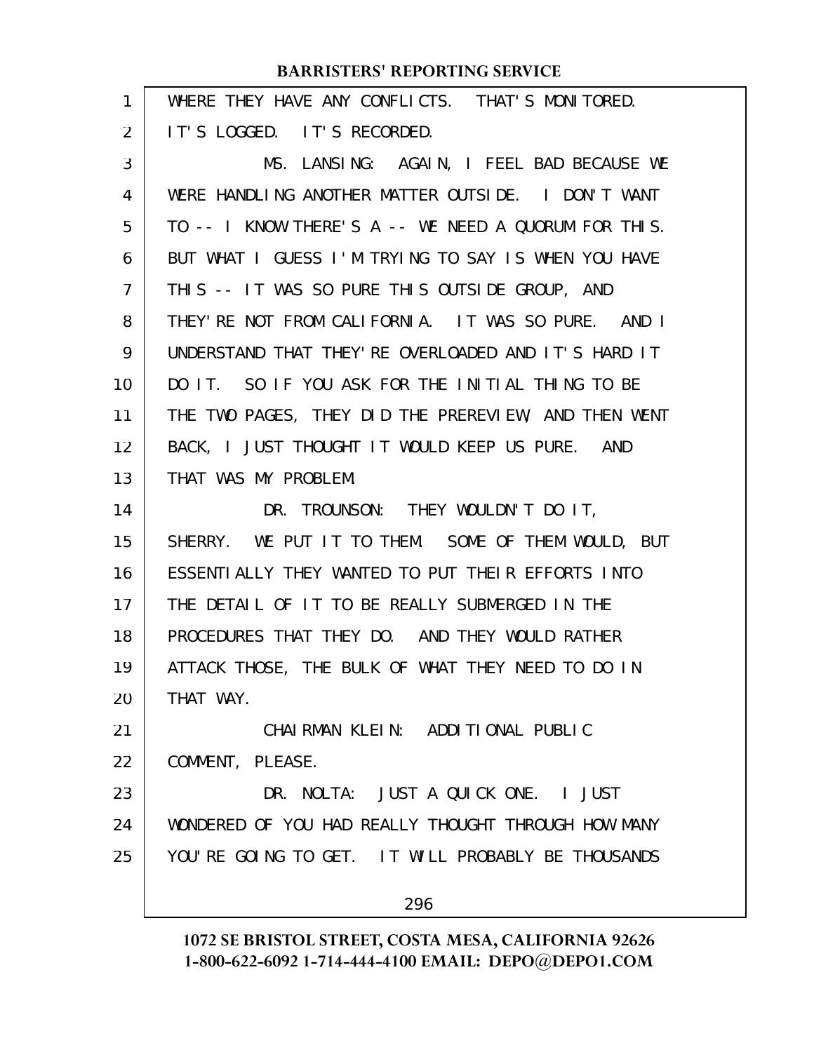WHERE THEY HAVE ANY CONFLICTS. THAT'S MONITORED. IT'S LOGGED. IT'S RECORDED.

MS. LANSING: AGAIN, I FEEL BAD BECAUSE WE WERE HANDLING ANOTHER MATTER OUTSIDE. I DON'T WANT TO -- I KNOW THERE'S A -- WE NEED A QUORUM FOR THIS. BUT WHAT I GUESS I'M TRYING TO SAY IS WHEN YOU HAVE THIS -- IT WAS SO PURE THIS OUTSIDE GROUP, AND THEY'RE NOT FROM CALIFORNIA. IT WAS SO PURE. AND I UNDERSTAND THAT THEY'RE OVERLOADED AND IT'S HARD IT DO IT. SO IF YOU ASK FOR THE INITIAL THING TO BE THE TWO PAGES, THEY DID THE PREREVIEW, AND THEN WENT BACK, I JUST THOUGHT IT WOULD KEEP US PURE. AND THAT WAS MY PROBLEM.

DR. TROUNSON: THEY WOULDN'T DO IT, SHERRY. WE PUT IT TO THEM. SOME OF THEM WOULD, BUT ESSENTIALLY THEY WANTED TO PUT THEIR EFFORTS INTO THE DETAIL OF IT TO BE REALLY SUBMERGED IN THE PROCEDURES THAT THEY DO. AND THEY WOULD RATHER ATTACK THOSE, THE BULK OF WHAT THEY NEED TO DO IN THAT WAY.

CHAIRMAN KLEIN: ADDITIONAL PUBLIC COMMENT, PLEASE.

DR. NOLTA: JUST A QUICK ONE. I JUST WONDERED OF YOU HAD REALLY THOUGHT THROUGH HOW MANY YOU'RE GOING TO GET. IT WILL PROBABLY BE THOUSANDS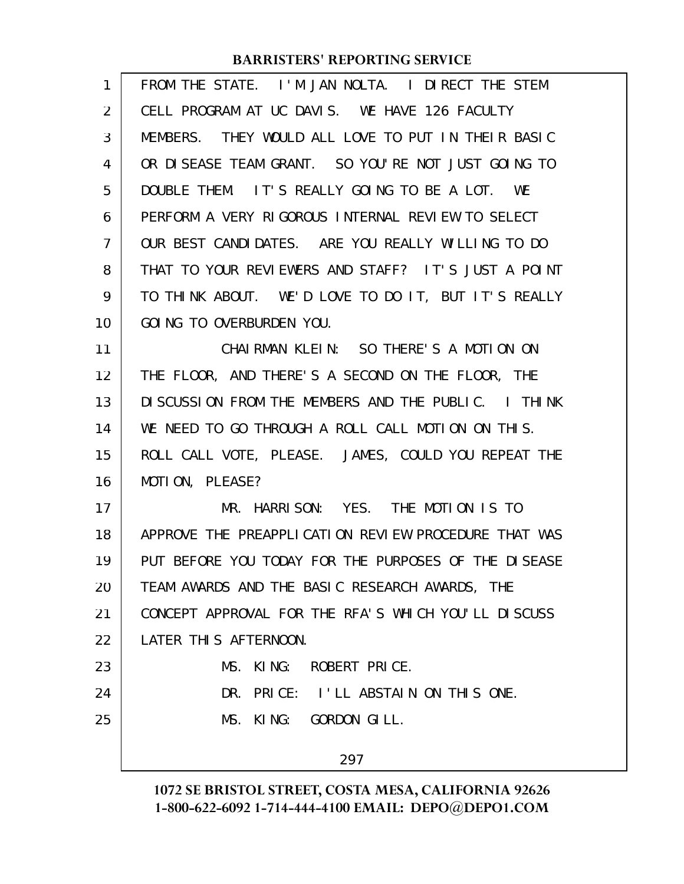FROM THE STATE. I'M JAN NOLTA. I DIRECT THE STEM CELL PROGRAM AT UC DAVIS. WE HAVE 126 FACULTY MEMBERS. THEY WOULD ALL LOVE TO PUT IN THEIR BASIC OR DISEASE TEAM GRANT. SO YOU'RE NOT JUST GOING TO DOUBLE THEM. IT'S REALLY GOING TO BE A LOT. WE PERFORM A VERY RIGOROUS INTERNAL REVIEW TO SELECT OUR BEST CANDIDATES. ARE YOU REALLY WILLING TO DO THAT TO YOUR REVIEWERS AND STAFF? IT'S JUST A POINT TO THINK ABOUT. WE'D LOVE TO DO IT, BUT IT'S REALLY GOING TO OVERBURDEN YOU.

CHAIRMAN KLEIN: SO THERE'S A MOTION ON THE FLOOR, AND THERE'S A SECOND ON THE FLOOR, THE DISCUSSION FROM THE MEMBERS AND THE PUBLIC. I THINK WE NEED TO GO THROUGH A ROLL CALL MOTION ON THIS. ROLL CALL VOTE, PLEASE. JAMES, COULD YOU REPEAT THE MOTION, PLEASE?

MR. HARRISON: YES. THE MOTION IS TO APPROVE THE PREAPPLICATION REVIEW PROCEDURE THAT WAS PUT BEFORE YOU TODAY FOR THE PURPOSES OF THE DISEASE TEAM AWARDS AND THE BASIC RESEARCH AWARDS, THE CONCEPT APPROVAL FOR THE RFA'S WHICH YOU'LL DISCUSS LATER THIS AFTERNOON.

MS. KING: ROBERT PRICE.

DR. PRICE: I'LL ABSTAIN ON THIS ONE.

MS. KING: GORDON GILL.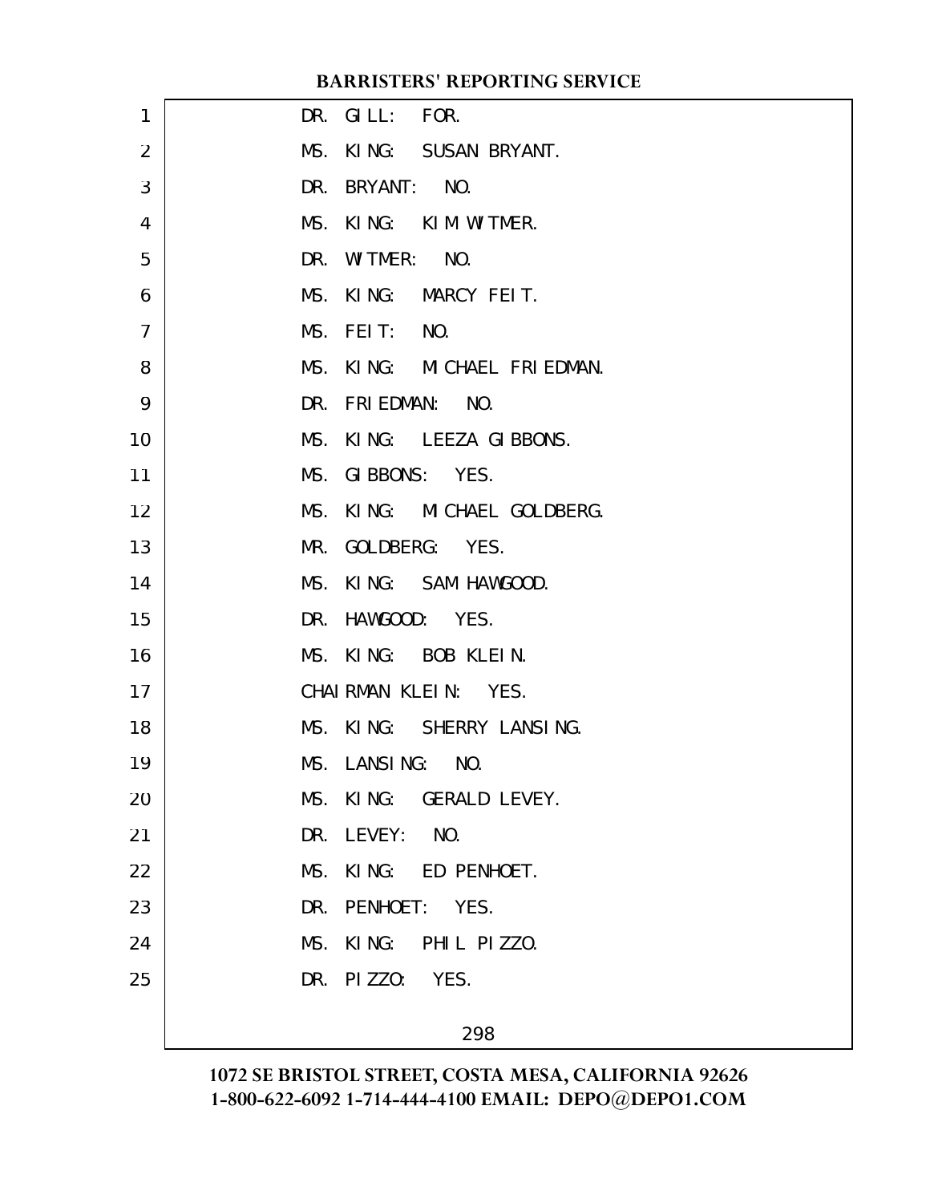DR. GILL: FOR.

MS. KING: SUSAN BRYANT.

DR. BRYANT: NO.

MS. KING: KIM WITMER.

DR. WITMER: NO.

MS. KING: MARCY FEIT.

MS. FEIT: NO.

MS. KING: MICHAEL FRIEDMAN.

DR. FRIEDMAN: NO.

MS. KING: LEEZA GIBBONS.

MS. GIBBONS: YES.

MS. KING: MICHAEL GOLDBERG.

MR. GOLDBERG: YES.

MS. KING: SAM HAWGOOD.

DR. HAWGOOD: YES.

MS. KING: BOB KLEIN.

CHAIRMAN KLEIN: YES.

MS. KING: SHERRY LANSING.

MS. LANSING: NO.

MS. KING: GERALD LEVEY.

DR. LEVEY: NO.

MS. KING: ED PENHOET.

DR. PENHOET: YES.

MS. KING: PHIL PIZZO.

DR. PIZZO: YES.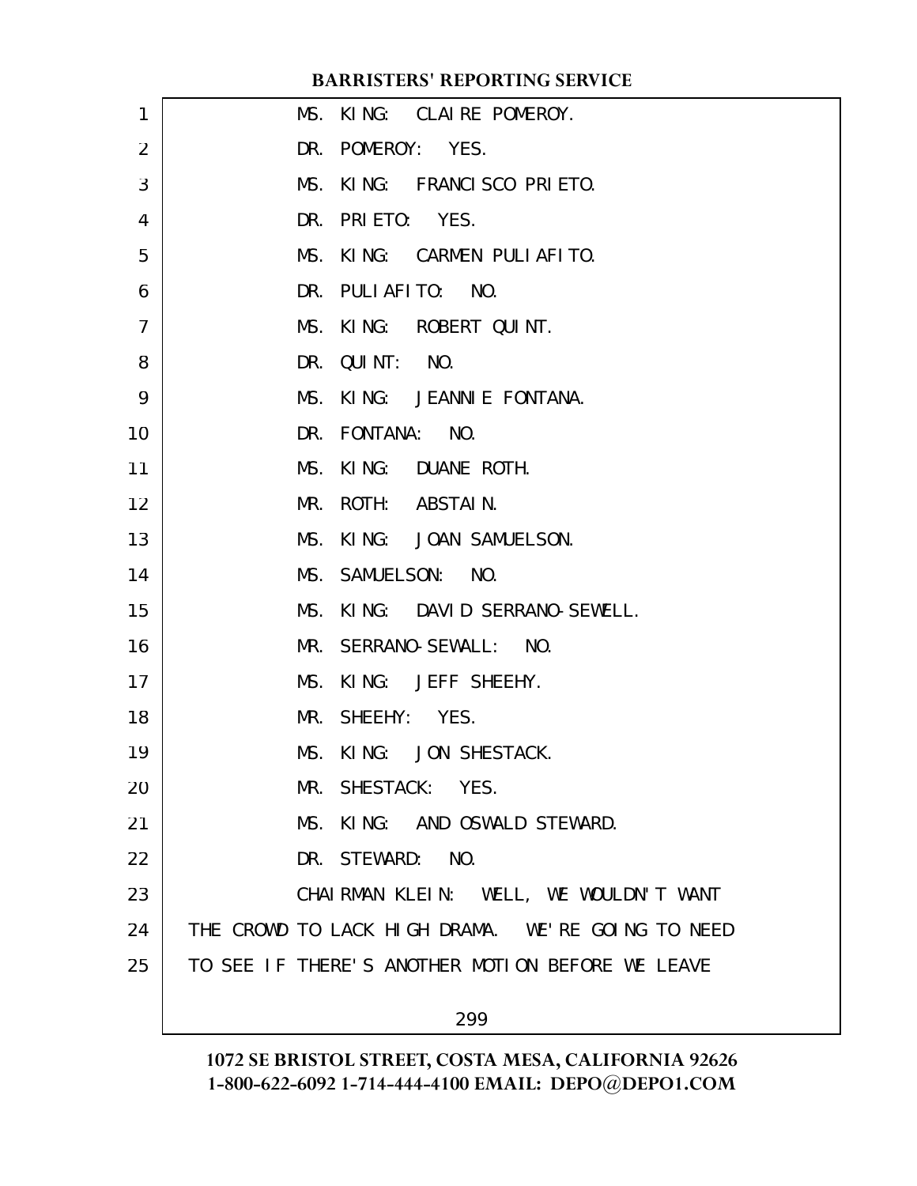MS. KING: CLAIRE POMEROY.

DR. POMEROY: YES.

MS. KING: FRANCISCO PRIETO.

DR. PRIETO: YES.

MS. KING: CARMEN PULIAFITO.

DR. PULIAFITO: NO.

MS. KING: ROBERT QUINT.

DR. QUINT: NO.

MS. KING: JEANNIE FONTANA.

DR. FONTANA: NO.

MS. KING: DUANE ROTH.

MR. ROTH: ABSTAIN.

MS. KING: JOAN SAMUELSON.

MS. SAMUELSON: NO.

MS. KING: DAVID SERRANO-SEWELL.

MR. SERRANO-SEWALL: NO.

MS. KING: JEFF SHEEHY.

MR. SHEEHY: YES.

MS. KING: JON SHESTACK.

MR. SHESTACK: YES.

MS. KING: AND OSWALD STEWARD.

DR. STEWARD: NO.

CHAIRMAN KLEIN: WELL, WE WOULDN'T WANT THE CROWD TO LACK HIGH DRAMA. WE'RE GOING TO NEED TO SEE IF THERE'S ANOTHER MOTION BEFORE WE LEAVE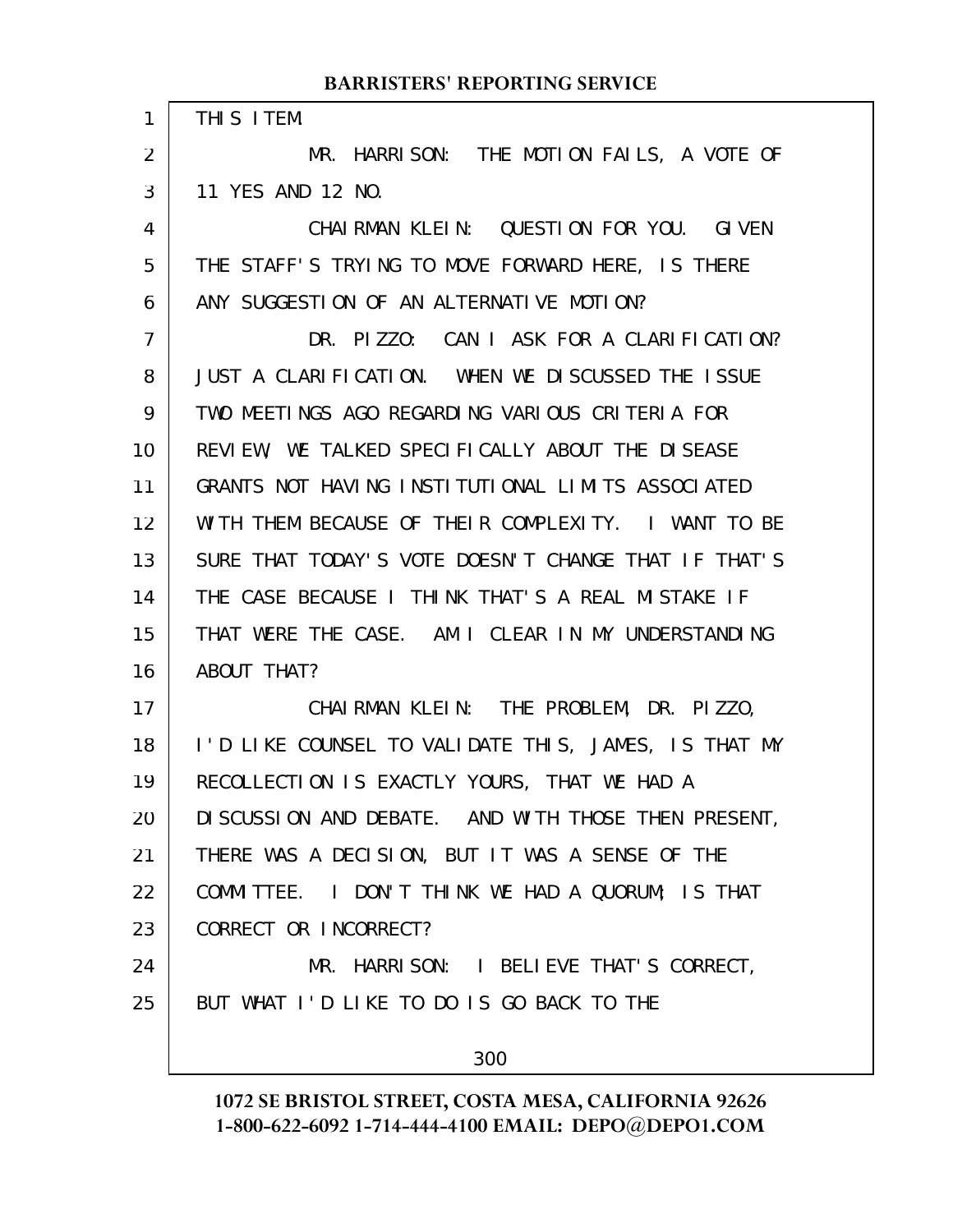THIS ITEM.

MR. HARRISON: THE MOTION FAILS, A VOTE OF 11 YES AND 12 NO.

CHAIRMAN KLEIN: QUESTION FOR YOU. GIVEN THE STAFF'S TRYING TO MOVE FORWARD HERE, IS THERE ANY SUGGESTION OF AN ALTERNATIVE MOTION?

DR. PIZZO: CAN I ASK FOR A CLARIFICATION? JUST A CLARIFICATION. WHEN WE DISCUSSED THE ISSUE TWO MEETINGS AGO REGARDING VARIOUS CRITERIA FOR REVIEW, WE TALKED SPECIFICALLY ABOUT THE DISEASE GRANTS NOT HAVING INSTITUTIONAL LIMITS ASSOCIATED WITH THEM BECAUSE OF THEIR COMPLEXITY. I WANT TO BE SURE THAT TODAY'S VOTE DOESN'T CHANGE THAT IF THAT'S THE CASE BECAUSE I THINK THAT'S A REAL MISTAKE IF THAT WERE THE CASE. AM I CLEAR IN MY UNDERSTANDING ABOUT THAT?

CHAIRMAN KLEIN: THE PROBLEM, DR. PIZZO, I'D LIKE COUNSEL TO VALIDATE THIS, JAMES, IS THAT MY RECOLLECTION IS EXACTLY YOURS, THAT WE HAD A DISCUSSION AND DEBATE. AND WITH THOSE THEN PRESENT, THERE WAS A DECISION, BUT IT WAS A SENSE OF THE COMMITTEE. I DON'T THINK WE HAD A QUORUM; IS THAT CORRECT OR INCORRECT?

MR. HARRISON: I BELIEVE THAT'S CORRECT, BUT WHAT I'D LIKE TO DO IS GO BACK TO THE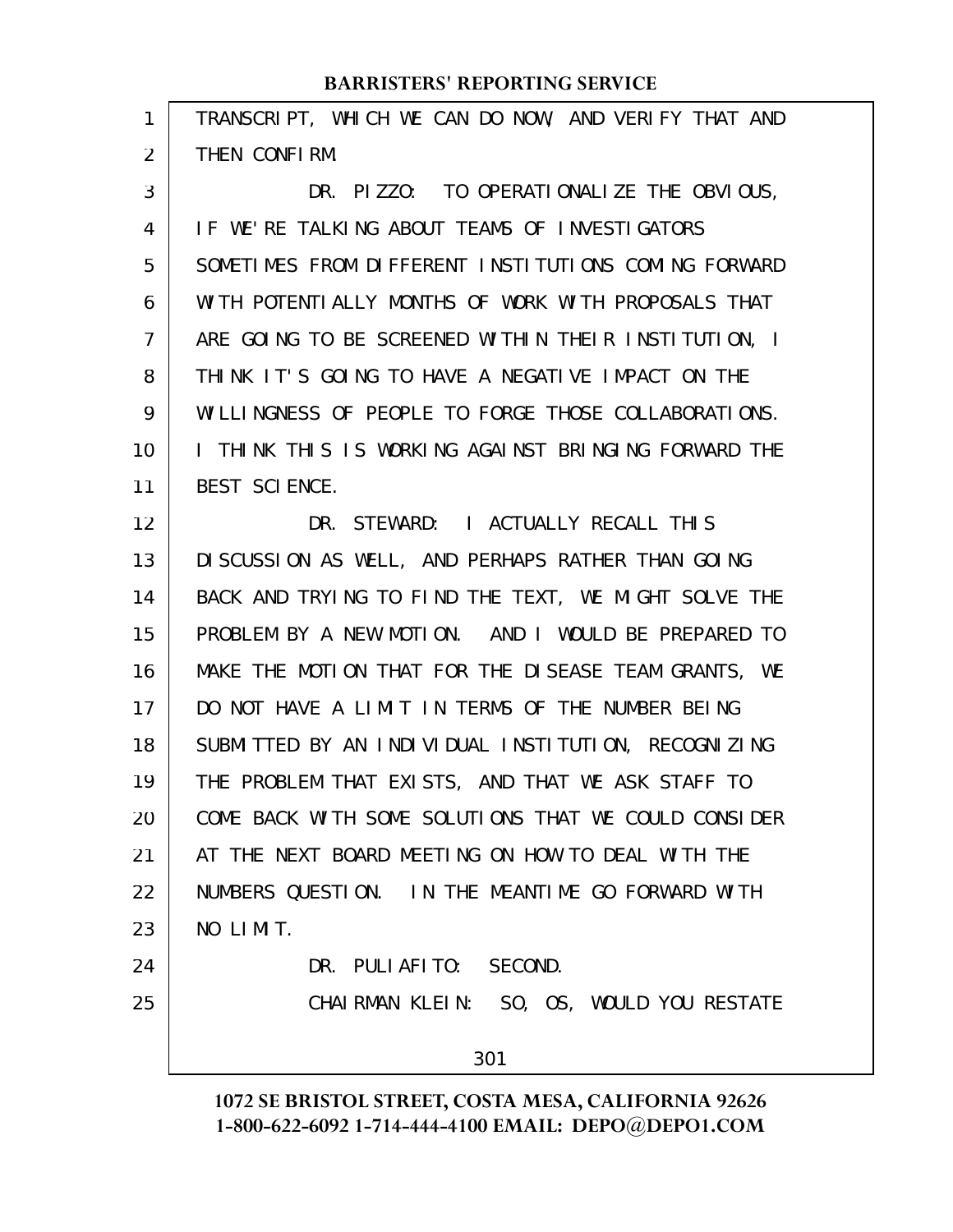TRANSCRIPT, WHICH WE CAN DO NOW, AND VERIFY THAT AND THEN CONFIRM.

DR. PIZZO: TO OPERATIONALIZE THE OBVIOUS, IF WE'RE TALKING ABOUT TEAMS OF INVESTIGATORS SOMETIMES FROM DIFFERENT INSTITUTIONS COMING FORWARD WITH POTENTIALLY MONTHS OF WORK WITH PROPOSALS THAT ARE GOING TO BE SCREENED WITHIN THEIR INSTITUTION, I THINK IT'S GOING TO HAVE A NEGATIVE IMPACT ON THE WILLINGNESS OF PEOPLE TO FORGE THOSE COLLABORATIONS. I THINK THIS IS WORKING AGAINST BRINGING FORWARD THE BEST SCIENCE.

DR. STEWARD: I ACTUALLY RECALL THIS DISCUSSION AS WELL, AND PERHAPS RATHER THAN GOING BACK AND TRYING TO FIND THE TEXT, WE MIGHT SOLVE THE PROBLEM BY A NEW MOTION. AND I WOULD BE PREPARED TO MAKE THE MOTION THAT FOR THE DISEASE TEAM GRANTS, WE DO NOT HAVE A LIMIT IN TERMS OF THE NUMBER BEING SUBMITTED BY AN INDIVIDUAL INSTITUTION, RECOGNIZING THE PROBLEM THAT EXISTS, AND THAT WE ASK STAFF TO COME BACK WITH SOME SOLUTIONS THAT WE COULD CONSIDER AT THE NEXT BOARD MEETING ON HOW TO DEAL WITH THE NUMBERS QUESTION. IN THE MEANTIME GO FORWARD WITH NO LIMIT.

DR. PULIAFITO: SECOND.

CHAIRMAN KLEIN: SO, OS, WOULD YOU RESTATE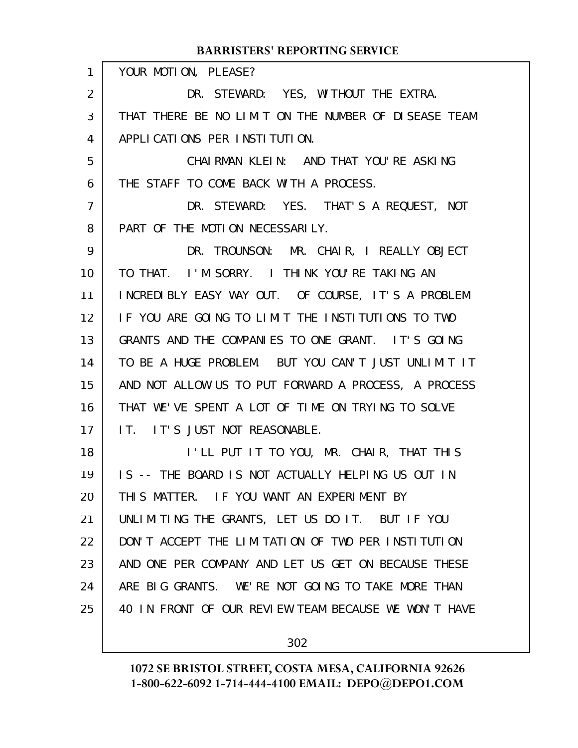YOUR MOTION, PLEASE?

DR. STEWARD: YES, WITHOUT THE EXTRA. THAT THERE BE NO LIMIT ON THE NUMBER OF DISEASE TEAM APPLICATIONS PER INSTITUTION.

CHAIRMAN KLEIN: AND THAT YOU'RE ASKING THE STAFF TO COME BACK WITH A PROCESS.

DR. STEWARD: YES. THAT'S A REQUEST, NOT PART OF THE MOTION NECESSARILY.

DR. TROUNSON: MR. CHAIR, I REALLY OBJECT TO THAT. I'M SORRY. I THINK YOU'RE TAKING AN INCREDIBLY EASY WAY OUT. OF COURSE, IT'S A PROBLEM IF YOU ARE GOING TO LIMIT THE INSTITUTIONS TO TWO GRANTS AND THE COMPANIES TO ONE GRANT. IT'S GOING TO BE A HUGE PROBLEM. BUT YOU CAN'T JUST UNLIMIT IT AND NOT ALLOW US TO PUT FORWARD A PROCESS, A PROCESS THAT WE'VE SPENT A LOT OF TIME ON TRYING TO SOLVE IT. IT'S JUST NOT REASONABLE.

I'LL PUT IT TO YOU, MR. CHAIR, THAT THIS IS -- THE BOARD IS NOT ACTUALLY HELPING US OUT IN THIS MATTER. IF YOU WANT AN EXPERIMENT BY UNLIMITING THE GRANTS, LET US DO IT. BUT IF YOU DON'T ACCEPT THE LIMITATION OF TWO PER INSTITUTION AND ONE PER COMPANY AND LET US GET ON BECAUSE THESE ARE BIG GRANTS. WE'RE NOT GOING TO TAKE MORE THAN 40 IN FRONT OF OUR REVIEW TEAM BECAUSE WE WON'T HAVE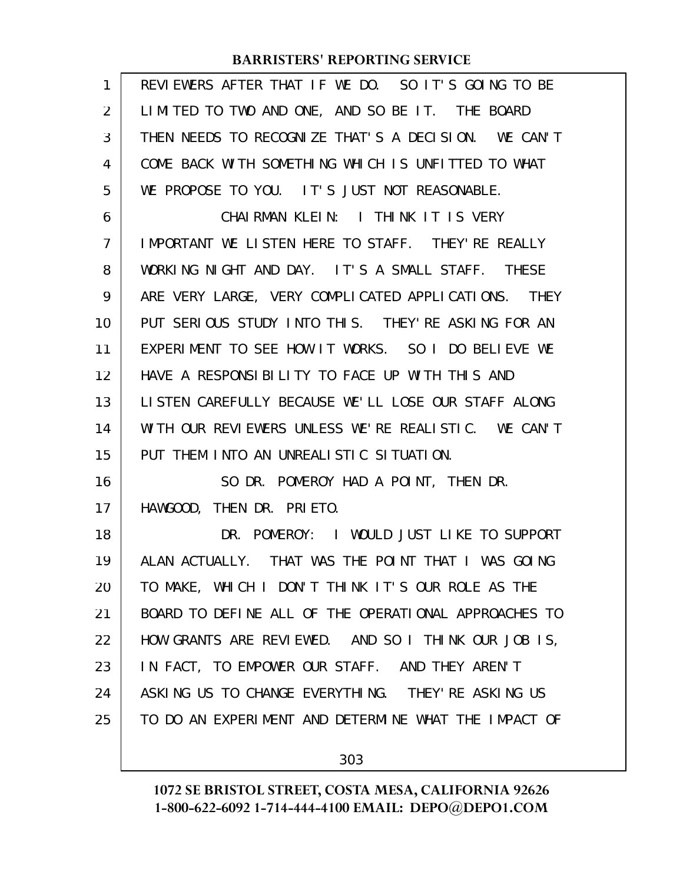REVIEWERS AFTER THAT IF WE DO. SO IT'S GOING TO BE LIMITED TO TWO AND ONE, AND SO BE IT. THE BOARD THEN NEEDS TO RECOGNIZE THAT'S A DECISION. WE CAN'T COME BACK WITH SOMETHING WHICH IS UNFITTED TO WHAT WE PROPOSE TO YOU. IT'S JUST NOT REASONABLE.

CHAIRMAN KLEIN: I THINK IT IS VERY IMPORTANT WE LISTEN HERE TO STAFF. THEY'RE REALLY WORKING NIGHT AND DAY. IT'S A SMALL STAFF. THESE ARE VERY LARGE, VERY COMPLICATED APPLICATIONS. THEY PUT SERIOUS STUDY INTO THIS. THEY'RE ASKING FOR AN EXPERIMENT TO SEE HOW IT WORKS. SO I DO BELIEVE WE HAVE A RESPONSIBILITY TO FACE UP WITH THIS AND LISTEN CAREFULLY BECAUSE WE'LL LOSE OUR STAFF ALONG WITH OUR REVIEWERS UNLESS WE'RE REALISTIC. WE CAN'T PUT THEM INTO AN UNREALISTIC SITUATION.

SO DR. POMEROY HAD A POINT, THEN DR. HAWGOOD, THEN DR. PRIETO.

DR. POMEROY: I WOULD JUST LIKE TO SUPPORT ALAN ACTUALLY. THAT WAS THE POINT THAT I WAS GOING TO MAKE, WHICH I DON'T THINK IT'S OUR ROLE AS THE BOARD TO DEFINE ALL OF THE OPERATIONAL APPROACHES TO HOW GRANTS ARE REVIEWED. AND SO I THINK OUR JOB IS, IN FACT, TO EMPOWER OUR STAFF. AND THEY AREN'T ASKING US TO CHANGE EVERYTHING. THEY'RE ASKING US TO DO AN EXPERIMENT AND DETERMINE WHAT THE IMPACT OF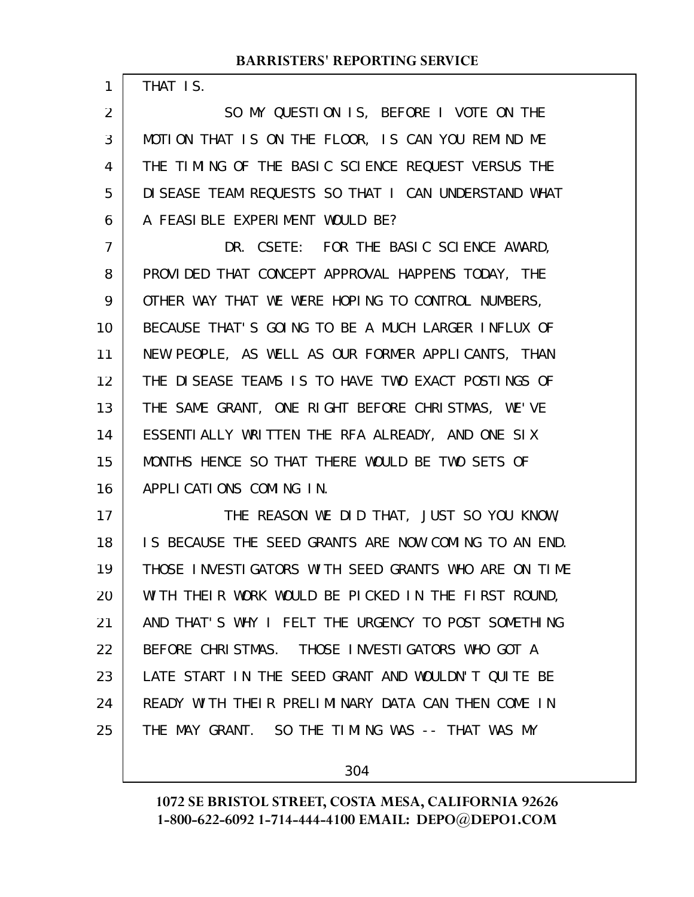THAT IS.

SO MY QUESTION IS, BEFORE I VOTE ON THE MOTION THAT IS ON THE FLOOR, IS CAN YOU REMIND ME THE TIMING OF THE BASIC SCIENCE REQUEST VERSUS THE DISEASE TEAM REQUESTS SO THAT I CAN UNDERSTAND WHAT A FEASIBLE EXPERIMENT WOULD BE?

DR. CSETE: FOR THE BASIC SCIENCE AWARD, PROVIDED THAT CONCEPT APPROVAL HAPPENS TODAY, THE OTHER WAY THAT WE WERE HOPING TO CONTROL NUMBERS, BECAUSE THAT'S GOING TO BE A MUCH LARGER INFLUX OF NEW PEOPLE, AS WELL AS OUR FORMER APPLICANTS, THAN THE DISEASE TEAMS IS TO HAVE TWO EXACT POSTINGS OF THE SAME GRANT, ONE RIGHT BEFORE CHRISTMAS, WE'VE ESSENTIALLY WRITTEN THE RFA ALREADY, AND ONE SIX MONTHS HENCE SO THAT THERE WOULD BE TWO SETS OF APPLICATIONS COMING IN.

THE REASON WE DID THAT, JUST SO YOU KNOW, IS BECAUSE THE SEED GRANTS ARE NOW COMING TO AN END. THOSE INVESTIGATORS WITH SEED GRANTS WHO ARE ON TIME WITH THEIR WORK WOULD BE PICKED IN THE FIRST ROUND, AND THAT'S WHY I FELT THE URGENCY TO POST SOMETHING BEFORE CHRISTMAS. THOSE INVESTIGATORS WHO GOT A LATE START IN THE SEED GRANT AND WOULDN'T QUITE BE READY WITH THEIR PRELIMINARY DATA CAN THEN COME IN THE MAY GRANT. SO THE TIMING WAS -- THAT WAS MY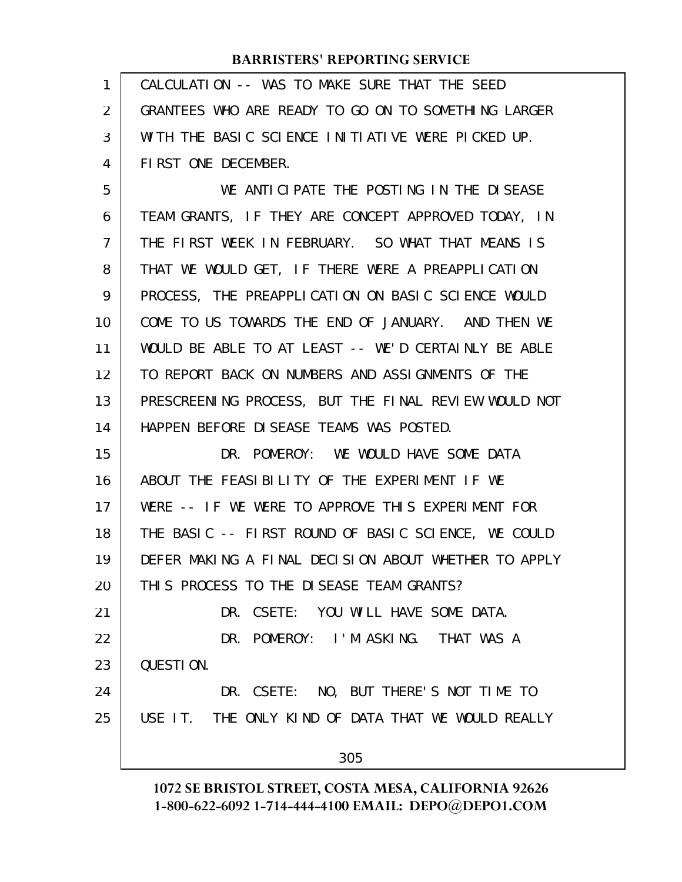CALCULATION -- WAS TO MAKE SURE THAT THE SEED GRANTEES WHO ARE READY TO GO ON TO SOMETHING LARGER WITH THE BASIC SCIENCE INITIATIVE WERE PICKED UP. FIRST ONE DECEMBER.

WE ANTICIPATE THE POSTING IN THE DISEASE TEAM GRANTS, IF THEY ARE CONCEPT APPROVED TODAY, IN THE FIRST WEEK IN FEBRUARY. SO WHAT THAT MEANS IS THAT WE WOULD GET, IF THERE WERE A PREAPPLICATION PROCESS, THE PREAPPLICATION ON BASIC SCIENCE WOULD COME TO US TOWARDS THE END OF JANUARY. AND THEN WE WOULD BE ABLE TO AT LEAST -- WE'D CERTAINLY BE ABLE TO REPORT BACK ON NUMBERS AND ASSIGNMENTS OF THE PRESCREENING PROCESS, BUT THE FINAL REVIEW WOULD NOT HAPPEN BEFORE DISEASE TEAMS WAS POSTED.

DR. POMEROY: WE WOULD HAVE SOME DATA ABOUT THE FEASIBILITY OF THE EXPERIMENT IF WE WERE -- IF WE WERE TO APPROVE THIS EXPERIMENT FOR THE BASIC -- FIRST ROUND OF BASIC SCIENCE, WE COULD DEFER MAKING A FINAL DECISION ABOUT WHETHER TO APPLY THIS PROCESS TO THE DISEASE TEAM GRANTS?

DR. CSETE: YOU WILL HAVE SOME DATA.

DR. POMEROY: I'M ASKING. THAT WAS A QUESTION.

DR. CSETE: NO, BUT THERE'S NOT TIME TO USE IT. THE ONLY KIND OF DATA THAT WE WOULD REALLY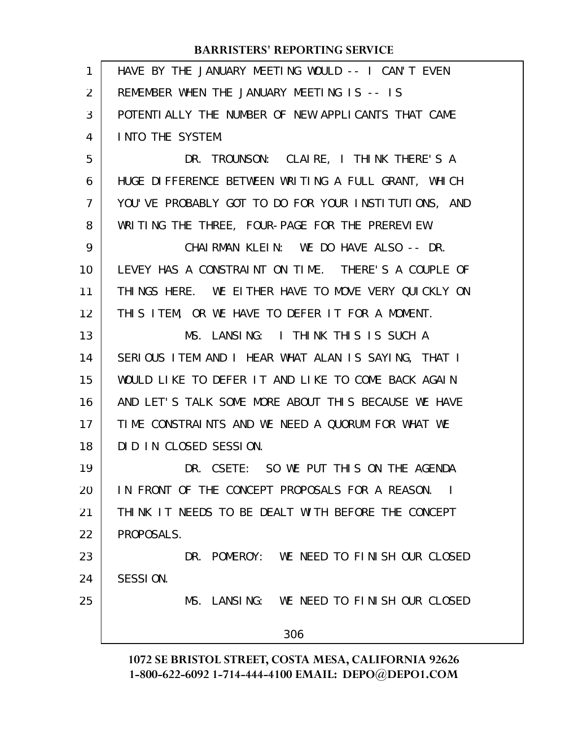HAVE BY THE JANUARY MEETING WOULD -- I CAN'T EVEN REMEMBER WHEN THE JANUARY MEETING IS -- IS POTENTIALLY THE NUMBER OF NEW APPLICANTS THAT CAME INTO THE SYSTEM.

DR. TROUNSON: CLAIRE, I THINK THERE'S A HUGE DIFFERENCE BETWEEN WRITING A FULL GRANT, WHICH YOU'VE PROBABLY GOT TO DO FOR YOUR INSTITUTIONS, AND WRITING THE THREE, FOUR-PAGE FOR THE PREREVIEW.

CHAIRMAN KLEIN: WE DO HAVE ALSO -- DR. LEVEY HAS A CONSTRAINT ON TIME. THERE'S A COUPLE OF THINGS HERE. WE EITHER HAVE TO MOVE VERY QUICKLY ON THIS ITEM, OR WE HAVE TO DEFER IT FOR A MOMENT.

MS. LANSING: I THINK THIS IS SUCH A SERIOUS ITEM AND I HEAR WHAT ALAN IS SAYING, THAT I WOULD LIKE TO DEFER IT AND LIKE TO COME BACK AGAIN AND LET'S TALK SOME MORE ABOUT THIS BECAUSE WE HAVE TIME CONSTRAINTS AND WE NEED A QUORUM FOR WHAT WE DID IN CLOSED SESSION.

DR. CSETE: SO WE PUT THIS ON THE AGENDA IN FRONT OF THE CONCEPT PROPOSALS FOR A REASON. I THINK IT NEEDS TO BE DEALT WITH BEFORE THE CONCEPT PROPOSALS.

DR. POMEROY: WE NEED TO FINISH OUR CLOSED SESSION.

MS. LANSING: WE NEED TO FINISH OUR CLOSED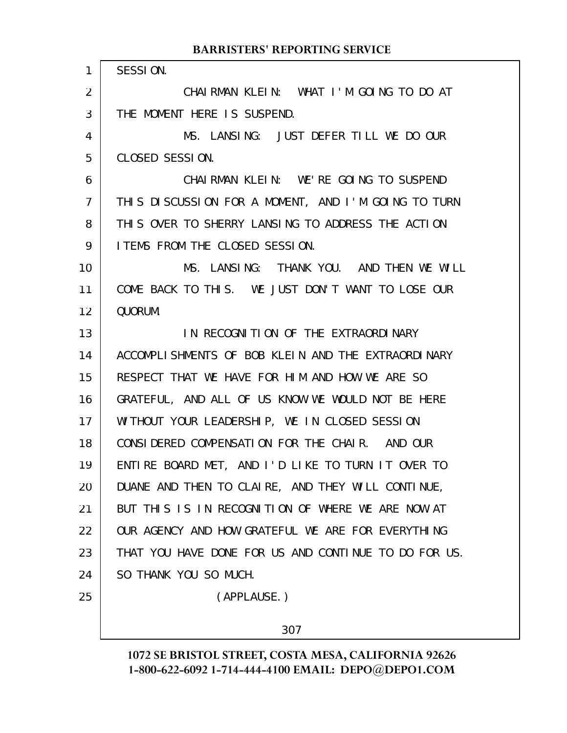SESSION.

CHAIRMAN KLEIN: WHAT I'M GOING TO DO AT THE MOMENT HERE IS SUSPEND.

MS. LANSING: JUST DEFER TILL WE DO OUR CLOSED SESSION.

CHAIRMAN KLEIN: WE'RE GOING TO SUSPEND THIS DISCUSSION FOR A MOMENT, AND I'M GOING TO TURN THIS OVER TO SHERRY LANSING TO ADDRESS THE ACTION ITEMS FROM THE CLOSED SESSION.

MS. LANSING: THANK YOU. AND THEN WE WILL COME BACK TO THIS. WE JUST DON'T WANT TO LOSE OUR QUORUM.

IN RECOGNITION OF THE EXTRAORDINARY ACCOMPLISHMENTS OF BOB KLEIN AND THE EXTRAORDINARY RESPECT THAT WE HAVE FOR HIM AND HOW WE ARE SO GRATEFUL, AND ALL OF US KNOW WE WOULD NOT BE HERE WITHOUT YOUR LEADERSHIP, WE IN CLOSED SESSION CONSIDERED COMPENSATION FOR THE CHAIR. AND OUR ENTIRE BOARD MET, AND I'D LIKE TO TURN IT OVER TO DUANE AND THEN TO CLAIRE, AND THEY WILL CONTINUE, BUT THIS IS IN RECOGNITION OF WHERE WE ARE NOW AT OUR AGENCY AND HOW GRATEFUL WE ARE FOR EVERYTHING THAT YOU HAVE DONE FOR US AND CONTINUE TO DO FOR US. SO THANK YOU SO MUCH.

(APPLAUSE.)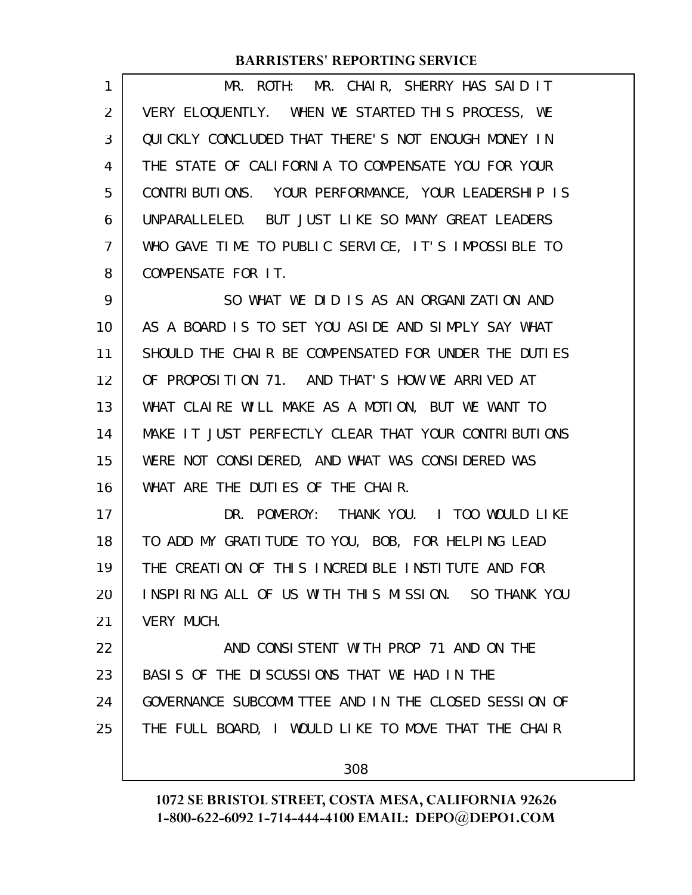MR. ROTH: MR. CHAIR, SHERRY HAS SAID IT VERY ELOQUENTLY. WHEN WE STARTED THIS PROCESS, WE QUICKLY CONCLUDED THAT THERE'S NOT ENOUGH MONEY IN THE STATE OF CALIFORNIA TO COMPENSATE YOU FOR YOUR CONTRIBUTIONS. YOUR PERFORMANCE, YOUR LEADERSHIP IS UNPARALLELED. BUT JUST LIKE SO MANY GREAT LEADERS WHO GAVE TIME TO PUBLIC SERVICE, IT'S IMPOSSIBLE TO COMPENSATE FOR IT.

SO WHAT WE DID IS AS AN ORGANIZATION AND AS A BOARD IS TO SET YOU ASIDE AND SIMPLY SAY WHAT SHOULD THE CHAIR BE COMPENSATED FOR UNDER THE DUTIES OF PROPOSITION 71. AND THAT'S HOW WE ARRIVED AT WHAT CLAIRE WILL MAKE AS A MOTION, BUT WE WANT TO MAKE IT JUST PERFECTLY CLEAR THAT YOUR CONTRIBUTIONS WERE NOT CONSIDERED, AND WHAT WAS CONSIDERED WAS WHAT ARE THE DUTIES OF THE CHAIR.

DR. POMEROY: THANK YOU. I TOO WOULD LIKE TO ADD MY GRATITUDE TO YOU, BOB, FOR HELPING LEAD THE CREATION OF THIS INCREDIBLE INSTITUTE AND FOR INSPIRING ALL OF US WITH THIS MISSION. SO THANK YOU VERY MUCH.

AND CONSISTENT WITH PROP 71 AND ON THE BASIS OF THE DISCUSSIONS THAT WE HAD IN THE GOVERNANCE SUBCOMMITTEE AND IN THE CLOSED SESSION OF THE FULL BOARD, I WOULD LIKE TO MOVE THAT THE CHAIR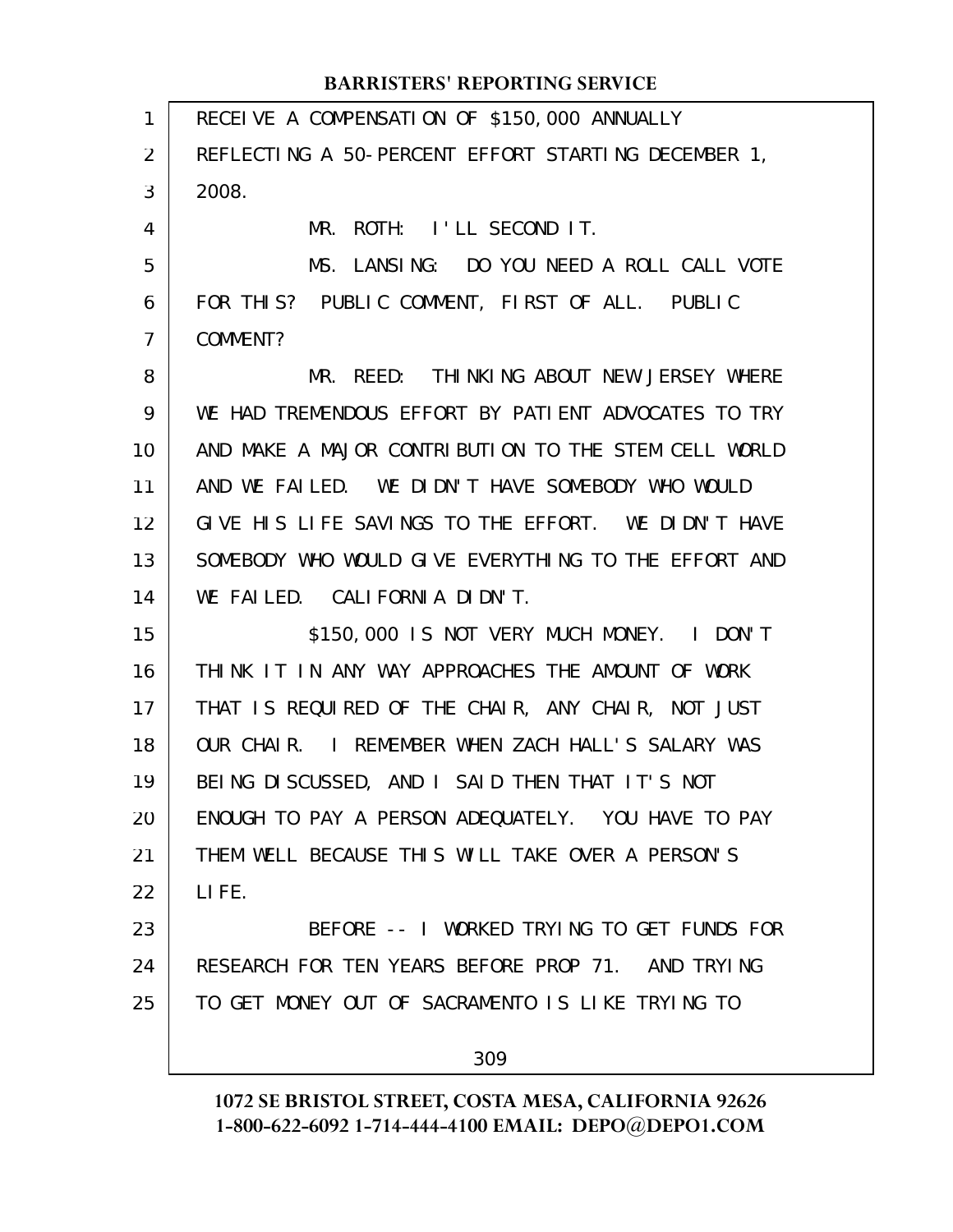RECEIVE A COMPENSATION OF $150,000 ANNUALLY REFLECTING A 50-PERCENT EFFORT STARTING DECEMBER 1, 2008.

MR. ROTH: I'LL SECOND IT.

MS. LANSING: DO YOU NEED A ROLL CALL VOTE FOR THIS? PUBLIC COMMENT, FIRST OF ALL. PUBLIC COMMENT?

MR. REED: THINKING ABOUT NEW JERSEY WHERE WE HAD TREMENDOUS EFFORT BY PATIENT ADVOCATES TO TRY AND MAKE A MAJOR CONTRIBUTION TO THE STEM CELL WORLD AND WE FAILED. WE DIDN'T HAVE SOMEBODY WHO WOULD GIVE HIS LIFE SAVINGS TO THE EFFORT. WE DIDN'T HAVE SOMEBODY WHO WOULD GIVE EVERYTHING TO THE EFFORT AND WE FAILED. CALIFORNIA DIDN'T.

$150,000 IS NOT VERY MUCH MONEY. I DON'T THINK IT IN ANY WAY APPROACHES THE AMOUNT OF WORK THAT IS REQUIRED OF THE CHAIR, ANY CHAIR, NOT JUST OUR CHAIR. I REMEMBER WHEN ZACH HALL'S SALARY WAS BEING DISCUSSED, AND I SAID THEN THAT IT'S NOT ENOUGH TO PAY A PERSON ADEQUATELY. YOU HAVE TO PAY THEM WELL BECAUSE THIS WILL TAKE OVER A PERSON'S LIFE.

BEFORE -- I WORKED TRYING TO GET FUNDS FOR RESEARCH FOR TEN YEARS BEFORE PROP 71. AND TRYING TO GET MONEY OUT OF SACRAMENTO IS LIKE TRYING TO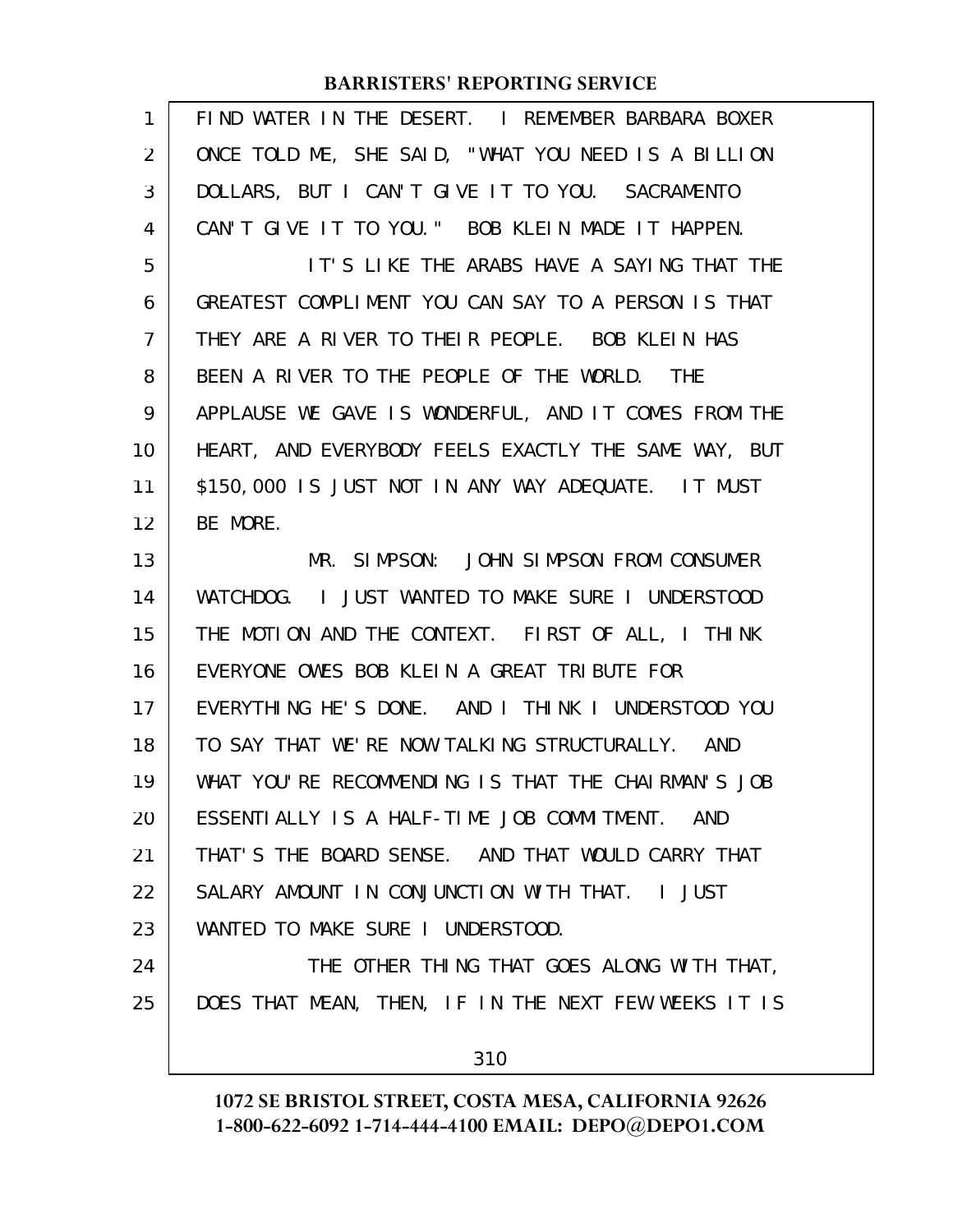FIND WATER IN THE DESERT. I REMEMBER BARBARA BOXER ONCE TOLD ME, SHE SAID, "WHAT YOU NEED IS A BILLION DOLLARS, BUT I CAN'T GIVE IT TO YOU. SACRAMENTO CAN'T GIVE IT TO YOU." BOB KLEIN MADE IT HAPPEN.

IT'S LIKE THE ARABS HAVE A SAYING THAT THE GREATEST COMPLIMENT YOU CAN SAY TO A PERSON IS THAT THEY ARE A RIVER TO THEIR PEOPLE. BOB KLEIN HAS BEEN A RIVER TO THE PEOPLE OF THE WORLD. THE APPLAUSE WE GAVE IS WONDERFUL, AND IT COMES FROM THE HEART, AND EVERYBODY FEELS EXACTLY THE SAME WAY, BUT $150,000 IS JUST NOT IN ANY WAY ADEQUATE. IT MUST BE MORE.

MR. SIMPSON: JOHN SIMPSON FROM CONSUMER WATCHDOG. I JUST WANTED TO MAKE SURE I UNDERSTOOD THE MOTION AND THE CONTEXT. FIRST OF ALL, I THINK EVERYONE OWES BOB KLEIN A GREAT TRIBUTE FOR EVERYTHING HE'S DONE. AND I THINK I UNDERSTOOD YOU TO SAY THAT WE'RE NOW TALKING STRUCTURALLY. AND WHAT YOU'RE RECOMMENDING IS THAT THE CHAIRMAN'S JOB ESSENTIALLY IS A HALF-TIME JOB COMMITMENT. AND THAT'S THE BOARD SENSE. AND THAT WOULD CARRY THAT SALARY AMOUNT IN CONJUNCTION WITH THAT. I JUST WANTED TO MAKE SURE I UNDERSTOOD.

THE OTHER THING THAT GOES ALONG WITH THAT, DOES THAT MEAN, THEN, IF IN THE NEXT FEW WEEKS IT IS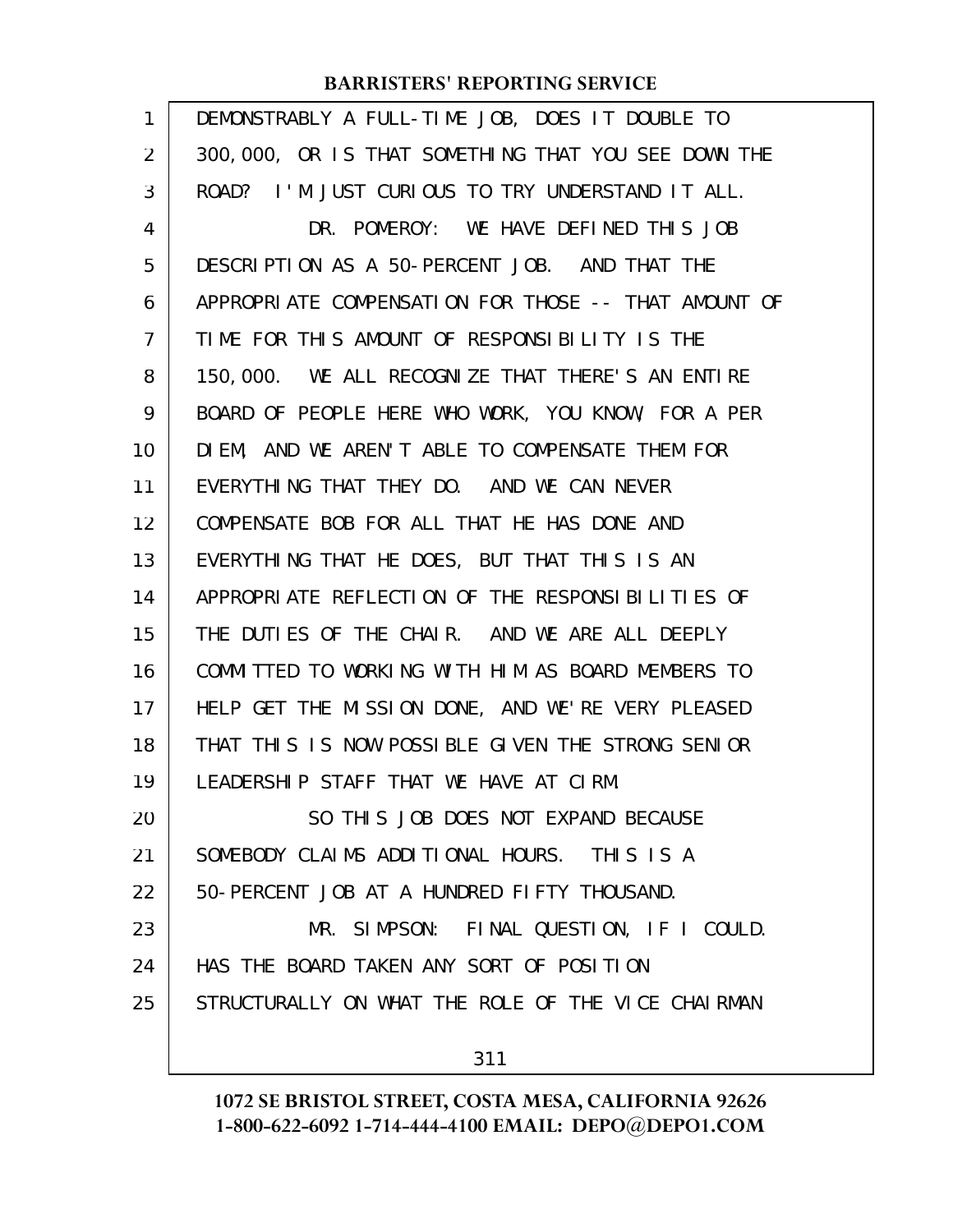DEMONSTRABLY A FULL-TIME JOB, DOES IT DOUBLE TO 300,000, OR IS THAT SOMETHING THAT YOU SEE DOWN THE ROAD? I'M JUST CURIOUS TO TRY UNDERSTAND IT ALL.

DR. POMEROY: WE HAVE DEFINED THIS JOB DESCRIPTION AS A 50-PERCENT JOB. AND THAT THE APPROPRIATE COMPENSATION FOR THOSE -- THAT AMOUNT OF TIME FOR THIS AMOUNT OF RESPONSIBILITY IS THE 150,000. WE ALL RECOGNIZE THAT THERE'S AN ENTIRE BOARD OF PEOPLE HERE WHO WORK, YOU KNOW, FOR A PER DIEM, AND WE AREN'T ABLE TO COMPENSATE THEM FOR EVERYTHING THAT THEY DO. AND WE CAN NEVER COMPENSATE BOB FOR ALL THAT HE HAS DONE AND EVERYTHING THAT HE DOES, BUT THAT THIS IS AN APPROPRIATE REFLECTION OF THE RESPONSIBILITIES OF THE DUTIES OF THE CHAIR. AND WE ARE ALL DEEPLY COMMITTED TO WORKING WITH HIM AS BOARD MEMBERS TO HELP GET THE MISSION DONE, AND WE'RE VERY PLEASED THAT THIS IS NOW POSSIBLE GIVEN THE STRONG SENIOR LEADERSHIP STAFF THAT WE HAVE AT CIRM.

SO THIS JOB DOES NOT EXPAND BECAUSE SOMEBODY CLAIMS ADDITIONAL HOURS. THIS IS A 50-PERCENT JOB AT A HUNDRED FIFTY THOUSAND.

MR. SIMPSON: FINAL QUESTION, IF I COULD. HAS THE BOARD TAKEN ANY SORT OF POSITION STRUCTURALLY ON WHAT THE ROLE OF THE VICE CHAIRMAN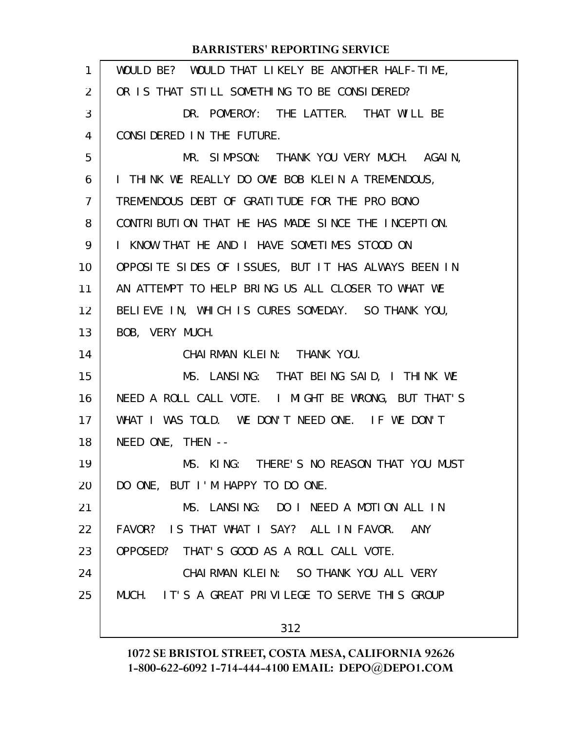WOULD BE? WOULD THAT LIKELY BE ANOTHER HALF-TIME, OR IS THAT STILL SOMETHING TO BE CONSIDERED?

DR. POMEROY: THE LATTER. THAT WILL BE CONSIDERED IN THE FUTURE.

MR. SIMPSON: THANK YOU VERY MUCH. AGAIN, I THINK WE REALLY DO OWE BOB KLEIN A TREMENDOUS, TREMENDOUS DEBT OF GRATITUDE FOR THE PRO BONO CONTRIBUTION THAT HE HAS MADE SINCE THE INCEPTION. I KNOW THAT HE AND I HAVE SOMETIMES STOOD ON OPPOSITE SIDES OF ISSUES, BUT IT HAS ALWAYS BEEN IN AN ATTEMPT TO HELP BRING US ALL CLOSER TO WHAT WE BELIEVE IN, WHICH IS CURES SOMEDAY. SO THANK YOU, BOB, VERY MUCH.

CHAIRMAN KLEIN: THANK YOU.

MS. LANSING: THAT BEING SAID, I THINK WE NEED A ROLL CALL VOTE. I MIGHT BE WRONG, BUT THAT'S WHAT I WAS TOLD. WE DON'T NEED ONE. IF WE DON'T NEED ONE, THEN --

MS. KING: THERE'S NO REASON THAT YOU MUST DO ONE, BUT I'M HAPPY TO DO ONE.

MS. LANSING: DO I NEED A MOTION ALL IN FAVOR? IS THAT WHAT I SAY? ALL IN FAVOR. ANY OPPOSED? THAT'S GOOD AS A ROLL CALL VOTE.

CHAIRMAN KLEIN: SO THANK YOU ALL VERY MUCH. IT'S A GREAT PRIVILEGE TO SERVE THIS GROUP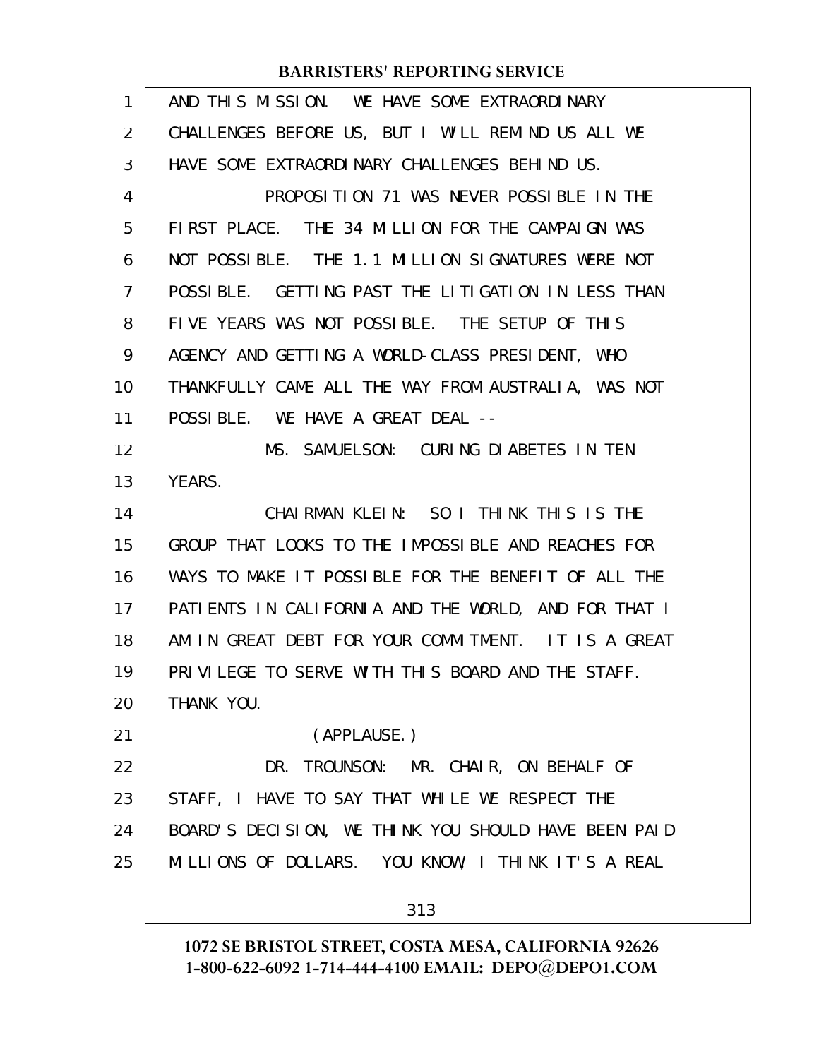AND THIS MISSION. WE HAVE SOME EXTRAORDINARY CHALLENGES BEFORE US, BUT I WILL REMIND US ALL WE HAVE SOME EXTRAORDINARY CHALLENGES BEHIND US.

PROPOSITION 71 WAS NEVER POSSIBLE IN THE FIRST PLACE. THE 34 MILLION FOR THE CAMPAIGN WAS NOT POSSIBLE. THE 1.1 MILLION SIGNATURES WERE NOT POSSIBLE. GETTING PAST THE LITIGATION IN LESS THAN FIVE YEARS WAS NOT POSSIBLE. THE SETUP OF THIS AGENCY AND GETTING A WORLD-CLASS PRESIDENT, WHO THANKFULLY CAME ALL THE WAY FROM AUSTRALIA, WAS NOT POSSIBLE. WE HAVE A GREAT DEAL --

MS. SAMUELSON: CURING DIABETES IN TEN YEARS.

CHAIRMAN KLEIN: SO I THINK THIS IS THE GROUP THAT LOOKS TO THE IMPOSSIBLE AND REACHES FOR WAYS TO MAKE IT POSSIBLE FOR THE BENEFIT OF ALL THE PATIENTS IN CALIFORNIA AND THE WORLD, AND FOR THAT I AM IN GREAT DEBT FOR YOUR COMMITMENT. IT IS A GREAT PRIVILEGE TO SERVE WITH THIS BOARD AND THE STAFF. THANK YOU.

(APPLAUSE.)

DR. TROUNSON: MR. CHAIR, ON BEHALF OF STAFF, I HAVE TO SAY THAT WHILE WE RESPECT THE BOARD'S DECISION, WE THINK YOU SHOULD HAVE BEEN PAID MILLIONS OF DOLLARS. YOU KNOW, I THINK IT'S A REAL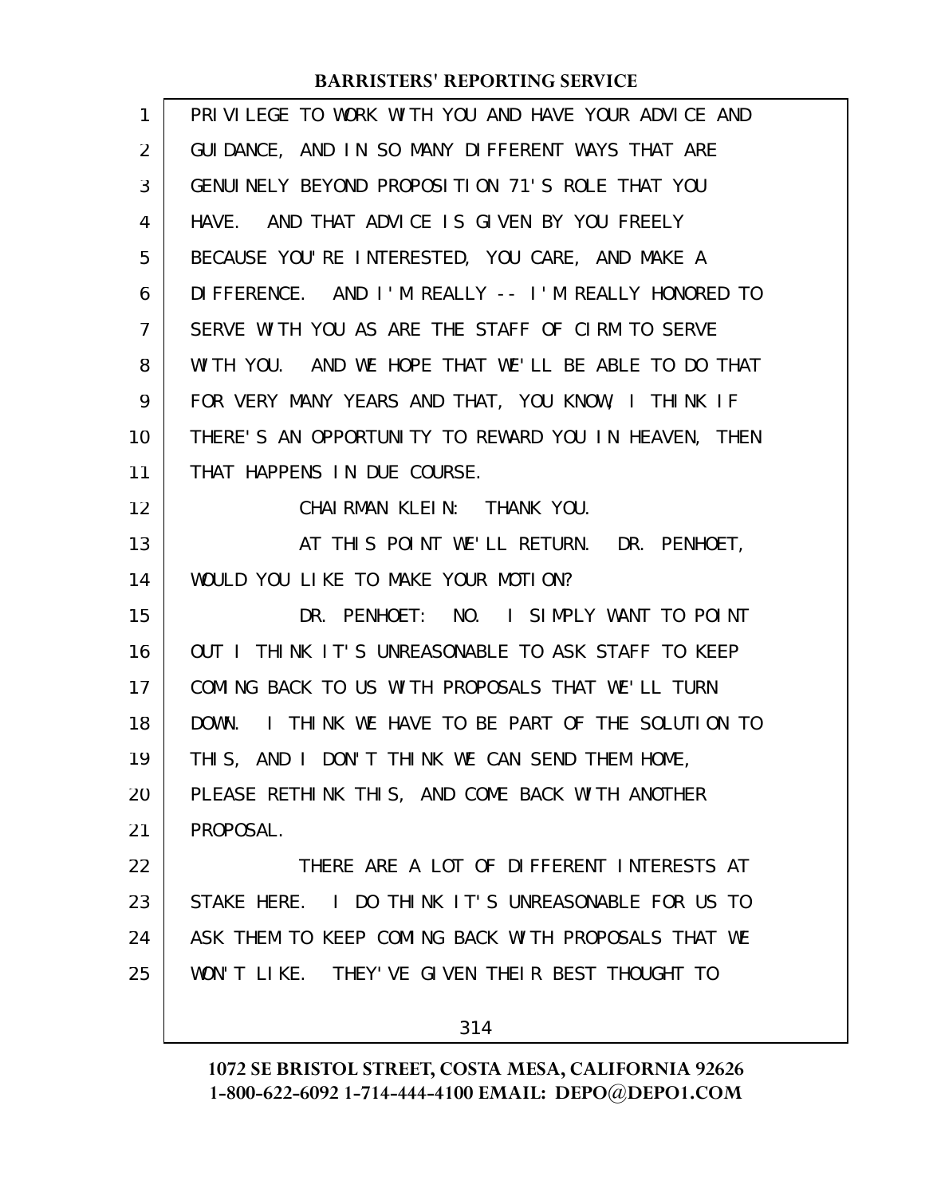PRIVILEGE TO WORK WITH YOU AND HAVE YOUR ADVICE AND GUIDANCE, AND IN SO MANY DIFFERENT WAYS THAT ARE GENUINELY BEYOND PROPOSITION 71'S ROLE THAT YOU HAVE. AND THAT ADVICE IS GIVEN BY YOU FREELY BECAUSE YOU'RE INTERESTED, YOU CARE, AND MAKE A DIFFERENCE. AND I'M REALLY -- I'M REALLY HONORED TO SERVE WITH YOU AS ARE THE STAFF OF CIRM TO SERVE WITH YOU. AND WE HOPE THAT WE'LL BE ABLE TO DO THAT FOR VERY MANY YEARS AND THAT, YOU KNOW, I THINK IF THERE'S AN OPPORTUNITY TO REWARD YOU IN HEAVEN, THEN THAT HAPPENS IN DUE COURSE.

CHAIRMAN KLEIN: THANK YOU.

AT THIS POINT WE'LL RETURN. DR. PENHOET, WOULD YOU LIKE TO MAKE YOUR MOTION?

DR. PENHOET: NO. I SIMPLY WANT TO POINT OUT I THINK IT'S UNREASONABLE TO ASK STAFF TO KEEP COMING BACK TO US WITH PROPOSALS THAT WE'LL TURN DOWN. I THINK WE HAVE TO BE PART OF THE SOLUTION TO THIS, AND I DON'T THINK WE CAN SEND THEM HOME, PLEASE RETHINK THIS, AND COME BACK WITH ANOTHER PROPOSAL.

THERE ARE A LOT OF DIFFERENT INTERESTS AT STAKE HERE. I DO THINK IT'S UNREASONABLE FOR US TO ASK THEM TO KEEP COMING BACK WITH PROPOSALS THAT WE WON'T LIKE. THEY'VE GIVEN THEIR BEST THOUGHT TO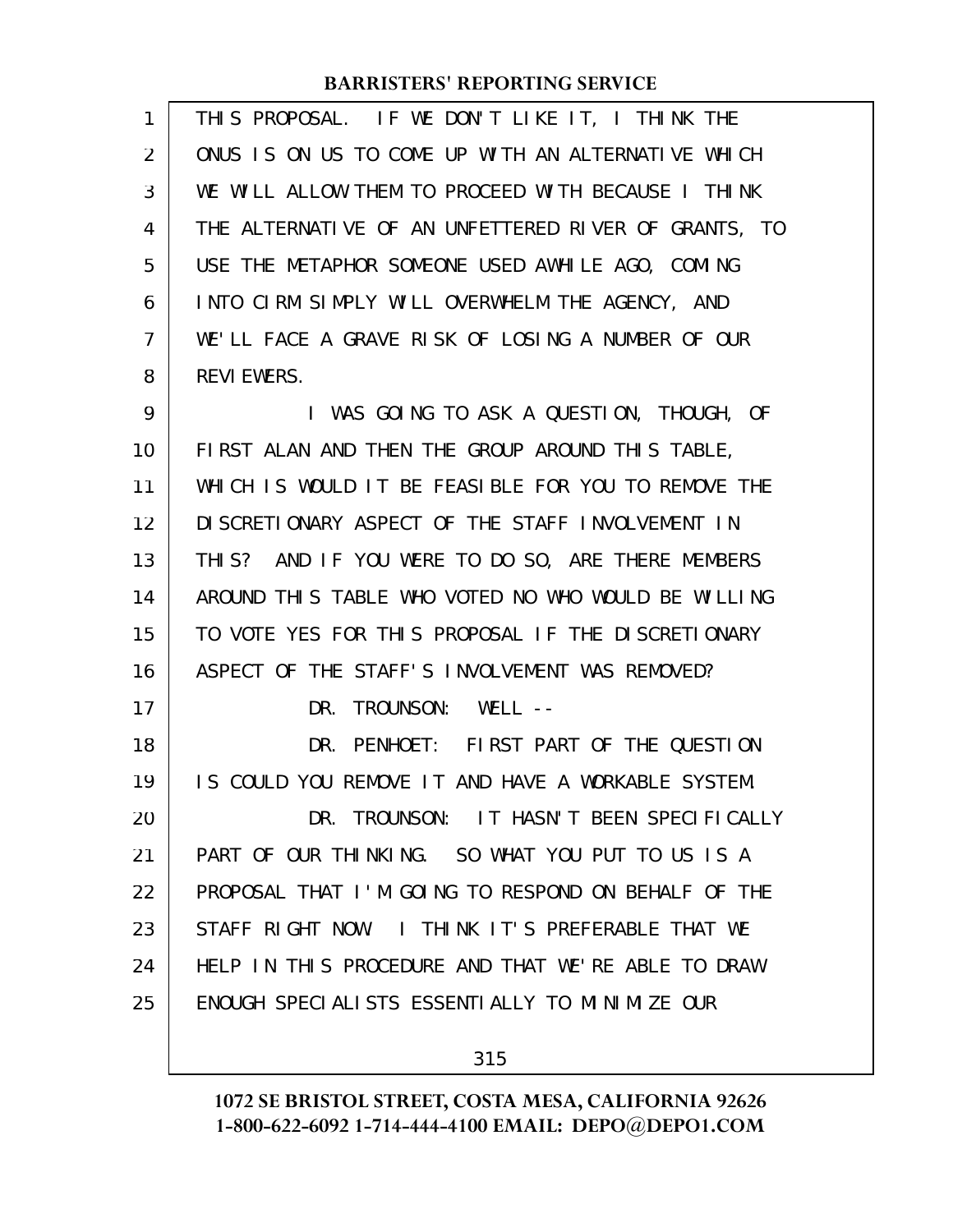THIS PROPOSAL. IF WE DON'T LIKE IT, I THINK THE ONUS IS ON US TO COME UP WITH AN ALTERNATIVE WHICH WE WILL ALLOW THEM TO PROCEED WITH BECAUSE I THINK THE ALTERNATIVE OF AN UNFETTERED RIVER OF GRANTS, TO USE THE METAPHOR SOMEONE USED AWHILE AGO, COMING INTO CIRM SIMPLY WILL OVERWHELM THE AGENCY, AND WE'LL FACE A GRAVE RISK OF LOSING A NUMBER OF OUR REVIEWERS.

I WAS GOING TO ASK A QUESTION, THOUGH, OF FIRST ALAN AND THEN THE GROUP AROUND THIS TABLE, WHICH IS WOULD IT BE FEASIBLE FOR YOU TO REMOVE THE DISCRETIONARY ASPECT OF THE STAFF INVOLVEMENT IN THIS? AND IF YOU WERE TO DO SO, ARE THERE MEMBERS AROUND THIS TABLE WHO VOTED NO WHO WOULD BE WILLING TO VOTE YES FOR THIS PROPOSAL IF THE DISCRETIONARY ASPECT OF THE STAFF'S INVOLVEMENT WAS REMOVED?

DR. TROUNSON: WELL --

DR. PENHOET: FIRST PART OF THE QUESTION IS COULD YOU REMOVE IT AND HAVE A WORKABLE SYSTEM.

DR. TROUNSON: IT HASN'T BEEN SPECIFICALLY PART OF OUR THINKING. SO WHAT YOU PUT TO US IS A PROPOSAL THAT I'M GOING TO RESPOND ON BEHALF OF THE STAFF RIGHT NOW. I THINK IT'S PREFERABLE THAT WE HELP IN THIS PROCEDURE AND THAT WE'RE ABLE TO DRAW ENOUGH SPECIALISTS ESSENTIALLY TO MINIMIZE OUR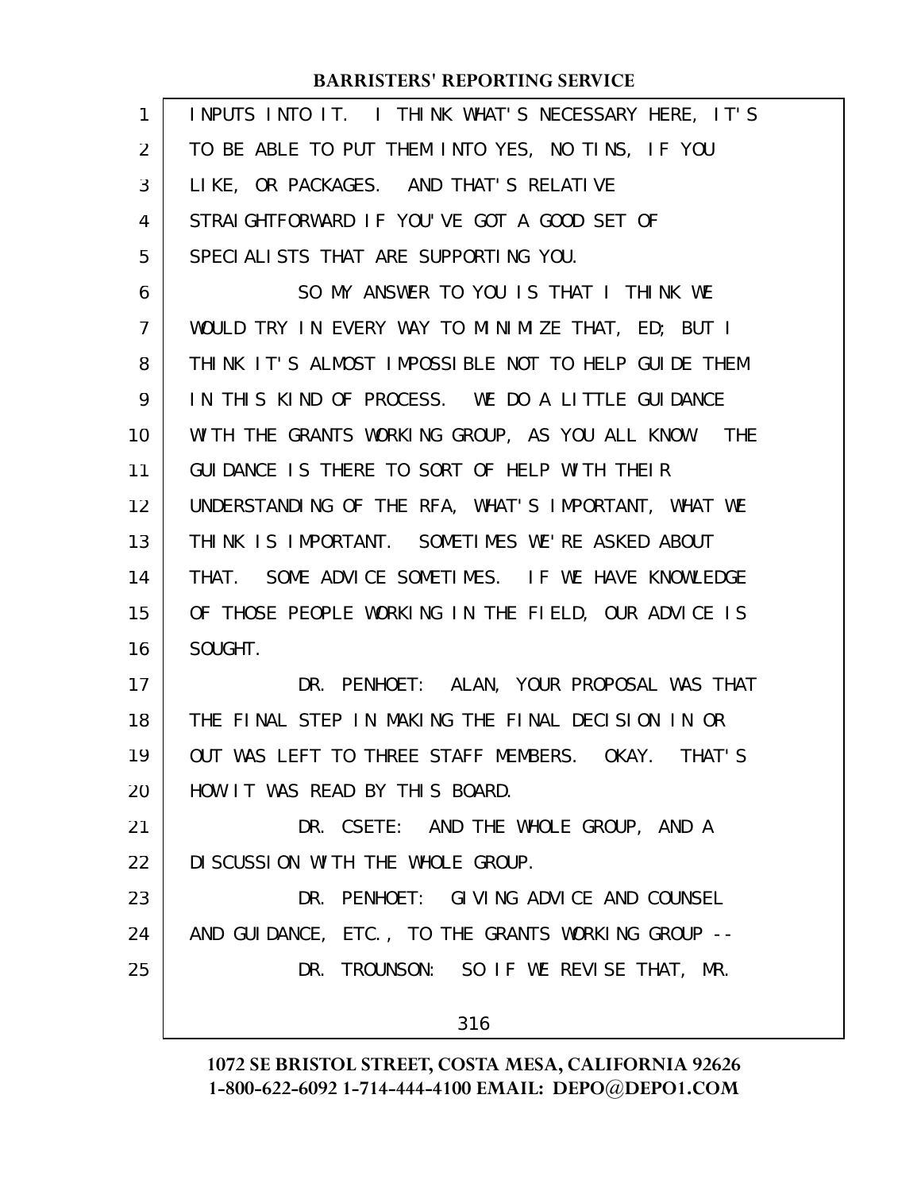INPUTS INTO IT. I THINK WHAT'S NECESSARY HERE, IT'S TO BE ABLE TO PUT THEM INTO YES, NO TINS, IF YOU LIKE, OR PACKAGES. AND THAT'S RELATIVE STRAIGHTFORWARD IF YOU'VE GOT A GOOD SET OF SPECIALISTS THAT ARE SUPPORTING YOU.

SO MY ANSWER TO YOU IS THAT I THINK WE WOULD TRY IN EVERY WAY TO MINIMIZE THAT, ED; BUT I THINK IT'S ALMOST IMPOSSIBLE NOT TO HELP GUIDE THEM IN THIS KIND OF PROCESS. WE DO A LITTLE GUIDANCE WITH THE GRANTS WORKING GROUP, AS YOU ALL KNOW. THE GUIDANCE IS THERE TO SORT OF HELP WITH THEIR UNDERSTANDING OF THE RFA, WHAT'S IMPORTANT, WHAT WE THINK IS IMPORTANT. SOMETIMES WE'RE ASKED ABOUT THAT. SOME ADVICE SOMETIMES. IF WE HAVE KNOWLEDGE OF THOSE PEOPLE WORKING IN THE FIELD, OUR ADVICE IS SOUGHT.

DR. PENHOET: ALAN, YOUR PROPOSAL WAS THAT THE FINAL STEP IN MAKING THE FINAL DECISION IN OR OUT WAS LEFT TO THREE STAFF MEMBERS. OKAY. THAT'S HOW IT WAS READ BY THIS BOARD.

DR. CSETE: AND THE WHOLE GROUP, AND A DISCUSSION WITH THE WHOLE GROUP.

DR. PENHOET: GIVING ADVICE AND COUNSEL AND GUIDANCE, ETC., TO THE GRANTS WORKING GROUP --

DR. TROUNSON: SO IF WE REVISE THAT, MR.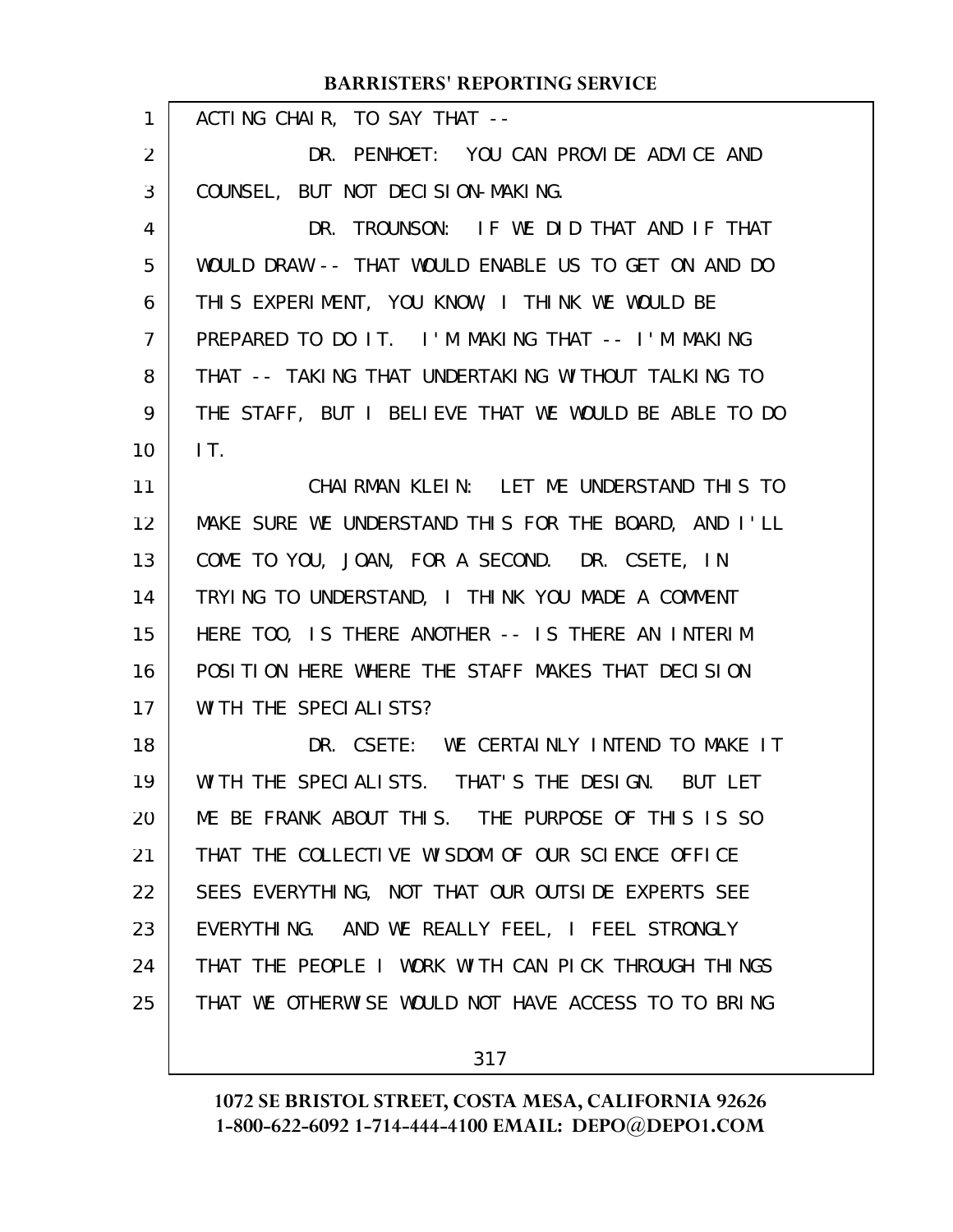ACTING CHAIR, TO SAY THAT --

DR. PENHOET: YOU CAN PROVIDE ADVICE AND COUNSEL, BUT NOT DECISION-MAKING.

DR. TROUNSON: IF WE DID THAT AND IF THAT WOULD DRAW -- THAT WOULD ENABLE US TO GET ON AND DO THIS EXPERIMENT, YOU KNOW, I THINK WE WOULD BE PREPARED TO DO IT. I'M MAKING THAT -- I'M MAKING THAT -- TAKING THAT UNDERTAKING WITHOUT TALKING TO THE STAFF, BUT I BELIEVE THAT WE WOULD BE ABLE TO DO IT.

CHAIRMAN KLEIN: LET ME UNDERSTAND THIS TO MAKE SURE WE UNDERSTAND THIS FOR THE BOARD, AND I'LL COME TO YOU, JOAN, FOR A SECOND. DR. CSETE, IN TRYING TO UNDERSTAND, I THINK YOU MADE A COMMENT HERE TOO, IS THERE ANOTHER -- IS THERE AN INTERIM POSITION HERE WHERE THE STAFF MAKES THAT DECISION WITH THE SPECIALISTS?

DR. CSETE: WE CERTAINLY INTEND TO MAKE IT WITH THE SPECIALISTS. THAT'S THE DESIGN. BUT LET ME BE FRANK ABOUT THIS. THE PURPOSE OF THIS IS SO THAT THE COLLECTIVE WISDOM OF OUR SCIENCE OFFICE SEES EVERYTHING, NOT THAT OUR OUTSIDE EXPERTS SEE EVERYTHING. AND WE REALLY FEEL, I FEEL STRONGLY THAT THE PEOPLE I WORK WITH CAN PICK THROUGH THINGS THAT WE OTHERWISE WOULD NOT HAVE ACCESS TO TO BRING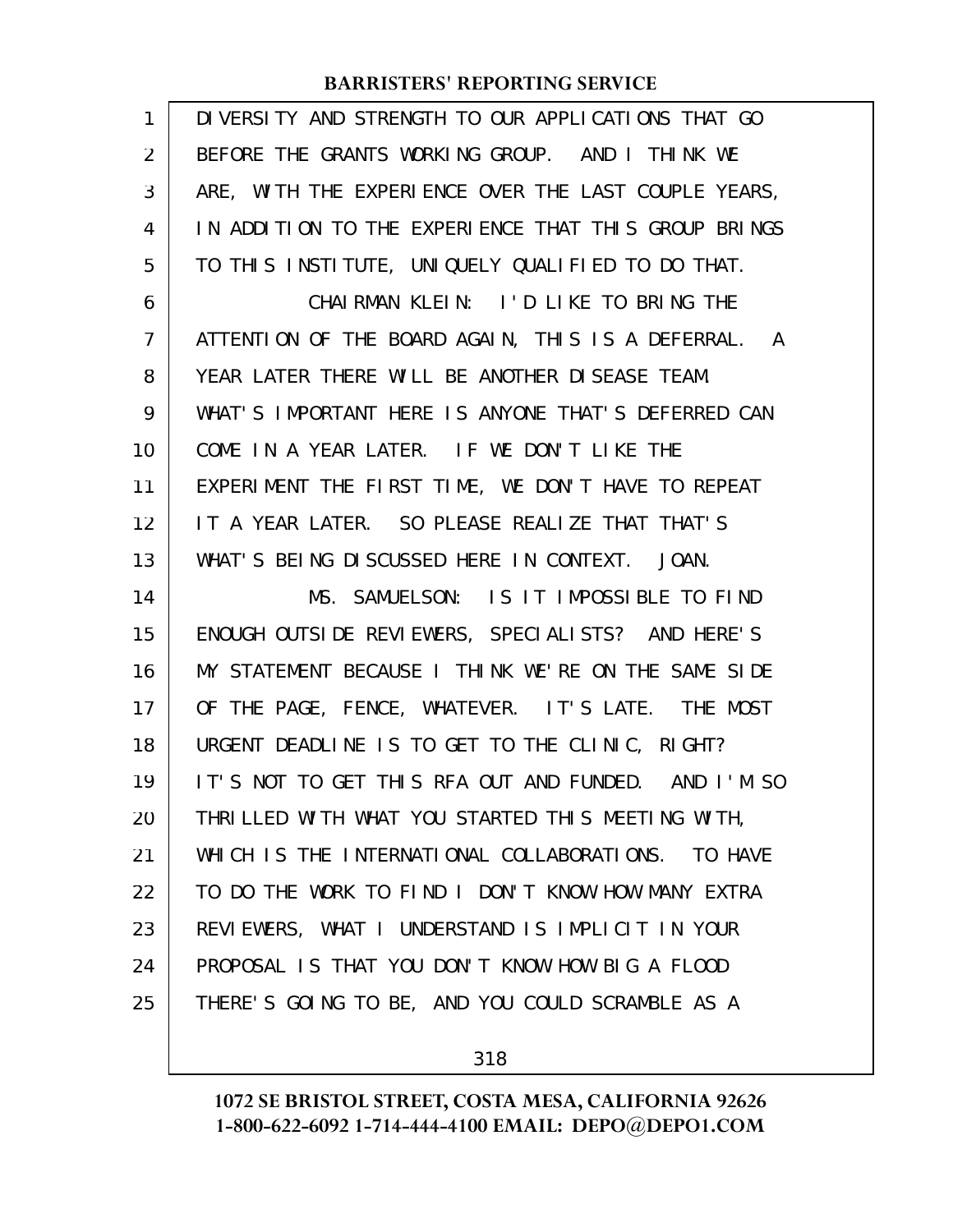DIVERSITY AND STRENGTH TO OUR APPLICATIONS THAT GO BEFORE THE GRANTS WORKING GROUP. AND I THINK WE ARE, WITH THE EXPERIENCE OVER THE LAST COUPLE YEARS, IN ADDITION TO THE EXPERIENCE THAT THIS GROUP BRINGS TO THIS INSTITUTE, UNIQUELY QUALIFIED TO DO THAT.

CHAIRMAN KLEIN: I'D LIKE TO BRING THE ATTENTION OF THE BOARD AGAIN, THIS IS A DEFERRAL. A YEAR LATER THERE WILL BE ANOTHER DISEASE TEAM. WHAT'S IMPORTANT HERE IS ANYONE THAT'S DEFERRED CAN COME IN A YEAR LATER. IF WE DON'T LIKE THE EXPERIMENT THE FIRST TIME, WE DON'T HAVE TO REPEAT IT A YEAR LATER. SO PLEASE REALIZE THAT THAT'S WHAT'S BEING DISCUSSED HERE IN CONTEXT. JOAN.

MS. SAMUELSON: IS IT IMPOSSIBLE TO FIND ENOUGH OUTSIDE REVIEWERS, SPECIALISTS? AND HERE'S MY STATEMENT BECAUSE I THINK WE'RE ON THE SAME SIDE OF THE PAGE, FENCE, WHATEVER. IT'S LATE. THE MOST URGENT DEADLINE IS TO GET TO THE CLINIC, RIGHT? IT'S NOT TO GET THIS RFA OUT AND FUNDED. AND I'M SO THRILLED WITH WHAT YOU STARTED THIS MEETING WITH, WHICH IS THE INTERNATIONAL COLLABORATIONS. TO HAVE TO DO THE WORK TO FIND I DON'T KNOW HOW MANY EXTRA REVIEWERS, WHAT I UNDERSTAND IS IMPLICIT IN YOUR PROPOSAL IS THAT YOU DON'T KNOW HOW BIG A FLOOD THERE'S GOING TO BE, AND YOU COULD SCRAMBLE AS A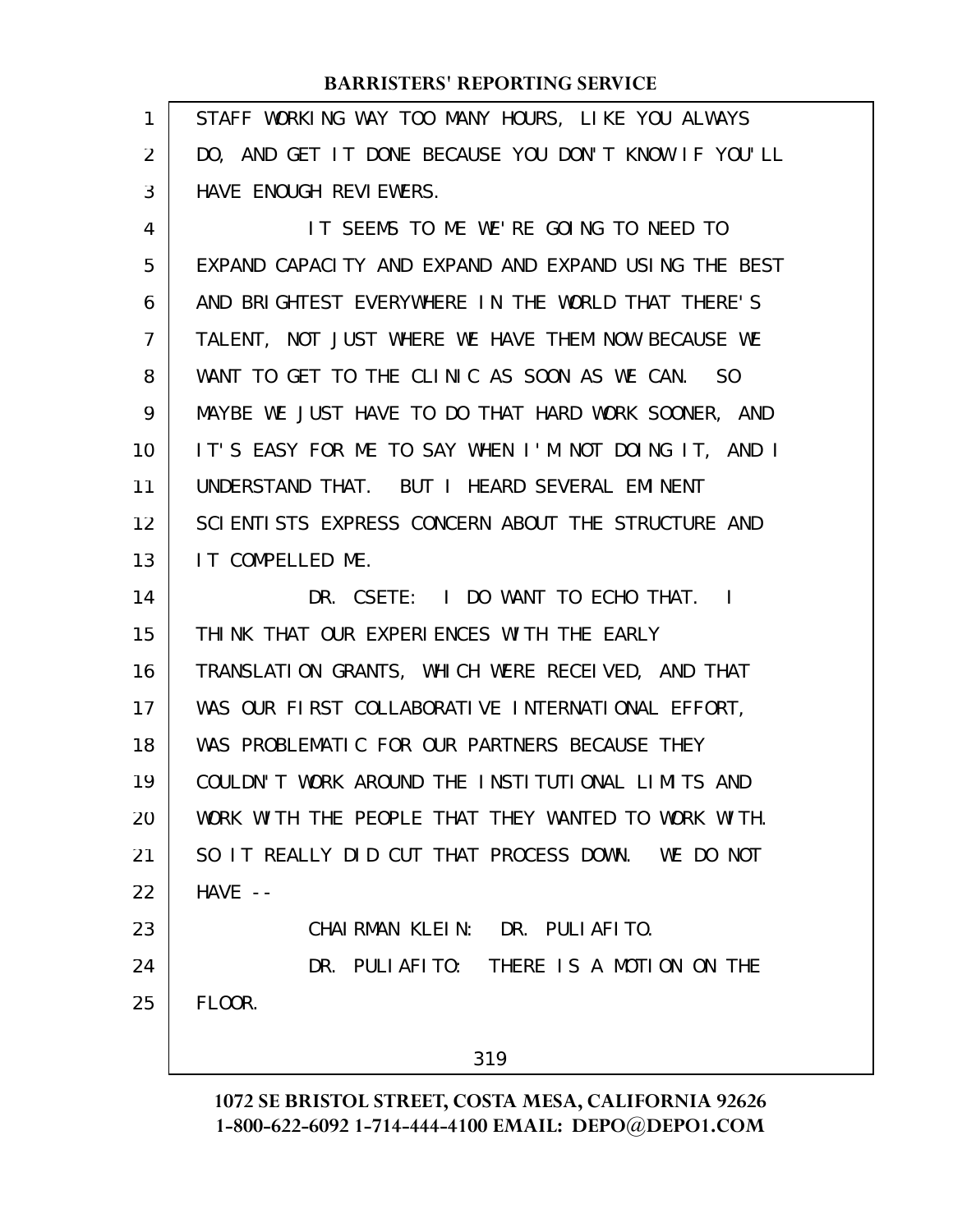STAFF WORKING WAY TOO MANY HOURS, LIKE YOU ALWAYS DO, AND GET IT DONE BECAUSE YOU DON'T KNOW IF YOU'LL HAVE ENOUGH REVIEWERS.

IT SEEMS TO ME WE'RE GOING TO NEED TO EXPAND CAPACITY AND EXPAND AND EXPAND USING THE BEST AND BRIGHTEST EVERYWHERE IN THE WORLD THAT THERE'S TALENT, NOT JUST WHERE WE HAVE THEM NOW BECAUSE WE WANT TO GET TO THE CLINIC AS SOON AS WE CAN. SO MAYBE WE JUST HAVE TO DO THAT HARD WORK SOONER, AND IT'S EASY FOR ME TO SAY WHEN I'M NOT DOING IT, AND I UNDERSTAND THAT. BUT I HEARD SEVERAL EMINENT SCIENTISTS EXPRESS CONCERN ABOUT THE STRUCTURE AND IT COMPELLED ME.

DR. CSETE: I DO WANT TO ECHO THAT. I THINK THAT OUR EXPERIENCES WITH THE EARLY TRANSLATION GRANTS, WHICH WERE RECEIVED, AND THAT WAS OUR FIRST COLLABORATIVE INTERNATIONAL EFFORT, WAS PROBLEMATIC FOR OUR PARTNERS BECAUSE THEY COULDN'T WORK AROUND THE INSTITUTIONAL LIMITS AND WORK WITH THE PEOPLE THAT THEY WANTED TO WORK WITH. SO IT REALLY DID CUT THAT PROCESS DOWN. WE DO NOT HAVE --

CHAIRMAN KLEIN: DR. PULIAFITO.

DR. PULIAFITO: THERE IS A MOTION ON THE FLOOR.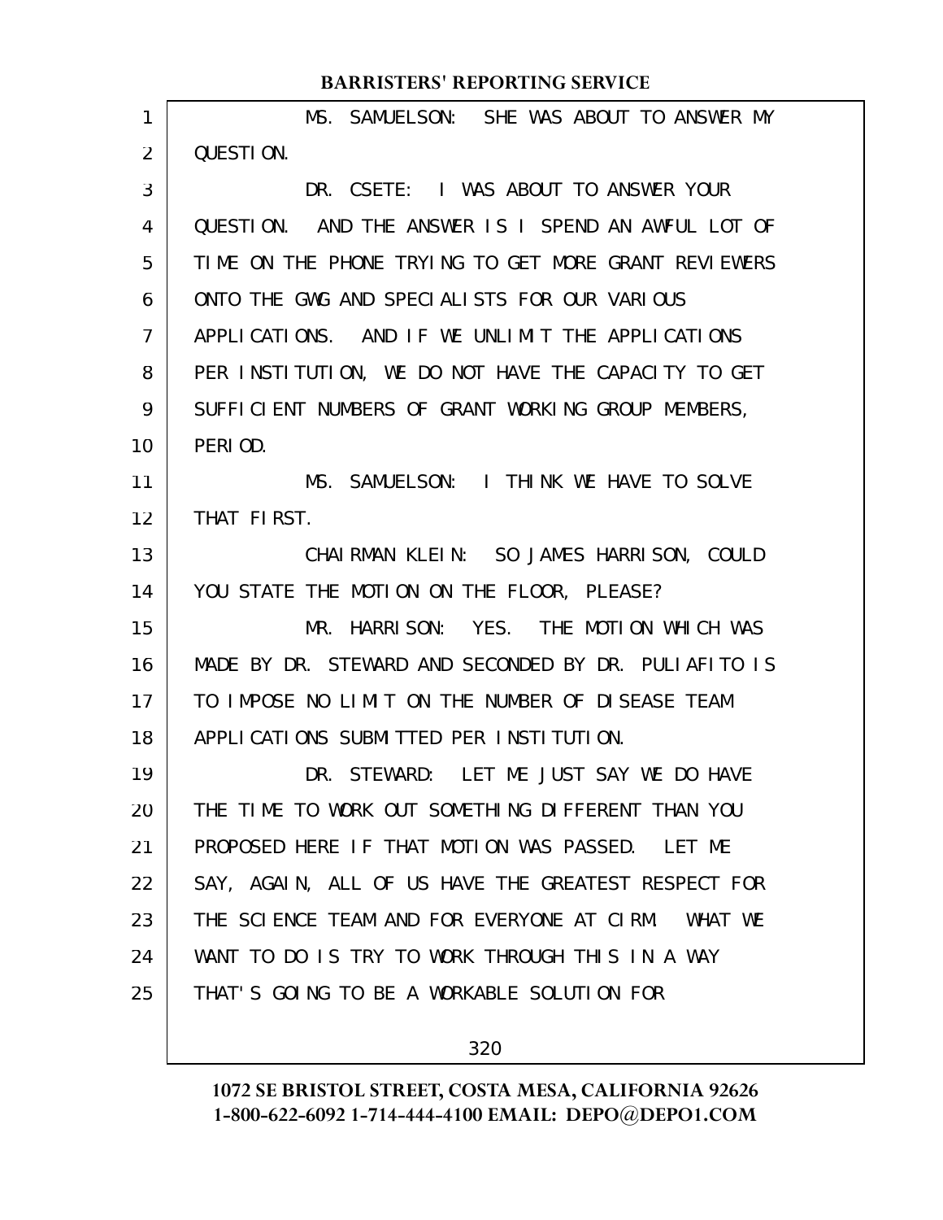MS. SAMUELSON: SHE WAS ABOUT TO ANSWER MY QUESTION.

DR. CSETE: I WAS ABOUT TO ANSWER YOUR QUESTION. AND THE ANSWER IS I SPEND AN AWFUL LOT OF TIME ON THE PHONE TRYING TO GET MORE GRANT REVIEWERS ONTO THE GWG AND SPECIALISTS FOR OUR VARIOUS APPLICATIONS. AND IF WE UNLIMIT THE APPLICATIONS PER INSTITUTION, WE DO NOT HAVE THE CAPACITY TO GET SUFFICIENT NUMBERS OF GRANT WORKING GROUP MEMBERS, PERIOD.

MS. SAMUELSON: I THINK WE HAVE TO SOLVE THAT FIRST.

CHAIRMAN KLEIN: SO JAMES HARRISON, COULD YOU STATE THE MOTION ON THE FLOOR, PLEASE?

MR. HARRISON: YES. THE MOTION WHICH WAS MADE BY DR. STEWARD AND SECONDED BY DR. PULIAFITO IS TO IMPOSE NO LIMIT ON THE NUMBER OF DISEASE TEAM APPLICATIONS SUBMITTED PER INSTITUTION.

DR. STEWARD: LET ME JUST SAY WE DO HAVE THE TIME TO WORK OUT SOMETHING DIFFERENT THAN YOU PROPOSED HERE IF THAT MOTION WAS PASSED. LET ME SAY, AGAIN, ALL OF US HAVE THE GREATEST RESPECT FOR THE SCIENCE TEAM AND FOR EVERYONE AT CIRM. WHAT WE WANT TO DO IS TRY TO WORK THROUGH THIS IN A WAY THAT'S GOING TO BE A WORKABLE SOLUTION FOR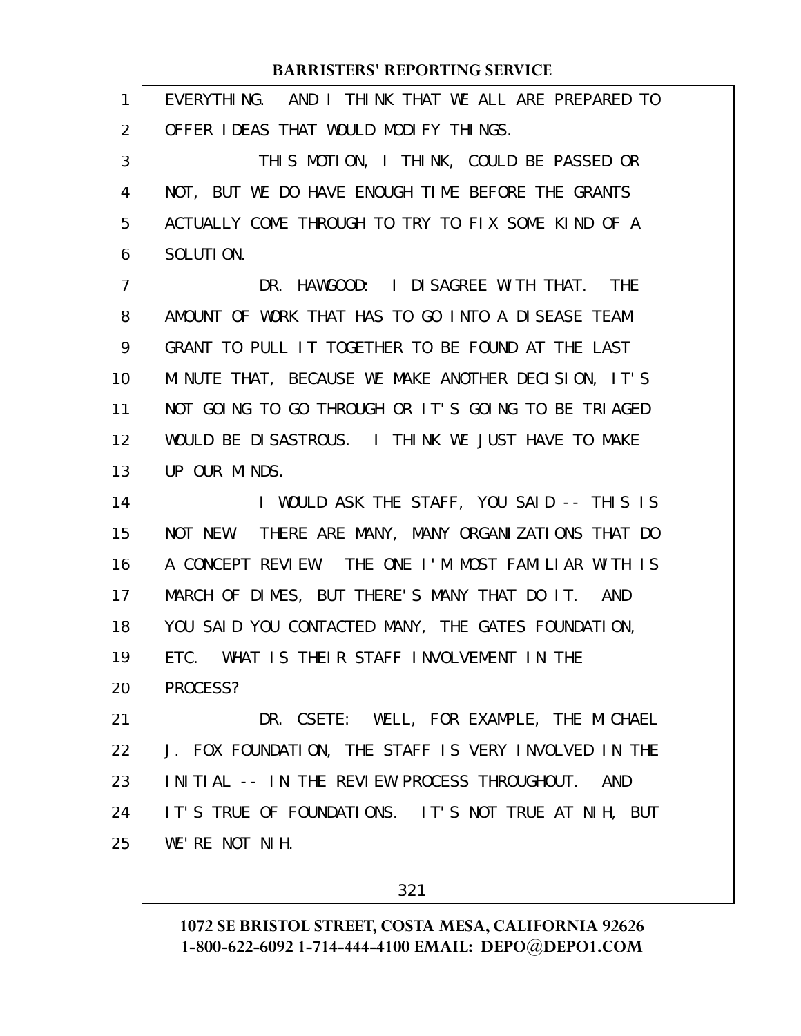EVERYTHING. AND I THINK THAT WE ALL ARE PREPARED TO OFFER IDEAS THAT WOULD MODIFY THINGS.

THIS MOTION, I THINK, COULD BE PASSED OR NOT, BUT WE DO HAVE ENOUGH TIME BEFORE THE GRANTS ACTUALLY COME THROUGH TO TRY TO FIX SOME KIND OF A SOLUTION.

DR. HAWGOOD: I DISAGREE WITH THAT. THE AMOUNT OF WORK THAT HAS TO GO INTO A DISEASE TEAM GRANT TO PULL IT TOGETHER TO BE FOUND AT THE LAST MINUTE THAT, BECAUSE WE MAKE ANOTHER DECISION, IT'S NOT GOING TO GO THROUGH OR IT'S GOING TO BE TRIAGED WOULD BE DISASTROUS. I THINK WE JUST HAVE TO MAKE UP OUR MINDS.

I WOULD ASK THE STAFF, YOU SAID -- THIS IS NOT NEW. THERE ARE MANY, MANY ORGANIZATIONS THAT DO A CONCEPT REVIEW. THE ONE I'M MOST FAMILIAR WITH IS MARCH OF DIMES, BUT THERE'S MANY THAT DO IT. AND YOU SAID YOU CONTACTED MANY, THE GATES FOUNDATION, ETC. WHAT IS THEIR STAFF INVOLVEMENT IN THE PROCESS?

DR. CSETE: WELL, FOR EXAMPLE, THE MICHAEL J. FOX FOUNDATION, THE STAFF IS VERY INVOLVED IN THE INITIAL -- IN THE REVIEW PROCESS THROUGHOUT. AND IT'S TRUE OF FOUNDATIONS. IT'S NOT TRUE AT NIH, BUT WE'RE NOT NIH.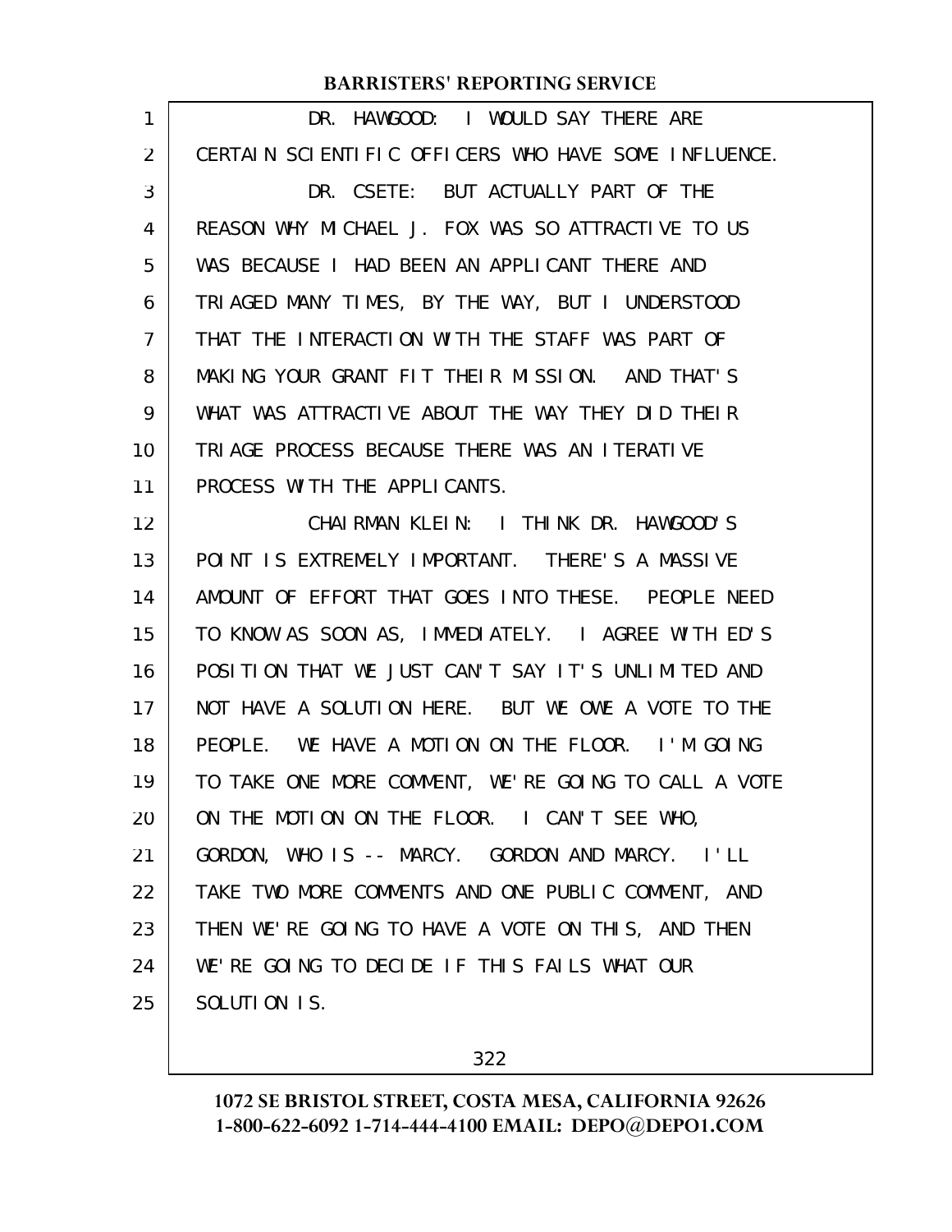DR. HAWGOOD: I WOULD SAY THERE ARE CERTAIN SCIENTIFIC OFFICERS WHO HAVE SOME INFLUENCE.

DR. CSETE: BUT ACTUALLY PART OF THE REASON WHY MICHAEL J. FOX WAS SO ATTRACTIVE TO US WAS BECAUSE I HAD BEEN AN APPLICANT THERE AND TRIAGED MANY TIMES, BY THE WAY, BUT I UNDERSTOOD THAT THE INTERACTION WITH THE STAFF WAS PART OF MAKING YOUR GRANT FIT THEIR MISSION. AND THAT'S WHAT WAS ATTRACTIVE ABOUT THE WAY THEY DID THEIR TRIAGE PROCESS BECAUSE THERE WAS AN ITERATIVE PROCESS WITH THE APPLICANTS.

CHAIRMAN KLEIN: I THINK DR. HAWGOOD'S POINT IS EXTREMELY IMPORTANT. THERE'S A MASSIVE AMOUNT OF EFFORT THAT GOES INTO THESE. PEOPLE NEED TO KNOW AS SOON AS, IMMEDIATELY. I AGREE WITH ED'S POSITION THAT WE JUST CAN'T SAY IT'S UNLIMITED AND NOT HAVE A SOLUTION HERE. BUT WE OWE A VOTE TO THE PEOPLE. WE HAVE A MOTION ON THE FLOOR. I'M GOING TO TAKE ONE MORE COMMENT, WE'RE GOING TO CALL A VOTE ON THE MOTION ON THE FLOOR. I CAN'T SEE WHO, GORDON, WHO IS -- MARCY. GORDON AND MARCY. I'LL TAKE TWO MORE COMMENTS AND ONE PUBLIC COMMENT, AND THEN WE'RE GOING TO HAVE A VOTE ON THIS, AND THEN WE'RE GOING TO DECIDE IF THIS FAILS WHAT OUR SOLUTION IS.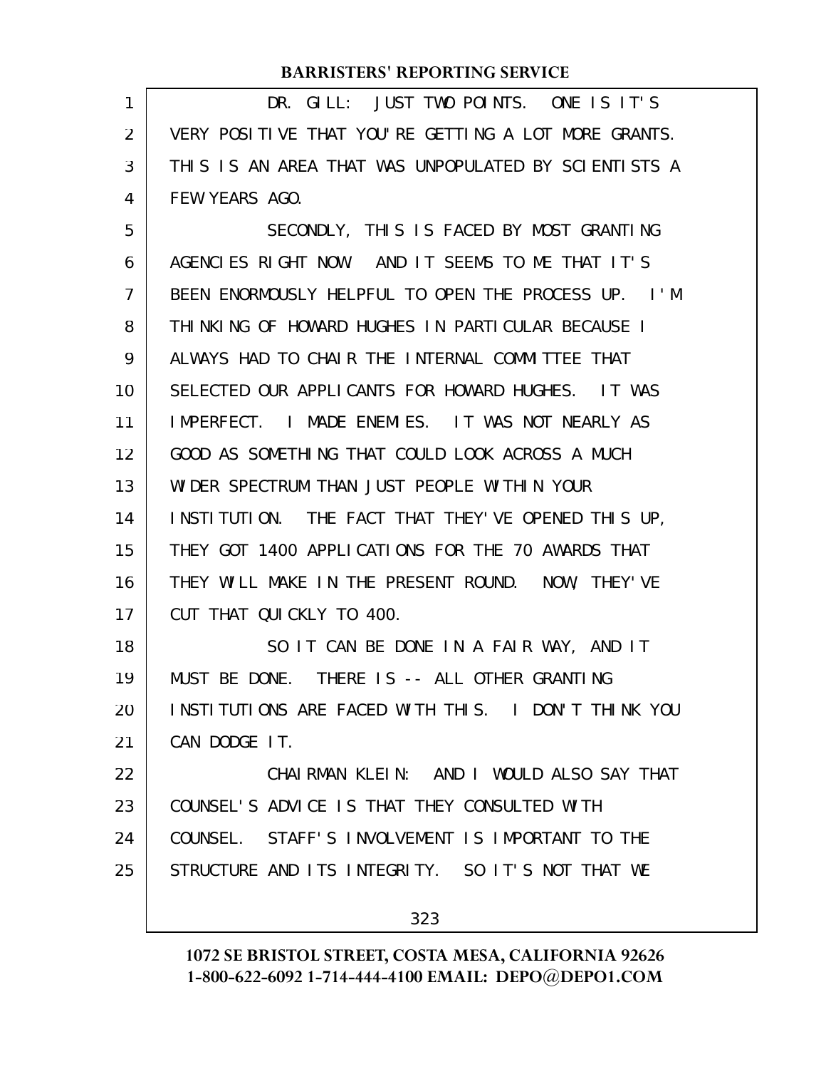DR. GILL: JUST TWO POINTS. ONE IS IT'S VERY POSITIVE THAT YOU'RE GETTING A LOT MORE GRANTS. THIS IS AN AREA THAT WAS UNPOPULATED BY SCIENTISTS A FEW YEARS AGO.

SECONDLY, THIS IS FACED BY MOST GRANTING AGENCIES RIGHT NOW. AND IT SEEMS TO ME THAT IT'S BEEN ENORMOUSLY HELPFUL TO OPEN THE PROCESS UP. I'M THINKING OF HOWARD HUGHES IN PARTICULAR BECAUSE I ALWAYS HAD TO CHAIR THE INTERNAL COMMITTEE THAT SELECTED OUR APPLICANTS FOR HOWARD HUGHES. IT WAS IMPERFECT. I MADE ENEMIES. IT WAS NOT NEARLY AS GOOD AS SOMETHING THAT COULD LOOK ACROSS A MUCH WIDER SPECTRUM THAN JUST PEOPLE WITHIN YOUR INSTITUTION. THE FACT THAT THEY'VE OPENED THIS UP, THEY GOT 1400 APPLICATIONS FOR THE 70 AWARDS THAT THEY WILL MAKE IN THE PRESENT ROUND. NOW, THEY'VE CUT THAT QUICKLY TO 400.

SO IT CAN BE DONE IN A FAIR WAY, AND IT MUST BE DONE. THERE IS -- ALL OTHER GRANTING INSTITUTIONS ARE FACED WITH THIS. I DON'T THINK YOU CAN DODGE IT.

CHAIRMAN KLEIN: AND I WOULD ALSO SAY THAT COUNSEL'S ADVICE IS THAT THEY CONSULTED WITH COUNSEL. STAFF'S INVOLVEMENT IS IMPORTANT TO THE STRUCTURE AND ITS INTEGRITY. SO IT'S NOT THAT WE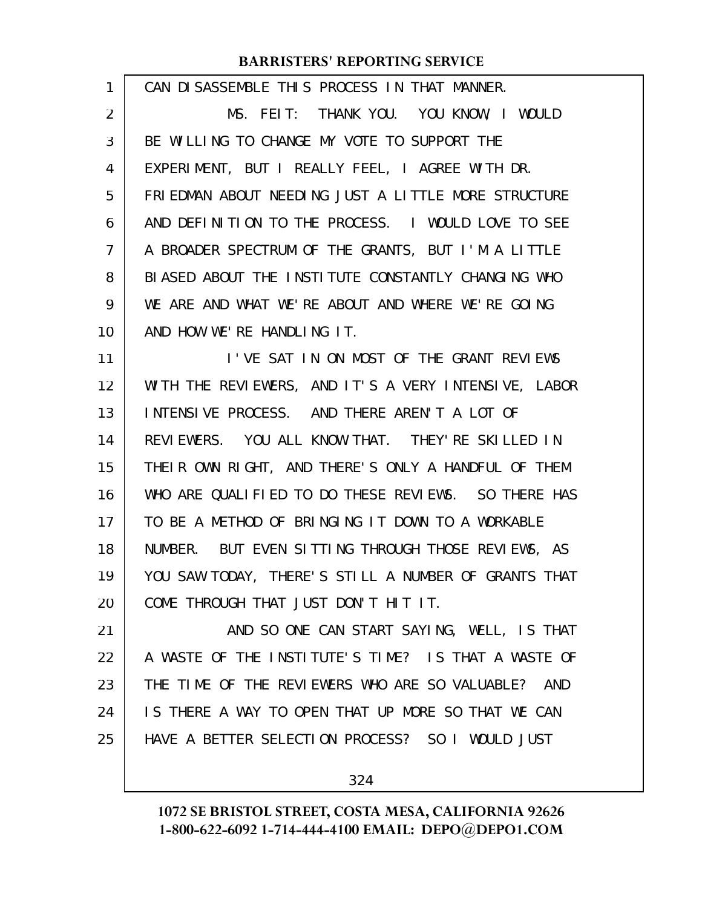CAN DISASSEMBLE THIS PROCESS IN THAT MANNER.

MS. FEIT: THANK YOU. YOU KNOW, I WOULD BE WILLING TO CHANGE MY VOTE TO SUPPORT THE EXPERIMENT, BUT I REALLY FEEL, I AGREE WITH DR. FRIEDMAN ABOUT NEEDING JUST A LITTLE MORE STRUCTURE AND DEFINITION TO THE PROCESS. I WOULD LOVE TO SEE A BROADER SPECTRUM OF THE GRANTS, BUT I'M A LITTLE BIASED ABOUT THE INSTITUTE CONSTANTLY CHANGING WHO WE ARE AND WHAT WE'RE ABOUT AND WHERE WE'RE GOING AND HOW WE'RE HANDLING IT.

I'VE SAT IN ON MOST OF THE GRANT REVIEWS WITH THE REVIEWERS, AND IT'S A VERY INTENSIVE, LABOR INTENSIVE PROCESS. AND THERE AREN'T A LOT OF REVIEWERS. YOU ALL KNOW THAT. THEY'RE SKILLED IN THEIR OWN RIGHT, AND THERE'S ONLY A HANDFUL OF THEM WHO ARE QUALIFIED TO DO THESE REVIEWS. SO THERE HAS TO BE A METHOD OF BRINGING IT DOWN TO A WORKABLE NUMBER. BUT EVEN SITTING THROUGH THOSE REVIEWS, AS YOU SAW TODAY, THERE'S STILL A NUMBER OF GRANTS THAT COME THROUGH THAT JUST DON'T HIT IT.

AND SO ONE CAN START SAYING, WELL, IS THAT A WASTE OF THE INSTITUTE'S TIME? IS THAT A WASTE OF THE TIME OF THE REVIEWERS WHO ARE SO VALUABLE? AND IS THERE A WAY TO OPEN THAT UP MORE SO THAT WE CAN HAVE A BETTER SELECTION PROCESS? SO I WOULD JUST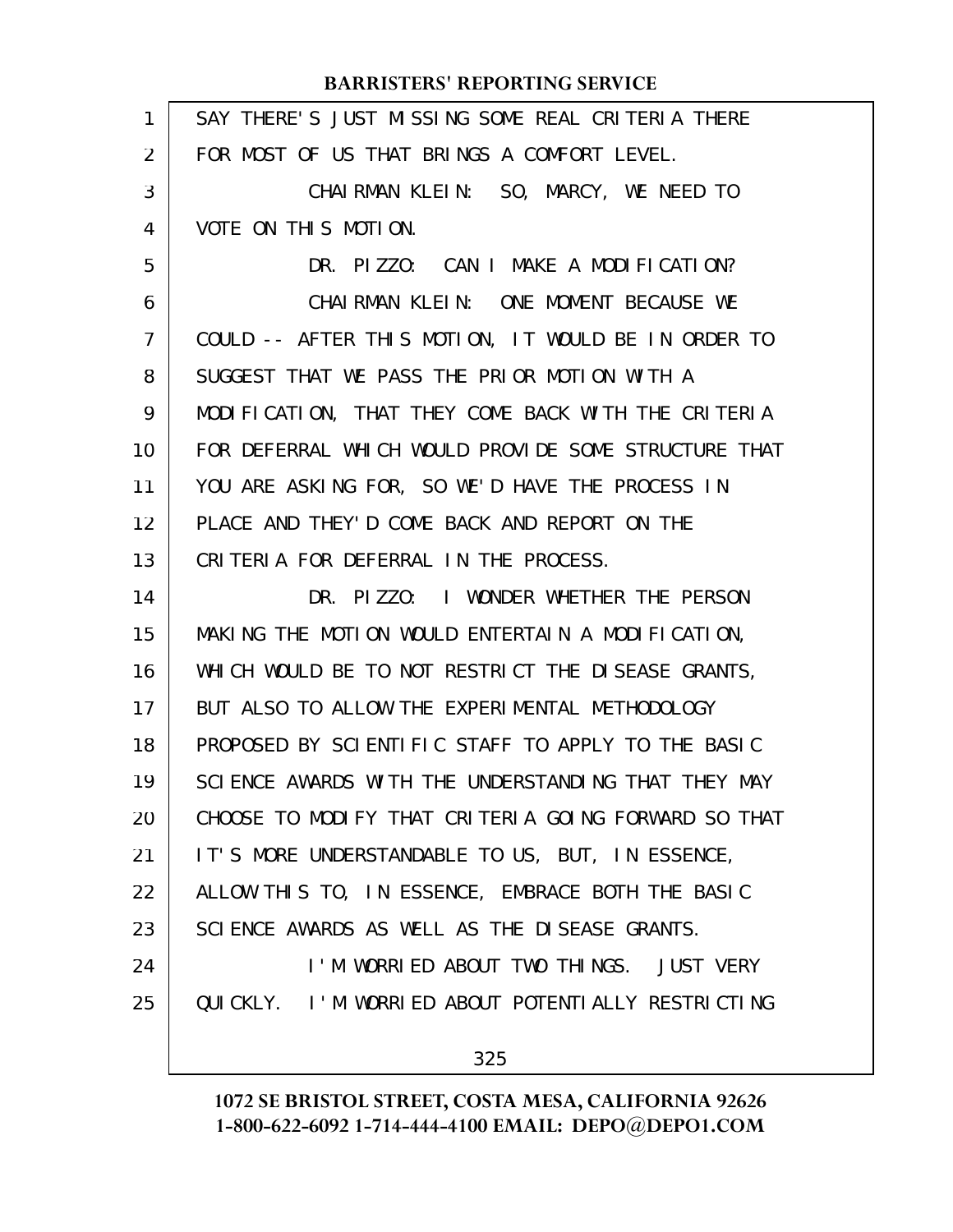SAY THERE'S JUST MISSING SOME REAL CRITERIA THERE FOR MOST OF US THAT BRINGS A COMFORT LEVEL.

CHAIRMAN KLEIN: SO, MARCY, WE NEED TO VOTE ON THIS MOTION.

DR. PIZZO: CAN I MAKE A MODIFICATION?

CHAIRMAN KLEIN: ONE MOMENT BECAUSE WE COULD -- AFTER THIS MOTION, IT WOULD BE IN ORDER TO SUGGEST THAT WE PASS THE PRIOR MOTION WITH A MODIFICATION, THAT THEY COME BACK WITH THE CRITERIA FOR DEFERRAL WHICH WOULD PROVIDE SOME STRUCTURE THAT YOU ARE ASKING FOR, SO WE'D HAVE THE PROCESS IN PLACE AND THEY'D COME BACK AND REPORT ON THE CRITERIA FOR DEFERRAL IN THE PROCESS.

DR. PIZZO: I WONDER WHETHER THE PERSON MAKING THE MOTION WOULD ENTERTAIN A MODIFICATION, WHICH WOULD BE TO NOT RESTRICT THE DISEASE GRANTS, BUT ALSO TO ALLOW THE EXPERIMENTAL METHODOLOGY PROPOSED BY SCIENTIFIC STAFF TO APPLY TO THE BASIC SCIENCE AWARDS WITH THE UNDERSTANDING THAT THEY MAY CHOOSE TO MODIFY THAT CRITERIA GOING FORWARD SO THAT IT'S MORE UNDERSTANDABLE TO US, BUT, IN ESSENCE, ALLOW THIS TO, IN ESSENCE, EMBRACE BOTH THE BASIC SCIENCE AWARDS AS WELL AS THE DISEASE GRANTS.

I'M WORRIED ABOUT TWO THINGS. JUST VERY QUICKLY. I'M WORRIED ABOUT POTENTIALLY RESTRICTING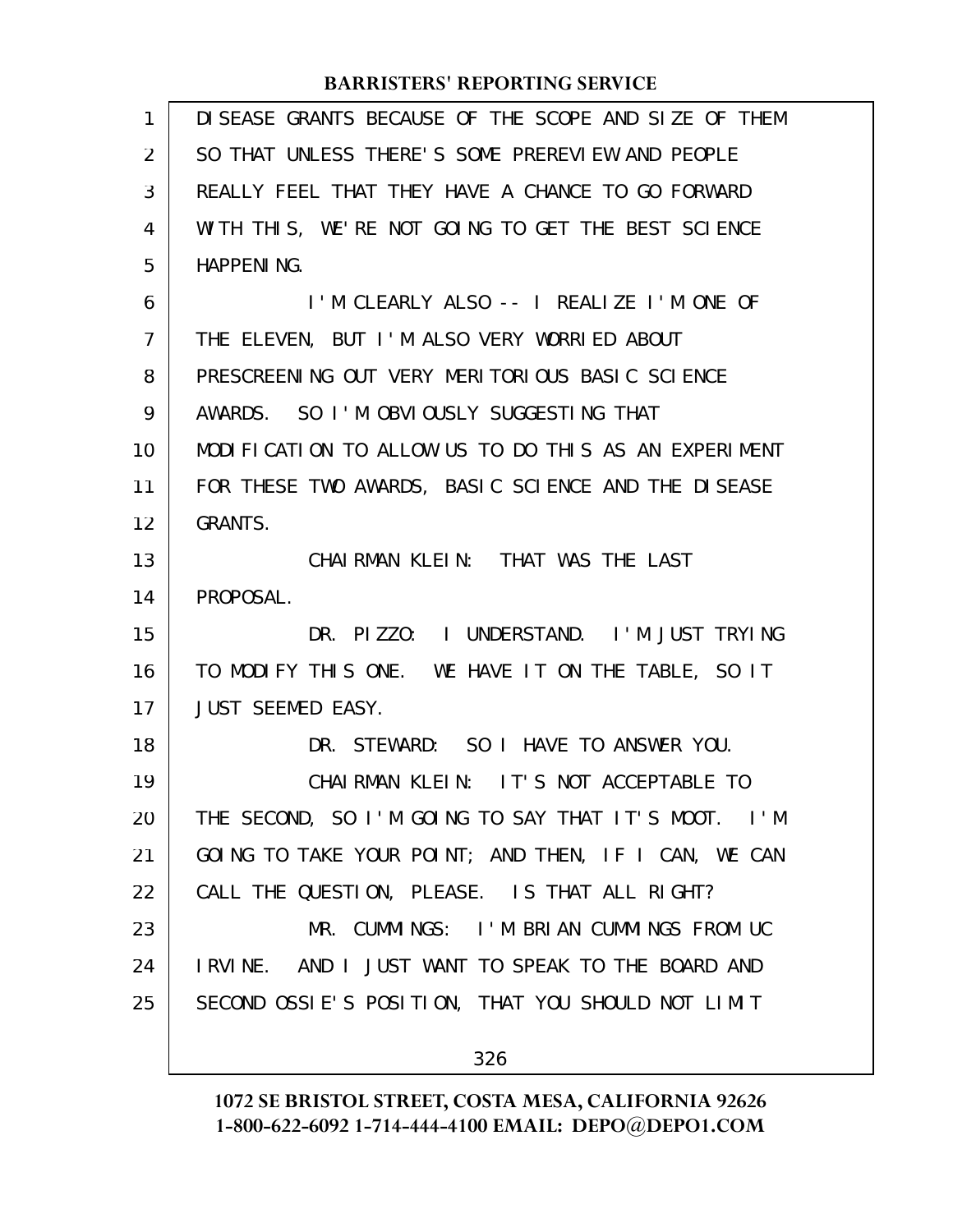DISEASE GRANTS BECAUSE OF THE SCOPE AND SIZE OF THEM SO THAT UNLESS THERE'S SOME PREREVIEW AND PEOPLE REALLY FEEL THAT THEY HAVE A CHANCE TO GO FORWARD WITH THIS, WE'RE NOT GOING TO GET THE BEST SCIENCE HAPPENING.

I'M CLEARLY ALSO -- I REALIZE I'M ONE OF THE ELEVEN, BUT I'M ALSO VERY WORRIED ABOUT PRESCREENING OUT VERY MERITORIOUS BASIC SCIENCE AWARDS. SO I'M OBVIOUSLY SUGGESTING THAT MODIFICATION TO ALLOW US TO DO THIS AS AN EXPERIMENT FOR THESE TWO AWARDS, BASIC SCIENCE AND THE DISEASE GRANTS.

CHAIRMAN KLEIN: THAT WAS THE LAST PROPOSAL.

DR. PIZZO: I UNDERSTAND. I'M JUST TRYING TO MODIFY THIS ONE. WE HAVE IT ON THE TABLE, SO IT JUST SEEMED EASY.

DR. STEWARD: SO I HAVE TO ANSWER YOU.

CHAIRMAN KLEIN: IT'S NOT ACCEPTABLE TO THE SECOND, SO I'M GOING TO SAY THAT IT'S MOOT. I'M GOING TO TAKE YOUR POINT; AND THEN, IF I CAN, WE CAN CALL THE QUESTION, PLEASE. IS THAT ALL RIGHT?

MR. CUMMINGS: I'M BRIAN CUMMINGS FROM UC IRVINE. AND I JUST WANT TO SPEAK TO THE BOARD AND SECOND OSSIE'S POSITION, THAT YOU SHOULD NOT LIMIT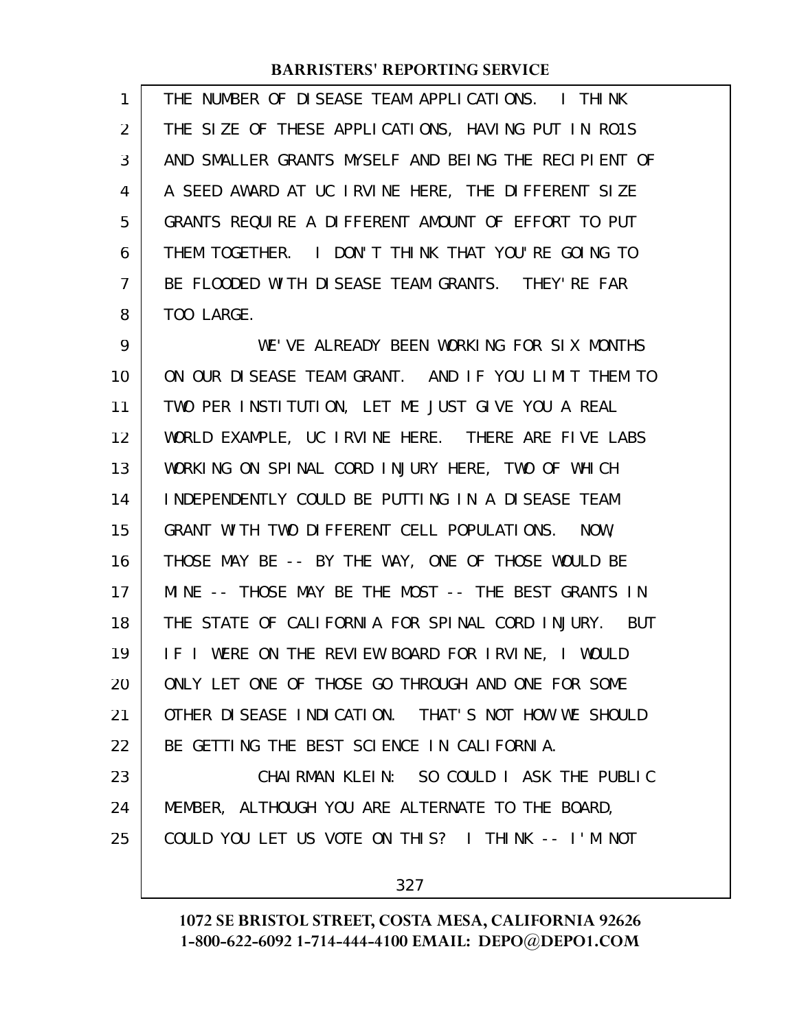THE NUMBER OF DISEASE TEAM APPLICATIONS. I THINK THE SIZE OF THESE APPLICATIONS, HAVING PUT IN RO1S AND SMALLER GRANTS MYSELF AND BEING THE RECIPIENT OF A SEED AWARD AT UC IRVINE HERE, THE DIFFERENT SIZE GRANTS REQUIRE A DIFFERENT AMOUNT OF EFFORT TO PUT THEM TOGETHER. I DON'T THINK THAT YOU'RE GOING TO BE FLOODED WITH DISEASE TEAM GRANTS. THEY'RE FAR TOO LARGE.

WE'VE ALREADY BEEN WORKING FOR SIX MONTHS ON OUR DISEASE TEAM GRANT. AND IF YOU LIMIT THEM TO TWO PER INSTITUTION, LET ME JUST GIVE YOU A REAL WORLD EXAMPLE, UC IRVINE HERE. THERE ARE FIVE LABS WORKING ON SPINAL CORD INJURY HERE, TWO OF WHICH INDEPENDENTLY COULD BE PUTTING IN A DISEASE TEAM GRANT WITH TWO DIFFERENT CELL POPULATIONS. NOW, THOSE MAY BE -- BY THE WAY, ONE OF THOSE WOULD BE MINE -- THOSE MAY BE THE MOST -- THE BEST GRANTS IN THE STATE OF CALIFORNIA FOR SPINAL CORD INJURY. BUT IF I WERE ON THE REVIEW BOARD FOR IRVINE, I WOULD ONLY LET ONE OF THOSE GO THROUGH AND ONE FOR SOME OTHER DISEASE INDICATION. THAT'S NOT HOW WE SHOULD BE GETTING THE BEST SCIENCE IN CALIFORNIA.

CHAIRMAN KLEIN: SO COULD I ASK THE PUBLIC MEMBER, ALTHOUGH YOU ARE ALTERNATE TO THE BOARD, COULD YOU LET US VOTE ON THIS? I THINK -- I'M NOT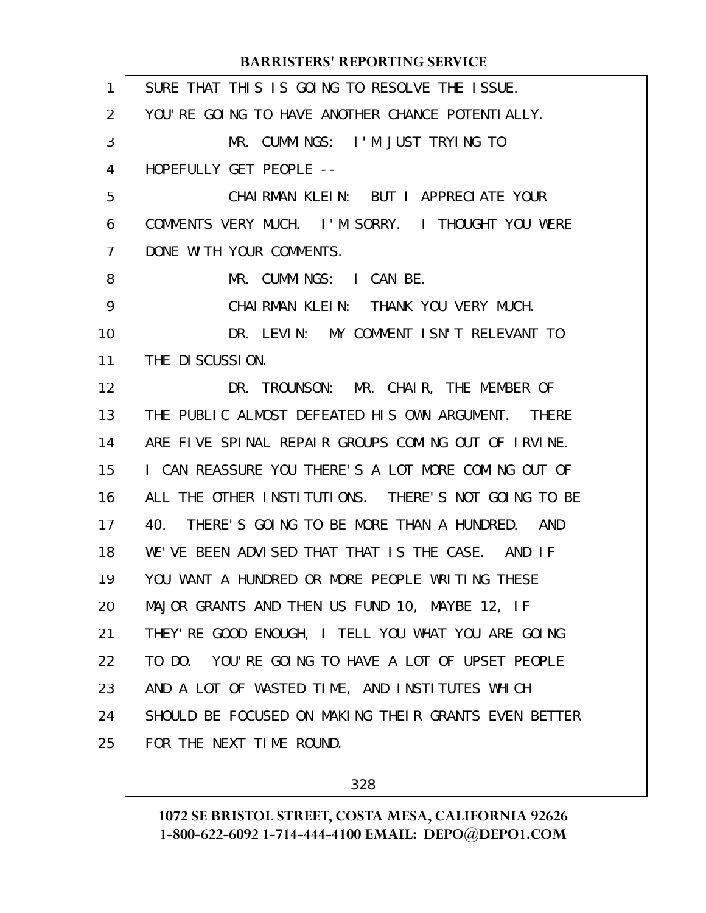SURE THAT THIS IS GOING TO RESOLVE THE ISSUE. YOU'RE GOING TO HAVE ANOTHER CHANCE POTENTIALLY.

MR. CUMMINGS: I'M JUST TRYING TO HOPEFULLY GET PEOPLE --

CHAIRMAN KLEIN: BUT I APPRECIATE YOUR COMMENTS VERY MUCH. I'M SORRY. I THOUGHT YOU WERE DONE WITH YOUR COMMENTS.

MR. CUMMINGS: I CAN BE.

CHAIRMAN KLEIN: THANK YOU VERY MUCH.

DR. LEVIN: MY COMMENT ISN'T RELEVANT TO THE DISCUSSION.

DR. TROUNSON: MR. CHAIR, THE MEMBER OF THE PUBLIC ALMOST DEFEATED HIS OWN ARGUMENT. THERE ARE FIVE SPINAL REPAIR GROUPS COMING OUT OF IRVINE. I CAN REASSURE YOU THERE'S A LOT MORE COMING OUT OF ALL THE OTHER INSTITUTIONS. THERE'S NOT GOING TO BE 40. THERE'S GOING TO BE MORE THAN A HUNDRED. AND WE'VE BEEN ADVISED THAT THAT IS THE CASE. AND IF YOU WANT A HUNDRED OR MORE PEOPLE WRITING THESE MAJOR GRANTS AND THEN US FUND 10, MAYBE 12, IF THEY'RE GOOD ENOUGH, I TELL YOU WHAT YOU ARE GOING TO DO. YOU'RE GOING TO HAVE A LOT OF UPSET PEOPLE AND A LOT OF WASTED TIME, AND INSTITUTES WHICH SHOULD BE FOCUSED ON MAKING THEIR GRANTS EVEN BETTER FOR THE NEXT TIME ROUND.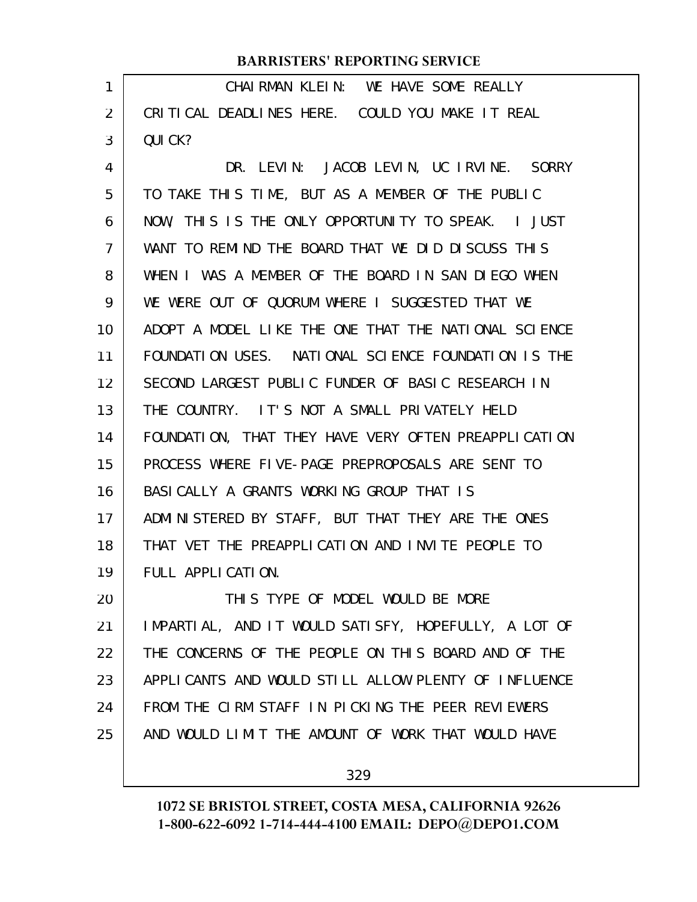CHAIRMAN KLEIN: WE HAVE SOME REALLY CRITICAL DEADLINES HERE. COULD YOU MAKE IT REAL QUICK?

DR. LEVIN: JACOB LEVIN, UC IRVINE. SORRY TO TAKE THIS TIME, BUT AS A MEMBER OF THE PUBLIC NOW, THIS IS THE ONLY OPPORTUNITY TO SPEAK. I JUST WANT TO REMIND THE BOARD THAT WE DID DISCUSS THIS WHEN I WAS A MEMBER OF THE BOARD IN SAN DIEGO WHEN WE WERE OUT OF QUORUM WHERE I SUGGESTED THAT WE ADOPT A MODEL LIKE THE ONE THAT THE NATIONAL SCIENCE FOUNDATION USES. NATIONAL SCIENCE FOUNDATION IS THE SECOND LARGEST PUBLIC FUNDER OF BASIC RESEARCH IN THE COUNTRY. IT'S NOT A SMALL PRIVATELY HELD FOUNDATION, THAT THEY HAVE VERY OFTEN PREAPPLICATION PROCESS WHERE FIVE-PAGE PREPROPOSALS ARE SENT TO BASICALLY A GRANTS WORKING GROUP THAT IS ADMINISTERED BY STAFF, BUT THAT THEY ARE THE ONES THAT VET THE PREAPPLICATION AND INVITE PEOPLE TO FULL APPLICATION.

THIS TYPE OF MODEL WOULD BE MORE IMPARTIAL, AND IT WOULD SATISFY, HOPEFULLY, A LOT OF THE CONCERNS OF THE PEOPLE ON THIS BOARD AND OF THE APPLICANTS AND WOULD STILL ALLOW PLENTY OF INFLUENCE FROM THE CIRM STAFF IN PICKING THE PEER REVIEWERS AND WOULD LIMIT THE AMOUNT OF WORK THAT WOULD HAVE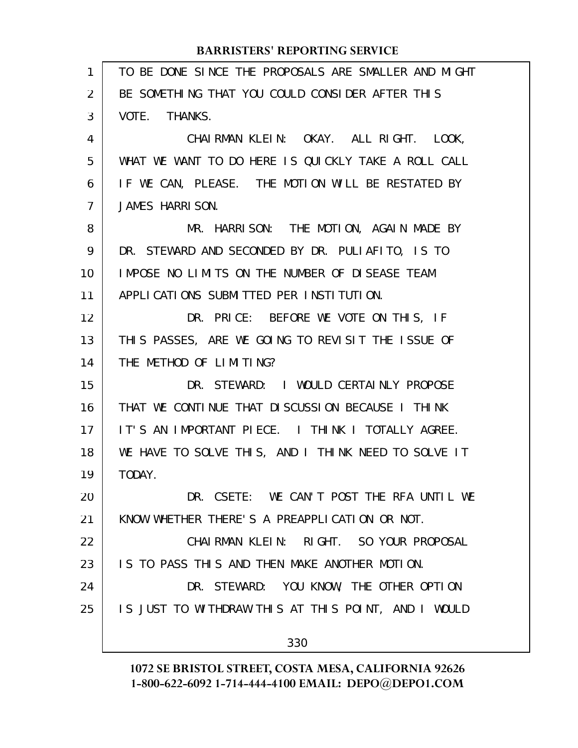TO BE DONE SINCE THE PROPOSALS ARE SMALLER AND MIGHT BE SOMETHING THAT YOU COULD CONSIDER AFTER THIS VOTE. THANKS.

CHAIRMAN KLEIN: OKAY. ALL RIGHT. LOOK, WHAT WE WANT TO DO HERE IS QUICKLY TAKE A ROLL CALL IF WE CAN, PLEASE. THE MOTION WILL BE RESTATED BY JAMES HARRISON.

MR. HARRISON: THE MOTION, AGAIN MADE BY DR. STEWARD AND SECONDED BY DR. PULIAFITO, IS TO IMPOSE NO LIMITS ON THE NUMBER OF DISEASE TEAM APPLICATIONS SUBMITTED PER INSTITUTION.

DR. PRICE: BEFORE WE VOTE ON THIS, IF THIS PASSES, ARE WE GOING TO REVISIT THE ISSUE OF THE METHOD OF LIMITING?

DR. STEWARD: I WOULD CERTAINLY PROPOSE THAT WE CONTINUE THAT DISCUSSION BECAUSE I THINK IT'S AN IMPORTANT PIECE. I THINK I TOTALLY AGREE. WE HAVE TO SOLVE THIS, AND I THINK NEED TO SOLVE IT TODAY.

DR. CSETE: WE CAN'T POST THE RFA UNTIL WE KNOW WHETHER THERE'S A PREAPPLICATION OR NOT.

CHAIRMAN KLEIN: RIGHT. SO YOUR PROPOSAL IS TO PASS THIS AND THEN MAKE ANOTHER MOTION.

DR. STEWARD: YOU KNOW, THE OTHER OPTION IS JUST TO WITHDRAW THIS AT THIS POINT, AND I WOULD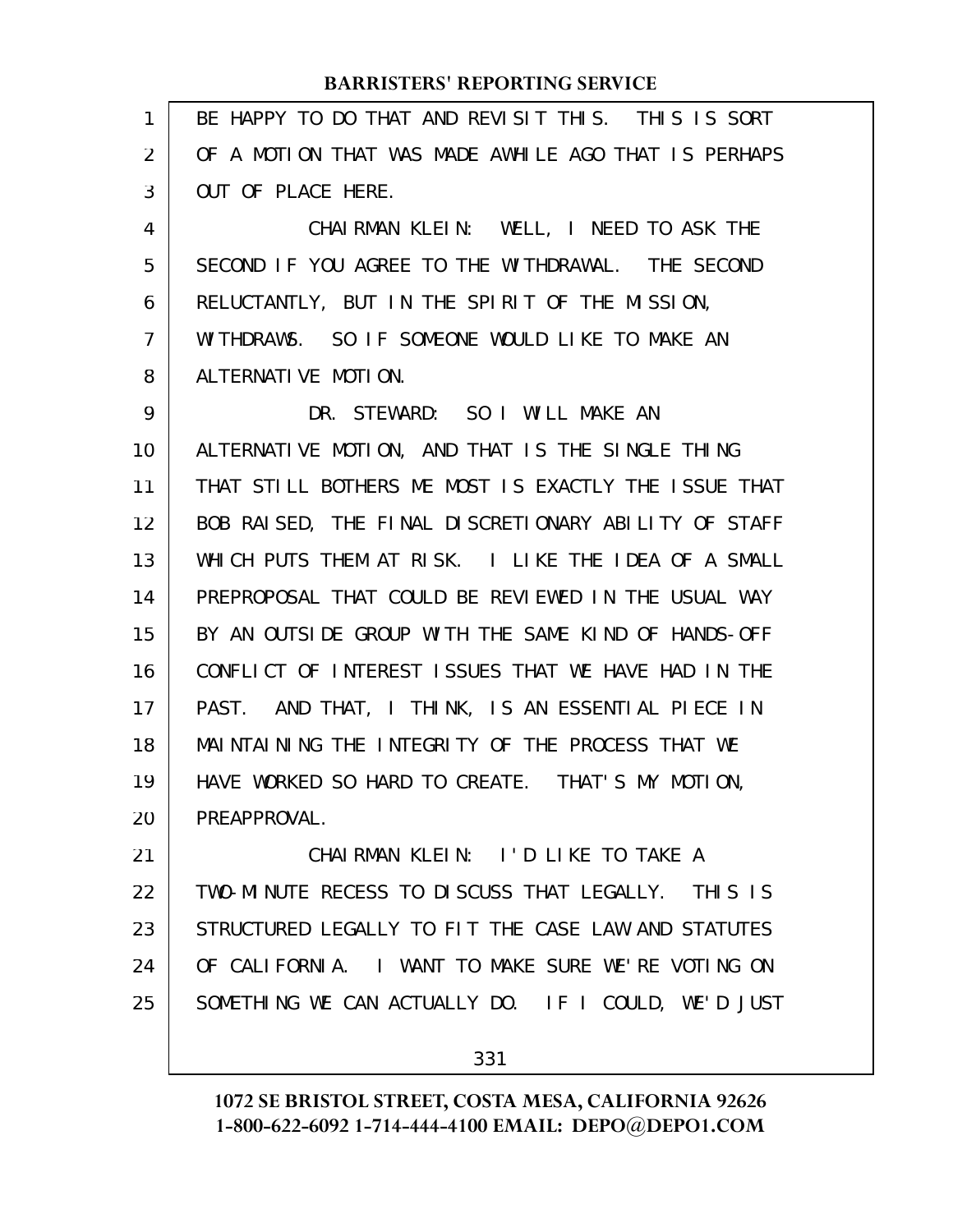BE HAPPY TO DO THAT AND REVISIT THIS. THIS IS SORT OF A MOTION THAT WAS MADE AWHILE AGO THAT IS PERHAPS OUT OF PLACE HERE.

CHAIRMAN KLEIN: WELL, I NEED TO ASK THE SECOND IF YOU AGREE TO THE WITHDRAWAL. THE SECOND RELUCTANTLY, BUT IN THE SPIRIT OF THE MISSION, WITHDRAWS. SO IF SOMEONE WOULD LIKE TO MAKE AN ALTERNATIVE MOTION.

DR. STEWARD: SO I WILL MAKE AN ALTERNATIVE MOTION, AND THAT IS THE SINGLE THING THAT STILL BOTHERS ME MOST IS EXACTLY THE ISSUE THAT BOB RAISED, THE FINAL DISCRETIONARY ABILITY OF STAFF WHICH PUTS THEM AT RISK. I LIKE THE IDEA OF A SMALL PREPROPOSAL THAT COULD BE REVIEWED IN THE USUAL WAY BY AN OUTSIDE GROUP WITH THE SAME KIND OF HANDS-OFF CONFLICT OF INTEREST ISSUES THAT WE HAVE HAD IN THE PAST. AND THAT, I THINK, IS AN ESSENTIAL PIECE IN MAINTAINING THE INTEGRITY OF THE PROCESS THAT WE HAVE WORKED SO HARD TO CREATE. THAT'S MY MOTION, PREAPPROVAL.

CHAIRMAN KLEIN: I'D LIKE TO TAKE A TWO-MINUTE RECESS TO DISCUSS THAT LEGALLY. THIS IS STRUCTURED LEGALLY TO FIT THE CASE LAW AND STATUTES OF CALIFORNIA. I WANT TO MAKE SURE WE'RE VOTING ON SOMETHING WE CAN ACTUALLY DO. IF I COULD, WE'D JUST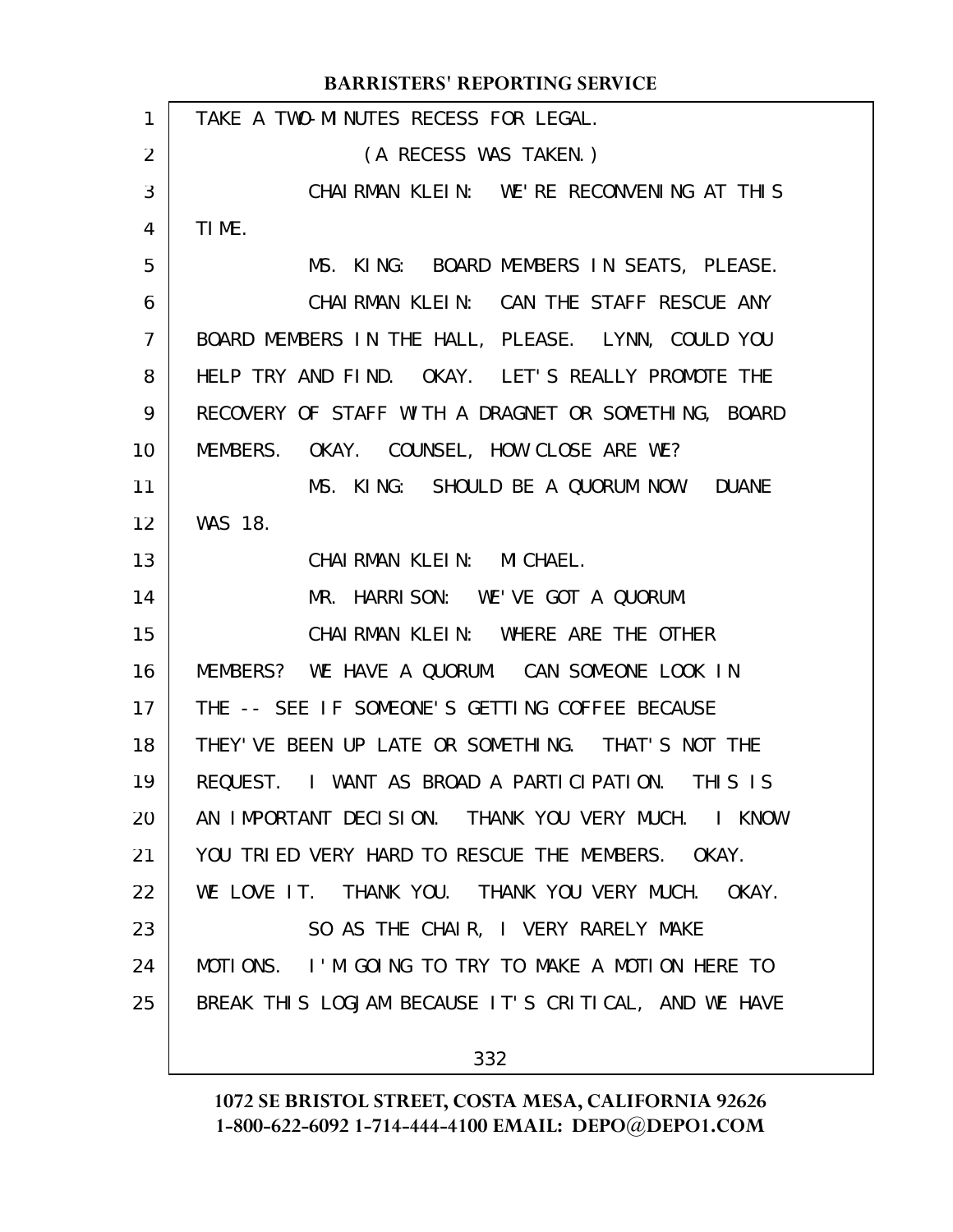TAKE A TWO-MINUTES RECESS FOR LEGAL.

(A RECESS WAS TAKEN.)

CHAIRMAN KLEIN: WE'RE RECONVENING AT THIS TIME.

MS. KING: BOARD MEMBERS IN SEATS, PLEASE.

CHAIRMAN KLEIN: CAN THE STAFF RESCUE ANY BOARD MEMBERS IN THE HALL, PLEASE. LYNN, COULD YOU HELP TRY AND FIND. OKAY. LET'S REALLY PROMOTE THE RECOVERY OF STAFF WITH A DRAGNET OR SOMETHING, BOARD MEMBERS. OKAY. COUNSEL, HOW CLOSE ARE WE?

MS. KING: SHOULD BE A QUORUM NOW. DUANE WAS 18.

CHAIRMAN KLEIN: MICHAEL.

MR. HARRISON: WE'VE GOT A QUORUM.

CHAIRMAN KLEIN: WHERE ARE THE OTHER MEMBERS? WE HAVE A QUORUM. CAN SOMEONE LOOK IN THE -- SEE IF SOMEONE'S GETTING COFFEE BECAUSE THEY'VE BEEN UP LATE OR SOMETHING. THAT'S NOT THE REQUEST. I WANT AS BROAD A PARTICIPATION. THIS IS AN IMPORTANT DECISION. THANK YOU VERY MUCH. I KNOW YOU TRIED VERY HARD TO RESCUE THE MEMBERS. OKAY. WE LOVE IT. THANK YOU. THANK YOU VERY MUCH. OKAY.

SO AS THE CHAIR, I VERY RARELY MAKE MOTIONS. I'M GOING TO TRY TO MAKE A MOTION HERE TO BREAK THIS LOGJAM BECAUSE IT'S CRITICAL, AND WE HAVE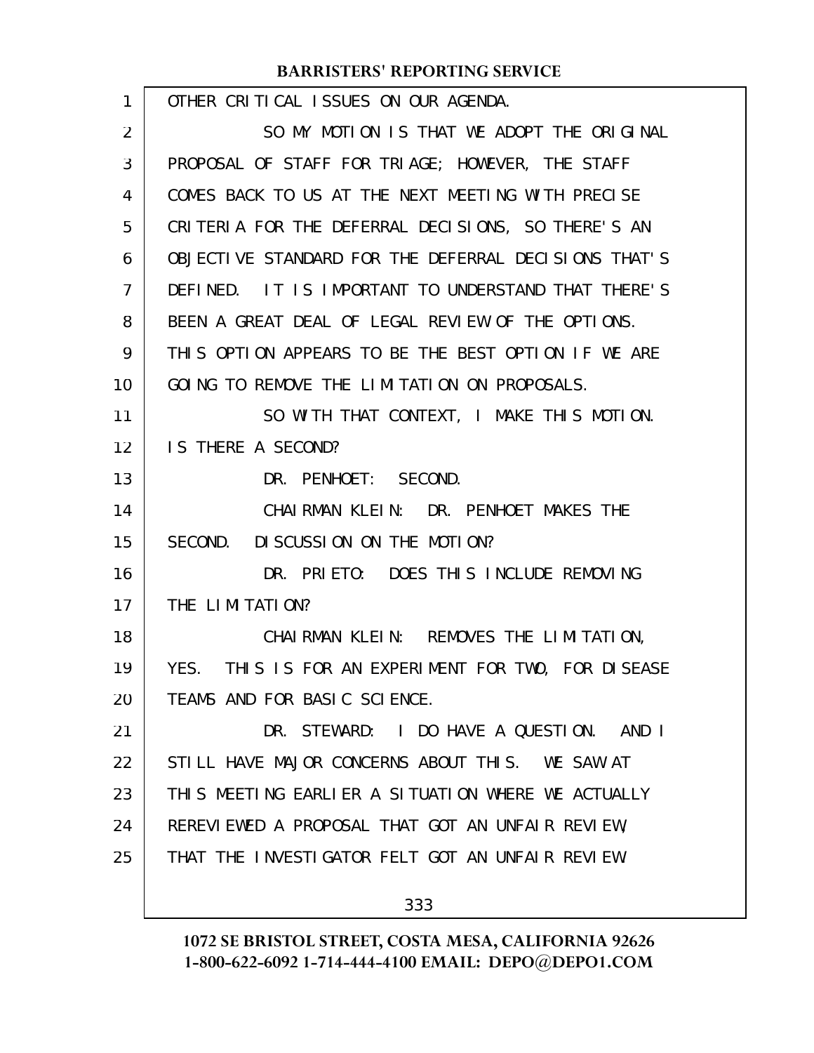OTHER CRITICAL ISSUES ON OUR AGENDA.

SO MY MOTION IS THAT WE ADOPT THE ORIGINAL PROPOSAL OF STAFF FOR TRIAGE; HOWEVER, THE STAFF COMES BACK TO US AT THE NEXT MEETING WITH PRECISE CRITERIA FOR THE DEFERRAL DECISIONS, SO THERE'S AN OBJECTIVE STANDARD FOR THE DEFERRAL DECISIONS THAT'S DEFINED. IT IS IMPORTANT TO UNDERSTAND THAT THERE'S BEEN A GREAT DEAL OF LEGAL REVIEW OF THE OPTIONS. THIS OPTION APPEARS TO BE THE BEST OPTION IF WE ARE GOING TO REMOVE THE LIMITATION ON PROPOSALS.

SO WITH THAT CONTEXT, I MAKE THIS MOTION. IS THERE A SECOND?

DR. PENHOET: SECOND.

CHAIRMAN KLEIN: DR. PENHOET MAKES THE SECOND. DISCUSSION ON THE MOTION?

DR. PRIETO: DOES THIS INCLUDE REMOVING THE LIMITATION?

CHAIRMAN KLEIN: REMOVES THE LIMITATION, YES. THIS IS FOR AN EXPERIMENT FOR TWO, FOR DISEASE TEAMS AND FOR BASIC SCIENCE.

DR. STEWARD: I DO HAVE A QUESTION. AND I STILL HAVE MAJOR CONCERNS ABOUT THIS. WE SAW AT THIS MEETING EARLIER A SITUATION WHERE WE ACTUALLY REREVIEWED A PROPOSAL THAT GOT AN UNFAIR REVIEW, THAT THE INVESTIGATOR FELT GOT AN UNFAIR REVIEW.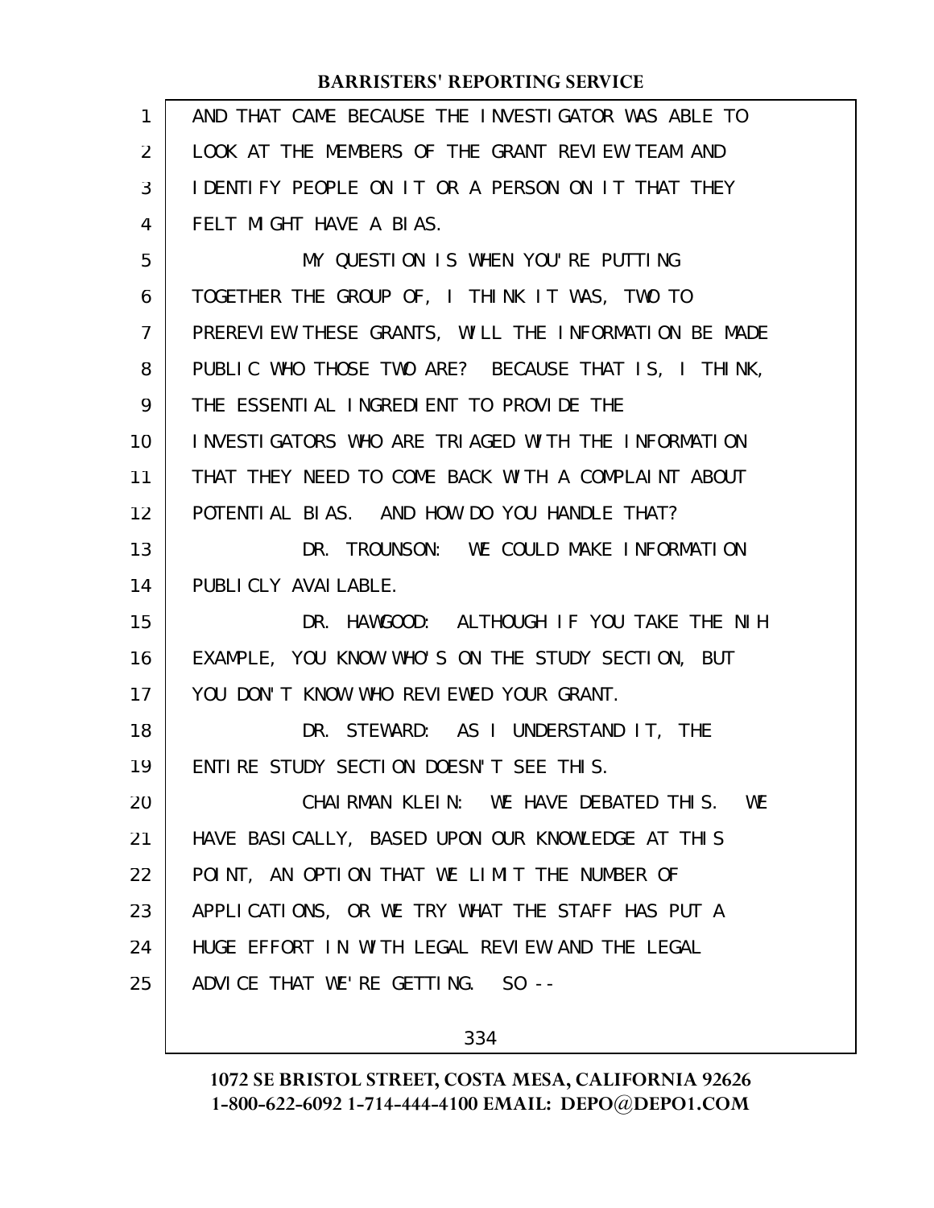AND THAT CAME BECAUSE THE INVESTIGATOR WAS ABLE TO LOOK AT THE MEMBERS OF THE GRANT REVIEW TEAM AND IDENTIFY PEOPLE ON IT OR A PERSON ON IT THAT THEY FELT MIGHT HAVE A BIAS.

MY QUESTION IS WHEN YOU'RE PUTTING TOGETHER THE GROUP OF, I THINK IT WAS, TWO TO PREREVIEW THESE GRANTS, WILL THE INFORMATION BE MADE PUBLIC WHO THOSE TWO ARE? BECAUSE THAT IS, I THINK, THE ESSENTIAL INGREDIENT TO PROVIDE THE INVESTIGATORS WHO ARE TRIAGED WITH THE INFORMATION THAT THEY NEED TO COME BACK WITH A COMPLAINT ABOUT POTENTIAL BIAS. AND HOW DO YOU HANDLE THAT?

DR. TROUNSON: WE COULD MAKE INFORMATION PUBLICLY AVAILABLE.

DR. HAWGOOD: ALTHOUGH IF YOU TAKE THE NIH EXAMPLE, YOU KNOW WHO'S ON THE STUDY SECTION, BUT YOU DON'T KNOW WHO REVIEWED YOUR GRANT.

DR. STEWARD: AS I UNDERSTAND IT, THE ENTIRE STUDY SECTION DOESN'T SEE THIS.

CHAIRMAN KLEIN: WE HAVE DEBATED THIS. WE HAVE BASICALLY, BASED UPON OUR KNOWLEDGE AT THIS POINT, AN OPTION THAT WE LIMIT THE NUMBER OF APPLICATIONS, OR WE TRY WHAT THE STAFF HAS PUT A HUGE EFFORT IN WITH LEGAL REVIEW AND THE LEGAL ADVICE THAT WE'RE GETTING. SO --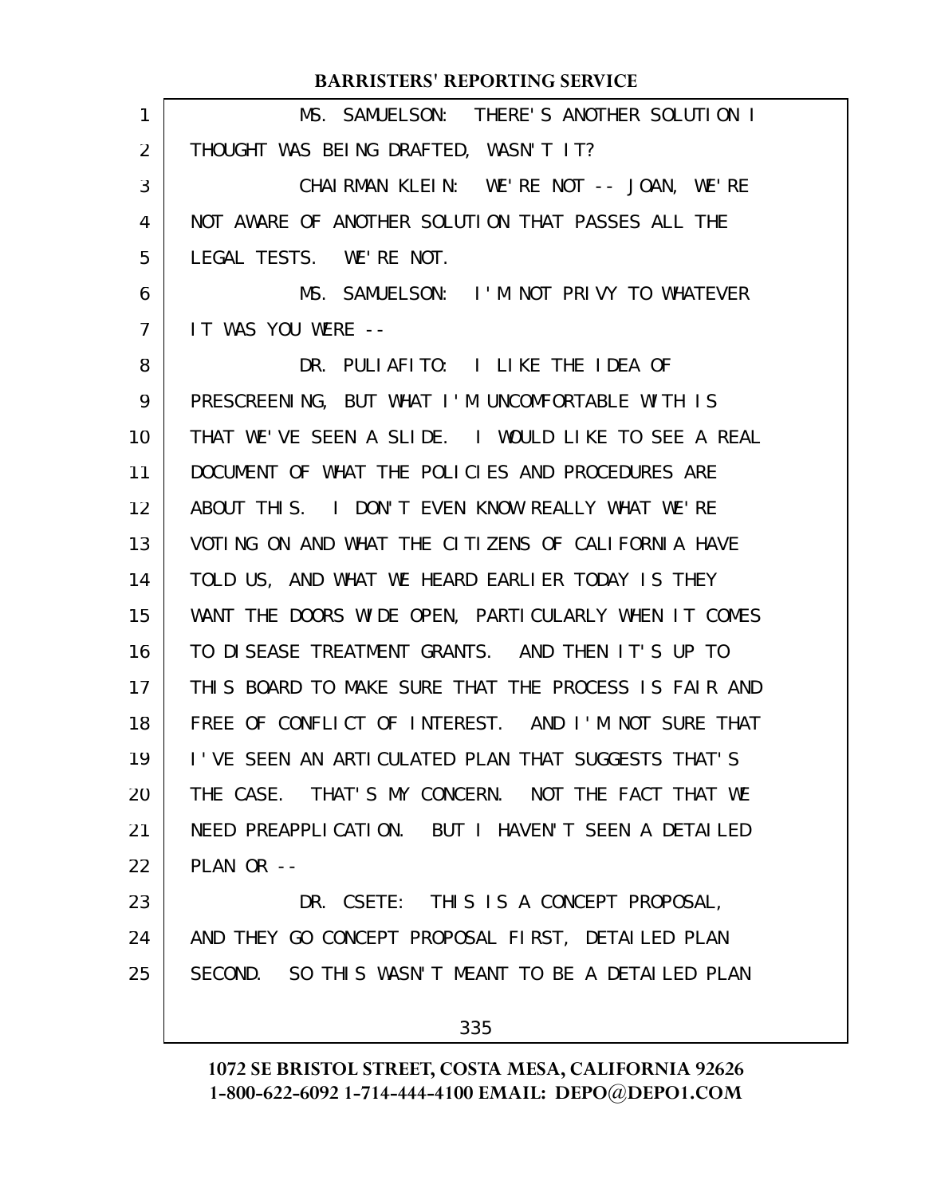MS. SAMUELSON: THERE'S ANOTHER SOLUTION I THOUGHT WAS BEING DRAFTED, WASN'T IT?

CHAIRMAN KLEIN: WE'RE NOT -- JOAN, WE'RE NOT AWARE OF ANOTHER SOLUTION THAT PASSES ALL THE LEGAL TESTS. WE'RE NOT.

MS. SAMUELSON: I'M NOT PRIVY TO WHATEVER IT WAS YOU WERE --

DR. PULIAFITO: I LIKE THE IDEA OF PRESCREENING, BUT WHAT I'M UNCOMFORTABLE WITH IS THAT WE'VE SEEN A SLIDE. I WOULD LIKE TO SEE A REAL DOCUMENT OF WHAT THE POLICIES AND PROCEDURES ARE ABOUT THIS. I DON'T EVEN KNOW REALLY WHAT WE'RE VOTING ON AND WHAT THE CITIZENS OF CALIFORNIA HAVE TOLD US, AND WHAT WE HEARD EARLIER TODAY IS THEY WANT THE DOORS WIDE OPEN, PARTICULARLY WHEN IT COMES TO DISEASE TREATMENT GRANTS. AND THEN IT'S UP TO THIS BOARD TO MAKE SURE THAT THE PROCESS IS FAIR AND FREE OF CONFLICT OF INTEREST. AND I'M NOT SURE THAT I'VE SEEN AN ARTICULATED PLAN THAT SUGGESTS THAT'S THE CASE. THAT'S MY CONCERN. NOT THE FACT THAT WE NEED PREAPPLICATION. BUT I HAVEN'T SEEN A DETAILED PLAN OR --

DR. CSETE: THIS IS A CONCEPT PROPOSAL, AND THEY GO CONCEPT PROPOSAL FIRST, DETAILED PLAN SECOND. SO THIS WASN'T MEANT TO BE A DETAILED PLAN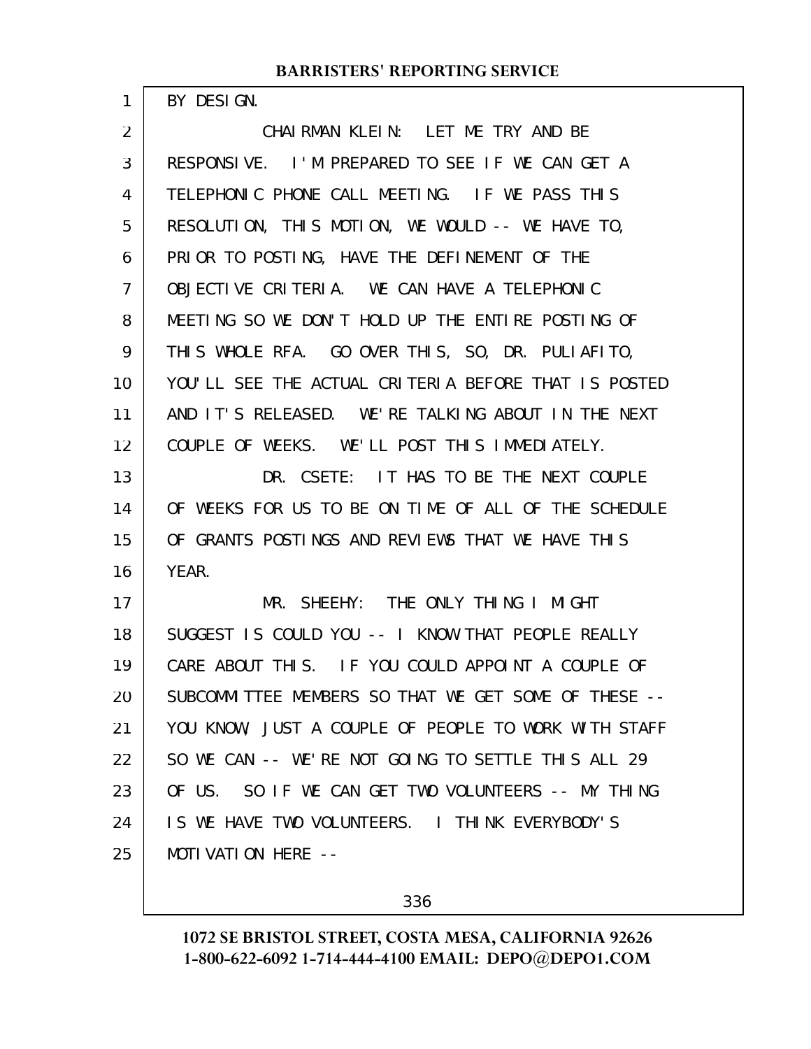BY DESIGN.

CHAIRMAN KLEIN: LET ME TRY AND BE RESPONSIVE. I'M PREPARED TO SEE IF WE CAN GET A TELEPHONIC PHONE CALL MEETING. IF WE PASS THIS RESOLUTION, THIS MOTION, WE WOULD -- WE HAVE TO, PRIOR TO POSTING, HAVE THE DEFINEMENT OF THE OBJECTIVE CRITERIA. WE CAN HAVE A TELEPHONIC MEETING SO WE DON'T HOLD UP THE ENTIRE POSTING OF THIS WHOLE RFA. GO OVER THIS, SO, DR. PULIAFITO, YOU'LL SEE THE ACTUAL CRITERIA BEFORE THAT IS POSTED AND IT'S RELEASED. WE'RE TALKING ABOUT IN THE NEXT COUPLE OF WEEKS. WE'LL POST THIS IMMEDIATELY.

DR. CSETE: IT HAS TO BE THE NEXT COUPLE OF WEEKS FOR US TO BE ON TIME OF ALL OF THE SCHEDULE OF GRANTS POSTINGS AND REVIEWS THAT WE HAVE THIS YEAR.

MR. SHEEHY: THE ONLY THING I MIGHT SUGGEST IS COULD YOU -- I KNOW THAT PEOPLE REALLY CARE ABOUT THIS. IF YOU COULD APPOINT A COUPLE OF SUBCOMMITTEE MEMBERS SO THAT WE GET SOME OF THESE -- YOU KNOW, JUST A COUPLE OF PEOPLE TO WORK WITH STAFF SO WE CAN -- WE'RE NOT GOING TO SETTLE THIS ALL 29 OF US. SO IF WE CAN GET TWO VOLUNTEERS -- MY THING IS WE HAVE TWO VOLUNTEERS. I THINK EVERYBODY'S MOTIVATION HERE --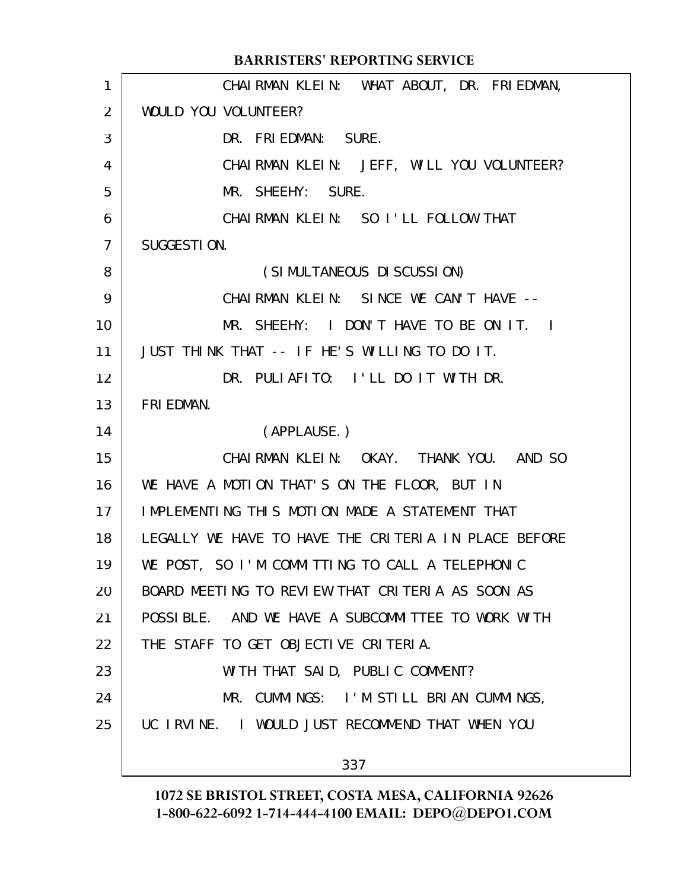CHAIRMAN KLEIN: WHAT ABOUT, DR. FRIEDMAN, WOULD YOU VOLUNTEER?

DR. FRIEDMAN: SURE.

CHAIRMAN KLEIN: JEFF, WILL YOU VOLUNTEER?

MR. SHEEHY: SURE.

CHAIRMAN KLEIN: SO I'LL FOLLOW THAT SUGGESTION.

(SIMULTANEOUS DISCUSSION)

CHAIRMAN KLEIN: SINCE WE CAN'T HAVE --

MR. SHEEHY: I DON'T HAVE TO BE ON IT. I JUST THINK THAT -- IF HE'S WILLING TO DO IT.

DR. PULIAFITO: I'LL DO IT WITH DR. FRIEDMAN.

(APPLAUSE.)

CHAIRMAN KLEIN: OKAY. THANK YOU. AND SO WE HAVE A MOTION THAT'S ON THE FLOOR, BUT IN IMPLEMENTING THIS MOTION MADE A STATEMENT THAT LEGALLY WE HAVE TO HAVE THE CRITERIA IN PLACE BEFORE WE POST, SO I'M COMMITTING TO CALL A TELEPHONIC BOARD MEETING TO REVIEW THAT CRITERIA AS SOON AS POSSIBLE. AND WE HAVE A SUBCOMMITTEE TO WORK WITH THE STAFF TO GET OBJECTIVE CRITERIA.

WITH THAT SAID, PUBLIC COMMENT?

MR. CUMMINGS: I'M STILL BRIAN CUMMINGS, UC IRVINE. I WOULD JUST RECOMMEND THAT WHEN YOU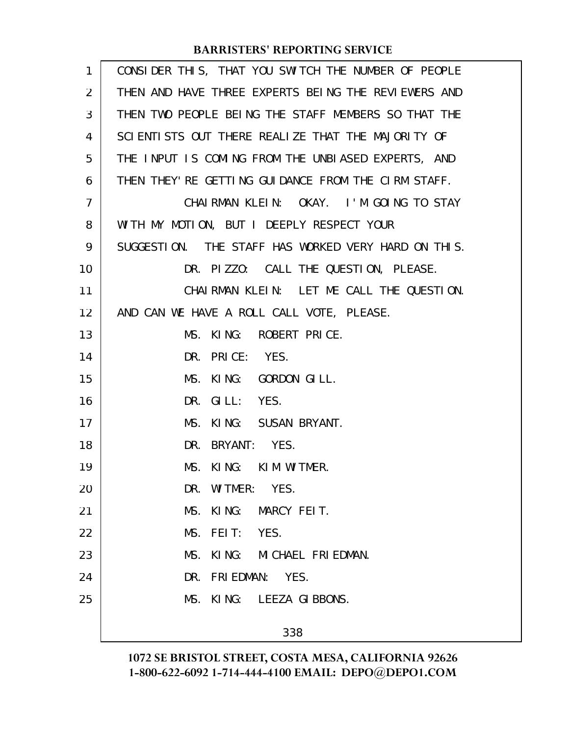CONSIDER THIS, THAT YOU SWITCH THE NUMBER OF PEOPLE THEN AND HAVE THREE EXPERTS BEING THE REVIEWERS AND THEN TWO PEOPLE BEING THE STAFF MEMBERS SO THAT THE SCIENTISTS OUT THERE REALIZE THAT THE MAJORITY OF THE INPUT IS COMING FROM THE UNBIASED EXPERTS, AND THEN THEY'RE GETTING GUIDANCE FROM THE CIRM STAFF.

CHAIRMAN KLEIN: OKAY. I'M GOING TO STAY WITH MY MOTION, BUT I DEEPLY RESPECT YOUR SUGGESTION. THE STAFF HAS WORKED VERY HARD ON THIS.

DR. PIZZO: CALL THE QUESTION, PLEASE.

CHAIRMAN KLEIN: LET ME CALL THE QUESTION. AND CAN WE HAVE A ROLL CALL VOTE, PLEASE.

MS. KING: ROBERT PRICE.

DR. PRICE: YES.

MS. KING: GORDON GILL.

DR. GILL: YES.

MS. KING: SUSAN BRYANT.

DR. BRYANT: YES.

MS. KING: KIM WITMER.

DR. WITMER: YES.

MS. KING: MARCY FEIT.

MS. FEIT: YES.

MS. KING: MICHAEL FRIEDMAN.

DR. FRIEDMAN: YES.

MS. KING: LEEZA GIBBONS.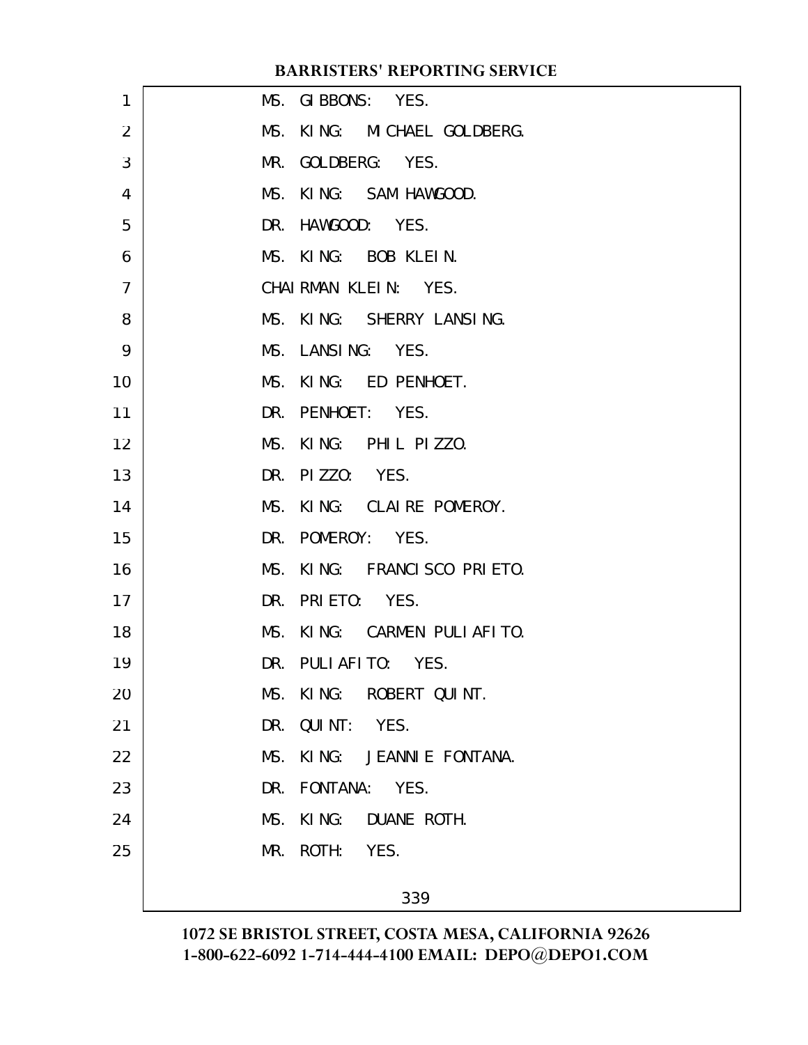MS. GIBBONS: YES.

MS. KING: MICHAEL GOLDBERG.

MR. GOLDBERG: YES.

MS. KING: SAM HAWGOOD.

DR. HAWGOOD: YES.

MS. KING: BOB KLEIN.

CHAIRMAN KLEIN: YES.

MS. KING: SHERRY LANSING.

MS. LANSING: YES.

MS. KING: ED PENHOET.

DR. PENHOET: YES.

MS. KING: PHIL PIZZO.

DR. PIZZO: YES.

MS. KING: CLAIRE POMEROY.

DR. POMEROY: YES.

MS. KING: FRANCISCO PRIETO.

DR. PRIETO: YES.

MS. KING: CARMEN PULIAFITO.

DR. PULIAFITO: YES.

MS. KING: ROBERT QUINT.

DR. QUINT: YES.

MS. KING: JEANNIE FONTANA.

DR. FONTANA: YES.

MS. KING: DUANE ROTH.

MR. ROTH: YES.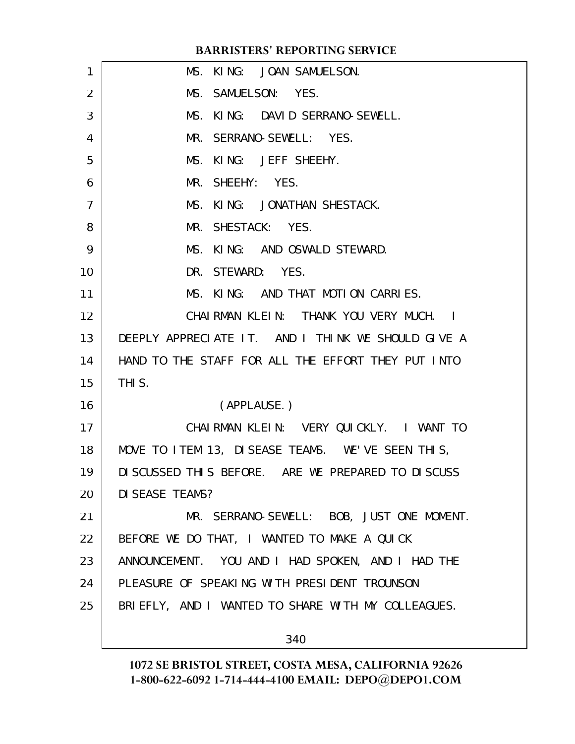MS. KING: JOAN SAMUELSON.

MS. SAMUELSON: YES.

MS. KING: DAVID SERRANO-SEWELL.

MR. SERRANO-SEWELL: YES.

MS. KING: JEFF SHEEHY.

MR. SHEEHY: YES.

MS. KING: JONATHAN SHESTACK.

MR. SHESTACK: YES.

MS. KING: AND OSWALD STEWARD.

DR. STEWARD: YES.

MS. KING: AND THAT MOTION CARRIES.

CHAIRMAN KLEIN: THANK YOU VERY MUCH. I DEEPLY APPRECIATE IT. AND I THINK WE SHOULD GIVE A HAND TO THE STAFF FOR ALL THE EFFORT THEY PUT INTO THIS.

(APPLAUSE.)

CHAIRMAN KLEIN: VERY QUICKLY. I WANT TO MOVE TO ITEM 13, DISEASE TEAMS. WE'VE SEEN THIS, DISCUSSED THIS BEFORE. ARE WE PREPARED TO DISCUSS DISEASE TEAMS?

MR. SERRANO-SEWELL: BOB, JUST ONE MOMENT. BEFORE WE DO THAT, I WANTED TO MAKE A QUICK ANNOUNCEMENT. YOU AND I HAD SPOKEN, AND I HAD THE PLEASURE OF SPEAKING WITH PRESIDENT TROUNSON BRIEFLY, AND I WANTED TO SHARE WITH MY COLLEAGUES.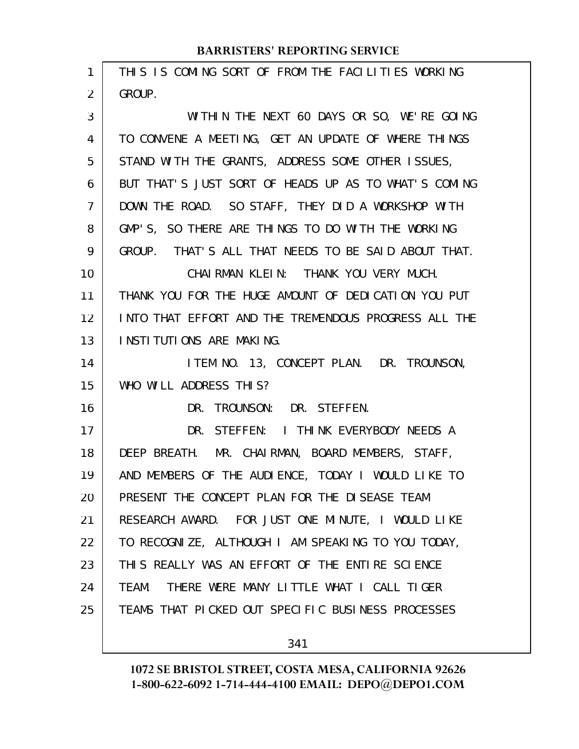THIS IS COMING SORT OF FROM THE FACILITIES WORKING GROUP.

WITHIN THE NEXT 60 DAYS OR SO, WE'RE GOING TO CONVENE A MEETING, GET AN UPDATE OF WHERE THINGS STAND WITH THE GRANTS, ADDRESS SOME OTHER ISSUES, BUT THAT'S JUST SORT OF HEADS UP AS TO WHAT'S COMING DOWN THE ROAD. SO STAFF, THEY DID A WORKSHOP WITH GMP'S, SO THERE ARE THINGS TO DO WITH THE WORKING GROUP. THAT'S ALL THAT NEEDS TO BE SAID ABOUT THAT.

CHAIRMAN KLEIN: THANK YOU VERY MUCH. THANK YOU FOR THE HUGE AMOUNT OF DEDICATION YOU PUT INTO THAT EFFORT AND THE TREMENDOUS PROGRESS ALL THE INSTITUTIONS ARE MAKING.

ITEM NO. 13, CONCEPT PLAN. DR. TROUNSON, WHO WILL ADDRESS THIS?

DR. TROUNSON: DR. STEFFEN.

DR. STEFFEN: I THINK EVERYBODY NEEDS A DEEP BREATH. MR. CHAIRMAN, BOARD MEMBERS, STAFF, AND MEMBERS OF THE AUDIENCE, TODAY I WOULD LIKE TO PRESENT THE CONCEPT PLAN FOR THE DISEASE TEAM RESEARCH AWARD. FOR JUST ONE MINUTE, I WOULD LIKE TO RECOGNIZE, ALTHOUGH I AM SPEAKING TO YOU TODAY, THIS REALLY WAS AN EFFORT OF THE ENTIRE SCIENCE TEAM. THERE WERE MANY LITTLE WHAT I CALL TIGER TEAMS THAT PICKED OUT SPECIFIC BUSINESS PROCESSES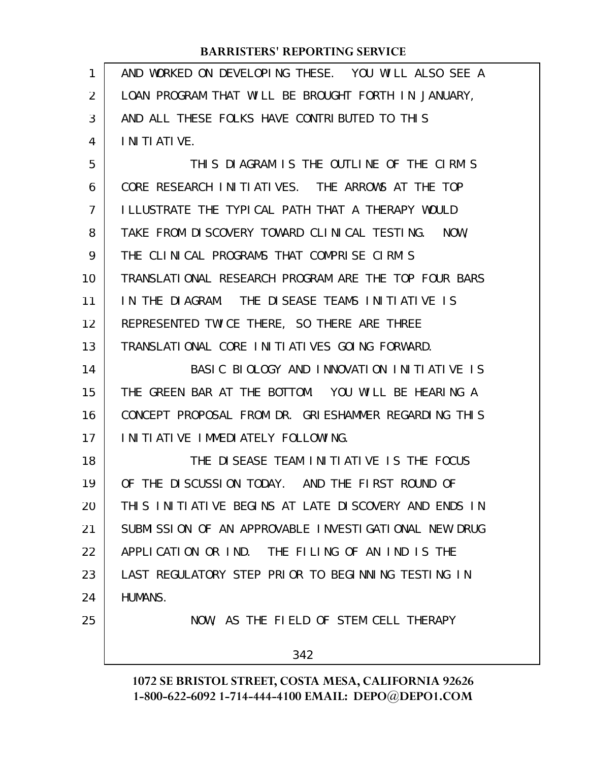AND WORKED ON DEVELOPING THESE. YOU WILL ALSO SEE A LOAN PROGRAM THAT WILL BE BROUGHT FORTH IN JANUARY, AND ALL THESE FOLKS HAVE CONTRIBUTED TO THIS INITIATIVE.

THIS DIAGRAM IS THE OUTLINE OF THE CIRM'S CORE RESEARCH INITIATIVES. THE ARROWS AT THE TOP ILLUSTRATE THE TYPICAL PATH THAT A THERAPY WOULD TAKE FROM DISCOVERY TOWARD CLINICAL TESTING. NOW, THE CLINICAL PROGRAMS THAT COMPRISE CIRM'S TRANSLATIONAL RESEARCH PROGRAM ARE THE TOP FOUR BARS IN THE DIAGRAM. THE DISEASE TEAMS INITIATIVE IS REPRESENTED TWICE THERE, SO THERE ARE THREE TRANSLATIONAL CORE INITIATIVES GOING FORWARD.

BASIC BIOLOGY AND INNOVATION INITIATIVE IS THE GREEN BAR AT THE BOTTOM. YOU WILL BE HEARING A CONCEPT PROPOSAL FROM DR. GRIESHAMMER REGARDING THIS INITIATIVE IMMEDIATELY FOLLOWING.

THE DISEASE TEAM INITIATIVE IS THE FOCUS OF THE DISCUSSION TODAY. AND THE FIRST ROUND OF THIS INITIATIVE BEGINS AT LATE DISCOVERY AND ENDS IN SUBMISSION OF AN APPROVABLE INVESTIGATIONAL NEW DRUG APPLICATION OR IND. THE FILING OF AN IND IS THE LAST REGULATORY STEP PRIOR TO BEGINNING TESTING IN HUMANS.

NOW, AS THE FIELD OF STEM CELL THERAPY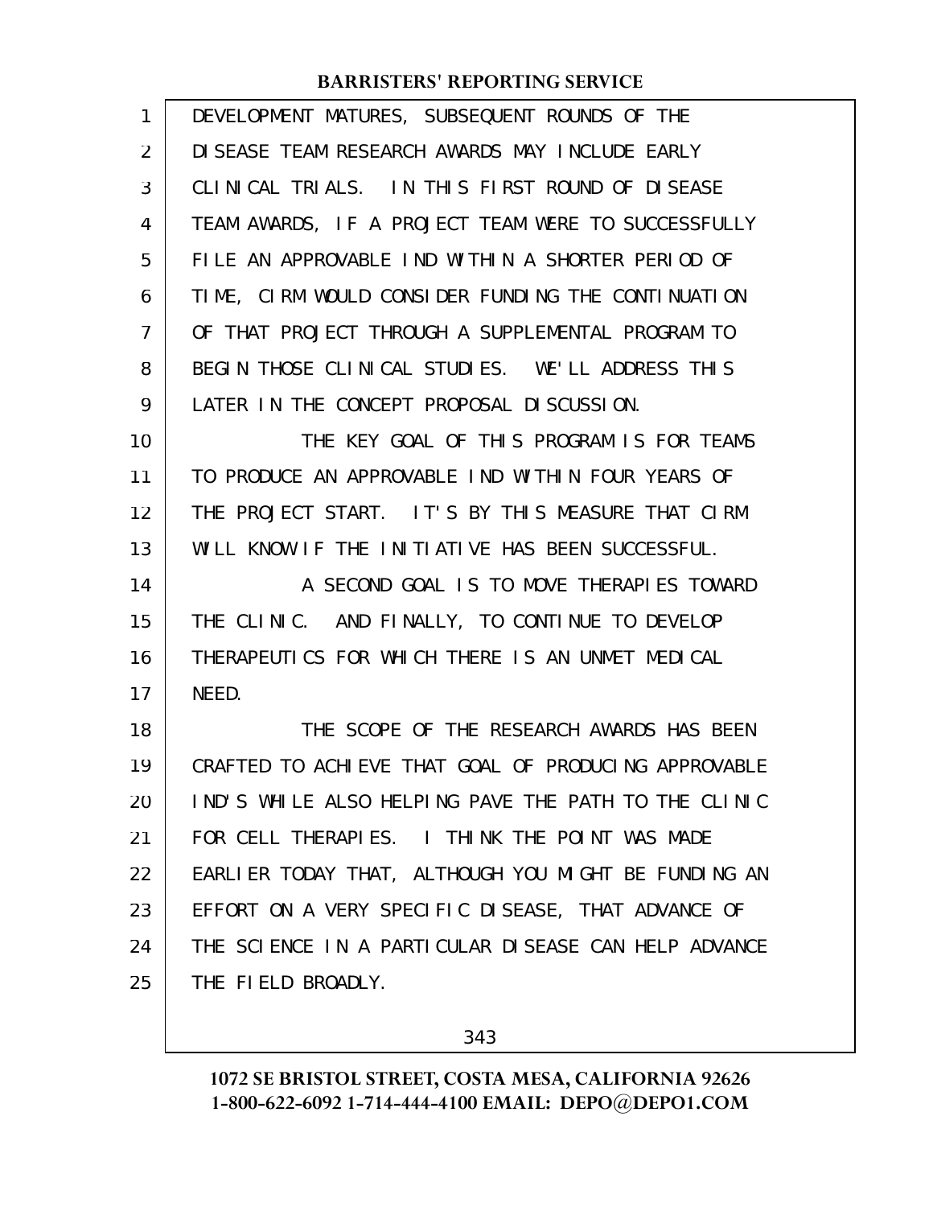DEVELOPMENT MATURES, SUBSEQUENT ROUNDS OF THE DISEASE TEAM RESEARCH AWARDS MAY INCLUDE EARLY CLINICAL TRIALS. IN THIS FIRST ROUND OF DISEASE TEAM AWARDS, IF A PROJECT TEAM WERE TO SUCCESSFULLY FILE AN APPROVABLE IND WITHIN A SHORTER PERIOD OF TIME, CIRM WOULD CONSIDER FUNDING THE CONTINUATION OF THAT PROJECT THROUGH A SUPPLEMENTAL PROGRAM TO BEGIN THOSE CLINICAL STUDIES. WE'LL ADDRESS THIS LATER IN THE CONCEPT PROPOSAL DISCUSSION.

THE KEY GOAL OF THIS PROGRAM IS FOR TEAMS TO PRODUCE AN APPROVABLE IND WITHIN FOUR YEARS OF THE PROJECT START. IT'S BY THIS MEASURE THAT CIRM WILL KNOW IF THE INITIATIVE HAS BEEN SUCCESSFUL.

A SECOND GOAL IS TO MOVE THERAPIES TOWARD THE CLINIC. AND FINALLY, TO CONTINUE TO DEVELOP THERAPEUTICS FOR WHICH THERE IS AN UNMET MEDICAL NEED.

THE SCOPE OF THE RESEARCH AWARDS HAS BEEN CRAFTED TO ACHIEVE THAT GOAL OF PRODUCING APPROVABLE IND'S WHILE ALSO HELPING PAVE THE PATH TO THE CLINIC FOR CELL THERAPIES. I THINK THE POINT WAS MADE EARLIER TODAY THAT, ALTHOUGH YOU MIGHT BE FUNDING AN EFFORT ON A VERY SPECIFIC DISEASE, THAT ADVANCE OF THE SCIENCE IN A PARTICULAR DISEASE CAN HELP ADVANCE THE FIELD BROADLY.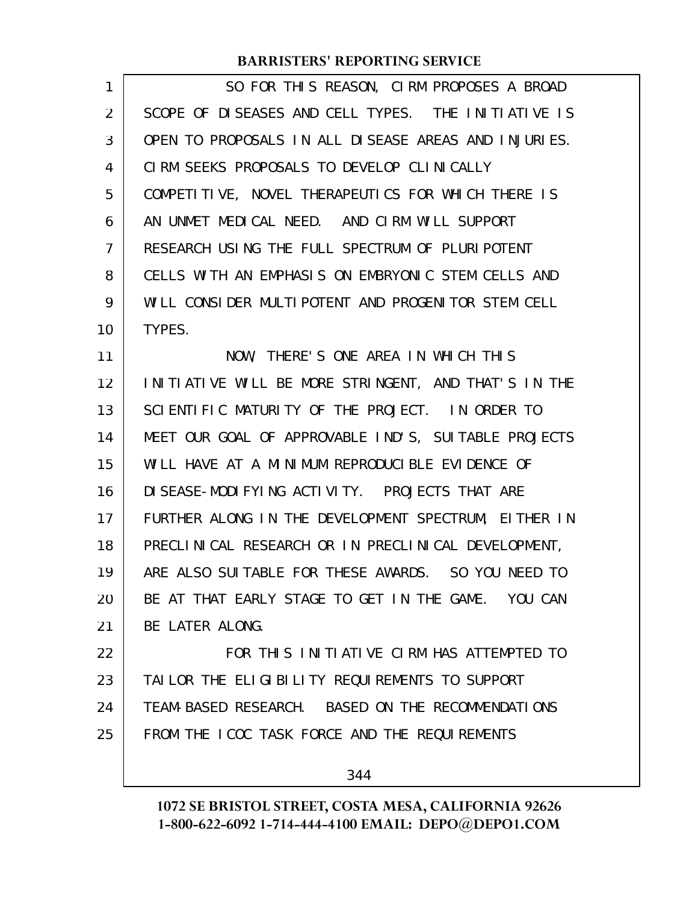SO FOR THIS REASON, CIRM PROPOSES A BROAD SCOPE OF DISEASES AND CELL TYPES. THE INITIATIVE IS OPEN TO PROPOSALS IN ALL DISEASE AREAS AND INJURIES. CIRM SEEKS PROPOSALS TO DEVELOP CLINICALLY COMPETITIVE, NOVEL THERAPEUTICS FOR WHICH THERE IS AN UNMET MEDICAL NEED. AND CIRM WILL SUPPORT RESEARCH USING THE FULL SPECTRUM OF PLURIPOTENT CELLS WITH AN EMPHASIS ON EMBRYONIC STEM CELLS AND WILL CONSIDER MULTIPOTENT AND PROGENITOR STEM CELL TYPES.

NOW, THERE'S ONE AREA IN WHICH THIS INITIATIVE WILL BE MORE STRINGENT, AND THAT'S IN THE SCIENTIFIC MATURITY OF THE PROJECT. IN ORDER TO MEET OUR GOAL OF APPROVABLE IND'S, SUITABLE PROJECTS WILL HAVE AT A MINIMUM REPRODUCIBLE EVIDENCE OF DISEASE-MODIFYING ACTIVITY. PROJECTS THAT ARE FURTHER ALONG IN THE DEVELOPMENT SPECTRUM, EITHER IN PRECLINICAL RESEARCH OR IN PRECLINICAL DEVELOPMENT, ARE ALSO SUITABLE FOR THESE AWARDS. SO YOU NEED TO BE AT THAT EARLY STAGE TO GET IN THE GAME. YOU CAN BE LATER ALONG.

FOR THIS INITIATIVE CIRM HAS ATTEMPTED TO TAILOR THE ELIGIBILITY REQUIREMENTS TO SUPPORT TEAM-BASED RESEARCH. BASED ON THE RECOMMENDATIONS FROM THE ICOC TASK FORCE AND THE REQUIREMENTS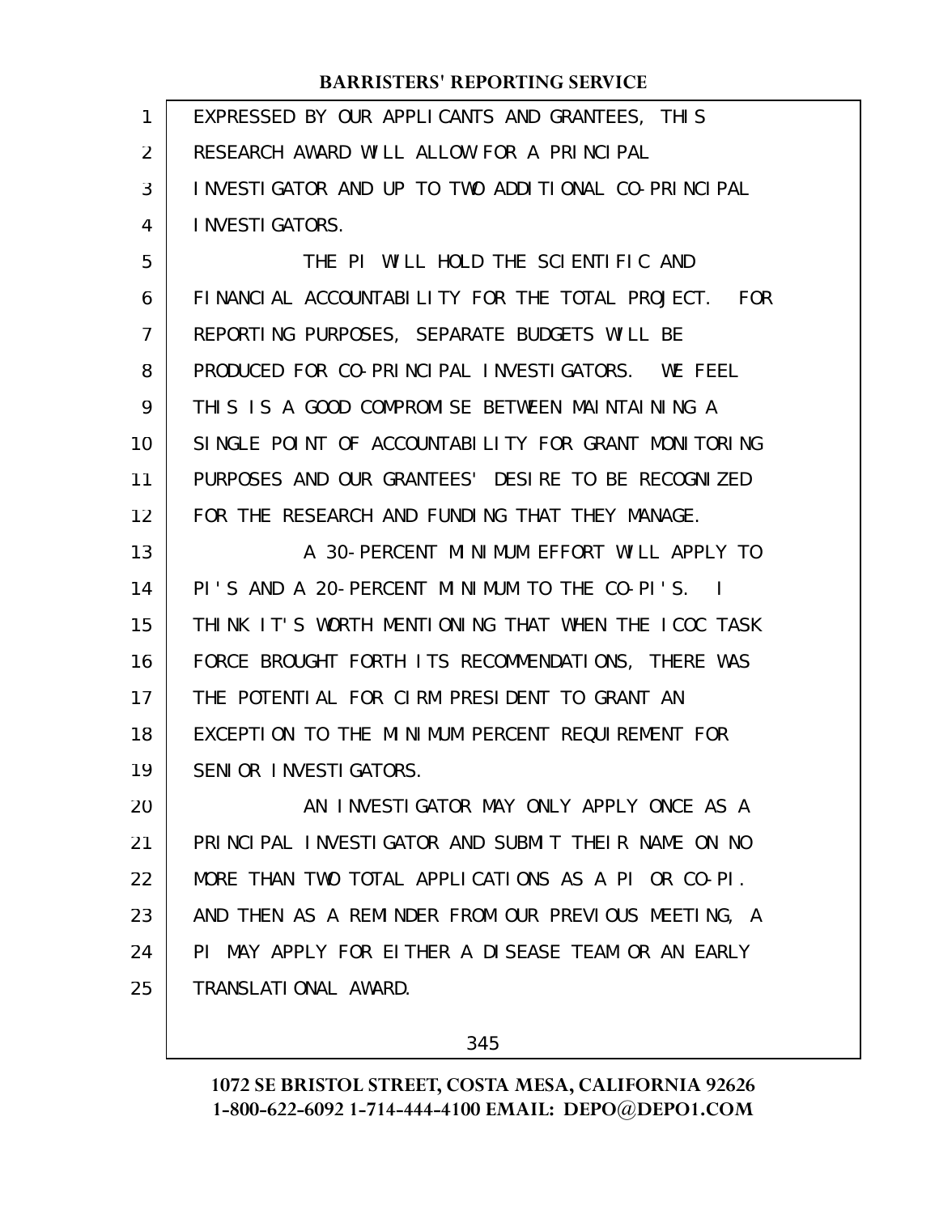EXPRESSED BY OUR APPLICANTS AND GRANTEES, THIS RESEARCH AWARD WILL ALLOW FOR A PRINCIPAL INVESTIGATOR AND UP TO TWO ADDITIONAL CO-PRINCIPAL INVESTIGATORS.

THE PI WILL HOLD THE SCIENTIFIC AND FINANCIAL ACCOUNTABILITY FOR THE TOTAL PROJECT. FOR REPORTING PURPOSES, SEPARATE BUDGETS WILL BE PRODUCED FOR CO-PRINCIPAL INVESTIGATORS. WE FEEL THIS IS A GOOD COMPROMISE BETWEEN MAINTAINING A SINGLE POINT OF ACCOUNTABILITY FOR GRANT MONITORING PURPOSES AND OUR GRANTEES' DESIRE TO BE RECOGNIZED FOR THE RESEARCH AND FUNDING THAT THEY MANAGE.

A 30-PERCENT MINIMUM EFFORT WILL APPLY TO PI'S AND A 20-PERCENT MINIMUM TO THE CO-PI'S. I THINK IT'S WORTH MENTIONING THAT WHEN THE ICOC TASK FORCE BROUGHT FORTH ITS RECOMMENDATIONS, THERE WAS THE POTENTIAL FOR CIRM PRESIDENT TO GRANT AN EXCEPTION TO THE MINIMUM PERCENT REQUIREMENT FOR SENIOR INVESTIGATORS.

AN INVESTIGATOR MAY ONLY APPLY ONCE AS A PRINCIPAL INVESTIGATOR AND SUBMIT THEIR NAME ON NO MORE THAN TWO TOTAL APPLICATIONS AS A PI OR CO-PI. AND THEN AS A REMINDER FROM OUR PREVIOUS MEETING, A PI MAY APPLY FOR EITHER A DISEASE TEAM OR AN EARLY TRANSLATIONAL AWARD.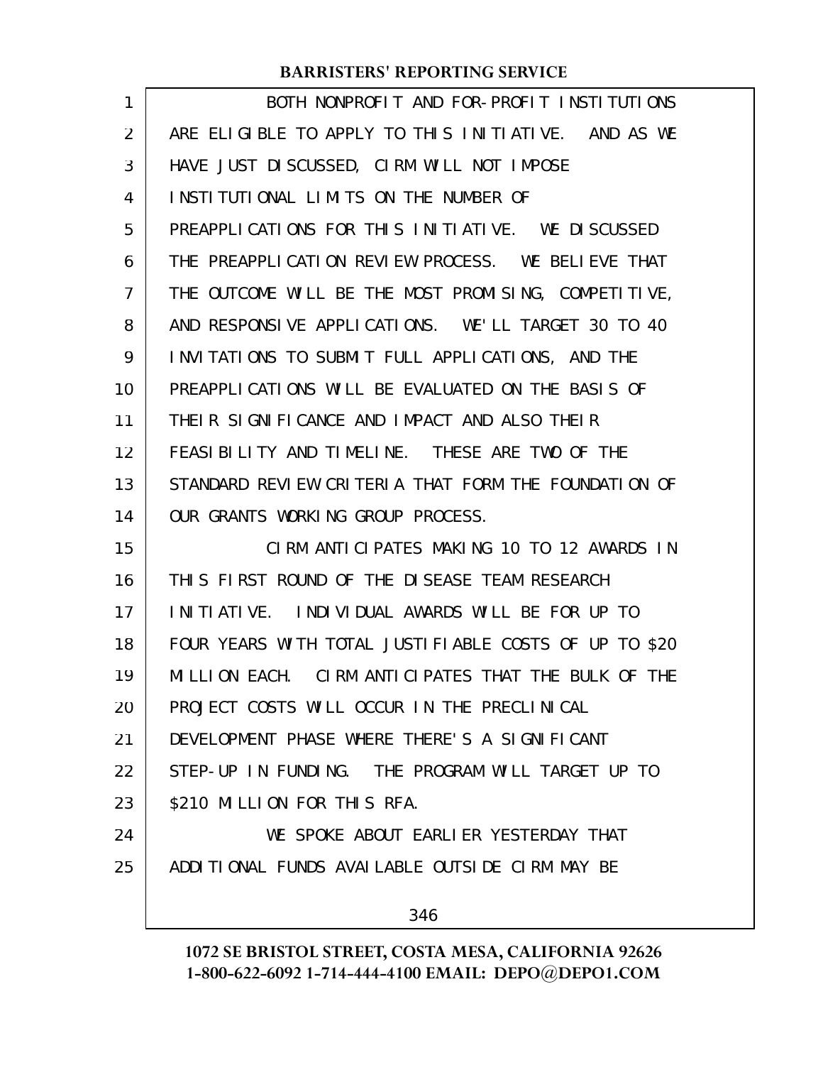BOTH NONPROFIT AND FOR-PROFIT INSTITUTIONS ARE ELIGIBLE TO APPLY TO THIS INITIATIVE. AND AS WE HAVE JUST DISCUSSED, CIRM WILL NOT IMPOSE INSTITUTIONAL LIMITS ON THE NUMBER OF PREAPPLICATIONS FOR THIS INITIATIVE. WE DISCUSSED THE PREAPPLICATION REVIEW PROCESS. WE BELIEVE THAT THE OUTCOME WILL BE THE MOST PROMISING, COMPETITIVE, AND RESPONSIVE APPLICATIONS. WE'LL TARGET 30 TO 40 INVITATIONS TO SUBMIT FULL APPLICATIONS, AND THE PREAPPLICATIONS WILL BE EVALUATED ON THE BASIS OF THEIR SIGNIFICANCE AND IMPACT AND ALSO THEIR FEASIBILITY AND TIMELINE. THESE ARE TWO OF THE STANDARD REVIEW CRITERIA THAT FORM THE FOUNDATION OF OUR GRANTS WORKING GROUP PROCESS.

CIRM ANTICIPATES MAKING 10 TO 12 AWARDS IN THIS FIRST ROUND OF THE DISEASE TEAM RESEARCH INITIATIVE. INDIVIDUAL AWARDS WILL BE FOR UP TO FOUR YEARS WITH TOTAL JUSTIFIABLE COSTS OF UP TO $20 MILLION EACH. CIRM ANTICIPATES THAT THE BULK OF THE PROJECT COSTS WILL OCCUR IN THE PRECLINICAL DEVELOPMENT PHASE WHERE THERE'S A SIGNIFICANT STEP-UP IN FUNDING. THE PROGRAM WILL TARGET UP TO $210 MILLION FOR THIS RFA.

WE SPOKE ABOUT EARLIER YESTERDAY THAT ADDITIONAL FUNDS AVAILABLE OUTSIDE CIRM MAY BE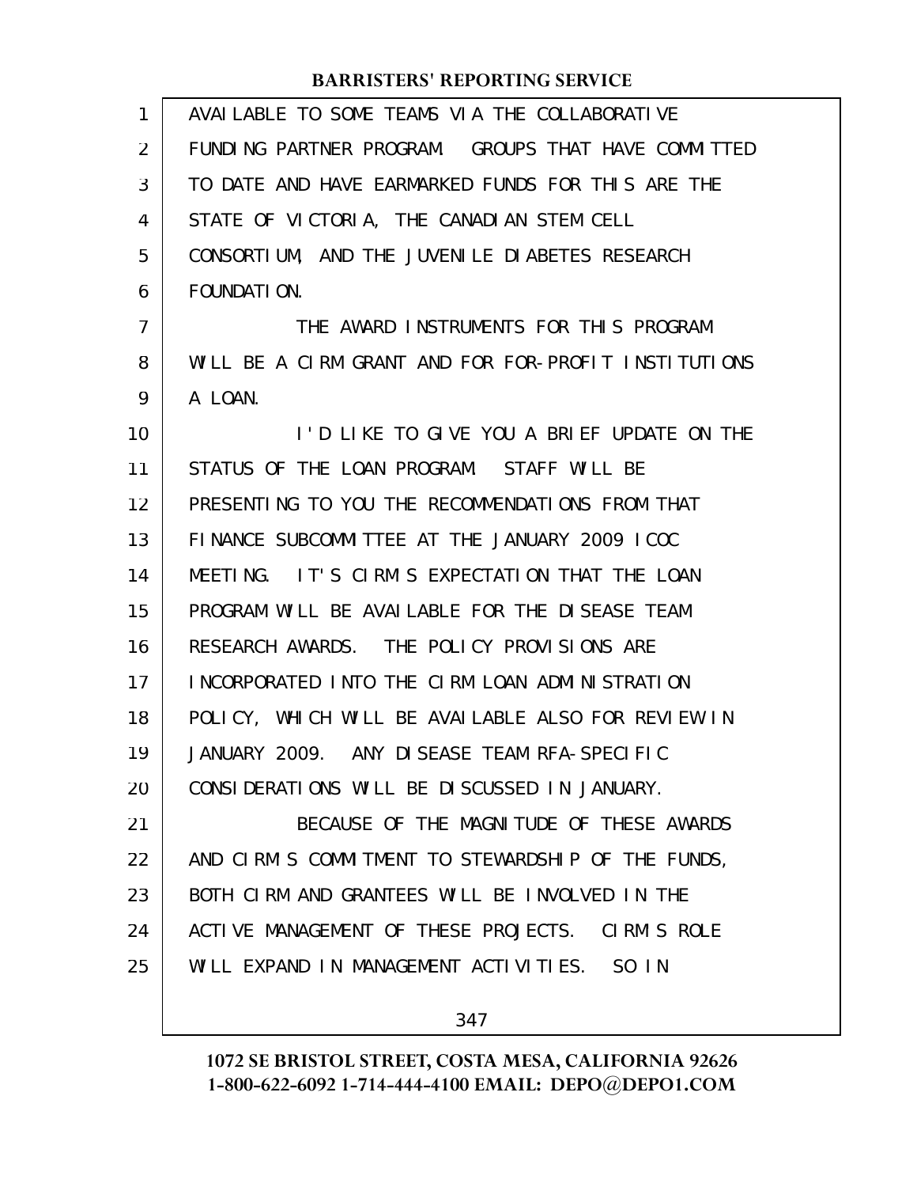AVAILABLE TO SOME TEAMS VIA THE COLLABORATIVE FUNDING PARTNER PROGRAM. GROUPS THAT HAVE COMMITTED TO DATE AND HAVE EARMARKED FUNDS FOR THIS ARE THE STATE OF VICTORIA, THE CANADIAN STEM CELL CONSORTIUM, AND THE JUVENILE DIABETES RESEARCH FOUNDATION.

THE AWARD INSTRUMENTS FOR THIS PROGRAM WILL BE A CIRM GRANT AND FOR FOR-PROFIT INSTITUTIONS A LOAN.

I'D LIKE TO GIVE YOU A BRIEF UPDATE ON THE STATUS OF THE LOAN PROGRAM. STAFF WILL BE PRESENTING TO YOU THE RECOMMENDATIONS FROM THAT FINANCE SUBCOMMITTEE AT THE JANUARY 2009 ICOC MEETING. IT'S CIRM'S EXPECTATION THAT THE LOAN PROGRAM WILL BE AVAILABLE FOR THE DISEASE TEAM RESEARCH AWARDS. THE POLICY PROVISIONS ARE INCORPORATED INTO THE CIRM LOAN ADMINISTRATION POLICY, WHICH WILL BE AVAILABLE ALSO FOR REVIEW IN JANUARY 2009. ANY DISEASE TEAM RFA-SPECIFIC CONSIDERATIONS WILL BE DISCUSSED IN JANUARY.

BECAUSE OF THE MAGNITUDE OF THESE AWARDS AND CIRM'S COMMITMENT TO STEWARDSHIP OF THE FUNDS, BOTH CIRM AND GRANTEES WILL BE INVOLVED IN THE ACTIVE MANAGEMENT OF THESE PROJECTS. CIRM'S ROLE WILL EXPAND IN MANAGEMENT ACTIVITIES. SO IN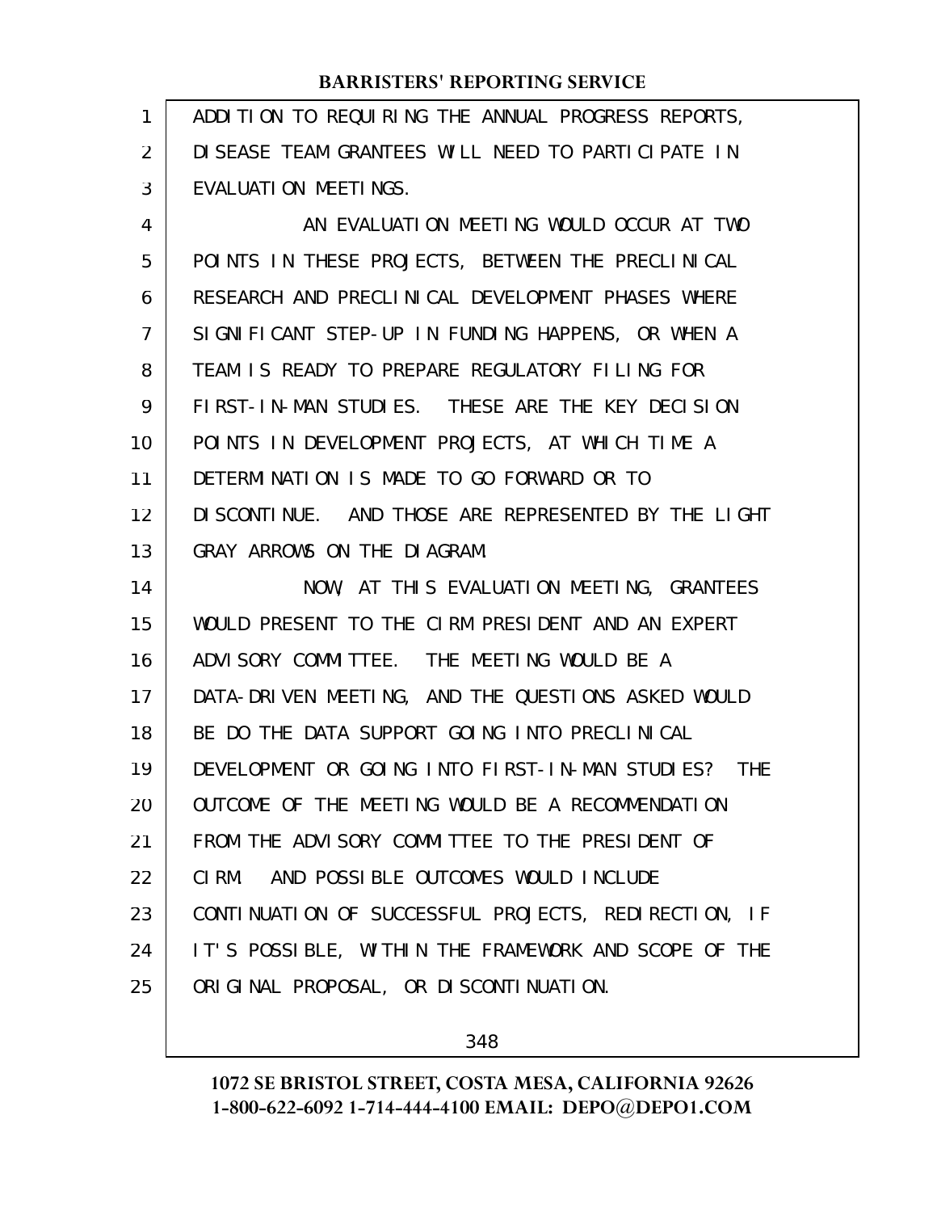ADDITION TO REQUIRING THE ANNUAL PROGRESS REPORTS, DISEASE TEAM GRANTEES WILL NEED TO PARTICIPATE IN EVALUATION MEETINGS.

AN EVALUATION MEETING WOULD OCCUR AT TWO POINTS IN THESE PROJECTS, BETWEEN THE PRECLINICAL RESEARCH AND PRECLINICAL DEVELOPMENT PHASES WHERE SIGNIFICANT STEP-UP IN FUNDING HAPPENS, OR WHEN A TEAM IS READY TO PREPARE REGULATORY FILING FOR FIRST-IN-MAN STUDIES. THESE ARE THE KEY DECISION POINTS IN DEVELOPMENT PROJECTS, AT WHICH TIME A DETERMINATION IS MADE TO GO FORWARD OR TO DISCONTINUE. AND THOSE ARE REPRESENTED BY THE LIGHT GRAY ARROWS ON THE DIAGRAM.

NOW, AT THIS EVALUATION MEETING, GRANTEES WOULD PRESENT TO THE CIRM PRESIDENT AND AN EXPERT ADVISORY COMMITTEE. THE MEETING WOULD BE A DATA-DRIVEN MEETING, AND THE QUESTIONS ASKED WOULD BE DO THE DATA SUPPORT GOING INTO PRECLINICAL DEVELOPMENT OR GOING INTO FIRST-IN-MAN STUDIES? THE OUTCOME OF THE MEETING WOULD BE A RECOMMENDATION FROM THE ADVISORY COMMITTEE TO THE PRESIDENT OF CIRM. AND POSSIBLE OUTCOMES WOULD INCLUDE CONTINUATION OF SUCCESSFUL PROJECTS, REDIRECTION, IF IT'S POSSIBLE, WITHIN THE FRAMEWORK AND SCOPE OF THE ORIGINAL PROPOSAL, OR DISCONTINUATION.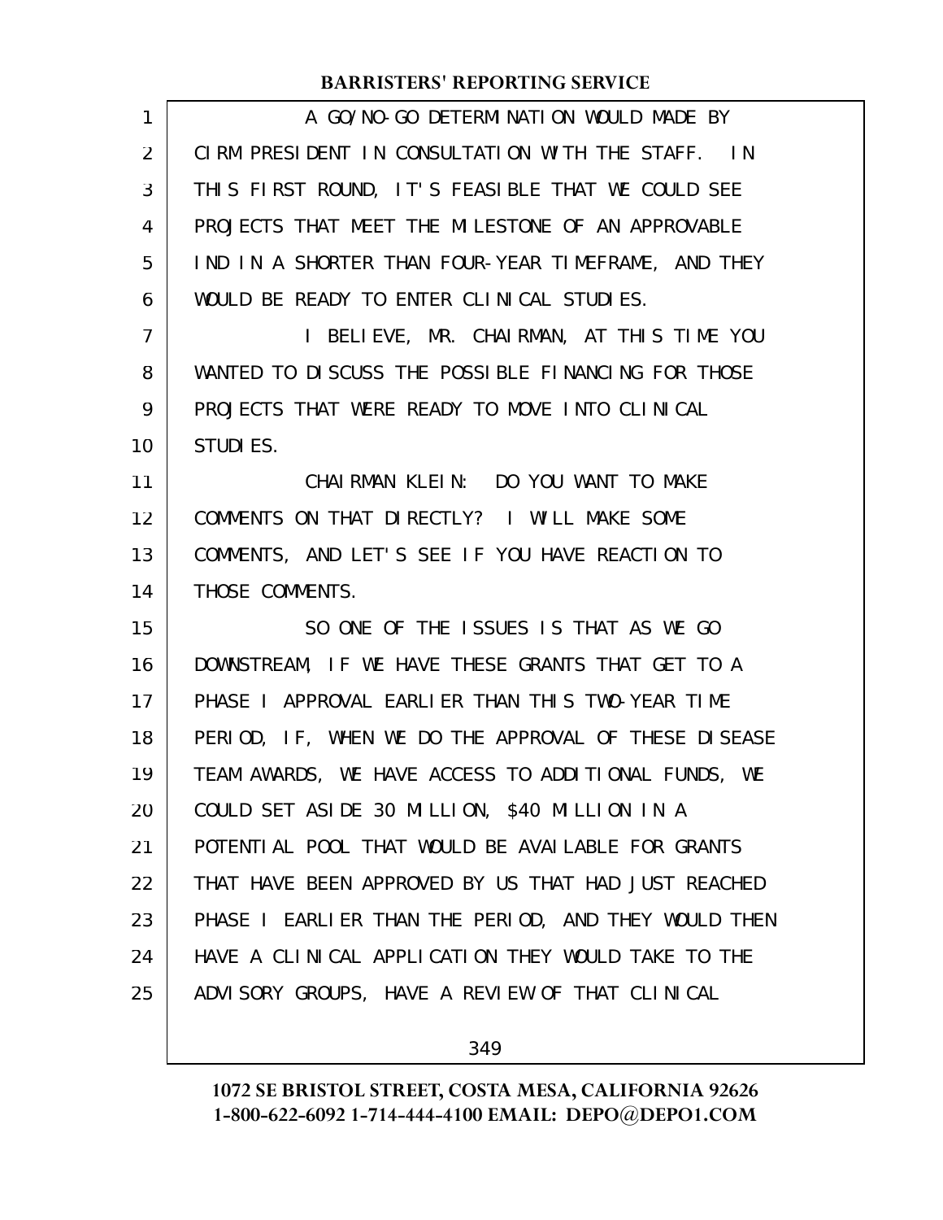A GO/NO-GO DETERMINATION WOULD MADE BY CIRM PRESIDENT IN CONSULTATION WITH THE STAFF. IN THIS FIRST ROUND, IT'S FEASIBLE THAT WE COULD SEE PROJECTS THAT MEET THE MILESTONE OF AN APPROVABLE IND IN A SHORTER THAN FOUR-YEAR TIMEFRAME, AND THEY WOULD BE READY TO ENTER CLINICAL STUDIES.

I BELIEVE, MR. CHAIRMAN, AT THIS TIME YOU WANTED TO DISCUSS THE POSSIBLE FINANCING FOR THOSE PROJECTS THAT WERE READY TO MOVE INTO CLINICAL STUDIES.

CHAIRMAN KLEIN: DO YOU WANT TO MAKE COMMENTS ON THAT DIRECTLY? I WILL MAKE SOME COMMENTS, AND LET'S SEE IF YOU HAVE REACTION TO THOSE COMMENTS.

SO ONE OF THE ISSUES IS THAT AS WE GO DOWNSTREAM, IF WE HAVE THESE GRANTS THAT GET TO A PHASE I APPROVAL EARLIER THAN THIS TWO-YEAR TIME PERIOD, IF, WHEN WE DO THE APPROVAL OF THESE DISEASE TEAM AWARDS, WE HAVE ACCESS TO ADDITIONAL FUNDS, WE COULD SET ASIDE 30 MILLION, $40 MILLION IN A POTENTIAL POOL THAT WOULD BE AVAILABLE FOR GRANTS THAT HAVE BEEN APPROVED BY US THAT HAD JUST REACHED PHASE I EARLIER THAN THE PERIOD, AND THEY WOULD THEN HAVE A CLINICAL APPLICATION THEY WOULD TAKE TO THE ADVISORY GROUPS, HAVE A REVIEW OF THAT CLINICAL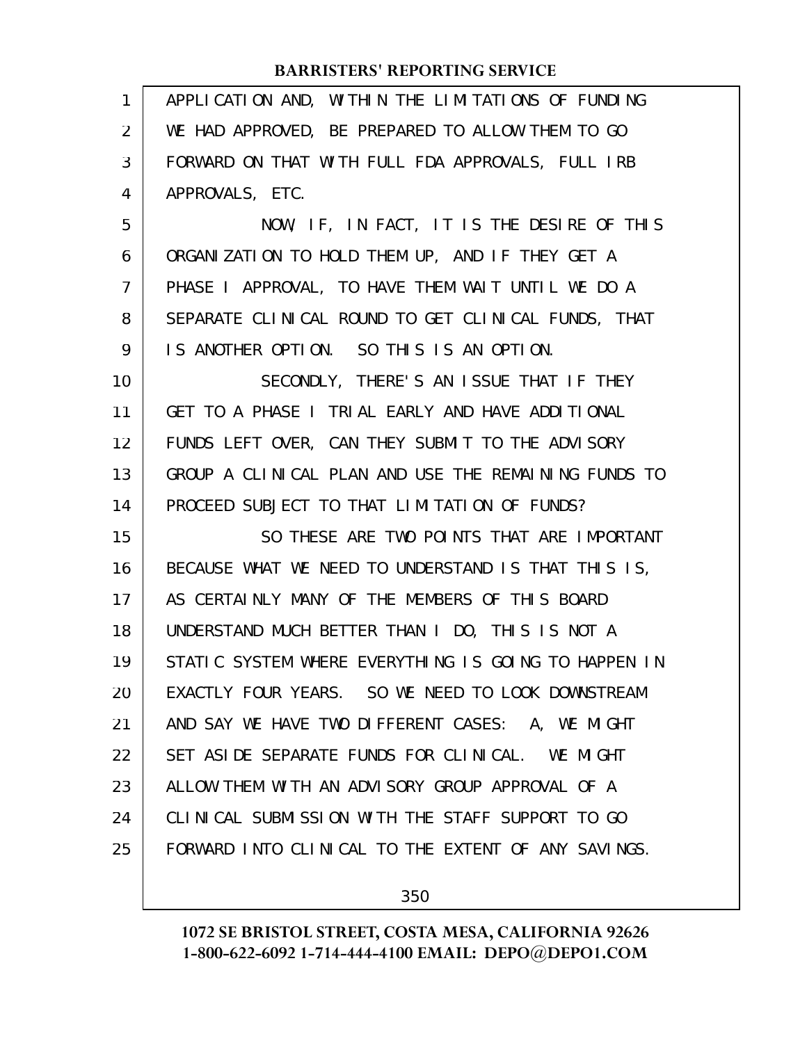APPLICATION AND, WITHIN THE LIMITATIONS OF FUNDING WE HAD APPROVED, BE PREPARED TO ALLOW THEM TO GO FORWARD ON THAT WITH FULL FDA APPROVALS, FULL IRB APPROVALS, ETC.

NOW, IF, IN FACT, IT IS THE DESIRE OF THIS ORGANIZATION TO HOLD THEM UP, AND IF THEY GET A PHASE I APPROVAL, TO HAVE THEM WAIT UNTIL WE DO A SEPARATE CLINICAL ROUND TO GET CLINICAL FUNDS, THAT IS ANOTHER OPTION. SO THIS IS AN OPTION.

SECONDLY, THERE'S AN ISSUE THAT IF THEY GET TO A PHASE I TRIAL EARLY AND HAVE ADDITIONAL FUNDS LEFT OVER, CAN THEY SUBMIT TO THE ADVISORY GROUP A CLINICAL PLAN AND USE THE REMAINING FUNDS TO PROCEED SUBJECT TO THAT LIMITATION OF FUNDS?

SO THESE ARE TWO POINTS THAT ARE IMPORTANT BECAUSE WHAT WE NEED TO UNDERSTAND IS THAT THIS IS, AS CERTAINLY MANY OF THE MEMBERS OF THIS BOARD UNDERSTAND MUCH BETTER THAN I DO, THIS IS NOT A STATIC SYSTEM WHERE EVERYTHING IS GOING TO HAPPEN IN EXACTLY FOUR YEARS. SO WE NEED TO LOOK DOWNSTREAM AND SAY WE HAVE TWO DIFFERENT CASES: A, WE MIGHT SET ASIDE SEPARATE FUNDS FOR CLINICAL. WE MIGHT ALLOW THEM WITH AN ADVISORY GROUP APPROVAL OF A CLINICAL SUBMISSION WITH THE STAFF SUPPORT TO GO FORWARD INTO CLINICAL TO THE EXTENT OF ANY SAVINGS.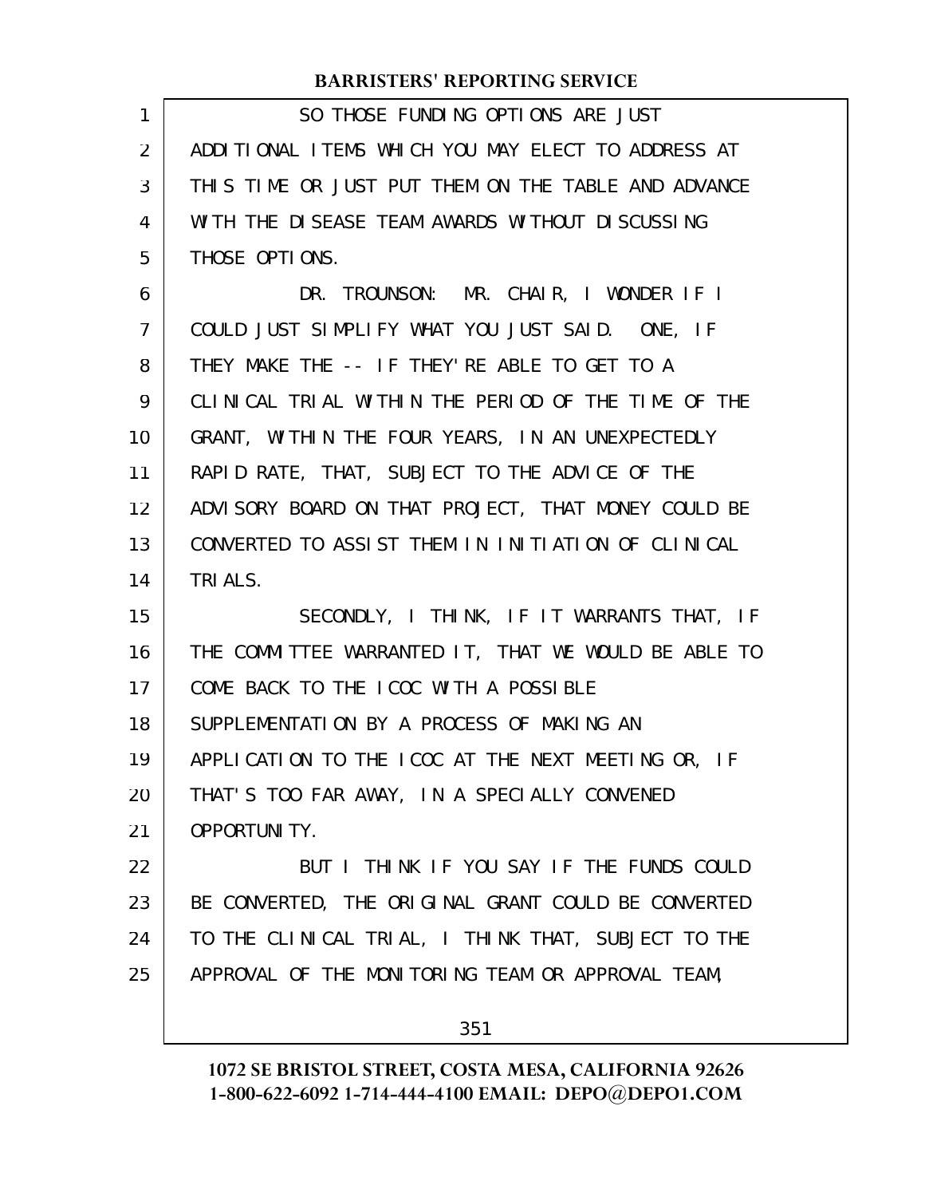SO THOSE FUNDING OPTIONS ARE JUST ADDITIONAL ITEMS WHICH YOU MAY ELECT TO ADDRESS AT THIS TIME OR JUST PUT THEM ON THE TABLE AND ADVANCE WITH THE DISEASE TEAM AWARDS WITHOUT DISCUSSING THOSE OPTIONS.

DR. TROUNSON: MR. CHAIR, I WONDER IF I COULD JUST SIMPLIFY WHAT YOU JUST SAID. ONE, IF THEY MAKE THE -- IF THEY'RE ABLE TO GET TO A CLINICAL TRIAL WITHIN THE PERIOD OF THE TIME OF THE GRANT, WITHIN THE FOUR YEARS, IN AN UNEXPECTEDLY RAPID RATE, THAT, SUBJECT TO THE ADVICE OF THE ADVISORY BOARD ON THAT PROJECT, THAT MONEY COULD BE CONVERTED TO ASSIST THEM IN INITIATION OF CLINICAL TRIALS.

SECONDLY, I THINK, IF IT WARRANTS THAT, IF THE COMMITTEE WARRANTED IT, THAT WE WOULD BE ABLE TO COME BACK TO THE ICOC WITH A POSSIBLE SUPPLEMENTATION BY A PROCESS OF MAKING AN APPLICATION TO THE ICOC AT THE NEXT MEETING OR, IF THAT'S TOO FAR AWAY, IN A SPECIALLY CONVENED OPPORTUNITY.

BUT I THINK IF YOU SAY IF THE FUNDS COULD BE CONVERTED, THE ORIGINAL GRANT COULD BE CONVERTED TO THE CLINICAL TRIAL, I THINK THAT, SUBJECT TO THE APPROVAL OF THE MONITORING TEAM OR APPROVAL TEAM,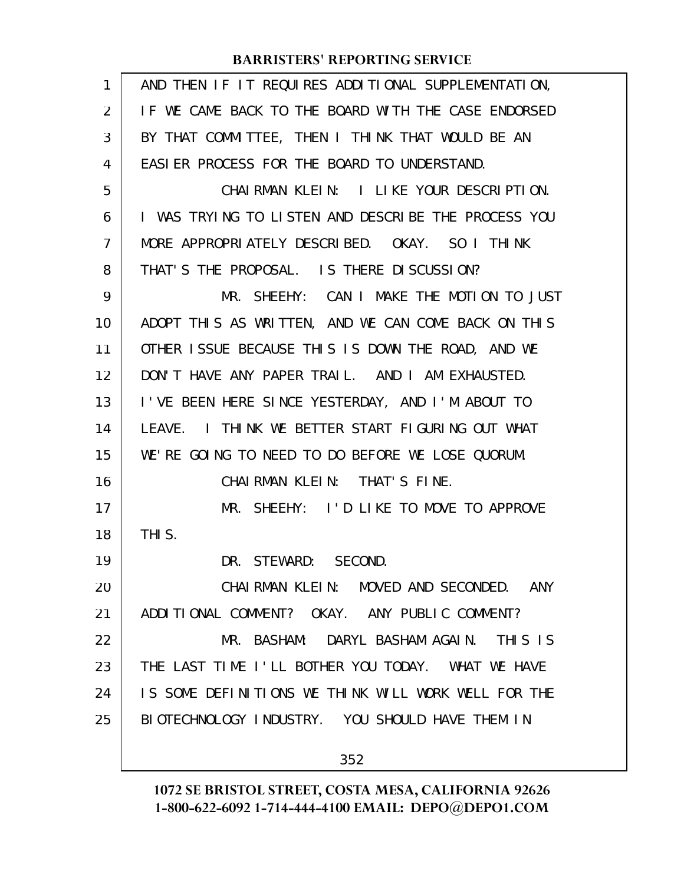AND THEN IF IT REQUIRES ADDITIONAL SUPPLEMENTATION, IF WE CAME BACK TO THE BOARD WITH THE CASE ENDORSED BY THAT COMMITTEE, THEN I THINK THAT WOULD BE AN EASIER PROCESS FOR THE BOARD TO UNDERSTAND.

CHAIRMAN KLEIN: I LIKE YOUR DESCRIPTION. I WAS TRYING TO LISTEN AND DESCRIBE THE PROCESS YOU MORE APPROPRIATELY DESCRIBED. OKAY. SO I THINK THAT'S THE PROPOSAL. IS THERE DISCUSSION?

MR. SHEEHY: CAN I MAKE THE MOTION TO JUST ADOPT THIS AS WRITTEN, AND WE CAN COME BACK ON THIS OTHER ISSUE BECAUSE THIS IS DOWN THE ROAD, AND WE DON'T HAVE ANY PAPER TRAIL. AND I AM EXHAUSTED. I'VE BEEN HERE SINCE YESTERDAY, AND I'M ABOUT TO LEAVE. I THINK WE BETTER START FIGURING OUT WHAT WE'RE GOING TO NEED TO DO BEFORE WE LOSE QUORUM.

CHAIRMAN KLEIN: THAT'S FINE.

MR. SHEEHY: I'D LIKE TO MOVE TO APPROVE THIS.

DR. STEWARD: SECOND.

CHAIRMAN KLEIN: MOVED AND SECONDED. ANY ADDITIONAL COMMENT? OKAY. ANY PUBLIC COMMENT?

MR. BASHAM: DARYL BASHAM AGAIN. THIS IS THE LAST TIME I'LL BOTHER YOU TODAY. WHAT WE HAVE IS SOME DEFINITIONS WE THINK WILL WORK WELL FOR THE BIOTECHNOLOGY INDUSTRY. YOU SHOULD HAVE THEM IN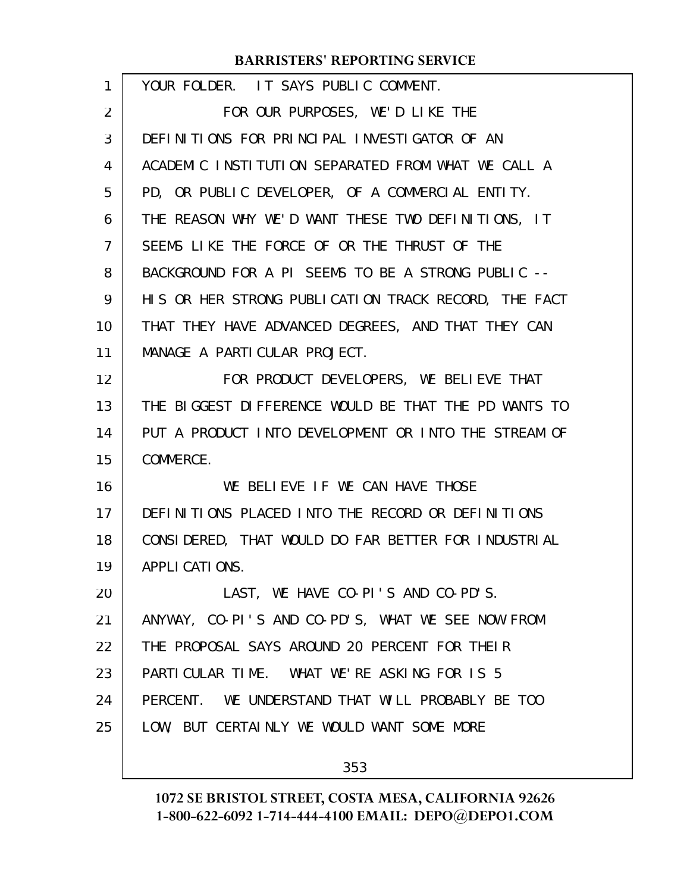YOUR FOLDER. IT SAYS PUBLIC COMMENT.

FOR OUR PURPOSES, WE'D LIKE THE DEFINITIONS FOR PRINCIPAL INVESTIGATOR OF AN ACADEMIC INSTITUTION SEPARATED FROM WHAT WE CALL A PD, OR PUBLIC DEVELOPER, OF A COMMERCIAL ENTITY. THE REASON WHY WE'D WANT THESE TWO DEFINITIONS, IT SEEMS LIKE THE FORCE OF OR THE THRUST OF THE BACKGROUND FOR A PI SEEMS TO BE A STRONG PUBLIC -- HIS OR HER STRONG PUBLICATION TRACK RECORD, THE FACT THAT THEY HAVE ADVANCED DEGREES, AND THAT THEY CAN MANAGE A PARTICULAR PROJECT.

FOR PRODUCT DEVELOPERS, WE BELIEVE THAT THE BIGGEST DIFFERENCE WOULD BE THAT THE PD WANTS TO PUT A PRODUCT INTO DEVELOPMENT OR INTO THE STREAM OF COMMERCE.

WE BELIEVE IF WE CAN HAVE THOSE DEFINITIONS PLACED INTO THE RECORD OR DEFINITIONS CONSIDERED, THAT WOULD DO FAR BETTER FOR INDUSTRIAL APPLICATIONS.

LAST, WE HAVE CO-PI'S AND CO-PD'S. ANYWAY, CO-PI'S AND CO-PD'S, WHAT WE SEE NOW FROM THE PROPOSAL SAYS AROUND 20 PERCENT FOR THEIR PARTICULAR TIME. WHAT WE'RE ASKING FOR IS 5 PERCENT. WE UNDERSTAND THAT WILL PROBABLY BE TOO LOW, BUT CERTAINLY WE WOULD WANT SOME MORE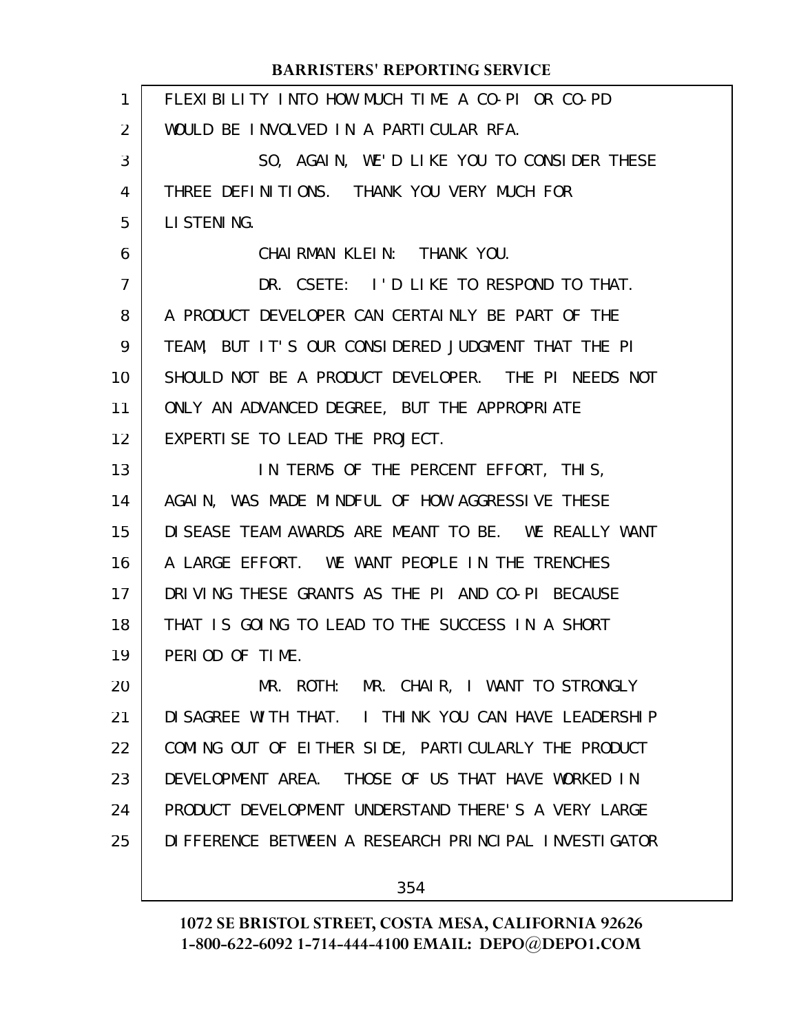FLEXIBILITY INTO HOW MUCH TIME A CO-PI OR CO-PD WOULD BE INVOLVED IN A PARTICULAR RFA.

SO, AGAIN, WE'D LIKE YOU TO CONSIDER THESE THREE DEFINITIONS. THANK YOU VERY MUCH FOR LISTENING.

CHAIRMAN KLEIN: THANK YOU.

DR. CSETE: I'D LIKE TO RESPOND TO THAT. A PRODUCT DEVELOPER CAN CERTAINLY BE PART OF THE TEAM, BUT IT'S OUR CONSIDERED JUDGMENT THAT THE PI SHOULD NOT BE A PRODUCT DEVELOPER. THE PI NEEDS NOT ONLY AN ADVANCED DEGREE, BUT THE APPROPRIATE EXPERTISE TO LEAD THE PROJECT.

IN TERMS OF THE PERCENT EFFORT, THIS, AGAIN, WAS MADE MINDFUL OF HOW AGGRESSIVE THESE DISEASE TEAM AWARDS ARE MEANT TO BE. WE REALLY WANT A LARGE EFFORT. WE WANT PEOPLE IN THE TRENCHES DRIVING THESE GRANTS AS THE PI AND CO-PI BECAUSE THAT IS GOING TO LEAD TO THE SUCCESS IN A SHORT PERIOD OF TIME.

MR. ROTH: MR. CHAIR, I WANT TO STRONGLY DISAGREE WITH THAT. I THINK YOU CAN HAVE LEADERSHIP COMING OUT OF EITHER SIDE, PARTICULARLY THE PRODUCT DEVELOPMENT AREA. THOSE OF US THAT HAVE WORKED IN PRODUCT DEVELOPMENT UNDERSTAND THERE'S A VERY LARGE DIFFERENCE BETWEEN A RESEARCH PRINCIPAL INVESTIGATOR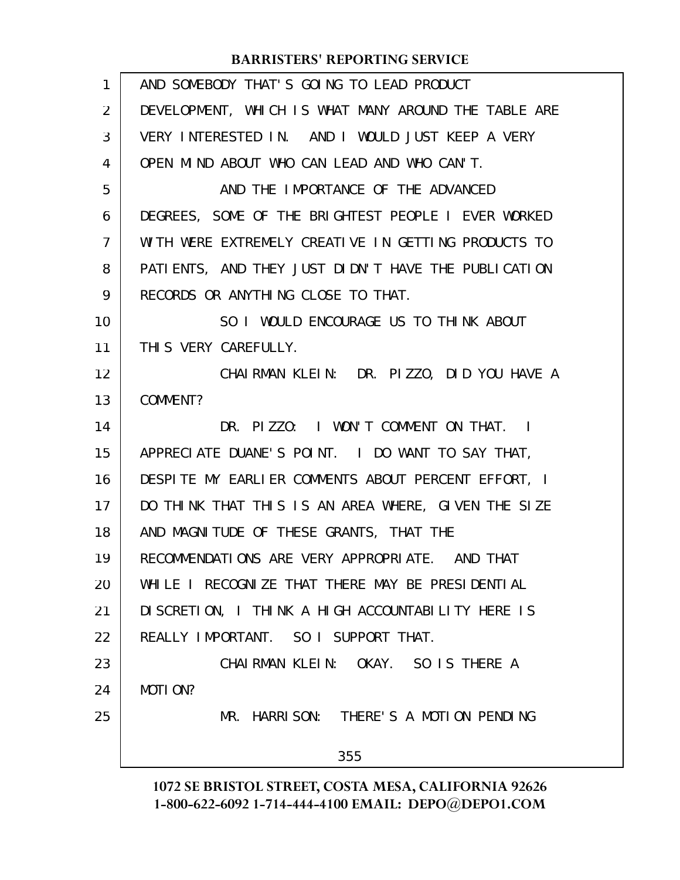AND SOMEBODY THAT'S GOING TO LEAD PRODUCT DEVELOPMENT, WHICH IS WHAT MANY AROUND THE TABLE ARE VERY INTERESTED IN. AND I WOULD JUST KEEP A VERY OPEN MIND ABOUT WHO CAN LEAD AND WHO CAN'T.

AND THE IMPORTANCE OF THE ADVANCED DEGREES, SOME OF THE BRIGHTEST PEOPLE I EVER WORKED WITH WERE EXTREMELY CREATIVE IN GETTING PRODUCTS TO PATIENTS, AND THEY JUST DIDN'T HAVE THE PUBLICATION RECORDS OR ANYTHING CLOSE TO THAT.

SO I WOULD ENCOURAGE US TO THINK ABOUT THIS VERY CAREFULLY.

CHAIRMAN KLEIN: DR. PIZZO, DID YOU HAVE A COMMENT?

DR. PIZZO: I WON'T COMMENT ON THAT. I APPRECIATE DUANE'S POINT. I DO WANT TO SAY THAT, DESPITE MY EARLIER COMMENTS ABOUT PERCENT EFFORT, I DO THINK THAT THIS IS AN AREA WHERE, GIVEN THE SIZE AND MAGNITUDE OF THESE GRANTS, THAT THE RECOMMENDATIONS ARE VERY APPROPRIATE. AND THAT WHILE I RECOGNIZE THAT THERE MAY BE PRESIDENTIAL DISCRETION, I THINK A HIGH ACCOUNTABILITY HERE IS REALLY IMPORTANT. SO I SUPPORT THAT.

CHAIRMAN KLEIN: OKAY. SO IS THERE A MOTION?

MR. HARRISON: THERE'S A MOTION PENDING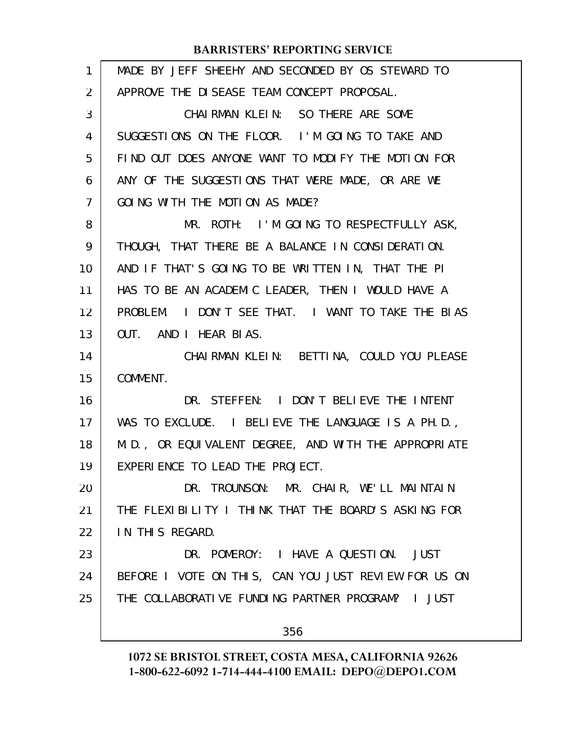MADE BY JEFF SHEEHY AND SECONDED BY OS STEWARD TO APPROVE THE DISEASE TEAM CONCEPT PROPOSAL.

CHAIRMAN KLEIN: SO THERE ARE SOME SUGGESTIONS ON THE FLOOR. I'M GOING TO TAKE AND FIND OUT DOES ANYONE WANT TO MODIFY THE MOTION FOR ANY OF THE SUGGESTIONS THAT WERE MADE, OR ARE WE GOING WITH THE MOTION AS MADE?

MR. ROTH: I'M GOING TO RESPECTFULLY ASK, THOUGH, THAT THERE BE A BALANCE IN CONSIDERATION. AND IF THAT'S GOING TO BE WRITTEN IN, THAT THE PI HAS TO BE AN ACADEMIC LEADER, THEN I WOULD HAVE A PROBLEM. I DON'T SEE THAT. I WANT TO TAKE THE BIAS OUT. AND I HEAR BIAS.

CHAIRMAN KLEIN: BETTINA, COULD YOU PLEASE COMMENT.

DR. STEFFEN: I DON'T BELIEVE THE INTENT WAS TO EXCLUDE. I BELIEVE THE LANGUAGE IS A PH.D., M.D., OR EQUIVALENT DEGREE, AND WITH THE APPROPRIATE EXPERIENCE TO LEAD THE PROJECT.

DR. TROUNSON: MR. CHAIR, WE'LL MAINTAIN THE FLEXIBILITY I THINK THAT THE BOARD'S ASKING FOR IN THIS REGARD.

DR. POMEROY: I HAVE A QUESTION. JUST BEFORE I VOTE ON THIS, CAN YOU JUST REVIEW FOR US ON THE COLLABORATIVE FUNDING PARTNER PROGRAM? I JUST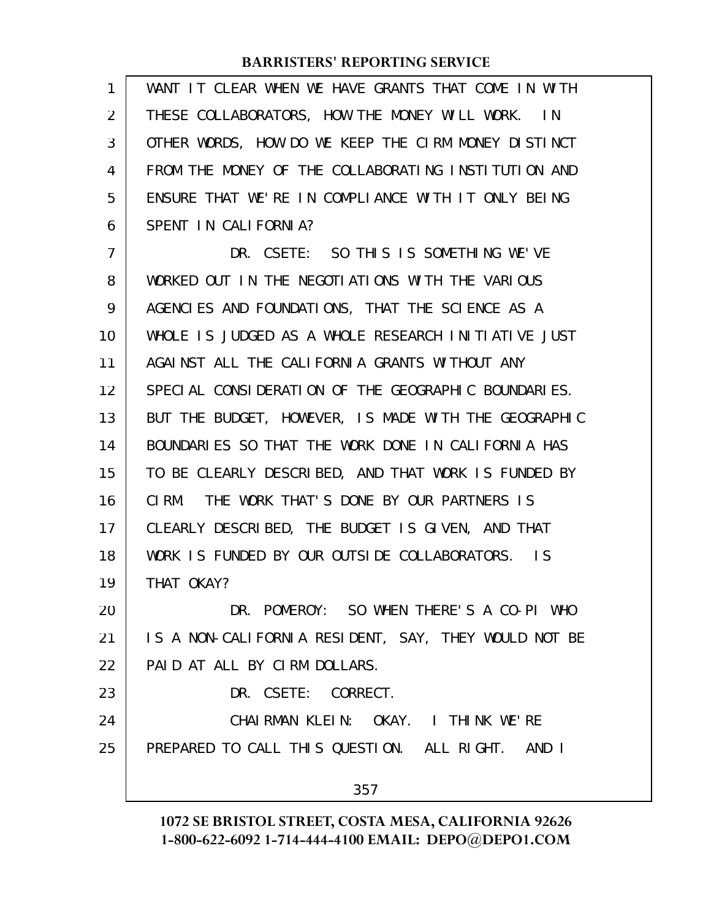WANT IT CLEAR WHEN WE HAVE GRANTS THAT COME IN WITH THESE COLLABORATORS, HOW THE MONEY WILL WORK. IN OTHER WORDS, HOW DO WE KEEP THE CIRM MONEY DISTINCT FROM THE MONEY OF THE COLLABORATING INSTITUTION AND ENSURE THAT WE'RE IN COMPLIANCE WITH IT ONLY BEING SPENT IN CALIFORNIA?

DR. CSETE: SO THIS IS SOMETHING WE'VE WORKED OUT IN THE NEGOTIATIONS WITH THE VARIOUS AGENCIES AND FOUNDATIONS, THAT THE SCIENCE AS A WHOLE IS JUDGED AS A WHOLE RESEARCH INITIATIVE JUST AGAINST ALL THE CALIFORNIA GRANTS WITHOUT ANY SPECIAL CONSIDERATION OF THE GEOGRAPHIC BOUNDARIES. BUT THE BUDGET, HOWEVER, IS MADE WITH THE GEOGRAPHIC BOUNDARIES SO THAT THE WORK DONE IN CALIFORNIA HAS TO BE CLEARLY DESCRIBED, AND THAT WORK IS FUNDED BY CIRM. THE WORK THAT'S DONE BY OUR PARTNERS IS CLEARLY DESCRIBED, THE BUDGET IS GIVEN, AND THAT WORK IS FUNDED BY OUR OUTSIDE COLLABORATORS. IS THAT OKAY?

DR. POMEROY: SO WHEN THERE'S A CO-PI WHO IS A NON-CALIFORNIA RESIDENT, SAY, THEY WOULD NOT BE PAID AT ALL BY CIRM DOLLARS.

DR. CSETE: CORRECT.

CHAIRMAN KLEIN: OKAY. I THINK WE'RE PREPARED TO CALL THIS QUESTION. ALL RIGHT. AND I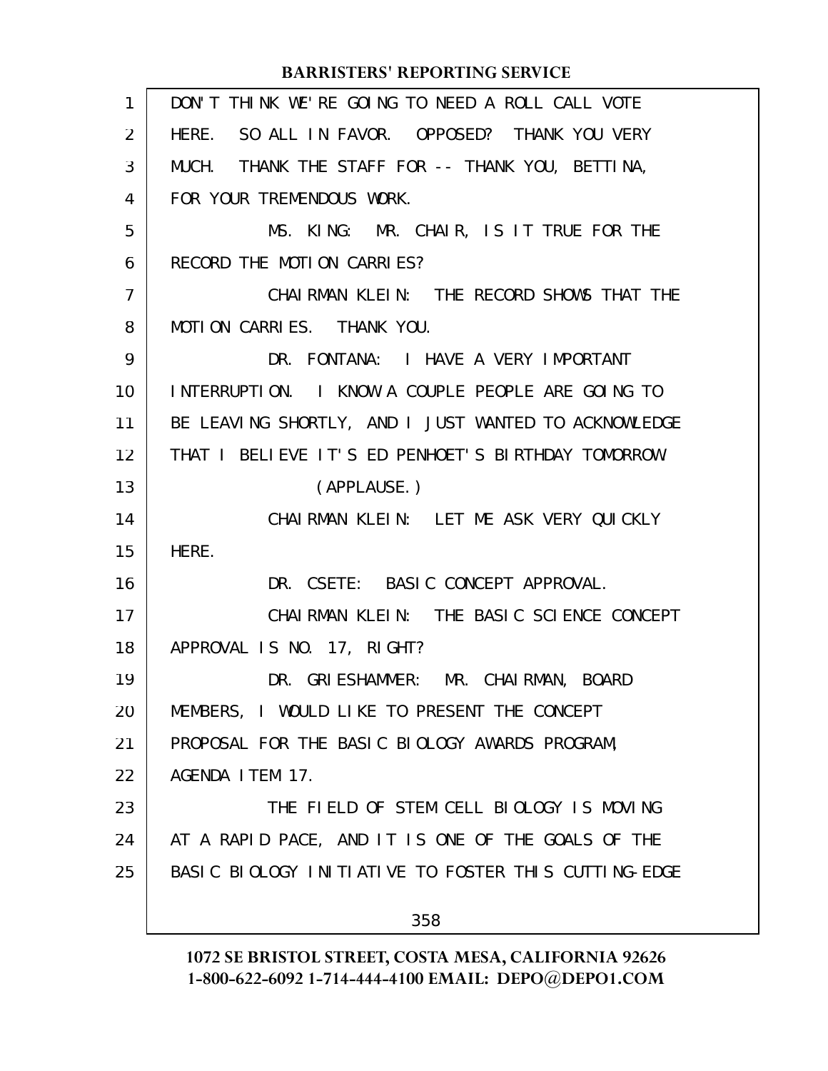DON'T THINK WE'RE GOING TO NEED A ROLL CALL VOTE HERE. SO ALL IN FAVOR. OPPOSED? THANK YOU VERY MUCH. THANK THE STAFF FOR -- THANK YOU, BETTINA, FOR YOUR TREMENDOUS WORK.

MS. KING: MR. CHAIR, IS IT TRUE FOR THE RECORD THE MOTION CARRIES?

CHAIRMAN KLEIN: THE RECORD SHOWS THAT THE MOTION CARRIES. THANK YOU.

DR. FONTANA: I HAVE A VERY IMPORTANT INTERRUPTION. I KNOW A COUPLE PEOPLE ARE GOING TO BE LEAVING SHORTLY, AND I JUST WANTED TO ACKNOWLEDGE THAT I BELIEVE IT'S ED PENHOET'S BIRTHDAY TOMORROW.

(APPLAUSE.)

CHAIRMAN KLEIN: LET ME ASK VERY QUICKLY HERE.

DR. CSETE: BASIC CONCEPT APPROVAL.

CHAIRMAN KLEIN: THE BASIC SCIENCE CONCEPT APPROVAL IS NO. 17, RIGHT?

DR. GRIESHAMMER: MR. CHAIRMAN, BOARD MEMBERS, I WOULD LIKE TO PRESENT THE CONCEPT PROPOSAL FOR THE BASIC BIOLOGY AWARDS PROGRAM, AGENDA ITEM 17.

THE FIELD OF STEM CELL BIOLOGY IS MOVING AT A RAPID PACE, AND IT IS ONE OF THE GOALS OF THE BASIC BIOLOGY INITIATIVE TO FOSTER THIS CUTTING-EDGE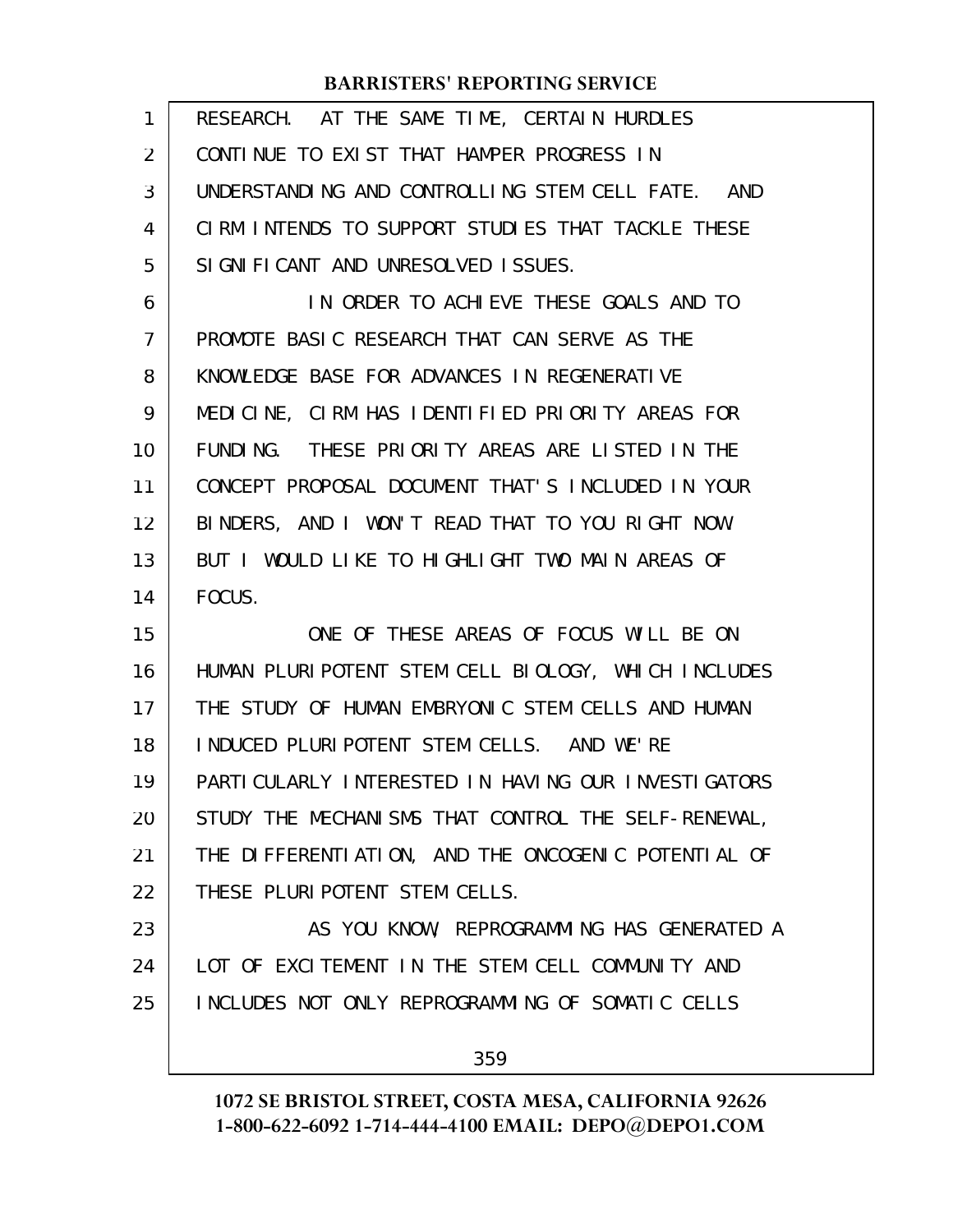RESEARCH. AT THE SAME TIME, CERTAIN HURDLES CONTINUE TO EXIST THAT HAMPER PROGRESS IN UNDERSTANDING AND CONTROLLING STEM CELL FATE. AND CIRM INTENDS TO SUPPORT STUDIES THAT TACKLE THESE SIGNIFICANT AND UNRESOLVED ISSUES.

IN ORDER TO ACHIEVE THESE GOALS AND TO PROMOTE BASIC RESEARCH THAT CAN SERVE AS THE KNOWLEDGE BASE FOR ADVANCES IN REGENERATIVE MEDICINE, CIRM HAS IDENTIFIED PRIORITY AREAS FOR FUNDING. THESE PRIORITY AREAS ARE LISTED IN THE CONCEPT PROPOSAL DOCUMENT THAT'S INCLUDED IN YOUR BINDERS, AND I WON'T READ THAT TO YOU RIGHT NOW BUT I WOULD LIKE TO HIGHLIGHT TWO MAIN AREAS OF FOCUS.

ONE OF THESE AREAS OF FOCUS WILL BE ON HUMAN PLURIPOTENT STEM CELL BIOLOGY, WHICH INCLUDES THE STUDY OF HUMAN EMBRYONIC STEM CELLS AND HUMAN INDUCED PLURIPOTENT STEM CELLS. AND WE'RE PARTICULARLY INTERESTED IN HAVING OUR INVESTIGATORS STUDY THE MECHANISMS THAT CONTROL THE SELF-RENEWAL, THE DIFFERENTIATION, AND THE ONCOGENIC POTENTIAL OF THESE PLURIPOTENT STEM CELLS.

AS YOU KNOW, REPROGRAMMING HAS GENERATED A LOT OF EXCITEMENT IN THE STEM CELL COMMUNITY AND INCLUDES NOT ONLY REPROGRAMMING OF SOMATIC CELLS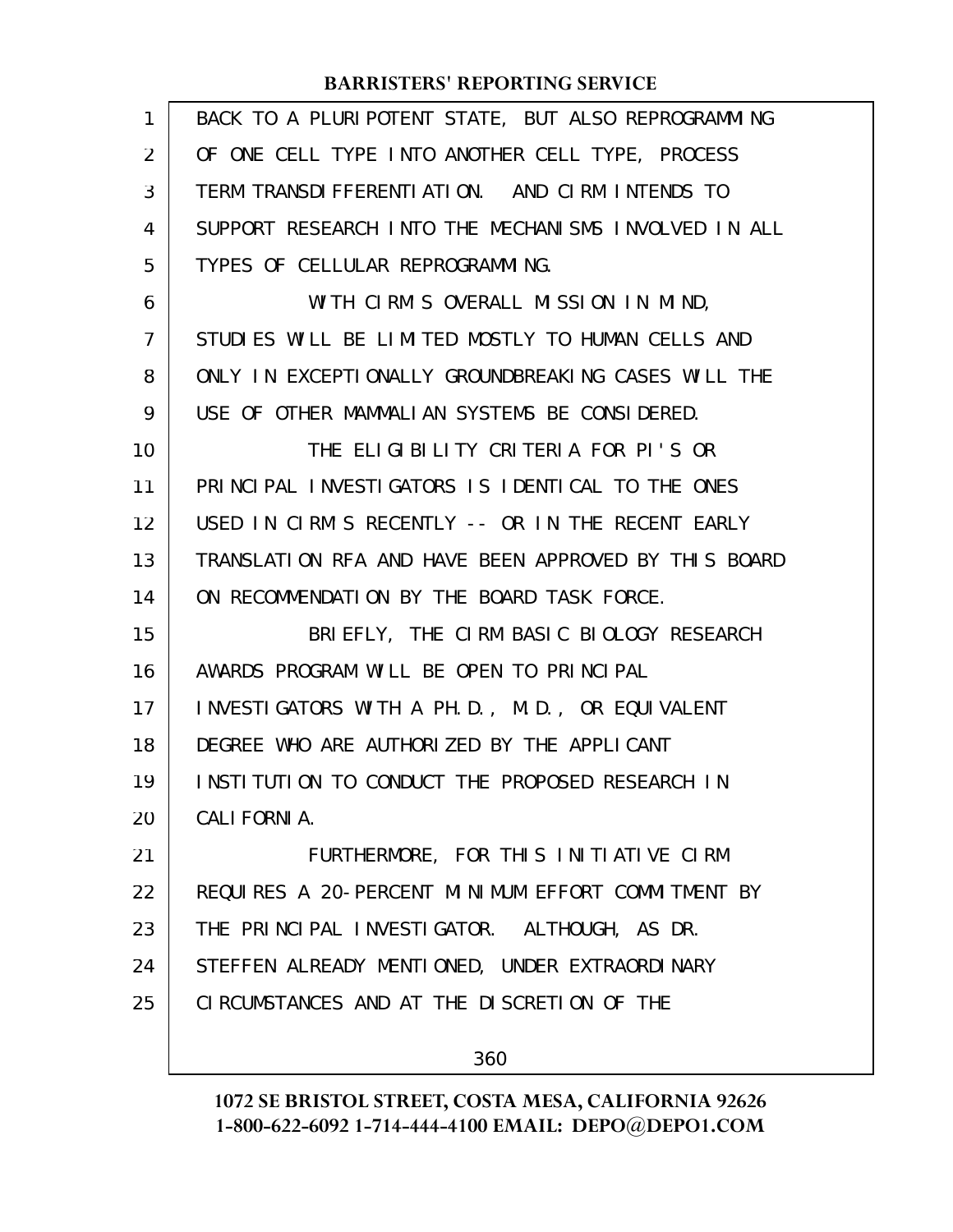BACK TO A PLURIPOTENT STATE, BUT ALSO REPROGRAMMING OF ONE CELL TYPE INTO ANOTHER CELL TYPE, PROCESS TERM TRANSDIFFERENTIATION. AND CIRM INTENDS TO SUPPORT RESEARCH INTO THE MECHANISMS INVOLVED IN ALL TYPES OF CELLULAR REPROGRAMMING.

WITH CIRM'S OVERALL MISSION IN MIND, STUDIES WILL BE LIMITED MOSTLY TO HUMAN CELLS AND ONLY IN EXCEPTIONALLY GROUNDBREAKING CASES WILL THE USE OF OTHER MAMMALIAN SYSTEMS BE CONSIDERED.

THE ELIGIBILITY CRITERIA FOR PI'S OR PRINCIPAL INVESTIGATORS IS IDENTICAL TO THE ONES USED IN CIRM'S RECENTLY -- OR IN THE RECENT EARLY TRANSLATION RFA AND HAVE BEEN APPROVED BY THIS BOARD ON RECOMMENDATION BY THE BOARD TASK FORCE.

BRIEFLY, THE CIRM BASIC BIOLOGY RESEARCH AWARDS PROGRAM WILL BE OPEN TO PRINCIPAL INVESTIGATORS WITH A PH.D., M.D., OR EQUIVALENT DEGREE WHO ARE AUTHORIZED BY THE APPLICANT INSTITUTION TO CONDUCT THE PROPOSED RESEARCH IN CALIFORNIA.

FURTHERMORE, FOR THIS INITIATIVE CIRM REQUIRES A 20-PERCENT MINIMUM EFFORT COMMITMENT BY THE PRINCIPAL INVESTIGATOR. ALTHOUGH, AS DR. STEFFEN ALREADY MENTIONED, UNDER EXTRAORDINARY CIRCUMSTANCES AND AT THE DISCRETION OF THE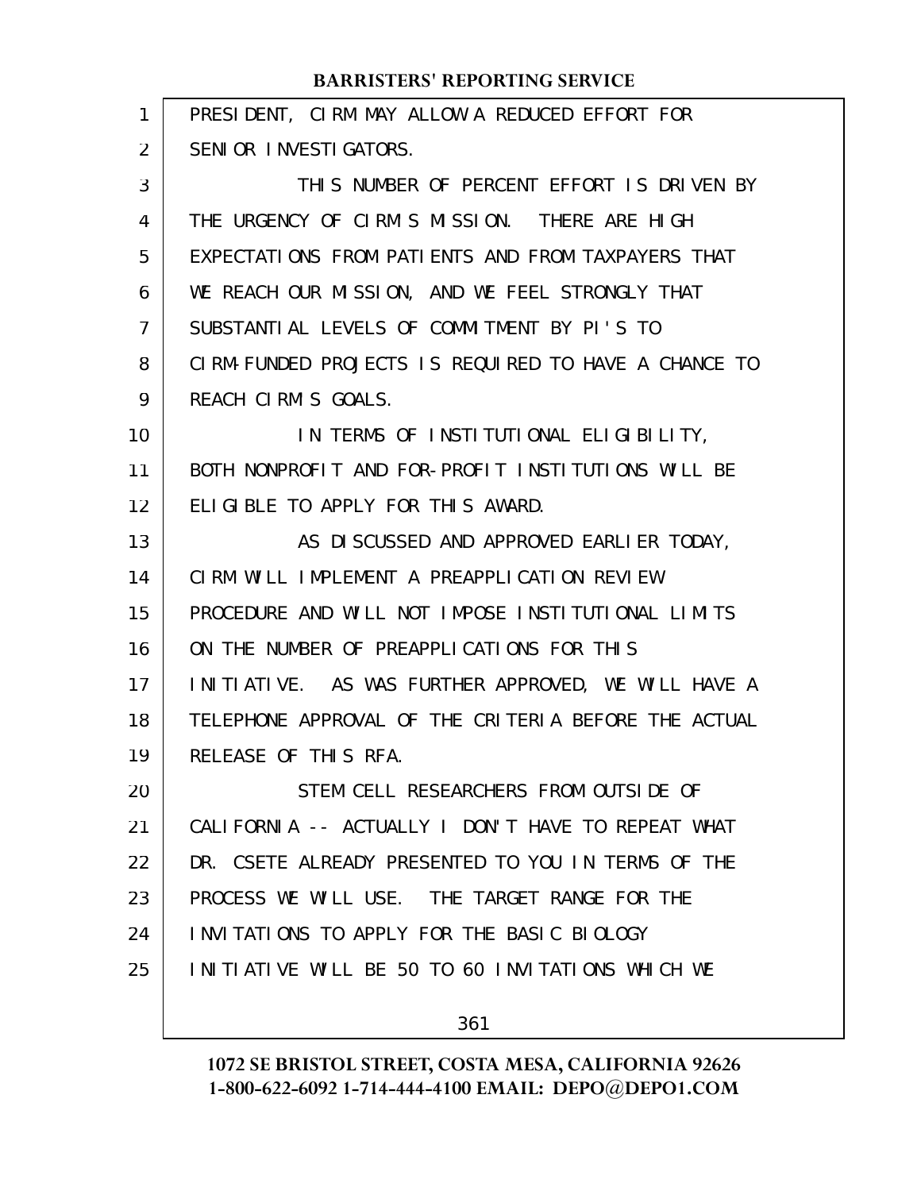PRESIDENT, CIRM MAY ALLOW A REDUCED EFFORT FOR SENIOR INVESTIGATORS.

THIS NUMBER OF PERCENT EFFORT IS DRIVEN BY THE URGENCY OF CIRM'S MISSION. THERE ARE HIGH EXPECTATIONS FROM PATIENTS AND FROM TAXPAYERS THAT WE REACH OUR MISSION, AND WE FEEL STRONGLY THAT SUBSTANTIAL LEVELS OF COMMITMENT BY PI'S TO CIRM-FUNDED PROJECTS IS REQUIRED TO HAVE A CHANCE TO REACH CIRM'S GOALS.

IN TERMS OF INSTITUTIONAL ELIGIBILITY, BOTH NONPROFIT AND FOR-PROFIT INSTITUTIONS WILL BE ELIGIBLE TO APPLY FOR THIS AWARD.

AS DISCUSSED AND APPROVED EARLIER TODAY, CIRM WILL IMPLEMENT A PREAPPLICATION REVIEW PROCEDURE AND WILL NOT IMPOSE INSTITUTIONAL LIMITS ON THE NUMBER OF PREAPPLICATIONS FOR THIS INITIATIVE. AS WAS FURTHER APPROVED, WE WILL HAVE A TELEPHONE APPROVAL OF THE CRITERIA BEFORE THE ACTUAL RELEASE OF THIS RFA.

STEM CELL RESEARCHERS FROM OUTSIDE OF CALIFORNIA -- ACTUALLY I DON'T HAVE TO REPEAT WHAT DR. CSETE ALREADY PRESENTED TO YOU IN TERMS OF THE PROCESS WE WILL USE. THE TARGET RANGE FOR THE INVITATIONS TO APPLY FOR THE BASIC BIOLOGY INITIATIVE WILL BE 50 TO 60 INVITATIONS WHICH WE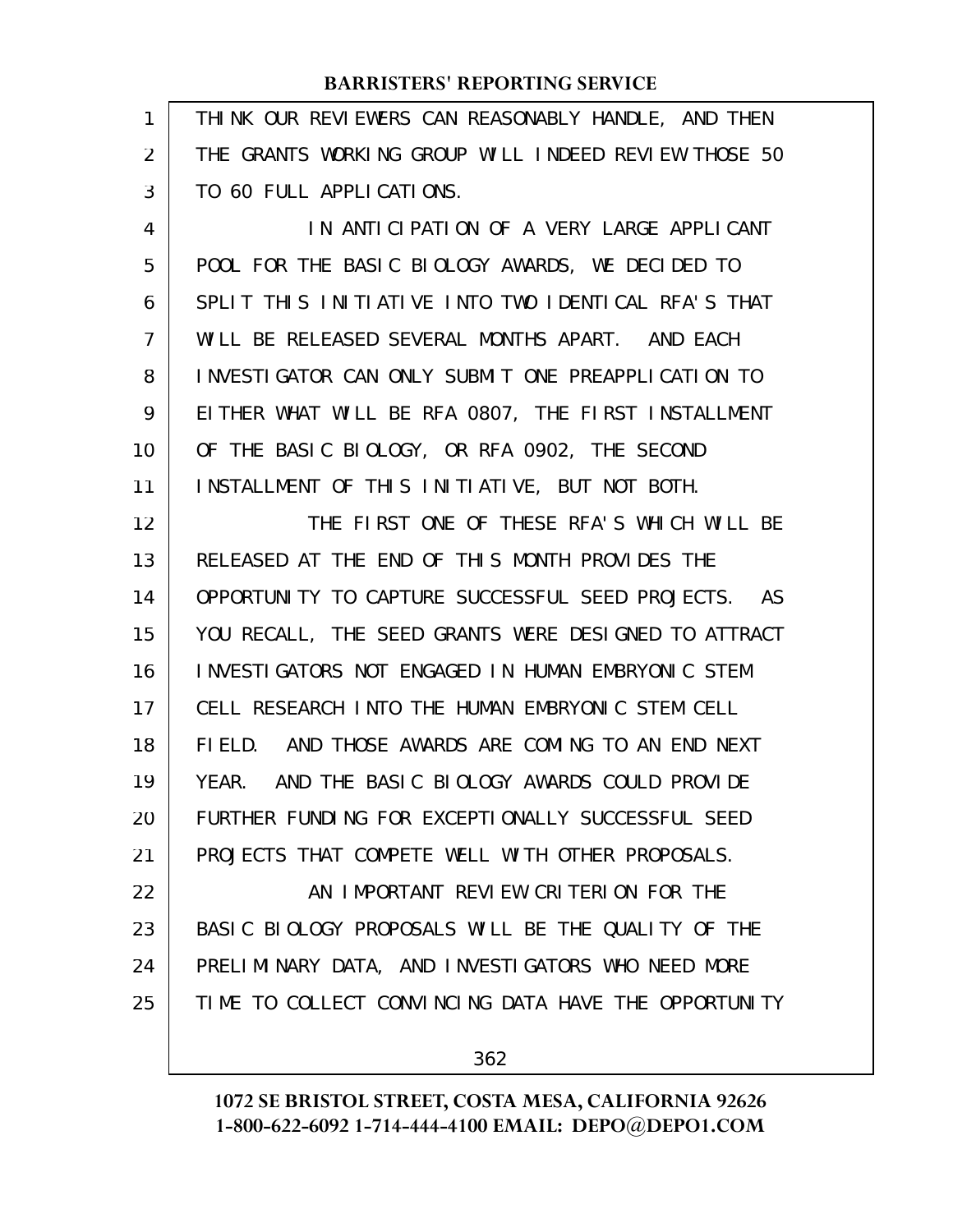THINK OUR REVIEWERS CAN REASONABLY HANDLE, AND THEN THE GRANTS WORKING GROUP WILL INDEED REVIEW THOSE 50 TO 60 FULL APPLICATIONS.

IN ANTICIPATION OF A VERY LARGE APPLICANT POOL FOR THE BASIC BIOLOGY AWARDS, WE DECIDED TO SPLIT THIS INITIATIVE INTO TWO IDENTICAL RFA'S THAT WILL BE RELEASED SEVERAL MONTHS APART. AND EACH INVESTIGATOR CAN ONLY SUBMIT ONE PREAPPLICATION TO EITHER WHAT WILL BE RFA 0807, THE FIRST INSTALLMENT OF THE BASIC BIOLOGY, OR RFA 0902, THE SECOND INSTALLMENT OF THIS INITIATIVE, BUT NOT BOTH.

THE FIRST ONE OF THESE RFA'S WHICH WILL BE RELEASED AT THE END OF THIS MONTH PROVIDES THE OPPORTUNITY TO CAPTURE SUCCESSFUL SEED PROJECTS. AS YOU RECALL, THE SEED GRANTS WERE DESIGNED TO ATTRACT INVESTIGATORS NOT ENGAGED IN HUMAN EMBRYONIC STEM CELL RESEARCH INTO THE HUMAN EMBRYONIC STEM CELL FIELD. AND THOSE AWARDS ARE COMING TO AN END NEXT YEAR. AND THE BASIC BIOLOGY AWARDS COULD PROVIDE FURTHER FUNDING FOR EXCEPTIONALLY SUCCESSFUL SEED PROJECTS THAT COMPETE WELL WITH OTHER PROPOSALS.

AN IMPORTANT REVIEW CRITERION FOR THE BASIC BIOLOGY PROPOSALS WILL BE THE QUALITY OF THE PRELIMINARY DATA, AND INVESTIGATORS WHO NEED MORE TIME TO COLLECT CONVINCING DATA HAVE THE OPPORTUNITY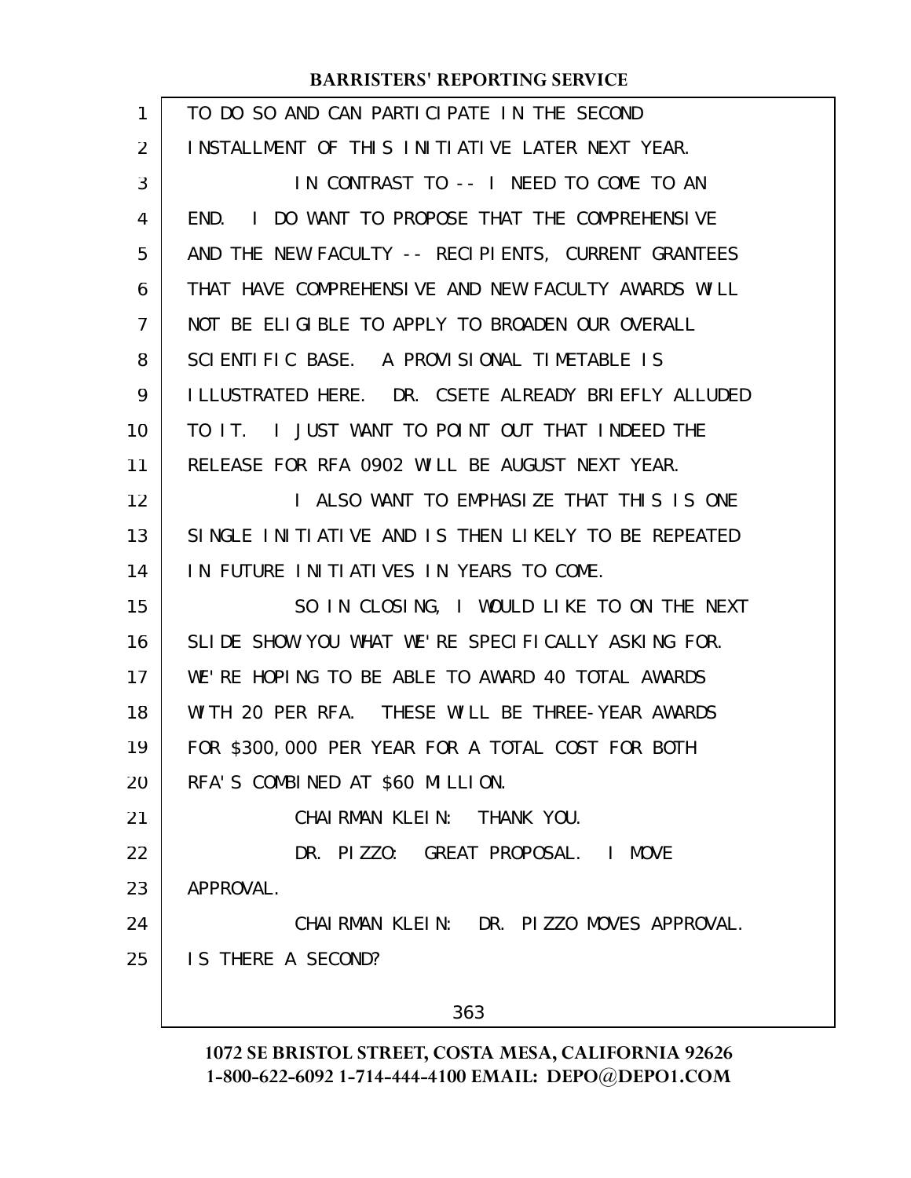TO DO SO AND CAN PARTICIPATE IN THE SECOND INSTALLMENT OF THIS INITIATIVE LATER NEXT YEAR.

IN CONTRAST TO -- I NEED TO COME TO AN END. I DO WANT TO PROPOSE THAT THE COMPREHENSIVE AND THE NEW FACULTY -- RECIPIENTS, CURRENT GRANTEES THAT HAVE COMPREHENSIVE AND NEW FACULTY AWARDS WILL NOT BE ELIGIBLE TO APPLY TO BROADEN OUR OVERALL SCIENTIFIC BASE. A PROVISIONAL TIMETABLE IS ILLUSTRATED HERE. DR. CSETE ALREADY BRIEFLY ALLUDED TO IT. I JUST WANT TO POINT OUT THAT INDEED THE RELEASE FOR RFA 0902 WILL BE AUGUST NEXT YEAR.

I ALSO WANT TO EMPHASIZE THAT THIS IS ONE SINGLE INITIATIVE AND IS THEN LIKELY TO BE REPEATED IN FUTURE INITIATIVES IN YEARS TO COME.

SO IN CLOSING, I WOULD LIKE TO ON THE NEXT SLIDE SHOW YOU WHAT WE'RE SPECIFICALLY ASKING FOR. WE'RE HOPING TO BE ABLE TO AWARD 40 TOTAL AWARDS WITH 20 PER RFA. THESE WILL BE THREE-YEAR AWARDS FOR $300,000 PER YEAR FOR A TOTAL COST FOR BOTH RFA'S COMBINED AT $60 MILLION.

CHAIRMAN KLEIN: THANK YOU.

DR. PIZZO: GREAT PROPOSAL. I MOVE APPROVAL.

CHAIRMAN KLEIN: DR. PIZZO MOVES APPROVAL. IS THERE A SECOND?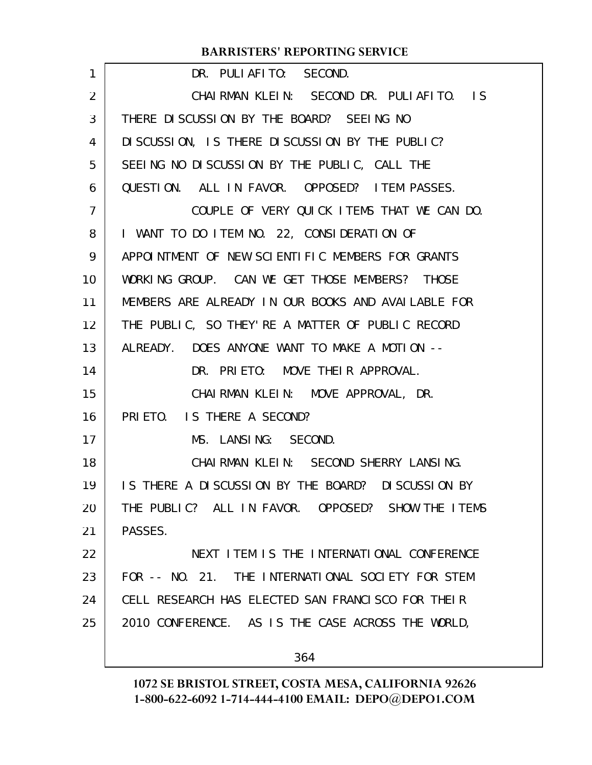DR. PULIAFITO: SECOND.

CHAIRMAN KLEIN: SECOND DR. PULIAFITO. IS THERE DISCUSSION BY THE BOARD? SEEING NO DISCUSSION, IS THERE DISCUSSION BY THE PUBLIC? SEEING NO DISCUSSION BY THE PUBLIC, CALL THE QUESTION. ALL IN FAVOR. OPPOSED? ITEM PASSES.

COUPLE OF VERY QUICK ITEMS THAT WE CAN DO. I WANT TO DO ITEM NO. 22, CONSIDERATION OF APPOINTMENT OF NEW SCIENTIFIC MEMBERS FOR GRANTS WORKING GROUP. CAN WE GET THOSE MEMBERS? THOSE MEMBERS ARE ALREADY IN OUR BOOKS AND AVAILABLE FOR THE PUBLIC, SO THEY'RE A MATTER OF PUBLIC RECORD ALREADY. DOES ANYONE WANT TO MAKE A MOTION --

DR. PRIETO: MOVE THEIR APPROVAL.

CHAIRMAN KLEIN: MOVE APPROVAL, DR. PRIETO. IS THERE A SECOND?

MS. LANSING: SECOND.

CHAIRMAN KLEIN: SECOND SHERRY LANSING. IS THERE A DISCUSSION BY THE BOARD? DISCUSSION BY THE PUBLIC? ALL IN FAVOR. OPPOSED? SHOW THE ITEMS PASSES.

NEXT ITEM IS THE INTERNATIONAL CONFERENCE FOR -- NO. 21. THE INTERNATIONAL SOCIETY FOR STEM CELL RESEARCH HAS ELECTED SAN FRANCISCO FOR THEIR 2010 CONFERENCE. AS IS THE CASE ACROSS THE WORLD,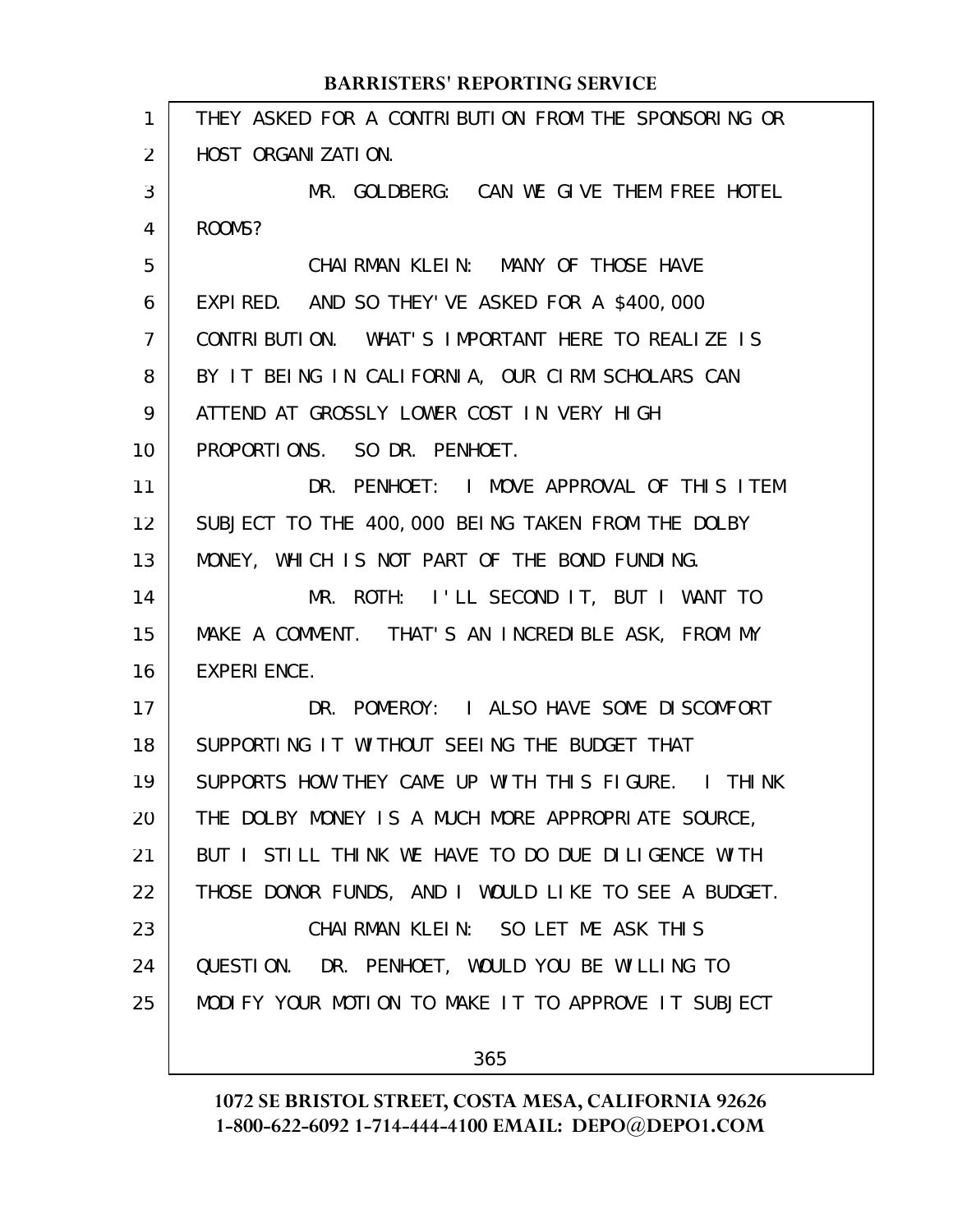THEY ASKED FOR A CONTRIBUTION FROM THE SPONSORING OR HOST ORGANIZATION.

MR. GOLDBERG: CAN WE GIVE THEM FREE HOTEL ROOMS?

CHAIRMAN KLEIN: MANY OF THOSE HAVE EXPIRED. AND SO THEY'VE ASKED FOR A $400,000 CONTRIBUTION. WHAT'S IMPORTANT HERE TO REALIZE IS BY IT BEING IN CALIFORNIA, OUR CIRM SCHOLARS CAN ATTEND AT GROSSLY LOWER COST IN VERY HIGH PROPORTIONS. SO DR. PENHOET.

DR. PENHOET: I MOVE APPROVAL OF THIS ITEM SUBJECT TO THE 400,000 BEING TAKEN FROM THE DOLBY MONEY, WHICH IS NOT PART OF THE BOND FUNDING.

MR. ROTH: I'LL SECOND IT, BUT I WANT TO MAKE A COMMENT. THAT'S AN INCREDIBLE ASK, FROM MY EXPERIENCE.

DR. POMEROY: I ALSO HAVE SOME DISCOMFORT SUPPORTING IT WITHOUT SEEING THE BUDGET THAT SUPPORTS HOW THEY CAME UP WITH THIS FIGURE. I THINK THE DOLBY MONEY IS A MUCH MORE APPROPRIATE SOURCE, BUT I STILL THINK WE HAVE TO DO DUE DILIGENCE WITH THOSE DONOR FUNDS, AND I WOULD LIKE TO SEE A BUDGET.

CHAIRMAN KLEIN: SO LET ME ASK THIS QUESTION. DR. PENHOET, WOULD YOU BE WILLING TO MODIFY YOUR MOTION TO MAKE IT TO APPROVE IT SUBJECT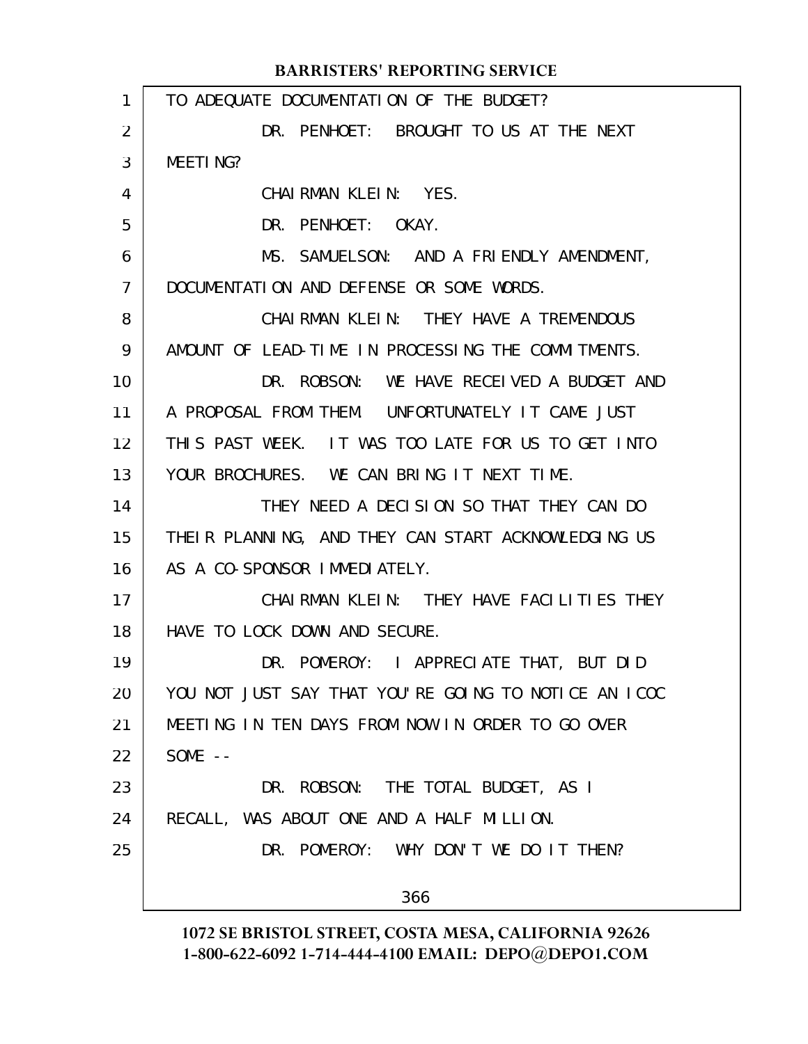TO ADEQUATE DOCUMENTATION OF THE BUDGET?

DR. PENHOET: BROUGHT TO US AT THE NEXT MEETING?

CHAIRMAN KLEIN: YES.

DR. PENHOET: OKAY.

MS. SAMUELSON: AND A FRIENDLY AMENDMENT, DOCUMENTATION AND DEFENSE OR SOME WORDS.

CHAIRMAN KLEIN: THEY HAVE A TREMENDOUS AMOUNT OF LEAD-TIME IN PROCESSING THE COMMITMENTS.

DR. ROBSON: WE HAVE RECEIVED A BUDGET AND A PROPOSAL FROM THEM. UNFORTUNATELY IT CAME JUST THIS PAST WEEK. IT WAS TOO LATE FOR US TO GET INTO YOUR BROCHURES. WE CAN BRING IT NEXT TIME.

THEY NEED A DECISION SO THAT THEY CAN DO THEIR PLANNING, AND THEY CAN START ACKNOWLEDGING US AS A CO-SPONSOR IMMEDIATELY.

CHAIRMAN KLEIN: THEY HAVE FACILITIES THEY HAVE TO LOCK DOWN AND SECURE.

DR. POMEROY: I APPRECIATE THAT, BUT DID YOU NOT JUST SAY THAT YOU'RE GOING TO NOTICE AN ICOC MEETING IN TEN DAYS FROM NOW IN ORDER TO GO OVER SOME --

DR. ROBSON: THE TOTAL BUDGET, AS I RECALL, WAS ABOUT ONE AND A HALF MILLION.

DR. POMEROY: WHY DON'T WE DO IT THEN?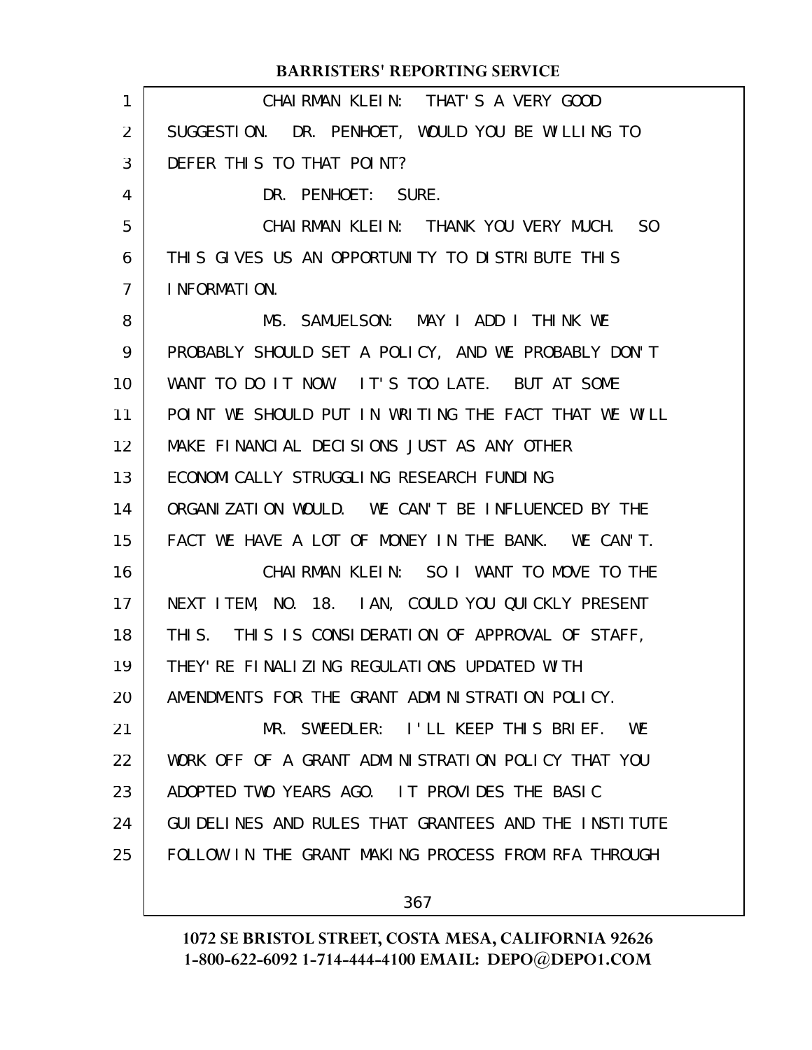CHAIRMAN KLEIN: THAT'S A VERY GOOD SUGGESTION. DR. PENHOET, WOULD YOU BE WILLING TO DEFER THIS TO THAT POINT?

DR. PENHOET: SURE.

CHAIRMAN KLEIN: THANK YOU VERY MUCH. SO THIS GIVES US AN OPPORTUNITY TO DISTRIBUTE THIS INFORMATION.

MS. SAMUELSON: MAY I ADD I THINK WE PROBABLY SHOULD SET A POLICY, AND WE PROBABLY DON'T WANT TO DO IT NOW. IT'S TOO LATE. BUT AT SOME POINT WE SHOULD PUT IN WRITING THE FACT THAT WE WILL MAKE FINANCIAL DECISIONS JUST AS ANY OTHER ECONOMICALLY STRUGGLING RESEARCH FUNDING ORGANIZATION WOULD. WE CAN'T BE INFLUENCED BY THE FACT WE HAVE A LOT OF MONEY IN THE BANK. WE CAN'T.

CHAIRMAN KLEIN: SO I WANT TO MOVE TO THE NEXT ITEM, NO. 18. IAN, COULD YOU QUICKLY PRESENT THIS. THIS IS CONSIDERATION OF APPROVAL OF STAFF, THEY'RE FINALIZING REGULATIONS UPDATED WITH AMENDMENTS FOR THE GRANT ADMINISTRATION POLICY.

MR. SWEEDLER: I'LL KEEP THIS BRIEF. WE WORK OFF OF A GRANT ADMINISTRATION POLICY THAT YOU ADOPTED TWO YEARS AGO. IT PROVIDES THE BASIC GUIDELINES AND RULES THAT GRANTEES AND THE INSTITUTE FOLLOW IN THE GRANT MAKING PROCESS FROM RFA THROUGH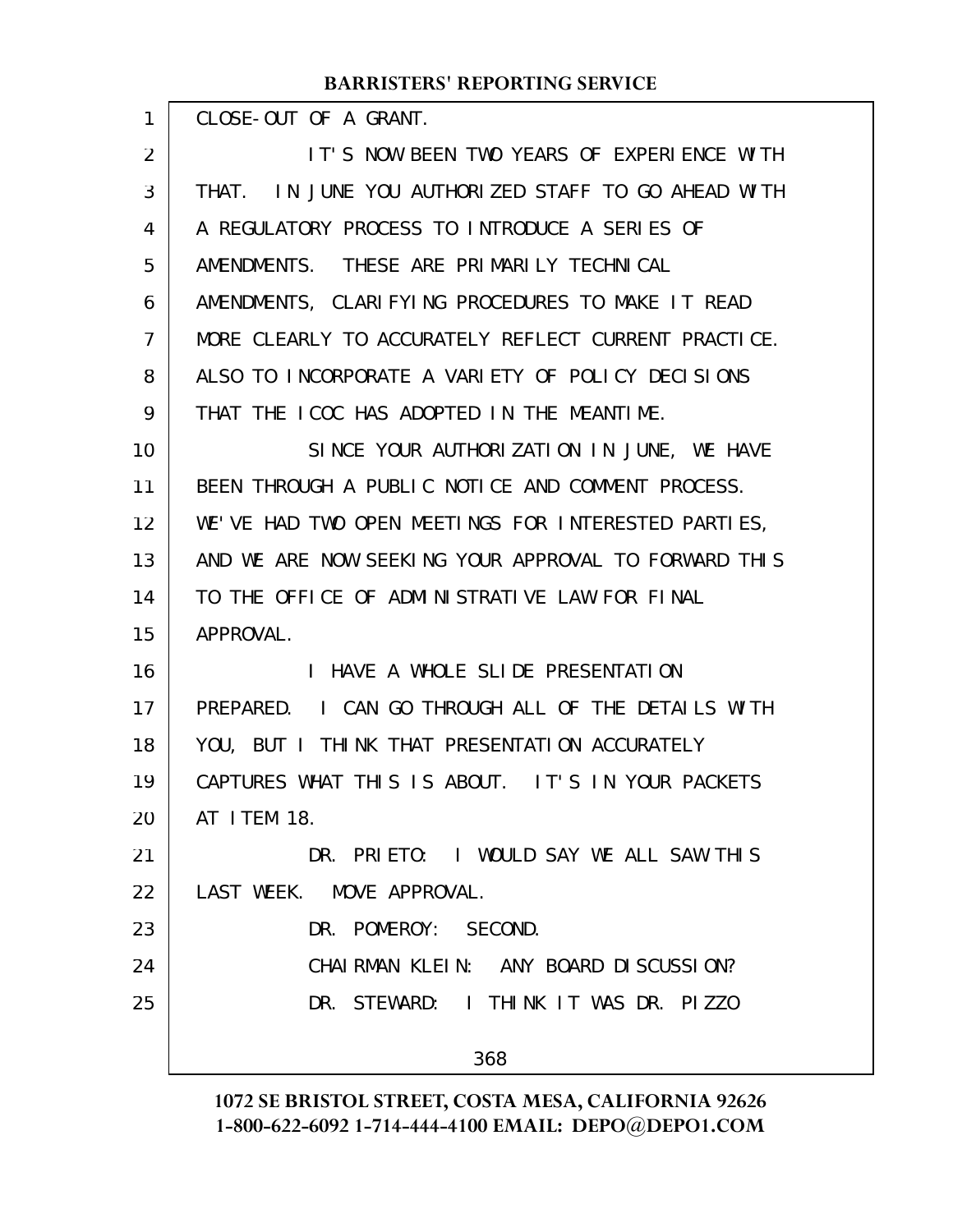CLOSE-OUT OF A GRANT.

IT'S NOW BEEN TWO YEARS OF EXPERIENCE WITH THAT. IN JUNE YOU AUTHORIZED STAFF TO GO AHEAD WITH A REGULATORY PROCESS TO INTRODUCE A SERIES OF AMENDMENTS. THESE ARE PRIMARILY TECHNICAL AMENDMENTS, CLARIFYING PROCEDURES TO MAKE IT READ MORE CLEARLY TO ACCURATELY REFLECT CURRENT PRACTICE. ALSO TO INCORPORATE A VARIETY OF POLICY DECISIONS THAT THE ICOC HAS ADOPTED IN THE MEANTIME.

SINCE YOUR AUTHORIZATION IN JUNE, WE HAVE BEEN THROUGH A PUBLIC NOTICE AND COMMENT PROCESS. WE'VE HAD TWO OPEN MEETINGS FOR INTERESTED PARTIES, AND WE ARE NOW SEEKING YOUR APPROVAL TO FORWARD THIS TO THE OFFICE OF ADMINISTRATIVE LAW FOR FINAL APPROVAL.

I HAVE A WHOLE SLIDE PRESENTATION PREPARED. I CAN GO THROUGH ALL OF THE DETAILS WITH YOU, BUT I THINK THAT PRESENTATION ACCURATELY CAPTURES WHAT THIS IS ABOUT. IT'S IN YOUR PACKETS AT ITEM 18.

DR. PRIETO: I WOULD SAY WE ALL SAW THIS LAST WEEK. MOVE APPROVAL.

DR. POMEROY: SECOND.

CHAIRMAN KLEIN: ANY BOARD DISCUSSION?

DR. STEWARD: I THINK IT WAS DR. PIZZO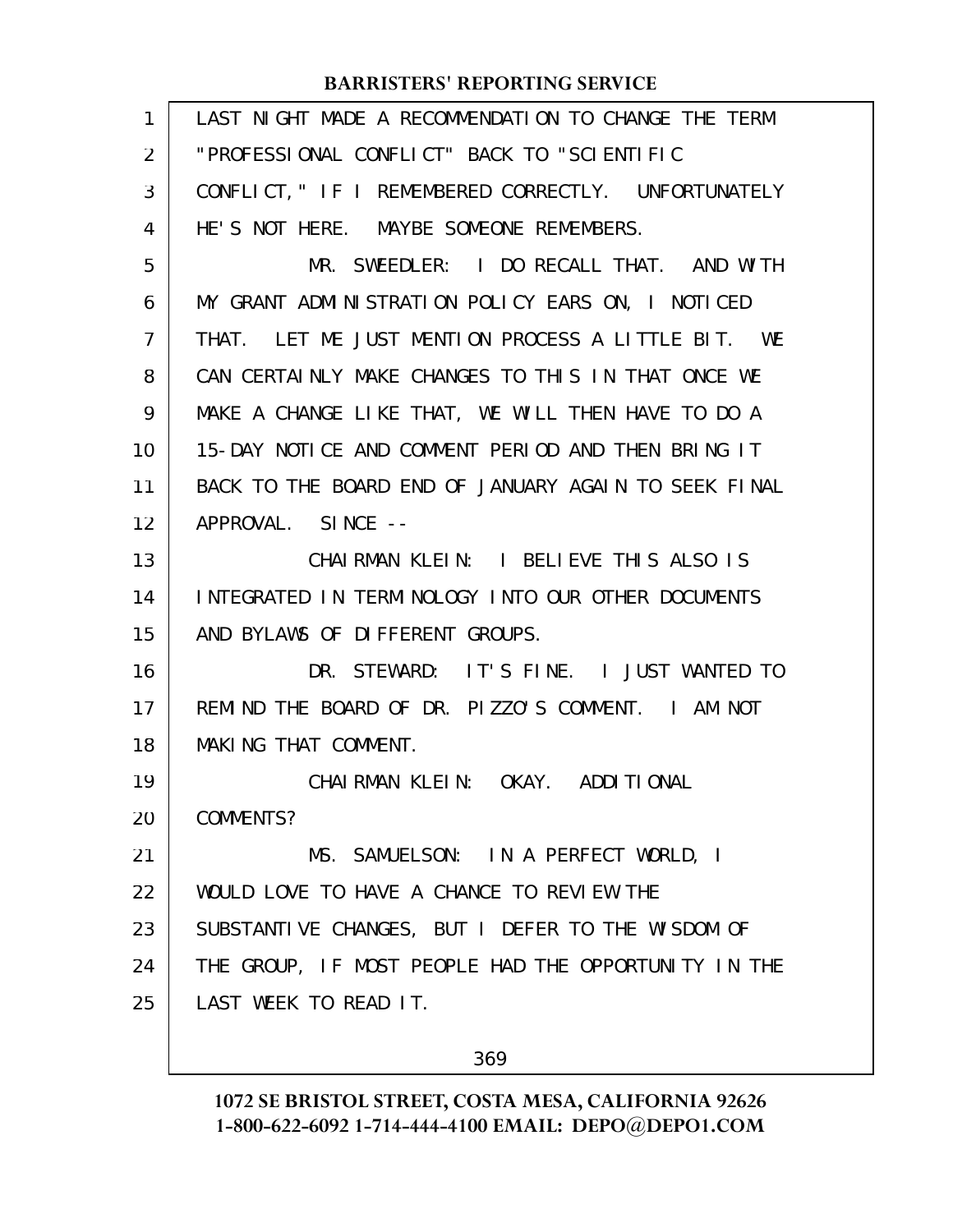LAST NIGHT MADE A RECOMMENDATION TO CHANGE THE TERM "PROFESSIONAL CONFLICT" BACK TO "SCIENTIFIC CONFLICT," IF I REMEMBERED CORRECTLY. UNFORTUNATELY HE'S NOT HERE. MAYBE SOMEONE REMEMBERS.

MR. SWEEDLER: I DO RECALL THAT. AND WITH MY GRANT ADMINISTRATION POLICY EARS ON, I NOTICED THAT. LET ME JUST MENTION PROCESS A LITTLE BIT. WE CAN CERTAINLY MAKE CHANGES TO THIS IN THAT ONCE WE MAKE A CHANGE LIKE THAT, WE WILL THEN HAVE TO DO A 15-DAY NOTICE AND COMMENT PERIOD AND THEN BRING IT BACK TO THE BOARD END OF JANUARY AGAIN TO SEEK FINAL APPROVAL. SINCE --

CHAIRMAN KLEIN: I BELIEVE THIS ALSO IS INTEGRATED IN TERMINOLOGY INTO OUR OTHER DOCUMENTS AND BYLAWS OF DIFFERENT GROUPS.

DR. STEWARD: IT'S FINE. I JUST WANTED TO REMIND THE BOARD OF DR. PIZZO'S COMMENT. I AM NOT MAKING THAT COMMENT.

CHAIRMAN KLEIN: OKAY. ADDITIONAL COMMENTS?

MS. SAMUELSON: IN A PERFECT WORLD, I WOULD LOVE TO HAVE A CHANCE TO REVIEW THE SUBSTANTIVE CHANGES, BUT I DEFER TO THE WISDOM OF THE GROUP, IF MOST PEOPLE HAD THE OPPORTUNITY IN THE LAST WEEK TO READ IT.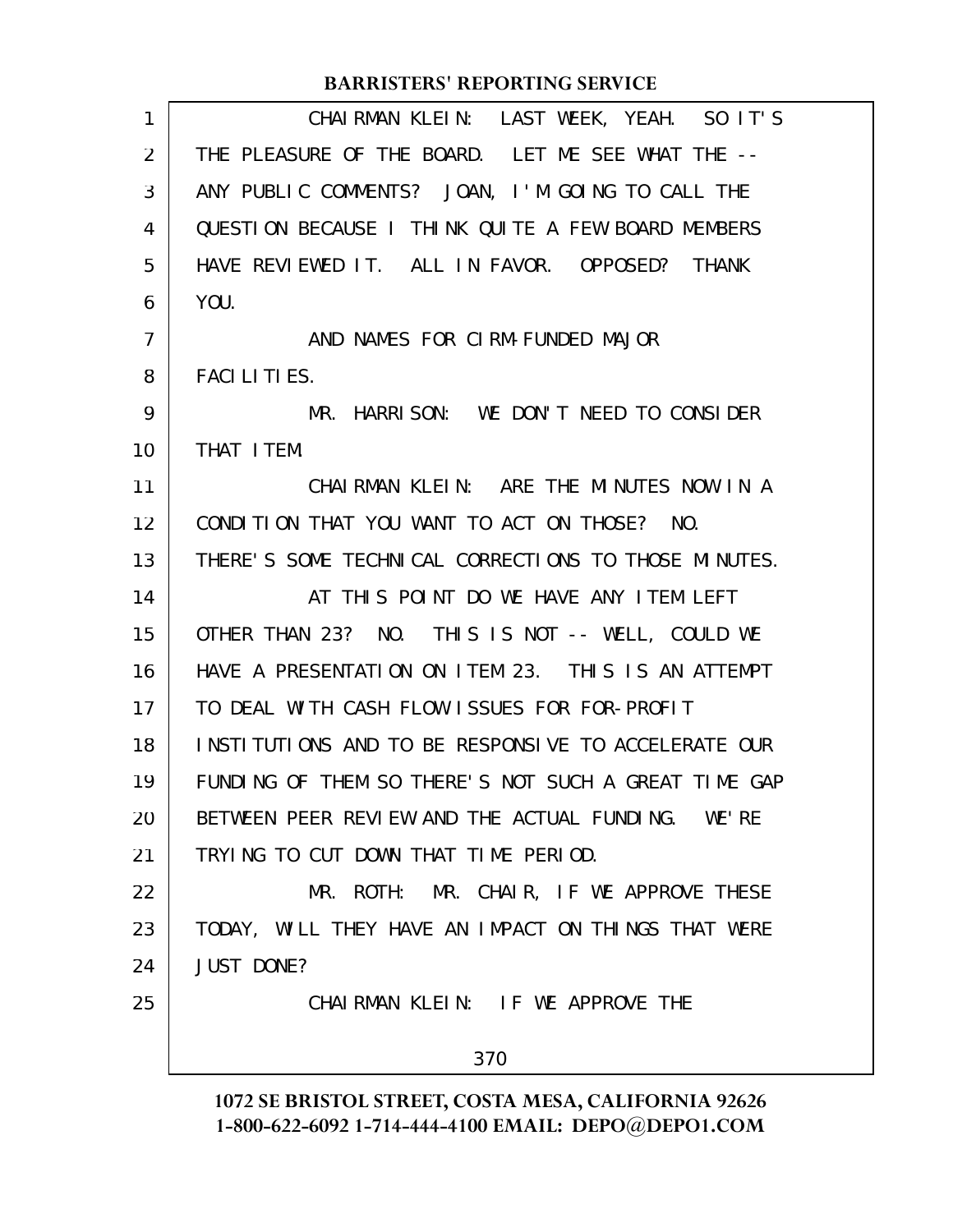CHAIRMAN KLEIN: LAST WEEK, YEAH. SO IT'S THE PLEASURE OF THE BOARD. LET ME SEE WHAT THE -- ANY PUBLIC COMMENTS? JOAN, I'M GOING TO CALL THE QUESTION BECAUSE I THINK QUITE A FEW BOARD MEMBERS HAVE REVIEWED IT. ALL IN FAVOR. OPPOSED? THANK YOU.

AND NAMES FOR CIRM-FUNDED MAJOR FACILITIES.

MR. HARRISON: WE DON'T NEED TO CONSIDER THAT ITEM.

CHAIRMAN KLEIN: ARE THE MINUTES NOW IN A CONDITION THAT YOU WANT TO ACT ON THOSE? NO. THERE'S SOME TECHNICAL CORRECTIONS TO THOSE MINUTES.

AT THIS POINT DO WE HAVE ANY ITEM LEFT OTHER THAN 23? NO. THIS IS NOT -- WELL, COULD WE HAVE A PRESENTATION ON ITEM 23. THIS IS AN ATTEMPT TO DEAL WITH CASH FLOW ISSUES FOR FOR-PROFIT INSTITUTIONS AND TO BE RESPONSIVE TO ACCELERATE OUR FUNDING OF THEM SO THERE'S NOT SUCH A GREAT TIME GAP BETWEEN PEER REVIEW AND THE ACTUAL FUNDING. WE'RE TRYING TO CUT DOWN THAT TIME PERIOD.

MR. ROTH: MR. CHAIR, IF WE APPROVE THESE TODAY, WILL THEY HAVE AN IMPACT ON THINGS THAT WERE JUST DONE?

CHAIRMAN KLEIN: IF WE APPROVE THE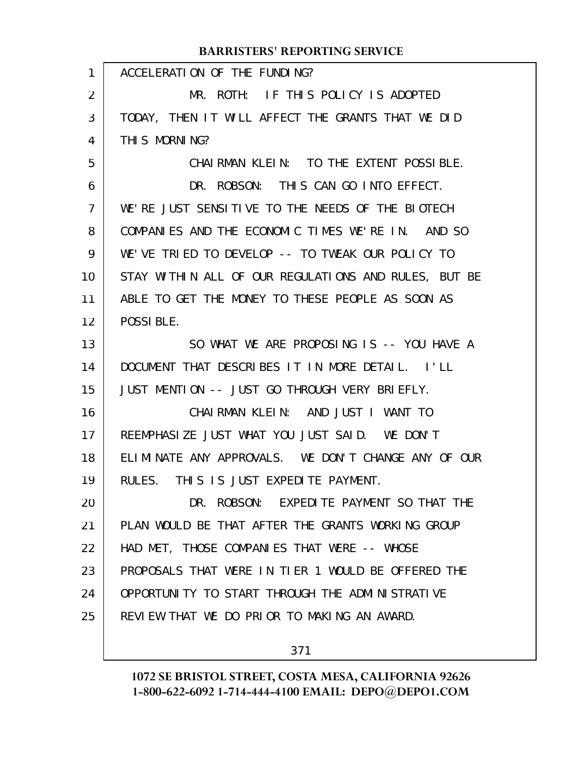ACCELERATION OF THE FUNDING?

MR. ROTH: IF THIS POLICY IS ADOPTED TODAY, THEN IT WILL AFFECT THE GRANTS THAT WE DID THIS MORNING?

CHAIRMAN KLEIN: TO THE EXTENT POSSIBLE.

DR. ROBSON: THIS CAN GO INTO EFFECT. WE'RE JUST SENSITIVE TO THE NEEDS OF THE BIOTECH COMPANIES AND THE ECONOMIC TIMES WE'RE IN. AND SO WE'VE TRIED TO DEVELOP -- TO TWEAK OUR POLICY TO STAY WITHIN ALL OF OUR REGULATIONS AND RULES, BUT BE ABLE TO GET THE MONEY TO THESE PEOPLE AS SOON AS POSSIBLE.

SO WHAT WE ARE PROPOSING IS -- YOU HAVE A DOCUMENT THAT DESCRIBES IT IN MORE DETAIL. I'LL JUST MENTION -- JUST GO THROUGH VERY BRIEFLY.

CHAIRMAN KLEIN: AND JUST I WANT TO REEMPHASIZE JUST WHAT YOU JUST SAID. WE DON'T ELIMINATE ANY APPROVALS. WE DON'T CHANGE ANY OF OUR RULES. THIS IS JUST EXPEDITE PAYMENT.

DR. ROBSON: EXPEDITE PAYMENT SO THAT THE PLAN WOULD BE THAT AFTER THE GRANTS WORKING GROUP HAD MET, THOSE COMPANIES THAT WERE -- WHOSE PROPOSALS THAT WERE IN TIER 1 WOULD BE OFFERED THE OPPORTUNITY TO START THROUGH THE ADMINISTRATIVE REVIEW THAT WE DO PRIOR TO MAKING AN AWARD.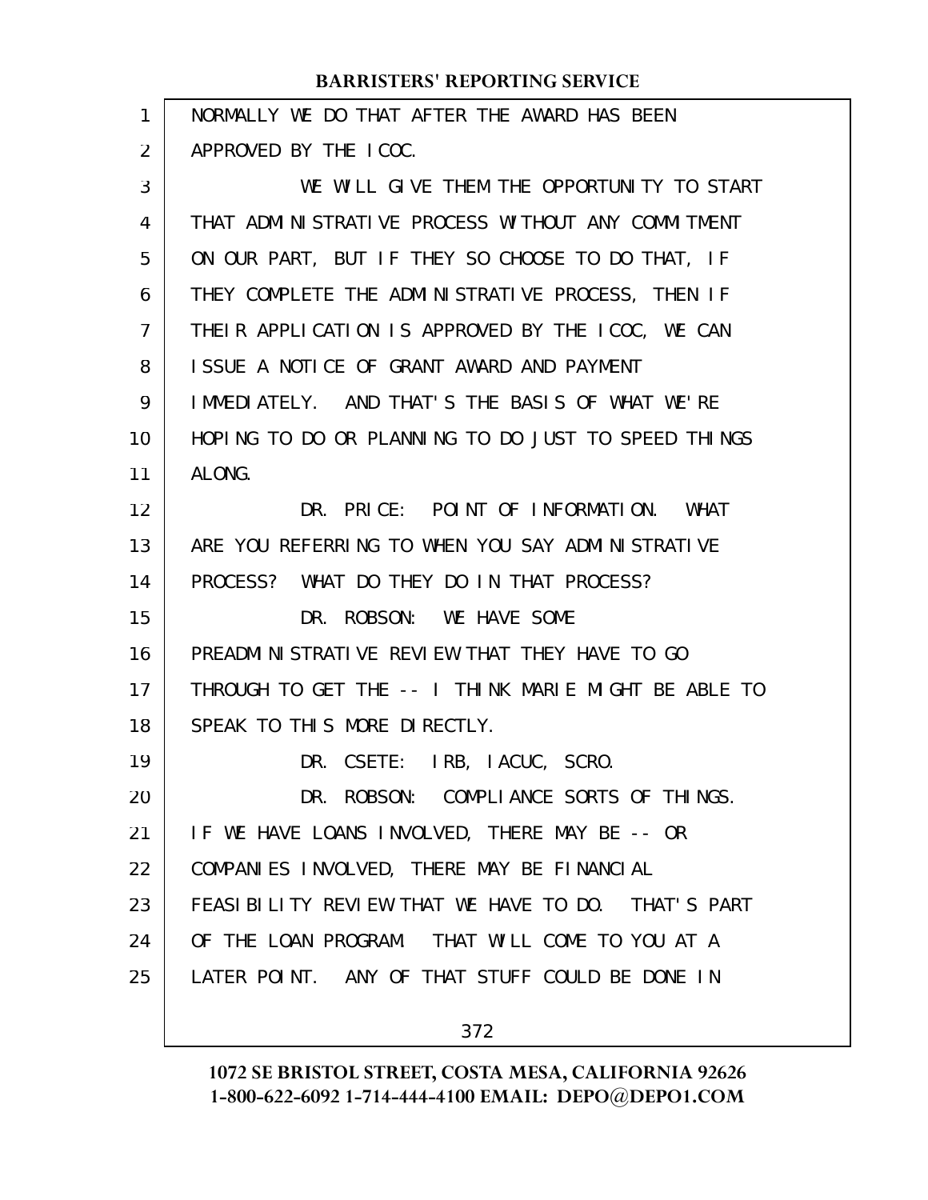NORMALLY WE DO THAT AFTER THE AWARD HAS BEEN APPROVED BY THE ICOC.

WE WILL GIVE THEM THE OPPORTUNITY TO START THAT ADMINISTRATIVE PROCESS WITHOUT ANY COMMITMENT ON OUR PART, BUT IF THEY SO CHOOSE TO DO THAT, IF THEY COMPLETE THE ADMINISTRATIVE PROCESS, THEN IF THEIR APPLICATION IS APPROVED BY THE ICOC, WE CAN ISSUE A NOTICE OF GRANT AWARD AND PAYMENT IMMEDIATELY. AND THAT'S THE BASIS OF WHAT WE'RE HOPING TO DO OR PLANNING TO DO JUST TO SPEED THINGS ALONG.

DR. PRICE: POINT OF INFORMATION. WHAT ARE YOU REFERRING TO WHEN YOU SAY ADMINISTRATIVE PROCESS? WHAT DO THEY DO IN THAT PROCESS?

DR. ROBSON: WE HAVE SOME PREADMINISTRATIVE REVIEW THAT THEY HAVE TO GO THROUGH TO GET THE -- I THINK MARIE MIGHT BE ABLE TO SPEAK TO THIS MORE DIRECTLY.

DR. CSETE: IRB, IACUC, SCRO.

DR. ROBSON: COMPLIANCE SORTS OF THINGS. IF WE HAVE LOANS INVOLVED, THERE MAY BE -- OR COMPANIES INVOLVED, THERE MAY BE FINANCIAL FEASIBILITY REVIEW THAT WE HAVE TO DO. THAT'S PART OF THE LOAN PROGRAM. THAT WILL COME TO YOU AT A LATER POINT. ANY OF THAT STUFF COULD BE DONE IN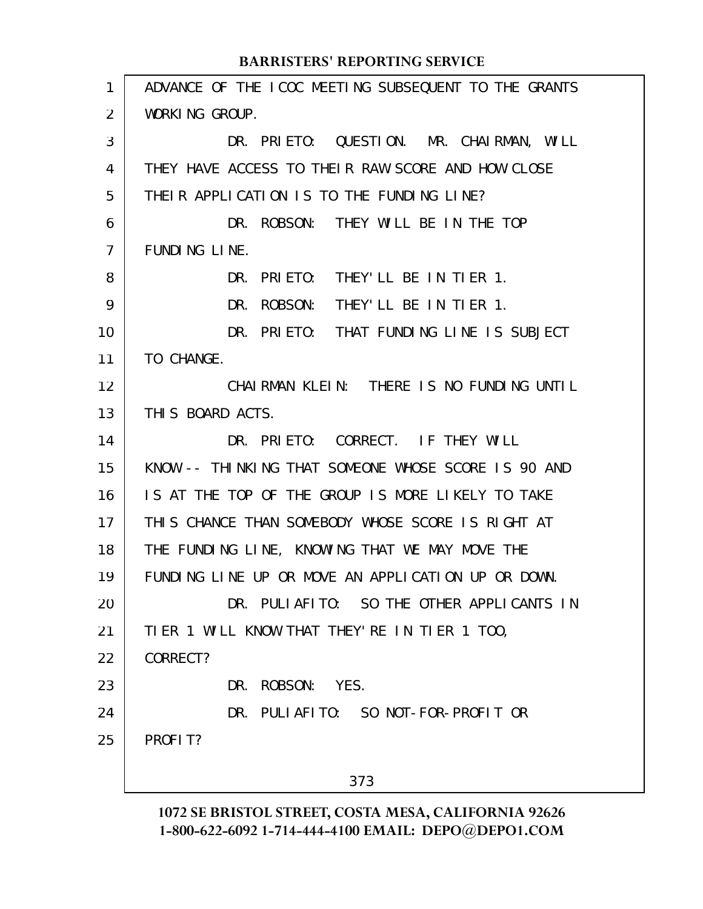ADVANCE OF THE ICOC MEETING SUBSEQUENT TO THE GRANTS WORKING GROUP.

DR. PRIETO: QUESTION. MR. CHAIRMAN, WILL THEY HAVE ACCESS TO THEIR RAW SCORE AND HOW CLOSE THEIR APPLICATION IS TO THE FUNDING LINE?

DR. ROBSON: THEY WILL BE IN THE TOP FUNDING LINE.

DR. PRIETO: THEY'LL BE IN TIER 1.

DR. ROBSON: THEY'LL BE IN TIER 1.

DR. PRIETO: THAT FUNDING LINE IS SUBJECT TO CHANGE.

CHAIRMAN KLEIN: THERE IS NO FUNDING UNTIL THIS BOARD ACTS.

DR. PRIETO: CORRECT. IF THEY WILL KNOW -- THINKING THAT SOMEONE WHOSE SCORE IS 90 AND IS AT THE TOP OF THE GROUP IS MORE LIKELY TO TAKE THIS CHANCE THAN SOMEBODY WHOSE SCORE IS RIGHT AT THE FUNDING LINE, KNOWING THAT WE MAY MOVE THE FUNDING LINE UP OR MOVE AN APPLICATION UP OR DOWN.

DR. PULIAFITO: SO THE OTHER APPLICANTS IN TIER 1 WILL KNOW THAT THEY'RE IN TIER 1 TOO, CORRECT?

DR. ROBSON: YES.

DR. PULIAFITO: SO NOT-FOR-PROFIT OR PROFIT?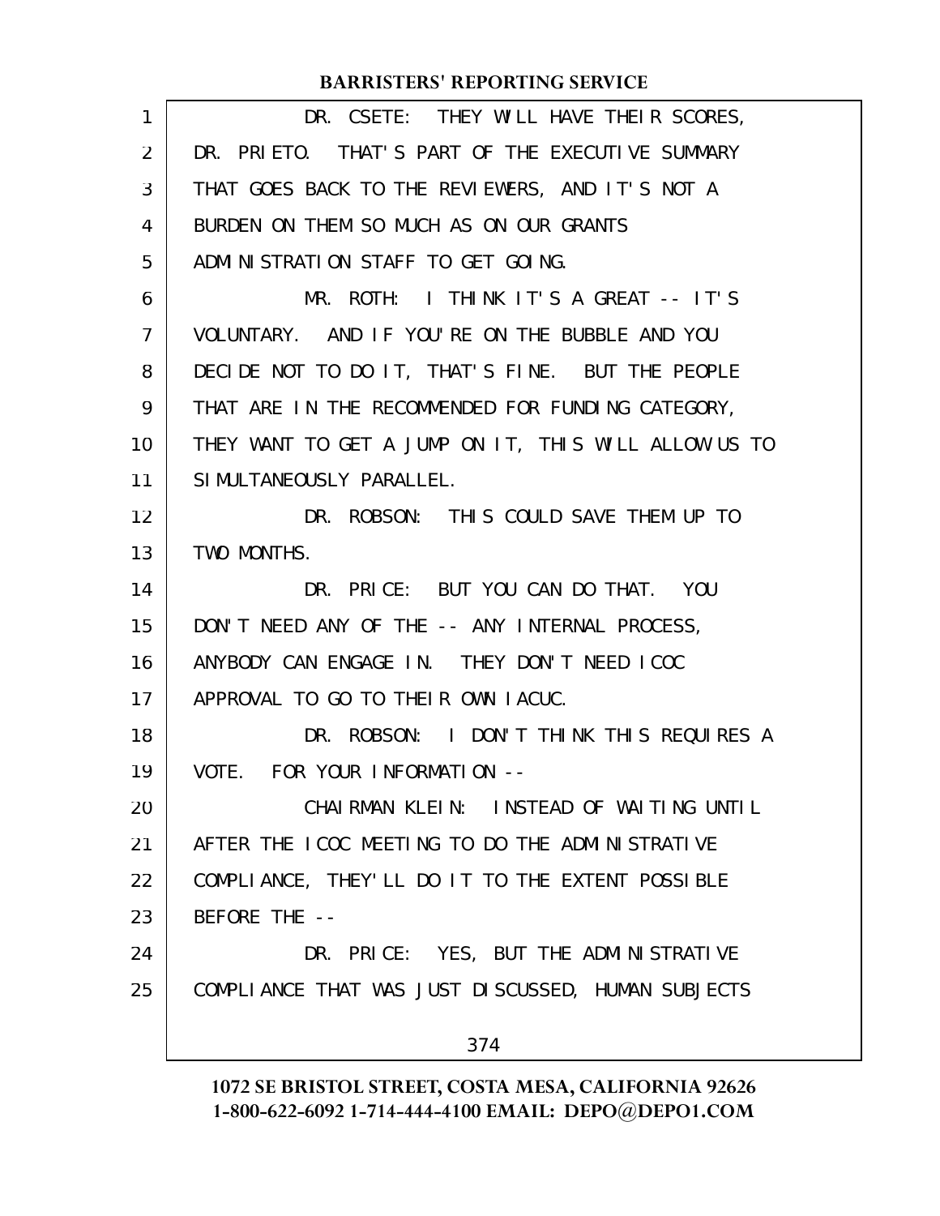DR. CSETE: THEY WILL HAVE THEIR SCORES, DR. PRIETO. THAT'S PART OF THE EXECUTIVE SUMMARY THAT GOES BACK TO THE REVIEWERS, AND IT'S NOT A BURDEN ON THEM SO MUCH AS ON OUR GRANTS ADMINISTRATION STAFF TO GET GOING.

MR. ROTH: I THINK IT'S A GREAT -- IT'S VOLUNTARY. AND IF YOU'RE ON THE BUBBLE AND YOU DECIDE NOT TO DO IT, THAT'S FINE. BUT THE PEOPLE THAT ARE IN THE RECOMMENDED FOR FUNDING CATEGORY, THEY WANT TO GET A JUMP ON IT, THIS WILL ALLOW US TO SIMULTANEOUSLY PARALLEL.

DR. ROBSON: THIS COULD SAVE THEM UP TO TWO MONTHS.

DR. PRICE: BUT YOU CAN DO THAT. YOU DON'T NEED ANY OF THE -- ANY INTERNAL PROCESS, ANYBODY CAN ENGAGE IN. THEY DON'T NEED ICOC APPROVAL TO GO TO THEIR OWN IACUC.

DR. ROBSON: I DON'T THINK THIS REQUIRES A VOTE. FOR YOUR INFORMATION --

CHAIRMAN KLEIN: INSTEAD OF WAITING UNTIL AFTER THE ICOC MEETING TO DO THE ADMINISTRATIVE COMPLIANCE, THEY'LL DO IT TO THE EXTENT POSSIBLE BEFORE THE --

DR. PRICE: YES, BUT THE ADMINISTRATIVE COMPLIANCE THAT WAS JUST DISCUSSED, HUMAN SUBJECTS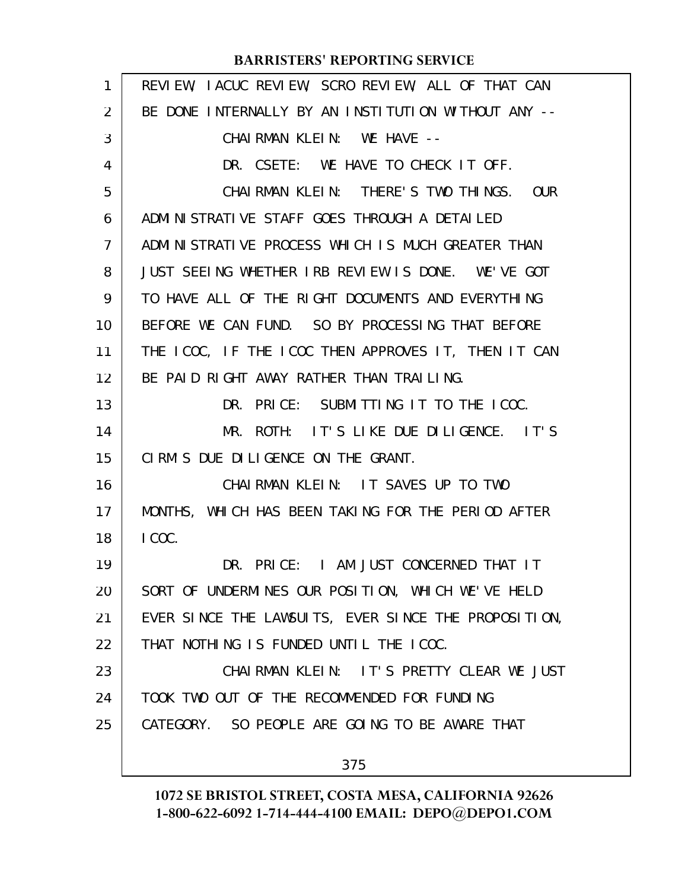REVIEW, IACUC REVIEW, SCRO REVIEW, ALL OF THAT CAN BE DONE INTERNALLY BY AN INSTITUTION WITHOUT ANY --

CHAIRMAN KLEIN: WE HAVE --

DR. CSETE: WE HAVE TO CHECK IT OFF.

CHAIRMAN KLEIN: THERE'S TWO THINGS. OUR ADMINISTRATIVE STAFF GOES THROUGH A DETAILED ADMINISTRATIVE PROCESS WHICH IS MUCH GREATER THAN JUST SEEING WHETHER IRB REVIEW IS DONE. WE'VE GOT TO HAVE ALL OF THE RIGHT DOCUMENTS AND EVERYTHING BEFORE WE CAN FUND. SO BY PROCESSING THAT BEFORE THE ICOC, IF THE ICOC THEN APPROVES IT, THEN IT CAN BE PAID RIGHT AWAY RATHER THAN TRAILING.

DR. PRICE: SUBMITTING IT TO THE ICOC.

MR. ROTH: IT'S LIKE DUE DILIGENCE. IT'S CIRM'S DUE DILIGENCE ON THE GRANT.

CHAIRMAN KLEIN: IT SAVES UP TO TWO MONTHS, WHICH HAS BEEN TAKING FOR THE PERIOD AFTER ICOC.

DR. PRICE: I AM JUST CONCERNED THAT IT SORT OF UNDERMINES OUR POSITION, WHICH WE'VE HELD EVER SINCE THE LAWSUITS, EVER SINCE THE PROPOSITION, THAT NOTHING IS FUNDED UNTIL THE ICOC.

CHAIRMAN KLEIN: IT'S PRETTY CLEAR WE JUST TOOK TWO OUT OF THE RECOMMENDED FOR FUNDING CATEGORY. SO PEOPLE ARE GOING TO BE AWARE THAT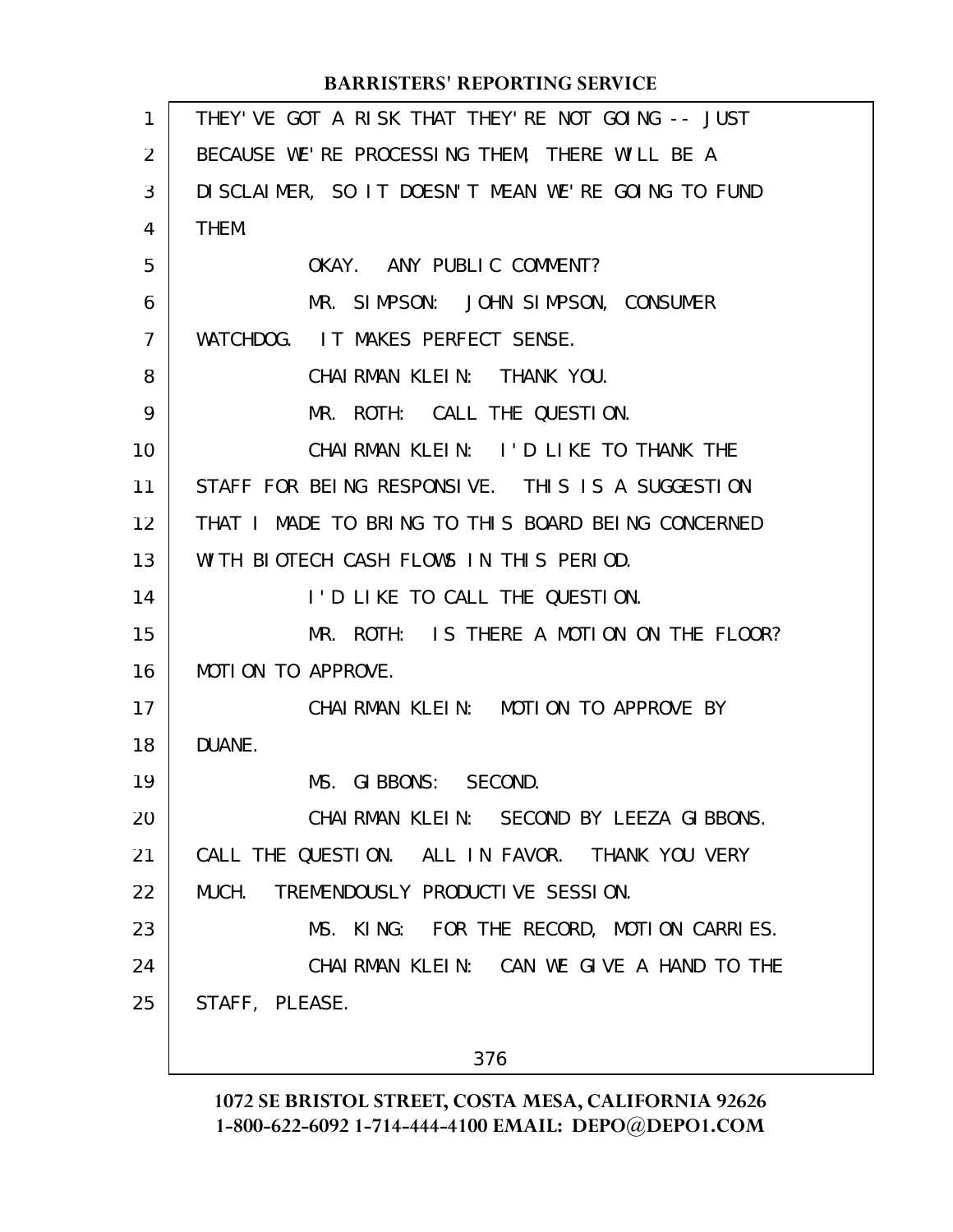THEY'VE GOT A RISK THAT THEY'RE NOT GOING -- JUST BECAUSE WE'RE PROCESSING THEM, THERE WILL BE A DISCLAIMER, SO IT DOESN'T MEAN WE'RE GOING TO FUND THEM.

OKAY. ANY PUBLIC COMMENT?

MR. SIMPSON: JOHN SIMPSON, CONSUMER WATCHDOG. IT MAKES PERFECT SENSE.

CHAIRMAN KLEIN: THANK YOU.

MR. ROTH: CALL THE QUESTION.

CHAIRMAN KLEIN: I'D LIKE TO THANK THE STAFF FOR BEING RESPONSIVE. THIS IS A SUGGESTION THAT I MADE TO BRING TO THIS BOARD BEING CONCERNED WITH BIOTECH CASH FLOWS IN THIS PERIOD.

I'D LIKE TO CALL THE QUESTION.

MR. ROTH: IS THERE A MOTION ON THE FLOOR? MOTION TO APPROVE.

CHAIRMAN KLEIN: MOTION TO APPROVE BY DUANE.

MS. GIBBONS: SECOND.

CHAIRMAN KLEIN: SECOND BY LEEZA GIBBONS. CALL THE QUESTION. ALL IN FAVOR. THANK YOU VERY MUCH. TREMENDOUSLY PRODUCTIVE SESSION.

MS. KING: FOR THE RECORD, MOTION CARRIES.

CHAIRMAN KLEIN: CAN WE GIVE A HAND TO THE STAFF, PLEASE.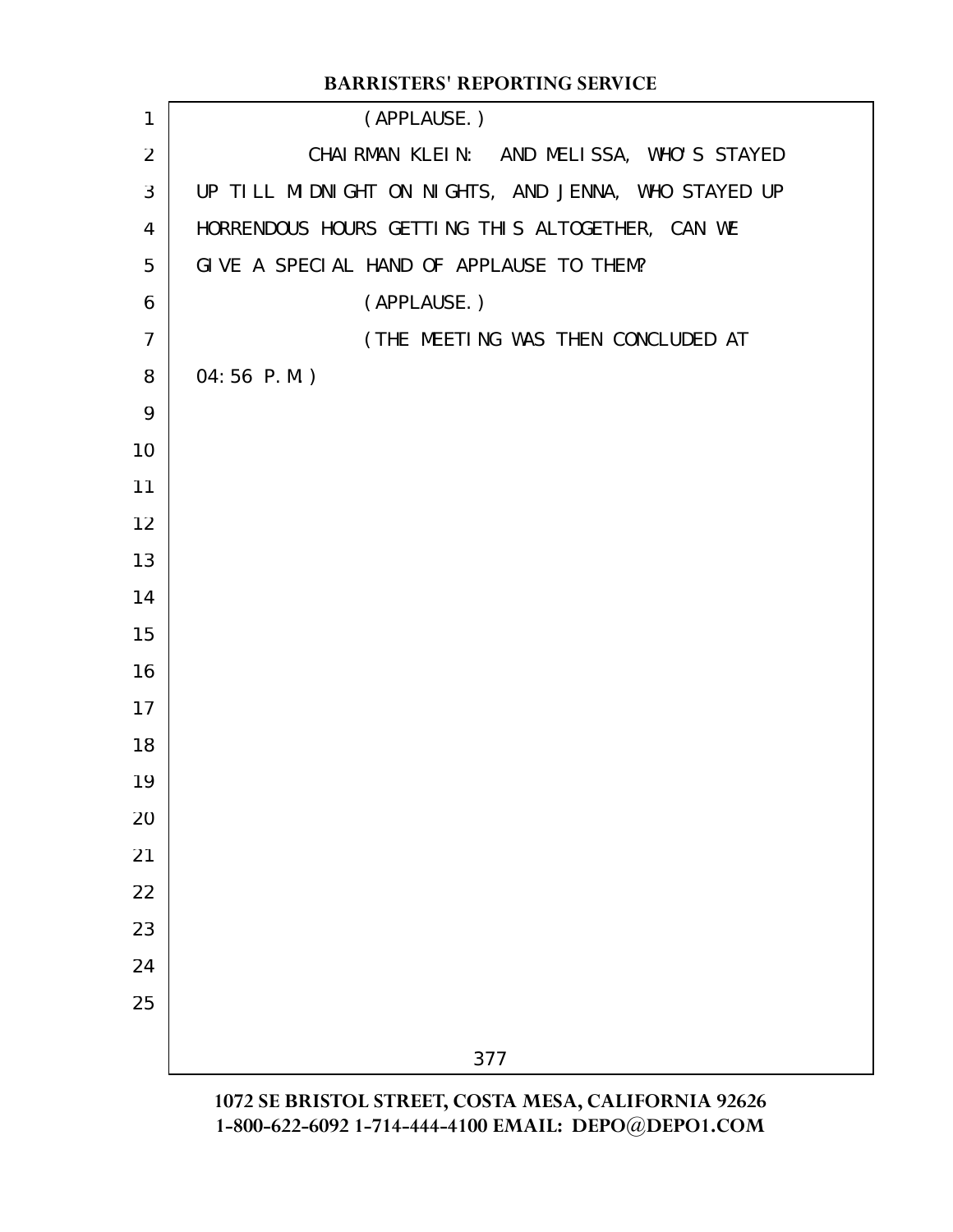(APPLAUSE.)

CHAIRMAN KLEIN: AND MELISSA, WHO'S STAYED UP TILL MIDNIGHT ON NIGHTS, AND JENNA, WHO STAYED UP HORRENDOUS HOURS GETTING THIS ALTOGETHER, CAN WE GIVE A SPECIAL HAND OF APPLAUSE TO THEM?

(APPLAUSE.)

(THE MEETING WAS THEN CONCLUDED AT 04:56 P.M.)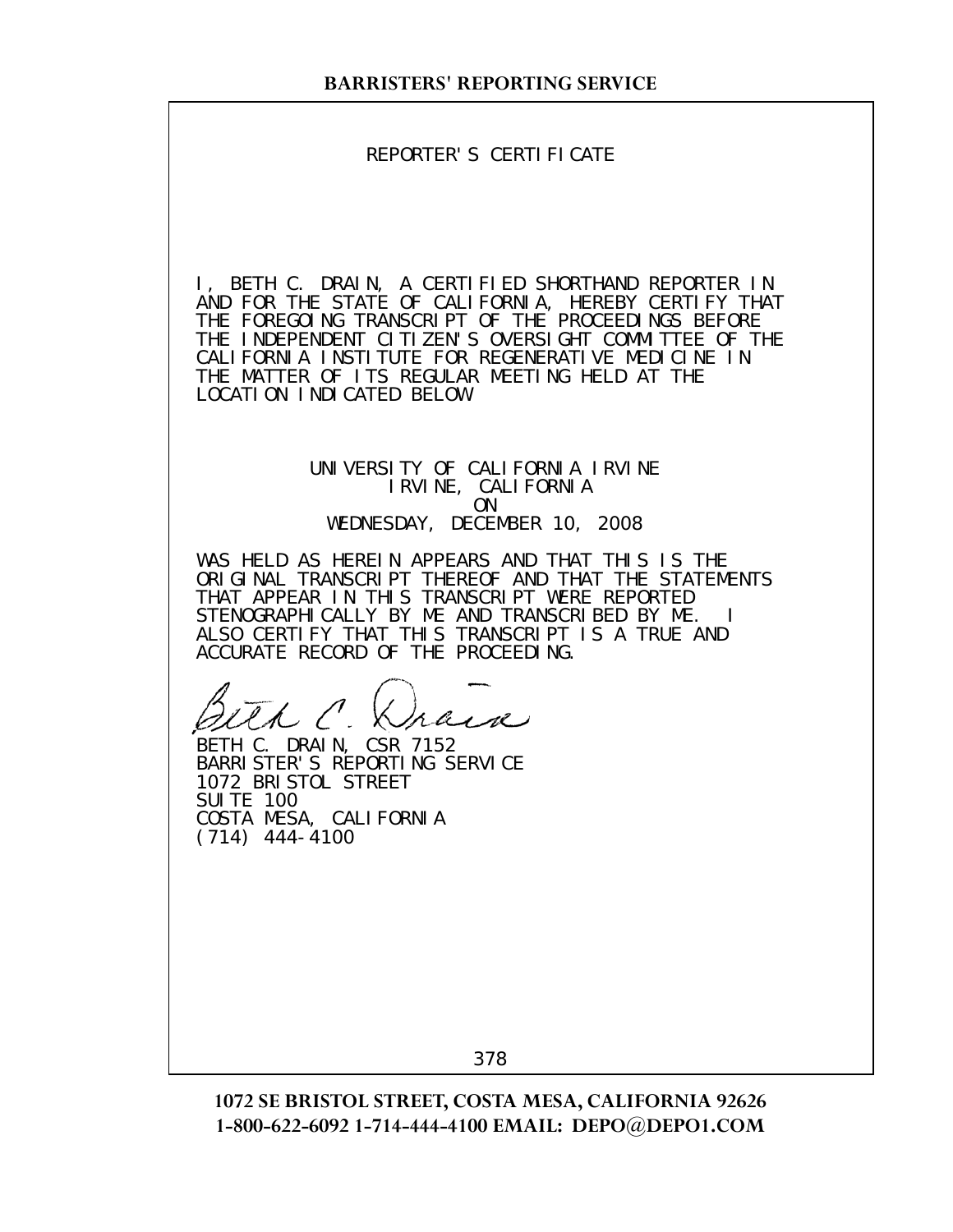# REPORTER'S CERTIFICATE

I, BETH C. DRAIN, A CERTIFIED SHORTHAND REPORTER IN AND FOR THE STATE OF CALIFORNIA, HEREBY CERTIFY THAT THE FOREGOING TRANSCRIPT OF THE PROCEEDINGS BEFORE THE INDEPENDENT CITIZEN'S OVERSIGHT COMMITTEE OF THE CALIFORNIA INSTITUTE FOR REGENERATIVE MEDICINE IN THE MATTER OF ITS REGULAR MEETING HELD AT THE LOCATION INDICATED BELOW

UNIVERSITY OF CALIFORNIA IRVINE
IRVINE, CALIFORNIA
ON
WEDNESDAY, DECEMBER 10, 2008

WAS HELD AS HEREIN APPEARS AND THAT THIS IS THE ORIGINAL TRANSCRIPT THEREOF AND THAT THE STATEMENTS THAT APPEAR IN THIS TRANSCRIPT WERE REPORTED STENOGRAPHICALLY BY ME AND TRANSCRIBED BY ME. I ALSO CERTIFY THAT THIS TRANSCRIPT IS A TRUE AND ACCURATE RECORD OF THE PROCEEDING.

*Beth C. Drain*

BETH C. DRAIN, CSR 7152
BARRISTER'S REPORTING SERVICE
1072 BRISTOL STREET
SUITE 100
COSTA MESA, CALIFORNIA
(714) 444-4100